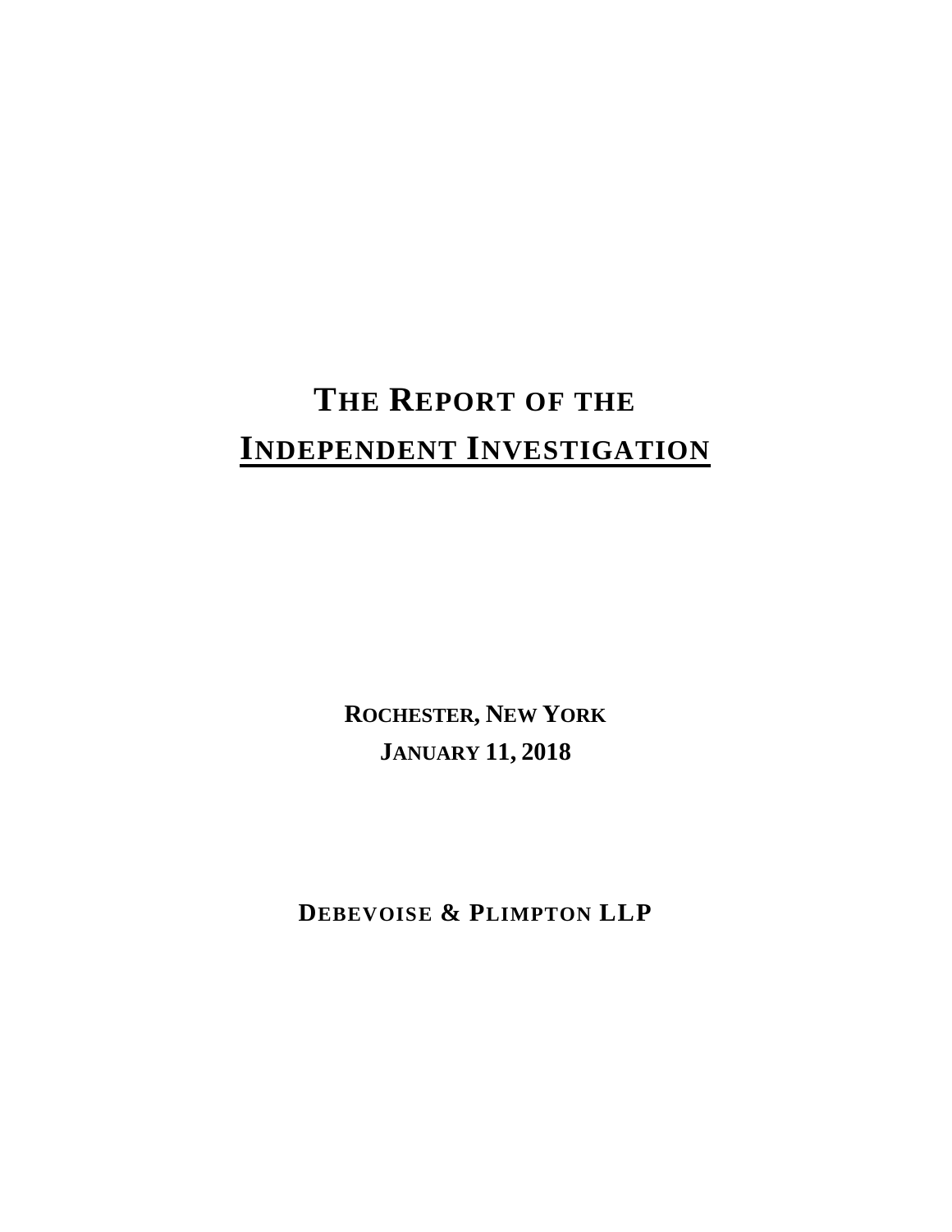# THE REPORT OF THE INDEPENDENT INVESTIGATION

**ROCHESTER, NEW YORK**

**JANUARY 11, 2018**

**DEBEVOISE & PLIMPTON LLP**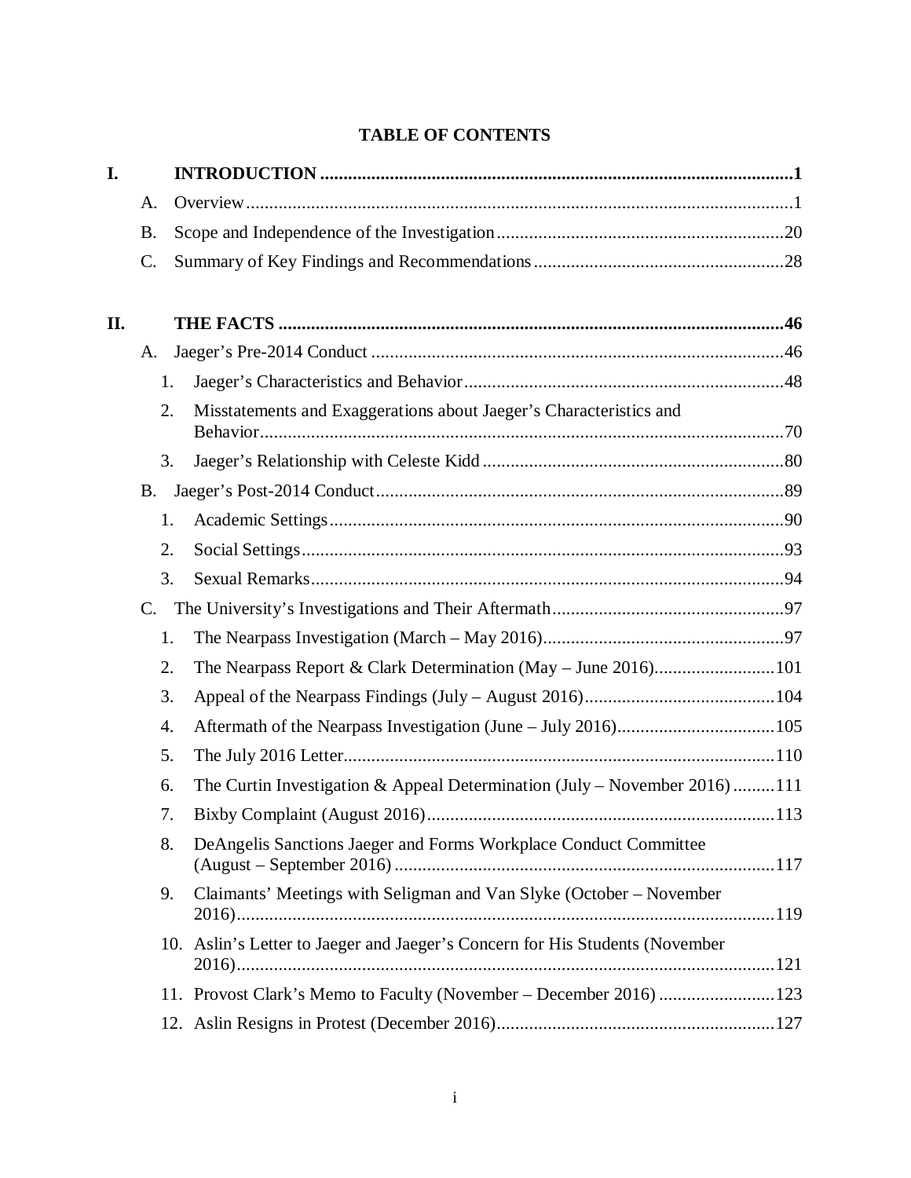# TABLE OF CONTENTS

**I. INTRODUCTION** .......... **1**

- A. Overview .......... 1
- B. Scope and Independence of the Investigation .......... 20
- C. Summary of Key Findings and Recommendations .......... 28

**II. THE FACTS** .......... **46**

- A. Jaeger's Pre-2014 Conduct .......... 46
  1. Jaeger's Characteristics and Behavior .......... 48
  2. Misstatements and Exaggerations about Jaeger's Characteristics and Behavior .......... 70
  3. Jaeger's Relationship with Celeste Kidd .......... 80
- B. Jaeger's Post-2014 Conduct .......... 89
  1. Academic Settings .......... 90
  2. Social Settings .......... 93
  3. Sexual Remarks .......... 94
- C. The University's Investigations and Their Aftermath .......... 97
  1. The Nearpass Investigation (March – May 2016) .......... 97
  2. The Nearpass Report & Clark Determination (May – June 2016) .......... 101
  3. Appeal of the Nearpass Findings (July – August 2016) .......... 104
  4. Aftermath of the Nearpass Investigation (June – July 2016) .......... 105
  5. The July 2016 Letter .......... 110
  6. The Curtin Investigation & Appeal Determination (July – November 2016) .......... 111
  7. Bixby Complaint (August 2016) .......... 113
  8. DeAngelis Sanctions Jaeger and Forms Workplace Conduct Committee (August – September 2016) .......... 117
  9. Claimants' Meetings with Seligman and Van Slyke (October – November 2016) .......... 119
  10. Aslin's Letter to Jaeger and Jaeger's Concern for His Students (November 2016) .......... 121
  11. Provost Clark's Memo to Faculty (November – December 2016) .......... 123
  12. Aslin Resigns in Protest (December 2016) .......... 127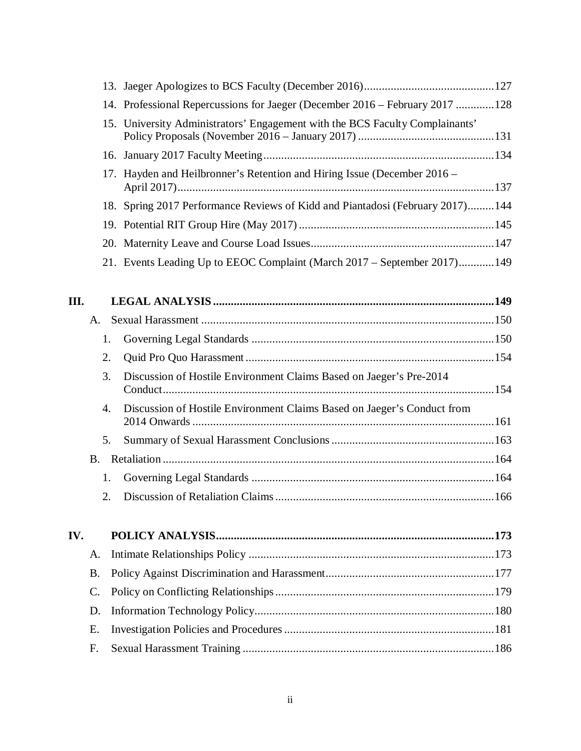13. Jaeger Apologizes to BCS Faculty (December 2016) ........................................... 127
14. Professional Repercussions for Jaeger (December 2016 – February 2017 ............ 128
15. University Administrators' Engagement with the BCS Faculty Complainants' Policy Proposals (November 2016 – January 2017) ............................................ 131
16. January 2017 Faculty Meeting ........................................................................... 134
17. Hayden and Heilbronner's Retention and Hiring Issue (December 2016 – April 2017) ......................................................................................................... 137
18. Spring 2017 Performance Reviews of Kidd and Piantadosi (February 2017) ......... 144
19. Potential RIT Group Hire (May 2017) ................................................................ 145
20. Maternity Leave and Course Load Issues ............................................................ 147
21. Events Leading Up to EEOC Complaint (March 2017 – September 2017) ............ 149

**III. LEGAL ANALYSIS ............................................................................................ 149**

A. Sexual Harassment ................................................................................................. 150

1. Governing Legal Standards ................................................................................ 150
2. Quid Pro Quo Harassment ................................................................................. 154
3. Discussion of Hostile Environment Claims Based on Jaeger's Pre-2014 Conduct ............................................................................................................. 154
4. Discussion of Hostile Environment Claims Based on Jaeger's Conduct from 2014 Onwards .................................................................................................. 161
5. Summary of Sexual Harassment Conclusions ..................................................... 163

B. Retaliation .............................................................................................................. 164

1. Governing Legal Standards ................................................................................ 164
2. Discussion of Retaliation Claims ........................................................................ 166

**IV. POLICY ANALYSIS ............................................................................................ 173**

A. Intimate Relationships Policy ................................................................................. 173
B. Policy Against Discrimination and Harassment ....................................................... 177
C. Policy on Conflicting Relationships ......................................................................... 179
D. Information Technology Policy ............................................................................... 180
E. Investigation Policies and Procedures ..................................................................... 181
F. Sexual Harassment Training ................................................................................... 186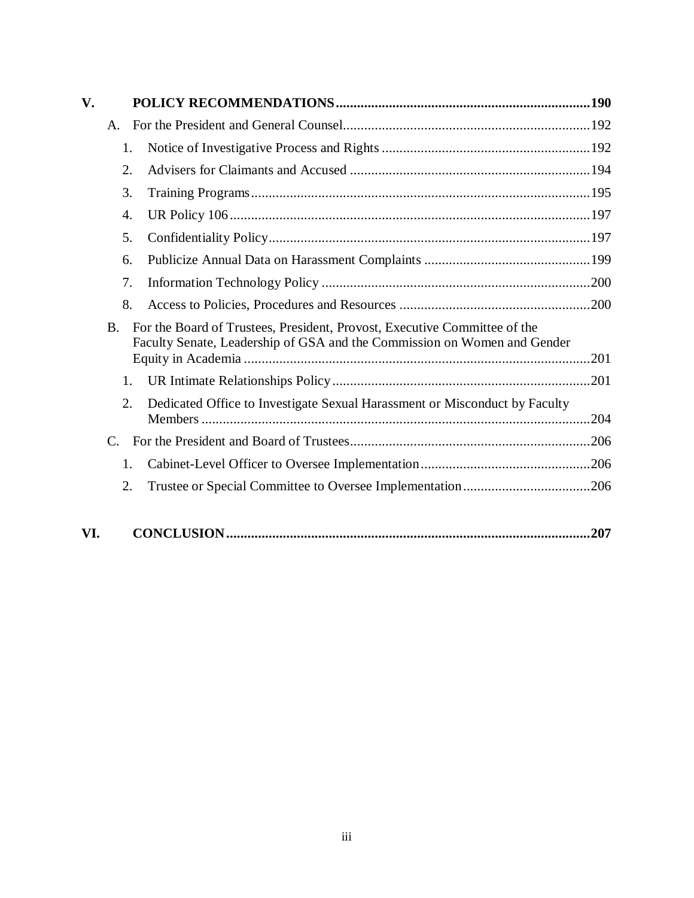**V. POLICY RECOMMENDATIONS ....... 190**

- A. For the President and General Counsel ....... 192
  1. Notice of Investigative Process and Rights ....... 192
  2. Advisers for Claimants and Accused ....... 194
  3. Training Programs ....... 195
  4. UR Policy 106 ....... 197
  5. Confidentiality Policy ....... 197
  6. Publicize Annual Data on Harassment Complaints ....... 199
  7. Information Technology Policy ....... 200
  8. Access to Policies, Procedures and Resources ....... 200
- B. For the Board of Trustees, President, Provost, Executive Committee of the Faculty Senate, Leadership of GSA and the Commission on Women and Gender Equity in Academia ....... 201
  1. UR Intimate Relationships Policy ....... 201
  2. Dedicated Office to Investigate Sexual Harassment or Misconduct by Faculty Members ....... 204
- C. For the President and Board of Trustees ....... 206
  1. Cabinet-Level Officer to Oversee Implementation ....... 206
  2. Trustee or Special Committee to Oversee Implementation ....... 206

**VI. CONCLUSION ....... 207**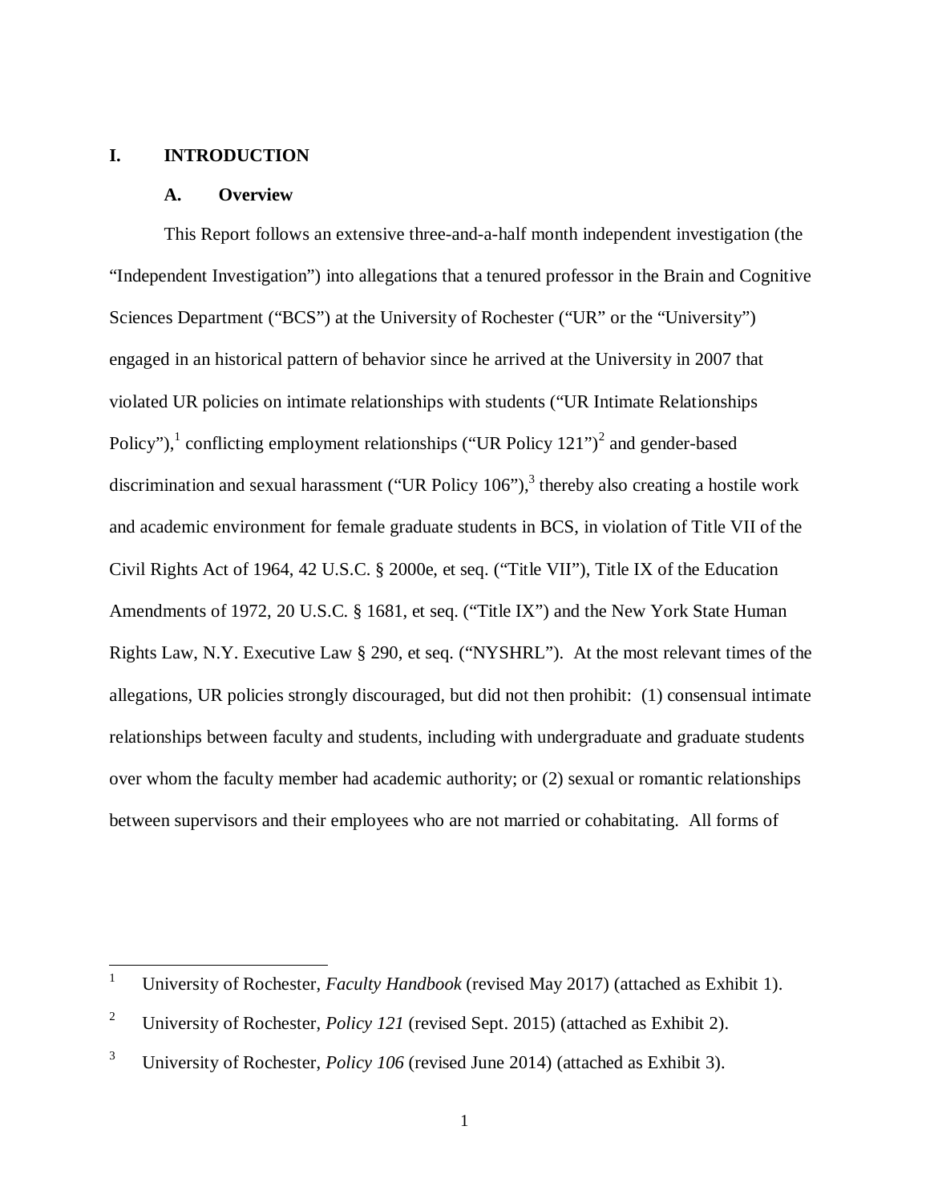# I. INTRODUCTION

## A. Overview

This Report follows an extensive three-and-a-half month independent investigation (the "Independent Investigation") into allegations that a tenured professor in the Brain and Cognitive Sciences Department ("BCS") at the University of Rochester ("UR" or the "University") engaged in an historical pattern of behavior since he arrived at the University in 2007 that violated UR policies on intimate relationships with students ("UR Intimate Relationships Policy"),[1] conflicting employment relationships ("UR Policy 121")[2] and gender-based discrimination and sexual harassment ("UR Policy 106"),[3] thereby also creating a hostile work and academic environment for female graduate students in BCS, in violation of Title VII of the Civil Rights Act of 1964, 42 U.S.C. § 2000e, et seq. ("Title VII"), Title IX of the Education Amendments of 1972, 20 U.S.C. § 1681, et seq. ("Title IX") and the New York State Human Rights Law, N.Y. Executive Law § 290, et seq. ("NYSHRL"). At the most relevant times of the allegations, UR policies strongly discouraged, but did not then prohibit: (1) consensual intimate relationships between faculty and students, including with undergraduate and graduate students over whom the faculty member had academic authority; or (2) sexual or romantic relationships between supervisors and their employees who are not married or cohabitating. All forms of

---

[1] University of Rochester, *Faculty Handbook* (revised May 2017) (attached as Exhibit 1).

[2] University of Rochester, *Policy 121* (revised Sept. 2015) (attached as Exhibit 2).

[3] University of Rochester, *Policy 106* (revised June 2014) (attached as Exhibit 3).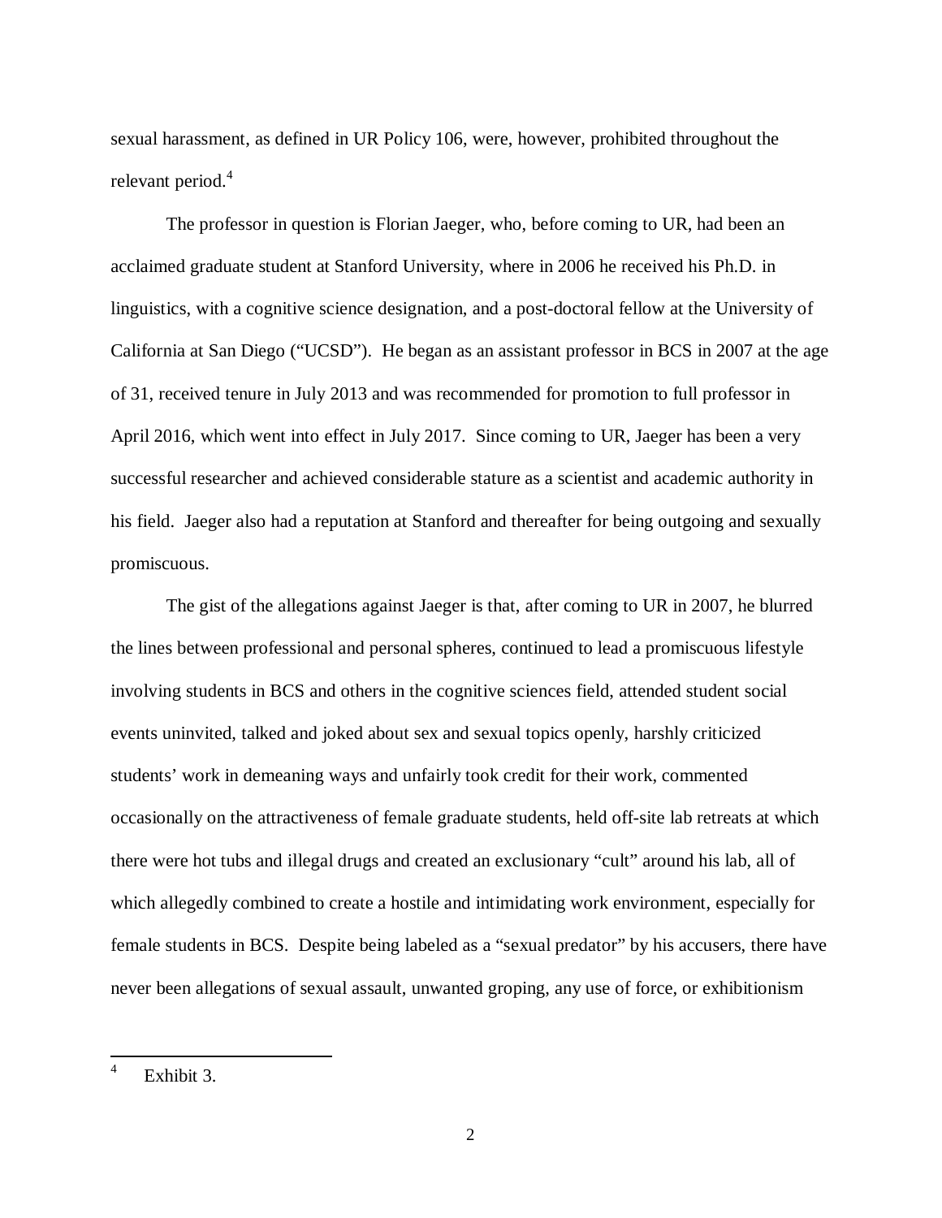sexual harassment, as defined in UR Policy 106, were, however, prohibited throughout the relevant period.[4]

The professor in question is Florian Jaeger, who, before coming to UR, had been an acclaimed graduate student at Stanford University, where in 2006 he received his Ph.D. in linguistics, with a cognitive science designation, and a post-doctoral fellow at the University of California at San Diego ("UCSD"). He began as an assistant professor in BCS in 2007 at the age of 31, received tenure in July 2013 and was recommended for promotion to full professor in April 2016, which went into effect in July 2017. Since coming to UR, Jaeger has been a very successful researcher and achieved considerable stature as a scientist and academic authority in his field. Jaeger also had a reputation at Stanford and thereafter for being outgoing and sexually promiscuous.

The gist of the allegations against Jaeger is that, after coming to UR in 2007, he blurred the lines between professional and personal spheres, continued to lead a promiscuous lifestyle involving students in BCS and others in the cognitive sciences field, attended student social events uninvited, talked and joked about sex and sexual topics openly, harshly criticized students' work in demeaning ways and unfairly took credit for their work, commented occasionally on the attractiveness of female graduate students, held off-site lab retreats at which there were hot tubs and illegal drugs and created an exclusionary "cult" around his lab, all of which allegedly combined to create a hostile and intimidating work environment, especially for female students in BCS. Despite being labeled as a "sexual predator" by his accusers, there have never been allegations of sexual assault, unwanted groping, any use of force, or exhibitionism

[4] Exhibit 3.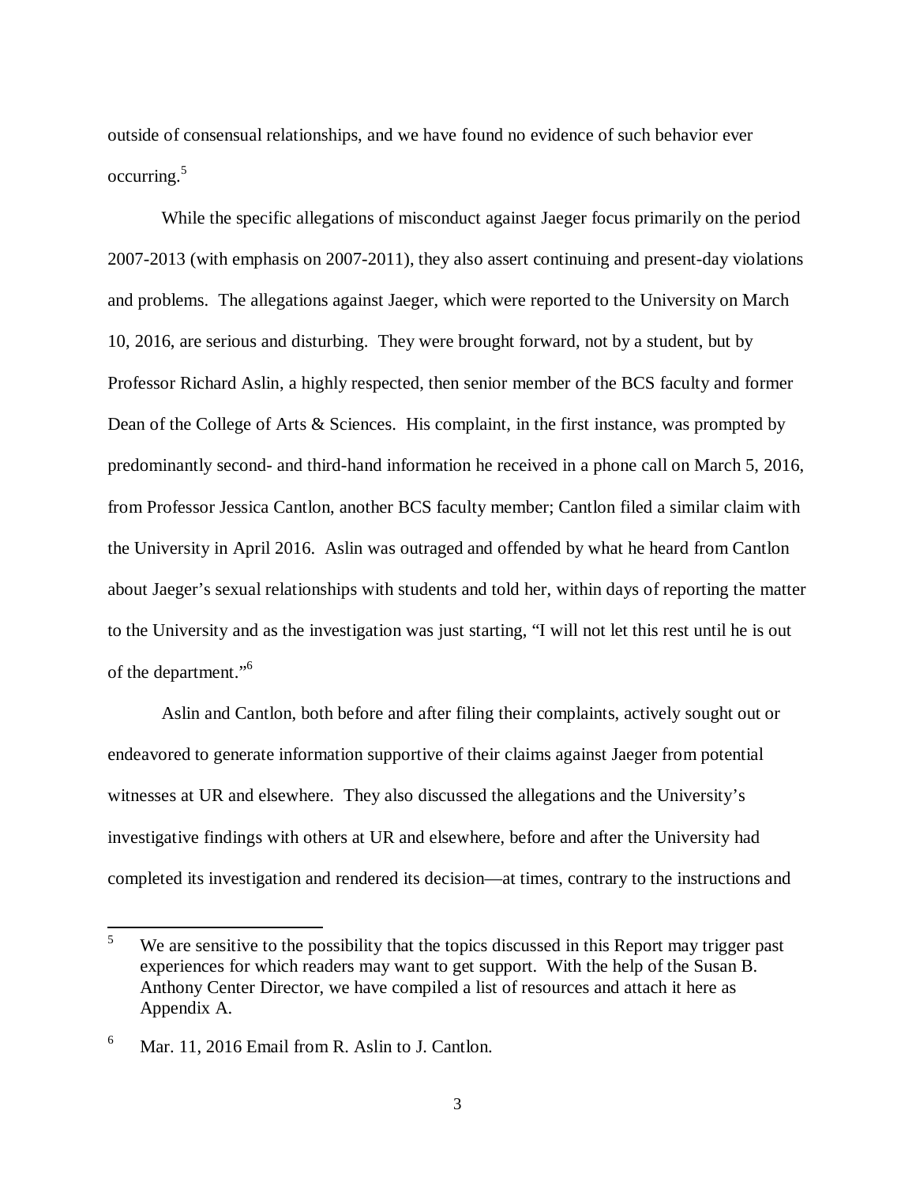outside of consensual relationships, and we have found no evidence of such behavior ever occurring.[5]

While the specific allegations of misconduct against Jaeger focus primarily on the period 2007-2013 (with emphasis on 2007-2011), they also assert continuing and present-day violations and problems. The allegations against Jaeger, which were reported to the University on March 10, 2016, are serious and disturbing. They were brought forward, not by a student, but by Professor Richard Aslin, a highly respected, then senior member of the BCS faculty and former Dean of the College of Arts & Sciences. His complaint, in the first instance, was prompted by predominantly second- and third-hand information he received in a phone call on March 5, 2016, from Professor Jessica Cantlon, another BCS faculty member; Cantlon filed a similar claim with the University in April 2016. Aslin was outraged and offended by what he heard from Cantlon about Jaeger's sexual relationships with students and told her, within days of reporting the matter to the University and as the investigation was just starting, "I will not let this rest until he is out of the department."[6]

Aslin and Cantlon, both before and after filing their complaints, actively sought out or endeavored to generate information supportive of their claims against Jaeger from potential witnesses at UR and elsewhere. They also discussed the allegations and the University's investigative findings with others at UR and elsewhere, before and after the University had completed its investigation and rendered its decision—at times, contrary to the instructions and

---

[5] We are sensitive to the possibility that the topics discussed in this Report may trigger past experiences for which readers may want to get support. With the help of the Susan B. Anthony Center Director, we have compiled a list of resources and attach it here as Appendix A.

[6] Mar. 11, 2016 Email from R. Aslin to J. Cantlon.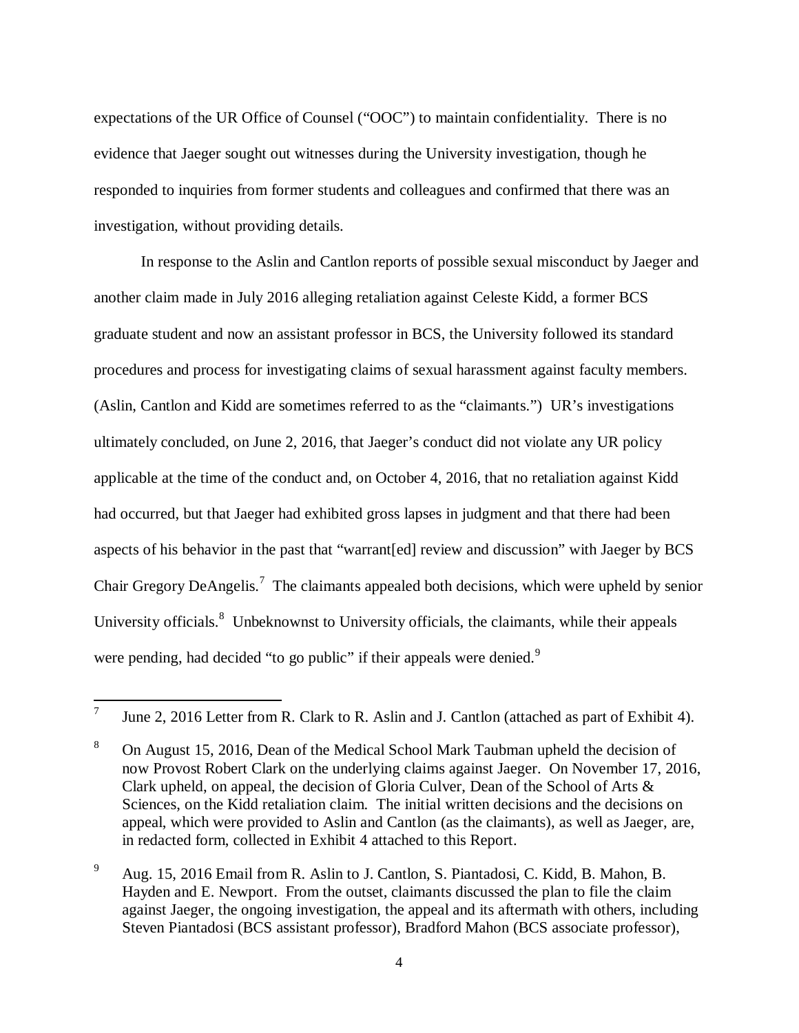expectations of the UR Office of Counsel ("OOC") to maintain confidentiality. There is no evidence that Jaeger sought out witnesses during the University investigation, though he responded to inquiries from former students and colleagues and confirmed that there was an investigation, without providing details.

In response to the Aslin and Cantlon reports of possible sexual misconduct by Jaeger and another claim made in July 2016 alleging retaliation against Celeste Kidd, a former BCS graduate student and now an assistant professor in BCS, the University followed its standard procedures and process for investigating claims of sexual harassment against faculty members. (Aslin, Cantlon and Kidd are sometimes referred to as the "claimants.") UR's investigations ultimately concluded, on June 2, 2016, that Jaeger's conduct did not violate any UR policy applicable at the time of the conduct and, on October 4, 2016, that no retaliation against Kidd had occurred, but that Jaeger had exhibited gross lapses in judgment and that there had been aspects of his behavior in the past that "warrant[ed] review and discussion" with Jaeger by BCS Chair Gregory DeAngelis.[7] The claimants appealed both decisions, which were upheld by senior University officials.[8] Unbeknownst to University officials, the claimants, while their appeals were pending, had decided "to go public" if their appeals were denied.[9]

---

[7] June 2, 2016 Letter from R. Clark to R. Aslin and J. Cantlon (attached as part of Exhibit 4).

[8] On August 15, 2016, Dean of the Medical School Mark Taubman upheld the decision of now Provost Robert Clark on the underlying claims against Jaeger. On November 17, 2016, Clark upheld, on appeal, the decision of Gloria Culver, Dean of the School of Arts & Sciences, on the Kidd retaliation claim. The initial written decisions and the decisions on appeal, which were provided to Aslin and Cantlon (as the claimants), as well as Jaeger, are, in redacted form, collected in Exhibit 4 attached to this Report.

[9] Aug. 15, 2016 Email from R. Aslin to J. Cantlon, S. Piantadosi, C. Kidd, B. Mahon, B. Hayden and E. Newport. From the outset, claimants discussed the plan to file the claim against Jaeger, the ongoing investigation, the appeal and its aftermath with others, including Steven Piantadosi (BCS assistant professor), Bradford Mahon (BCS associate professor),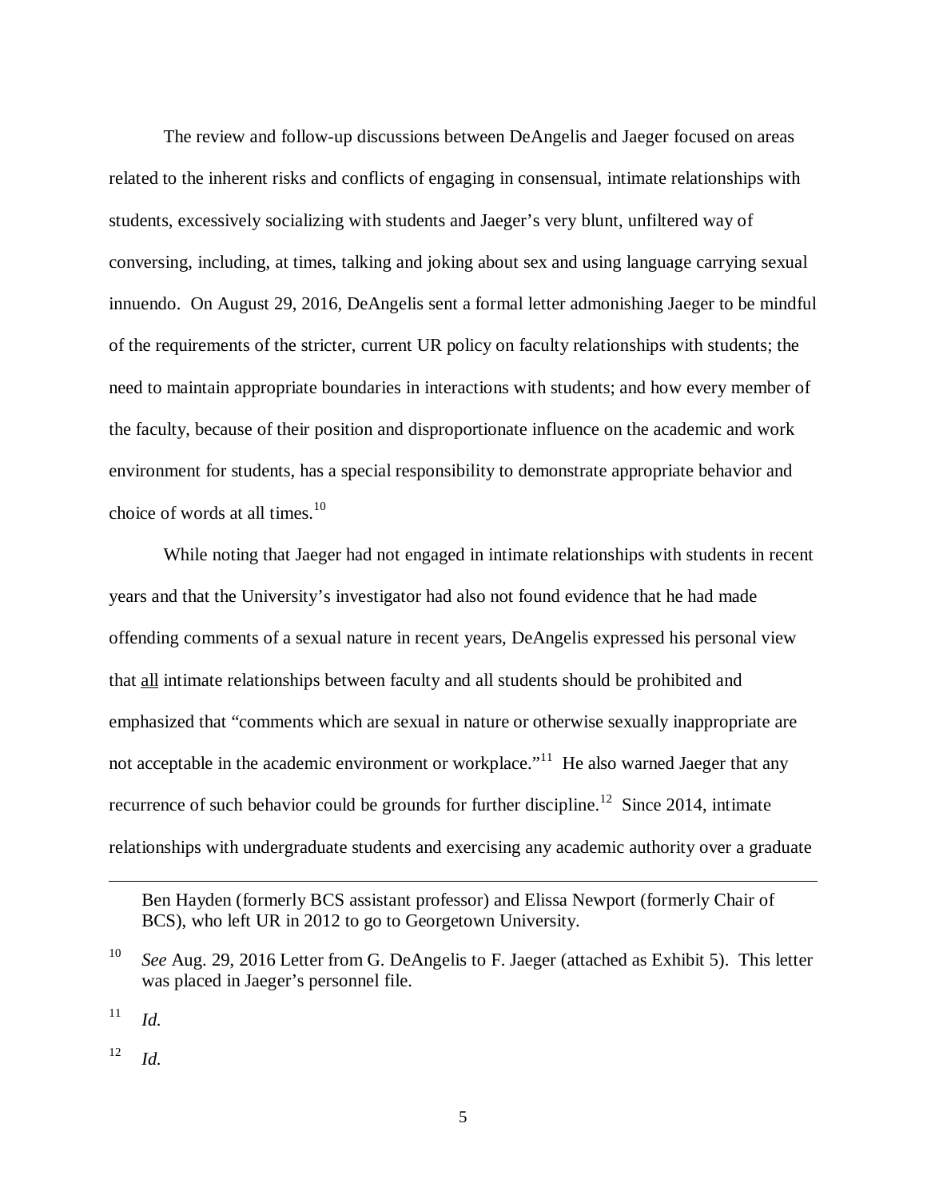The review and follow-up discussions between DeAngelis and Jaeger focused on areas related to the inherent risks and conflicts of engaging in consensual, intimate relationships with students, excessively socializing with students and Jaeger's very blunt, unfiltered way of conversing, including, at times, talking and joking about sex and using language carrying sexual innuendo. On August 29, 2016, DeAngelis sent a formal letter admonishing Jaeger to be mindful of the requirements of the stricter, current UR policy on faculty relationships with students; the need to maintain appropriate boundaries in interactions with students; and how every member of the faculty, because of their position and disproportionate influence on the academic and work environment for students, has a special responsibility to demonstrate appropriate behavior and choice of words at all times.[10]

While noting that Jaeger had not engaged in intimate relationships with students in recent years and that the University's investigator had also not found evidence that he had made offending comments of a sexual nature in recent years, DeAngelis expressed his personal view that <u>all</u> intimate relationships between faculty and all students should be prohibited and emphasized that "comments which are sexual in nature or otherwise sexually inappropriate are not acceptable in the academic environment or workplace."[11] He also warned Jaeger that any recurrence of such behavior could be grounds for further discipline.[12] Since 2014, intimate relationships with undergraduate students and exercising any academic authority over a graduate

---

Ben Hayden (formerly BCS assistant professor) and Elissa Newport (formerly Chair of BCS), who left UR in 2012 to go to Georgetown University.

[10] *See* Aug. 29, 2016 Letter from G. DeAngelis to F. Jaeger (attached as Exhibit 5). This letter was placed in Jaeger's personnel file.

[11] *Id.*

[12] *Id.*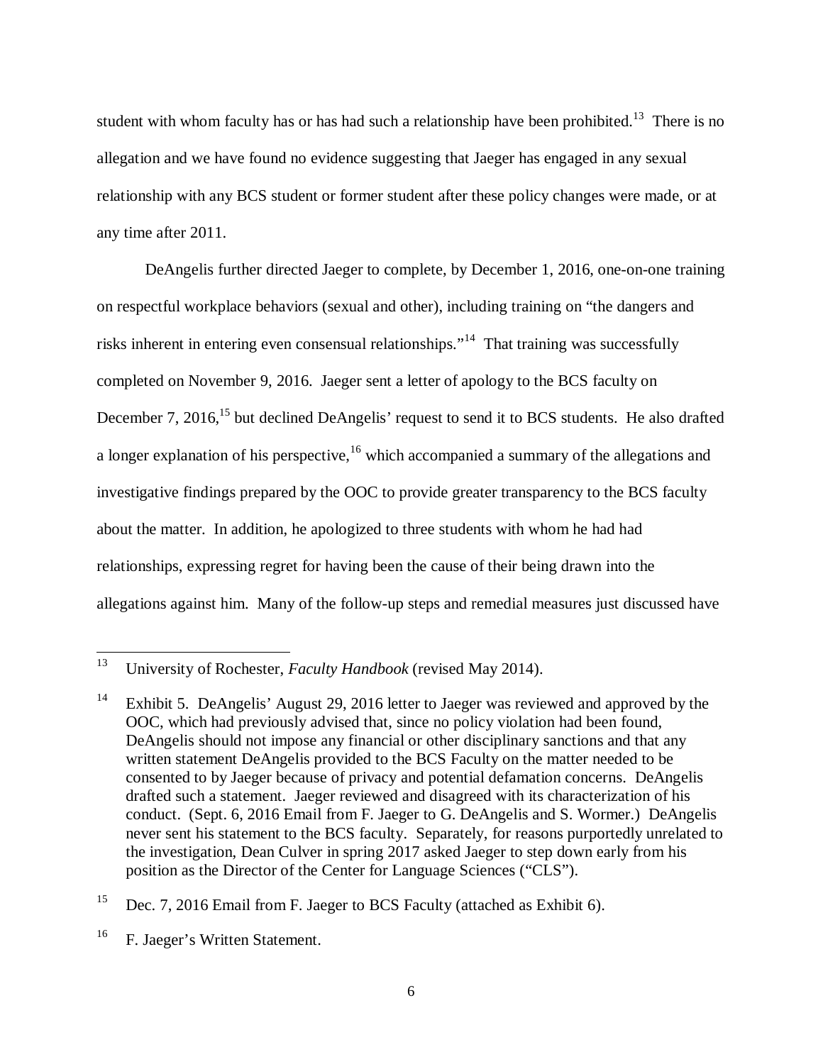student with whom faculty has or has had such a relationship have been prohibited.[13] There is no allegation and we have found no evidence suggesting that Jaeger has engaged in any sexual relationship with any BCS student or former student after these policy changes were made, or at any time after 2011.

DeAngelis further directed Jaeger to complete, by December 1, 2016, one-on-one training on respectful workplace behaviors (sexual and other), including training on "the dangers and risks inherent in entering even consensual relationships."[14] That training was successfully completed on November 9, 2016. Jaeger sent a letter of apology to the BCS faculty on December 7, 2016,[15] but declined DeAngelis' request to send it to BCS students. He also drafted a longer explanation of his perspective,[16] which accompanied a summary of the allegations and investigative findings prepared by the OOC to provide greater transparency to the BCS faculty about the matter. In addition, he apologized to three students with whom he had had relationships, expressing regret for having been the cause of their being drawn into the allegations against him. Many of the follow-up steps and remedial measures just discussed have

---

[13] University of Rochester, *Faculty Handbook* (revised May 2014).

[14] Exhibit 5. DeAngelis' August 29, 2016 letter to Jaeger was reviewed and approved by the OOC, which had previously advised that, since no policy violation had been found, DeAngelis should not impose any financial or other disciplinary sanctions and that any written statement DeAngelis provided to the BCS Faculty on the matter needed to be consented to by Jaeger because of privacy and potential defamation concerns. DeAngelis drafted such a statement. Jaeger reviewed and disagreed with its characterization of his conduct. (Sept. 6, 2016 Email from F. Jaeger to G. DeAngelis and S. Wormer.) DeAngelis never sent his statement to the BCS faculty. Separately, for reasons purportedly unrelated to the investigation, Dean Culver in spring 2017 asked Jaeger to step down early from his position as the Director of the Center for Language Sciences ("CLS").

[15] Dec. 7, 2016 Email from F. Jaeger to BCS Faculty (attached as Exhibit 6).

[16] F. Jaeger's Written Statement.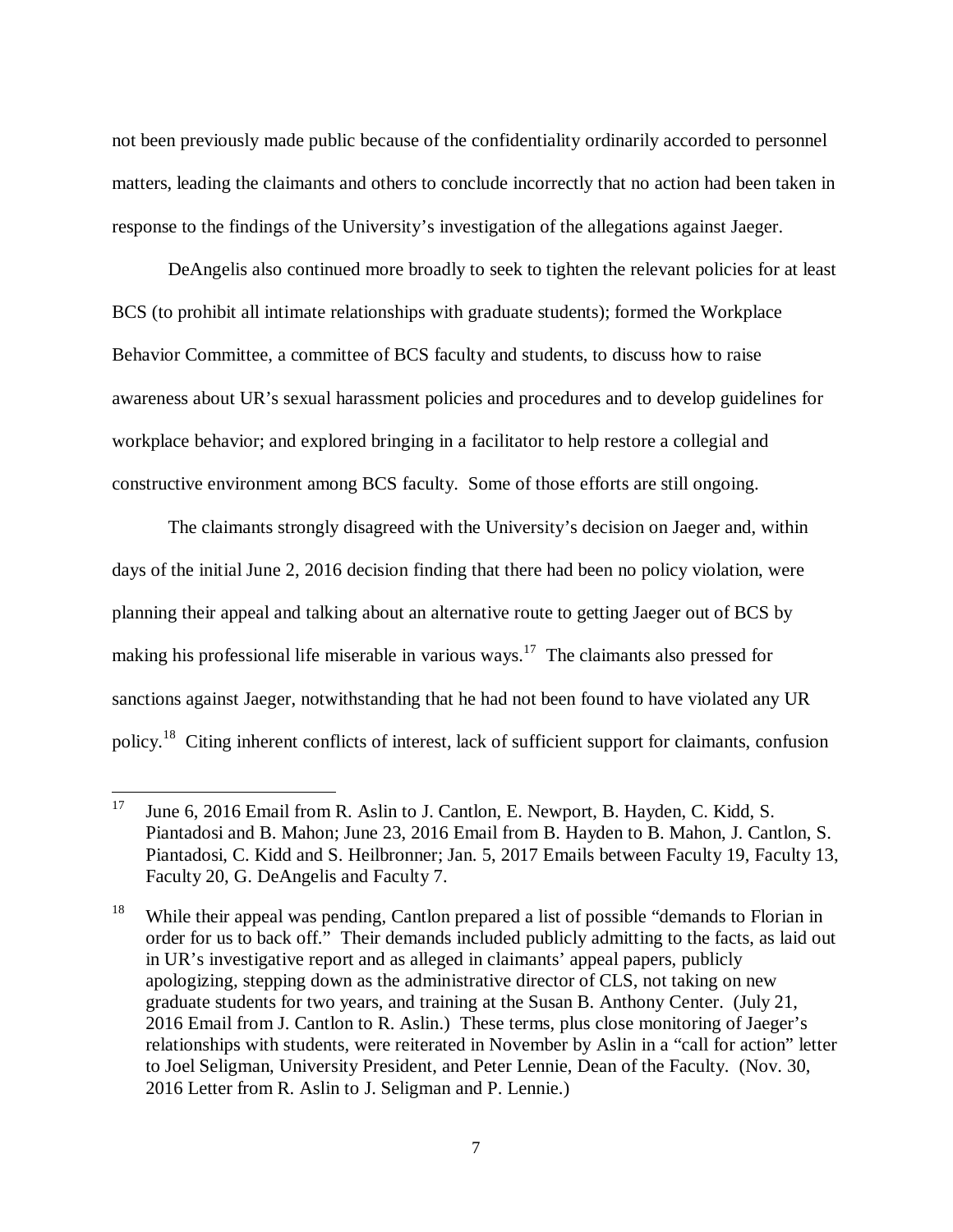not been previously made public because of the confidentiality ordinarily accorded to personnel matters, leading the claimants and others to conclude incorrectly that no action had been taken in response to the findings of the University's investigation of the allegations against Jaeger.

DeAngelis also continued more broadly to seek to tighten the relevant policies for at least BCS (to prohibit all intimate relationships with graduate students); formed the Workplace Behavior Committee, a committee of BCS faculty and students, to discuss how to raise awareness about UR's sexual harassment policies and procedures and to develop guidelines for workplace behavior; and explored bringing in a facilitator to help restore a collegial and constructive environment among BCS faculty. Some of those efforts are still ongoing.

The claimants strongly disagreed with the University's decision on Jaeger and, within days of the initial June 2, 2016 decision finding that there had been no policy violation, were planning their appeal and talking about an alternative route to getting Jaeger out of BCS by making his professional life miserable in various ways.[17] The claimants also pressed for sanctions against Jaeger, notwithstanding that he had not been found to have violated any UR policy.[18] Citing inherent conflicts of interest, lack of sufficient support for claimants, confusion

---

[17] June 6, 2016 Email from R. Aslin to J. Cantlon, E. Newport, B. Hayden, C. Kidd, S. Piantadosi and B. Mahon; June 23, 2016 Email from B. Hayden to B. Mahon, J. Cantlon, S. Piantadosi, C. Kidd and S. Heilbronner; Jan. 5, 2017 Emails between Faculty 19, Faculty 13, Faculty 20, G. DeAngelis and Faculty 7.

[18] While their appeal was pending, Cantlon prepared a list of possible "demands to Florian in order for us to back off." Their demands included publicly admitting to the facts, as laid out in UR's investigative report and as alleged in claimants' appeal papers, publicly apologizing, stepping down as the administrative director of CLS, not taking on new graduate students for two years, and training at the Susan B. Anthony Center. (July 21, 2016 Email from J. Cantlon to R. Aslin.) These terms, plus close monitoring of Jaeger's relationships with students, were reiterated in November by Aslin in a "call for action" letter to Joel Seligman, University President, and Peter Lennie, Dean of the Faculty. (Nov. 30, 2016 Letter from R. Aslin to J. Seligman and P. Lennie.)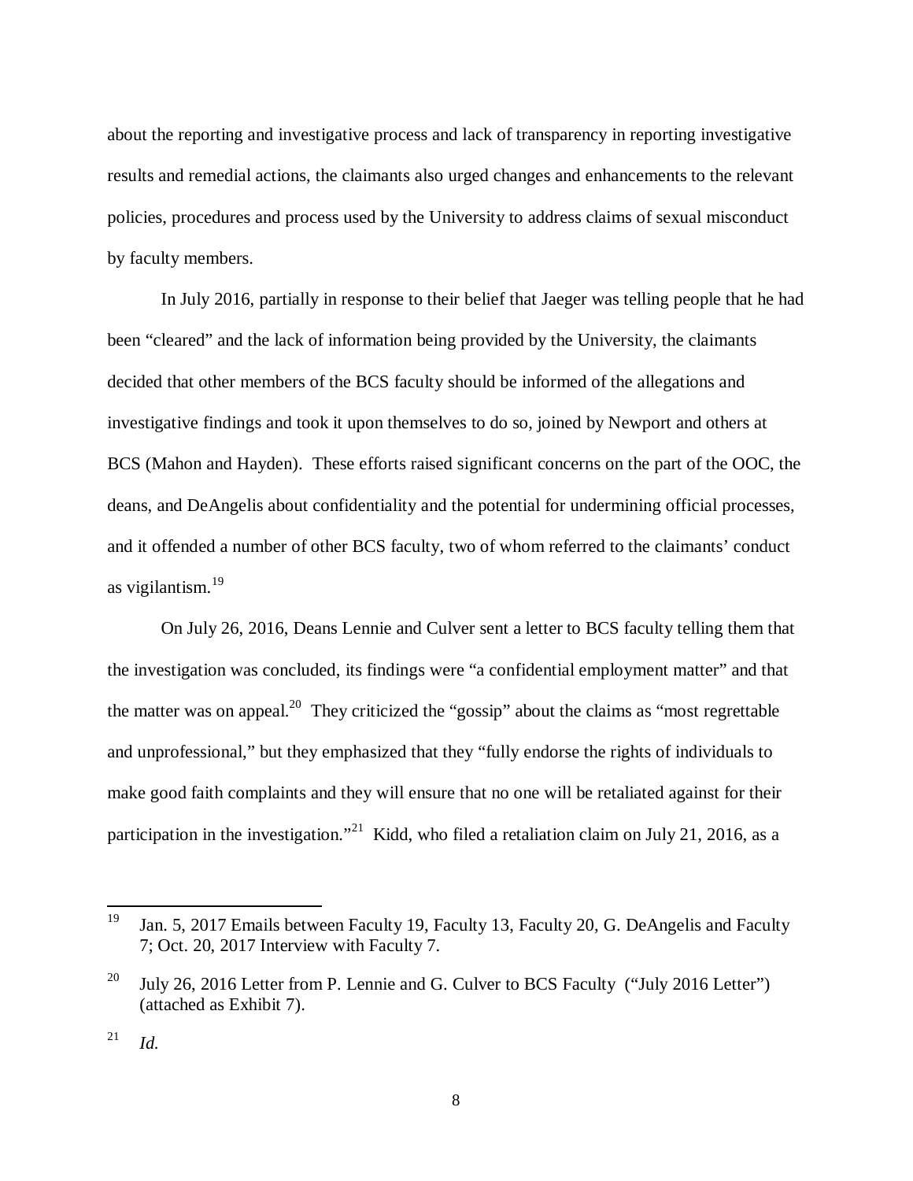about the reporting and investigative process and lack of transparency in reporting investigative results and remedial actions, the claimants also urged changes and enhancements to the relevant policies, procedures and process used by the University to address claims of sexual misconduct by faculty members.

In July 2016, partially in response to their belief that Jaeger was telling people that he had been "cleared" and the lack of information being provided by the University, the claimants decided that other members of the BCS faculty should be informed of the allegations and investigative findings and took it upon themselves to do so, joined by Newport and others at BCS (Mahon and Hayden). These efforts raised significant concerns on the part of the OOC, the deans, and DeAngelis about confidentiality and the potential for undermining official processes, and it offended a number of other BCS faculty, two of whom referred to the claimants' conduct as vigilantism.[19]

On July 26, 2016, Deans Lennie and Culver sent a letter to BCS faculty telling them that the investigation was concluded, its findings were "a confidential employment matter" and that the matter was on appeal.[20] They criticized the "gossip" about the claims as "most regrettable and unprofessional," but they emphasized that they "fully endorse the rights of individuals to make good faith complaints and they will ensure that no one will be retaliated against for their participation in the investigation."[21] Kidd, who filed a retaliation claim on July 21, 2016, as a

---

[19] Jan. 5, 2017 Emails between Faculty 19, Faculty 13, Faculty 20, G. DeAngelis and Faculty 7; Oct. 20, 2017 Interview with Faculty 7.

[20] July 26, 2016 Letter from P. Lennie and G. Culver to BCS Faculty ("July 2016 Letter") (attached as Exhibit 7).

[21] *Id.*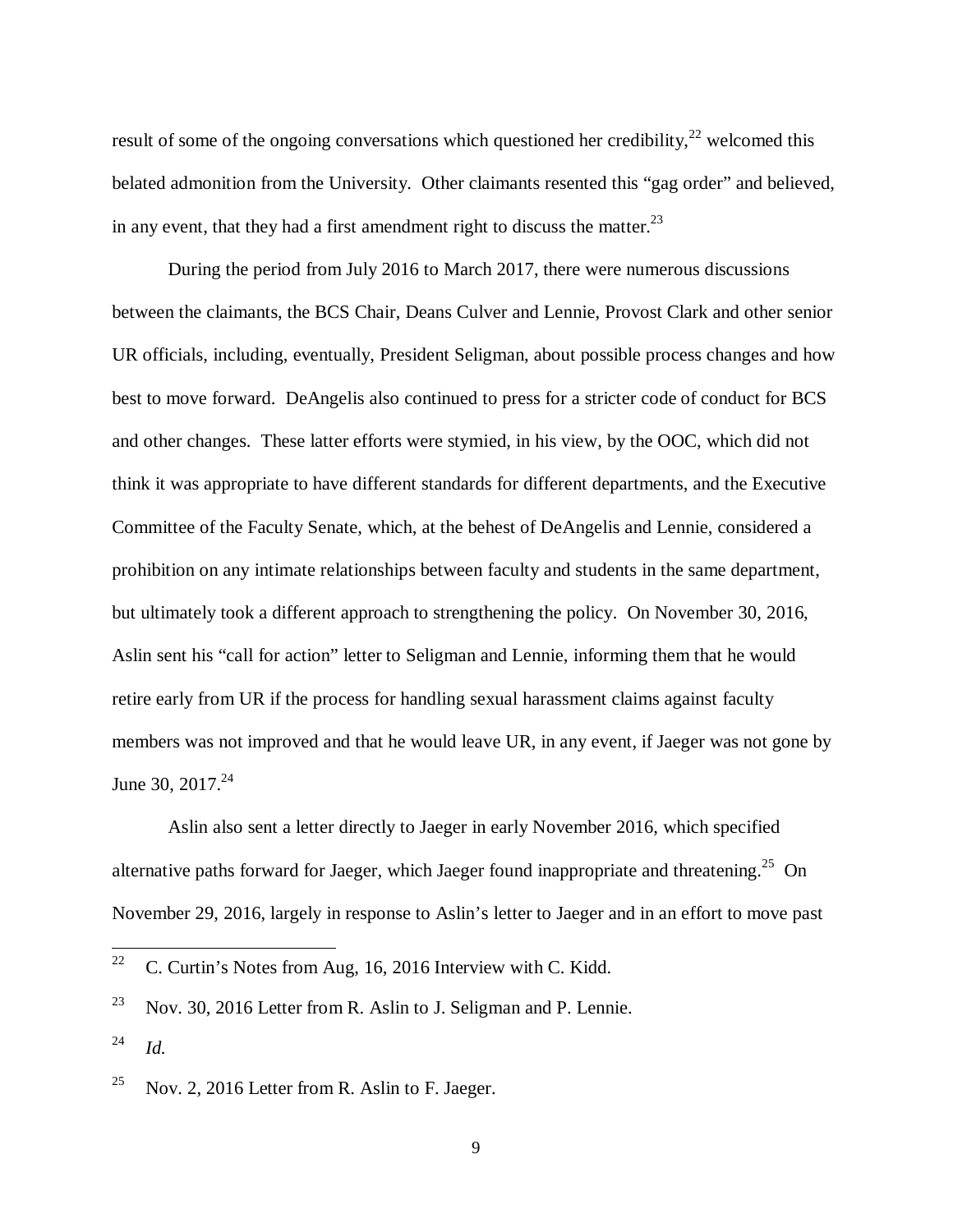result of some of the ongoing conversations which questioned her credibility,[22] welcomed this belated admonition from the University. Other claimants resented this "gag order" and believed, in any event, that they had a first amendment right to discuss the matter.[23]

During the period from July 2016 to March 2017, there were numerous discussions between the claimants, the BCS Chair, Deans Culver and Lennie, Provost Clark and other senior UR officials, including, eventually, President Seligman, about possible process changes and how best to move forward. DeAngelis also continued to press for a stricter code of conduct for BCS and other changes. These latter efforts were stymied, in his view, by the OOC, which did not think it was appropriate to have different standards for different departments, and the Executive Committee of the Faculty Senate, which, at the behest of DeAngelis and Lennie, considered a prohibition on any intimate relationships between faculty and students in the same department, but ultimately took a different approach to strengthening the policy. On November 30, 2016, Aslin sent his "call for action" letter to Seligman and Lennie, informing them that he would retire early from UR if the process for handling sexual harassment claims against faculty members was not improved and that he would leave UR, in any event, if Jaeger was not gone by June 30, 2017.[24]

Aslin also sent a letter directly to Jaeger in early November 2016, which specified alternative paths forward for Jaeger, which Jaeger found inappropriate and threatening.[25] On November 29, 2016, largely in response to Aslin's letter to Jaeger and in an effort to move past

---

[22] C. Curtin's Notes from Aug, 16, 2016 Interview with C. Kidd.

[23] Nov. 30, 2016 Letter from R. Aslin to J. Seligman and P. Lennie.

[24] *Id.*

[25] Nov. 2, 2016 Letter from R. Aslin to F. Jaeger.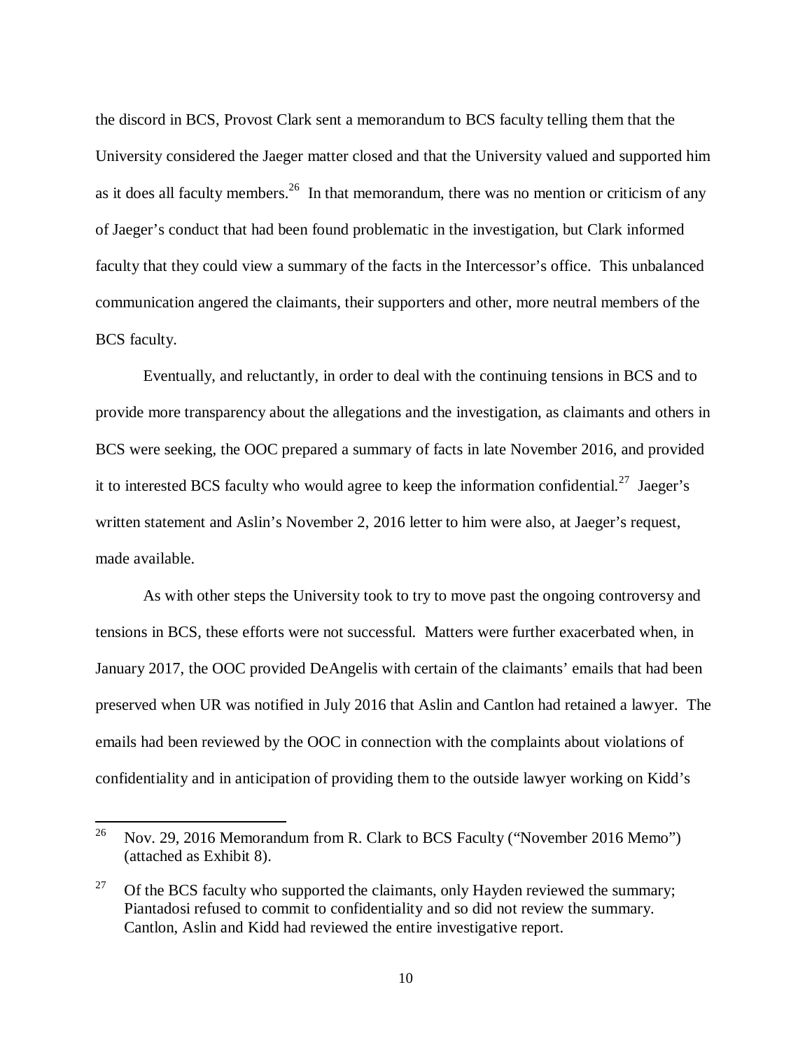the discord in BCS, Provost Clark sent a memorandum to BCS faculty telling them that the University considered the Jaeger matter closed and that the University valued and supported him as it does all faculty members.[26] In that memorandum, there was no mention or criticism of any of Jaeger's conduct that had been found problematic in the investigation, but Clark informed faculty that they could view a summary of the facts in the Intercessor's office. This unbalanced communication angered the claimants, their supporters and other, more neutral members of the BCS faculty.

Eventually, and reluctantly, in order to deal with the continuing tensions in BCS and to provide more transparency about the allegations and the investigation, as claimants and others in BCS were seeking, the OOC prepared a summary of facts in late November 2016, and provided it to interested BCS faculty who would agree to keep the information confidential.[27] Jaeger's written statement and Aslin's November 2, 2016 letter to him were also, at Jaeger's request, made available.

As with other steps the University took to try to move past the ongoing controversy and tensions in BCS, these efforts were not successful. Matters were further exacerbated when, in January 2017, the OOC provided DeAngelis with certain of the claimants' emails that had been preserved when UR was notified in July 2016 that Aslin and Cantlon had retained a lawyer. The emails had been reviewed by the OOC in connection with the complaints about violations of confidentiality and in anticipation of providing them to the outside lawyer working on Kidd's

---

[26] Nov. 29, 2016 Memorandum from R. Clark to BCS Faculty ("November 2016 Memo") (attached as Exhibit 8).

[27] Of the BCS faculty who supported the claimants, only Hayden reviewed the summary; Piantadosi refused to commit to confidentiality and so did not review the summary. Cantlon, Aslin and Kidd had reviewed the entire investigative report.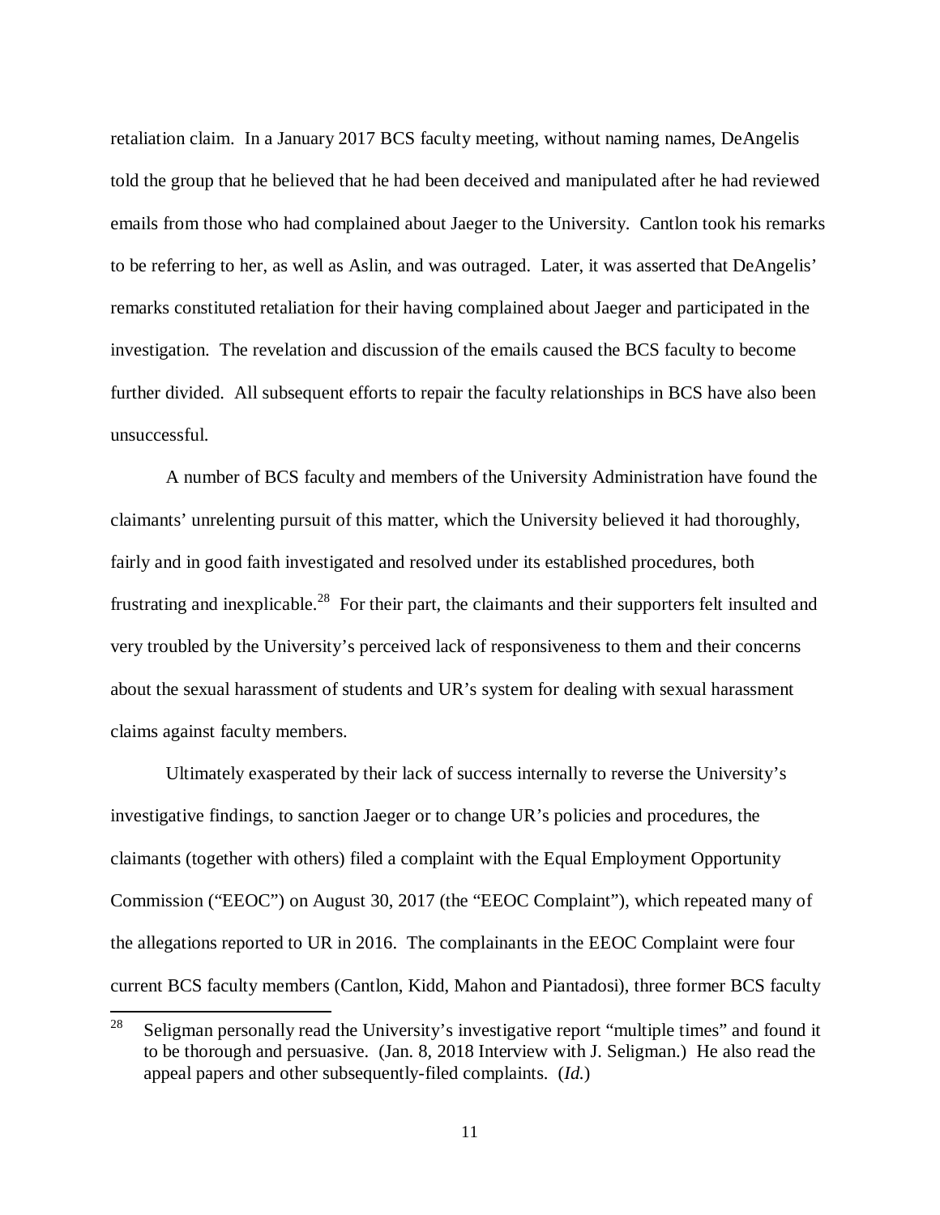retaliation claim. In a January 2017 BCS faculty meeting, without naming names, DeAngelis told the group that he believed that he had been deceived and manipulated after he had reviewed emails from those who had complained about Jaeger to the University. Cantlon took his remarks to be referring to her, as well as Aslin, and was outraged. Later, it was asserted that DeAngelis' remarks constituted retaliation for their having complained about Jaeger and participated in the investigation. The revelation and discussion of the emails caused the BCS faculty to become further divided. All subsequent efforts to repair the faculty relationships in BCS have also been unsuccessful.

A number of BCS faculty and members of the University Administration have found the claimants' unrelenting pursuit of this matter, which the University believed it had thoroughly, fairly and in good faith investigated and resolved under its established procedures, both frustrating and inexplicable.[28] For their part, the claimants and their supporters felt insulted and very troubled by the University's perceived lack of responsiveness to them and their concerns about the sexual harassment of students and UR's system for dealing with sexual harassment claims against faculty members.

Ultimately exasperated by their lack of success internally to reverse the University's investigative findings, to sanction Jaeger or to change UR's policies and procedures, the claimants (together with others) filed a complaint with the Equal Employment Opportunity Commission ("EEOC") on August 30, 2017 (the "EEOC Complaint"), which repeated many of the allegations reported to UR in 2016. The complainants in the EEOC Complaint were four current BCS faculty members (Cantlon, Kidd, Mahon and Piantadosi), three former BCS faculty

[28] Seligman personally read the University's investigative report "multiple times" and found it to be thorough and persuasive. (Jan. 8, 2018 Interview with J. Seligman.) He also read the appeal papers and other subsequently-filed complaints. (*Id.*)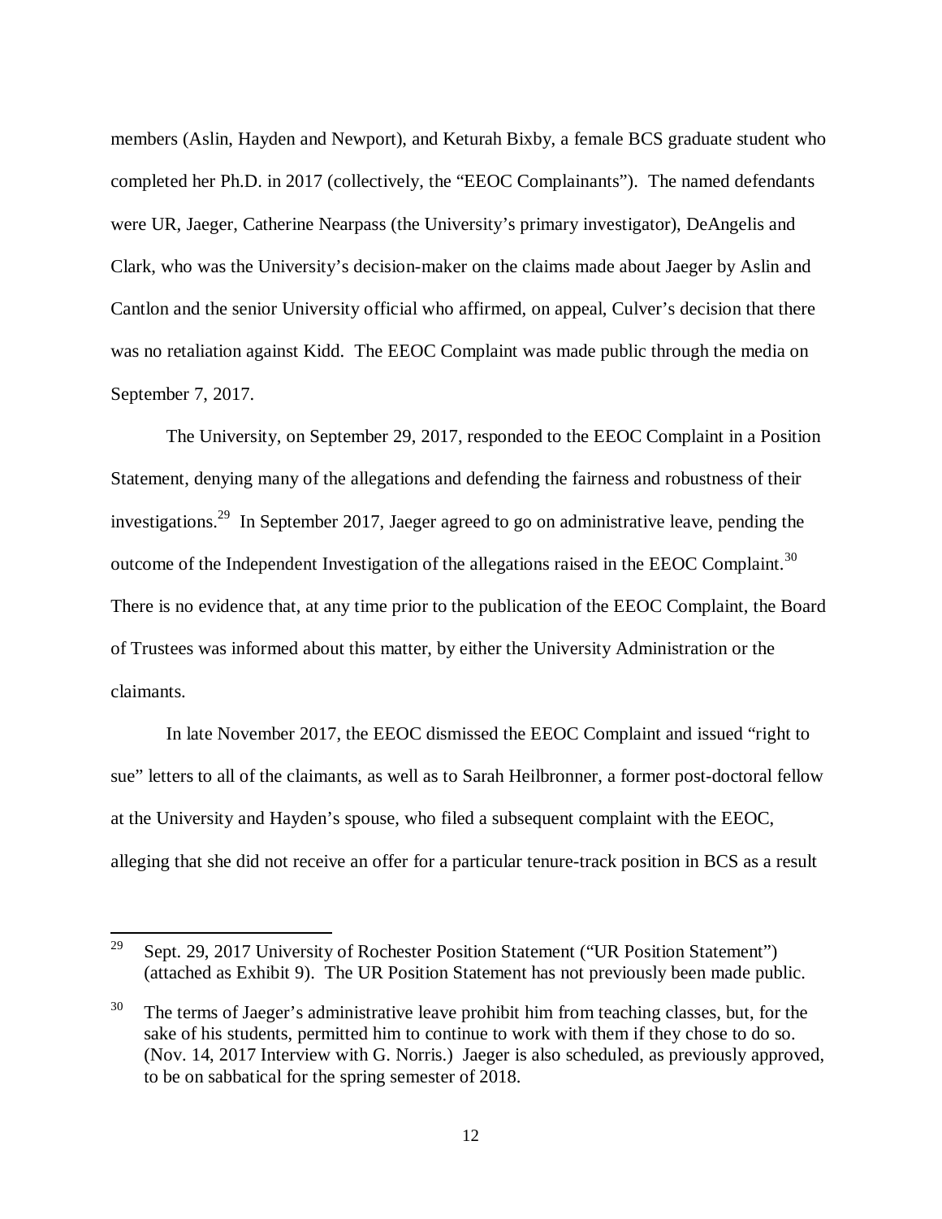members (Aslin, Hayden and Newport), and Keturah Bixby, a female BCS graduate student who completed her Ph.D. in 2017 (collectively, the "EEOC Complainants"). The named defendants were UR, Jaeger, Catherine Nearpass (the University's primary investigator), DeAngelis and Clark, who was the University's decision-maker on the claims made about Jaeger by Aslin and Cantlon and the senior University official who affirmed, on appeal, Culver's decision that there was no retaliation against Kidd. The EEOC Complaint was made public through the media on September 7, 2017.

The University, on September 29, 2017, responded to the EEOC Complaint in a Position Statement, denying many of the allegations and defending the fairness and robustness of their investigations.[29] In September 2017, Jaeger agreed to go on administrative leave, pending the outcome of the Independent Investigation of the allegations raised in the EEOC Complaint.[30] There is no evidence that, at any time prior to the publication of the EEOC Complaint, the Board of Trustees was informed about this matter, by either the University Administration or the claimants.

In late November 2017, the EEOC dismissed the EEOC Complaint and issued "right to sue" letters to all of the claimants, as well as to Sarah Heilbronner, a former post-doctoral fellow at the University and Hayden's spouse, who filed a subsequent complaint with the EEOC, alleging that she did not receive an offer for a particular tenure-track position in BCS as a result

---

[29] Sept. 29, 2017 University of Rochester Position Statement ("UR Position Statement") (attached as Exhibit 9). The UR Position Statement has not previously been made public.

[30] The terms of Jaeger's administrative leave prohibit him from teaching classes, but, for the sake of his students, permitted him to continue to work with them if they chose to do so. (Nov. 14, 2017 Interview with G. Norris.) Jaeger is also scheduled, as previously approved, to be on sabbatical for the spring semester of 2018.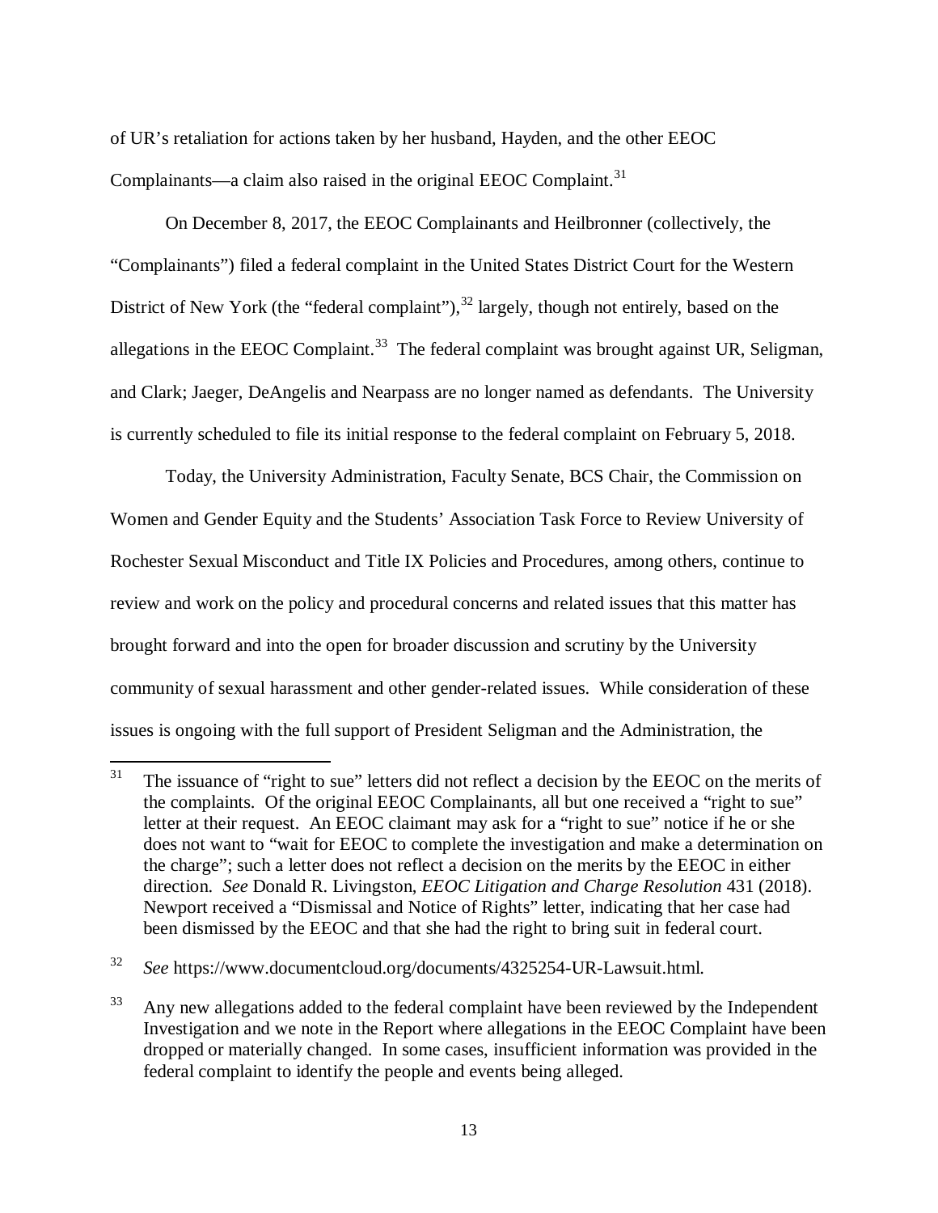of UR's retaliation for actions taken by her husband, Hayden, and the other EEOC Complainants—a claim also raised in the original EEOC Complaint.[31]

On December 8, 2017, the EEOC Complainants and Heilbronner (collectively, the "Complainants") filed a federal complaint in the United States District Court for the Western District of New York (the "federal complaint"),[32] largely, though not entirely, based on the allegations in the EEOC Complaint.[33] The federal complaint was brought against UR, Seligman, and Clark; Jaeger, DeAngelis and Nearpass are no longer named as defendants. The University is currently scheduled to file its initial response to the federal complaint on February 5, 2018.

Today, the University Administration, Faculty Senate, BCS Chair, the Commission on Women and Gender Equity and the Students' Association Task Force to Review University of Rochester Sexual Misconduct and Title IX Policies and Procedures, among others, continue to review and work on the policy and procedural concerns and related issues that this matter has brought forward and into the open for broader discussion and scrutiny by the University community of sexual harassment and other gender-related issues. While consideration of these issues is ongoing with the full support of President Seligman and the Administration, the

---

[31] The issuance of "right to sue" letters did not reflect a decision by the EEOC on the merits of the complaints. Of the original EEOC Complainants, all but one received a "right to sue" letter at their request. An EEOC claimant may ask for a "right to sue" notice if he or she does not want to "wait for EEOC to complete the investigation and make a determination on the charge"; such a letter does not reflect a decision on the merits by the EEOC in either direction. *See* Donald R. Livingston, *EEOC Litigation and Charge Resolution* 431 (2018). Newport received a "Dismissal and Notice of Rights" letter, indicating that her case had been dismissed by the EEOC and that she had the right to bring suit in federal court.

[32] *See* https://www.documentcloud.org/documents/4325254-UR-Lawsuit.html.

[33] Any new allegations added to the federal complaint have been reviewed by the Independent Investigation and we note in the Report where allegations in the EEOC Complaint have been dropped or materially changed. In some cases, insufficient information was provided in the federal complaint to identify the people and events being alleged.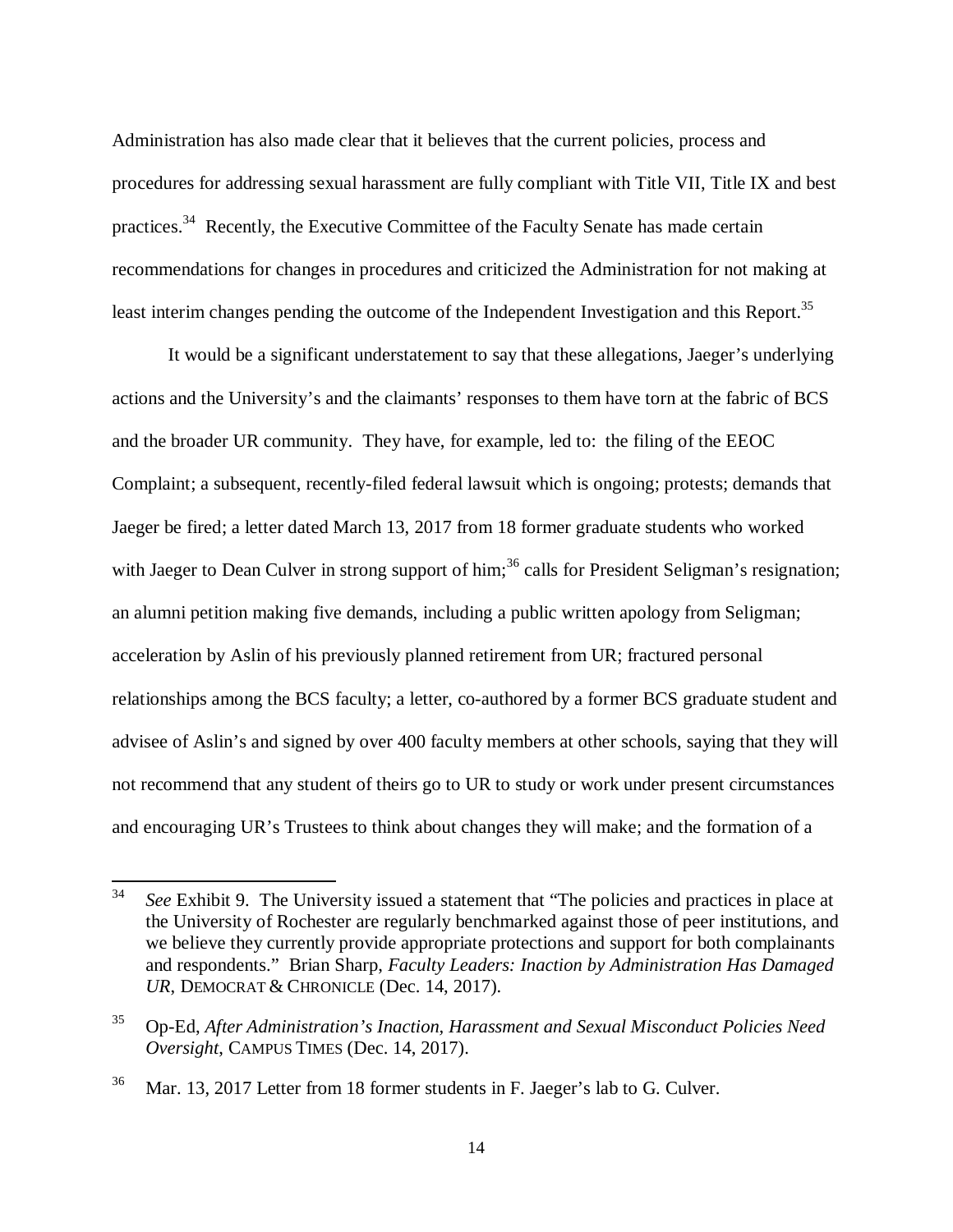Administration has also made clear that it believes that the current policies, process and procedures for addressing sexual harassment are fully compliant with Title VII, Title IX and best practices.[34] Recently, the Executive Committee of the Faculty Senate has made certain recommendations for changes in procedures and criticized the Administration for not making at least interim changes pending the outcome of the Independent Investigation and this Report.[35]

It would be a significant understatement to say that these allegations, Jaeger's underlying actions and the University's and the claimants' responses to them have torn at the fabric of BCS and the broader UR community. They have, for example, led to: the filing of the EEOC Complaint; a subsequent, recently-filed federal lawsuit which is ongoing; protests; demands that Jaeger be fired; a letter dated March 13, 2017 from 18 former graduate students who worked with Jaeger to Dean Culver in strong support of him;[36] calls for President Seligman's resignation; an alumni petition making five demands, including a public written apology from Seligman; acceleration by Aslin of his previously planned retirement from UR; fractured personal relationships among the BCS faculty; a letter, co-authored by a former BCS graduate student and advisee of Aslin's and signed by over 400 faculty members at other schools, saying that they will not recommend that any student of theirs go to UR to study or work under present circumstances and encouraging UR's Trustees to think about changes they will make; and the formation of a

---

[34] *See* Exhibit 9. The University issued a statement that "The policies and practices in place at the University of Rochester are regularly benchmarked against those of peer institutions, and we believe they currently provide appropriate protections and support for both complainants and respondents." Brian Sharp, *Faculty Leaders: Inaction by Administration Has Damaged UR*, DEMOCRAT & CHRONICLE (Dec. 14, 2017).

[35] Op-Ed, *After Administration's Inaction, Harassment and Sexual Misconduct Policies Need Oversight*, CAMPUS TIMES (Dec. 14, 2017).

[36] Mar. 13, 2017 Letter from 18 former students in F. Jaeger's lab to G. Culver.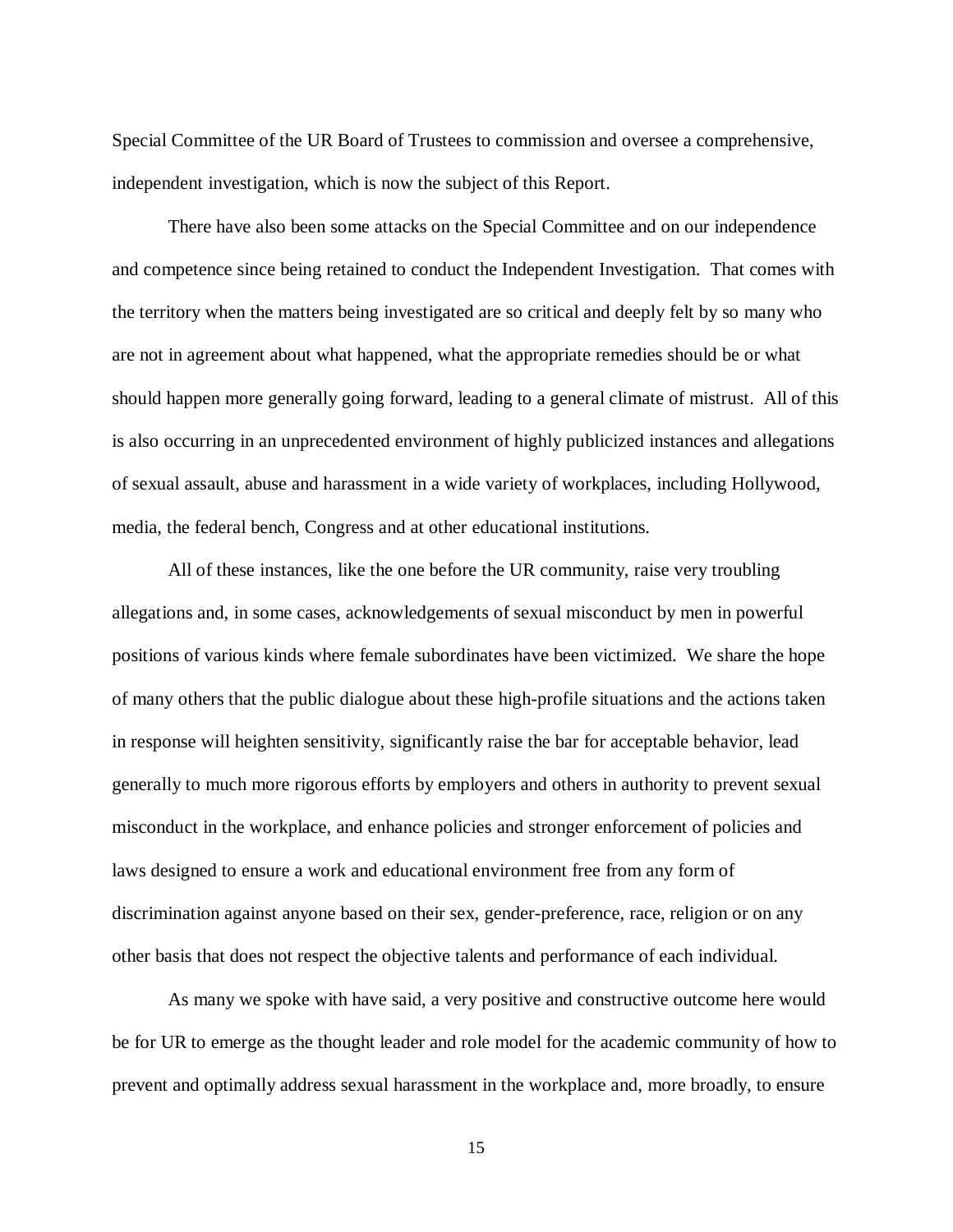Special Committee of the UR Board of Trustees to commission and oversee a comprehensive, independent investigation, which is now the subject of this Report.

There have also been some attacks on the Special Committee and on our independence and competence since being retained to conduct the Independent Investigation. That comes with the territory when the matters being investigated are so critical and deeply felt by so many who are not in agreement about what happened, what the appropriate remedies should be or what should happen more generally going forward, leading to a general climate of mistrust. All of this is also occurring in an unprecedented environment of highly publicized instances and allegations of sexual assault, abuse and harassment in a wide variety of workplaces, including Hollywood, media, the federal bench, Congress and at other educational institutions.

All of these instances, like the one before the UR community, raise very troubling allegations and, in some cases, acknowledgements of sexual misconduct by men in powerful positions of various kinds where female subordinates have been victimized. We share the hope of many others that the public dialogue about these high-profile situations and the actions taken in response will heighten sensitivity, significantly raise the bar for acceptable behavior, lead generally to much more rigorous efforts by employers and others in authority to prevent sexual misconduct in the workplace, and enhance policies and stronger enforcement of policies and laws designed to ensure a work and educational environment free from any form of discrimination against anyone based on their sex, gender-preference, race, religion or on any other basis that does not respect the objective talents and performance of each individual.

As many we spoke with have said, a very positive and constructive outcome here would be for UR to emerge as the thought leader and role model for the academic community of how to prevent and optimally address sexual harassment in the workplace and, more broadly, to ensure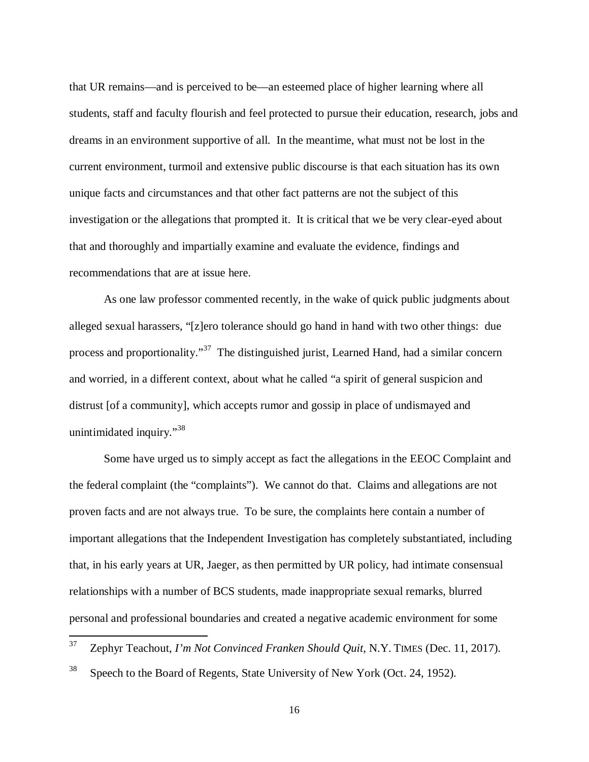that UR remains—and is perceived to be—an esteemed place of higher learning where all students, staff and faculty flourish and feel protected to pursue their education, research, jobs and dreams in an environment supportive of all. In the meantime, what must not be lost in the current environment, turmoil and extensive public discourse is that each situation has its own unique facts and circumstances and that other fact patterns are not the subject of this investigation or the allegations that prompted it. It is critical that we be very clear-eyed about that and thoroughly and impartially examine and evaluate the evidence, findings and recommendations that are at issue here.

As one law professor commented recently, in the wake of quick public judgments about alleged sexual harassers, "[z]ero tolerance should go hand in hand with two other things: due process and proportionality."[37] The distinguished jurist, Learned Hand, had a similar concern and worried, in a different context, about what he called "a spirit of general suspicion and distrust [of a community], which accepts rumor and gossip in place of undismayed and unintimidated inquiry."[38]

Some have urged us to simply accept as fact the allegations in the EEOC Complaint and the federal complaint (the "complaints"). We cannot do that. Claims and allegations are not proven facts and are not always true. To be sure, the complaints here contain a number of important allegations that the Independent Investigation has completely substantiated, including that, in his early years at UR, Jaeger, as then permitted by UR policy, had intimate consensual relationships with a number of BCS students, made inappropriate sexual remarks, blurred personal and professional boundaries and created a negative academic environment for some

---

[37] Zephyr Teachout, *I'm Not Convinced Franken Should Quit*, N.Y. TIMES (Dec. 11, 2017).

[38] Speech to the Board of Regents, State University of New York (Oct. 24, 1952).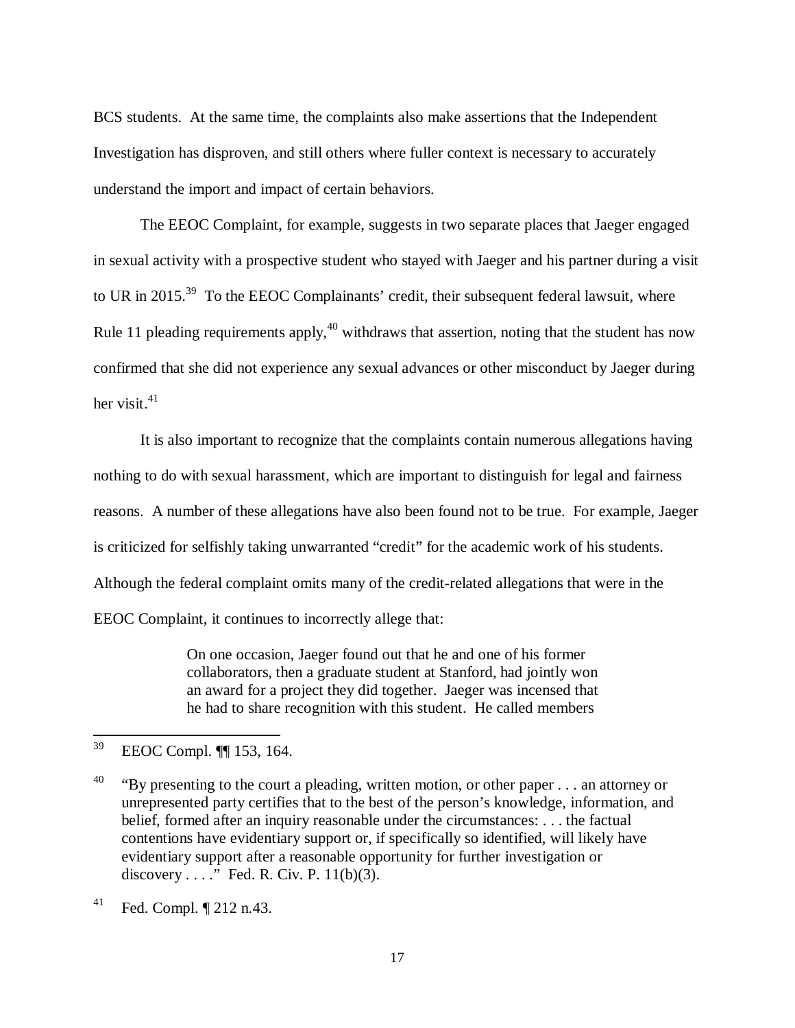BCS students. At the same time, the complaints also make assertions that the Independent Investigation has disproven, and still others where fuller context is necessary to accurately understand the import and impact of certain behaviors.

The EEOC Complaint, for example, suggests in two separate places that Jaeger engaged in sexual activity with a prospective student who stayed with Jaeger and his partner during a visit to UR in 2015.[39] To the EEOC Complainants' credit, their subsequent federal lawsuit, where Rule 11 pleading requirements apply,[40] withdraws that assertion, noting that the student has now confirmed that she did not experience any sexual advances or other misconduct by Jaeger during her visit.[41]

It is also important to recognize that the complaints contain numerous allegations having nothing to do with sexual harassment, which are important to distinguish for legal and fairness reasons. A number of these allegations have also been found not to be true. For example, Jaeger is criticized for selfishly taking unwarranted "credit" for the academic work of his students. Although the federal complaint omits many of the credit-related allegations that were in the EEOC Complaint, it continues to incorrectly allege that:

> On one occasion, Jaeger found out that he and one of his former collaborators, then a graduate student at Stanford, had jointly won an award for a project they did together. Jaeger was incensed that he had to share recognition with this student. He called members

---

[39] EEOC Compl. ¶¶ 153, 164.

[40] "By presenting to the court a pleading, written motion, or other paper . . . an attorney or unrepresented party certifies that to the best of the person's knowledge, information, and belief, formed after an inquiry reasonable under the circumstances: . . . the factual contentions have evidentiary support or, if specifically so identified, will likely have evidentiary support after a reasonable opportunity for further investigation or discovery . . . ." Fed. R. Civ. P. 11(b)(3).

[41] Fed. Compl. ¶ 212 n.43.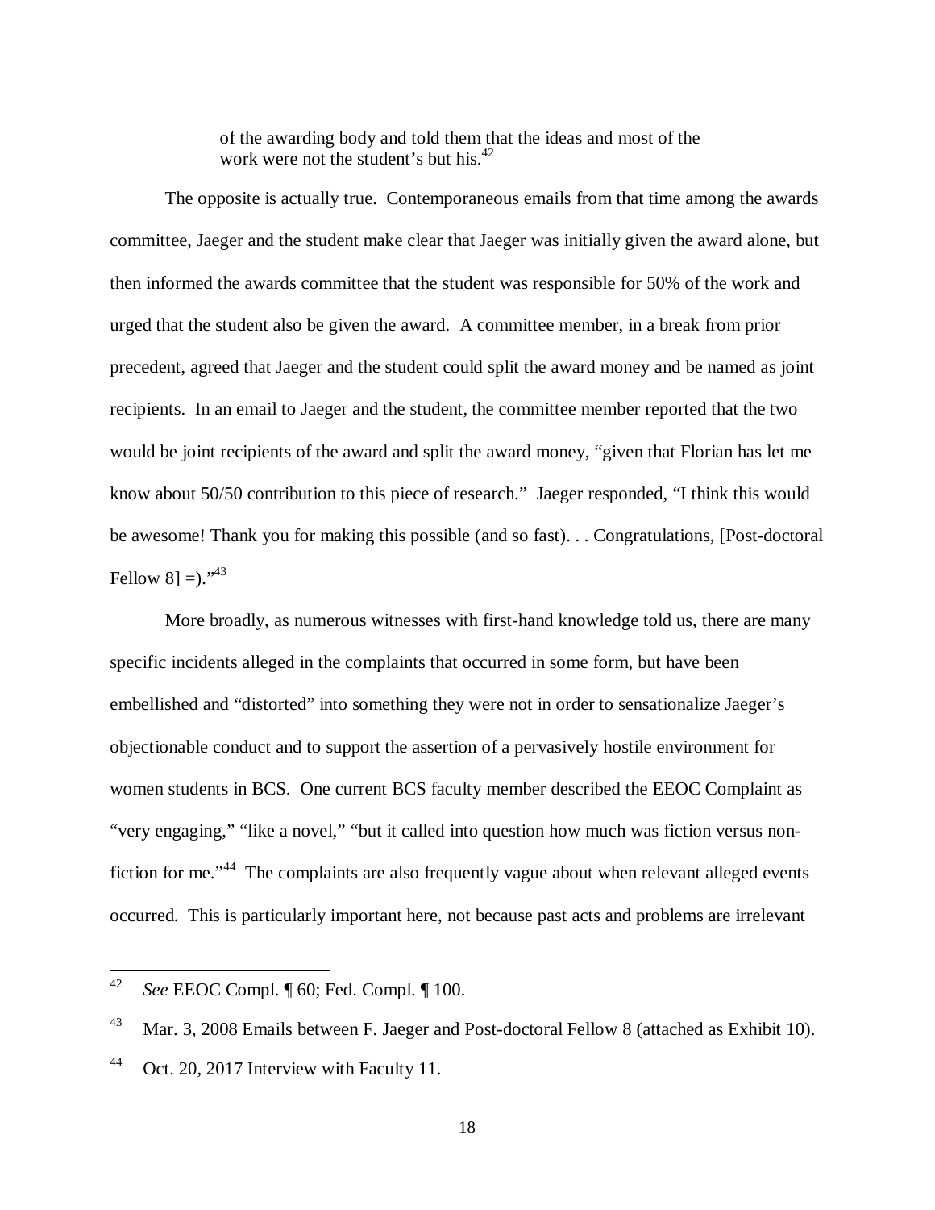> of the awarding body and told them that the ideas and most of the work were not the student's but his.[42]

The opposite is actually true. Contemporaneous emails from that time among the awards committee, Jaeger and the student make clear that Jaeger was initially given the award alone, but then informed the awards committee that the student was responsible for 50% of the work and urged that the student also be given the award. A committee member, in a break from prior precedent, agreed that Jaeger and the student could split the award money and be named as joint recipients. In an email to Jaeger and the student, the committee member reported that the two would be joint recipients of the award and split the award money, "given that Florian has let me know about 50/50 contribution to this piece of research." Jaeger responded, "I think this would be awesome! Thank you for making this possible (and so fast). . . Congratulations, [Post-doctoral Fellow 8] =)."[43]

More broadly, as numerous witnesses with first-hand knowledge told us, there are many specific incidents alleged in the complaints that occurred in some form, but have been embellished and "distorted" into something they were not in order to sensationalize Jaeger's objectionable conduct and to support the assertion of a pervasively hostile environment for women students in BCS. One current BCS faculty member described the EEOC Complaint as "very engaging," "like a novel," "but it called into question how much was fiction versus non-fiction for me."[44] The complaints are also frequently vague about when relevant alleged events occurred. This is particularly important here, not because past acts and problems are irrelevant

---

[42] *See* EEOC Compl. ¶ 60; Fed. Compl. ¶ 100.

[43] Mar. 3, 2008 Emails between F. Jaeger and Post-doctoral Fellow 8 (attached as Exhibit 10).

[44] Oct. 20, 2017 Interview with Faculty 11.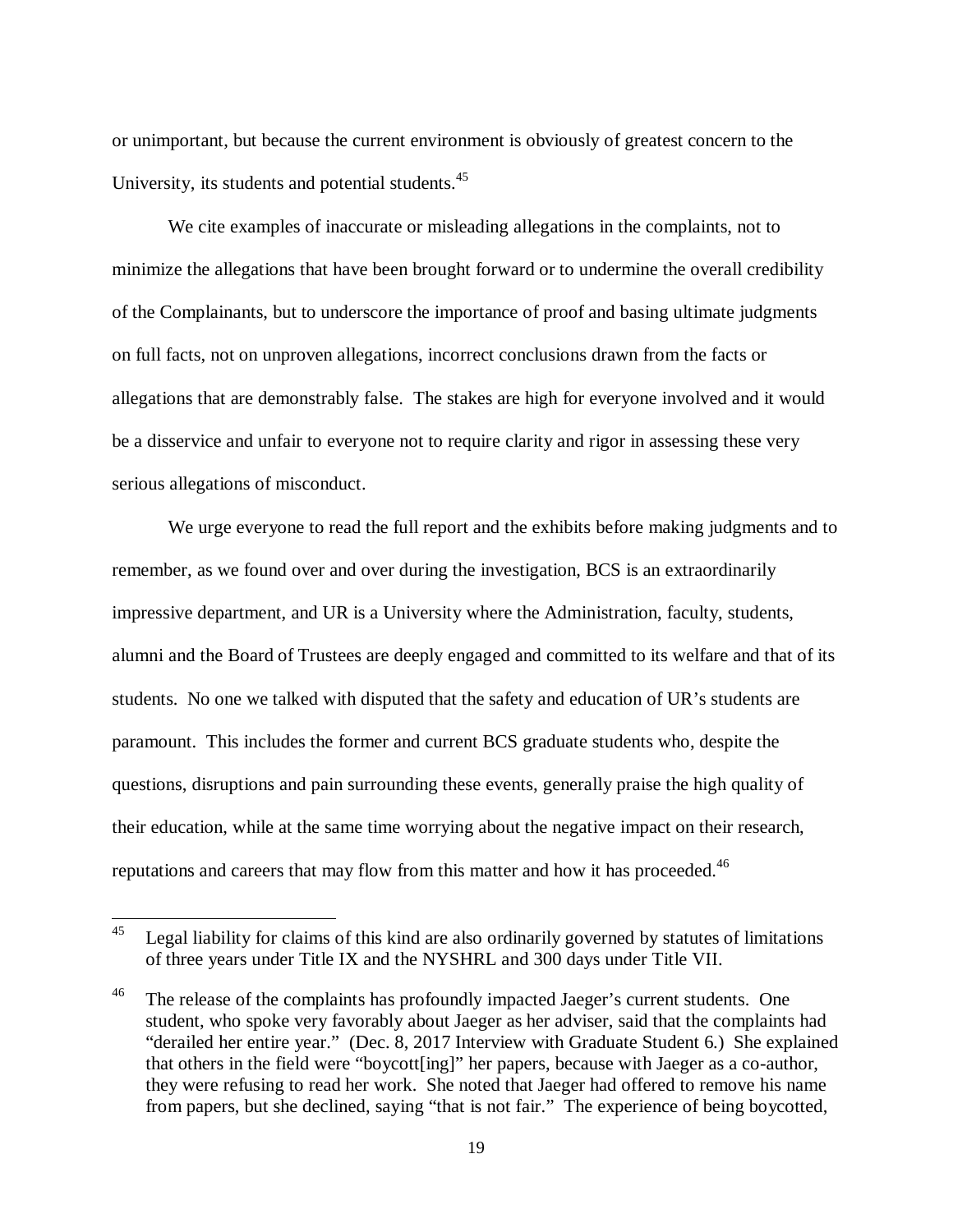or unimportant, but because the current environment is obviously of greatest concern to the University, its students and potential students.[45]

We cite examples of inaccurate or misleading allegations in the complaints, not to minimize the allegations that have been brought forward or to undermine the overall credibility of the Complainants, but to underscore the importance of proof and basing ultimate judgments on full facts, not on unproven allegations, incorrect conclusions drawn from the facts or allegations that are demonstrably false. The stakes are high for everyone involved and it would be a disservice and unfair to everyone not to require clarity and rigor in assessing these very serious allegations of misconduct.

We urge everyone to read the full report and the exhibits before making judgments and to remember, as we found over and over during the investigation, BCS is an extraordinarily impressive department, and UR is a University where the Administration, faculty, students, alumni and the Board of Trustees are deeply engaged and committed to its welfare and that of its students. No one we talked with disputed that the safety and education of UR's students are paramount. This includes the former and current BCS graduate students who, despite the questions, disruptions and pain surrounding these events, generally praise the high quality of their education, while at the same time worrying about the negative impact on their research, reputations and careers that may flow from this matter and how it has proceeded.[46]

---

[45] Legal liability for claims of this kind are also ordinarily governed by statutes of limitations of three years under Title IX and the NYSHRL and 300 days under Title VII.

[46] The release of the complaints has profoundly impacted Jaeger's current students. One student, who spoke very favorably about Jaeger as her adviser, said that the complaints had "derailed her entire year." (Dec. 8, 2017 Interview with Graduate Student 6.) She explained that others in the field were "boycott[ing]" her papers, because with Jaeger as a co-author, they were refusing to read her work. She noted that Jaeger had offered to remove his name from papers, but she declined, saying "that is not fair." The experience of being boycotted,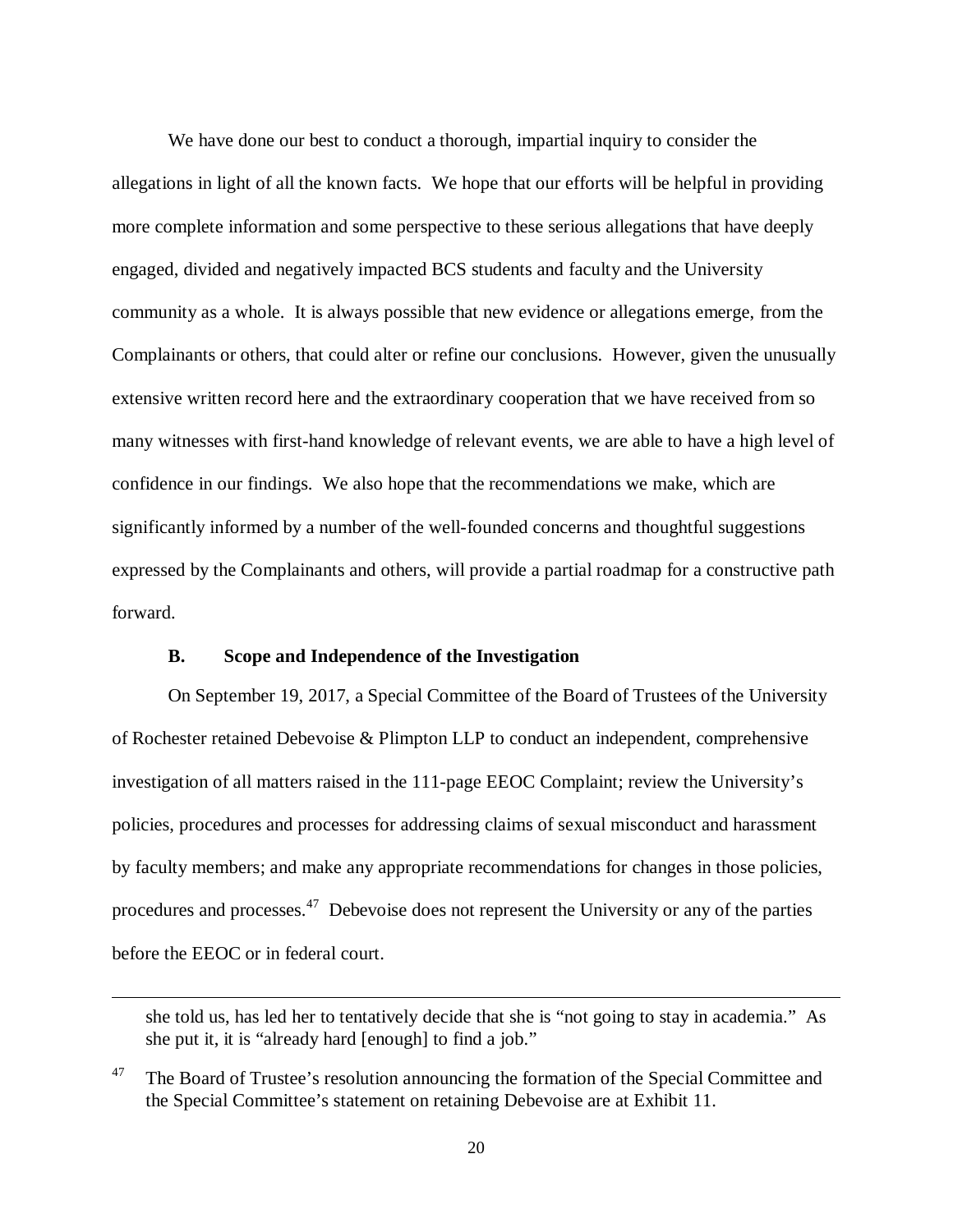We have done our best to conduct a thorough, impartial inquiry to consider the allegations in light of all the known facts. We hope that our efforts will be helpful in providing more complete information and some perspective to these serious allegations that have deeply engaged, divided and negatively impacted BCS students and faculty and the University community as a whole. It is always possible that new evidence or allegations emerge, from the Complainants or others, that could alter or refine our conclusions. However, given the unusually extensive written record here and the extraordinary cooperation that we have received from so many witnesses with first-hand knowledge of relevant events, we are able to have a high level of confidence in our findings. We also hope that the recommendations we make, which are significantly informed by a number of the well-founded concerns and thoughtful suggestions expressed by the Complainants and others, will provide a partial roadmap for a constructive path forward.

### B. Scope and Independence of the Investigation

On September 19, 2017, a Special Committee of the Board of Trustees of the University of Rochester retained Debevoise & Plimpton LLP to conduct an independent, comprehensive investigation of all matters raised in the 111-page EEOC Complaint; review the University's policies, procedures and processes for addressing claims of sexual misconduct and harassment by faculty members; and make any appropriate recommendations for changes in those policies, procedures and processes.[47] Debevoise does not represent the University or any of the parties before the EEOC or in federal court.

---

she told us, has led her to tentatively decide that she is "not going to stay in academia." As she put it, it is "already hard [enough] to find a job."

[47] The Board of Trustee's resolution announcing the formation of the Special Committee and the Special Committee's statement on retaining Debevoise are at Exhibit 11.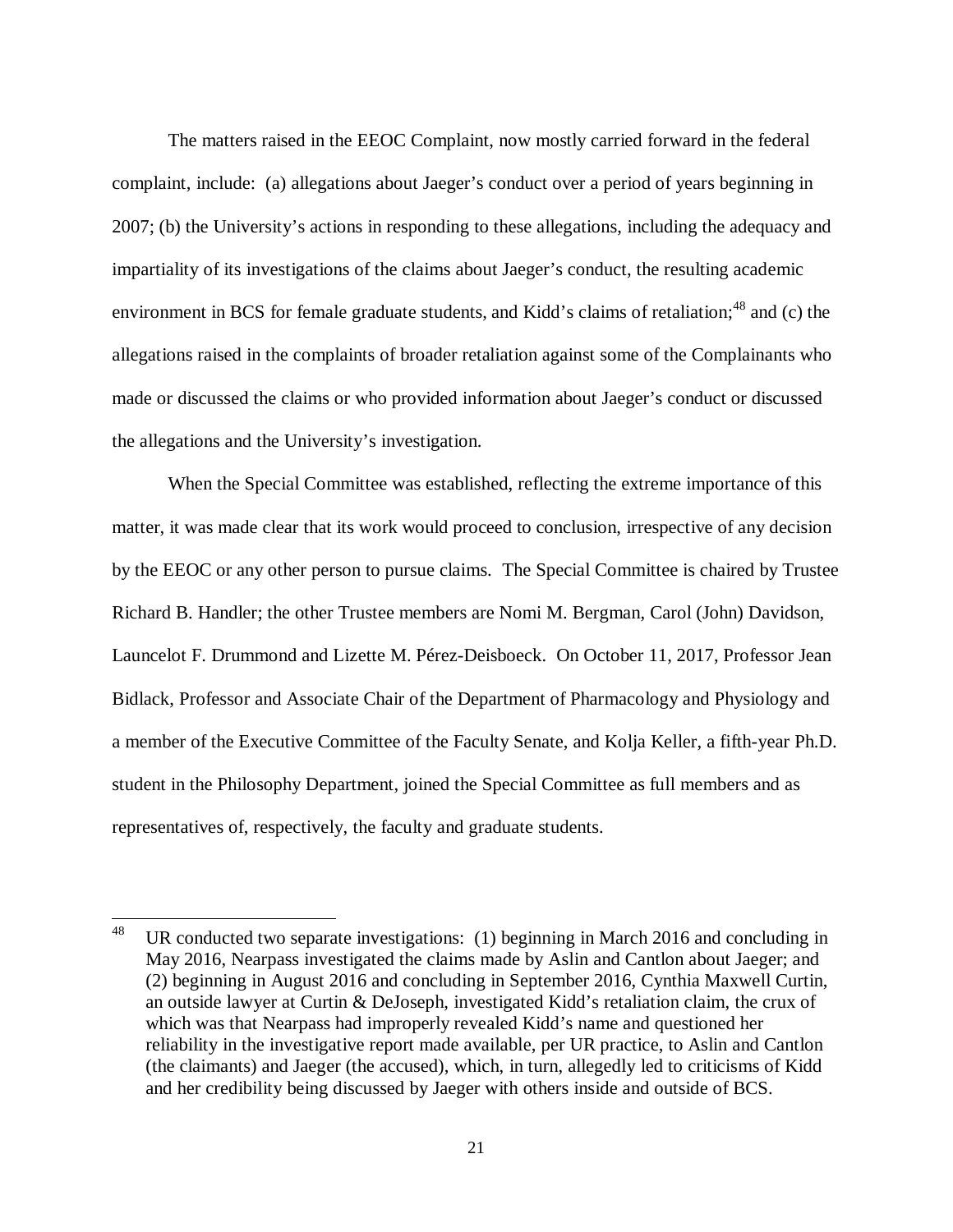The matters raised in the EEOC Complaint, now mostly carried forward in the federal complaint, include: (a) allegations about Jaeger's conduct over a period of years beginning in 2007; (b) the University's actions in responding to these allegations, including the adequacy and impartiality of its investigations of the claims about Jaeger's conduct, the resulting academic environment in BCS for female graduate students, and Kidd's claims of retaliation;[48] and (c) the allegations raised in the complaints of broader retaliation against some of the Complainants who made or discussed the claims or who provided information about Jaeger's conduct or discussed the allegations and the University's investigation.

When the Special Committee was established, reflecting the extreme importance of this matter, it was made clear that its work would proceed to conclusion, irrespective of any decision by the EEOC or any other person to pursue claims. The Special Committee is chaired by Trustee Richard B. Handler; the other Trustee members are Nomi M. Bergman, Carol (John) Davidson, Launcelot F. Drummond and Lizette M. Pérez-Deisboeck. On October 11, 2017, Professor Jean Bidlack, Professor and Associate Chair of the Department of Pharmacology and Physiology and a member of the Executive Committee of the Faculty Senate, and Kolja Keller, a fifth-year Ph.D. student in the Philosophy Department, joined the Special Committee as full members and as representatives of, respectively, the faculty and graduate students.

---

[48] UR conducted two separate investigations: (1) beginning in March 2016 and concluding in May 2016, Nearpass investigated the claims made by Aslin and Cantlon about Jaeger; and (2) beginning in August 2016 and concluding in September 2016, Cynthia Maxwell Curtin, an outside lawyer at Curtin & DeJoseph, investigated Kidd's retaliation claim, the crux of which was that Nearpass had improperly revealed Kidd's name and questioned her reliability in the investigative report made available, per UR practice, to Aslin and Cantlon (the claimants) and Jaeger (the accused), which, in turn, allegedly led to criticisms of Kidd and her credibility being discussed by Jaeger with others inside and outside of BCS.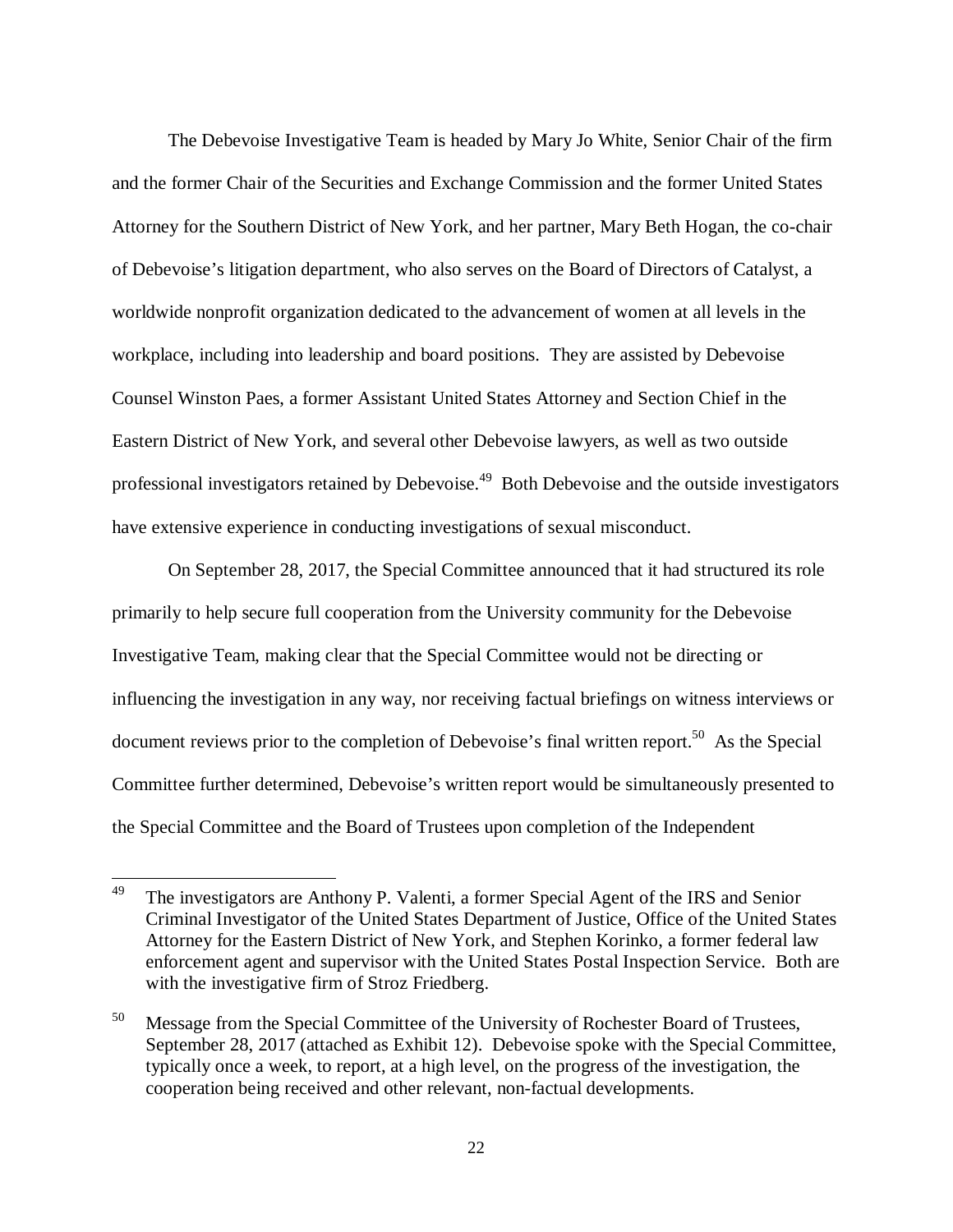The Debevoise Investigative Team is headed by Mary Jo White, Senior Chair of the firm and the former Chair of the Securities and Exchange Commission and the former United States Attorney for the Southern District of New York, and her partner, Mary Beth Hogan, the co-chair of Debevoise's litigation department, who also serves on the Board of Directors of Catalyst, a worldwide nonprofit organization dedicated to the advancement of women at all levels in the workplace, including into leadership and board positions. They are assisted by Debevoise Counsel Winston Paes, a former Assistant United States Attorney and Section Chief in the Eastern District of New York, and several other Debevoise lawyers, as well as two outside professional investigators retained by Debevoise.[49] Both Debevoise and the outside investigators have extensive experience in conducting investigations of sexual misconduct.

On September 28, 2017, the Special Committee announced that it had structured its role primarily to help secure full cooperation from the University community for the Debevoise Investigative Team, making clear that the Special Committee would not be directing or influencing the investigation in any way, nor receiving factual briefings on witness interviews or document reviews prior to the completion of Debevoise's final written report.[50] As the Special Committee further determined, Debevoise's written report would be simultaneously presented to the Special Committee and the Board of Trustees upon completion of the Independent

---

[49] The investigators are Anthony P. Valenti, a former Special Agent of the IRS and Senior Criminal Investigator of the United States Department of Justice, Office of the United States Attorney for the Eastern District of New York, and Stephen Korinko, a former federal law enforcement agent and supervisor with the United States Postal Inspection Service. Both are with the investigative firm of Stroz Friedberg.

[50] Message from the Special Committee of the University of Rochester Board of Trustees, September 28, 2017 (attached as Exhibit 12). Debevoise spoke with the Special Committee, typically once a week, to report, at a high level, on the progress of the investigation, the cooperation being received and other relevant, non-factual developments.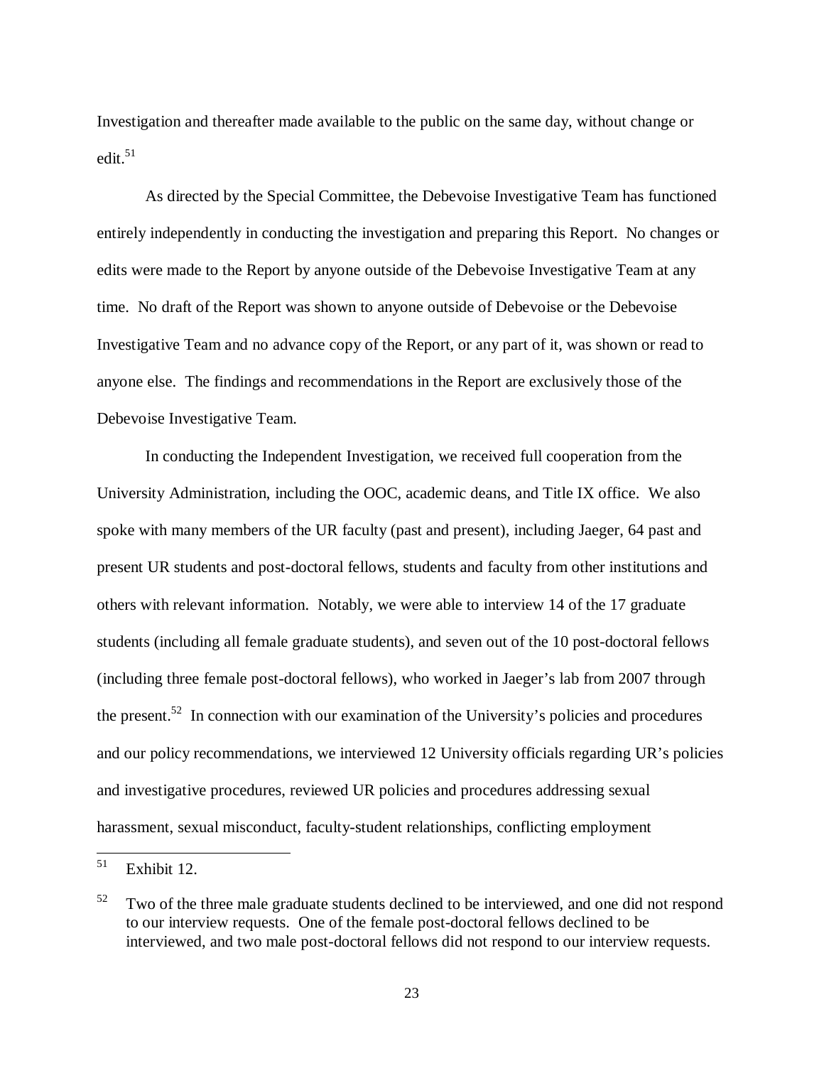Investigation and thereafter made available to the public on the same day, without change or edit.[51]

As directed by the Special Committee, the Debevoise Investigative Team has functioned entirely independently in conducting the investigation and preparing this Report. No changes or edits were made to the Report by anyone outside of the Debevoise Investigative Team at any time. No draft of the Report was shown to anyone outside of Debevoise or the Debevoise Investigative Team and no advance copy of the Report, or any part of it, was shown or read to anyone else. The findings and recommendations in the Report are exclusively those of the Debevoise Investigative Team.

In conducting the Independent Investigation, we received full cooperation from the University Administration, including the OOC, academic deans, and Title IX office. We also spoke with many members of the UR faculty (past and present), including Jaeger, 64 past and present UR students and post-doctoral fellows, students and faculty from other institutions and others with relevant information. Notably, we were able to interview 14 of the 17 graduate students (including all female graduate students), and seven out of the 10 post-doctoral fellows (including three female post-doctoral fellows), who worked in Jaeger's lab from 2007 through the present.[52] In connection with our examination of the University's policies and procedures and our policy recommendations, we interviewed 12 University officials regarding UR's policies and investigative procedures, reviewed UR policies and procedures addressing sexual harassment, sexual misconduct, faculty-student relationships, conflicting employment

---

[51] Exhibit 12.

[52] Two of the three male graduate students declined to be interviewed, and one did not respond to our interview requests. One of the female post-doctoral fellows declined to be interviewed, and two male post-doctoral fellows did not respond to our interview requests.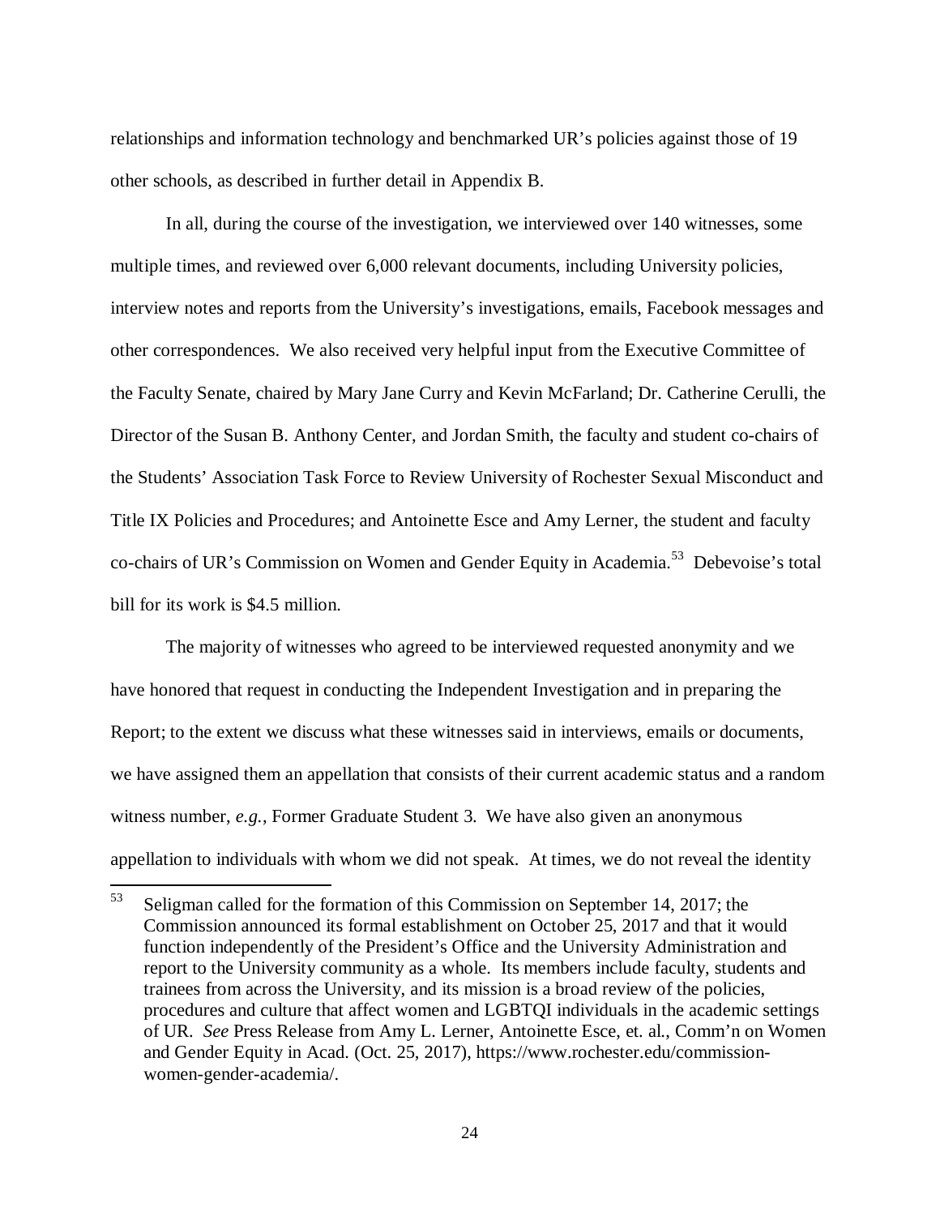relationships and information technology and benchmarked UR's policies against those of 19 other schools, as described in further detail in Appendix B.

In all, during the course of the investigation, we interviewed over 140 witnesses, some multiple times, and reviewed over 6,000 relevant documents, including University policies, interview notes and reports from the University's investigations, emails, Facebook messages and other correspondences. We also received very helpful input from the Executive Committee of the Faculty Senate, chaired by Mary Jane Curry and Kevin McFarland; Dr. Catherine Cerulli, the Director of the Susan B. Anthony Center, and Jordan Smith, the faculty and student co-chairs of the Students' Association Task Force to Review University of Rochester Sexual Misconduct and Title IX Policies and Procedures; and Antoinette Esce and Amy Lerner, the student and faculty co-chairs of UR's Commission on Women and Gender Equity in Academia.[53] Debevoise's total bill for its work is $4.5 million.

The majority of witnesses who agreed to be interviewed requested anonymity and we have honored that request in conducting the Independent Investigation and in preparing the Report; to the extent we discuss what these witnesses said in interviews, emails or documents, we have assigned them an appellation that consists of their current academic status and a random witness number, *e.g.*, Former Graduate Student 3. We have also given an anonymous appellation to individuals with whom we did not speak. At times, we do not reveal the identity

---

[53] Seligman called for the formation of this Commission on September 14, 2017; the Commission announced its formal establishment on October 25, 2017 and that it would function independently of the President's Office and the University Administration and report to the University community as a whole. Its members include faculty, students and trainees from across the University, and its mission is a broad review of the policies, procedures and culture that affect women and LGBTQI individuals in the academic settings of UR. *See* Press Release from Amy L. Lerner, Antoinette Esce, et. al., Comm'n on Women and Gender Equity in Acad. (Oct. 25, 2017), https://www.rochester.edu/commission-women-gender-academia/.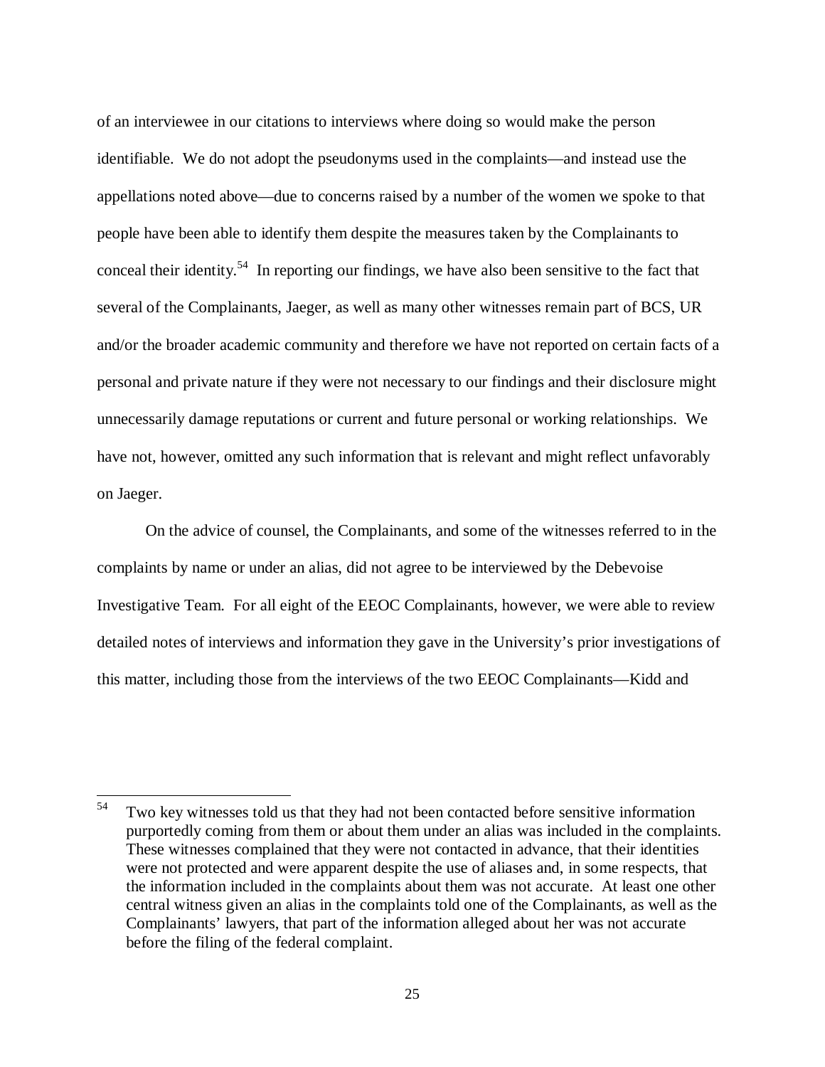of an interviewee in our citations to interviews where doing so would make the person identifiable. We do not adopt the pseudonyms used in the complaints—and instead use the appellations noted above—due to concerns raised by a number of the women we spoke to that people have been able to identify them despite the measures taken by the Complainants to conceal their identity.[54] In reporting our findings, we have also been sensitive to the fact that several of the Complainants, Jaeger, as well as many other witnesses remain part of BCS, UR and/or the broader academic community and therefore we have not reported on certain facts of a personal and private nature if they were not necessary to our findings and their disclosure might unnecessarily damage reputations or current and future personal or working relationships. We have not, however, omitted any such information that is relevant and might reflect unfavorably on Jaeger.

On the advice of counsel, the Complainants, and some of the witnesses referred to in the complaints by name or under an alias, did not agree to be interviewed by the Debevoise Investigative Team. For all eight of the EEOC Complainants, however, we were able to review detailed notes of interviews and information they gave in the University's prior investigations of this matter, including those from the interviews of the two EEOC Complainants—Kidd and

---

[54] Two key witnesses told us that they had not been contacted before sensitive information purportedly coming from them or about them under an alias was included in the complaints. These witnesses complained that they were not contacted in advance, that their identities were not protected and were apparent despite the use of aliases and, in some respects, that the information included in the complaints about them was not accurate. At least one other central witness given an alias in the complaints told one of the Complainants, as well as the Complainants' lawyers, that part of the information alleged about her was not accurate before the filing of the federal complaint.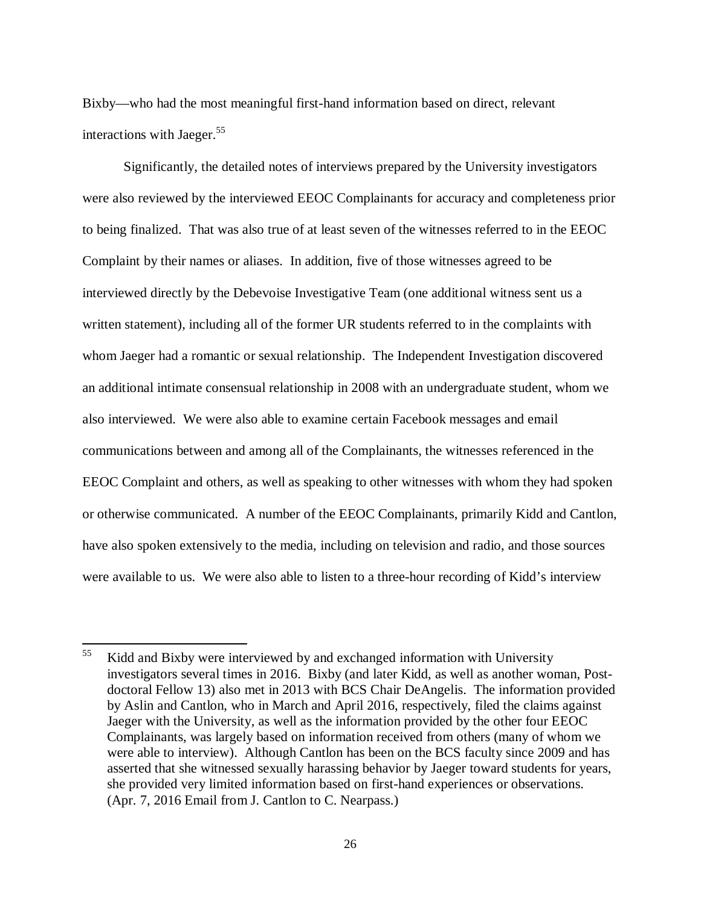Bixby—who had the most meaningful first-hand information based on direct, relevant interactions with Jaeger.[55]

Significantly, the detailed notes of interviews prepared by the University investigators were also reviewed by the interviewed EEOC Complainants for accuracy and completeness prior to being finalized. That was also true of at least seven of the witnesses referred to in the EEOC Complaint by their names or aliases. In addition, five of those witnesses agreed to be interviewed directly by the Debevoise Investigative Team (one additional witness sent us a written statement), including all of the former UR students referred to in the complaints with whom Jaeger had a romantic or sexual relationship. The Independent Investigation discovered an additional intimate consensual relationship in 2008 with an undergraduate student, whom we also interviewed. We were also able to examine certain Facebook messages and email communications between and among all of the Complainants, the witnesses referenced in the EEOC Complaint and others, as well as speaking to other witnesses with whom they had spoken or otherwise communicated. A number of the EEOC Complainants, primarily Kidd and Cantlon, have also spoken extensively to the media, including on television and radio, and those sources were available to us. We were also able to listen to a three-hour recording of Kidd's interview

---

[55] Kidd and Bixby were interviewed by and exchanged information with University investigators several times in 2016. Bixby (and later Kidd, as well as another woman, Post-doctoral Fellow 13) also met in 2013 with BCS Chair DeAngelis. The information provided by Aslin and Cantlon, who in March and April 2016, respectively, filed the claims against Jaeger with the University, as well as the information provided by the other four EEOC Complainants, was largely based on information received from others (many of whom we were able to interview). Although Cantlon has been on the BCS faculty since 2009 and has asserted that she witnessed sexually harassing behavior by Jaeger toward students for years, she provided very limited information based on first-hand experiences or observations. (Apr. 7, 2016 Email from J. Cantlon to C. Nearpass.)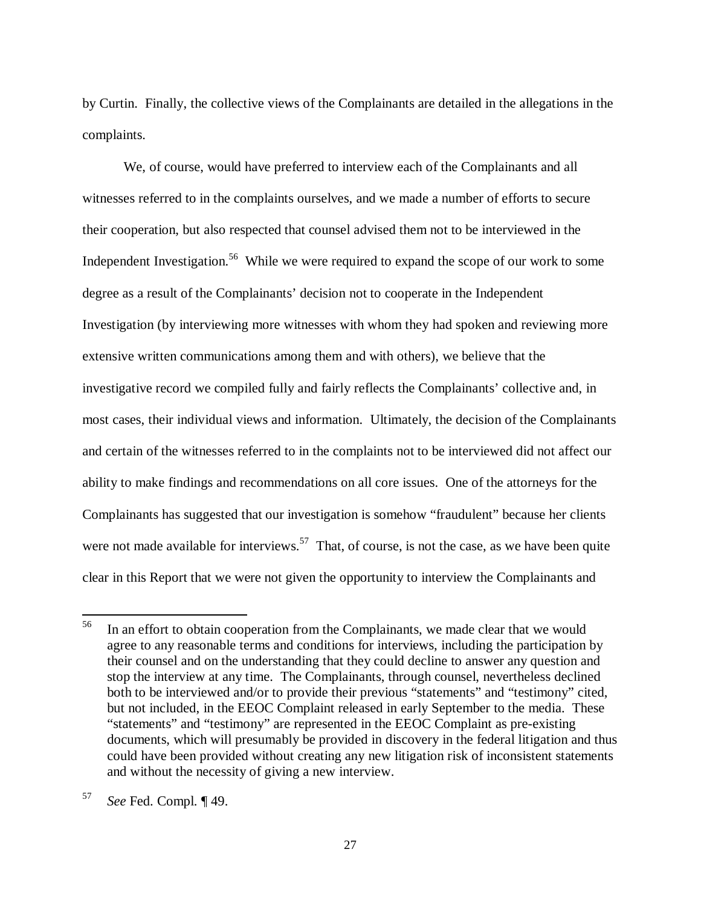by Curtin. Finally, the collective views of the Complainants are detailed in the allegations in the complaints.

We, of course, would have preferred to interview each of the Complainants and all witnesses referred to in the complaints ourselves, and we made a number of efforts to secure their cooperation, but also respected that counsel advised them not to be interviewed in the Independent Investigation.[56] While we were required to expand the scope of our work to some degree as a result of the Complainants' decision not to cooperate in the Independent Investigation (by interviewing more witnesses with whom they had spoken and reviewing more extensive written communications among them and with others), we believe that the investigative record we compiled fully and fairly reflects the Complainants' collective and, in most cases, their individual views and information. Ultimately, the decision of the Complainants and certain of the witnesses referred to in the complaints not to be interviewed did not affect our ability to make findings and recommendations on all core issues. One of the attorneys for the Complainants has suggested that our investigation is somehow "fraudulent" because her clients were not made available for interviews.[57] That, of course, is not the case, as we have been quite clear in this Report that we were not given the opportunity to interview the Complainants and

---

[56] In an effort to obtain cooperation from the Complainants, we made clear that we would agree to any reasonable terms and conditions for interviews, including the participation by their counsel and on the understanding that they could decline to answer any question and stop the interview at any time. The Complainants, through counsel, nevertheless declined both to be interviewed and/or to provide their previous "statements" and "testimony" cited, but not included, in the EEOC Complaint released in early September to the media. These "statements" and "testimony" are represented in the EEOC Complaint as pre-existing documents, which will presumably be provided in discovery in the federal litigation and thus could have been provided without creating any new litigation risk of inconsistent statements and without the necessity of giving a new interview.

[57] *See* Fed. Compl. ¶ 49.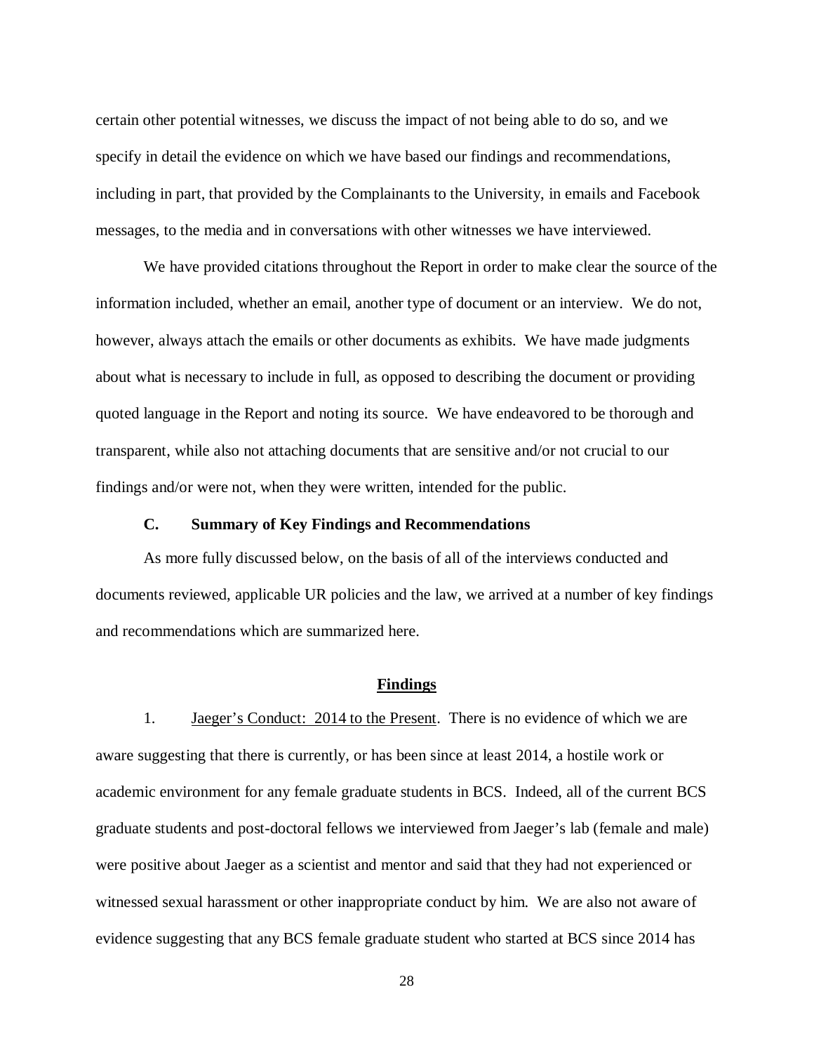certain other potential witnesses, we discuss the impact of not being able to do so, and we specify in detail the evidence on which we have based our findings and recommendations, including in part, that provided by the Complainants to the University, in emails and Facebook messages, to the media and in conversations with other witnesses we have interviewed.

We have provided citations throughout the Report in order to make clear the source of the information included, whether an email, another type of document or an interview. We do not, however, always attach the emails or other documents as exhibits. We have made judgments about what is necessary to include in full, as opposed to describing the document or providing quoted language in the Report and noting its source. We have endeavored to be thorough and transparent, while also not attaching documents that are sensitive and/or not crucial to our findings and/or were not, when they were written, intended for the public.

### C. Summary of Key Findings and Recommendations

As more fully discussed below, on the basis of all of the interviews conducted and documents reviewed, applicable UR policies and the law, we arrived at a number of key findings and recommendations which are summarized here.

**Findings**

1. Jaeger's Conduct: 2014 to the Present. There is no evidence of which we are aware suggesting that there is currently, or has been since at least 2014, a hostile work or academic environment for any female graduate students in BCS. Indeed, all of the current BCS graduate students and post-doctoral fellows we interviewed from Jaeger's lab (female and male) were positive about Jaeger as a scientist and mentor and said that they had not experienced or witnessed sexual harassment or other inappropriate conduct by him. We are also not aware of evidence suggesting that any BCS female graduate student who started at BCS since 2014 has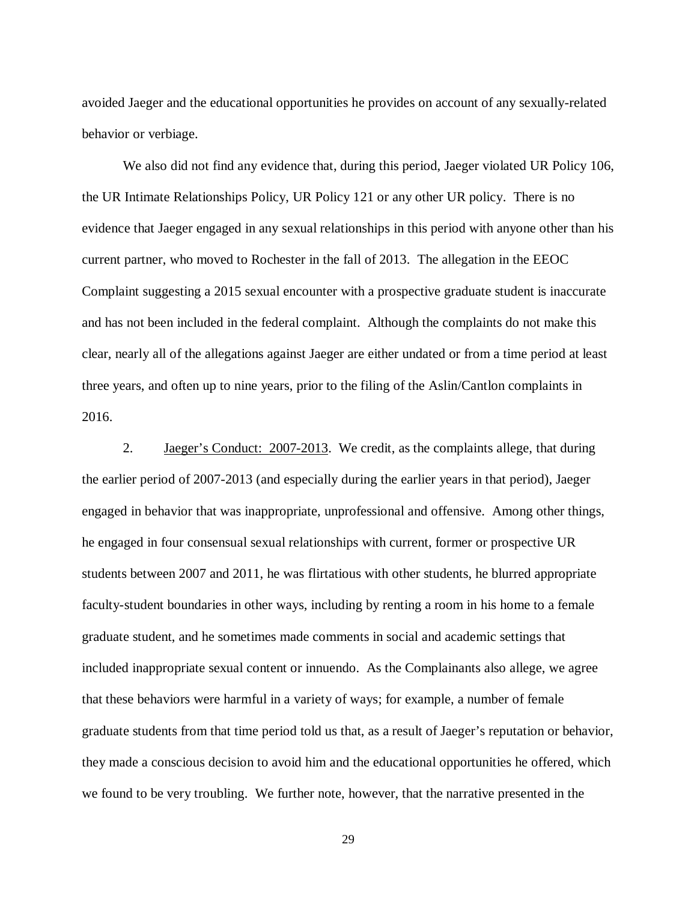avoided Jaeger and the educational opportunities he provides on account of any sexually-related behavior or verbiage.

We also did not find any evidence that, during this period, Jaeger violated UR Policy 106, the UR Intimate Relationships Policy, UR Policy 121 or any other UR policy. There is no evidence that Jaeger engaged in any sexual relationships in this period with anyone other than his current partner, who moved to Rochester in the fall of 2013. The allegation in the EEOC Complaint suggesting a 2015 sexual encounter with a prospective graduate student is inaccurate and has not been included in the federal complaint. Although the complaints do not make this clear, nearly all of the allegations against Jaeger are either undated or from a time period at least three years, and often up to nine years, prior to the filing of the Aslin/Cantlon complaints in 2016.

2. Jaeger's Conduct: 2007-2013. We credit, as the complaints allege, that during the earlier period of 2007-2013 (and especially during the earlier years in that period), Jaeger engaged in behavior that was inappropriate, unprofessional and offensive. Among other things, he engaged in four consensual sexual relationships with current, former or prospective UR students between 2007 and 2011, he was flirtatious with other students, he blurred appropriate faculty-student boundaries in other ways, including by renting a room in his home to a female graduate student, and he sometimes made comments in social and academic settings that included inappropriate sexual content or innuendo. As the Complainants also allege, we agree that these behaviors were harmful in a variety of ways; for example, a number of female graduate students from that time period told us that, as a result of Jaeger's reputation or behavior, they made a conscious decision to avoid him and the educational opportunities he offered, which we found to be very troubling. We further note, however, that the narrative presented in the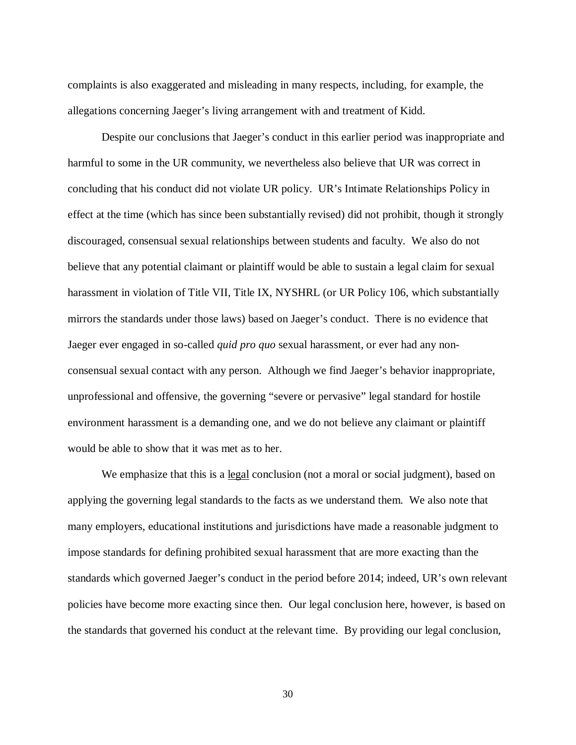complaints is also exaggerated and misleading in many respects, including, for example, the allegations concerning Jaeger's living arrangement with and treatment of Kidd.

Despite our conclusions that Jaeger's conduct in this earlier period was inappropriate and harmful to some in the UR community, we nevertheless also believe that UR was correct in concluding that his conduct did not violate UR policy. UR's Intimate Relationships Policy in effect at the time (which has since been substantially revised) did not prohibit, though it strongly discouraged, consensual sexual relationships between students and faculty. We also do not believe that any potential claimant or plaintiff would be able to sustain a legal claim for sexual harassment in violation of Title VII, Title IX, NYSHRL (or UR Policy 106, which substantially mirrors the standards under those laws) based on Jaeger's conduct. There is no evidence that Jaeger ever engaged in so-called *quid pro quo* sexual harassment, or ever had any non-consensual sexual contact with any person. Although we find Jaeger's behavior inappropriate, unprofessional and offensive, the governing "severe or pervasive" legal standard for hostile environment harassment is a demanding one, and we do not believe any claimant or plaintiff would be able to show that it was met as to her.

We emphasize that this is a <u>legal</u> conclusion (not a moral or social judgment), based on applying the governing legal standards to the facts as we understand them. We also note that many employers, educational institutions and jurisdictions have made a reasonable judgment to impose standards for defining prohibited sexual harassment that are more exacting than the standards which governed Jaeger's conduct in the period before 2014; indeed, UR's own relevant policies have become more exacting since then. Our legal conclusion here, however, is based on the standards that governed his conduct at the relevant time. By providing our legal conclusion,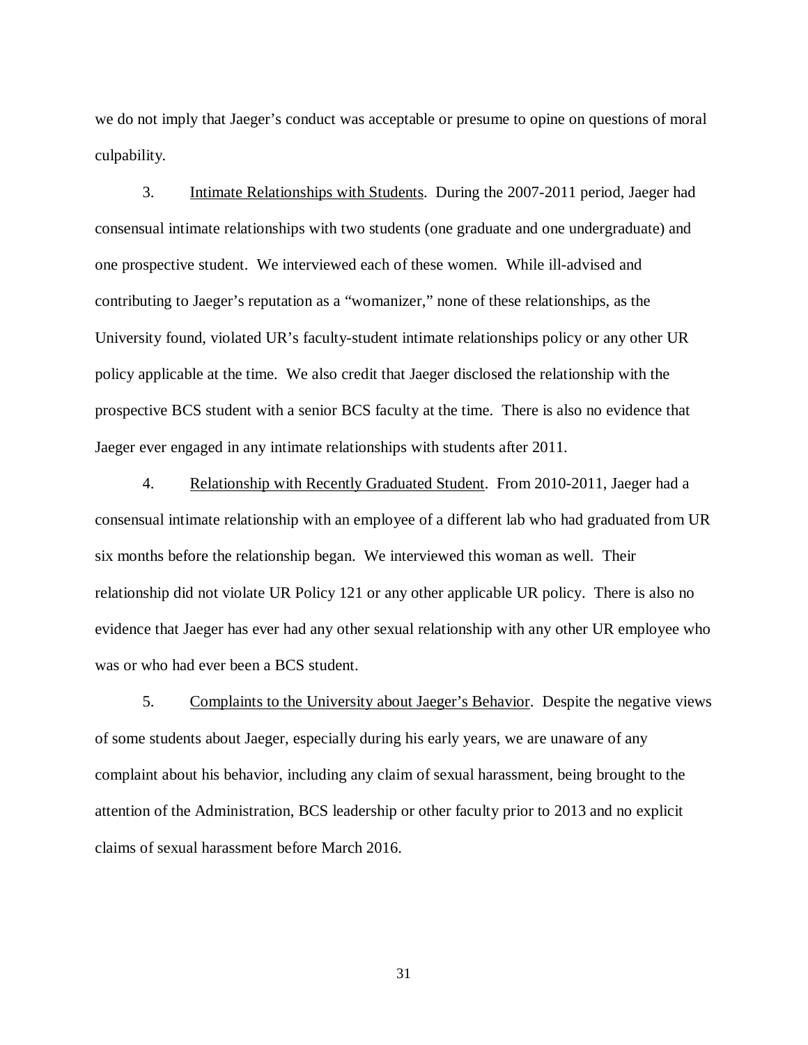we do not imply that Jaeger's conduct was acceptable or presume to opine on questions of moral culpability.

3. Intimate Relationships with Students. During the 2007-2011 period, Jaeger had consensual intimate relationships with two students (one graduate and one undergraduate) and one prospective student. We interviewed each of these women. While ill-advised and contributing to Jaeger's reputation as a "womanizer," none of these relationships, as the University found, violated UR's faculty-student intimate relationships policy or any other UR policy applicable at the time. We also credit that Jaeger disclosed the relationship with the prospective BCS student with a senior BCS faculty at the time. There is also no evidence that Jaeger ever engaged in any intimate relationships with students after 2011.

4. Relationship with Recently Graduated Student. From 2010-2011, Jaeger had a consensual intimate relationship with an employee of a different lab who had graduated from UR six months before the relationship began. We interviewed this woman as well. Their relationship did not violate UR Policy 121 or any other applicable UR policy. There is also no evidence that Jaeger has ever had any other sexual relationship with any other UR employee who was or who had ever been a BCS student.

5. Complaints to the University about Jaeger's Behavior. Despite the negative views of some students about Jaeger, especially during his early years, we are unaware of any complaint about his behavior, including any claim of sexual harassment, being brought to the attention of the Administration, BCS leadership or other faculty prior to 2013 and no explicit claims of sexual harassment before March 2016.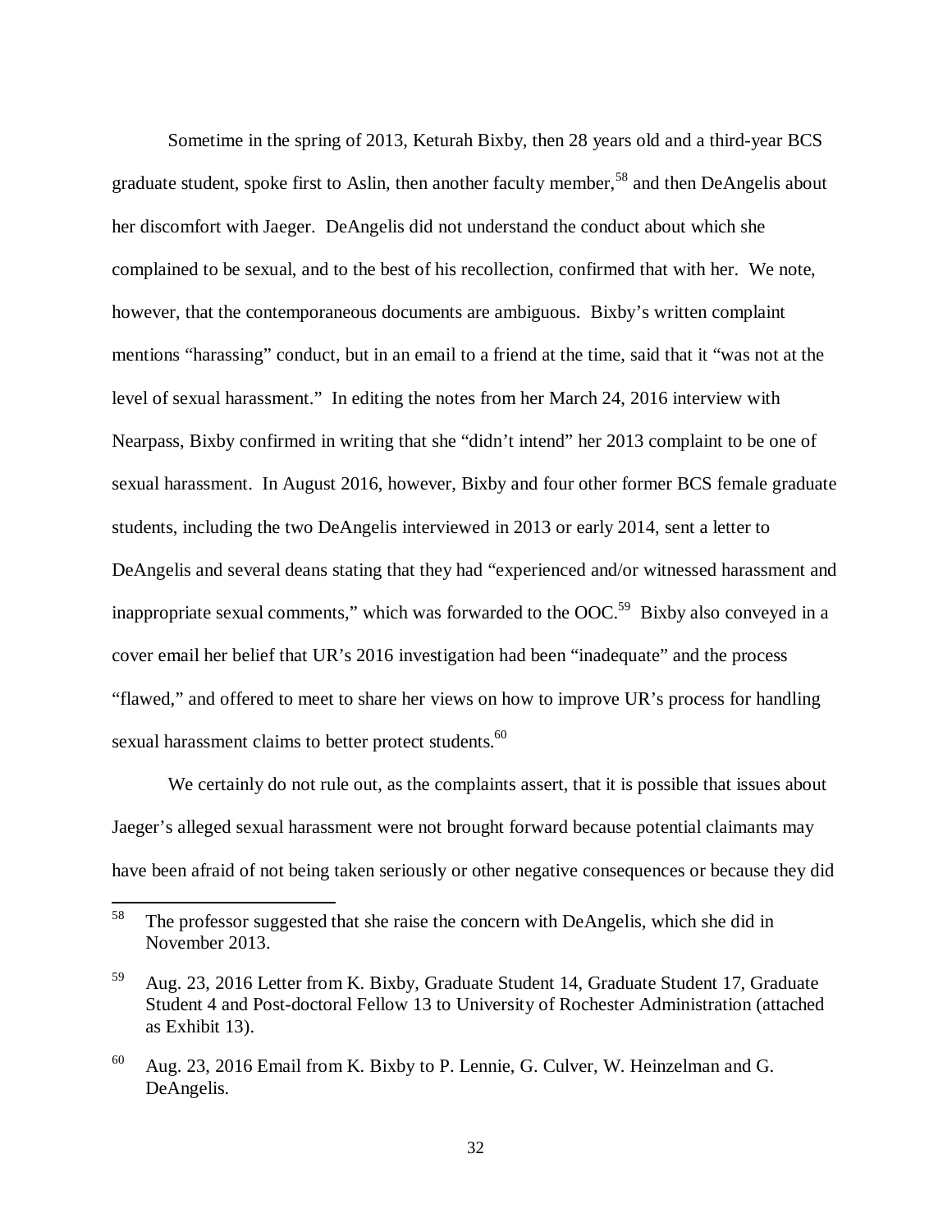Sometime in the spring of 2013, Keturah Bixby, then 28 years old and a third-year BCS graduate student, spoke first to Aslin, then another faculty member,[58] and then DeAngelis about her discomfort with Jaeger. DeAngelis did not understand the conduct about which she complained to be sexual, and to the best of his recollection, confirmed that with her. We note, however, that the contemporaneous documents are ambiguous. Bixby's written complaint mentions "harassing" conduct, but in an email to a friend at the time, said that it "was not at the level of sexual harassment." In editing the notes from her March 24, 2016 interview with Nearpass, Bixby confirmed in writing that she "didn't intend" her 2013 complaint to be one of sexual harassment. In August 2016, however, Bixby and four other former BCS female graduate students, including the two DeAngelis interviewed in 2013 or early 2014, sent a letter to DeAngelis and several deans stating that they had "experienced and/or witnessed harassment and inappropriate sexual comments," which was forwarded to the OOC.[59] Bixby also conveyed in a cover email her belief that UR's 2016 investigation had been "inadequate" and the process "flawed," and offered to meet to share her views on how to improve UR's process for handling sexual harassment claims to better protect students.[60]

We certainly do not rule out, as the complaints assert, that it is possible that issues about Jaeger's alleged sexual harassment were not brought forward because potential claimants may have been afraid of not being taken seriously or other negative consequences or because they did

---

[58] The professor suggested that she raise the concern with DeAngelis, which she did in November 2013.

[59] Aug. 23, 2016 Letter from K. Bixby, Graduate Student 14, Graduate Student 17, Graduate Student 4 and Post-doctoral Fellow 13 to University of Rochester Administration (attached as Exhibit 13).

[60] Aug. 23, 2016 Email from K. Bixby to P. Lennie, G. Culver, W. Heinzelman and G. DeAngelis.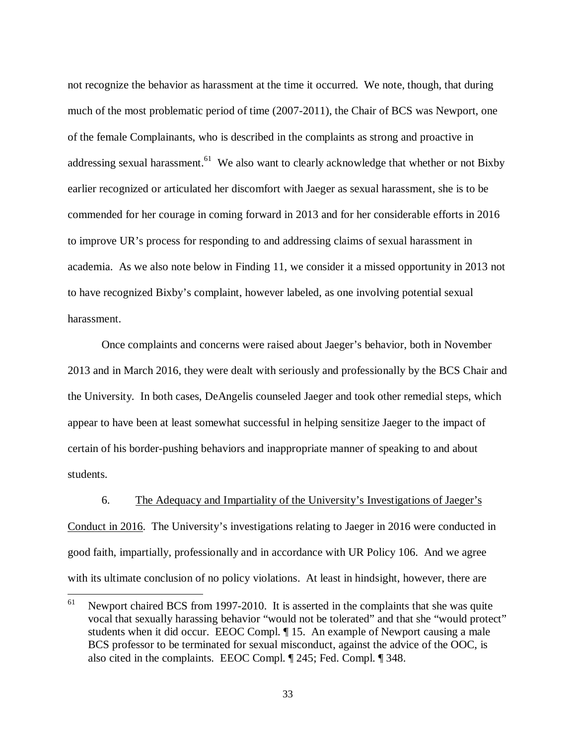not recognize the behavior as harassment at the time it occurred. We note, though, that during much of the most problematic period of time (2007-2011), the Chair of BCS was Newport, one of the female Complainants, who is described in the complaints as strong and proactive in addressing sexual harassment.[61] We also want to clearly acknowledge that whether or not Bixby earlier recognized or articulated her discomfort with Jaeger as sexual harassment, she is to be commended for her courage in coming forward in 2013 and for her considerable efforts in 2016 to improve UR's process for responding to and addressing claims of sexual harassment in academia. As we also note below in Finding 11, we consider it a missed opportunity in 2013 not to have recognized Bixby's complaint, however labeled, as one involving potential sexual harassment.

Once complaints and concerns were raised about Jaeger's behavior, both in November 2013 and in March 2016, they were dealt with seriously and professionally by the BCS Chair and the University. In both cases, DeAngelis counseled Jaeger and took other remedial steps, which appear to have been at least somewhat successful in helping sensitize Jaeger to the impact of certain of his border-pushing behaviors and inappropriate manner of speaking to and about students.

6. <u>The Adequacy and Impartiality of the University's Investigations of Jaeger's Conduct in 2016</u>. The University's investigations relating to Jaeger in 2016 were conducted in good faith, impartially, professionally and in accordance with UR Policy 106. And we agree with its ultimate conclusion of no policy violations. At least in hindsight, however, there are

---

[61] Newport chaired BCS from 1997-2010. It is asserted in the complaints that she was quite vocal that sexually harassing behavior "would not be tolerated" and that she "would protect" students when it did occur. EEOC Compl. ¶ 15. An example of Newport causing a male BCS professor to be terminated for sexual misconduct, against the advice of the OOC, is also cited in the complaints. EEOC Compl. ¶ 245; Fed. Compl. ¶ 348.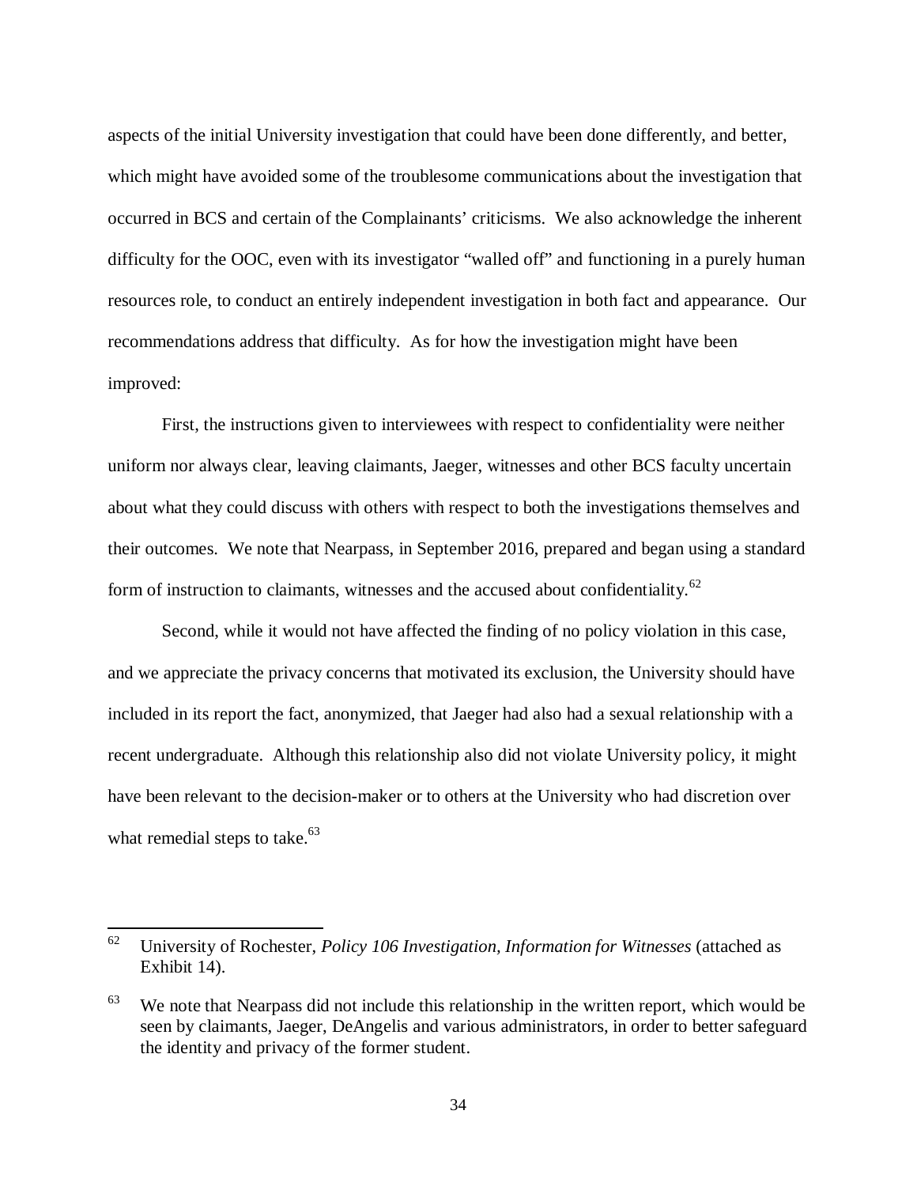aspects of the initial University investigation that could have been done differently, and better, which might have avoided some of the troublesome communications about the investigation that occurred in BCS and certain of the Complainants' criticisms. We also acknowledge the inherent difficulty for the OOC, even with its investigator "walled off" and functioning in a purely human resources role, to conduct an entirely independent investigation in both fact and appearance. Our recommendations address that difficulty. As for how the investigation might have been improved:

First, the instructions given to interviewees with respect to confidentiality were neither uniform nor always clear, leaving claimants, Jaeger, witnesses and other BCS faculty uncertain about what they could discuss with others with respect to both the investigations themselves and their outcomes. We note that Nearpass, in September 2016, prepared and began using a standard form of instruction to claimants, witnesses and the accused about confidentiality.[62]

Second, while it would not have affected the finding of no policy violation in this case, and we appreciate the privacy concerns that motivated its exclusion, the University should have included in its report the fact, anonymized, that Jaeger had also had a sexual relationship with a recent undergraduate. Although this relationship also did not violate University policy, it might have been relevant to the decision-maker or to others at the University who had discretion over what remedial steps to take.[63]

---

[62] University of Rochester, *Policy 106 Investigation, Information for Witnesses* (attached as Exhibit 14).

[63] We note that Nearpass did not include this relationship in the written report, which would be seen by claimants, Jaeger, DeAngelis and various administrators, in order to better safeguard the identity and privacy of the former student.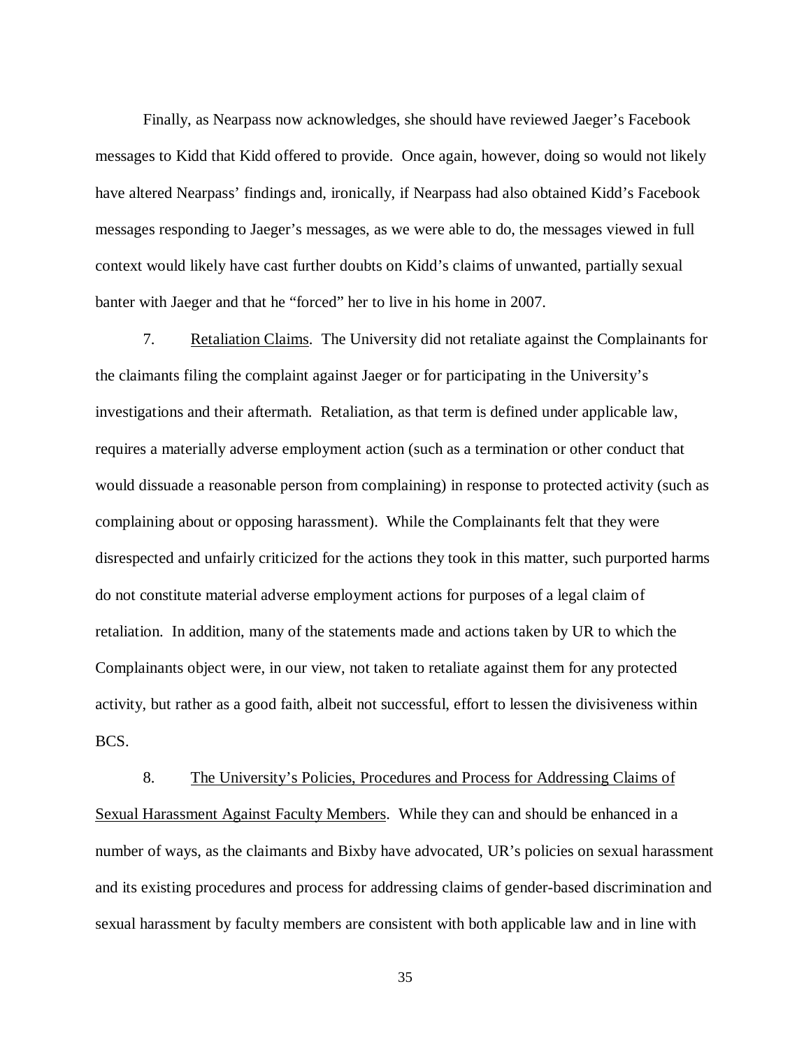Finally, as Nearpass now acknowledges, she should have reviewed Jaeger's Facebook messages to Kidd that Kidd offered to provide. Once again, however, doing so would not likely have altered Nearpass' findings and, ironically, if Nearpass had also obtained Kidd's Facebook messages responding to Jaeger's messages, as we were able to do, the messages viewed in full context would likely have cast further doubts on Kidd's claims of unwanted, partially sexual banter with Jaeger and that he "forced" her to live in his home in 2007.

7. Retaliation Claims. The University did not retaliate against the Complainants for the claimants filing the complaint against Jaeger or for participating in the University's investigations and their aftermath. Retaliation, as that term is defined under applicable law, requires a materially adverse employment action (such as a termination or other conduct that would dissuade a reasonable person from complaining) in response to protected activity (such as complaining about or opposing harassment). While the Complainants felt that they were disrespected and unfairly criticized for the actions they took in this matter, such purported harms do not constitute material adverse employment actions for purposes of a legal claim of retaliation. In addition, many of the statements made and actions taken by UR to which the Complainants object were, in our view, not taken to retaliate against them for any protected activity, but rather as a good faith, albeit not successful, effort to lessen the divisiveness within BCS.

8. The University's Policies, Procedures and Process for Addressing Claims of Sexual Harassment Against Faculty Members. While they can and should be enhanced in a number of ways, as the claimants and Bixby have advocated, UR's policies on sexual harassment and its existing procedures and process for addressing claims of gender-based discrimination and sexual harassment by faculty members are consistent with both applicable law and in line with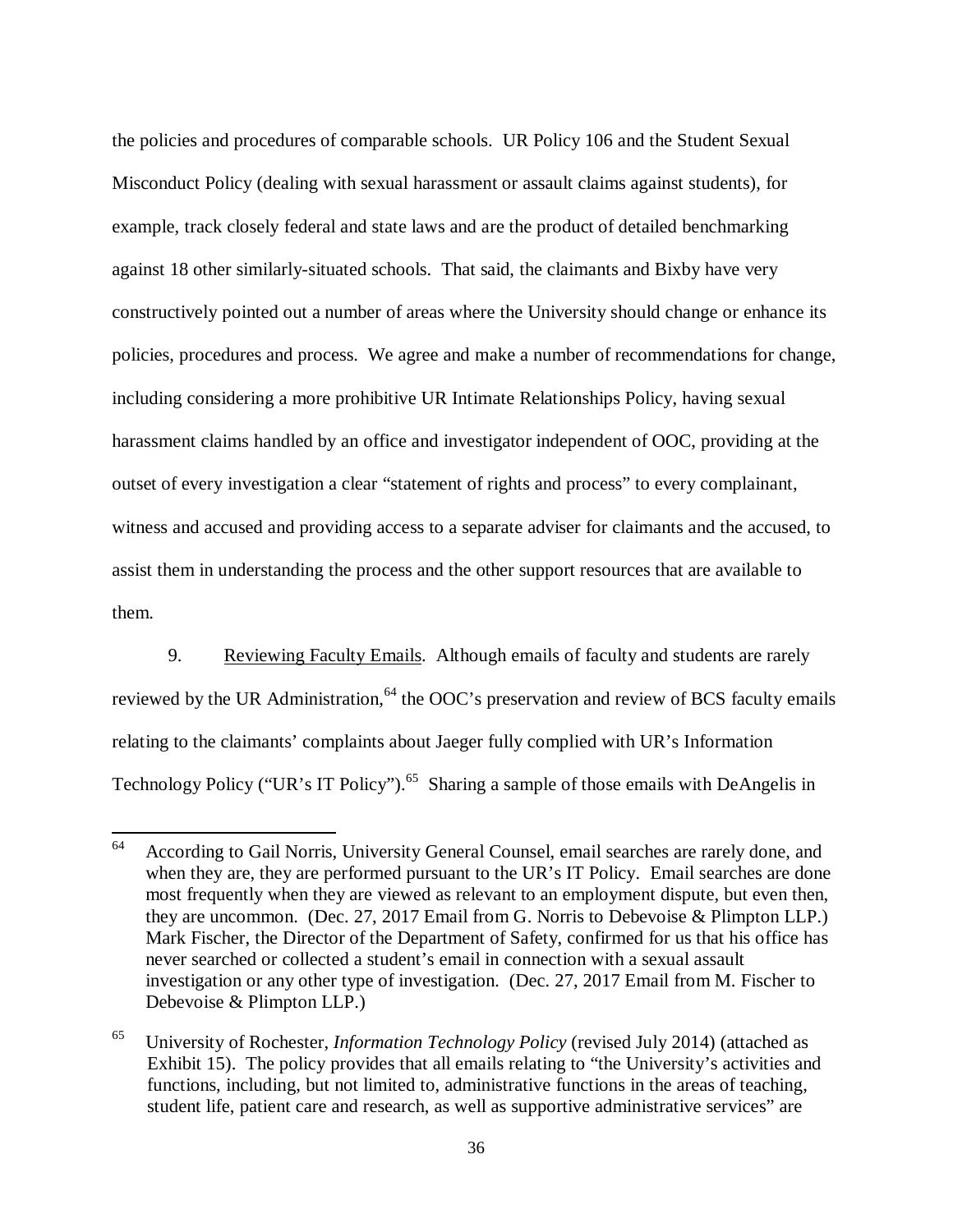the policies and procedures of comparable schools. UR Policy 106 and the Student Sexual Misconduct Policy (dealing with sexual harassment or assault claims against students), for example, track closely federal and state laws and are the product of detailed benchmarking against 18 other similarly-situated schools. That said, the claimants and Bixby have very constructively pointed out a number of areas where the University should change or enhance its policies, procedures and process. We agree and make a number of recommendations for change, including considering a more prohibitive UR Intimate Relationships Policy, having sexual harassment claims handled by an office and investigator independent of OOC, providing at the outset of every investigation a clear "statement of rights and process" to every complainant, witness and accused and providing access to a separate adviser for claimants and the accused, to assist them in understanding the process and the other support resources that are available to them.

9. Reviewing Faculty Emails. Although emails of faculty and students are rarely reviewed by the UR Administration,[64] the OOC's preservation and review of BCS faculty emails relating to the claimants' complaints about Jaeger fully complied with UR's Information Technology Policy ("UR's IT Policy").[65] Sharing a sample of those emails with DeAngelis in

---

[64] According to Gail Norris, University General Counsel, email searches are rarely done, and when they are, they are performed pursuant to the UR's IT Policy. Email searches are done most frequently when they are viewed as relevant to an employment dispute, but even then, they are uncommon. (Dec. 27, 2017 Email from G. Norris to Debevoise & Plimpton LLP.) Mark Fischer, the Director of the Department of Safety, confirmed for us that his office has never searched or collected a student's email in connection with a sexual assault investigation or any other type of investigation. (Dec. 27, 2017 Email from M. Fischer to Debevoise & Plimpton LLP.)

[65] University of Rochester, *Information Technology Policy* (revised July 2014) (attached as Exhibit 15). The policy provides that all emails relating to "the University's activities and functions, including, but not limited to, administrative functions in the areas of teaching, student life, patient care and research, as well as supportive administrative services" are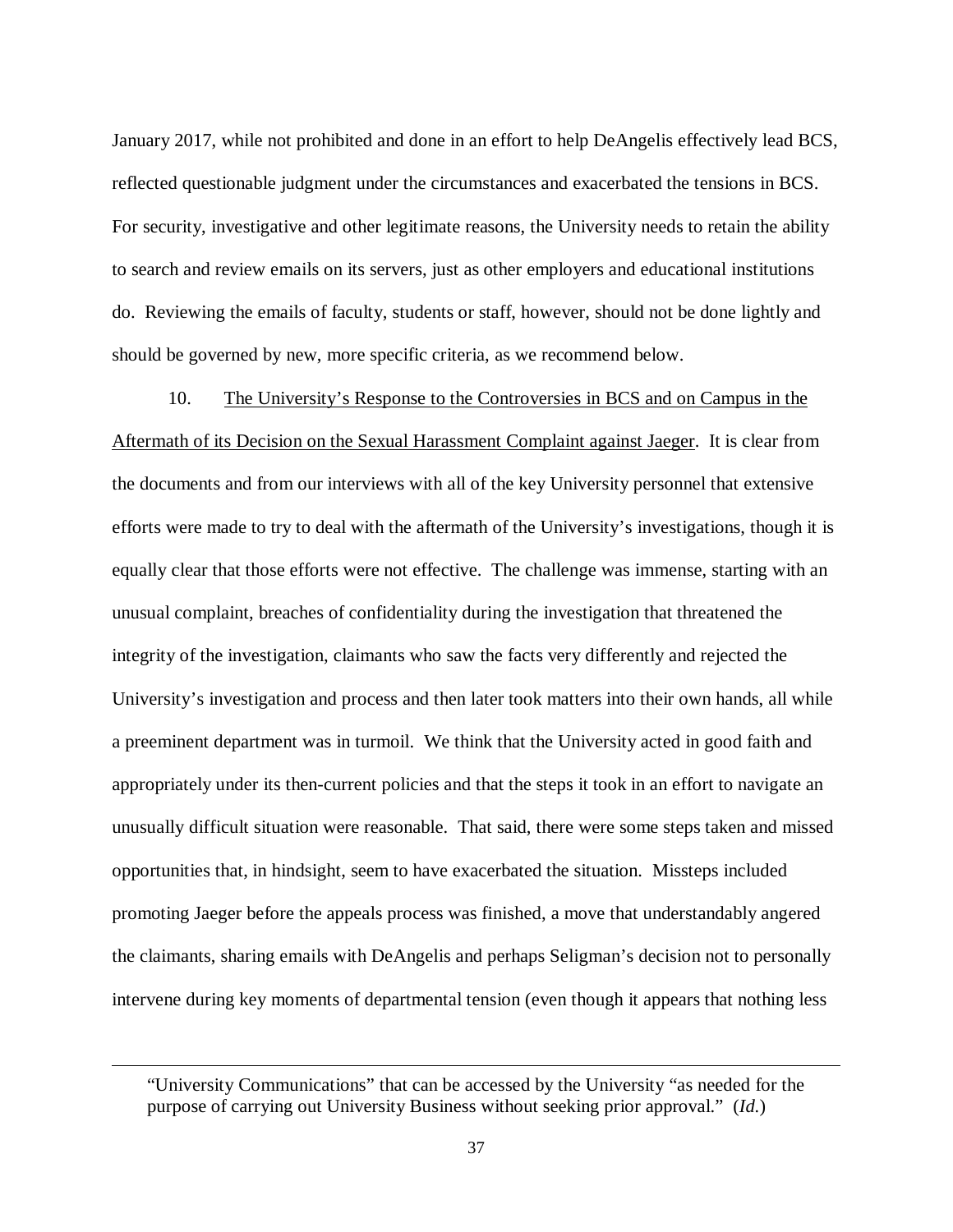January 2017, while not prohibited and done in an effort to help DeAngelis effectively lead BCS, reflected questionable judgment under the circumstances and exacerbated the tensions in BCS. For security, investigative and other legitimate reasons, the University needs to retain the ability to search and review emails on its servers, just as other employers and educational institutions do. Reviewing the emails of faculty, students or staff, however, should not be done lightly and should be governed by new, more specific criteria, as we recommend below.

10. <u>The University's Response to the Controversies in BCS and on Campus in the Aftermath of its Decision on the Sexual Harassment Complaint against Jaeger</u>. It is clear from the documents and from our interviews with all of the key University personnel that extensive efforts were made to try to deal with the aftermath of the University's investigations, though it is equally clear that those efforts were not effective. The challenge was immense, starting with an unusual complaint, breaches of confidentiality during the investigation that threatened the integrity of the investigation, claimants who saw the facts very differently and rejected the University's investigation and process and then later took matters into their own hands, all while a preeminent department was in turmoil. We think that the University acted in good faith and appropriately under its then-current policies and that the steps it took in an effort to navigate an unusually difficult situation were reasonable. That said, there were some steps taken and missed opportunities that, in hindsight, seem to have exacerbated the situation. Missteps included promoting Jaeger before the appeals process was finished, a move that understandably angered the claimants, sharing emails with DeAngelis and perhaps Seligman's decision not to personally intervene during key moments of departmental tension (even though it appears that nothing less

---

"University Communications" that can be accessed by the University "as needed for the purpose of carrying out University Business without seeking prior approval." (*Id.*)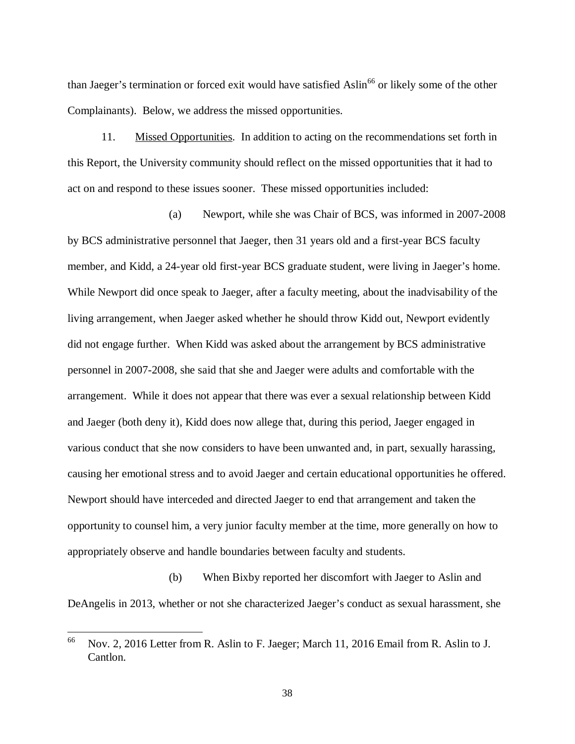than Jaeger's termination or forced exit would have satisfied Aslin[66] or likely some of the other Complainants). Below, we address the missed opportunities.

11. Missed Opportunities. In addition to acting on the recommendations set forth in this Report, the University community should reflect on the missed opportunities that it had to act on and respond to these issues sooner. These missed opportunities included:

(a) Newport, while she was Chair of BCS, was informed in 2007-2008 by BCS administrative personnel that Jaeger, then 31 years old and a first-year BCS faculty member, and Kidd, a 24-year old first-year BCS graduate student, were living in Jaeger's home. While Newport did once speak to Jaeger, after a faculty meeting, about the inadvisability of the living arrangement, when Jaeger asked whether he should throw Kidd out, Newport evidently did not engage further. When Kidd was asked about the arrangement by BCS administrative personnel in 2007-2008, she said that she and Jaeger were adults and comfortable with the arrangement. While it does not appear that there was ever a sexual relationship between Kidd and Jaeger (both deny it), Kidd does now allege that, during this period, Jaeger engaged in various conduct that she now considers to have been unwanted and, in part, sexually harassing, causing her emotional stress and to avoid Jaeger and certain educational opportunities he offered. Newport should have interceded and directed Jaeger to end that arrangement and taken the opportunity to counsel him, a very junior faculty member at the time, more generally on how to appropriately observe and handle boundaries between faculty and students.

(b) When Bixby reported her discomfort with Jaeger to Aslin and DeAngelis in 2013, whether or not she characterized Jaeger's conduct as sexual harassment, she

---

[66] Nov. 2, 2016 Letter from R. Aslin to F. Jaeger; March 11, 2016 Email from R. Aslin to J. Cantlon.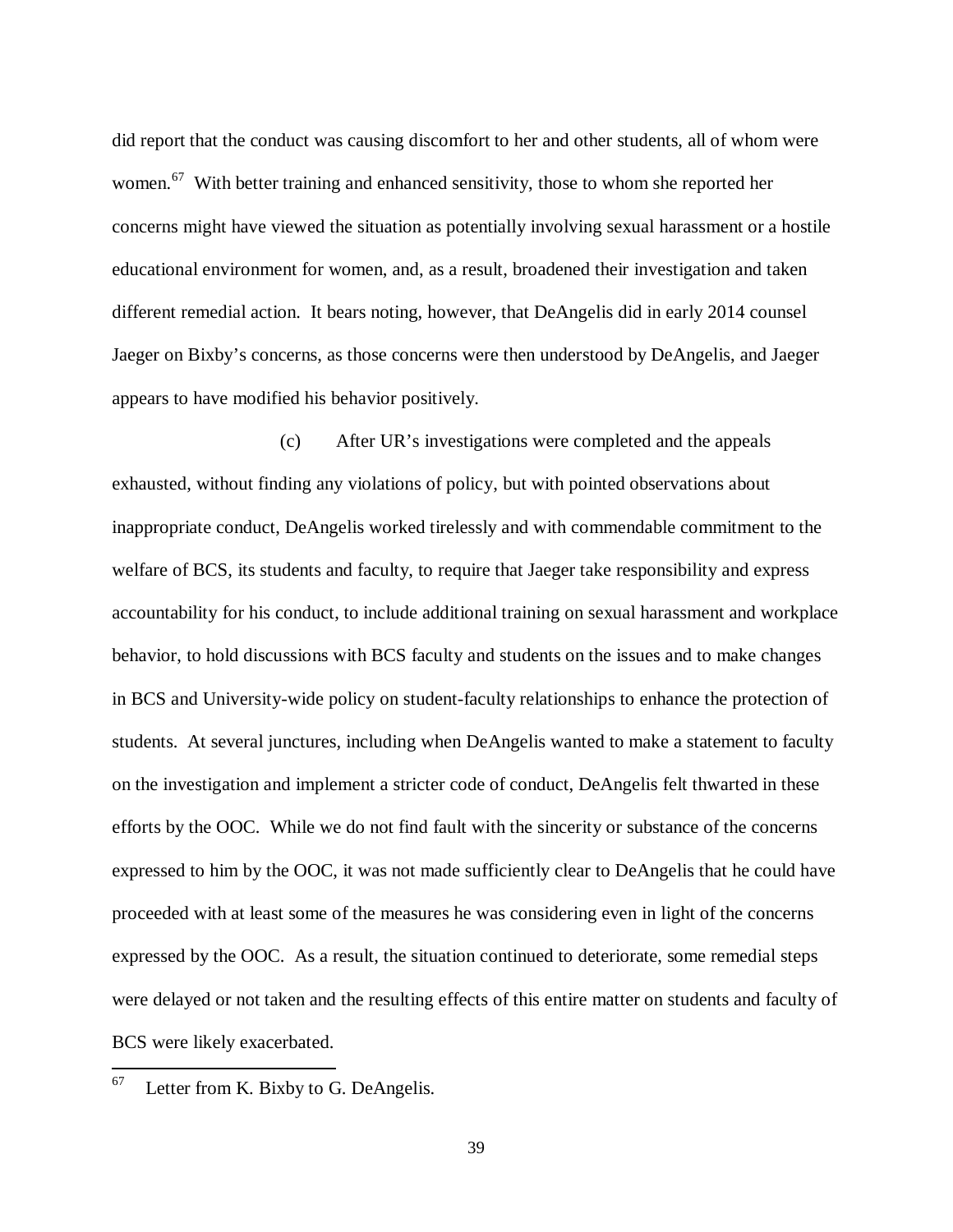did report that the conduct was causing discomfort to her and other students, all of whom were women.[67] With better training and enhanced sensitivity, those to whom she reported her concerns might have viewed the situation as potentially involving sexual harassment or a hostile educational environment for women, and, as a result, broadened their investigation and taken different remedial action. It bears noting, however, that DeAngelis did in early 2014 counsel Jaeger on Bixby's concerns, as those concerns were then understood by DeAngelis, and Jaeger appears to have modified his behavior positively.

(c) After UR's investigations were completed and the appeals exhausted, without finding any violations of policy, but with pointed observations about inappropriate conduct, DeAngelis worked tirelessly and with commendable commitment to the welfare of BCS, its students and faculty, to require that Jaeger take responsibility and express accountability for his conduct, to include additional training on sexual harassment and workplace behavior, to hold discussions with BCS faculty and students on the issues and to make changes in BCS and University-wide policy on student-faculty relationships to enhance the protection of students. At several junctures, including when DeAngelis wanted to make a statement to faculty on the investigation and implement a stricter code of conduct, DeAngelis felt thwarted in these efforts by the OOC. While we do not find fault with the sincerity or substance of the concerns expressed to him by the OOC, it was not made sufficiently clear to DeAngelis that he could have proceeded with at least some of the measures he was considering even in light of the concerns expressed by the OOC. As a result, the situation continued to deteriorate, some remedial steps were delayed or not taken and the resulting effects of this entire matter on students and faculty of BCS were likely exacerbated.

[67] Letter from K. Bixby to G. DeAngelis.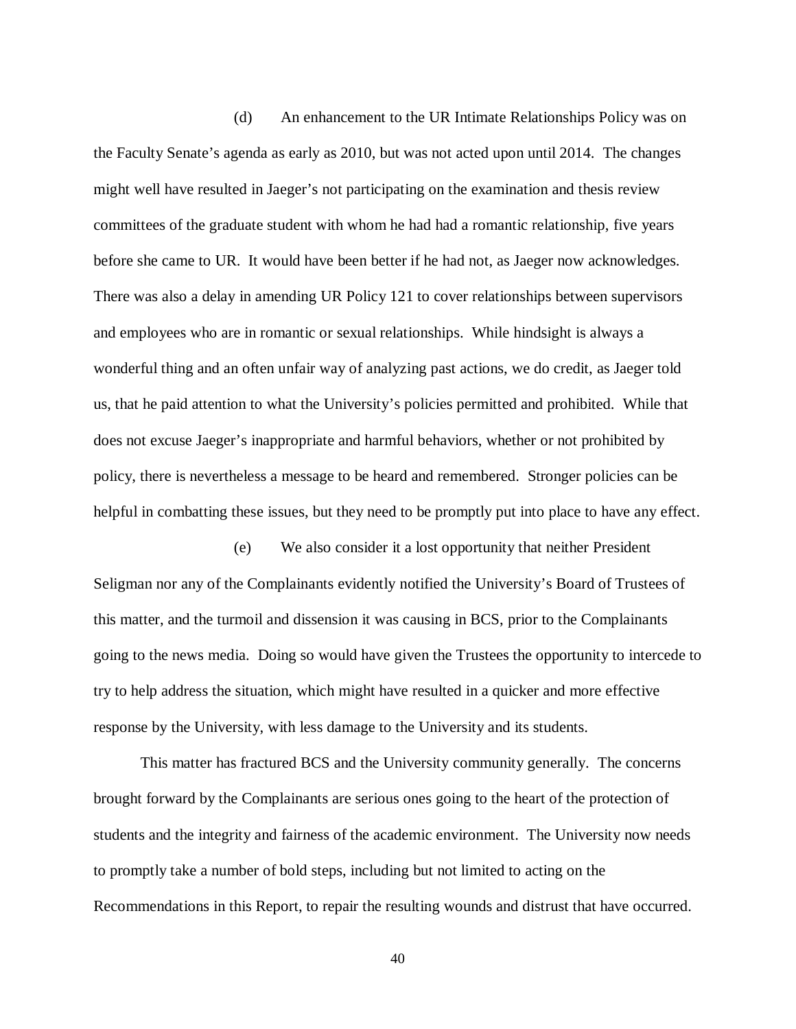(d) An enhancement to the UR Intimate Relationships Policy was on the Faculty Senate's agenda as early as 2010, but was not acted upon until 2014. The changes might well have resulted in Jaeger's not participating on the examination and thesis review committees of the graduate student with whom he had had a romantic relationship, five years before she came to UR. It would have been better if he had not, as Jaeger now acknowledges. There was also a delay in amending UR Policy 121 to cover relationships between supervisors and employees who are in romantic or sexual relationships. While hindsight is always a wonderful thing and an often unfair way of analyzing past actions, we do credit, as Jaeger told us, that he paid attention to what the University's policies permitted and prohibited. While that does not excuse Jaeger's inappropriate and harmful behaviors, whether or not prohibited by policy, there is nevertheless a message to be heard and remembered. Stronger policies can be helpful in combatting these issues, but they need to be promptly put into place to have any effect.

(e) We also consider it a lost opportunity that neither President Seligman nor any of the Complainants evidently notified the University's Board of Trustees of this matter, and the turmoil and dissension it was causing in BCS, prior to the Complainants going to the news media. Doing so would have given the Trustees the opportunity to intercede to try to help address the situation, which might have resulted in a quicker and more effective response by the University, with less damage to the University and its students.

This matter has fractured BCS and the University community generally. The concerns brought forward by the Complainants are serious ones going to the heart of the protection of students and the integrity and fairness of the academic environment. The University now needs to promptly take a number of bold steps, including but not limited to acting on the Recommendations in this Report, to repair the resulting wounds and distrust that have occurred.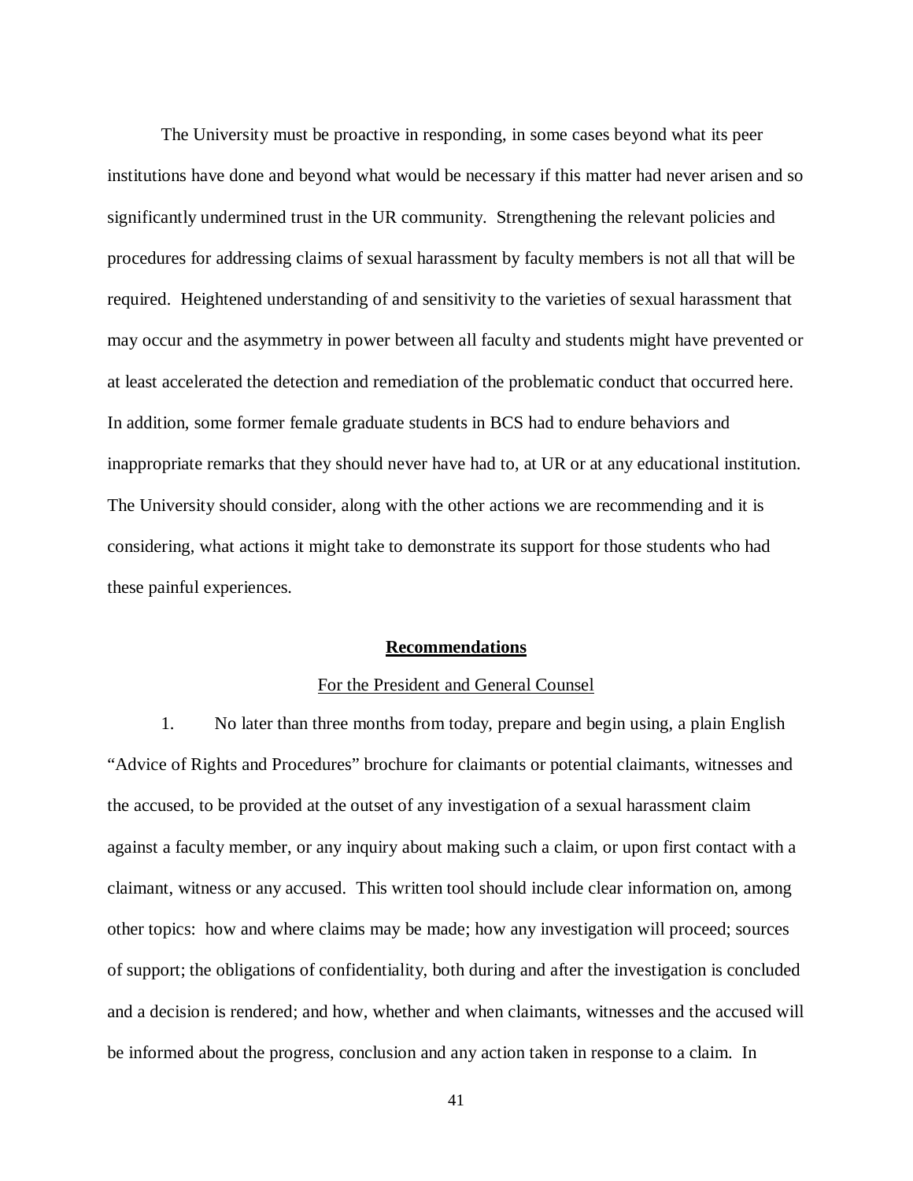The University must be proactive in responding, in some cases beyond what its peer institutions have done and beyond what would be necessary if this matter had never arisen and so significantly undermined trust in the UR community. Strengthening the relevant policies and procedures for addressing claims of sexual harassment by faculty members is not all that will be required. Heightened understanding of and sensitivity to the varieties of sexual harassment that may occur and the asymmetry in power between all faculty and students might have prevented or at least accelerated the detection and remediation of the problematic conduct that occurred here. In addition, some former female graduate students in BCS had to endure behaviors and inappropriate remarks that they should never have had to, at UR or at any educational institution. The University should consider, along with the other actions we are recommending and it is considering, what actions it might take to demonstrate its support for those students who had these painful experiences.

## **Recommendations**

### For the President and General Counsel

1. No later than three months from today, prepare and begin using, a plain English "Advice of Rights and Procedures" brochure for claimants or potential claimants, witnesses and the accused, to be provided at the outset of any investigation of a sexual harassment claim against a faculty member, or any inquiry about making such a claim, or upon first contact with a claimant, witness or any accused. This written tool should include clear information on, among other topics: how and where claims may be made; how any investigation will proceed; sources of support; the obligations of confidentiality, both during and after the investigation is concluded and a decision is rendered; and how, whether and when claimants, witnesses and the accused will be informed about the progress, conclusion and any action taken in response to a claim. In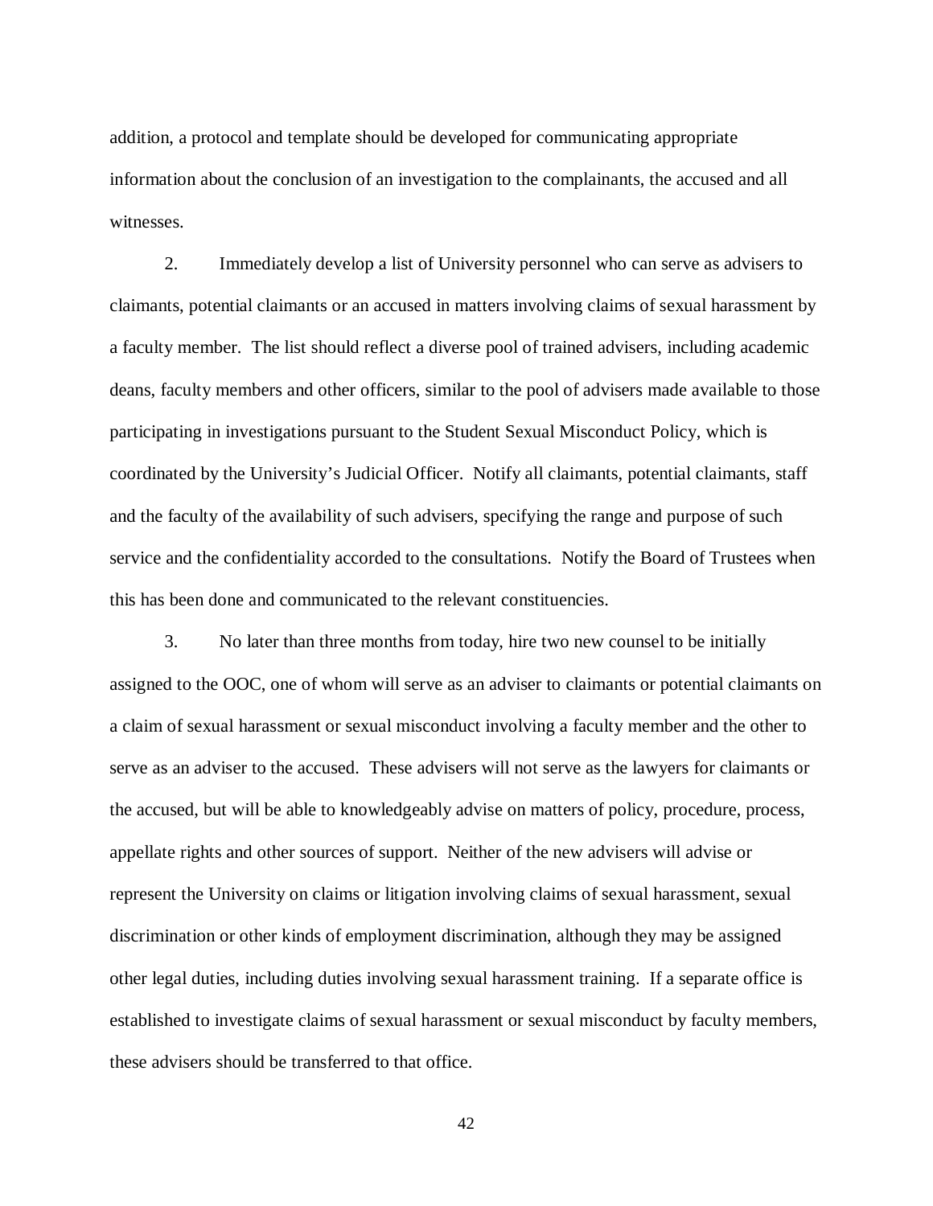addition, a protocol and template should be developed for communicating appropriate information about the conclusion of an investigation to the complainants, the accused and all witnesses.

2. Immediately develop a list of University personnel who can serve as advisers to claimants, potential claimants or an accused in matters involving claims of sexual harassment by a faculty member. The list should reflect a diverse pool of trained advisers, including academic deans, faculty members and other officers, similar to the pool of advisers made available to those participating in investigations pursuant to the Student Sexual Misconduct Policy, which is coordinated by the University's Judicial Officer. Notify all claimants, potential claimants, staff and the faculty of the availability of such advisers, specifying the range and purpose of such service and the confidentiality accorded to the consultations. Notify the Board of Trustees when this has been done and communicated to the relevant constituencies.

3. No later than three months from today, hire two new counsel to be initially assigned to the OOC, one of whom will serve as an adviser to claimants or potential claimants on a claim of sexual harassment or sexual misconduct involving a faculty member and the other to serve as an adviser to the accused. These advisers will not serve as the lawyers for claimants or the accused, but will be able to knowledgeably advise on matters of policy, procedure, process, appellate rights and other sources of support. Neither of the new advisers will advise or represent the University on claims or litigation involving claims of sexual harassment, sexual discrimination or other kinds of employment discrimination, although they may be assigned other legal duties, including duties involving sexual harassment training. If a separate office is established to investigate claims of sexual harassment or sexual misconduct by faculty members, these advisers should be transferred to that office.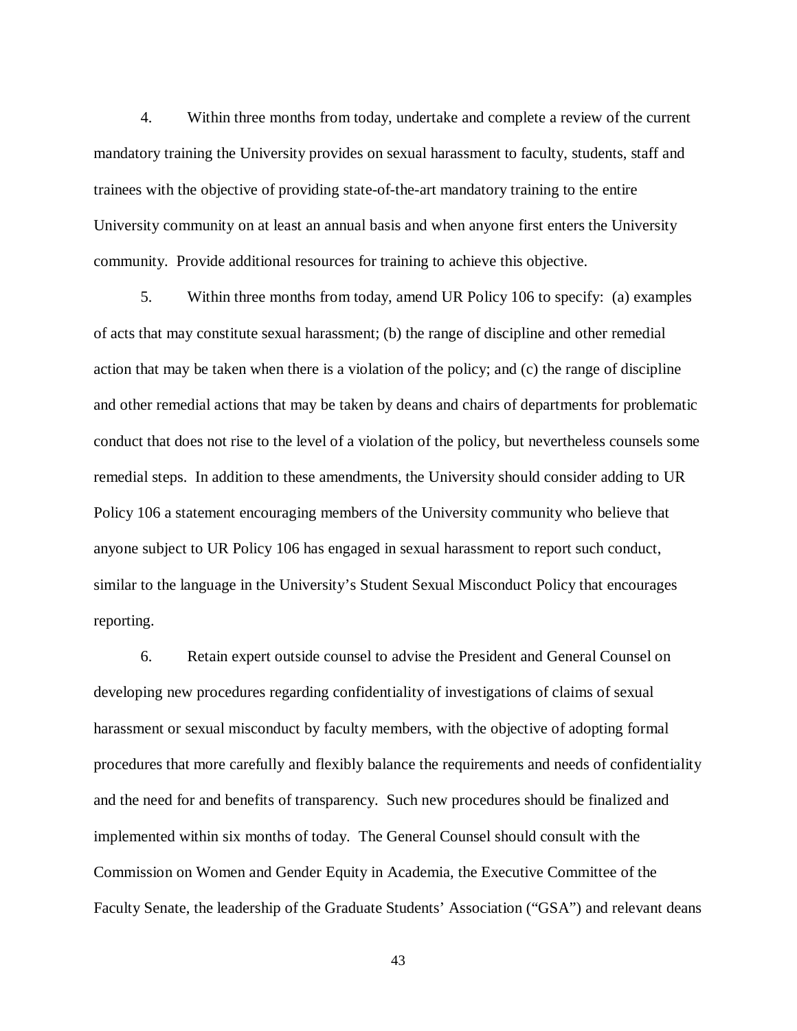4. Within three months from today, undertake and complete a review of the current mandatory training the University provides on sexual harassment to faculty, students, staff and trainees with the objective of providing state-of-the-art mandatory training to the entire University community on at least an annual basis and when anyone first enters the University community. Provide additional resources for training to achieve this objective.

5. Within three months from today, amend UR Policy 106 to specify: (a) examples of acts that may constitute sexual harassment; (b) the range of discipline and other remedial action that may be taken when there is a violation of the policy; and (c) the range of discipline and other remedial actions that may be taken by deans and chairs of departments for problematic conduct that does not rise to the level of a violation of the policy, but nevertheless counsels some remedial steps. In addition to these amendments, the University should consider adding to UR Policy 106 a statement encouraging members of the University community who believe that anyone subject to UR Policy 106 has engaged in sexual harassment to report such conduct, similar to the language in the University's Student Sexual Misconduct Policy that encourages reporting.

6. Retain expert outside counsel to advise the President and General Counsel on developing new procedures regarding confidentiality of investigations of claims of sexual harassment or sexual misconduct by faculty members, with the objective of adopting formal procedures that more carefully and flexibly balance the requirements and needs of confidentiality and the need for and benefits of transparency. Such new procedures should be finalized and implemented within six months of today. The General Counsel should consult with the Commission on Women and Gender Equity in Academia, the Executive Committee of the Faculty Senate, the leadership of the Graduate Students' Association ("GSA") and relevant deans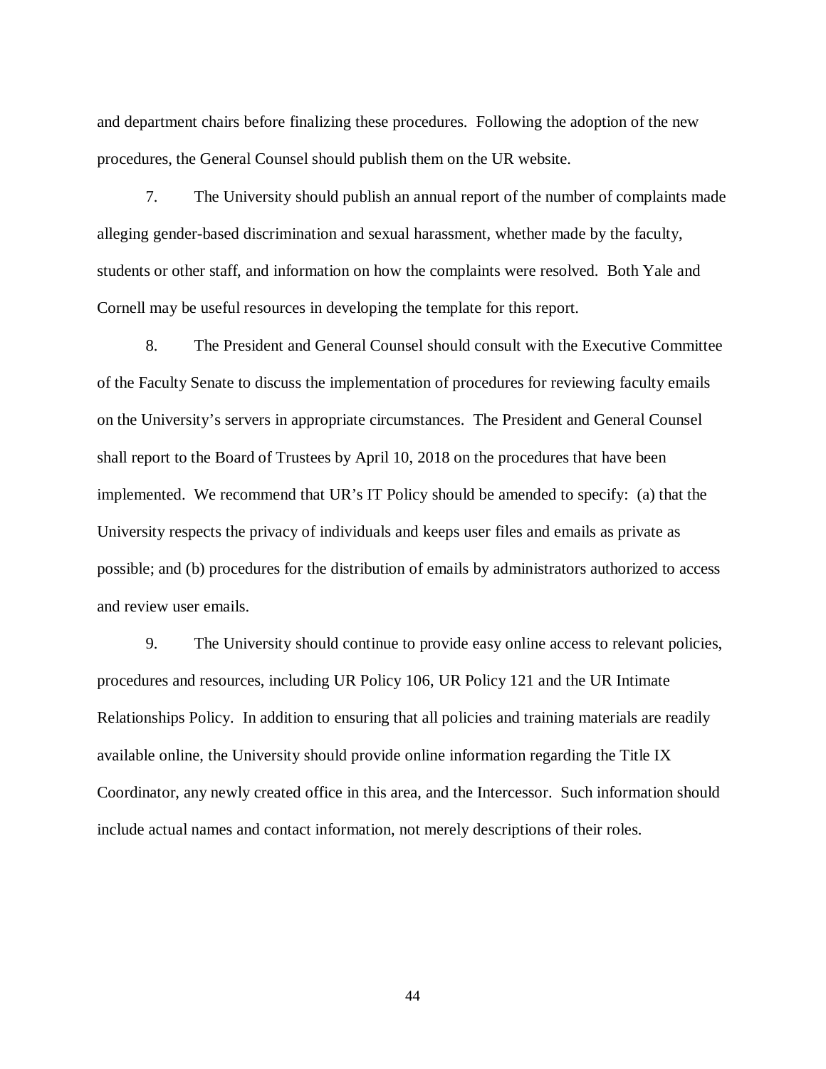and department chairs before finalizing these procedures. Following the adoption of the new procedures, the General Counsel should publish them on the UR website.

7. The University should publish an annual report of the number of complaints made alleging gender-based discrimination and sexual harassment, whether made by the faculty, students or other staff, and information on how the complaints were resolved. Both Yale and Cornell may be useful resources in developing the template for this report.

8. The President and General Counsel should consult with the Executive Committee of the Faculty Senate to discuss the implementation of procedures for reviewing faculty emails on the University's servers in appropriate circumstances. The President and General Counsel shall report to the Board of Trustees by April 10, 2018 on the procedures that have been implemented. We recommend that UR's IT Policy should be amended to specify: (a) that the University respects the privacy of individuals and keeps user files and emails as private as possible; and (b) procedures for the distribution of emails by administrators authorized to access and review user emails.

9. The University should continue to provide easy online access to relevant policies, procedures and resources, including UR Policy 106, UR Policy 121 and the UR Intimate Relationships Policy. In addition to ensuring that all policies and training materials are readily available online, the University should provide online information regarding the Title IX Coordinator, any newly created office in this area, and the Intercessor. Such information should include actual names and contact information, not merely descriptions of their roles.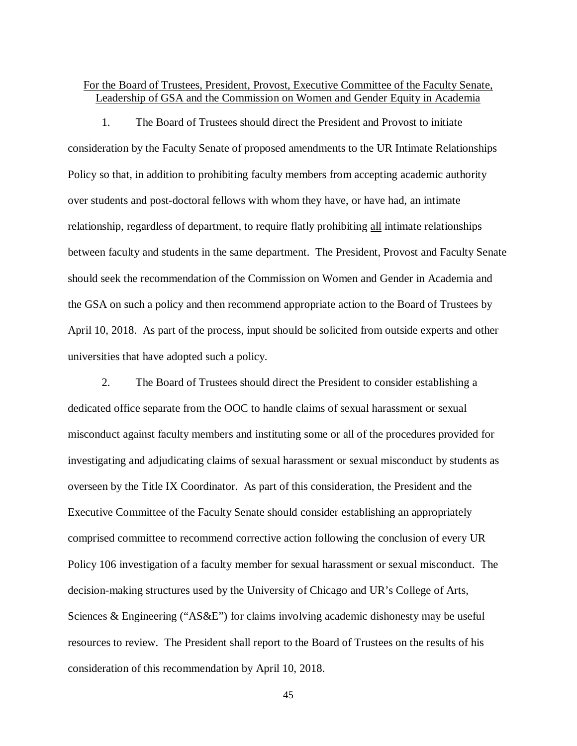<u>For the Board of Trustees, President, Provost, Executive Committee of the Faculty Senate, Leadership of GSA and the Commission on Women and Gender Equity in Academia</u>

1. The Board of Trustees should direct the President and Provost to initiate consideration by the Faculty Senate of proposed amendments to the UR Intimate Relationships Policy so that, in addition to prohibiting faculty members from accepting academic authority over students and post-doctoral fellows with whom they have, or have had, an intimate relationship, regardless of department, to require flatly prohibiting <u>all</u> intimate relationships between faculty and students in the same department. The President, Provost and Faculty Senate should seek the recommendation of the Commission on Women and Gender in Academia and the GSA on such a policy and then recommend appropriate action to the Board of Trustees by April 10, 2018. As part of the process, input should be solicited from outside experts and other universities that have adopted such a policy.

2. The Board of Trustees should direct the President to consider establishing a dedicated office separate from the OOC to handle claims of sexual harassment or sexual misconduct against faculty members and instituting some or all of the procedures provided for investigating and adjudicating claims of sexual harassment or sexual misconduct by students as overseen by the Title IX Coordinator. As part of this consideration, the President and the Executive Committee of the Faculty Senate should consider establishing an appropriately comprised committee to recommend corrective action following the conclusion of every UR Policy 106 investigation of a faculty member for sexual harassment or sexual misconduct. The decision-making structures used by the University of Chicago and UR's College of Arts, Sciences & Engineering ("AS&E") for claims involving academic dishonesty may be useful resources to review. The President shall report to the Board of Trustees on the results of his consideration of this recommendation by April 10, 2018.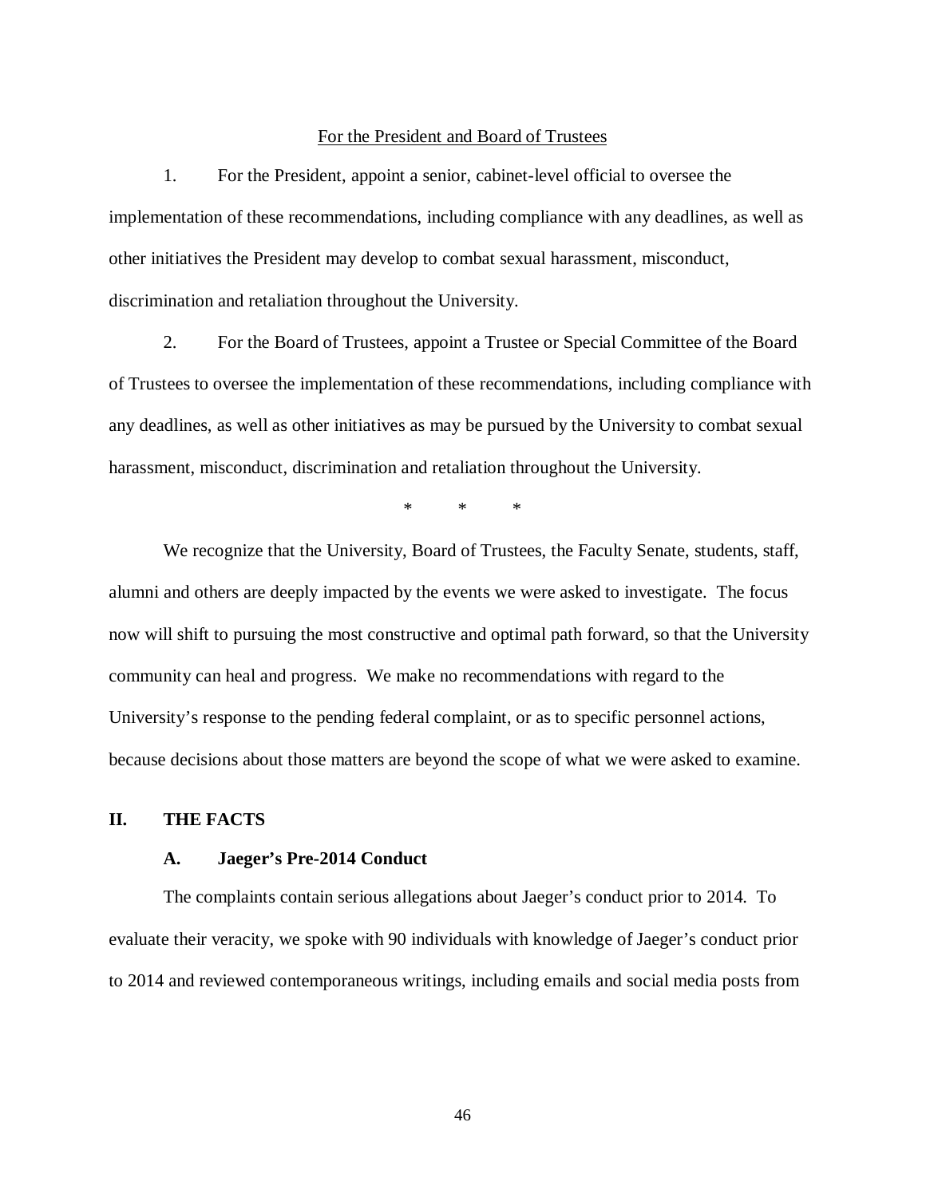For the President and Board of Trustees

1. For the President, appoint a senior, cabinet-level official to oversee the implementation of these recommendations, including compliance with any deadlines, as well as other initiatives the President may develop to combat sexual harassment, misconduct, discrimination and retaliation throughout the University.

2. For the Board of Trustees, appoint a Trustee or Special Committee of the Board of Trustees to oversee the implementation of these recommendations, including compliance with any deadlines, as well as other initiatives as may be pursued by the University to combat sexual harassment, misconduct, discrimination and retaliation throughout the University.

\* \* \*

We recognize that the University, Board of Trustees, the Faculty Senate, students, staff, alumni and others are deeply impacted by the events we were asked to investigate. The focus now will shift to pursuing the most constructive and optimal path forward, so that the University community can heal and progress. We make no recommendations with regard to the University's response to the pending federal complaint, or as to specific personnel actions, because decisions about those matters are beyond the scope of what we were asked to examine.

## II. THE FACTS

### A. Jaeger's Pre-2014 Conduct

The complaints contain serious allegations about Jaeger's conduct prior to 2014. To evaluate their veracity, we spoke with 90 individuals with knowledge of Jaeger's conduct prior to 2014 and reviewed contemporaneous writings, including emails and social media posts from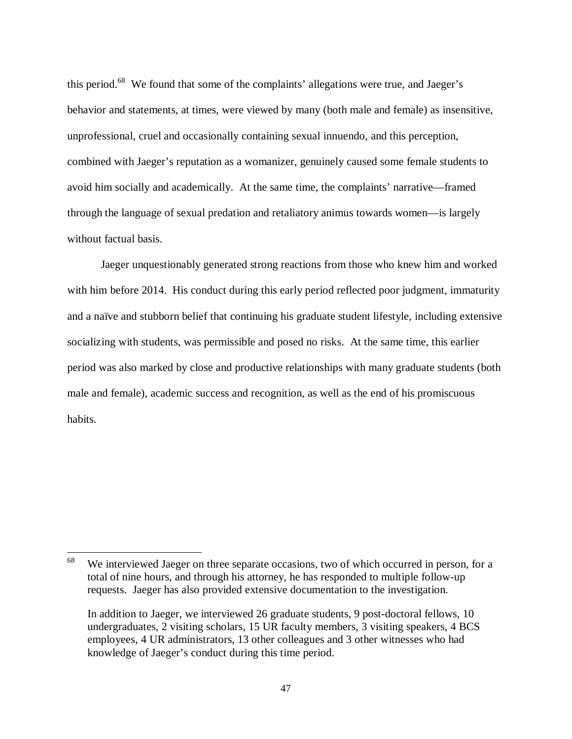this period.[68] We found that some of the complaints' allegations were true, and Jaeger's behavior and statements, at times, were viewed by many (both male and female) as insensitive, unprofessional, cruel and occasionally containing sexual innuendo, and this perception, combined with Jaeger's reputation as a womanizer, genuinely caused some female students to avoid him socially and academically. At the same time, the complaints' narrative—framed through the language of sexual predation and retaliatory animus towards women—is largely without factual basis.

Jaeger unquestionably generated strong reactions from those who knew him and worked with him before 2014. His conduct during this early period reflected poor judgment, immaturity and a naïve and stubborn belief that continuing his graduate student lifestyle, including extensive socializing with students, was permissible and posed no risks. At the same time, this earlier period was also marked by close and productive relationships with many graduate students (both male and female), academic success and recognition, as well as the end of his promiscuous habits.

---

[68] We interviewed Jaeger on three separate occasions, two of which occurred in person, for a total of nine hours, and through his attorney, he has responded to multiple follow-up requests. Jaeger has also provided extensive documentation to the investigation.

In addition to Jaeger, we interviewed 26 graduate students, 9 post-doctoral fellows, 10 undergraduates, 2 visiting scholars, 15 UR faculty members, 3 visiting speakers, 4 BCS employees, 4 UR administrators, 13 other colleagues and 3 other witnesses who had knowledge of Jaeger's conduct during this time period.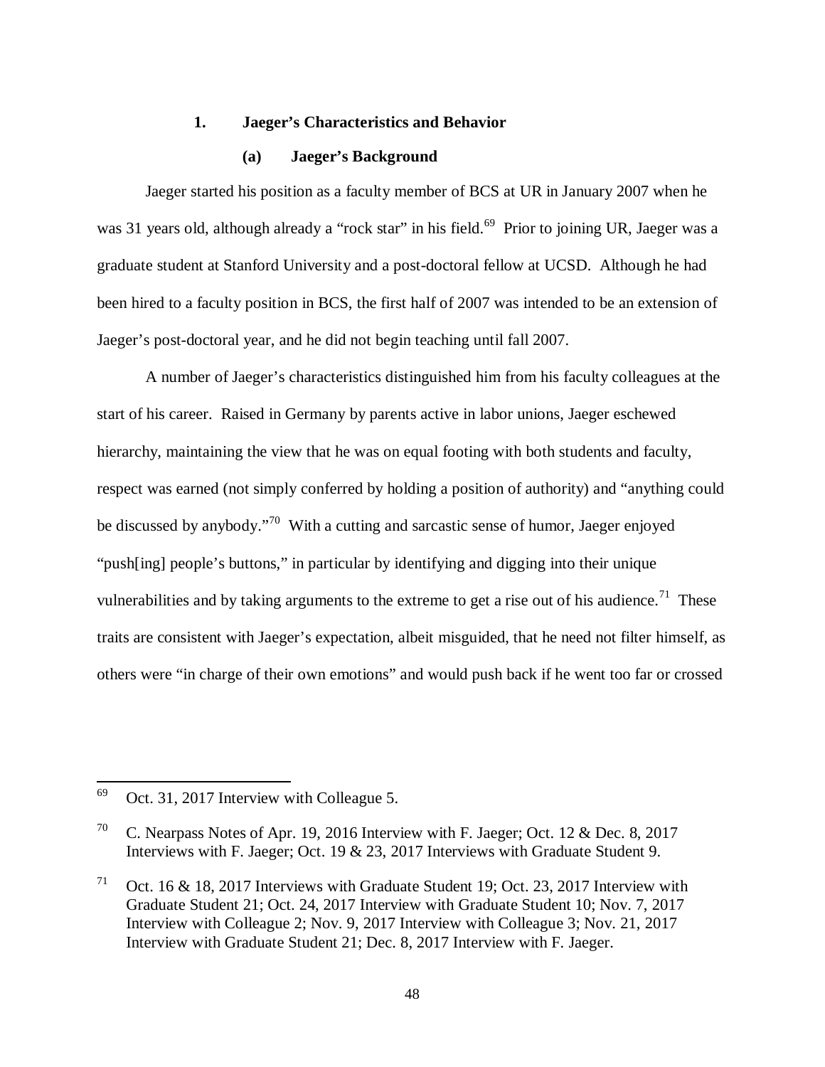### 1. Jaeger's Characteristics and Behavior

#### (a) Jaeger's Background

Jaeger started his position as a faculty member of BCS at UR in January 2007 when he was 31 years old, although already a "rock star" in his field.[69] Prior to joining UR, Jaeger was a graduate student at Stanford University and a post-doctoral fellow at UCSD. Although he had been hired to a faculty position in BCS, the first half of 2007 was intended to be an extension of Jaeger's post-doctoral year, and he did not begin teaching until fall 2007.

A number of Jaeger's characteristics distinguished him from his faculty colleagues at the start of his career. Raised in Germany by parents active in labor unions, Jaeger eschewed hierarchy, maintaining the view that he was on equal footing with both students and faculty, respect was earned (not simply conferred by holding a position of authority) and "anything could be discussed by anybody."[70] With a cutting and sarcastic sense of humor, Jaeger enjoyed "push[ing] people's buttons," in particular by identifying and digging into their unique vulnerabilities and by taking arguments to the extreme to get a rise out of his audience.[71] These traits are consistent with Jaeger's expectation, albeit misguided, that he need not filter himself, as others were "in charge of their own emotions" and would push back if he went too far or crossed

---

[69] Oct. 31, 2017 Interview with Colleague 5.

[70] C. Nearpass Notes of Apr. 19, 2016 Interview with F. Jaeger; Oct. 12 & Dec. 8, 2017 Interviews with F. Jaeger; Oct. 19 & 23, 2017 Interviews with Graduate Student 9.

[71] Oct. 16 & 18, 2017 Interviews with Graduate Student 19; Oct. 23, 2017 Interview with Graduate Student 21; Oct. 24, 2017 Interview with Graduate Student 10; Nov. 7, 2017 Interview with Colleague 2; Nov. 9, 2017 Interview with Colleague 3; Nov. 21, 2017 Interview with Graduate Student 21; Dec. 8, 2017 Interview with F. Jaeger.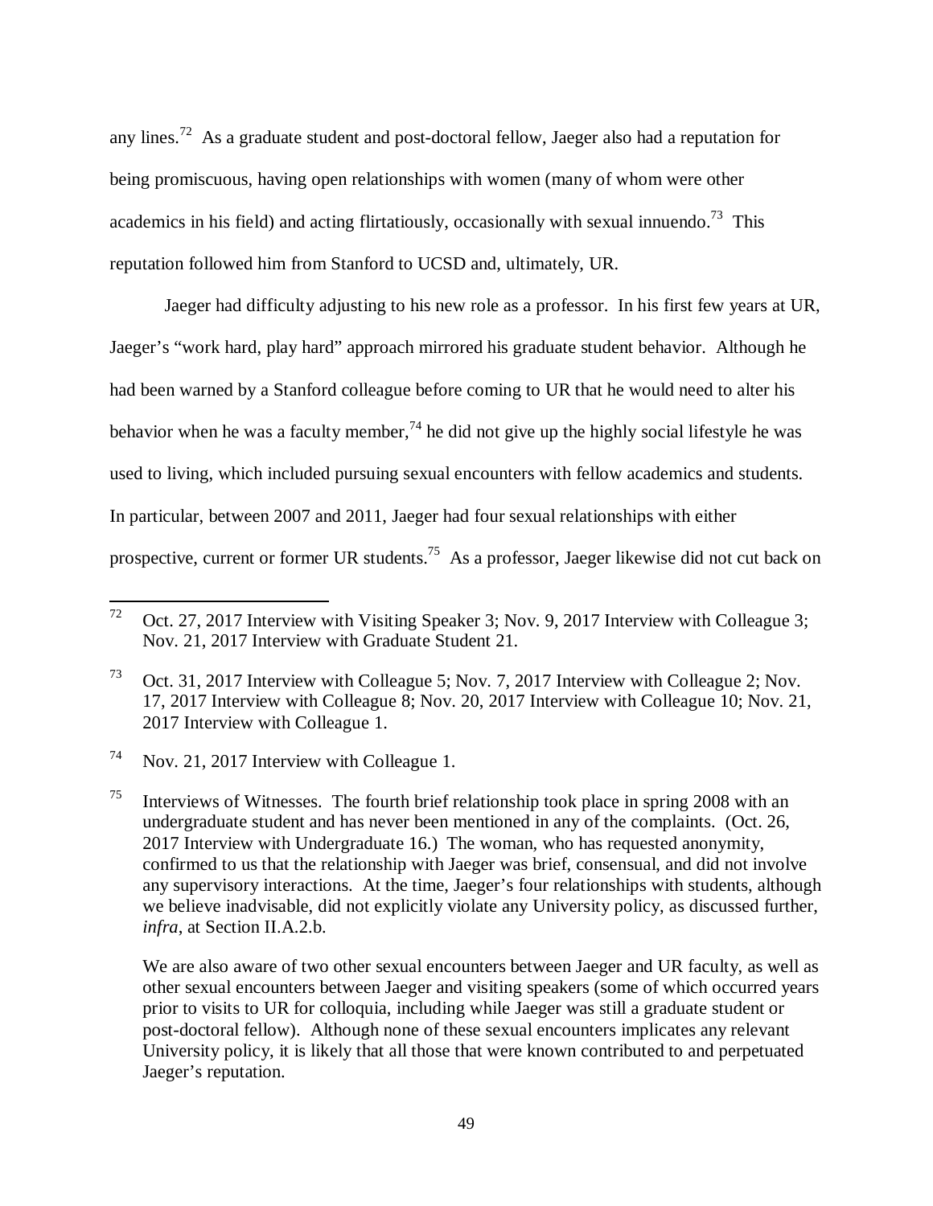any lines.[72] As a graduate student and post-doctoral fellow, Jaeger also had a reputation for being promiscuous, having open relationships with women (many of whom were other academics in his field) and acting flirtatiously, occasionally with sexual innuendo.[73] This reputation followed him from Stanford to UCSD and, ultimately, UR.

Jaeger had difficulty adjusting to his new role as a professor. In his first few years at UR, Jaeger's "work hard, play hard" approach mirrored his graduate student behavior. Although he had been warned by a Stanford colleague before coming to UR that he would need to alter his behavior when he was a faculty member,[74] he did not give up the highly social lifestyle he was used to living, which included pursuing sexual encounters with fellow academics and students. In particular, between 2007 and 2011, Jaeger had four sexual relationships with either prospective, current or former UR students.[75] As a professor, Jaeger likewise did not cut back on

---

[72] Oct. 27, 2017 Interview with Visiting Speaker 3; Nov. 9, 2017 Interview with Colleague 3; Nov. 21, 2017 Interview with Graduate Student 21.

[73] Oct. 31, 2017 Interview with Colleague 5; Nov. 7, 2017 Interview with Colleague 2; Nov. 17, 2017 Interview with Colleague 8; Nov. 20, 2017 Interview with Colleague 10; Nov. 21, 2017 Interview with Colleague 1.

[74] Nov. 21, 2017 Interview with Colleague 1.

[75] Interviews of Witnesses. The fourth brief relationship took place in spring 2008 with an undergraduate student and has never been mentioned in any of the complaints. (Oct. 26, 2017 Interview with Undergraduate 16.) The woman, who has requested anonymity, confirmed to us that the relationship with Jaeger was brief, consensual, and did not involve any supervisory interactions. At the time, Jaeger's four relationships with students, although we believe inadvisable, did not explicitly violate any University policy, as discussed further, *infra*, at Section II.A.2.b.

We are also aware of two other sexual encounters between Jaeger and UR faculty, as well as other sexual encounters between Jaeger and visiting speakers (some of which occurred years prior to visits to UR for colloquia, including while Jaeger was still a graduate student or post-doctoral fellow). Although none of these sexual encounters implicates any relevant University policy, it is likely that all those that were known contributed to and perpetuated Jaeger's reputation.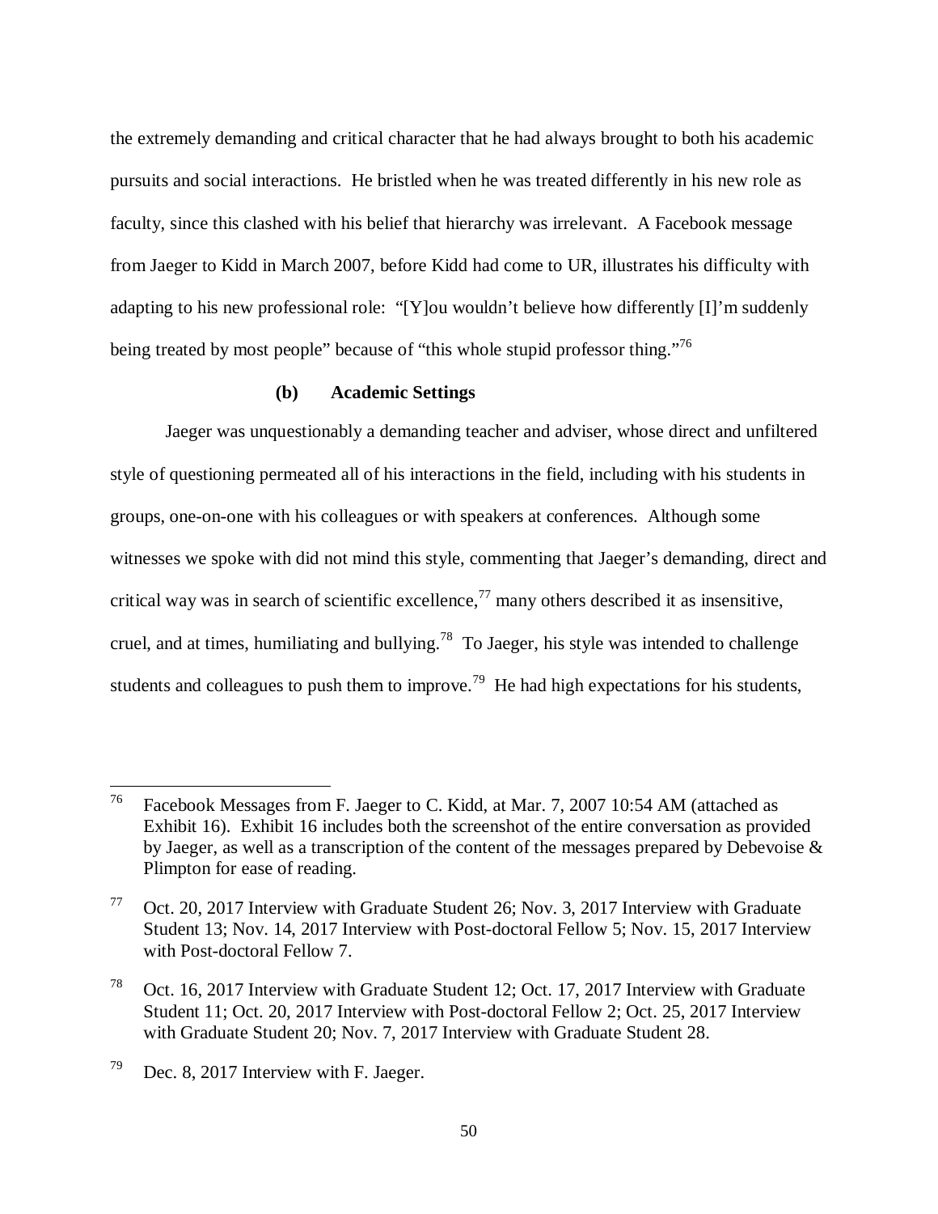the extremely demanding and critical character that he had always brought to both his academic pursuits and social interactions. He bristled when he was treated differently in his new role as faculty, since this clashed with his belief that hierarchy was irrelevant. A Facebook message from Jaeger to Kidd in March 2007, before Kidd had come to UR, illustrates his difficulty with adapting to his new professional role: "[Y]ou wouldn't believe how differently [I]'m suddenly being treated by most people" because of "this whole stupid professor thing."[76]

#### (b) Academic Settings

Jaeger was unquestionably a demanding teacher and adviser, whose direct and unfiltered style of questioning permeated all of his interactions in the field, including with his students in groups, one-on-one with his colleagues or with speakers at conferences. Although some witnesses we spoke with did not mind this style, commenting that Jaeger's demanding, direct and critical way was in search of scientific excellence,[77] many others described it as insensitive, cruel, and at times, humiliating and bullying.[78] To Jaeger, his style was intended to challenge students and colleagues to push them to improve.[79] He had high expectations for his students,

---

[76] Facebook Messages from F. Jaeger to C. Kidd, at Mar. 7, 2007 10:54 AM (attached as Exhibit 16). Exhibit 16 includes both the screenshot of the entire conversation as provided by Jaeger, as well as a transcription of the content of the messages prepared by Debevoise & Plimpton for ease of reading.

[77] Oct. 20, 2017 Interview with Graduate Student 26; Nov. 3, 2017 Interview with Graduate Student 13; Nov. 14, 2017 Interview with Post-doctoral Fellow 5; Nov. 15, 2017 Interview with Post-doctoral Fellow 7.

[78] Oct. 16, 2017 Interview with Graduate Student 12; Oct. 17, 2017 Interview with Graduate Student 11; Oct. 20, 2017 Interview with Post-doctoral Fellow 2; Oct. 25, 2017 Interview with Graduate Student 20; Nov. 7, 2017 Interview with Graduate Student 28.

[79] Dec. 8, 2017 Interview with F. Jaeger.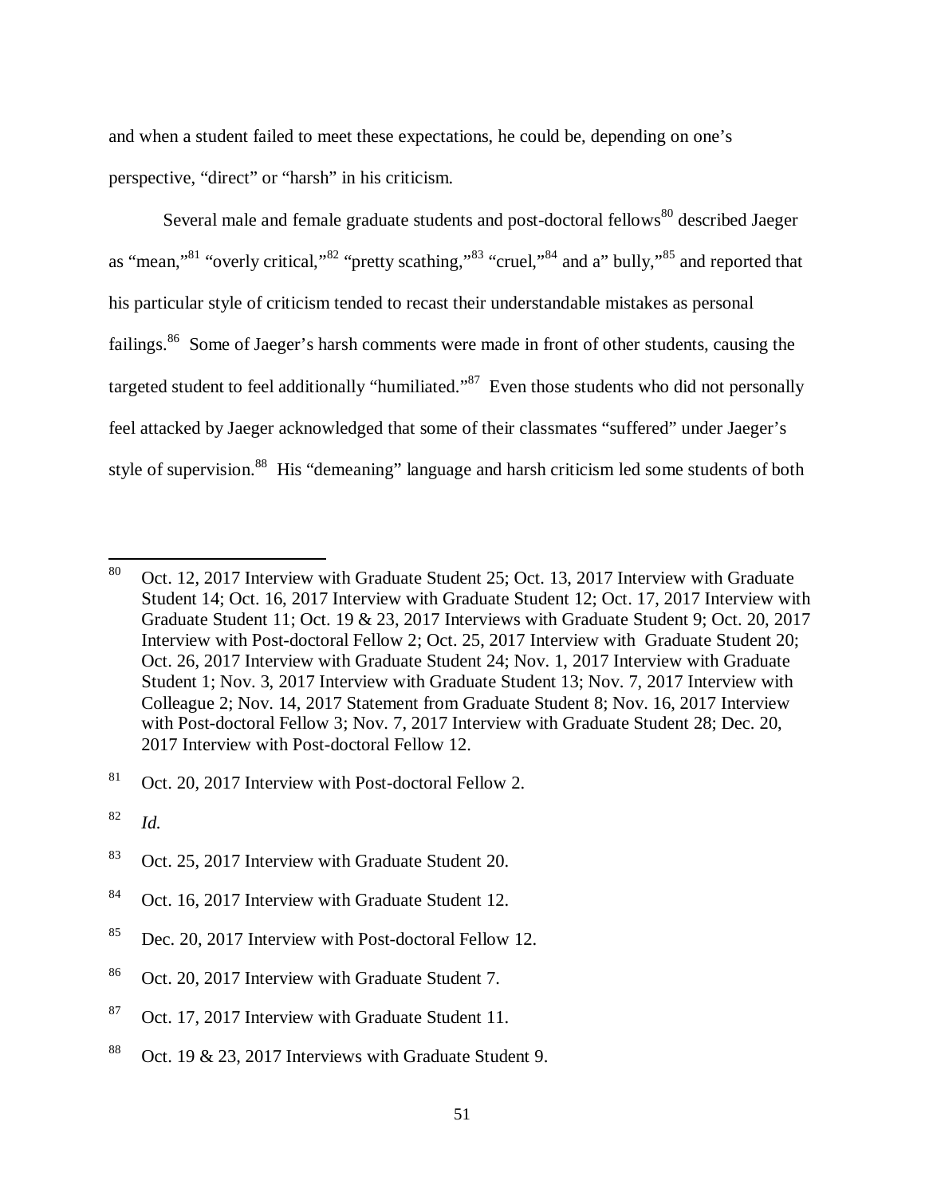and when a student failed to meet these expectations, he could be, depending on one's perspective, "direct" or "harsh" in his criticism.

Several male and female graduate students and post-doctoral fellows[80] described Jaeger as "mean,"[81] "overly critical,"[82] "pretty scathing,"[83] "cruel,"[84] and a" bully,"[85] and reported that his particular style of criticism tended to recast their understandable mistakes as personal failings.[86] Some of Jaeger's harsh comments were made in front of other students, causing the targeted student to feel additionally "humiliated."[87] Even those students who did not personally feel attacked by Jaeger acknowledged that some of their classmates "suffered" under Jaeger's style of supervision.[88] His "demeaning" language and harsh criticism led some students of both

---

[80] Oct. 12, 2017 Interview with Graduate Student 25; Oct. 13, 2017 Interview with Graduate Student 14; Oct. 16, 2017 Interview with Graduate Student 12; Oct. 17, 2017 Interview with Graduate Student 11; Oct. 19 & 23, 2017 Interviews with Graduate Student 9; Oct. 20, 2017 Interview with Post-doctoral Fellow 2; Oct. 25, 2017 Interview with Graduate Student 20; Oct. 26, 2017 Interview with Graduate Student 24; Nov. 1, 2017 Interview with Graduate Student 1; Nov. 3, 2017 Interview with Graduate Student 13; Nov. 7, 2017 Interview with Colleague 2; Nov. 14, 2017 Statement from Graduate Student 8; Nov. 16, 2017 Interview with Post-doctoral Fellow 3; Nov. 7, 2017 Interview with Graduate Student 28; Dec. 20, 2017 Interview with Post-doctoral Fellow 12.

[81] Oct. 20, 2017 Interview with Post-doctoral Fellow 2.

[82] *Id.*

[83] Oct. 25, 2017 Interview with Graduate Student 20.

[84] Oct. 16, 2017 Interview with Graduate Student 12.

[85] Dec. 20, 2017 Interview with Post-doctoral Fellow 12.

[86] Oct. 20, 2017 Interview with Graduate Student 7.

[87] Oct. 17, 2017 Interview with Graduate Student 11.

[88] Oct. 19 & 23, 2017 Interviews with Graduate Student 9.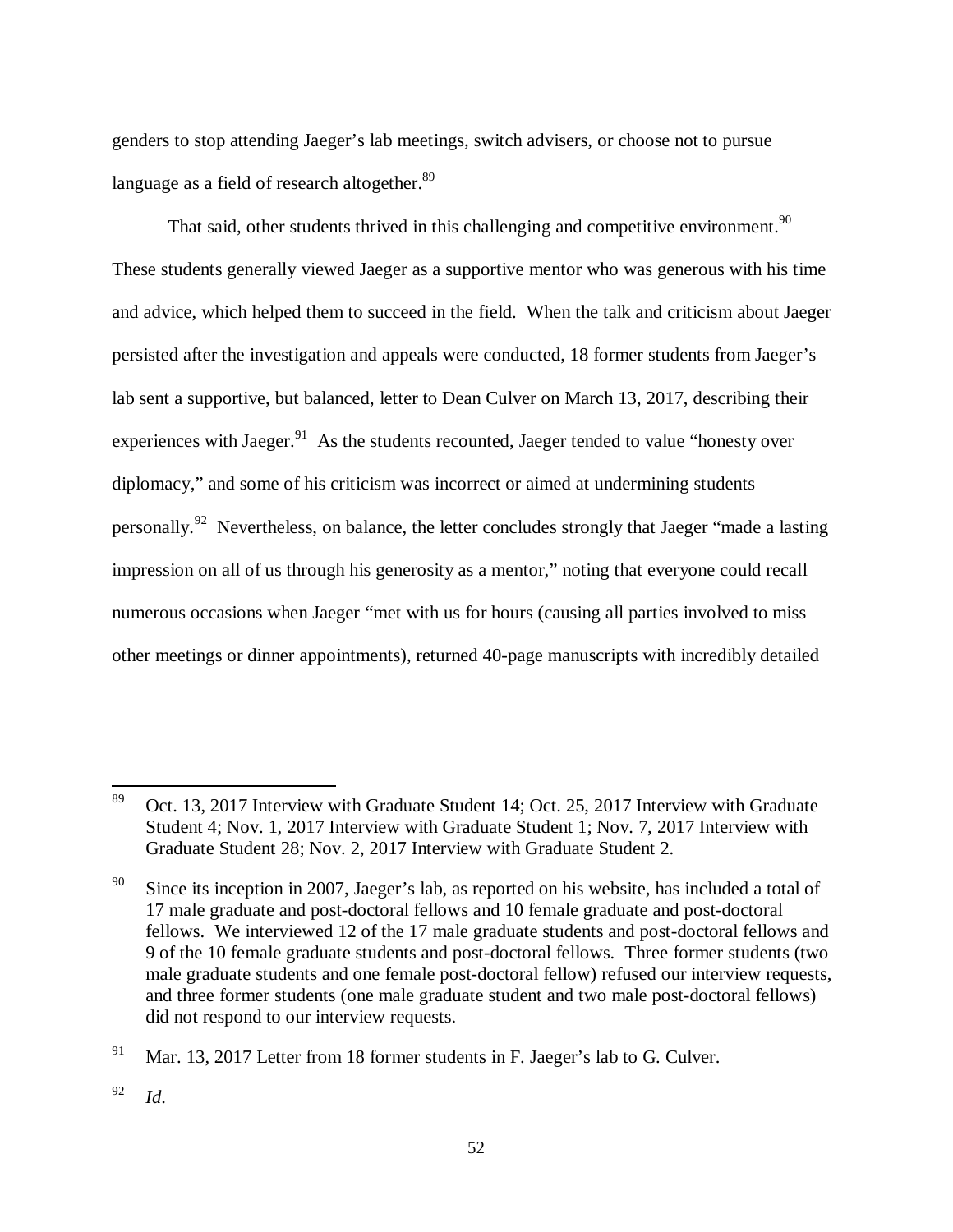genders to stop attending Jaeger's lab meetings, switch advisers, or choose not to pursue language as a field of research altogether.[89]

That said, other students thrived in this challenging and competitive environment.[90] These students generally viewed Jaeger as a supportive mentor who was generous with his time and advice, which helped them to succeed in the field. When the talk and criticism about Jaeger persisted after the investigation and appeals were conducted, 18 former students from Jaeger's lab sent a supportive, but balanced, letter to Dean Culver on March 13, 2017, describing their experiences with Jaeger.[91] As the students recounted, Jaeger tended to value "honesty over diplomacy," and some of his criticism was incorrect or aimed at undermining students personally.[92] Nevertheless, on balance, the letter concludes strongly that Jaeger "made a lasting impression on all of us through his generosity as a mentor," noting that everyone could recall numerous occasions when Jaeger "met with us for hours (causing all parties involved to miss other meetings or dinner appointments), returned 40-page manuscripts with incredibly detailed

---

[89] Oct. 13, 2017 Interview with Graduate Student 14; Oct. 25, 2017 Interview with Graduate Student 4; Nov. 1, 2017 Interview with Graduate Student 1; Nov. 7, 2017 Interview with Graduate Student 28; Nov. 2, 2017 Interview with Graduate Student 2.

[90] Since its inception in 2007, Jaeger's lab, as reported on his website, has included a total of 17 male graduate and post-doctoral fellows and 10 female graduate and post-doctoral fellows. We interviewed 12 of the 17 male graduate students and post-doctoral fellows and 9 of the 10 female graduate students and post-doctoral fellows. Three former students (two male graduate students and one female post-doctoral fellow) refused our interview requests, and three former students (one male graduate student and two male post-doctoral fellows) did not respond to our interview requests.

[91] Mar. 13, 2017 Letter from 18 former students in F. Jaeger's lab to G. Culver.

[92] *Id.*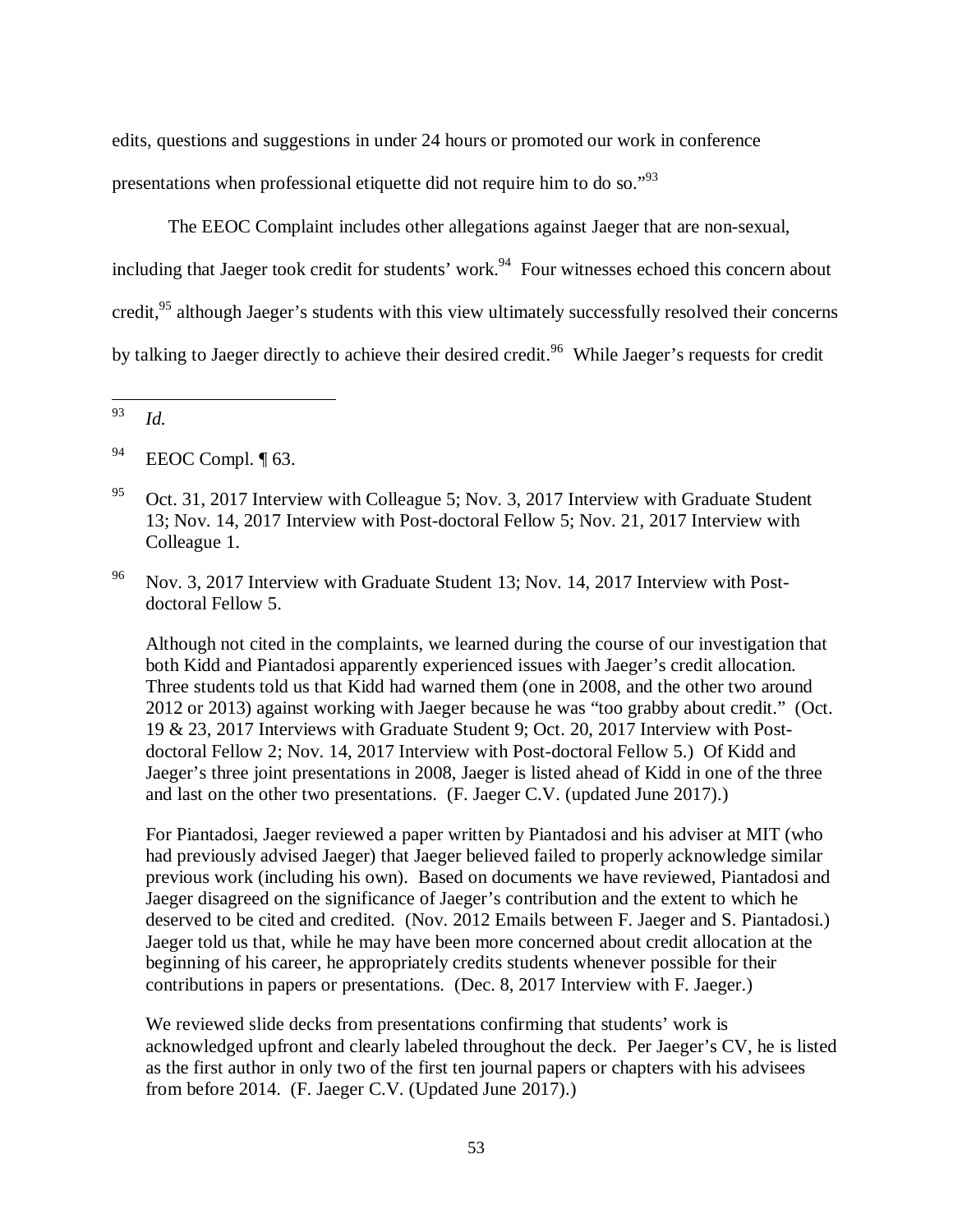edits, questions and suggestions in under 24 hours or promoted our work in conference presentations when professional etiquette did not require him to do so."[93]

The EEOC Complaint includes other allegations against Jaeger that are non-sexual, including that Jaeger took credit for students' work.[94] Four witnesses echoed this concern about credit,[95] although Jaeger's students with this view ultimately successfully resolved their concerns by talking to Jaeger directly to achieve their desired credit.[96] While Jaeger's requests for credit

---

[93] *Id.*

[94] EEOC Compl. ¶ 63.

[95] Oct. 31, 2017 Interview with Colleague 5; Nov. 3, 2017 Interview with Graduate Student 13; Nov. 14, 2017 Interview with Post-doctoral Fellow 5; Nov. 21, 2017 Interview with Colleague 1.

[96] Nov. 3, 2017 Interview with Graduate Student 13; Nov. 14, 2017 Interview with Post-doctoral Fellow 5.

Although not cited in the complaints, we learned during the course of our investigation that both Kidd and Piantadosi apparently experienced issues with Jaeger's credit allocation. Three students told us that Kidd had warned them (one in 2008, and the other two around 2012 or 2013) against working with Jaeger because he was "too grabby about credit." (Oct. 19 & 23, 2017 Interviews with Graduate Student 9; Oct. 20, 2017 Interview with Post-doctoral Fellow 2; Nov. 14, 2017 Interview with Post-doctoral Fellow 5.) Of Kidd and Jaeger's three joint presentations in 2008, Jaeger is listed ahead of Kidd in one of the three and last on the other two presentations. (F. Jaeger C.V. (updated June 2017).)

For Piantadosi, Jaeger reviewed a paper written by Piantadosi and his adviser at MIT (who had previously advised Jaeger) that Jaeger believed failed to properly acknowledge similar previous work (including his own). Based on documents we have reviewed, Piantadosi and Jaeger disagreed on the significance of Jaeger's contribution and the extent to which he deserved to be cited and credited. (Nov. 2012 Emails between F. Jaeger and S. Piantadosi.) Jaeger told us that, while he may have been more concerned about credit allocation at the beginning of his career, he appropriately credits students whenever possible for their contributions in papers or presentations. (Dec. 8, 2017 Interview with F. Jaeger.)

We reviewed slide decks from presentations confirming that students' work is acknowledged upfront and clearly labeled throughout the deck. Per Jaeger's CV, he is listed as the first author in only two of the first ten journal papers or chapters with his advisees from before 2014. (F. Jaeger C.V. (Updated June 2017).)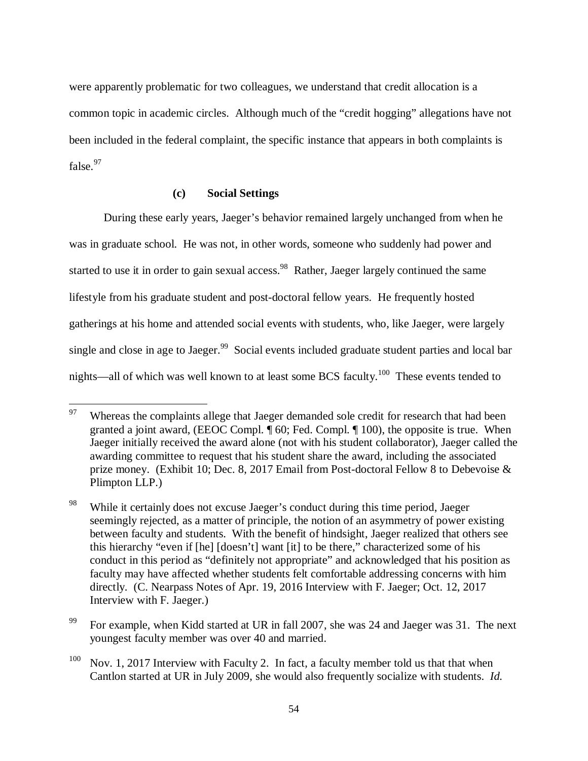were apparently problematic for two colleagues, we understand that credit allocation is a common topic in academic circles. Although much of the "credit hogging" allegations have not been included in the federal complaint, the specific instance that appears in both complaints is false.[97]

**(c) Social Settings**

During these early years, Jaeger's behavior remained largely unchanged from when he was in graduate school. He was not, in other words, someone who suddenly had power and started to use it in order to gain sexual access.[98] Rather, Jaeger largely continued the same lifestyle from his graduate student and post-doctoral fellow years. He frequently hosted gatherings at his home and attended social events with students, who, like Jaeger, were largely single and close in age to Jaeger.[99] Social events included graduate student parties and local bar nights—all of which was well known to at least some BCS faculty.[100] These events tended to

---

[97] Whereas the complaints allege that Jaeger demanded sole credit for research that had been granted a joint award, (EEOC Compl. ¶ 60; Fed. Compl. ¶ 100), the opposite is true. When Jaeger initially received the award alone (not with his student collaborator), Jaeger called the awarding committee to request that his student share the award, including the associated prize money. (Exhibit 10; Dec. 8, 2017 Email from Post-doctoral Fellow 8 to Debevoise & Plimpton LLP.)

[98] While it certainly does not excuse Jaeger's conduct during this time period, Jaeger seemingly rejected, as a matter of principle, the notion of an asymmetry of power existing between faculty and students. With the benefit of hindsight, Jaeger realized that others see this hierarchy "even if [he] [doesn't] want [it] to be there," characterized some of his conduct in this period as "definitely not appropriate" and acknowledged that his position as faculty may have affected whether students felt comfortable addressing concerns with him directly. (C. Nearpass Notes of Apr. 19, 2016 Interview with F. Jaeger; Oct. 12, 2017 Interview with F. Jaeger.)

[99] For example, when Kidd started at UR in fall 2007, she was 24 and Jaeger was 31. The next youngest faculty member was over 40 and married.

[100] Nov. 1, 2017 Interview with Faculty 2. In fact, a faculty member told us that that when Cantlon started at UR in July 2009, she would also frequently socialize with students. *Id.*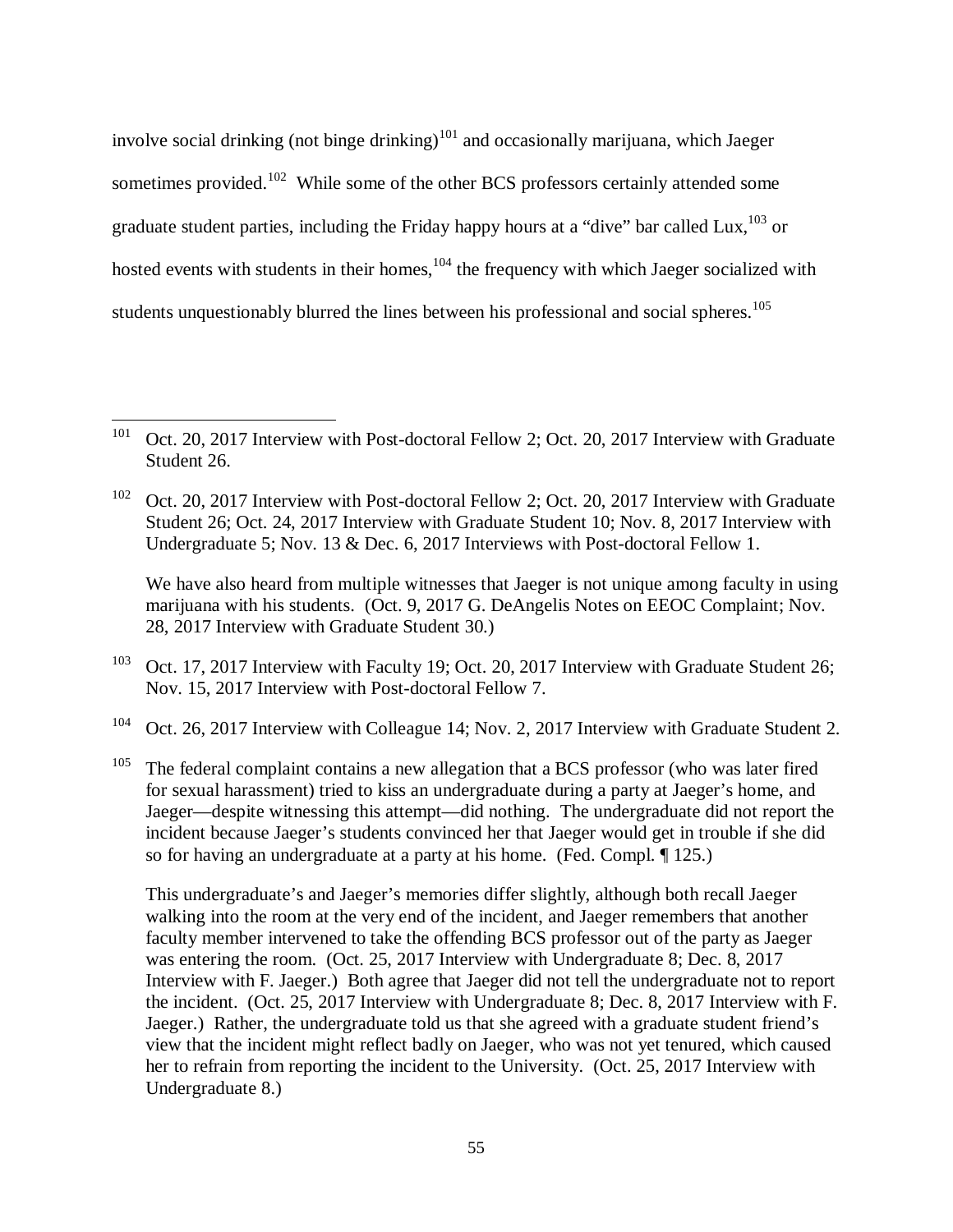involve social drinking (not binge drinking)[101] and occasionally marijuana, which Jaeger sometimes provided.[102] While some of the other BCS professors certainly attended some graduate student parties, including the Friday happy hours at a "dive" bar called Lux,[103] or hosted events with students in their homes,[104] the frequency with which Jaeger socialized with students unquestionably blurred the lines between his professional and social spheres.[105]

---

[101] Oct. 20, 2017 Interview with Post-doctoral Fellow 2; Oct. 20, 2017 Interview with Graduate Student 26.

[102] Oct. 20, 2017 Interview with Post-doctoral Fellow 2; Oct. 20, 2017 Interview with Graduate Student 26; Oct. 24, 2017 Interview with Graduate Student 10; Nov. 8, 2017 Interview with Undergraduate 5; Nov. 13 & Dec. 6, 2017 Interviews with Post-doctoral Fellow 1.

We have also heard from multiple witnesses that Jaeger is not unique among faculty in using marijuana with his students. (Oct. 9, 2017 G. DeAngelis Notes on EEOC Complaint; Nov. 28, 2017 Interview with Graduate Student 30.)

[103] Oct. 17, 2017 Interview with Faculty 19; Oct. 20, 2017 Interview with Graduate Student 26; Nov. 15, 2017 Interview with Post-doctoral Fellow 7.

[104] Oct. 26, 2017 Interview with Colleague 14; Nov. 2, 2017 Interview with Graduate Student 2.

[105] The federal complaint contains a new allegation that a BCS professor (who was later fired for sexual harassment) tried to kiss an undergraduate during a party at Jaeger's home, and Jaeger—despite witnessing this attempt—did nothing. The undergraduate did not report the incident because Jaeger's students convinced her that Jaeger would get in trouble if she did so for having an undergraduate at a party at his home. (Fed. Compl. ¶ 125.)

This undergraduate's and Jaeger's memories differ slightly, although both recall Jaeger walking into the room at the very end of the incident, and Jaeger remembers that another faculty member intervened to take the offending BCS professor out of the party as Jaeger was entering the room. (Oct. 25, 2017 Interview with Undergraduate 8; Dec. 8, 2017 Interview with F. Jaeger.) Both agree that Jaeger did not tell the undergraduate not to report the incident. (Oct. 25, 2017 Interview with Undergraduate 8; Dec. 8, 2017 Interview with F. Jaeger.) Rather, the undergraduate told us that she agreed with a graduate student friend's view that the incident might reflect badly on Jaeger, who was not yet tenured, which caused her to refrain from reporting the incident to the University. (Oct. 25, 2017 Interview with Undergraduate 8.)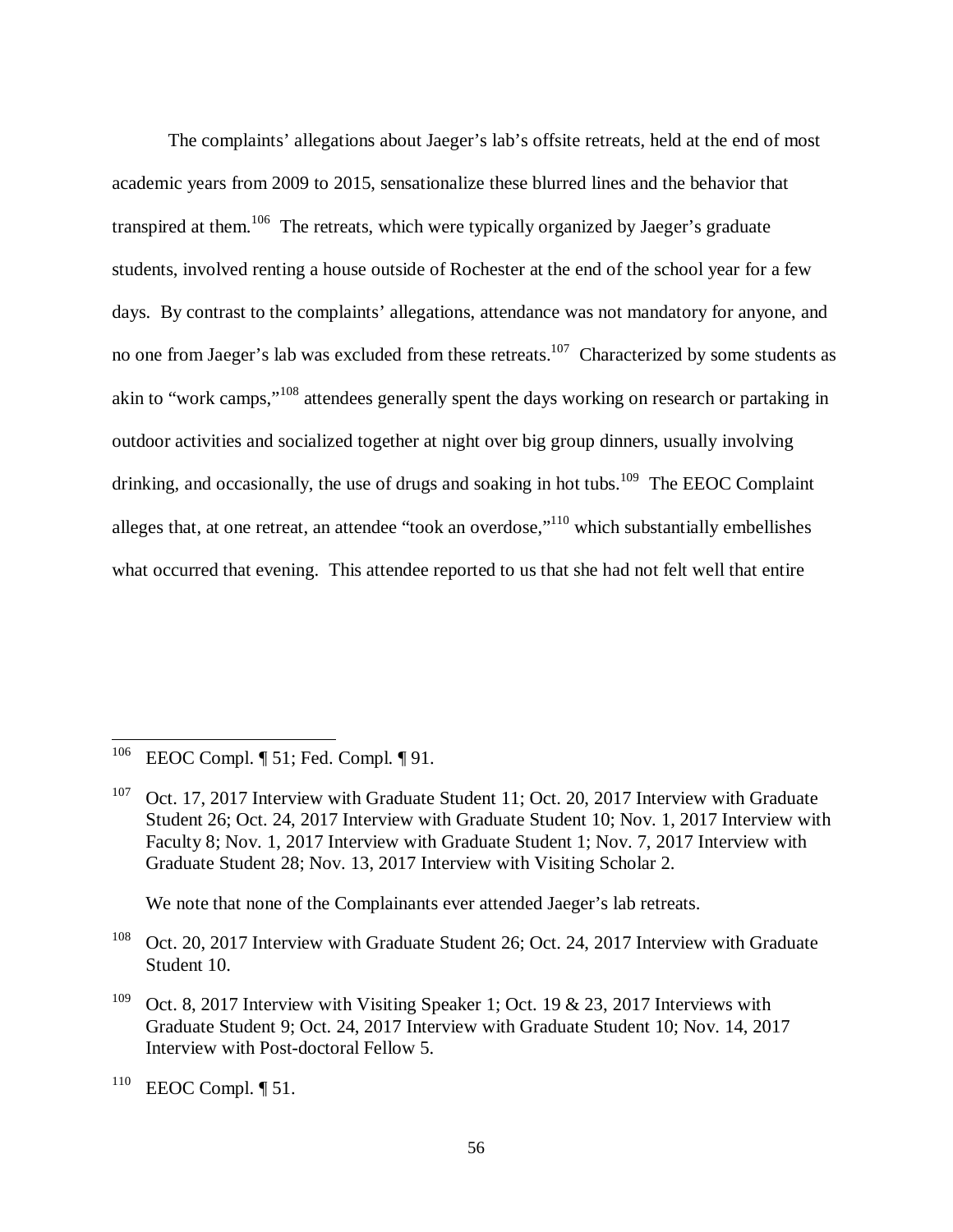The complaints' allegations about Jaeger's lab's offsite retreats, held at the end of most academic years from 2009 to 2015, sensationalize these blurred lines and the behavior that transpired at them.[106] The retreats, which were typically organized by Jaeger's graduate students, involved renting a house outside of Rochester at the end of the school year for a few days. By contrast to the complaints' allegations, attendance was not mandatory for anyone, and no one from Jaeger's lab was excluded from these retreats.[107] Characterized by some students as akin to "work camps,"[108] attendees generally spent the days working on research or partaking in outdoor activities and socialized together at night over big group dinners, usually involving drinking, and occasionally, the use of drugs and soaking in hot tubs.[109] The EEOC Complaint alleges that, at one retreat, an attendee "took an overdose,"[110] which substantially embellishes what occurred that evening. This attendee reported to us that she had not felt well that entire

---

[106] EEOC Compl. ¶ 51; Fed. Compl. ¶ 91.

[107] Oct. 17, 2017 Interview with Graduate Student 11; Oct. 20, 2017 Interview with Graduate Student 26; Oct. 24, 2017 Interview with Graduate Student 10; Nov. 1, 2017 Interview with Faculty 8; Nov. 1, 2017 Interview with Graduate Student 1; Nov. 7, 2017 Interview with Graduate Student 28; Nov. 13, 2017 Interview with Visiting Scholar 2.

We note that none of the Complainants ever attended Jaeger's lab retreats.

[108] Oct. 20, 2017 Interview with Graduate Student 26; Oct. 24, 2017 Interview with Graduate Student 10.

[109] Oct. 8, 2017 Interview with Visiting Speaker 1; Oct. 19 & 23, 2017 Interviews with Graduate Student 9; Oct. 24, 2017 Interview with Graduate Student 10; Nov. 14, 2017 Interview with Post-doctoral Fellow 5.

[110] EEOC Compl. ¶ 51.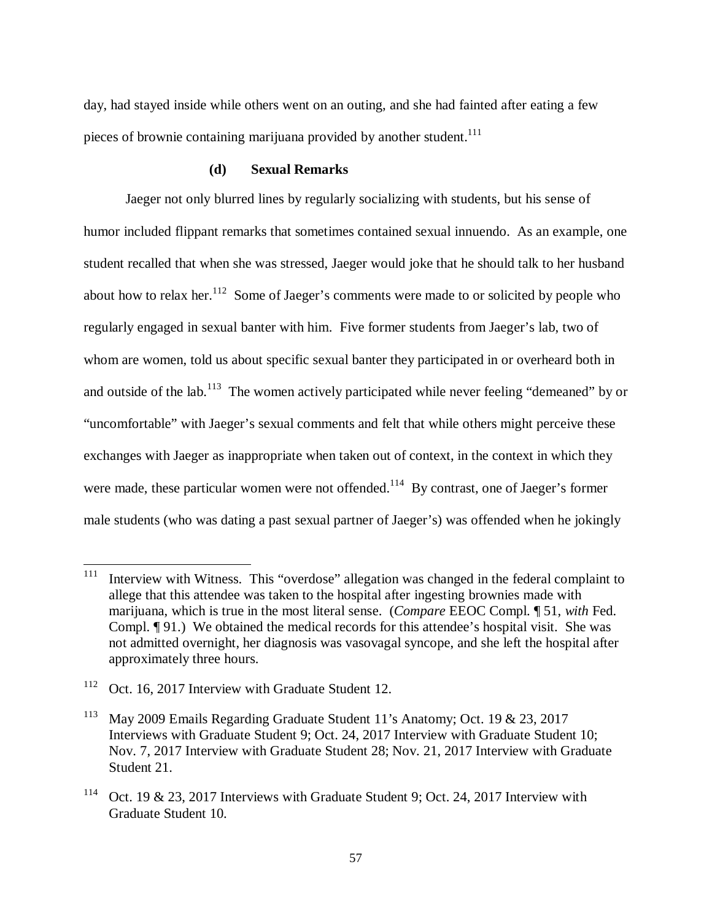day, had stayed inside while others went on an outing, and she had fainted after eating a few pieces of brownie containing marijuana provided by another student.[111]

#### (d) Sexual Remarks

Jaeger not only blurred lines by regularly socializing with students, but his sense of humor included flippant remarks that sometimes contained sexual innuendo. As an example, one student recalled that when she was stressed, Jaeger would joke that he should talk to her husband about how to relax her.[112] Some of Jaeger's comments were made to or solicited by people who regularly engaged in sexual banter with him. Five former students from Jaeger's lab, two of whom are women, told us about specific sexual banter they participated in or overheard both in and outside of the lab.[113] The women actively participated while never feeling "demeaned" by or "uncomfortable" with Jaeger's sexual comments and felt that while others might perceive these exchanges with Jaeger as inappropriate when taken out of context, in the context in which they were made, these particular women were not offended.[114] By contrast, one of Jaeger's former male students (who was dating a past sexual partner of Jaeger's) was offended when he jokingly

---

[111] Interview with Witness. This "overdose" allegation was changed in the federal complaint to allege that this attendee was taken to the hospital after ingesting brownies made with marijuana, which is true in the most literal sense. (*Compare* EEOC Compl. ¶ 51, *with* Fed. Compl. ¶ 91.) We obtained the medical records for this attendee's hospital visit. She was not admitted overnight, her diagnosis was vasovagal syncope, and she left the hospital after approximately three hours.

[112] Oct. 16, 2017 Interview with Graduate Student 12.

[113] May 2009 Emails Regarding Graduate Student 11's Anatomy; Oct. 19 & 23, 2017 Interviews with Graduate Student 9; Oct. 24, 2017 Interview with Graduate Student 10; Nov. 7, 2017 Interview with Graduate Student 28; Nov. 21, 2017 Interview with Graduate Student 21.

[114] Oct. 19 & 23, 2017 Interviews with Graduate Student 9; Oct. 24, 2017 Interview with Graduate Student 10.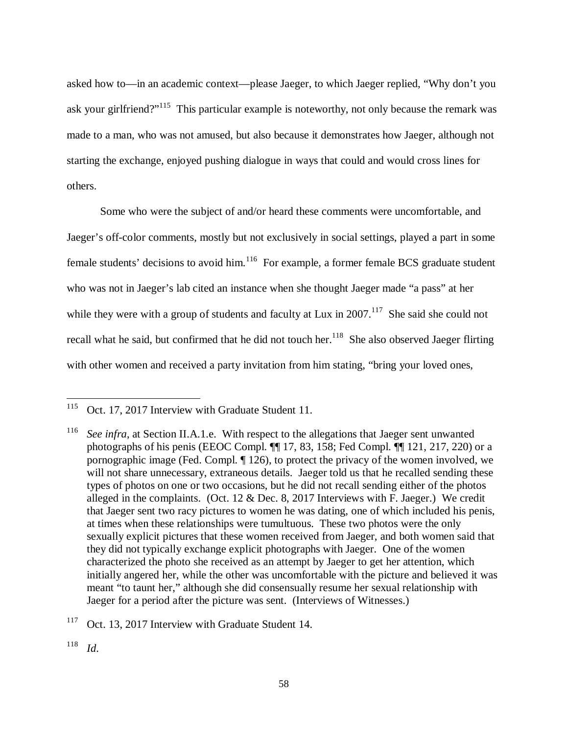asked how to—in an academic context—please Jaeger, to which Jaeger replied, "Why don't you ask your girlfriend?"[115] This particular example is noteworthy, not only because the remark was made to a man, who was not amused, but also because it demonstrates how Jaeger, although not starting the exchange, enjoyed pushing dialogue in ways that could and would cross lines for others.

Some who were the subject of and/or heard these comments were uncomfortable, and Jaeger's off-color comments, mostly but not exclusively in social settings, played a part in some female students' decisions to avoid him.[116] For example, a former female BCS graduate student who was not in Jaeger's lab cited an instance when she thought Jaeger made "a pass" at her while they were with a group of students and faculty at Lux in 2007.[117] She said she could not recall what he said, but confirmed that he did not touch her.[118] She also observed Jaeger flirting with other women and received a party invitation from him stating, "bring your loved ones,

---

[115] Oct. 17, 2017 Interview with Graduate Student 11.

[116] *See infra*, at Section II.A.1.e. With respect to the allegations that Jaeger sent unwanted photographs of his penis (EEOC Compl. ¶¶ 17, 83, 158; Fed Compl. ¶¶ 121, 217, 220) or a pornographic image (Fed. Compl. ¶ 126), to protect the privacy of the women involved, we will not share unnecessary, extraneous details. Jaeger told us that he recalled sending these types of photos on one or two occasions, but he did not recall sending either of the photos alleged in the complaints. (Oct. 12 & Dec. 8, 2017 Interviews with F. Jaeger.) We credit that Jaeger sent two racy pictures to women he was dating, one of which included his penis, at times when these relationships were tumultuous. These two photos were the only sexually explicit pictures that these women received from Jaeger, and both women said that they did not typically exchange explicit photographs with Jaeger. One of the women characterized the photo she received as an attempt by Jaeger to get her attention, which initially angered her, while the other was uncomfortable with the picture and believed it was meant "to taunt her," although she did consensually resume her sexual relationship with Jaeger for a period after the picture was sent. (Interviews of Witnesses.)

[117] Oct. 13, 2017 Interview with Graduate Student 14.

[118] *Id.*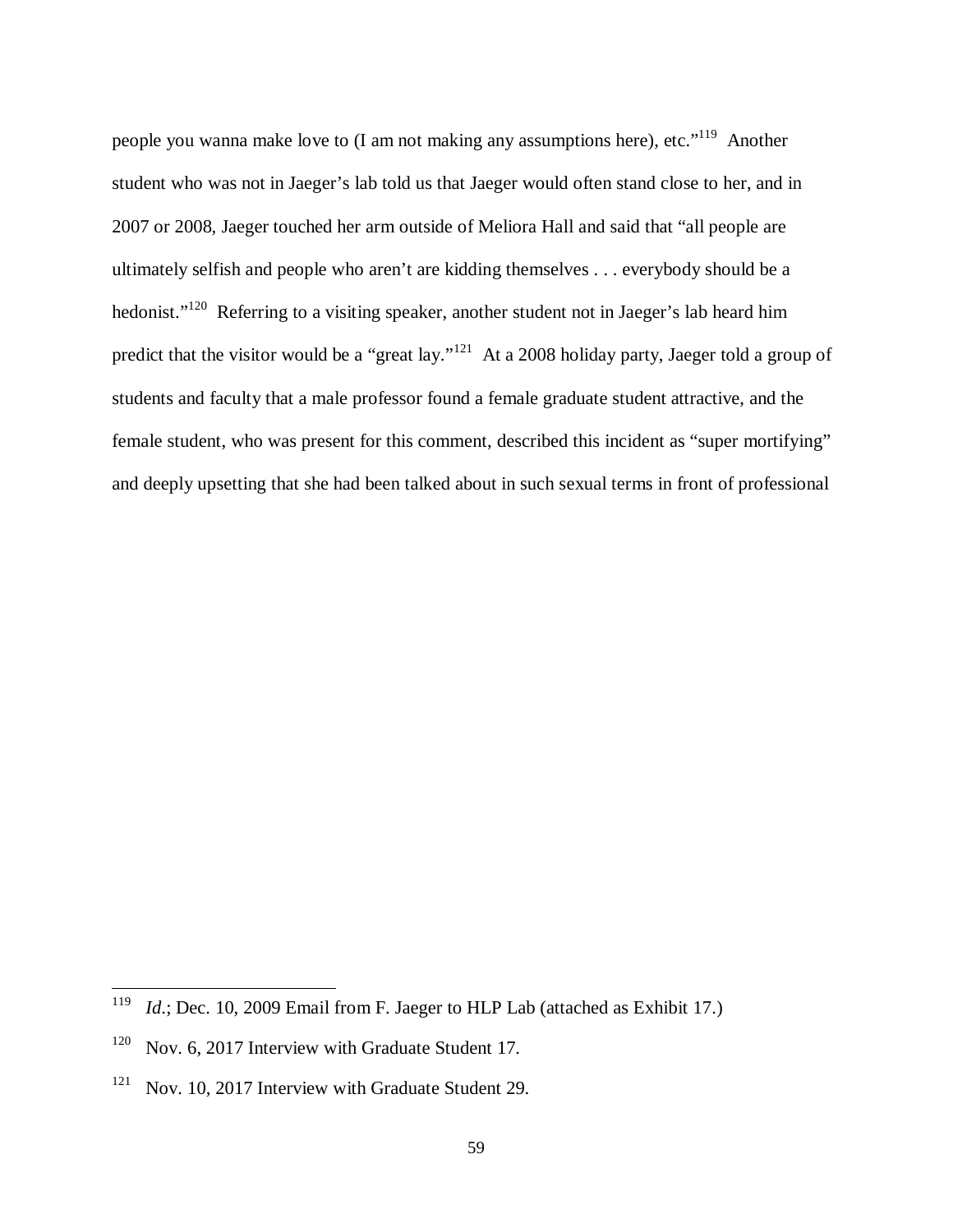people you wanna make love to (I am not making any assumptions here), etc."[119] Another student who was not in Jaeger's lab told us that Jaeger would often stand close to her, and in 2007 or 2008, Jaeger touched her arm outside of Meliora Hall and said that "all people are ultimately selfish and people who aren't are kidding themselves . . . everybody should be a hedonist."[120] Referring to a visiting speaker, another student not in Jaeger's lab heard him predict that the visitor would be a "great lay."[121] At a 2008 holiday party, Jaeger told a group of students and faculty that a male professor found a female graduate student attractive, and the female student, who was present for this comment, described this incident as "super mortifying" and deeply upsetting that she had been talked about in such sexual terms in front of professional

---

[119] *Id*.; Dec. 10, 2009 Email from F. Jaeger to HLP Lab (attached as Exhibit 17.)

[120] Nov. 6, 2017 Interview with Graduate Student 17.

[121] Nov. 10, 2017 Interview with Graduate Student 29.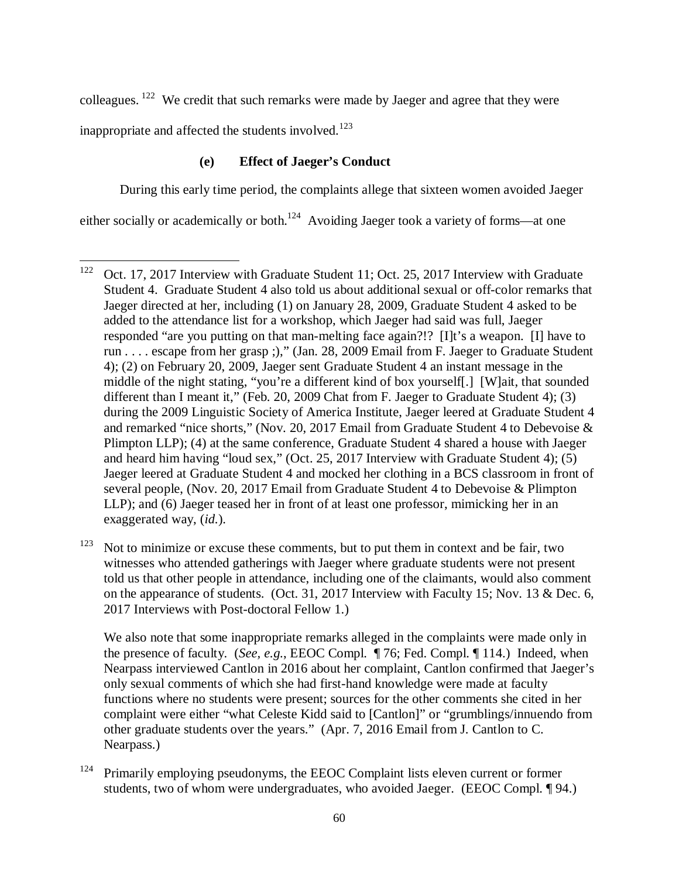colleagues. [122] We credit that such remarks were made by Jaeger and agree that they were inappropriate and affected the students involved.[123]

#### (e) Effect of Jaeger's Conduct

During this early time period, the complaints allege that sixteen women avoided Jaeger either socially or academically or both.[124] Avoiding Jaeger took a variety of forms—at one

---

[122] Oct. 17, 2017 Interview with Graduate Student 11; Oct. 25, 2017 Interview with Graduate Student 4. Graduate Student 4 also told us about additional sexual or off-color remarks that Jaeger directed at her, including (1) on January 28, 2009, Graduate Student 4 asked to be added to the attendance list for a workshop, which Jaeger had said was full, Jaeger responded "are you putting on that man-melting face again?!? [I]t's a weapon. [I] have to run . . . . escape from her grasp ;)," (Jan. 28, 2009 Email from F. Jaeger to Graduate Student 4); (2) on February 20, 2009, Jaeger sent Graduate Student 4 an instant message in the middle of the night stating, "you're a different kind of box yourself[.] [W]ait, that sounded different than I meant it," (Feb. 20, 2009 Chat from F. Jaeger to Graduate Student 4); (3) during the 2009 Linguistic Society of America Institute, Jaeger leered at Graduate Student 4 and remarked "nice shorts," (Nov. 20, 2017 Email from Graduate Student 4 to Debevoise & Plimpton LLP); (4) at the same conference, Graduate Student 4 shared a house with Jaeger and heard him having "loud sex," (Oct. 25, 2017 Interview with Graduate Student 4); (5) Jaeger leered at Graduate Student 4 and mocked her clothing in a BCS classroom in front of several people, (Nov. 20, 2017 Email from Graduate Student 4 to Debevoise & Plimpton LLP); and (6) Jaeger teased her in front of at least one professor, mimicking her in an exaggerated way, (*id.*).

[123] Not to minimize or excuse these comments, but to put them in context and be fair, two witnesses who attended gatherings with Jaeger where graduate students were not present told us that other people in attendance, including one of the claimants, would also comment on the appearance of students. (Oct. 31, 2017 Interview with Faculty 15; Nov. 13 & Dec. 6, 2017 Interviews with Post-doctoral Fellow 1.)

We also note that some inappropriate remarks alleged in the complaints were made only in the presence of faculty. (*See, e.g.*, EEOC Compl. ¶ 76; Fed. Compl. ¶ 114.) Indeed, when Nearpass interviewed Cantlon in 2016 about her complaint, Cantlon confirmed that Jaeger's only sexual comments of which she had first-hand knowledge were made at faculty functions where no students were present; sources for the other comments she cited in her complaint were either "what Celeste Kidd said to [Cantlon]" or "grumblings/innuendo from other graduate students over the years." (Apr. 7, 2016 Email from J. Cantlon to C. Nearpass.)

[124] Primarily employing pseudonyms, the EEOC Complaint lists eleven current or former students, two of whom were undergraduates, who avoided Jaeger. (EEOC Compl. ¶ 94.)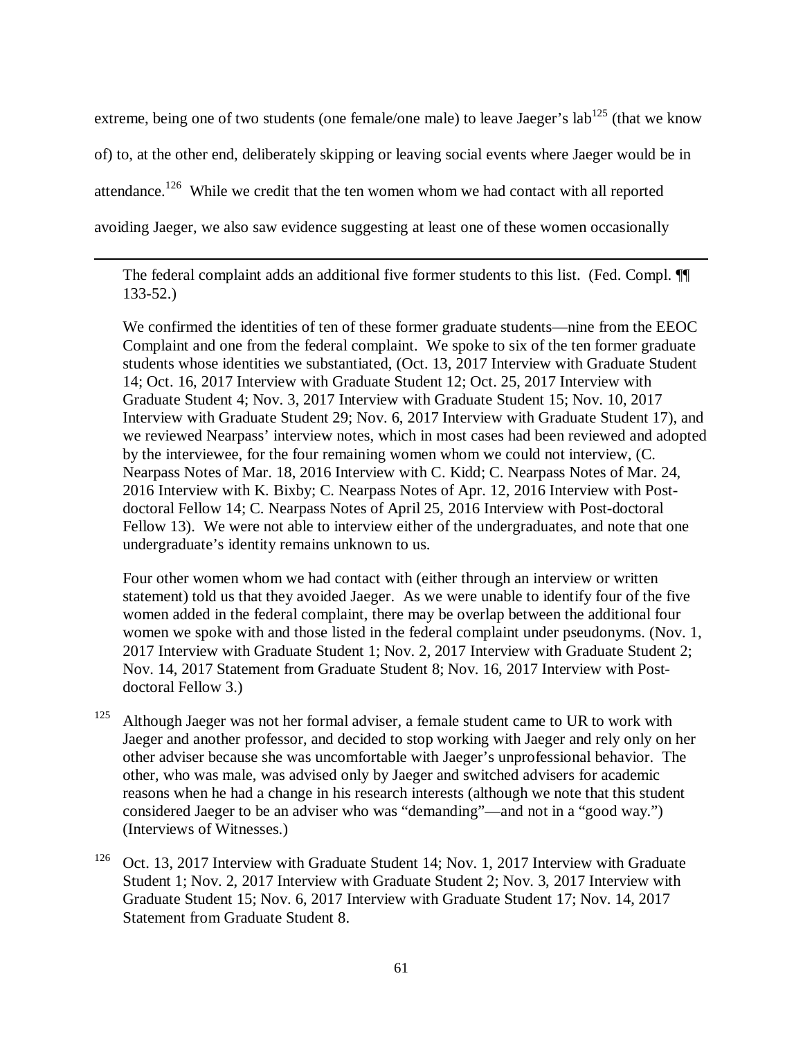extreme, being one of two students (one female/one male) to leave Jaeger's lab[125] (that we know of) to, at the other end, deliberately skipping or leaving social events where Jaeger would be in attendance.[126] While we credit that the ten women whom we had contact with all reported avoiding Jaeger, we also saw evidence suggesting at least one of these women occasionally

---

The federal complaint adds an additional five former students to this list. (Fed. Compl. ¶¶ 133-52.)

We confirmed the identities of ten of these former graduate students—nine from the EEOC Complaint and one from the federal complaint. We spoke to six of the ten former graduate students whose identities we substantiated, (Oct. 13, 2017 Interview with Graduate Student 14; Oct. 16, 2017 Interview with Graduate Student 12; Oct. 25, 2017 Interview with Graduate Student 4; Nov. 3, 2017 Interview with Graduate Student 15; Nov. 10, 2017 Interview with Graduate Student 29; Nov. 6, 2017 Interview with Graduate Student 17), and we reviewed Nearpass' interview notes, which in most cases had been reviewed and adopted by the interviewee, for the four remaining women whom we could not interview, (C. Nearpass Notes of Mar. 18, 2016 Interview with C. Kidd; C. Nearpass Notes of Mar. 24, 2016 Interview with K. Bixby; C. Nearpass Notes of Apr. 12, 2016 Interview with Post-doctoral Fellow 14; C. Nearpass Notes of April 25, 2016 Interview with Post-doctoral Fellow 13). We were not able to interview either of the undergraduates, and note that one undergraduate's identity remains unknown to us.

Four other women whom we had contact with (either through an interview or written statement) told us that they avoided Jaeger. As we were unable to identify four of the five women added in the federal complaint, there may be overlap between the additional four women we spoke with and those listed in the federal complaint under pseudonyms. (Nov. 1, 2017 Interview with Graduate Student 1; Nov. 2, 2017 Interview with Graduate Student 2; Nov. 14, 2017 Statement from Graduate Student 8; Nov. 16, 2017 Interview with Post-doctoral Fellow 3.)

[125] Although Jaeger was not her formal adviser, a female student came to UR to work with Jaeger and another professor, and decided to stop working with Jaeger and rely only on her other adviser because she was uncomfortable with Jaeger's unprofessional behavior. The other, who was male, was advised only by Jaeger and switched advisers for academic reasons when he had a change in his research interests (although we note that this student considered Jaeger to be an adviser who was "demanding"—and not in a "good way.") (Interviews of Witnesses.)

[126] Oct. 13, 2017 Interview with Graduate Student 14; Nov. 1, 2017 Interview with Graduate Student 1; Nov. 2, 2017 Interview with Graduate Student 2; Nov. 3, 2017 Interview with Graduate Student 15; Nov. 6, 2017 Interview with Graduate Student 17; Nov. 14, 2017 Statement from Graduate Student 8.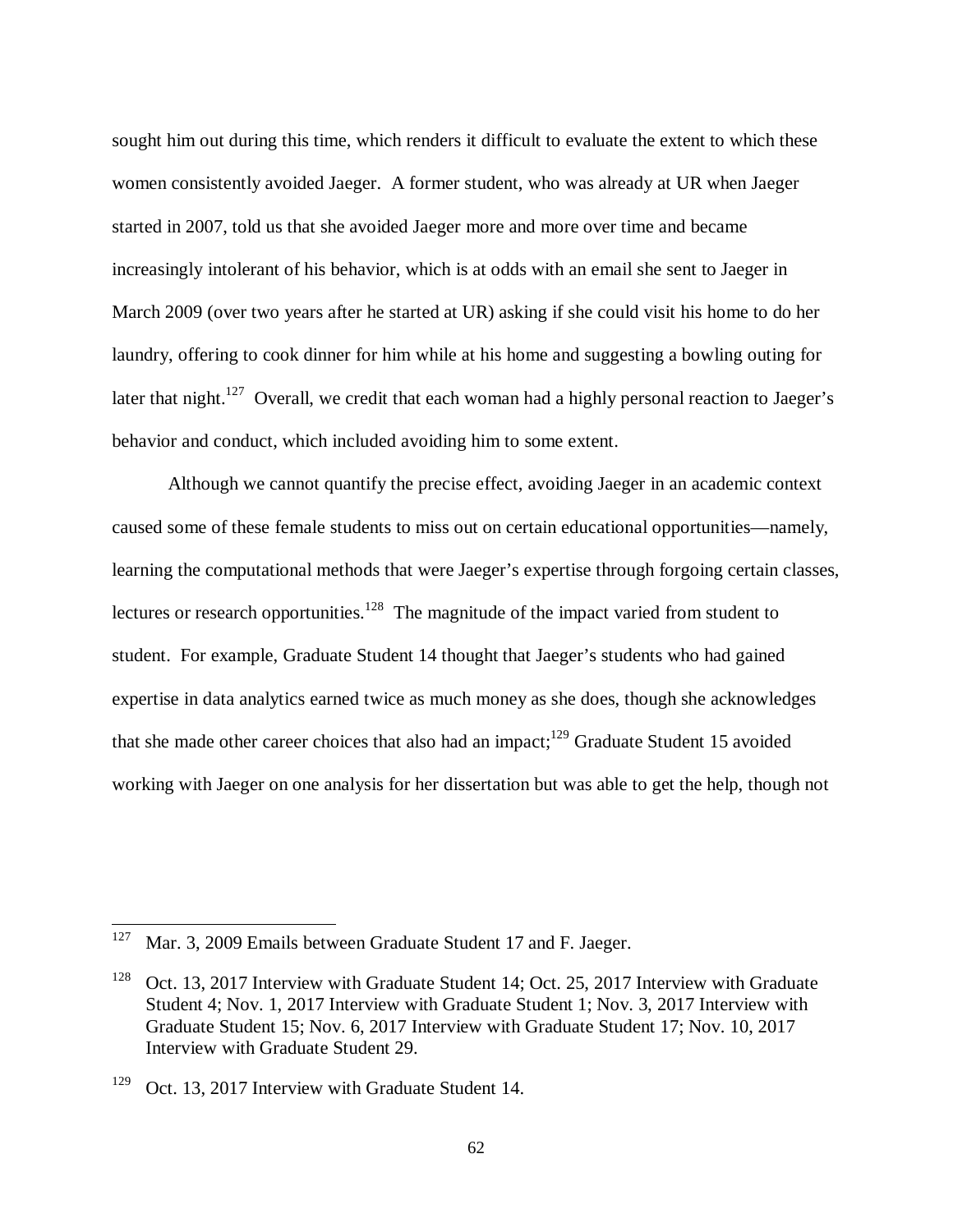sought him out during this time, which renders it difficult to evaluate the extent to which these women consistently avoided Jaeger. A former student, who was already at UR when Jaeger started in 2007, told us that she avoided Jaeger more and more over time and became increasingly intolerant of his behavior, which is at odds with an email she sent to Jaeger in March 2009 (over two years after he started at UR) asking if she could visit his home to do her laundry, offering to cook dinner for him while at his home and suggesting a bowling outing for later that night.[127] Overall, we credit that each woman had a highly personal reaction to Jaeger's behavior and conduct, which included avoiding him to some extent.

Although we cannot quantify the precise effect, avoiding Jaeger in an academic context caused some of these female students to miss out on certain educational opportunities—namely, learning the computational methods that were Jaeger's expertise through forgoing certain classes, lectures or research opportunities.[128] The magnitude of the impact varied from student to student. For example, Graduate Student 14 thought that Jaeger's students who had gained expertise in data analytics earned twice as much money as she does, though she acknowledges that she made other career choices that also had an impact;[129] Graduate Student 15 avoided working with Jaeger on one analysis for her dissertation but was able to get the help, though not

---

[127] Mar. 3, 2009 Emails between Graduate Student 17 and F. Jaeger.

[128] Oct. 13, 2017 Interview with Graduate Student 14; Oct. 25, 2017 Interview with Graduate Student 4; Nov. 1, 2017 Interview with Graduate Student 1; Nov. 3, 2017 Interview with Graduate Student 15; Nov. 6, 2017 Interview with Graduate Student 17; Nov. 10, 2017 Interview with Graduate Student 29.

[129] Oct. 13, 2017 Interview with Graduate Student 14.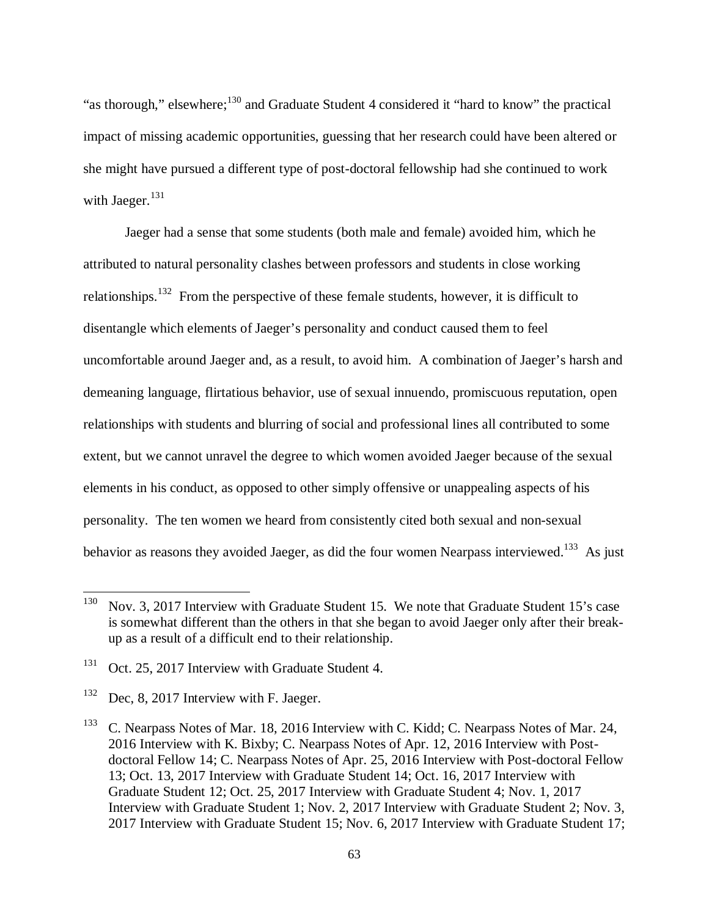"as thorough," elsewhere;[130] and Graduate Student 4 considered it "hard to know" the practical impact of missing academic opportunities, guessing that her research could have been altered or she might have pursued a different type of post-doctoral fellowship had she continued to work with Jaeger.[131]

Jaeger had a sense that some students (both male and female) avoided him, which he attributed to natural personality clashes between professors and students in close working relationships.[132] From the perspective of these female students, however, it is difficult to disentangle which elements of Jaeger's personality and conduct caused them to feel uncomfortable around Jaeger and, as a result, to avoid him. A combination of Jaeger's harsh and demeaning language, flirtatious behavior, use of sexual innuendo, promiscuous reputation, open relationships with students and blurring of social and professional lines all contributed to some extent, but we cannot unravel the degree to which women avoided Jaeger because of the sexual elements in his conduct, as opposed to other simply offensive or unappealing aspects of his personality. The ten women we heard from consistently cited both sexual and non-sexual behavior as reasons they avoided Jaeger, as did the four women Nearpass interviewed.[133] As just

---

[130] Nov. 3, 2017 Interview with Graduate Student 15. We note that Graduate Student 15's case is somewhat different than the others in that she began to avoid Jaeger only after their break-up as a result of a difficult end to their relationship.

[131] Oct. 25, 2017 Interview with Graduate Student 4.

[132] Dec, 8, 2017 Interview with F. Jaeger.

[133] C. Nearpass Notes of Mar. 18, 2016 Interview with C. Kidd; C. Nearpass Notes of Mar. 24, 2016 Interview with K. Bixby; C. Nearpass Notes of Apr. 12, 2016 Interview with Post-doctoral Fellow 14; C. Nearpass Notes of Apr. 25, 2016 Interview with Post-doctoral Fellow 13; Oct. 13, 2017 Interview with Graduate Student 14; Oct. 16, 2017 Interview with Graduate Student 12; Oct. 25, 2017 Interview with Graduate Student 4; Nov. 1, 2017 Interview with Graduate Student 1; Nov. 2, 2017 Interview with Graduate Student 2; Nov. 3, 2017 Interview with Graduate Student 15; Nov. 6, 2017 Interview with Graduate Student 17;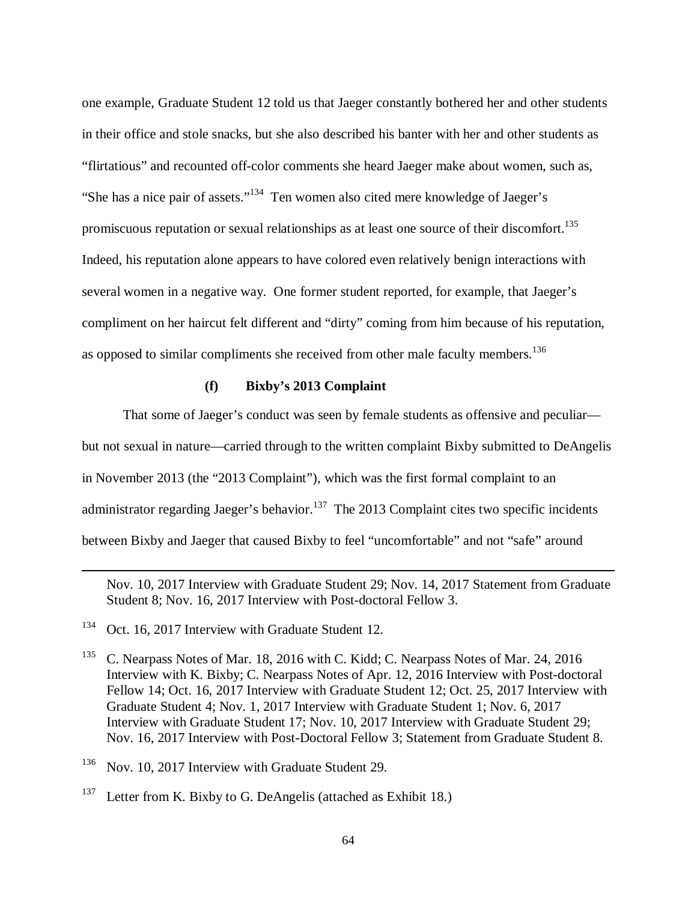one example, Graduate Student 12 told us that Jaeger constantly bothered her and other students in their office and stole snacks, but she also described his banter with her and other students as "flirtatious" and recounted off-color comments she heard Jaeger make about women, such as, "She has a nice pair of assets."[134] Ten women also cited mere knowledge of Jaeger's promiscuous reputation or sexual relationships as at least one source of their discomfort.[135] Indeed, his reputation alone appears to have colored even relatively benign interactions with several women in a negative way. One former student reported, for example, that Jaeger's compliment on her haircut felt different and "dirty" coming from him because of his reputation, as opposed to similar compliments she received from other male faculty members.[136]

#### (f) Bixby's 2013 Complaint

That some of Jaeger's conduct was seen by female students as offensive and peculiar—but not sexual in nature—carried through to the written complaint Bixby submitted to DeAngelis in November 2013 (the "2013 Complaint"), which was the first formal complaint to an administrator regarding Jaeger's behavior.[137] The 2013 Complaint cites two specific incidents between Bixby and Jaeger that caused Bixby to feel "uncomfortable" and not "safe" around

---

Nov. 10, 2017 Interview with Graduate Student 29; Nov. 14, 2017 Statement from Graduate Student 8; Nov. 16, 2017 Interview with Post-doctoral Fellow 3.

[134] Oct. 16, 2017 Interview with Graduate Student 12.

[135] C. Nearpass Notes of Mar. 18, 2016 with C. Kidd; C. Nearpass Notes of Mar. 24, 2016 Interview with K. Bixby; C. Nearpass Notes of Apr. 12, 2016 Interview with Post-doctoral Fellow 14; Oct. 16, 2017 Interview with Graduate Student 12; Oct. 25, 2017 Interview with Graduate Student 4; Nov. 1, 2017 Interview with Graduate Student 1; Nov. 6, 2017 Interview with Graduate Student 17; Nov. 10, 2017 Interview with Graduate Student 29; Nov. 16, 2017 Interview with Post-Doctoral Fellow 3; Statement from Graduate Student 8.

[136] Nov. 10, 2017 Interview with Graduate Student 29.

[137] Letter from K. Bixby to G. DeAngelis (attached as Exhibit 18.)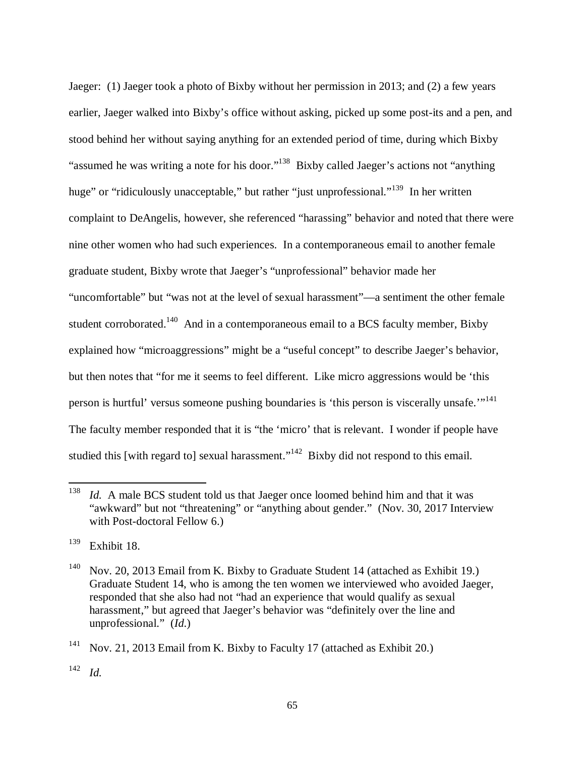Jaeger: (1) Jaeger took a photo of Bixby without her permission in 2013; and (2) a few years earlier, Jaeger walked into Bixby's office without asking, picked up some post-its and a pen, and stood behind her without saying anything for an extended period of time, during which Bixby "assumed he was writing a note for his door."[138] Bixby called Jaeger's actions not "anything huge" or "ridiculously unacceptable," but rather "just unprofessional."[139] In her written complaint to DeAngelis, however, she referenced "harassing" behavior and noted that there were nine other women who had such experiences. In a contemporaneous email to another female graduate student, Bixby wrote that Jaeger's "unprofessional" behavior made her "uncomfortable" but "was not at the level of sexual harassment"—a sentiment the other female student corroborated.[140] And in a contemporaneous email to a BCS faculty member, Bixby explained how "microaggressions" might be a "useful concept" to describe Jaeger's behavior, but then notes that "for me it seems to feel different. Like micro aggressions would be 'this person is hurtful' versus someone pushing boundaries is 'this person is viscerally unsafe.'"[141] The faculty member responded that it is "the 'micro' that is relevant. I wonder if people have studied this [with regard to] sexual harassment."[142] Bixby did not respond to this email.

---

[138] *Id.* A male BCS student told us that Jaeger once loomed behind him and that it was "awkward" but not "threatening" or "anything about gender." (Nov. 30, 2017 Interview with Post-doctoral Fellow 6.)

[139] Exhibit 18.

[140] Nov. 20, 2013 Email from K. Bixby to Graduate Student 14 (attached as Exhibit 19.) Graduate Student 14, who is among the ten women we interviewed who avoided Jaeger, responded that she also had not "had an experience that would qualify as sexual harassment," but agreed that Jaeger's behavior was "definitely over the line and unprofessional." (*Id.*)

[141] Nov. 21, 2013 Email from K. Bixby to Faculty 17 (attached as Exhibit 20.)

[142] *Id.*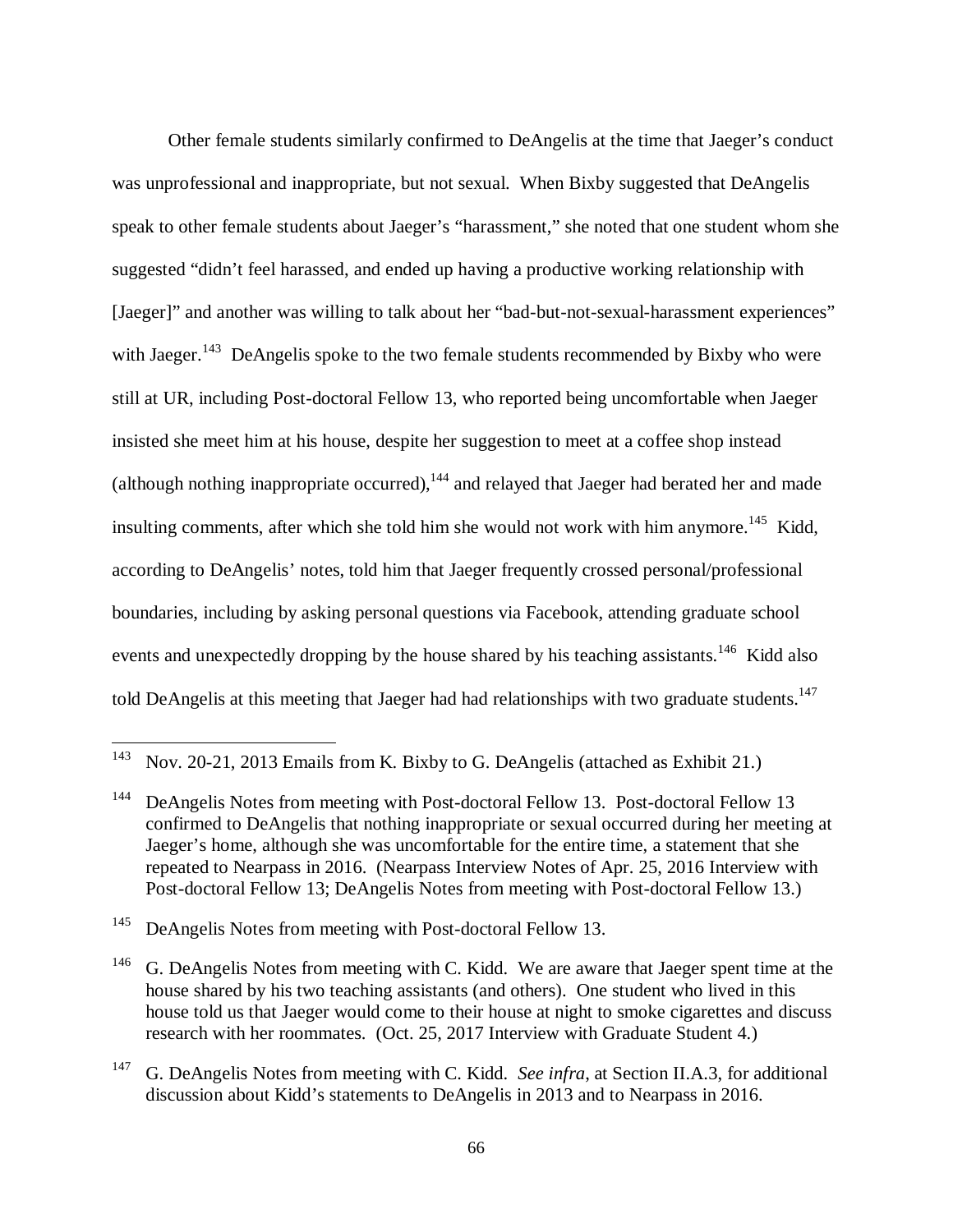Other female students similarly confirmed to DeAngelis at the time that Jaeger's conduct was unprofessional and inappropriate, but not sexual. When Bixby suggested that DeAngelis speak to other female students about Jaeger's "harassment," she noted that one student whom she suggested "didn't feel harassed, and ended up having a productive working relationship with [Jaeger]" and another was willing to talk about her "bad-but-not-sexual-harassment experiences" with Jaeger.[143] DeAngelis spoke to the two female students recommended by Bixby who were still at UR, including Post-doctoral Fellow 13, who reported being uncomfortable when Jaeger insisted she meet him at his house, despite her suggestion to meet at a coffee shop instead (although nothing inappropriate occurred),[144] and relayed that Jaeger had berated her and made insulting comments, after which she told him she would not work with him anymore.[145] Kidd, according to DeAngelis' notes, told him that Jaeger frequently crossed personal/professional boundaries, including by asking personal questions via Facebook, attending graduate school events and unexpectedly dropping by the house shared by his teaching assistants.[146] Kidd also told DeAngelis at this meeting that Jaeger had had relationships with two graduate students.[147]

---

[143] Nov. 20-21, 2013 Emails from K. Bixby to G. DeAngelis (attached as Exhibit 21.)

[144] DeAngelis Notes from meeting with Post-doctoral Fellow 13. Post-doctoral Fellow 13 confirmed to DeAngelis that nothing inappropriate or sexual occurred during her meeting at Jaeger's home, although she was uncomfortable for the entire time, a statement that she repeated to Nearpass in 2016. (Nearpass Interview Notes of Apr. 25, 2016 Interview with Post-doctoral Fellow 13; DeAngelis Notes from meeting with Post-doctoral Fellow 13.)

[145] DeAngelis Notes from meeting with Post-doctoral Fellow 13.

[146] G. DeAngelis Notes from meeting with C. Kidd. We are aware that Jaeger spent time at the house shared by his two teaching assistants (and others). One student who lived in this house told us that Jaeger would come to their house at night to smoke cigarettes and discuss research with her roommates. (Oct. 25, 2017 Interview with Graduate Student 4.)

[147] G. DeAngelis Notes from meeting with C. Kidd. *See infra*, at Section II.A.3, for additional discussion about Kidd's statements to DeAngelis in 2013 and to Nearpass in 2016.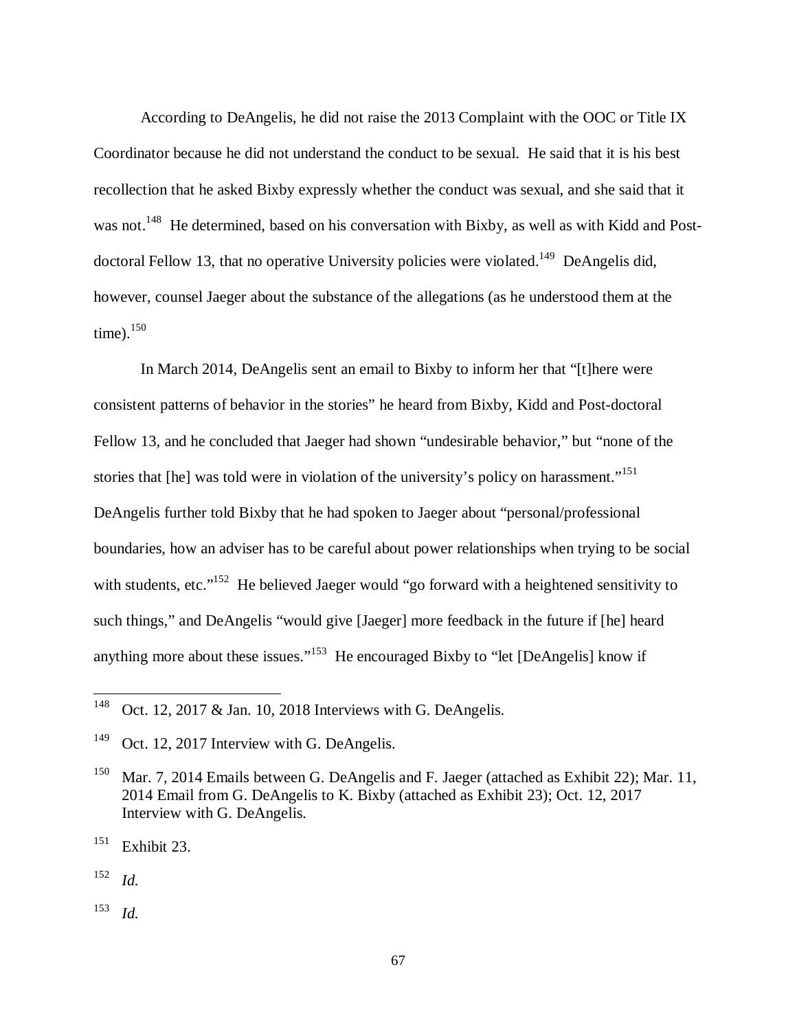According to DeAngelis, he did not raise the 2013 Complaint with the OOC or Title IX Coordinator because he did not understand the conduct to be sexual. He said that it is his best recollection that he asked Bixby expressly whether the conduct was sexual, and she said that it was not.[148] He determined, based on his conversation with Bixby, as well as with Kidd and Post-doctoral Fellow 13, that no operative University policies were violated.[149] DeAngelis did, however, counsel Jaeger about the substance of the allegations (as he understood them at the time).[150]

In March 2014, DeAngelis sent an email to Bixby to inform her that "[t]here were consistent patterns of behavior in the stories" he heard from Bixby, Kidd and Post-doctoral Fellow 13, and he concluded that Jaeger had shown "undesirable behavior," but "none of the stories that [he] was told were in violation of the university's policy on harassment."[151] DeAngelis further told Bixby that he had spoken to Jaeger about "personal/professional boundaries, how an adviser has to be careful about power relationships when trying to be social with students, etc."[152] He believed Jaeger would "go forward with a heightened sensitivity to such things," and DeAngelis "would give [Jaeger] more feedback in the future if [he] heard anything more about these issues."[153] He encouraged Bixby to "let [DeAngelis] know if

---

[148] Oct. 12, 2017 & Jan. 10, 2018 Interviews with G. DeAngelis.

[149] Oct. 12, 2017 Interview with G. DeAngelis.

[150] Mar. 7, 2014 Emails between G. DeAngelis and F. Jaeger (attached as Exhibit 22); Mar. 11, 2014 Email from G. DeAngelis to K. Bixby (attached as Exhibit 23); Oct. 12, 2017 Interview with G. DeAngelis.

[151] Exhibit 23.

[152] *Id.*

[153] *Id.*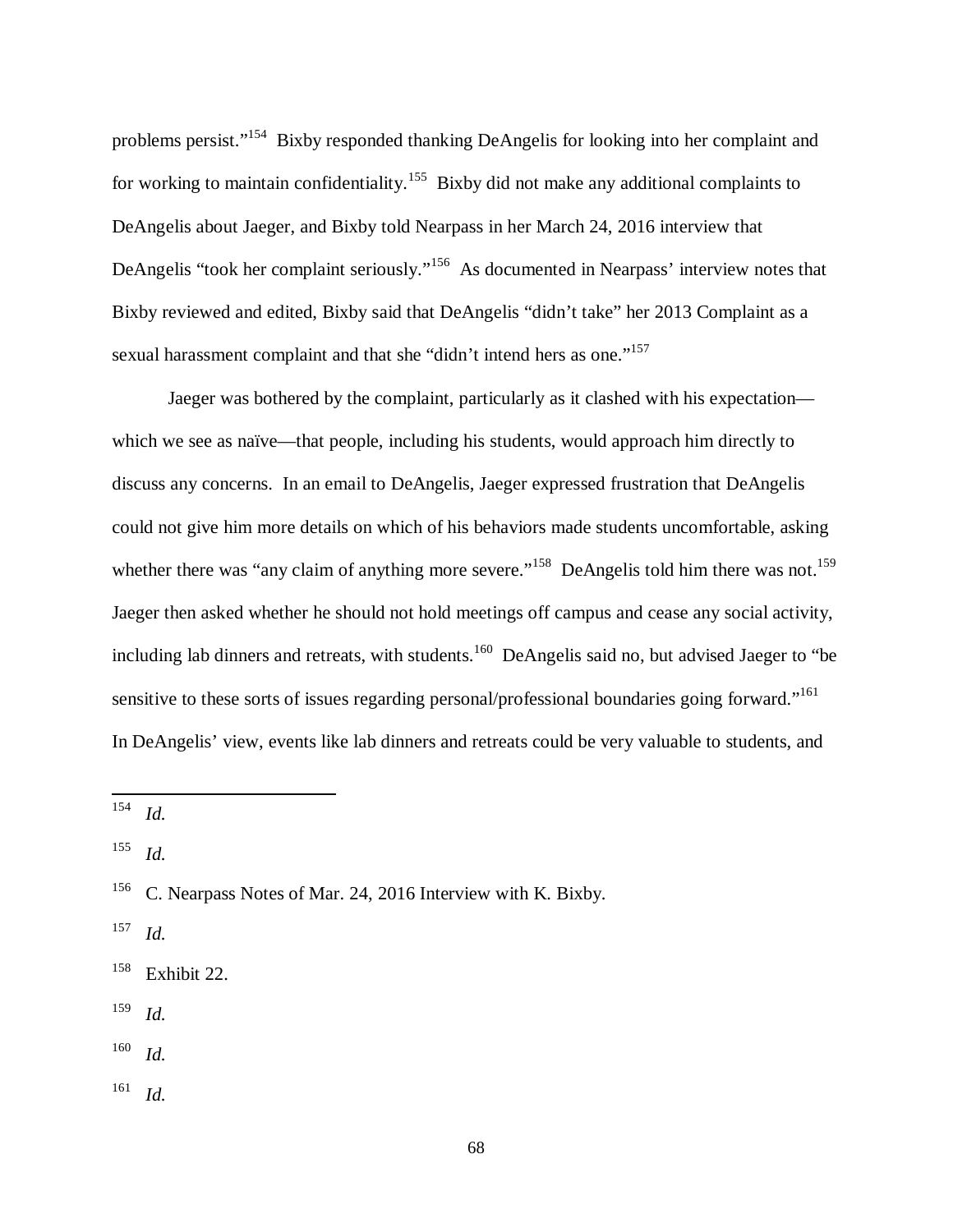problems persist."[154] Bixby responded thanking DeAngelis for looking into her complaint and for working to maintain confidentiality.[155] Bixby did not make any additional complaints to DeAngelis about Jaeger, and Bixby told Nearpass in her March 24, 2016 interview that DeAngelis "took her complaint seriously."[156] As documented in Nearpass' interview notes that Bixby reviewed and edited, Bixby said that DeAngelis "didn't take" her 2013 Complaint as a sexual harassment complaint and that she "didn't intend hers as one."[157]

Jaeger was bothered by the complaint, particularly as it clashed with his expectation—which we see as naïve—that people, including his students, would approach him directly to discuss any concerns. In an email to DeAngelis, Jaeger expressed frustration that DeAngelis could not give him more details on which of his behaviors made students uncomfortable, asking whether there was "any claim of anything more severe."[158] DeAngelis told him there was not.[159] Jaeger then asked whether he should not hold meetings off campus and cease any social activity, including lab dinners and retreats, with students.[160] DeAngelis said no, but advised Jaeger to "be sensitive to these sorts of issues regarding personal/professional boundaries going forward."[161] In DeAngelis' view, events like lab dinners and retreats could be very valuable to students, and

---

[154] *Id.*

[155] *Id.*

[156] C. Nearpass Notes of Mar. 24, 2016 Interview with K. Bixby.

[157] *Id.*

[158] Exhibit 22.

[159] *Id.*

[160] *Id.*

[161] *Id.*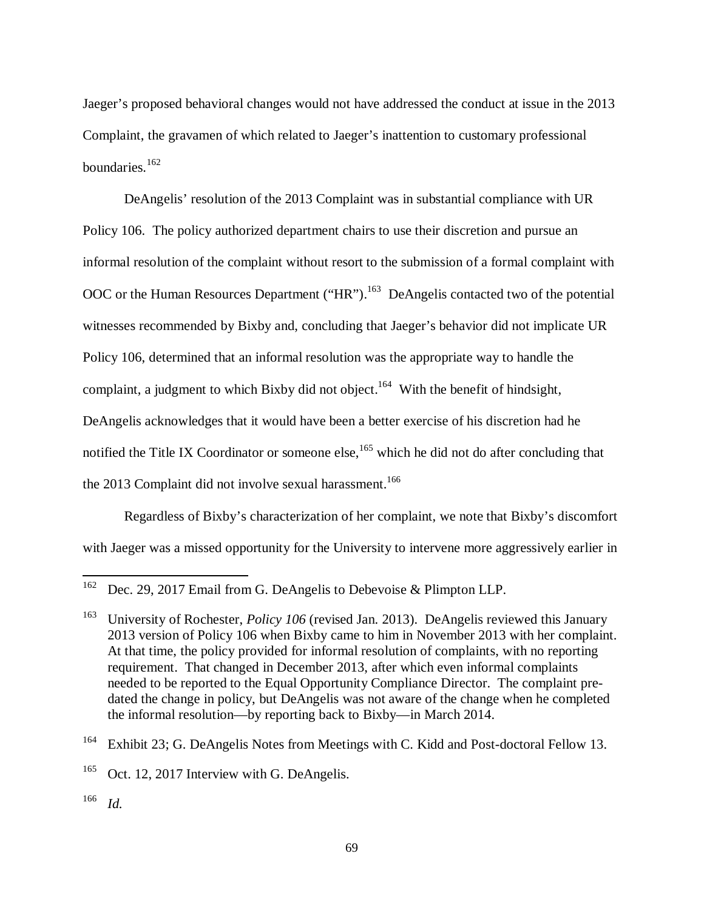Jaeger's proposed behavioral changes would not have addressed the conduct at issue in the 2013 Complaint, the gravamen of which related to Jaeger's inattention to customary professional boundaries.[162]

DeAngelis' resolution of the 2013 Complaint was in substantial compliance with UR Policy 106. The policy authorized department chairs to use their discretion and pursue an informal resolution of the complaint without resort to the submission of a formal complaint with OOC or the Human Resources Department ("HR").[163] DeAngelis contacted two of the potential witnesses recommended by Bixby and, concluding that Jaeger's behavior did not implicate UR Policy 106, determined that an informal resolution was the appropriate way to handle the complaint, a judgment to which Bixby did not object.[164] With the benefit of hindsight, DeAngelis acknowledges that it would have been a better exercise of his discretion had he notified the Title IX Coordinator or someone else,[165] which he did not do after concluding that the 2013 Complaint did not involve sexual harassment.[166]

Regardless of Bixby's characterization of her complaint, we note that Bixby's discomfort with Jaeger was a missed opportunity for the University to intervene more aggressively earlier in

---

[162] Dec. 29, 2017 Email from G. DeAngelis to Debevoise & Plimpton LLP.

[163] University of Rochester, *Policy 106* (revised Jan. 2013). DeAngelis reviewed this January 2013 version of Policy 106 when Bixby came to him in November 2013 with her complaint. At that time, the policy provided for informal resolution of complaints, with no reporting requirement. That changed in December 2013, after which even informal complaints needed to be reported to the Equal Opportunity Compliance Director. The complaint pre-dated the change in policy, but DeAngelis was not aware of the change when he completed the informal resolution—by reporting back to Bixby—in March 2014.

[164] Exhibit 23; G. DeAngelis Notes from Meetings with C. Kidd and Post-doctoral Fellow 13.

[165] Oct. 12, 2017 Interview with G. DeAngelis.

[166] *Id.*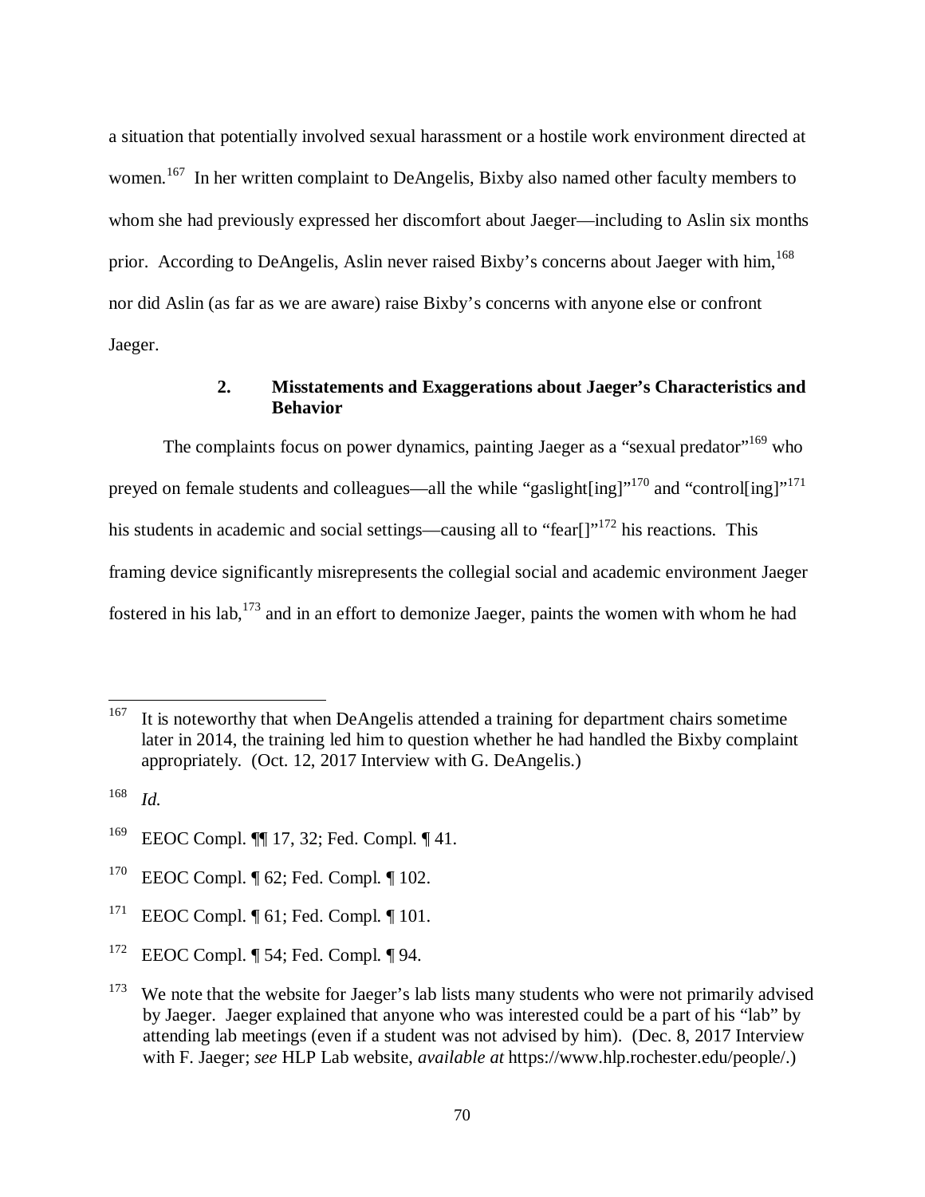a situation that potentially involved sexual harassment or a hostile work environment directed at women.[167] In her written complaint to DeAngelis, Bixby also named other faculty members to whom she had previously expressed her discomfort about Jaeger—including to Aslin six months prior. According to DeAngelis, Aslin never raised Bixby's concerns about Jaeger with him,[168] nor did Aslin (as far as we are aware) raise Bixby's concerns with anyone else or confront Jaeger.

### 2. Misstatements and Exaggerations about Jaeger's Characteristics and Behavior

The complaints focus on power dynamics, painting Jaeger as a "sexual predator"[169] who preyed on female students and colleagues—all the while "gaslight[ing]"[170] and "control[ing]"[171] his students in academic and social settings—causing all to "fear[]"[172] his reactions. This framing device significantly misrepresents the collegial social and academic environment Jaeger fostered in his lab,[173] and in an effort to demonize Jaeger, paints the women with whom he had

---

[167] It is noteworthy that when DeAngelis attended a training for department chairs sometime later in 2014, the training led him to question whether he had handled the Bixby complaint appropriately. (Oct. 12, 2017 Interview with G. DeAngelis.)

[168] *Id.*

[169] EEOC Compl. ¶¶ 17, 32; Fed. Compl. ¶ 41.

[170] EEOC Compl. ¶ 62; Fed. Compl. ¶ 102.

[171] EEOC Compl. ¶ 61; Fed. Compl. ¶ 101.

[172] EEOC Compl. ¶ 54; Fed. Compl. ¶ 94.

[173] We note that the website for Jaeger's lab lists many students who were not primarily advised by Jaeger. Jaeger explained that anyone who was interested could be a part of his "lab" by attending lab meetings (even if a student was not advised by him). (Dec. 8, 2017 Interview with F. Jaeger; *see* HLP Lab website, *available at* https://www.hlp.rochester.edu/people/.)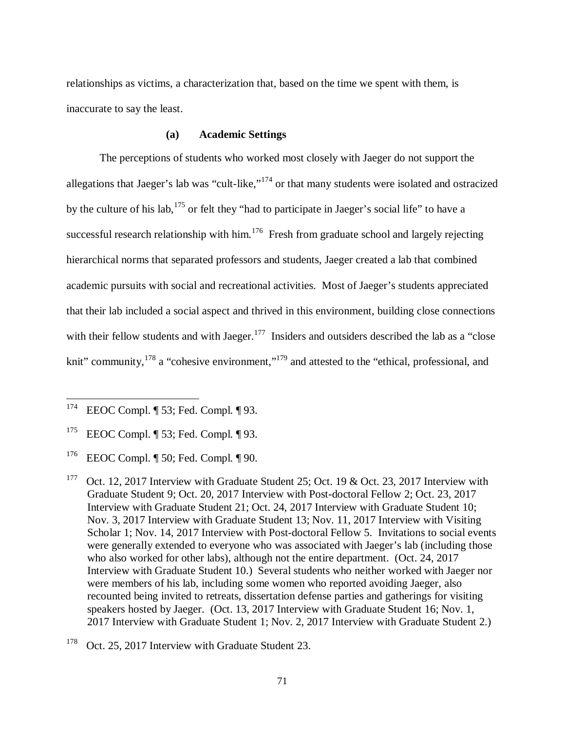relationships as victims, a characterization that, based on the time we spent with them, is inaccurate to say the least.

#### (a) Academic Settings

The perceptions of students who worked most closely with Jaeger do not support the allegations that Jaeger's lab was "cult-like,"[174] or that many students were isolated and ostracized by the culture of his lab,[175] or felt they "had to participate in Jaeger's social life" to have a successful research relationship with him.[176] Fresh from graduate school and largely rejecting hierarchical norms that separated professors and students, Jaeger created a lab that combined academic pursuits with social and recreational activities. Most of Jaeger's students appreciated that their lab included a social aspect and thrived in this environment, building close connections with their fellow students and with Jaeger.[177] Insiders and outsiders described the lab as a "close knit" community,[178] a "cohesive environment,"[179] and attested to the "ethical, professional, and

---

[174] EEOC Compl. ¶ 53; Fed. Compl. ¶ 93.

[175] EEOC Compl. ¶ 53; Fed. Compl. ¶ 93.

[176] EEOC Compl. ¶ 50; Fed. Compl. ¶ 90.

[177] Oct. 12, 2017 Interview with Graduate Student 25; Oct. 19 & Oct. 23, 2017 Interview with Graduate Student 9; Oct. 20, 2017 Interview with Post-doctoral Fellow 2; Oct. 23, 2017 Interview with Graduate Student 21; Oct. 24, 2017 Interview with Graduate Student 10; Nov. 3, 2017 Interview with Graduate Student 13; Nov. 11, 2017 Interview with Visiting Scholar 1; Nov. 14, 2017 Interview with Post-doctoral Fellow 5. Invitations to social events were generally extended to everyone who was associated with Jaeger's lab (including those who also worked for other labs), although not the entire department. (Oct. 24, 2017 Interview with Graduate Student 10.) Several students who neither worked with Jaeger nor were members of his lab, including some women who reported avoiding Jaeger, also recounted being invited to retreats, dissertation defense parties and gatherings for visiting speakers hosted by Jaeger. (Oct. 13, 2017 Interview with Graduate Student 16; Nov. 1, 2017 Interview with Graduate Student 1; Nov. 2, 2017 Interview with Graduate Student 2.)

[178] Oct. 25, 2017 Interview with Graduate Student 23.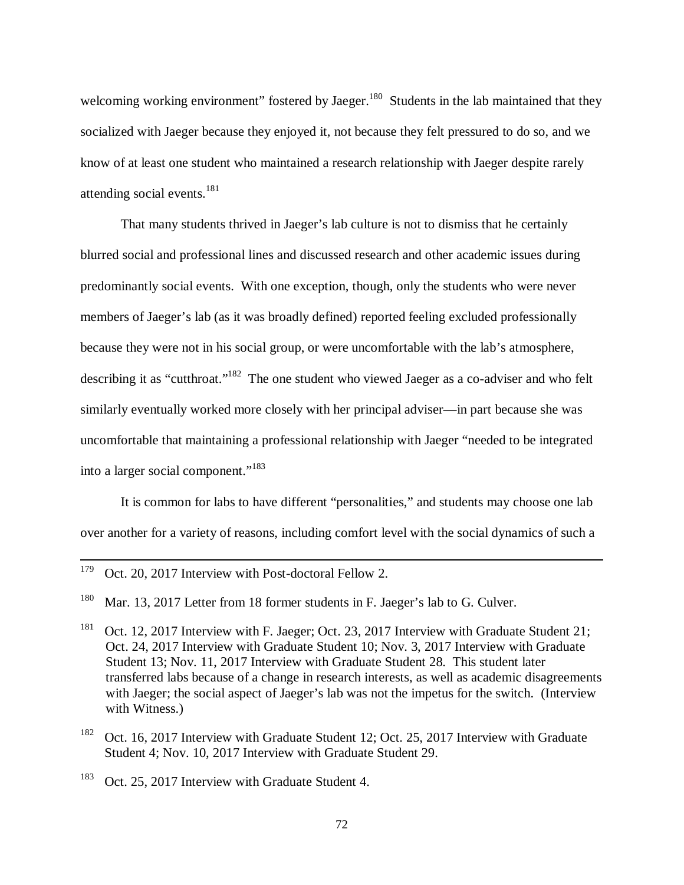welcoming working environment" fostered by Jaeger.[180] Students in the lab maintained that they socialized with Jaeger because they enjoyed it, not because they felt pressured to do so, and we know of at least one student who maintained a research relationship with Jaeger despite rarely attending social events.[181]

That many students thrived in Jaeger's lab culture is not to dismiss that he certainly blurred social and professional lines and discussed research and other academic issues during predominantly social events. With one exception, though, only the students who were never members of Jaeger's lab (as it was broadly defined) reported feeling excluded professionally because they were not in his social group, or were uncomfortable with the lab's atmosphere, describing it as "cutthroat."[182] The one student who viewed Jaeger as a co-adviser and who felt similarly eventually worked more closely with her principal adviser—in part because she was uncomfortable that maintaining a professional relationship with Jaeger "needed to be integrated into a larger social component."[183]

It is common for labs to have different "personalities," and students may choose one lab over another for a variety of reasons, including comfort level with the social dynamics of such a

---

[179] Oct. 20, 2017 Interview with Post-doctoral Fellow 2.

[180] Mar. 13, 2017 Letter from 18 former students in F. Jaeger's lab to G. Culver.

[181] Oct. 12, 2017 Interview with F. Jaeger; Oct. 23, 2017 Interview with Graduate Student 21; Oct. 24, 2017 Interview with Graduate Student 10; Nov. 3, 2017 Interview with Graduate Student 13; Nov. 11, 2017 Interview with Graduate Student 28. This student later transferred labs because of a change in research interests, as well as academic disagreements with Jaeger; the social aspect of Jaeger's lab was not the impetus for the switch. (Interview with Witness.)

[182] Oct. 16, 2017 Interview with Graduate Student 12; Oct. 25, 2017 Interview with Graduate Student 4; Nov. 10, 2017 Interview with Graduate Student 29.

[183] Oct. 25, 2017 Interview with Graduate Student 4.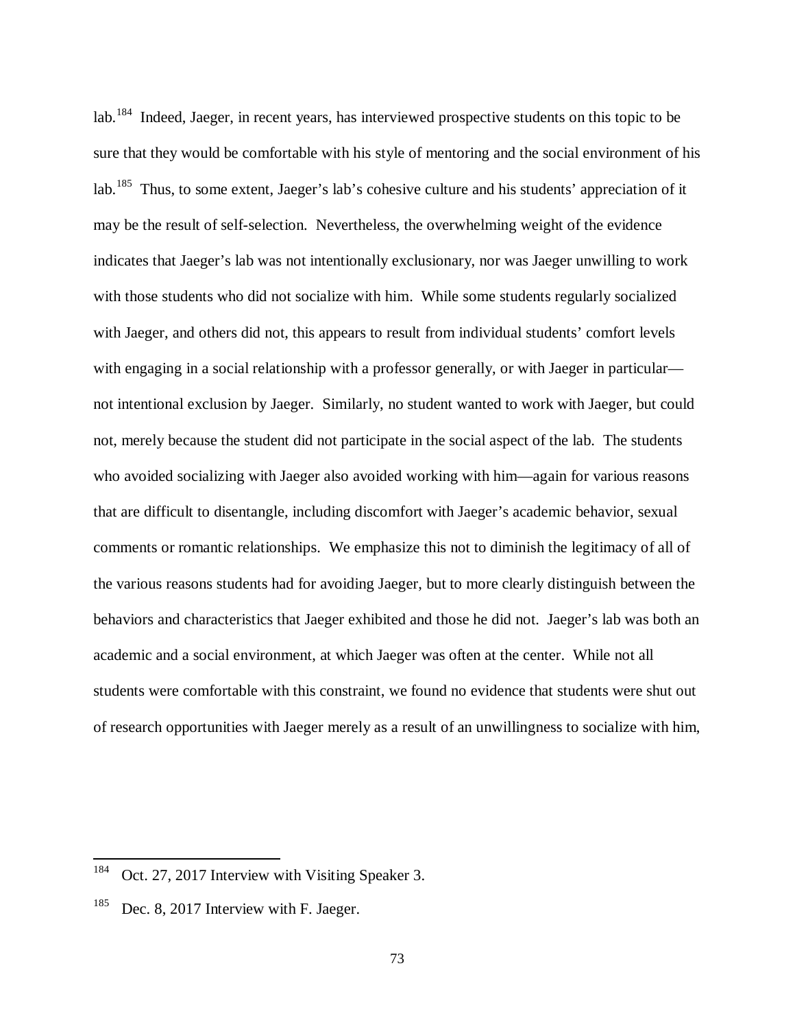lab.[184] Indeed, Jaeger, in recent years, has interviewed prospective students on this topic to be sure that they would be comfortable with his style of mentoring and the social environment of his lab.[185] Thus, to some extent, Jaeger's lab's cohesive culture and his students' appreciation of it may be the result of self-selection. Nevertheless, the overwhelming weight of the evidence indicates that Jaeger's lab was not intentionally exclusionary, nor was Jaeger unwilling to work with those students who did not socialize with him. While some students regularly socialized with Jaeger, and others did not, this appears to result from individual students' comfort levels with engaging in a social relationship with a professor generally, or with Jaeger in particular—not intentional exclusion by Jaeger. Similarly, no student wanted to work with Jaeger, but could not, merely because the student did not participate in the social aspect of the lab. The students who avoided socializing with Jaeger also avoided working with him—again for various reasons that are difficult to disentangle, including discomfort with Jaeger's academic behavior, sexual comments or romantic relationships. We emphasize this not to diminish the legitimacy of all of the various reasons students had for avoiding Jaeger, but to more clearly distinguish between the behaviors and characteristics that Jaeger exhibited and those he did not. Jaeger's lab was both an academic and a social environment, at which Jaeger was often at the center. While not all students were comfortable with this constraint, we found no evidence that students were shut out of research opportunities with Jaeger merely as a result of an unwillingness to socialize with him,

---

[184] Oct. 27, 2017 Interview with Visiting Speaker 3.

[185] Dec. 8, 2017 Interview with F. Jaeger.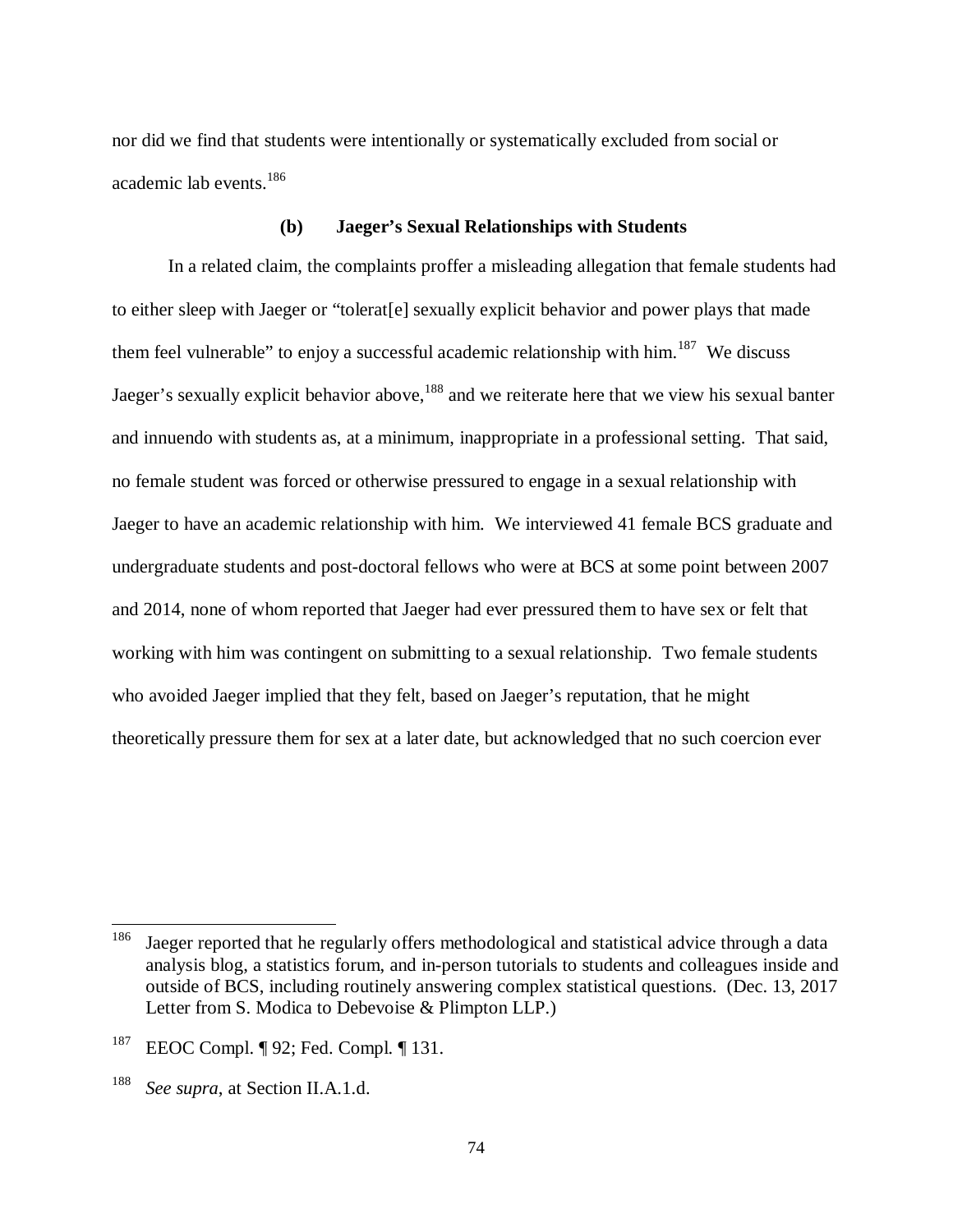nor did we find that students were intentionally or systematically excluded from social or academic lab events.[186]

#### (b) Jaeger's Sexual Relationships with Students

In a related claim, the complaints proffer a misleading allegation that female students had to either sleep with Jaeger or "tolerat[e] sexually explicit behavior and power plays that made them feel vulnerable" to enjoy a successful academic relationship with him.[187] We discuss Jaeger's sexually explicit behavior above,[188] and we reiterate here that we view his sexual banter and innuendo with students as, at a minimum, inappropriate in a professional setting. That said, no female student was forced or otherwise pressured to engage in a sexual relationship with Jaeger to have an academic relationship with him. We interviewed 41 female BCS graduate and undergraduate students and post-doctoral fellows who were at BCS at some point between 2007 and 2014, none of whom reported that Jaeger had ever pressured them to have sex or felt that working with him was contingent on submitting to a sexual relationship. Two female students who avoided Jaeger implied that they felt, based on Jaeger's reputation, that he might theoretically pressure them for sex at a later date, but acknowledged that no such coercion ever

---

[186] Jaeger reported that he regularly offers methodological and statistical advice through a data analysis blog, a statistics forum, and in-person tutorials to students and colleagues inside and outside of BCS, including routinely answering complex statistical questions. (Dec. 13, 2017 Letter from S. Modica to Debevoise & Plimpton LLP.)

[187] EEOC Compl. ¶ 92; Fed. Compl. ¶ 131.

[188] *See supra*, at Section II.A.1.d.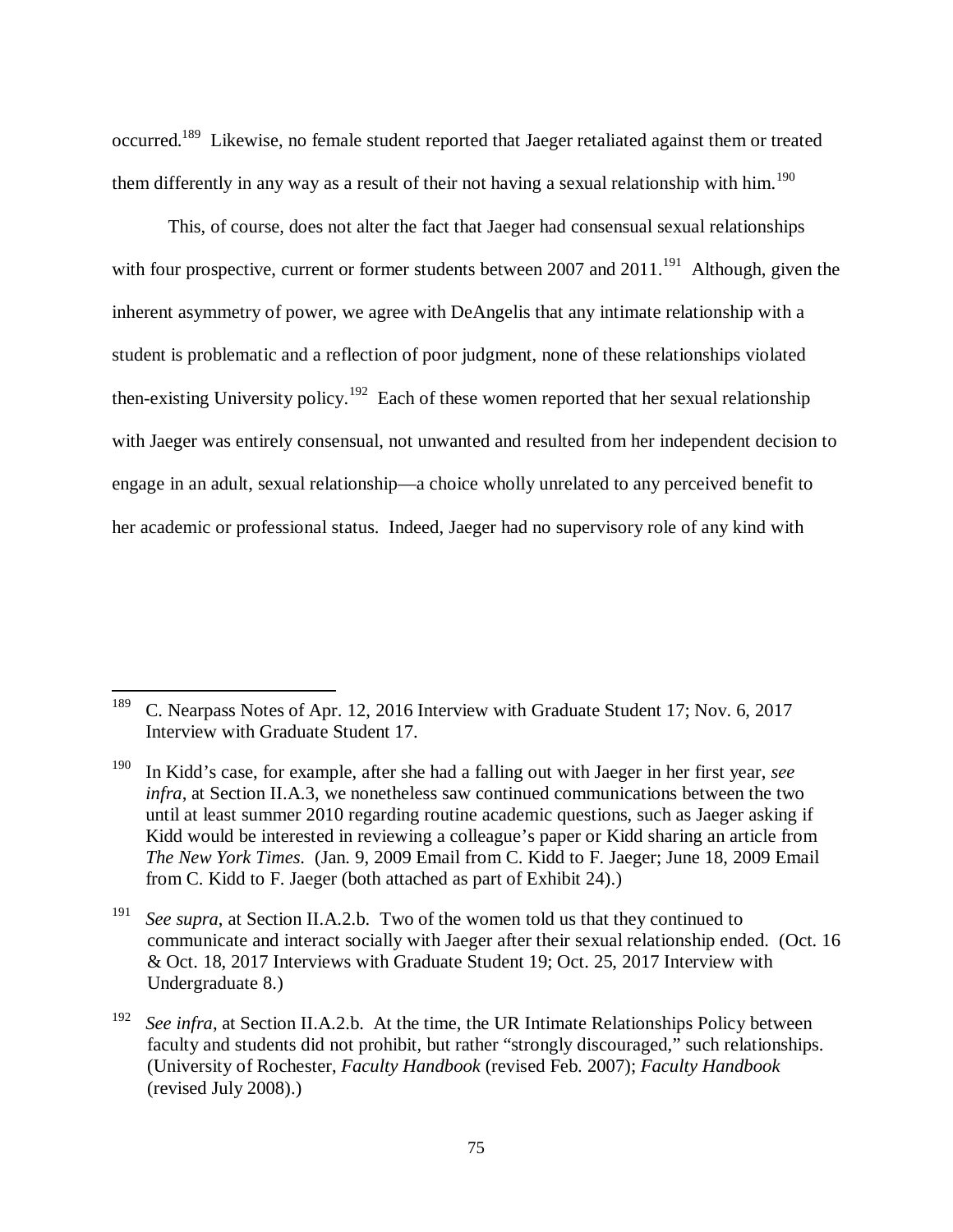occurred.[189] Likewise, no female student reported that Jaeger retaliated against them or treated them differently in any way as a result of their not having a sexual relationship with him.[190]

This, of course, does not alter the fact that Jaeger had consensual sexual relationships with four prospective, current or former students between 2007 and 2011.[191] Although, given the inherent asymmetry of power, we agree with DeAngelis that any intimate relationship with a student is problematic and a reflection of poor judgment, none of these relationships violated then-existing University policy.[192] Each of these women reported that her sexual relationship with Jaeger was entirely consensual, not unwanted and resulted from her independent decision to engage in an adult, sexual relationship—a choice wholly unrelated to any perceived benefit to her academic or professional status. Indeed, Jaeger had no supervisory role of any kind with

---

[189] C. Nearpass Notes of Apr. 12, 2016 Interview with Graduate Student 17; Nov. 6, 2017 Interview with Graduate Student 17.

[190] In Kidd's case, for example, after she had a falling out with Jaeger in her first year, *see infra*, at Section II.A.3, we nonetheless saw continued communications between the two until at least summer 2010 regarding routine academic questions, such as Jaeger asking if Kidd would be interested in reviewing a colleague's paper or Kidd sharing an article from *The New York Times*. (Jan. 9, 2009 Email from C. Kidd to F. Jaeger; June 18, 2009 Email from C. Kidd to F. Jaeger (both attached as part of Exhibit 24).)

[191] *See supra*, at Section II.A.2.b. Two of the women told us that they continued to communicate and interact socially with Jaeger after their sexual relationship ended. (Oct. 16 & Oct. 18, 2017 Interviews with Graduate Student 19; Oct. 25, 2017 Interview with Undergraduate 8.)

[192] *See infra*, at Section II.A.2.b. At the time, the UR Intimate Relationships Policy between faculty and students did not prohibit, but rather "strongly discouraged," such relationships. (University of Rochester, *Faculty Handbook* (revised Feb. 2007); *Faculty Handbook* (revised July 2008).)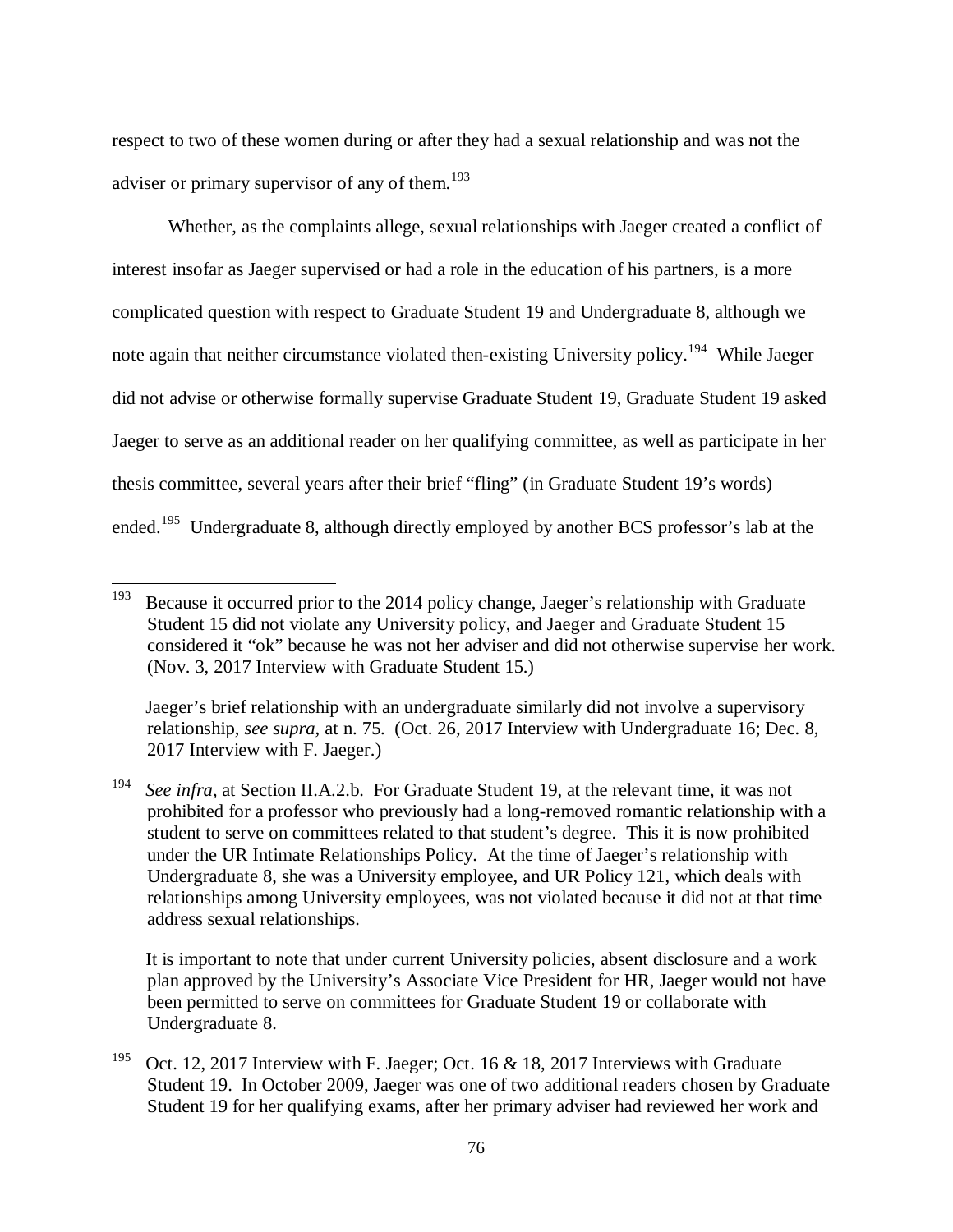respect to two of these women during or after they had a sexual relationship and was not the adviser or primary supervisor of any of them.[193]

Whether, as the complaints allege, sexual relationships with Jaeger created a conflict of interest insofar as Jaeger supervised or had a role in the education of his partners, is a more complicated question with respect to Graduate Student 19 and Undergraduate 8, although we note again that neither circumstance violated then-existing University policy.[194] While Jaeger did not advise or otherwise formally supervise Graduate Student 19, Graduate Student 19 asked Jaeger to serve as an additional reader on her qualifying committee, as well as participate in her thesis committee, several years after their brief "fling" (in Graduate Student 19's words) ended.[195] Undergraduate 8, although directly employed by another BCS professor's lab at the

---

[193] Because it occurred prior to the 2014 policy change, Jaeger's relationship with Graduate Student 15 did not violate any University policy, and Jaeger and Graduate Student 15 considered it "ok" because he was not her adviser and did not otherwise supervise her work. (Nov. 3, 2017 Interview with Graduate Student 15.)

Jaeger's brief relationship with an undergraduate similarly did not involve a supervisory relationship, *see supra*, at n. 75. (Oct. 26, 2017 Interview with Undergraduate 16; Dec. 8, 2017 Interview with F. Jaeger.)

[194] *See infra*, at Section II.A.2.b. For Graduate Student 19, at the relevant time, it was not prohibited for a professor who previously had a long-removed romantic relationship with a student to serve on committees related to that student's degree. This it is now prohibited under the UR Intimate Relationships Policy. At the time of Jaeger's relationship with Undergraduate 8, she was a University employee, and UR Policy 121, which deals with relationships among University employees, was not violated because it did not at that time address sexual relationships.

It is important to note that under current University policies, absent disclosure and a work plan approved by the University's Associate Vice President for HR, Jaeger would not have been permitted to serve on committees for Graduate Student 19 or collaborate with Undergraduate 8.

[195] Oct. 12, 2017 Interview with F. Jaeger; Oct. 16 & 18, 2017 Interviews with Graduate Student 19. In October 2009, Jaeger was one of two additional readers chosen by Graduate Student 19 for her qualifying exams, after her primary adviser had reviewed her work and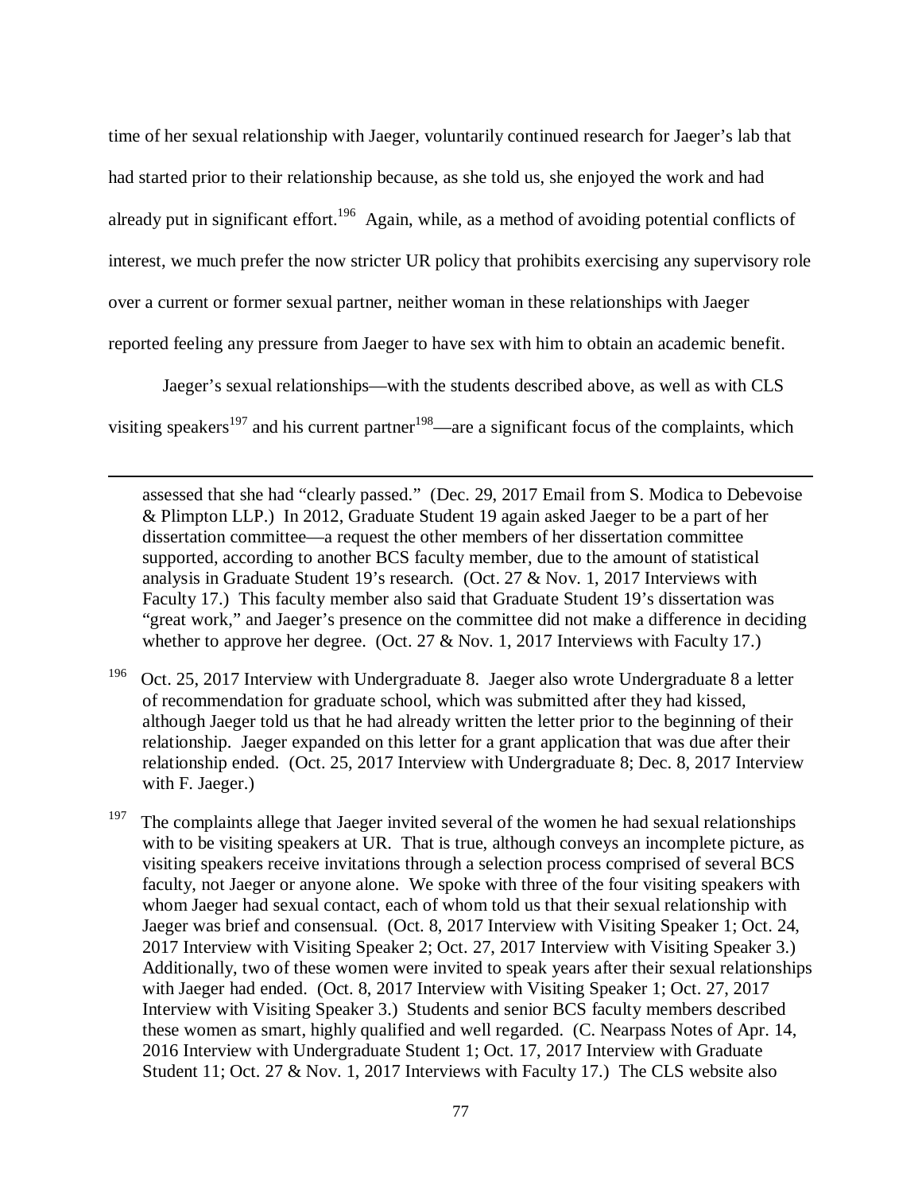time of her sexual relationship with Jaeger, voluntarily continued research for Jaeger's lab that had started prior to their relationship because, as she told us, she enjoyed the work and had already put in significant effort.[196] Again, while, as a method of avoiding potential conflicts of interest, we much prefer the now stricter UR policy that prohibits exercising any supervisory role over a current or former sexual partner, neither woman in these relationships with Jaeger reported feeling any pressure from Jaeger to have sex with him to obtain an academic benefit.

Jaeger's sexual relationships—with the students described above, as well as with CLS visiting speakers[197] and his current partner[198]—are a significant focus of the complaints, which

---

assessed that she had "clearly passed." (Dec. 29, 2017 Email from S. Modica to Debevoise & Plimpton LLP.) In 2012, Graduate Student 19 again asked Jaeger to be a part of her dissertation committee—a request the other members of her dissertation committee supported, according to another BCS faculty member, due to the amount of statistical analysis in Graduate Student 19's research. (Oct. 27 & Nov. 1, 2017 Interviews with Faculty 17.) This faculty member also said that Graduate Student 19's dissertation was "great work," and Jaeger's presence on the committee did not make a difference in deciding whether to approve her degree. (Oct. 27 & Nov. 1, 2017 Interviews with Faculty 17.)

[196] Oct. 25, 2017 Interview with Undergraduate 8. Jaeger also wrote Undergraduate 8 a letter of recommendation for graduate school, which was submitted after they had kissed, although Jaeger told us that he had already written the letter prior to the beginning of their relationship. Jaeger expanded on this letter for a grant application that was due after their relationship ended. (Oct. 25, 2017 Interview with Undergraduate 8; Dec. 8, 2017 Interview with F. Jaeger.)

[197] The complaints allege that Jaeger invited several of the women he had sexual relationships with to be visiting speakers at UR. That is true, although conveys an incomplete picture, as visiting speakers receive invitations through a selection process comprised of several BCS faculty, not Jaeger or anyone alone. We spoke with three of the four visiting speakers with whom Jaeger had sexual contact, each of whom told us that their sexual relationship with Jaeger was brief and consensual. (Oct. 8, 2017 Interview with Visiting Speaker 1; Oct. 24, 2017 Interview with Visiting Speaker 2; Oct. 27, 2017 Interview with Visiting Speaker 3.) Additionally, two of these women were invited to speak years after their sexual relationships with Jaeger had ended. (Oct. 8, 2017 Interview with Visiting Speaker 1; Oct. 27, 2017 Interview with Visiting Speaker 3.) Students and senior BCS faculty members described these women as smart, highly qualified and well regarded. (C. Nearpass Notes of Apr. 14, 2016 Interview with Undergraduate Student 1; Oct. 17, 2017 Interview with Graduate Student 11; Oct. 27 & Nov. 1, 2017 Interviews with Faculty 17.) The CLS website also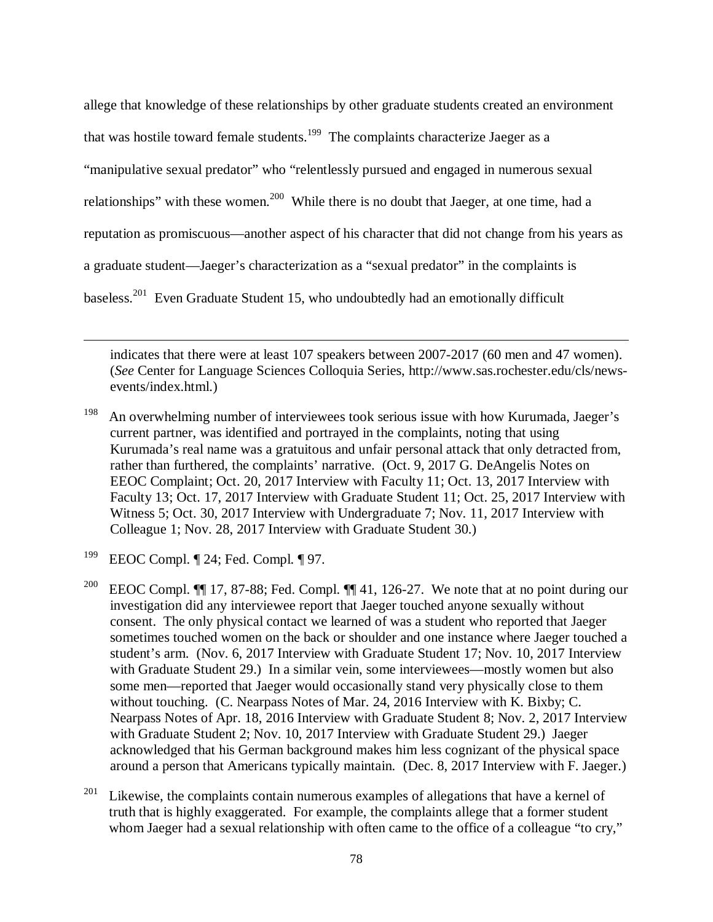allege that knowledge of these relationships by other graduate students created an environment that was hostile toward female students.[199] The complaints characterize Jaeger as a "manipulative sexual predator" who "relentlessly pursued and engaged in numerous sexual relationships" with these women.[200] While there is no doubt that Jaeger, at one time, had a reputation as promiscuous—another aspect of his character that did not change from his years as a graduate student—Jaeger's characterization as a "sexual predator" in the complaints is baseless.[201] Even Graduate Student 15, who undoubtedly had an emotionally difficult

---

indicates that there were at least 107 speakers between 2007-2017 (60 men and 47 women). (*See* Center for Language Sciences Colloquia Series, http://www.sas.rochester.edu/cls/news-events/index.html.)

[198] An overwhelming number of interviewees took serious issue with how Kurumada, Jaeger's current partner, was identified and portrayed in the complaints, noting that using Kurumada's real name was a gratuitous and unfair personal attack that only detracted from, rather than furthered, the complaints' narrative. (Oct. 9, 2017 G. DeAngelis Notes on EEOC Complaint; Oct. 20, 2017 Interview with Faculty 11; Oct. 13, 2017 Interview with Faculty 13; Oct. 17, 2017 Interview with Graduate Student 11; Oct. 25, 2017 Interview with Witness 5; Oct. 30, 2017 Interview with Undergraduate 7; Nov. 11, 2017 Interview with Colleague 1; Nov. 28, 2017 Interview with Graduate Student 30.)

[199] EEOC Compl. ¶ 24; Fed. Compl. ¶ 97.

[200] EEOC Compl. ¶¶ 17, 87-88; Fed. Compl. ¶¶ 41, 126-27. We note that at no point during our investigation did any interviewee report that Jaeger touched anyone sexually without consent. The only physical contact we learned of was a student who reported that Jaeger sometimes touched women on the back or shoulder and one instance where Jaeger touched a student's arm. (Nov. 6, 2017 Interview with Graduate Student 17; Nov. 10, 2017 Interview with Graduate Student 29.) In a similar vein, some interviewees—mostly women but also some men—reported that Jaeger would occasionally stand very physically close to them without touching. (C. Nearpass Notes of Mar. 24, 2016 Interview with K. Bixby; C. Nearpass Notes of Apr. 18, 2016 Interview with Graduate Student 8; Nov. 2, 2017 Interview with Graduate Student 2; Nov. 10, 2017 Interview with Graduate Student 29.) Jaeger acknowledged that his German background makes him less cognizant of the physical space around a person that Americans typically maintain. (Dec. 8, 2017 Interview with F. Jaeger.)

[201] Likewise, the complaints contain numerous examples of allegations that have a kernel of truth that is highly exaggerated. For example, the complaints allege that a former student whom Jaeger had a sexual relationship with often came to the office of a colleague "to cry,"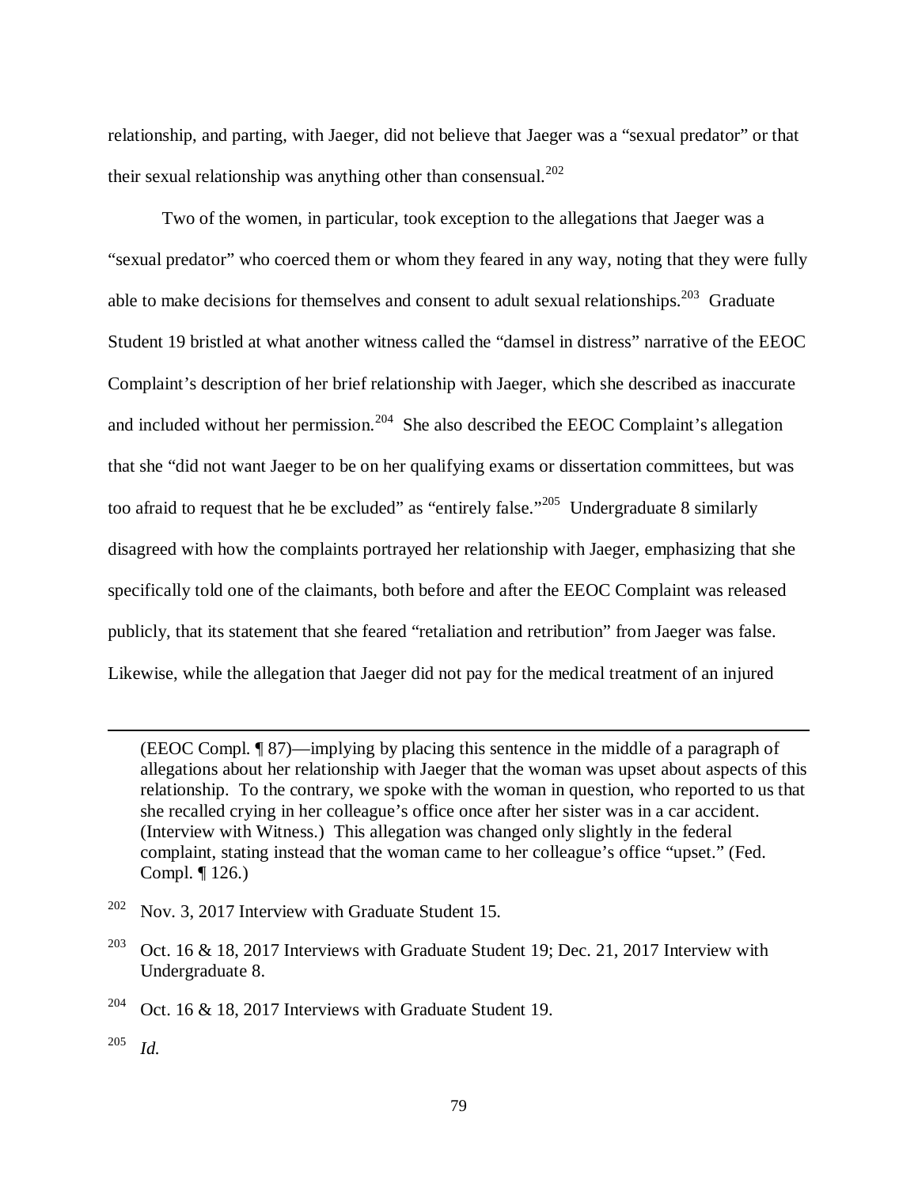relationship, and parting, with Jaeger, did not believe that Jaeger was a "sexual predator" or that their sexual relationship was anything other than consensual.[202]

Two of the women, in particular, took exception to the allegations that Jaeger was a "sexual predator" who coerced them or whom they feared in any way, noting that they were fully able to make decisions for themselves and consent to adult sexual relationships.[203] Graduate Student 19 bristled at what another witness called the "damsel in distress" narrative of the EEOC Complaint's description of her brief relationship with Jaeger, which she described as inaccurate and included without her permission.[204] She also described the EEOC Complaint's allegation that she "did not want Jaeger to be on her qualifying exams or dissertation committees, but was too afraid to request that he be excluded" as "entirely false."[205] Undergraduate 8 similarly disagreed with how the complaints portrayed her relationship with Jaeger, emphasizing that she specifically told one of the claimants, both before and after the EEOC Complaint was released publicly, that its statement that she feared "retaliation and retribution" from Jaeger was false. Likewise, while the allegation that Jaeger did not pay for the medical treatment of an injured

---

(EEOC Compl. ¶ 87)—implying by placing this sentence in the middle of a paragraph of allegations about her relationship with Jaeger that the woman was upset about aspects of this relationship. To the contrary, we spoke with the woman in question, who reported to us that she recalled crying in her colleague's office once after her sister was in a car accident. (Interview with Witness.) This allegation was changed only slightly in the federal complaint, stating instead that the woman came to her colleague's office "upset." (Fed. Compl. ¶ 126.)

[202] Nov. 3, 2017 Interview with Graduate Student 15.

[203] Oct. 16 & 18, 2017 Interviews with Graduate Student 19; Dec. 21, 2017 Interview with Undergraduate 8.

[204] Oct. 16 & 18, 2017 Interviews with Graduate Student 19.

[205] *Id.*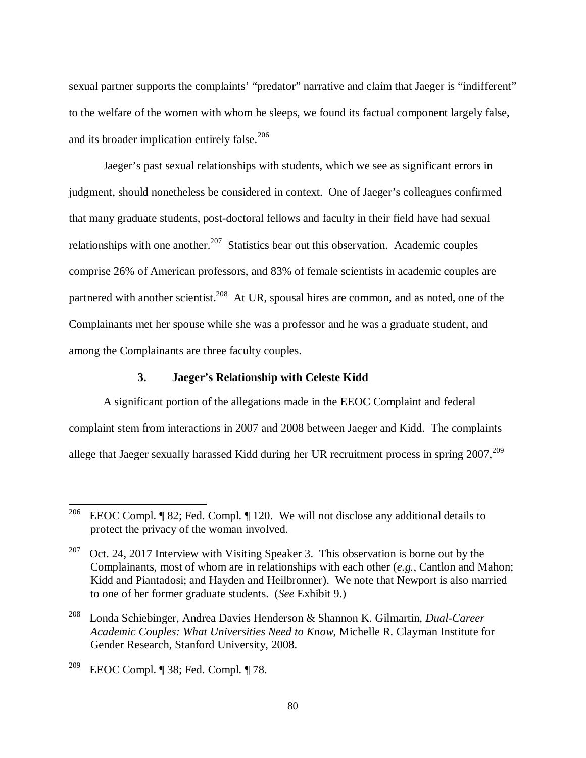sexual partner supports the complaints' "predator" narrative and claim that Jaeger is "indifferent" to the welfare of the women with whom he sleeps, we found its factual component largely false, and its broader implication entirely false.[206]

Jaeger's past sexual relationships with students, which we see as significant errors in judgment, should nonetheless be considered in context. One of Jaeger's colleagues confirmed that many graduate students, post-doctoral fellows and faculty in their field have had sexual relationships with one another.[207] Statistics bear out this observation. Academic couples comprise 26% of American professors, and 83% of female scientists in academic couples are partnered with another scientist.[208] At UR, spousal hires are common, and as noted, one of the Complainants met her spouse while she was a professor and he was a graduate student, and among the Complainants are three faculty couples.

### 3. Jaeger's Relationship with Celeste Kidd

A significant portion of the allegations made in the EEOC Complaint and federal complaint stem from interactions in 2007 and 2008 between Jaeger and Kidd. The complaints allege that Jaeger sexually harassed Kidd during her UR recruitment process in spring 2007,[209]

---

[206] EEOC Compl. ¶ 82; Fed. Compl. ¶ 120. We will not disclose any additional details to protect the privacy of the woman involved.

[207] Oct. 24, 2017 Interview with Visiting Speaker 3. This observation is borne out by the Complainants, most of whom are in relationships with each other (*e.g.*, Cantlon and Mahon; Kidd and Piantadosi; and Hayden and Heilbronner). We note that Newport is also married to one of her former graduate students. (*See* Exhibit 9.)

[208] Londa Schiebinger, Andrea Davies Henderson & Shannon K. Gilmartin, *Dual-Career Academic Couples: What Universities Need to Know*, Michelle R. Clayman Institute for Gender Research, Stanford University, 2008.

[209] EEOC Compl. ¶ 38; Fed. Compl. ¶ 78.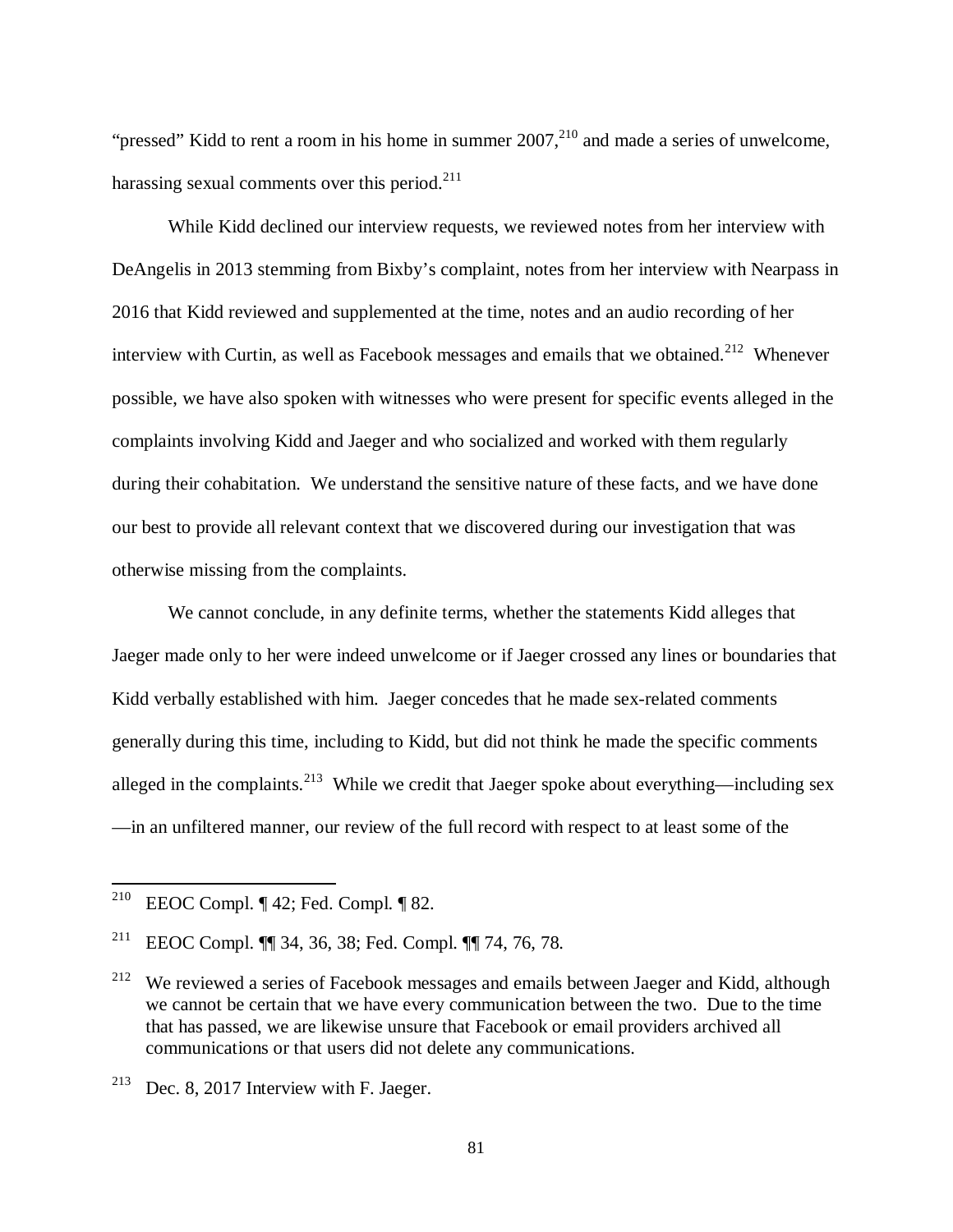"pressed" Kidd to rent a room in his home in summer 2007,[210] and made a series of unwelcome, harassing sexual comments over this period.[211]

While Kidd declined our interview requests, we reviewed notes from her interview with DeAngelis in 2013 stemming from Bixby's complaint, notes from her interview with Nearpass in 2016 that Kidd reviewed and supplemented at the time, notes and an audio recording of her interview with Curtin, as well as Facebook messages and emails that we obtained.[212] Whenever possible, we have also spoken with witnesses who were present for specific events alleged in the complaints involving Kidd and Jaeger and who socialized and worked with them regularly during their cohabitation. We understand the sensitive nature of these facts, and we have done our best to provide all relevant context that we discovered during our investigation that was otherwise missing from the complaints.

We cannot conclude, in any definite terms, whether the statements Kidd alleges that Jaeger made only to her were indeed unwelcome or if Jaeger crossed any lines or boundaries that Kidd verbally established with him. Jaeger concedes that he made sex-related comments generally during this time, including to Kidd, but did not think he made the specific comments alleged in the complaints.[213] While we credit that Jaeger spoke about everything—including sex—in an unfiltered manner, our review of the full record with respect to at least some of the

---

[210] EEOC Compl. ¶ 42; Fed. Compl. ¶ 82.

[211] EEOC Compl. ¶¶ 34, 36, 38; Fed. Compl. ¶¶ 74, 76, 78.

[212] We reviewed a series of Facebook messages and emails between Jaeger and Kidd, although we cannot be certain that we have every communication between the two. Due to the time that has passed, we are likewise unsure that Facebook or email providers archived all communications or that users did not delete any communications.

[213] Dec. 8, 2017 Interview with F. Jaeger.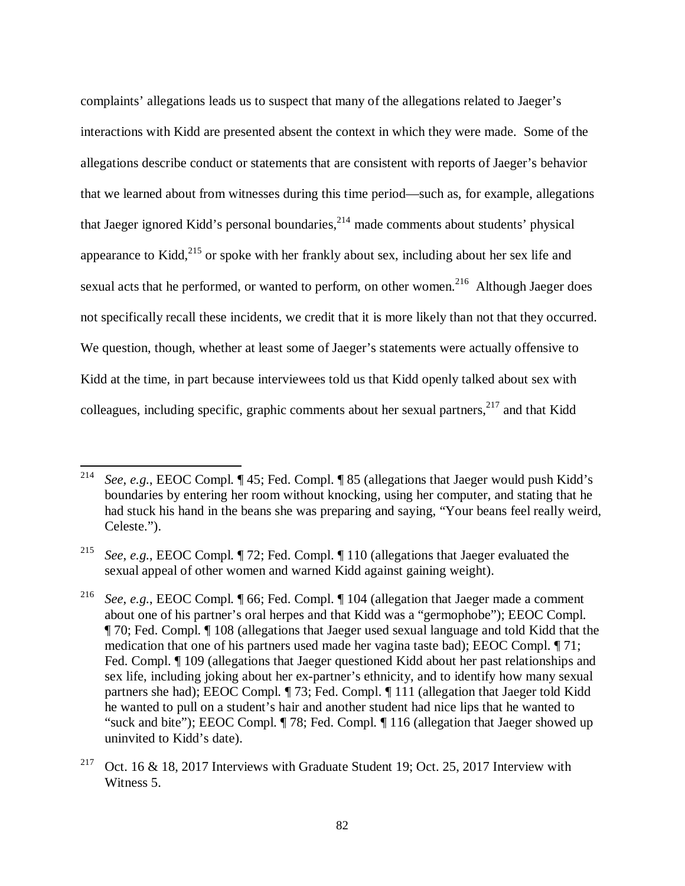complaints' allegations leads us to suspect that many of the allegations related to Jaeger's interactions with Kidd are presented absent the context in which they were made. Some of the allegations describe conduct or statements that are consistent with reports of Jaeger's behavior that we learned about from witnesses during this time period—such as, for example, allegations that Jaeger ignored Kidd's personal boundaries,[214] made comments about students' physical appearance to Kidd,[215] or spoke with her frankly about sex, including about her sex life and sexual acts that he performed, or wanted to perform, on other women.[216] Although Jaeger does not specifically recall these incidents, we credit that it is more likely than not that they occurred. We question, though, whether at least some of Jaeger's statements were actually offensive to Kidd at the time, in part because interviewees told us that Kidd openly talked about sex with colleagues, including specific, graphic comments about her sexual partners,[217] and that Kidd

---

[214] *See, e.g.*, EEOC Compl. ¶ 45; Fed. Compl. ¶ 85 (allegations that Jaeger would push Kidd's boundaries by entering her room without knocking, using her computer, and stating that he had stuck his hand in the beans she was preparing and saying, "Your beans feel really weird, Celeste.").

[215] *See, e.g.*, EEOC Compl. ¶ 72; Fed. Compl. ¶ 110 (allegations that Jaeger evaluated the sexual appeal of other women and warned Kidd against gaining weight).

[216] *See, e.g.*, EEOC Compl. ¶ 66; Fed. Compl. ¶ 104 (allegation that Jaeger made a comment about one of his partner's oral herpes and that Kidd was a "germophobe"); EEOC Compl. ¶ 70; Fed. Compl. ¶ 108 (allegations that Jaeger used sexual language and told Kidd that the medication that one of his partners used made her vagina taste bad); EEOC Compl. ¶ 71; Fed. Compl. ¶ 109 (allegations that Jaeger questioned Kidd about her past relationships and sex life, including joking about her ex-partner's ethnicity, and to identify how many sexual partners she had); EEOC Compl. ¶ 73; Fed. Compl. ¶ 111 (allegation that Jaeger told Kidd he wanted to pull on a student's hair and another student had nice lips that he wanted to "suck and bite"); EEOC Compl. ¶ 78; Fed. Compl. ¶ 116 (allegation that Jaeger showed up uninvited to Kidd's date).

[217] Oct. 16 & 18, 2017 Interviews with Graduate Student 19; Oct. 25, 2017 Interview with Witness 5.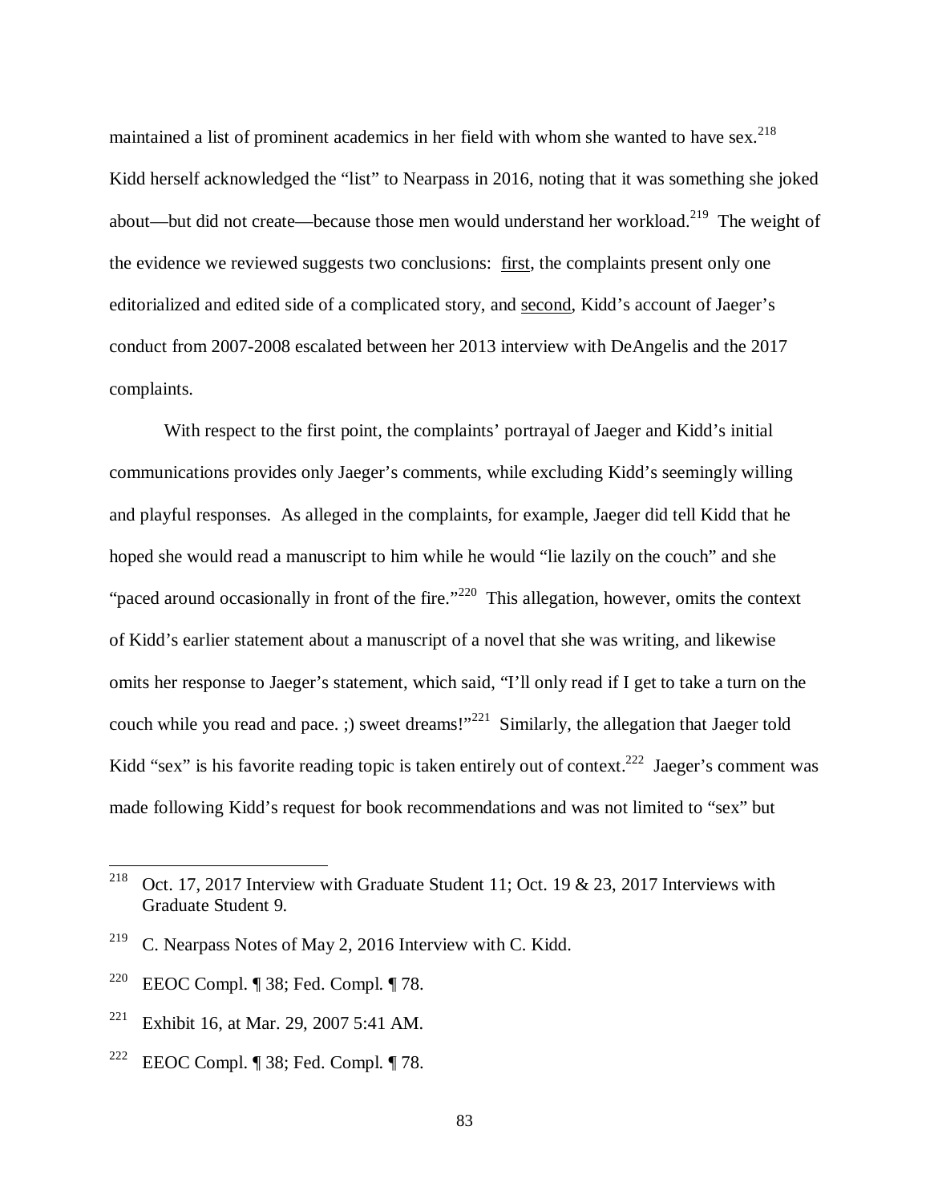maintained a list of prominent academics in her field with whom she wanted to have sex.[218] Kidd herself acknowledged the "list" to Nearpass in 2016, noting that it was something she joked about—but did not create—because those men would understand her workload.[219] The weight of the evidence we reviewed suggests two conclusions: <u>first</u>, the complaints present only one editorialized and edited side of a complicated story, and <u>second</u>, Kidd's account of Jaeger's conduct from 2007-2008 escalated between her 2013 interview with DeAngelis and the 2017 complaints.

With respect to the first point, the complaints' portrayal of Jaeger and Kidd's initial communications provides only Jaeger's comments, while excluding Kidd's seemingly willing and playful responses. As alleged in the complaints, for example, Jaeger did tell Kidd that he hoped she would read a manuscript to him while he would "lie lazily on the couch" and she "paced around occasionally in front of the fire."[220] This allegation, however, omits the context of Kidd's earlier statement about a manuscript of a novel that she was writing, and likewise omits her response to Jaeger's statement, which said, "I'll only read if I get to take a turn on the couch while you read and pace. ;) sweet dreams!"[221] Similarly, the allegation that Jaeger told Kidd "sex" is his favorite reading topic is taken entirely out of context.[222] Jaeger's comment was made following Kidd's request for book recommendations and was not limited to "sex" but

---

[218] Oct. 17, 2017 Interview with Graduate Student 11; Oct. 19 & 23, 2017 Interviews with Graduate Student 9.

[219] C. Nearpass Notes of May 2, 2016 Interview with C. Kidd.

[220] EEOC Compl. ¶ 38; Fed. Compl. ¶ 78.

[221] Exhibit 16, at Mar. 29, 2007 5:41 AM.

[222] EEOC Compl. ¶ 38; Fed. Compl. ¶ 78.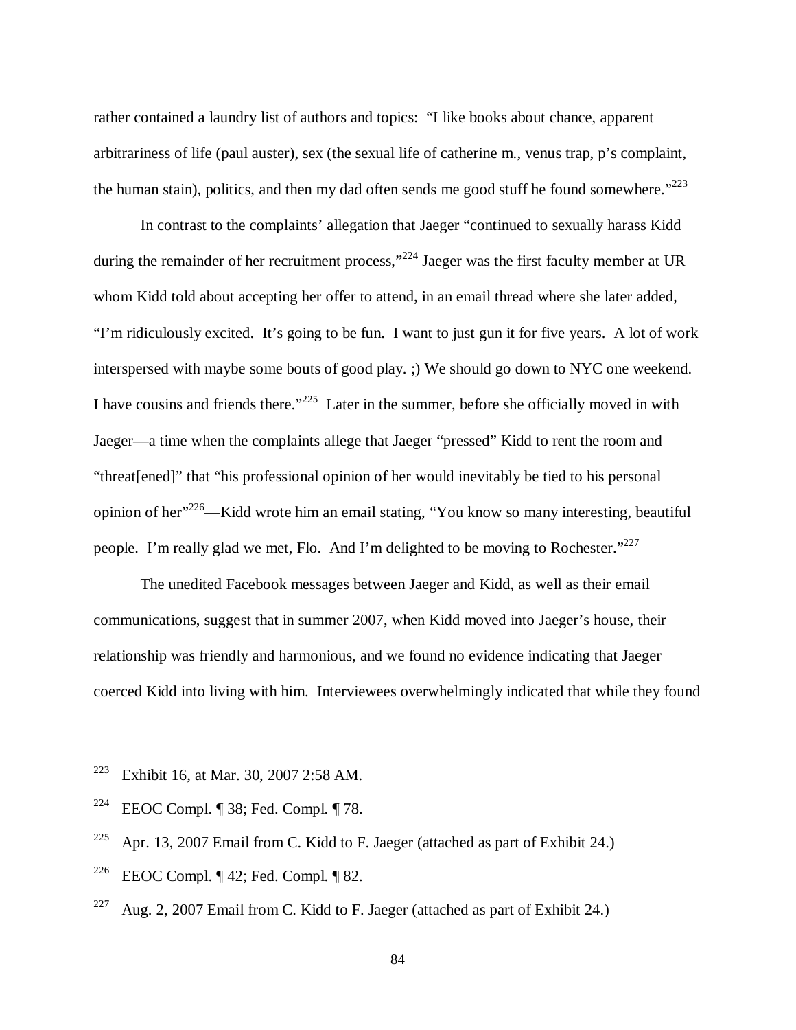rather contained a laundry list of authors and topics: "I like books about chance, apparent arbitrariness of life (paul auster), sex (the sexual life of catherine m., venus trap, p's complaint, the human stain), politics, and then my dad often sends me good stuff he found somewhere."[223]

In contrast to the complaints' allegation that Jaeger "continued to sexually harass Kidd during the remainder of her recruitment process,"[224] Jaeger was the first faculty member at UR whom Kidd told about accepting her offer to attend, in an email thread where she later added, "I'm ridiculously excited. It's going to be fun. I want to just gun it for five years. A lot of work interspersed with maybe some bouts of good play. ;) We should go down to NYC one weekend. I have cousins and friends there."[225] Later in the summer, before she officially moved in with Jaeger—a time when the complaints allege that Jaeger "pressed" Kidd to rent the room and "threat[ened]" that "his professional opinion of her would inevitably be tied to his personal opinion of her"[226]—Kidd wrote him an email stating, "You know so many interesting, beautiful people. I'm really glad we met, Flo. And I'm delighted to be moving to Rochester."[227]

The unedited Facebook messages between Jaeger and Kidd, as well as their email communications, suggest that in summer 2007, when Kidd moved into Jaeger's house, their relationship was friendly and harmonious, and we found no evidence indicating that Jaeger coerced Kidd into living with him. Interviewees overwhelmingly indicated that while they found

---

[223] Exhibit 16, at Mar. 30, 2007 2:58 AM.

[224] EEOC Compl. ¶ 38; Fed. Compl. ¶ 78.

[225] Apr. 13, 2007 Email from C. Kidd to F. Jaeger (attached as part of Exhibit 24.)

[226] EEOC Compl. ¶ 42; Fed. Compl. ¶ 82.

[227] Aug. 2, 2007 Email from C. Kidd to F. Jaeger (attached as part of Exhibit 24.)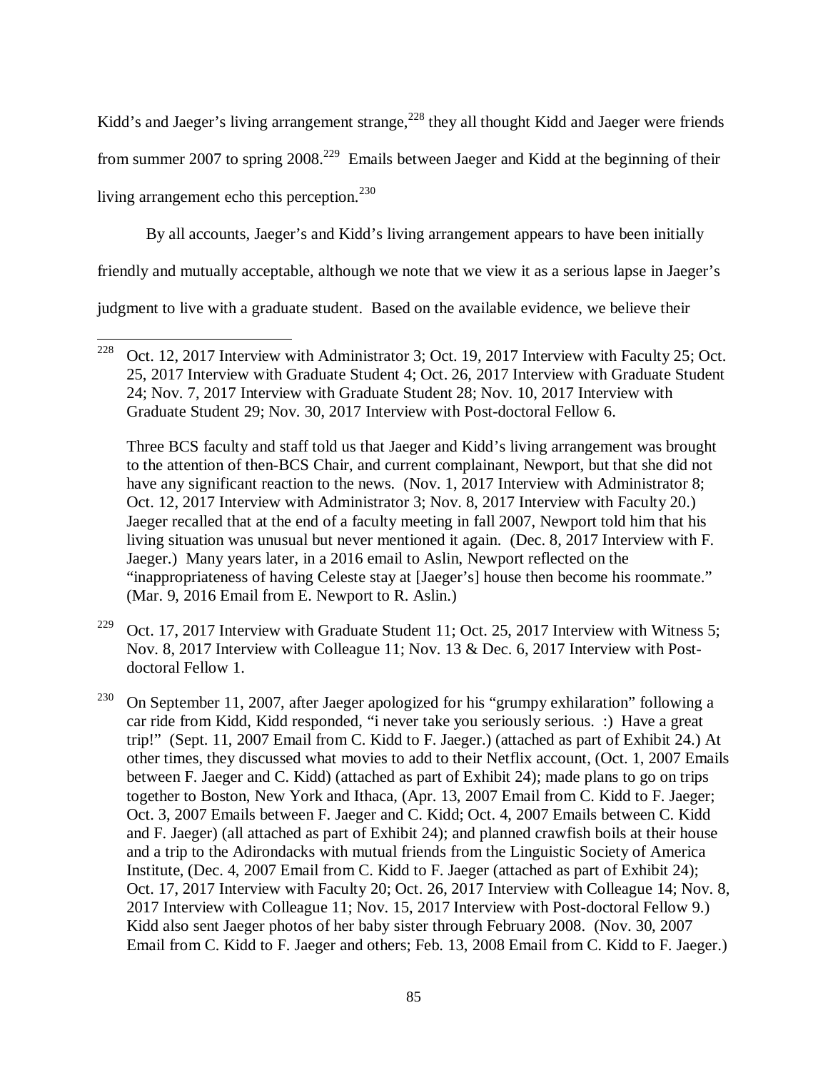Kidd's and Jaeger's living arrangement strange,[228] they all thought Kidd and Jaeger were friends from summer 2007 to spring 2008.[229] Emails between Jaeger and Kidd at the beginning of their living arrangement echo this perception.[230]

By all accounts, Jaeger's and Kidd's living arrangement appears to have been initially friendly and mutually acceptable, although we note that we view it as a serious lapse in Jaeger's judgment to live with a graduate student. Based on the available evidence, we believe their

---

[228] Oct. 12, 2017 Interview with Administrator 3; Oct. 19, 2017 Interview with Faculty 25; Oct. 25, 2017 Interview with Graduate Student 4; Oct. 26, 2017 Interview with Graduate Student 24; Nov. 7, 2017 Interview with Graduate Student 28; Nov. 10, 2017 Interview with Graduate Student 29; Nov. 30, 2017 Interview with Post-doctoral Fellow 6.

Three BCS faculty and staff told us that Jaeger and Kidd's living arrangement was brought to the attention of then-BCS Chair, and current complainant, Newport, but that she did not have any significant reaction to the news. (Nov. 1, 2017 Interview with Administrator 8; Oct. 12, 2017 Interview with Administrator 3; Nov. 8, 2017 Interview with Faculty 20.) Jaeger recalled that at the end of a faculty meeting in fall 2007, Newport told him that his living situation was unusual but never mentioned it again. (Dec. 8, 2017 Interview with F. Jaeger.) Many years later, in a 2016 email to Aslin, Newport reflected on the "inappropriateness of having Celeste stay at [Jaeger's] house then become his roommate." (Mar. 9, 2016 Email from E. Newport to R. Aslin.)

[229] Oct. 17, 2017 Interview with Graduate Student 11; Oct. 25, 2017 Interview with Witness 5; Nov. 8, 2017 Interview with Colleague 11; Nov. 13 & Dec. 6, 2017 Interview with Post-doctoral Fellow 1.

[230] On September 11, 2007, after Jaeger apologized for his "grumpy exhilaration" following a car ride from Kidd, Kidd responded, "i never take you seriously serious. :) Have a great trip!" (Sept. 11, 2007 Email from C. Kidd to F. Jaeger.) (attached as part of Exhibit 24.) At other times, they discussed what movies to add to their Netflix account, (Oct. 1, 2007 Emails between F. Jaeger and C. Kidd) (attached as part of Exhibit 24); made plans to go on trips together to Boston, New York and Ithaca, (Apr. 13, 2007 Email from C. Kidd to F. Jaeger; Oct. 3, 2007 Emails between F. Jaeger and C. Kidd; Oct. 4, 2007 Emails between C. Kidd and F. Jaeger) (all attached as part of Exhibit 24); and planned crawfish boils at their house and a trip to the Adirondacks with mutual friends from the Linguistic Society of America Institute, (Dec. 4, 2007 Email from C. Kidd to F. Jaeger (attached as part of Exhibit 24); Oct. 17, 2017 Interview with Faculty 20; Oct. 26, 2017 Interview with Colleague 14; Nov. 8, 2017 Interview with Colleague 11; Nov. 15, 2017 Interview with Post-doctoral Fellow 9.) Kidd also sent Jaeger photos of her baby sister through February 2008. (Nov. 30, 2007 Email from C. Kidd to F. Jaeger and others; Feb. 13, 2008 Email from C. Kidd to F. Jaeger.)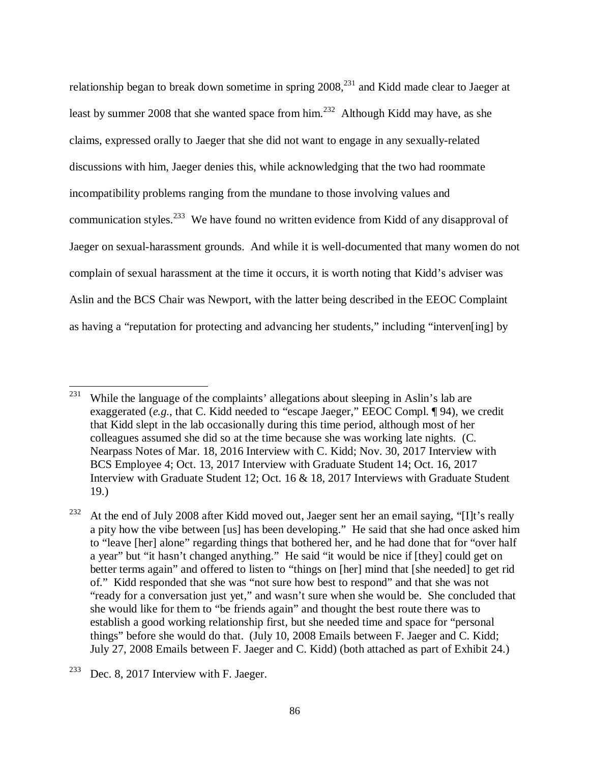relationship began to break down sometime in spring 2008,[231] and Kidd made clear to Jaeger at least by summer 2008 that she wanted space from him.[232] Although Kidd may have, as she claims, expressed orally to Jaeger that she did not want to engage in any sexually-related discussions with him, Jaeger denies this, while acknowledging that the two had roommate incompatibility problems ranging from the mundane to those involving values and communication styles.[233] We have found no written evidence from Kidd of any disapproval of Jaeger on sexual-harassment grounds. And while it is well-documented that many women do not complain of sexual harassment at the time it occurs, it is worth noting that Kidd's adviser was Aslin and the BCS Chair was Newport, with the latter being described in the EEOC Complaint as having a "reputation for protecting and advancing her students," including "interven[ing] by

---

[231] While the language of the complaints' allegations about sleeping in Aslin's lab are exaggerated (*e.g.*, that C. Kidd needed to "escape Jaeger," EEOC Compl. ¶ 94), we credit that Kidd slept in the lab occasionally during this time period, although most of her colleagues assumed she did so at the time because she was working late nights. (C. Nearpass Notes of Mar. 18, 2016 Interview with C. Kidd; Nov. 30, 2017 Interview with BCS Employee 4; Oct. 13, 2017 Interview with Graduate Student 14; Oct. 16, 2017 Interview with Graduate Student 12; Oct. 16 & 18, 2017 Interviews with Graduate Student 19.)

[232] At the end of July 2008 after Kidd moved out, Jaeger sent her an email saying, "[I]t's really a pity how the vibe between [us] has been developing." He said that she had once asked him to "leave [her] alone" regarding things that bothered her, and he had done that for "over half a year" but "it hasn't changed anything." He said "it would be nice if [they] could get on better terms again" and offered to listen to "things on [her] mind that [she needed] to get rid of." Kidd responded that she was "not sure how best to respond" and that she was not "ready for a conversation just yet," and wasn't sure when she would be. She concluded that she would like for them to "be friends again" and thought the best route there was to establish a good working relationship first, but she needed time and space for "personal things" before she would do that. (July 10, 2008 Emails between F. Jaeger and C. Kidd; July 27, 2008 Emails between F. Jaeger and C. Kidd) (both attached as part of Exhibit 24.)

[233] Dec. 8, 2017 Interview with F. Jaeger.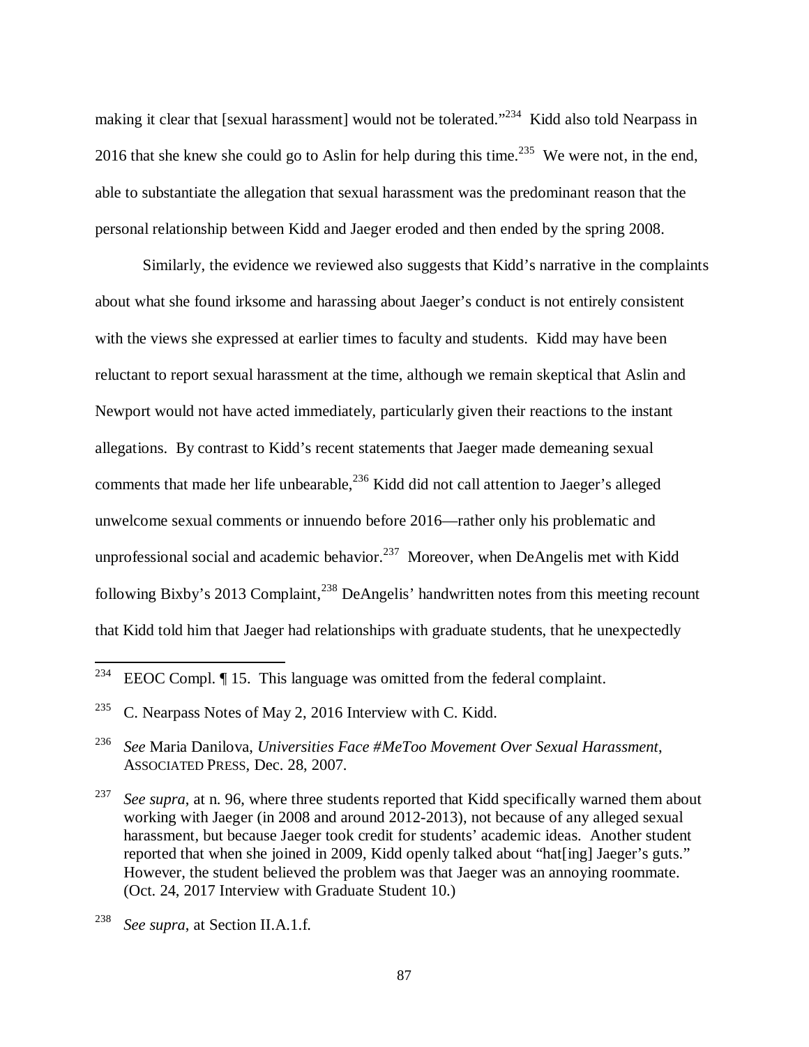making it clear that [sexual harassment] would not be tolerated."[234] Kidd also told Nearpass in 2016 that she knew she could go to Aslin for help during this time.[235] We were not, in the end, able to substantiate the allegation that sexual harassment was the predominant reason that the personal relationship between Kidd and Jaeger eroded and then ended by the spring 2008.

Similarly, the evidence we reviewed also suggests that Kidd's narrative in the complaints about what she found irksome and harassing about Jaeger's conduct is not entirely consistent with the views she expressed at earlier times to faculty and students. Kidd may have been reluctant to report sexual harassment at the time, although we remain skeptical that Aslin and Newport would not have acted immediately, particularly given their reactions to the instant allegations. By contrast to Kidd's recent statements that Jaeger made demeaning sexual comments that made her life unbearable,[236] Kidd did not call attention to Jaeger's alleged unwelcome sexual comments or innuendo before 2016—rather only his problematic and unprofessional social and academic behavior.[237] Moreover, when DeAngelis met with Kidd following Bixby's 2013 Complaint,[238] DeAngelis' handwritten notes from this meeting recount that Kidd told him that Jaeger had relationships with graduate students, that he unexpectedly

---

[234] EEOC Compl. ¶ 15. This language was omitted from the federal complaint.

[235] C. Nearpass Notes of May 2, 2016 Interview with C. Kidd.

[236] *See* Maria Danilova, *Universities Face #MeToo Movement Over Sexual Harassment*, ASSOCIATED PRESS, Dec. 28, 2007.

[237] *See supra*, at n. 96, where three students reported that Kidd specifically warned them about working with Jaeger (in 2008 and around 2012-2013), not because of any alleged sexual harassment, but because Jaeger took credit for students' academic ideas. Another student reported that when she joined in 2009, Kidd openly talked about "hat[ing] Jaeger's guts." However, the student believed the problem was that Jaeger was an annoying roommate. (Oct. 24, 2017 Interview with Graduate Student 10.)

[238] *See supra*, at Section II.A.1.f.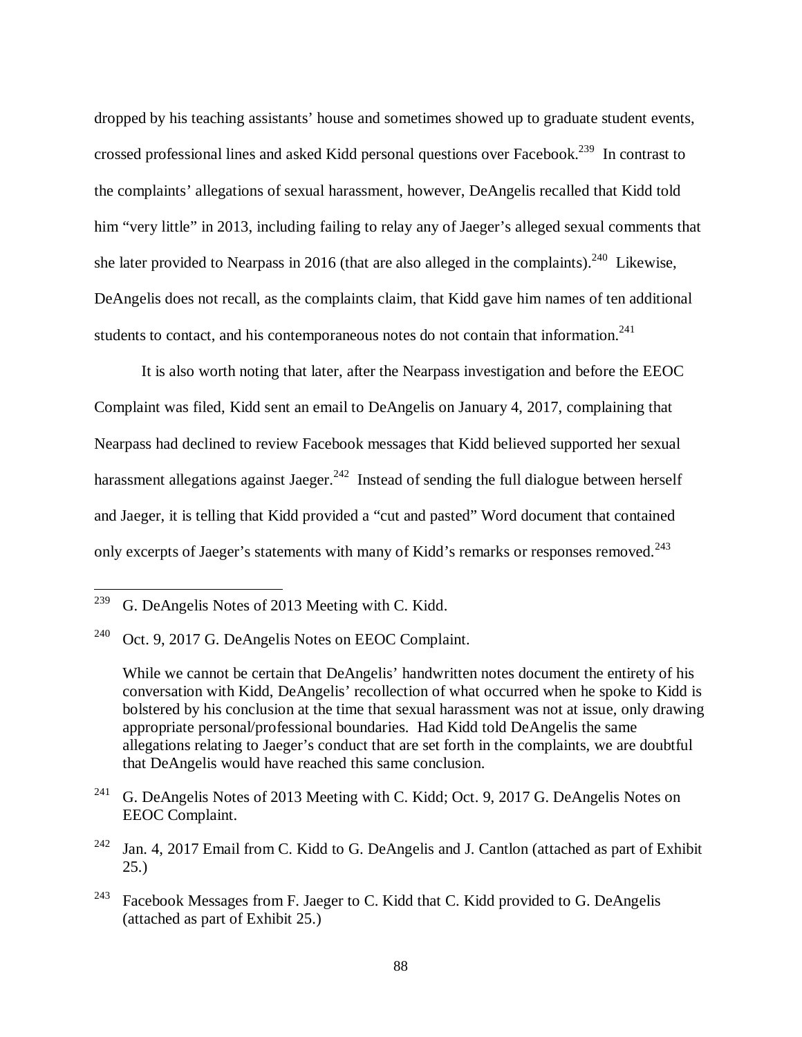dropped by his teaching assistants' house and sometimes showed up to graduate student events, crossed professional lines and asked Kidd personal questions over Facebook.[239] In contrast to the complaints' allegations of sexual harassment, however, DeAngelis recalled that Kidd told him "very little" in 2013, including failing to relay any of Jaeger's alleged sexual comments that she later provided to Nearpass in 2016 (that are also alleged in the complaints).[240] Likewise, DeAngelis does not recall, as the complaints claim, that Kidd gave him names of ten additional students to contact, and his contemporaneous notes do not contain that information.[241]

It is also worth noting that later, after the Nearpass investigation and before the EEOC Complaint was filed, Kidd sent an email to DeAngelis on January 4, 2017, complaining that Nearpass had declined to review Facebook messages that Kidd believed supported her sexual harassment allegations against Jaeger.[242] Instead of sending the full dialogue between herself and Jaeger, it is telling that Kidd provided a "cut and pasted" Word document that contained only excerpts of Jaeger's statements with many of Kidd's remarks or responses removed.[243]

---

[239] G. DeAngelis Notes of 2013 Meeting with C. Kidd.

[240] Oct. 9, 2017 G. DeAngelis Notes on EEOC Complaint.

While we cannot be certain that DeAngelis' handwritten notes document the entirety of his conversation with Kidd, DeAngelis' recollection of what occurred when he spoke to Kidd is bolstered by his conclusion at the time that sexual harassment was not at issue, only drawing appropriate personal/professional boundaries. Had Kidd told DeAngelis the same allegations relating to Jaeger's conduct that are set forth in the complaints, we are doubtful that DeAngelis would have reached this same conclusion.

[241] G. DeAngelis Notes of 2013 Meeting with C. Kidd; Oct. 9, 2017 G. DeAngelis Notes on EEOC Complaint.

[242] Jan. 4, 2017 Email from C. Kidd to G. DeAngelis and J. Cantlon (attached as part of Exhibit 25.)

[243] Facebook Messages from F. Jaeger to C. Kidd that C. Kidd provided to G. DeAngelis (attached as part of Exhibit 25.)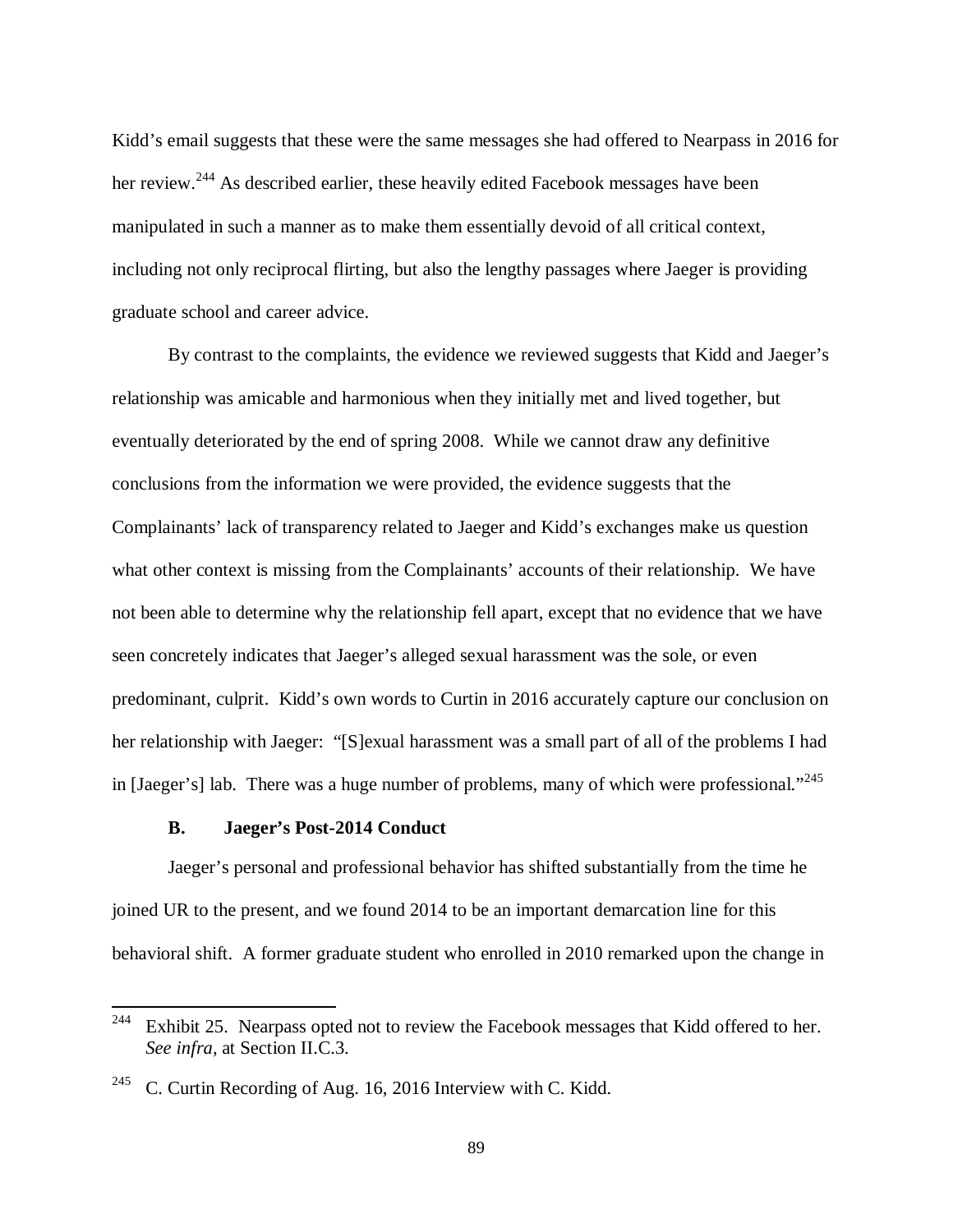Kidd's email suggests that these were the same messages she had offered to Nearpass in 2016 for her review.[244] As described earlier, these heavily edited Facebook messages have been manipulated in such a manner as to make them essentially devoid of all critical context, including not only reciprocal flirting, but also the lengthy passages where Jaeger is providing graduate school and career advice.

By contrast to the complaints, the evidence we reviewed suggests that Kidd and Jaeger's relationship was amicable and harmonious when they initially met and lived together, but eventually deteriorated by the end of spring 2008. While we cannot draw any definitive conclusions from the information we were provided, the evidence suggests that the Complainants' lack of transparency related to Jaeger and Kidd's exchanges make us question what other context is missing from the Complainants' accounts of their relationship. We have not been able to determine why the relationship fell apart, except that no evidence that we have seen concretely indicates that Jaeger's alleged sexual harassment was the sole, or even predominant, culprit. Kidd's own words to Curtin in 2016 accurately capture our conclusion on her relationship with Jaeger: "[S]exual harassment was a small part of all of the problems I had in [Jaeger's] lab. There was a huge number of problems, many of which were professional."[245]

### B. Jaeger's Post-2014 Conduct

Jaeger's personal and professional behavior has shifted substantially from the time he joined UR to the present, and we found 2014 to be an important demarcation line for this behavioral shift. A former graduate student who enrolled in 2010 remarked upon the change in

---

[244] Exhibit 25. Nearpass opted not to review the Facebook messages that Kidd offered to her. *See infra*, at Section II.C.3.

[245] C. Curtin Recording of Aug. 16, 2016 Interview with C. Kidd.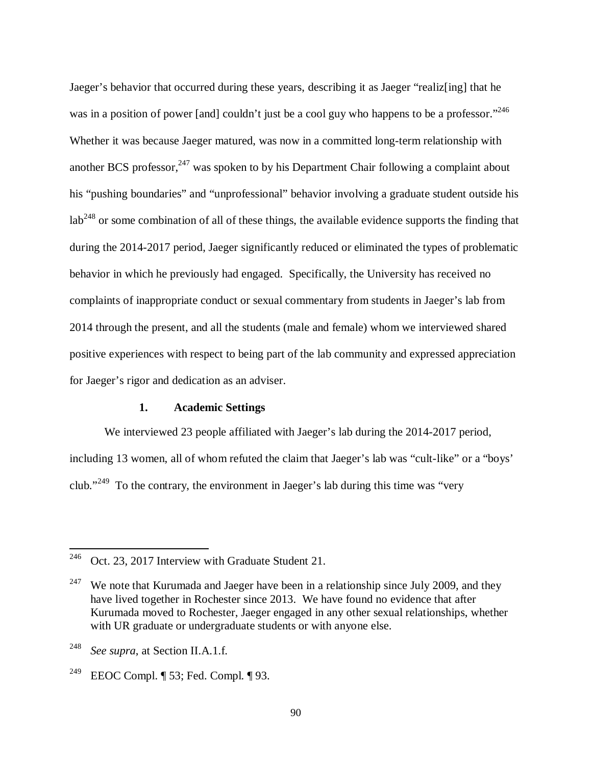Jaeger's behavior that occurred during these years, describing it as Jaeger "realiz[ing] that he was in a position of power [and] couldn't just be a cool guy who happens to be a professor."[246] Whether it was because Jaeger matured, was now in a committed long-term relationship with another BCS professor,[247] was spoken to by his Department Chair following a complaint about his "pushing boundaries" and "unprofessional" behavior involving a graduate student outside his lab[248] or some combination of all of these things, the available evidence supports the finding that during the 2014-2017 period, Jaeger significantly reduced or eliminated the types of problematic behavior in which he previously had engaged. Specifically, the University has received no complaints of inappropriate conduct or sexual commentary from students in Jaeger's lab from 2014 through the present, and all the students (male and female) whom we interviewed shared positive experiences with respect to being part of the lab community and expressed appreciation for Jaeger's rigor and dedication as an adviser.

### 1. Academic Settings

We interviewed 23 people affiliated with Jaeger's lab during the 2014-2017 period, including 13 women, all of whom refuted the claim that Jaeger's lab was "cult-like" or a "boys' club."[249] To the contrary, the environment in Jaeger's lab during this time was "very

---

[246] Oct. 23, 2017 Interview with Graduate Student 21.

[247] We note that Kurumada and Jaeger have been in a relationship since July 2009, and they have lived together in Rochester since 2013. We have found no evidence that after Kurumada moved to Rochester, Jaeger engaged in any other sexual relationships, whether with UR graduate or undergraduate students or with anyone else.

[248] *See supra*, at Section II.A.1.f.

[249] EEOC Compl. ¶ 53; Fed. Compl. ¶ 93.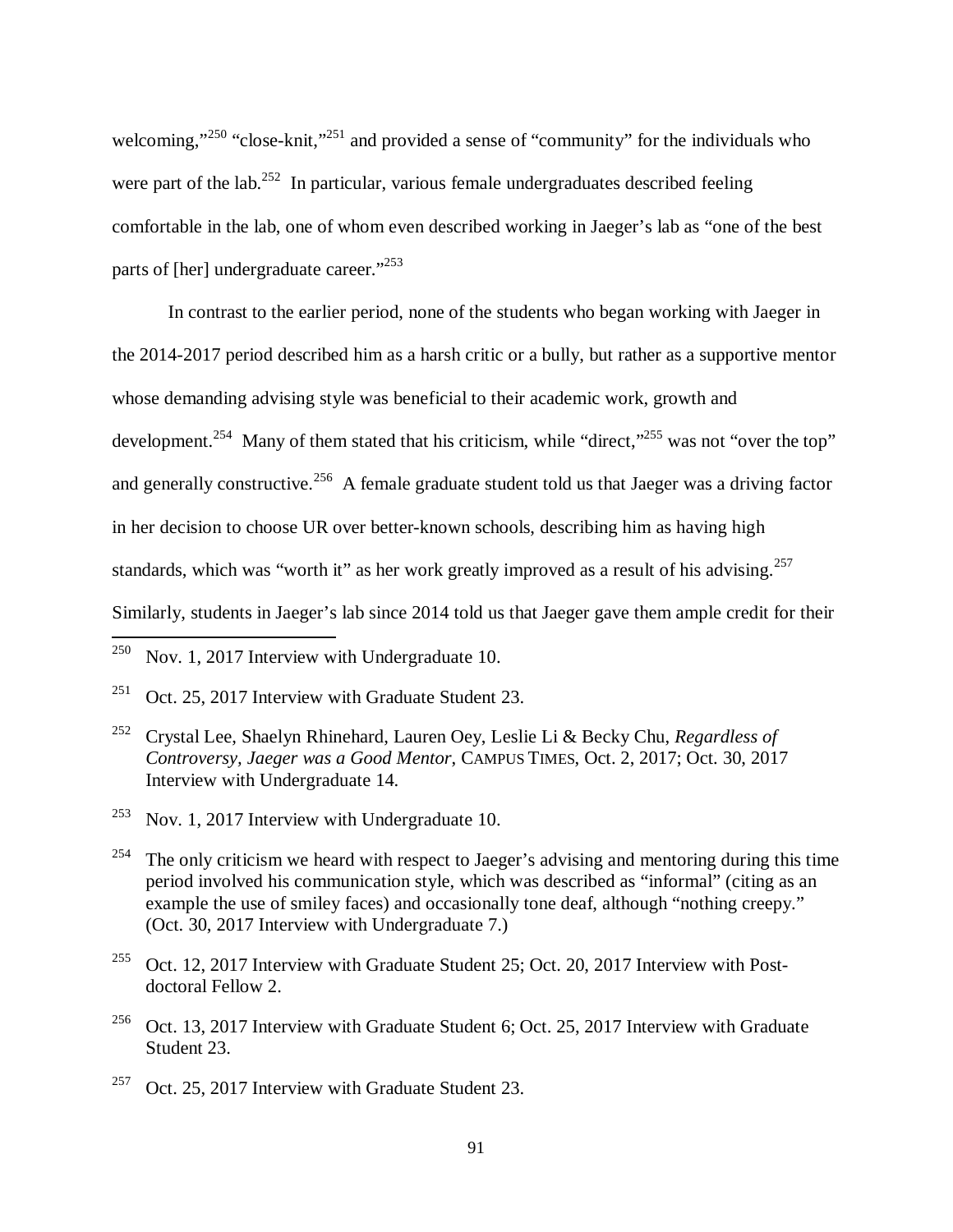welcoming,"[250] "close-knit,"[251] and provided a sense of "community" for the individuals who were part of the lab.[252] In particular, various female undergraduates described feeling comfortable in the lab, one of whom even described working in Jaeger's lab as "one of the best parts of [her] undergraduate career."[253]

In contrast to the earlier period, none of the students who began working with Jaeger in the 2014-2017 period described him as a harsh critic or a bully, but rather as a supportive mentor whose demanding advising style was beneficial to their academic work, growth and development.[254] Many of them stated that his criticism, while "direct,"[255] was not "over the top" and generally constructive.[256] A female graduate student told us that Jaeger was a driving factor in her decision to choose UR over better-known schools, describing him as having high standards, which was "worth it" as her work greatly improved as a result of his advising.[257] Similarly, students in Jaeger's lab since 2014 told us that Jaeger gave them ample credit for their

---

[250] Nov. 1, 2017 Interview with Undergraduate 10.

[251] Oct. 25, 2017 Interview with Graduate Student 23.

[252] Crystal Lee, Shaelyn Rhinehard, Lauren Oey, Leslie Li & Becky Chu, *Regardless of Controversy, Jaeger was a Good Mentor*, CAMPUS TIMES, Oct. 2, 2017; Oct. 30, 2017 Interview with Undergraduate 14.

[253] Nov. 1, 2017 Interview with Undergraduate 10.

[254] The only criticism we heard with respect to Jaeger's advising and mentoring during this time period involved his communication style, which was described as "informal" (citing as an example the use of smiley faces) and occasionally tone deaf, although "nothing creepy." (Oct. 30, 2017 Interview with Undergraduate 7.)

[255] Oct. 12, 2017 Interview with Graduate Student 25; Oct. 20, 2017 Interview with Post-doctoral Fellow 2.

[256] Oct. 13, 2017 Interview with Graduate Student 6; Oct. 25, 2017 Interview with Graduate Student 23.

[257] Oct. 25, 2017 Interview with Graduate Student 23.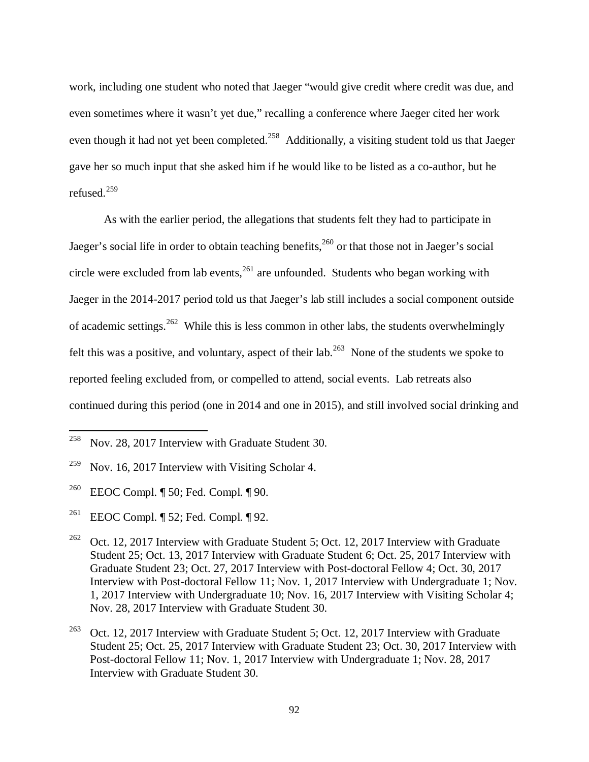work, including one student who noted that Jaeger "would give credit where credit was due, and even sometimes where it wasn't yet due," recalling a conference where Jaeger cited her work even though it had not yet been completed.[258] Additionally, a visiting student told us that Jaeger gave her so much input that she asked him if he would like to be listed as a co-author, but he refused.[259]

As with the earlier period, the allegations that students felt they had to participate in Jaeger's social life in order to obtain teaching benefits,[260] or that those not in Jaeger's social circle were excluded from lab events,[261] are unfounded. Students who began working with Jaeger in the 2014-2017 period told us that Jaeger's lab still includes a social component outside of academic settings.[262] While this is less common in other labs, the students overwhelmingly felt this was a positive, and voluntary, aspect of their lab.[263] None of the students we spoke to reported feeling excluded from, or compelled to attend, social events. Lab retreats also continued during this period (one in 2014 and one in 2015), and still involved social drinking and

---

[258] Nov. 28, 2017 Interview with Graduate Student 30.

[259] Nov. 16, 2017 Interview with Visiting Scholar 4.

[260] EEOC Compl. ¶ 50; Fed. Compl. ¶ 90.

[261] EEOC Compl. ¶ 52; Fed. Compl. ¶ 92.

[262] Oct. 12, 2017 Interview with Graduate Student 5; Oct. 12, 2017 Interview with Graduate Student 25; Oct. 13, 2017 Interview with Graduate Student 6; Oct. 25, 2017 Interview with Graduate Student 23; Oct. 27, 2017 Interview with Post-doctoral Fellow 4; Oct. 30, 2017 Interview with Post-doctoral Fellow 11; Nov. 1, 2017 Interview with Undergraduate 1; Nov. 1, 2017 Interview with Undergraduate 10; Nov. 16, 2017 Interview with Visiting Scholar 4; Nov. 28, 2017 Interview with Graduate Student 30.

[263] Oct. 12, 2017 Interview with Graduate Student 5; Oct. 12, 2017 Interview with Graduate Student 25; Oct. 25, 2017 Interview with Graduate Student 23; Oct. 30, 2017 Interview with Post-doctoral Fellow 11; Nov. 1, 2017 Interview with Undergraduate 1; Nov. 28, 2017 Interview with Graduate Student 30.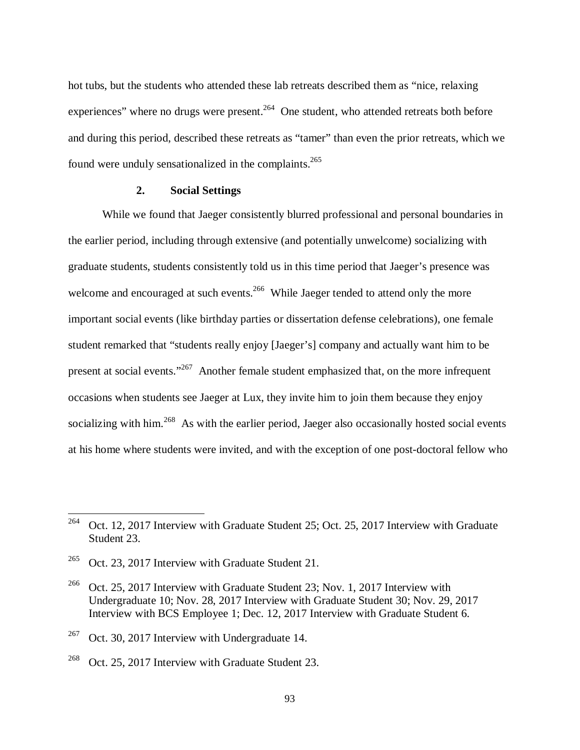hot tubs, but the students who attended these lab retreats described them as "nice, relaxing experiences" where no drugs were present.[264] One student, who attended retreats both before and during this period, described these retreats as "tamer" than even the prior retreats, which we found were unduly sensationalized in the complaints.[265]

### 2. Social Settings

While we found that Jaeger consistently blurred professional and personal boundaries in the earlier period, including through extensive (and potentially unwelcome) socializing with graduate students, students consistently told us in this time period that Jaeger's presence was welcome and encouraged at such events.[266] While Jaeger tended to attend only the more important social events (like birthday parties or dissertation defense celebrations), one female student remarked that "students really enjoy [Jaeger's] company and actually want him to be present at social events."[267] Another female student emphasized that, on the more infrequent occasions when students see Jaeger at Lux, they invite him to join them because they enjoy socializing with him.[268] As with the earlier period, Jaeger also occasionally hosted social events at his home where students were invited, and with the exception of one post-doctoral fellow who

---

[264] Oct. 12, 2017 Interview with Graduate Student 25; Oct. 25, 2017 Interview with Graduate Student 23.

[265] Oct. 23, 2017 Interview with Graduate Student 21.

[266] Oct. 25, 2017 Interview with Graduate Student 23; Nov. 1, 2017 Interview with Undergraduate 10; Nov. 28, 2017 Interview with Graduate Student 30; Nov. 29, 2017 Interview with BCS Employee 1; Dec. 12, 2017 Interview with Graduate Student 6.

[267] Oct. 30, 2017 Interview with Undergraduate 14.

[268] Oct. 25, 2017 Interview with Graduate Student 23.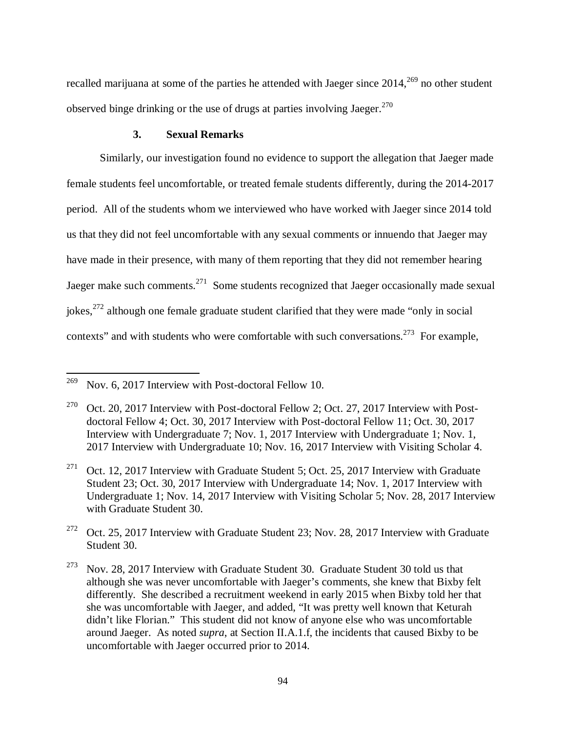recalled marijuana at some of the parties he attended with Jaeger since 2014,[269] no other student observed binge drinking or the use of drugs at parties involving Jaeger.[270]

### 3. Sexual Remarks

Similarly, our investigation found no evidence to support the allegation that Jaeger made female students feel uncomfortable, or treated female students differently, during the 2014-2017 period. All of the students whom we interviewed who have worked with Jaeger since 2014 told us that they did not feel uncomfortable with any sexual comments or innuendo that Jaeger may have made in their presence, with many of them reporting that they did not remember hearing Jaeger make such comments.[271] Some students recognized that Jaeger occasionally made sexual jokes,[272] although one female graduate student clarified that they were made "only in social contexts" and with students who were comfortable with such conversations.[273] For example,

---

[269] Nov. 6, 2017 Interview with Post-doctoral Fellow 10.

[270] Oct. 20, 2017 Interview with Post-doctoral Fellow 2; Oct. 27, 2017 Interview with Post-doctoral Fellow 4; Oct. 30, 2017 Interview with Post-doctoral Fellow 11; Oct. 30, 2017 Interview with Undergraduate 7; Nov. 1, 2017 Interview with Undergraduate 1; Nov. 1, 2017 Interview with Undergraduate 10; Nov. 16, 2017 Interview with Visiting Scholar 4.

[271] Oct. 12, 2017 Interview with Graduate Student 5; Oct. 25, 2017 Interview with Graduate Student 23; Oct. 30, 2017 Interview with Undergraduate 14; Nov. 1, 2017 Interview with Undergraduate 1; Nov. 14, 2017 Interview with Visiting Scholar 5; Nov. 28, 2017 Interview with Graduate Student 30.

[272] Oct. 25, 2017 Interview with Graduate Student 23; Nov. 28, 2017 Interview with Graduate Student 30.

[273] Nov. 28, 2017 Interview with Graduate Student 30. Graduate Student 30 told us that although she was never uncomfortable with Jaeger's comments, she knew that Bixby felt differently. She described a recruitment weekend in early 2015 when Bixby told her that she was uncomfortable with Jaeger, and added, "It was pretty well known that Keturah didn't like Florian." This student did not know of anyone else who was uncomfortable around Jaeger. As noted *supra*, at Section II.A.1.f, the incidents that caused Bixby to be uncomfortable with Jaeger occurred prior to 2014.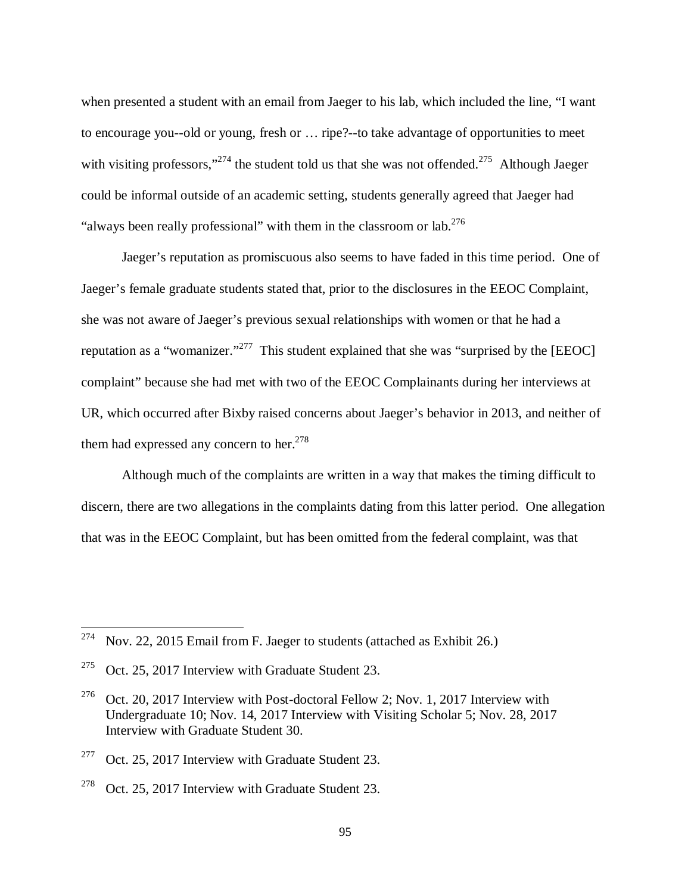when presented a student with an email from Jaeger to his lab, which included the line, "I want to encourage you--old or young, fresh or … ripe?--to take advantage of opportunities to meet with visiting professors,"[274] the student told us that she was not offended.[275] Although Jaeger could be informal outside of an academic setting, students generally agreed that Jaeger had "always been really professional" with them in the classroom or lab.[276]

Jaeger's reputation as promiscuous also seems to have faded in this time period. One of Jaeger's female graduate students stated that, prior to the disclosures in the EEOC Complaint, she was not aware of Jaeger's previous sexual relationships with women or that he had a reputation as a "womanizer."[277] This student explained that she was "surprised by the [EEOC] complaint" because she had met with two of the EEOC Complainants during her interviews at UR, which occurred after Bixby raised concerns about Jaeger's behavior in 2013, and neither of them had expressed any concern to her.[278]

Although much of the complaints are written in a way that makes the timing difficult to discern, there are two allegations in the complaints dating from this latter period. One allegation that was in the EEOC Complaint, but has been omitted from the federal complaint, was that

---

[274] Nov. 22, 2015 Email from F. Jaeger to students (attached as Exhibit 26.)

[275] Oct. 25, 2017 Interview with Graduate Student 23.

[276] Oct. 20, 2017 Interview with Post-doctoral Fellow 2; Nov. 1, 2017 Interview with Undergraduate 10; Nov. 14, 2017 Interview with Visiting Scholar 5; Nov. 28, 2017 Interview with Graduate Student 30.

[277] Oct. 25, 2017 Interview with Graduate Student 23.

[278] Oct. 25, 2017 Interview with Graduate Student 23.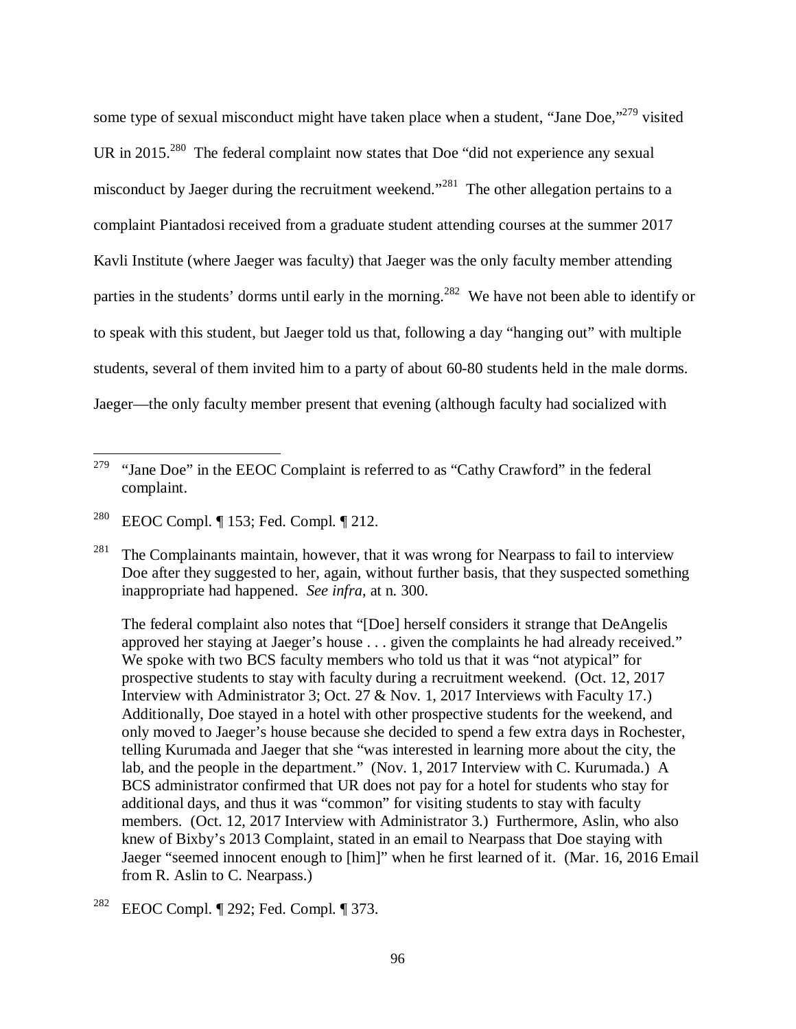some type of sexual misconduct might have taken place when a student, "Jane Doe,"[279] visited UR in 2015.[280] The federal complaint now states that Doe "did not experience any sexual misconduct by Jaeger during the recruitment weekend."[281] The other allegation pertains to a complaint Piantadosi received from a graduate student attending courses at the summer 2017 Kavli Institute (where Jaeger was faculty) that Jaeger was the only faculty member attending parties in the students' dorms until early in the morning.[282] We have not been able to identify or to speak with this student, but Jaeger told us that, following a day "hanging out" with multiple students, several of them invited him to a party of about 60-80 students held in the male dorms. Jaeger—the only faculty member present that evening (although faculty had socialized with

---

[279] "Jane Doe" in the EEOC Complaint is referred to as "Cathy Crawford" in the federal complaint.

[280] EEOC Compl. ¶ 153; Fed. Compl. ¶ 212.

[281] The Complainants maintain, however, that it was wrong for Nearpass to fail to interview Doe after they suggested to her, again, without further basis, that they suspected something inappropriate had happened. *See infra*, at n. 300.

The federal complaint also notes that "[Doe] herself considers it strange that DeAngelis approved her staying at Jaeger's house . . . given the complaints he had already received." We spoke with two BCS faculty members who told us that it was "not atypical" for prospective students to stay with faculty during a recruitment weekend. (Oct. 12, 2017 Interview with Administrator 3; Oct. 27 & Nov. 1, 2017 Interviews with Faculty 17.) Additionally, Doe stayed in a hotel with other prospective students for the weekend, and only moved to Jaeger's house because she decided to spend a few extra days in Rochester, telling Kurumada and Jaeger that she "was interested in learning more about the city, the lab, and the people in the department." (Nov. 1, 2017 Interview with C. Kurumada.) A BCS administrator confirmed that UR does not pay for a hotel for students who stay for additional days, and thus it was "common" for visiting students to stay with faculty members. (Oct. 12, 2017 Interview with Administrator 3.) Furthermore, Aslin, who also knew of Bixby's 2013 Complaint, stated in an email to Nearpass that Doe staying with Jaeger "seemed innocent enough to [him]" when he first learned of it. (Mar. 16, 2016 Email from R. Aslin to C. Nearpass.)

[282] EEOC Compl. ¶ 292; Fed. Compl. ¶ 373.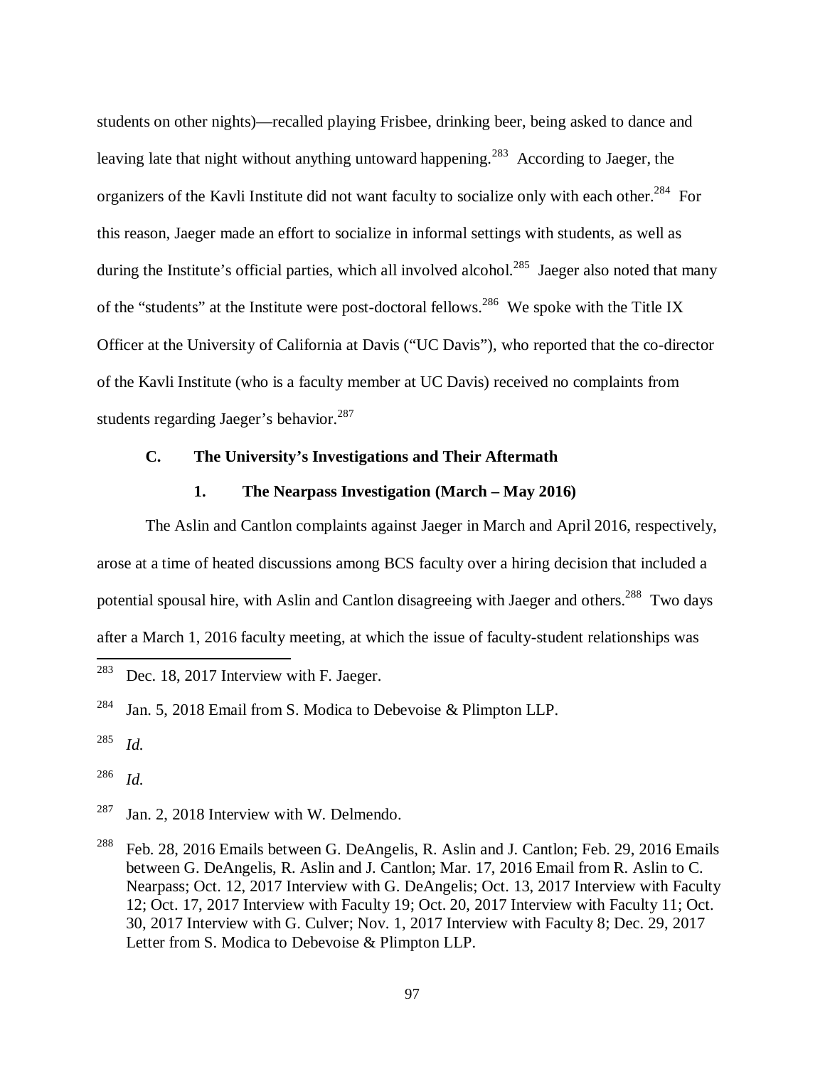students on other nights)—recalled playing Frisbee, drinking beer, being asked to dance and leaving late that night without anything untoward happening.[283] According to Jaeger, the organizers of the Kavli Institute did not want faculty to socialize only with each other.[284] For this reason, Jaeger made an effort to socialize in informal settings with students, as well as during the Institute's official parties, which all involved alcohol.[285] Jaeger also noted that many of the "students" at the Institute were post-doctoral fellows.[286] We spoke with the Title IX Officer at the University of California at Davis ("UC Davis"), who reported that the co-director of the Kavli Institute (who is a faculty member at UC Davis) received no complaints from students regarding Jaeger's behavior.[287]

### C. The University's Investigations and Their Aftermath

#### 1. The Nearpass Investigation (March – May 2016)

The Aslin and Cantlon complaints against Jaeger in March and April 2016, respectively, arose at a time of heated discussions among BCS faculty over a hiring decision that included a potential spousal hire, with Aslin and Cantlon disagreeing with Jaeger and others.[288] Two days after a March 1, 2016 faculty meeting, at which the issue of faculty-student relationships was

---

[283] Dec. 18, 2017 Interview with F. Jaeger.

[284] Jan. 5, 2018 Email from S. Modica to Debevoise & Plimpton LLP.

[285] *Id.*

[286] *Id.*

[287] Jan. 2, 2018 Interview with W. Delmendo.

[288] Feb. 28, 2016 Emails between G. DeAngelis, R. Aslin and J. Cantlon; Feb. 29, 2016 Emails between G. DeAngelis, R. Aslin and J. Cantlon; Mar. 17, 2016 Email from R. Aslin to C. Nearpass; Oct. 12, 2017 Interview with G. DeAngelis; Oct. 13, 2017 Interview with Faculty 12; Oct. 17, 2017 Interview with Faculty 19; Oct. 20, 2017 Interview with Faculty 11; Oct. 30, 2017 Interview with G. Culver; Nov. 1, 2017 Interview with Faculty 8; Dec. 29, 2017 Letter from S. Modica to Debevoise & Plimpton LLP.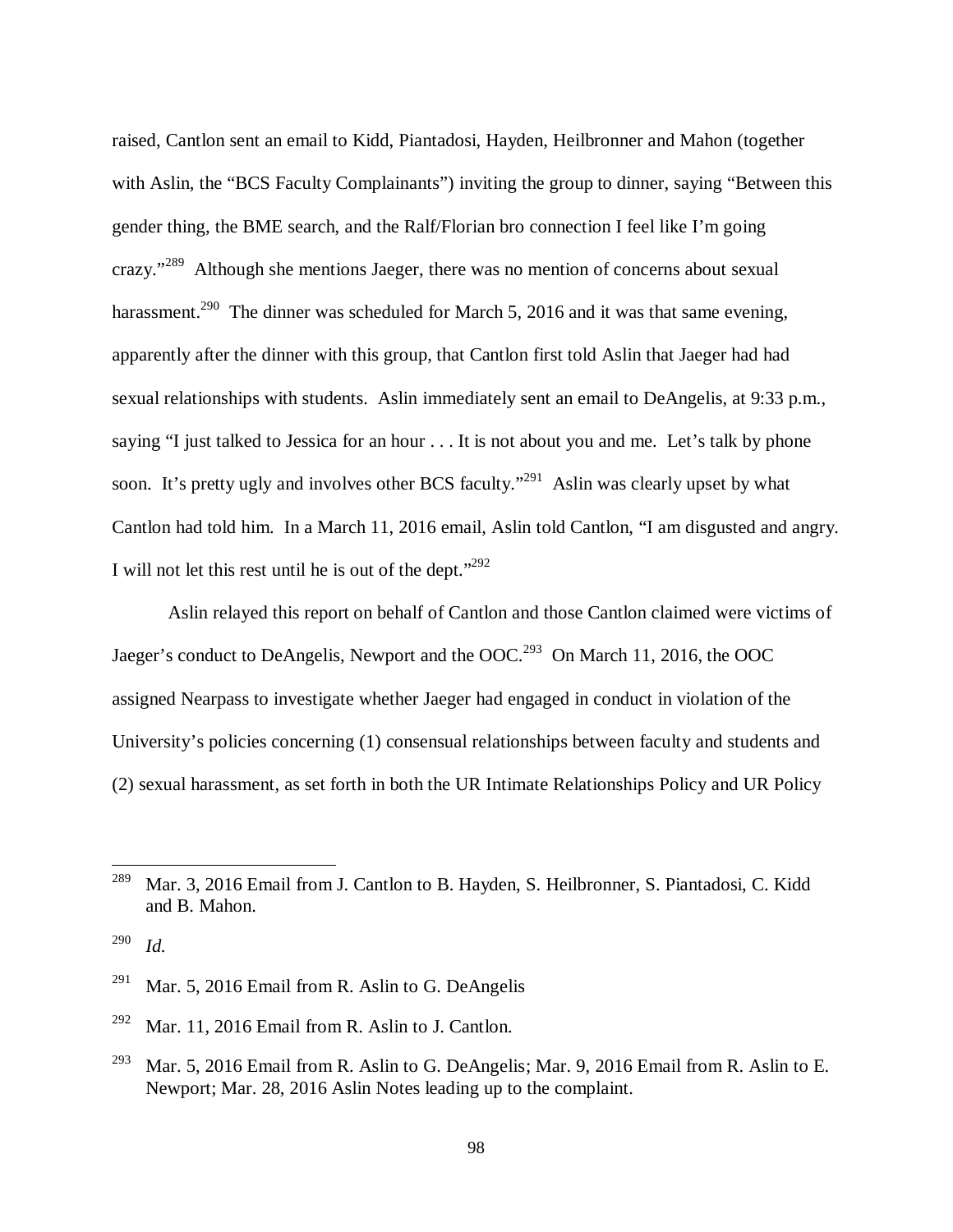raised, Cantlon sent an email to Kidd, Piantadosi, Hayden, Heilbronner and Mahon (together with Aslin, the "BCS Faculty Complainants") inviting the group to dinner, saying "Between this gender thing, the BME search, and the Ralf/Florian bro connection I feel like I'm going crazy."[289] Although she mentions Jaeger, there was no mention of concerns about sexual harassment.[290] The dinner was scheduled for March 5, 2016 and it was that same evening, apparently after the dinner with this group, that Cantlon first told Aslin that Jaeger had had sexual relationships with students. Aslin immediately sent an email to DeAngelis, at 9:33 p.m., saying "I just talked to Jessica for an hour . . . It is not about you and me. Let's talk by phone soon. It's pretty ugly and involves other BCS faculty."[291] Aslin was clearly upset by what Cantlon had told him. In a March 11, 2016 email, Aslin told Cantlon, "I am disgusted and angry. I will not let this rest until he is out of the dept."[292]

Aslin relayed this report on behalf of Cantlon and those Cantlon claimed were victims of Jaeger's conduct to DeAngelis, Newport and the OOC.[293] On March 11, 2016, the OOC assigned Nearpass to investigate whether Jaeger had engaged in conduct in violation of the University's policies concerning (1) consensual relationships between faculty and students and (2) sexual harassment, as set forth in both the UR Intimate Relationships Policy and UR Policy

---

[289] Mar. 3, 2016 Email from J. Cantlon to B. Hayden, S. Heilbronner, S. Piantadosi, C. Kidd and B. Mahon.

[290] *Id.*

[291] Mar. 5, 2016 Email from R. Aslin to G. DeAngelis

[292] Mar. 11, 2016 Email from R. Aslin to J. Cantlon.

[293] Mar. 5, 2016 Email from R. Aslin to G. DeAngelis; Mar. 9, 2016 Email from R. Aslin to E. Newport; Mar. 28, 2016 Aslin Notes leading up to the complaint.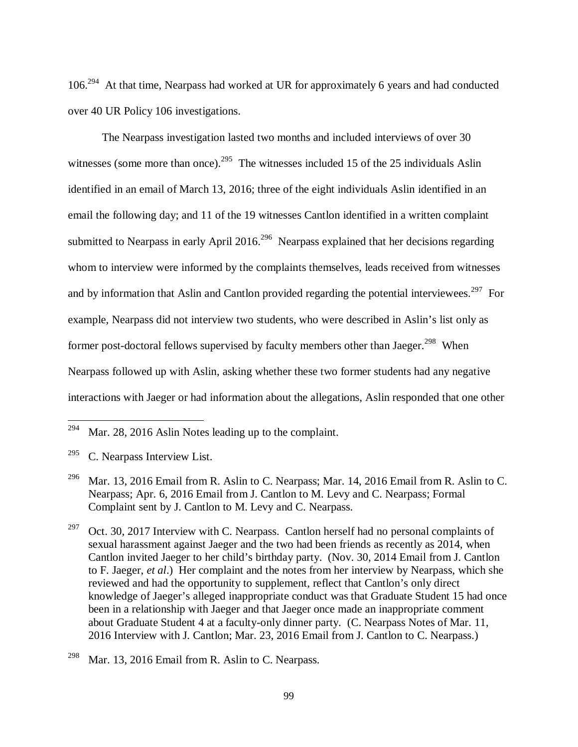106.[294] At that time, Nearpass had worked at UR for approximately 6 years and had conducted over 40 UR Policy 106 investigations.

The Nearpass investigation lasted two months and included interviews of over 30 witnesses (some more than once).[295] The witnesses included 15 of the 25 individuals Aslin identified in an email of March 13, 2016; three of the eight individuals Aslin identified in an email the following day; and 11 of the 19 witnesses Cantlon identified in a written complaint submitted to Nearpass in early April 2016.[296] Nearpass explained that her decisions regarding whom to interview were informed by the complaints themselves, leads received from witnesses and by information that Aslin and Cantlon provided regarding the potential interviewees.[297] For example, Nearpass did not interview two students, who were described in Aslin's list only as former post-doctoral fellows supervised by faculty members other than Jaeger.[298] When Nearpass followed up with Aslin, asking whether these two former students had any negative interactions with Jaeger or had information about the allegations, Aslin responded that one other

---

[294] Mar. 28, 2016 Aslin Notes leading up to the complaint.

[295] C. Nearpass Interview List.

[296] Mar. 13, 2016 Email from R. Aslin to C. Nearpass; Mar. 14, 2016 Email from R. Aslin to C. Nearpass; Apr. 6, 2016 Email from J. Cantlon to M. Levy and C. Nearpass; Formal Complaint sent by J. Cantlon to M. Levy and C. Nearpass.

[297] Oct. 30, 2017 Interview with C. Nearpass. Cantlon herself had no personal complaints of sexual harassment against Jaeger and the two had been friends as recently as 2014, when Cantlon invited Jaeger to her child's birthday party. (Nov. 30, 2014 Email from J. Cantlon to F. Jaeger, *et al*.) Her complaint and the notes from her interview by Nearpass, which she reviewed and had the opportunity to supplement, reflect that Cantlon's only direct knowledge of Jaeger's alleged inappropriate conduct was that Graduate Student 15 had once been in a relationship with Jaeger and that Jaeger once made an inappropriate comment about Graduate Student 4 at a faculty-only dinner party. (C. Nearpass Notes of Mar. 11, 2016 Interview with J. Cantlon; Mar. 23, 2016 Email from J. Cantlon to C. Nearpass.)

[298] Mar. 13, 2016 Email from R. Aslin to C. Nearpass.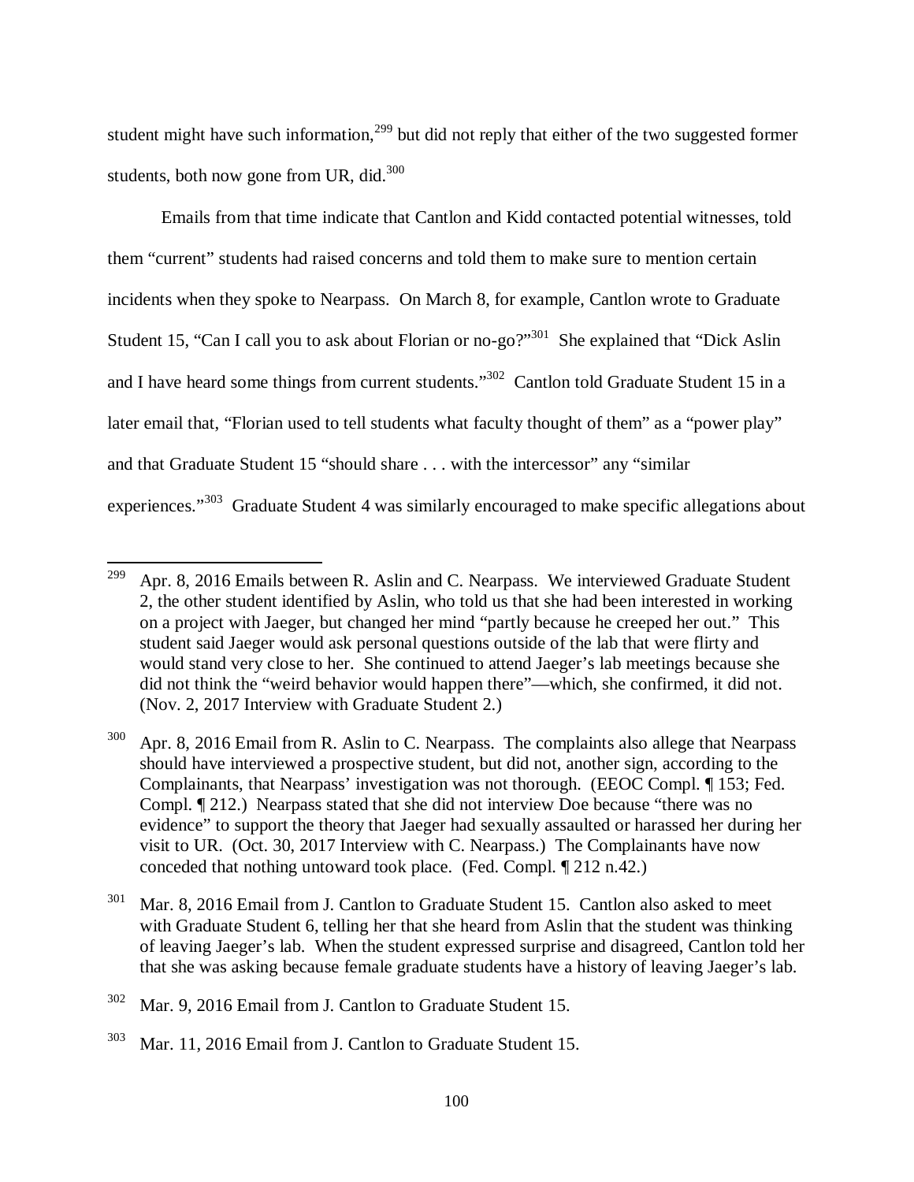student might have such information,[299] but did not reply that either of the two suggested former students, both now gone from UR, did.[300]

Emails from that time indicate that Cantlon and Kidd contacted potential witnesses, told them "current" students had raised concerns and told them to make sure to mention certain incidents when they spoke to Nearpass. On March 8, for example, Cantlon wrote to Graduate Student 15, "Can I call you to ask about Florian or no-go?"[301] She explained that "Dick Aslin and I have heard some things from current students."[302] Cantlon told Graduate Student 15 in a later email that, "Florian used to tell students what faculty thought of them" as a "power play" and that Graduate Student 15 "should share . . . with the intercessor" any "similar experiences."[303] Graduate Student 4 was similarly encouraged to make specific allegations about

---

[299] Apr. 8, 2016 Emails between R. Aslin and C. Nearpass. We interviewed Graduate Student 2, the other student identified by Aslin, who told us that she had been interested in working on a project with Jaeger, but changed her mind "partly because he creeped her out." This student said Jaeger would ask personal questions outside of the lab that were flirty and would stand very close to her. She continued to attend Jaeger's lab meetings because she did not think the "weird behavior would happen there"—which, she confirmed, it did not. (Nov. 2, 2017 Interview with Graduate Student 2.)

[300] Apr. 8, 2016 Email from R. Aslin to C. Nearpass. The complaints also allege that Nearpass should have interviewed a prospective student, but did not, another sign, according to the Complainants, that Nearpass' investigation was not thorough. (EEOC Compl. ¶ 153; Fed. Compl. ¶ 212.) Nearpass stated that she did not interview Doe because "there was no evidence" to support the theory that Jaeger had sexually assaulted or harassed her during her visit to UR. (Oct. 30, 2017 Interview with C. Nearpass.) The Complainants have now conceded that nothing untoward took place. (Fed. Compl. ¶ 212 n.42.)

[301] Mar. 8, 2016 Email from J. Cantlon to Graduate Student 15. Cantlon also asked to meet with Graduate Student 6, telling her that she heard from Aslin that the student was thinking of leaving Jaeger's lab. When the student expressed surprise and disagreed, Cantlon told her that she was asking because female graduate students have a history of leaving Jaeger's lab.

[302] Mar. 9, 2016 Email from J. Cantlon to Graduate Student 15.

[303] Mar. 11, 2016 Email from J. Cantlon to Graduate Student 15.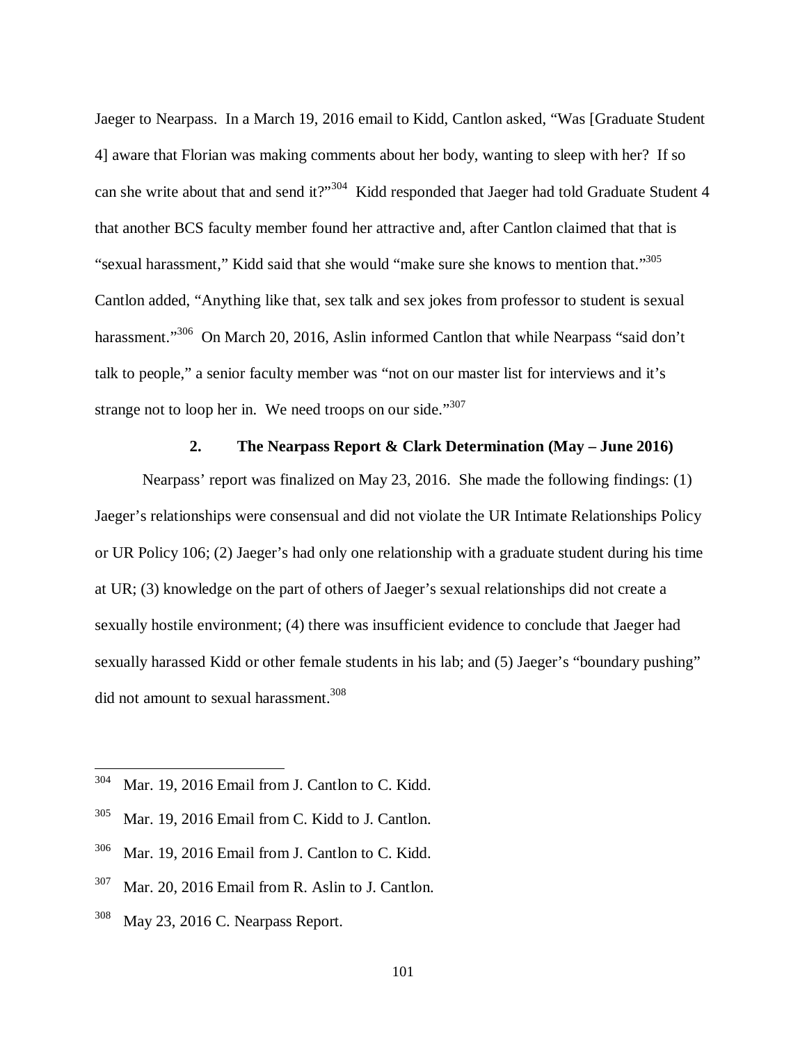Jaeger to Nearpass. In a March 19, 2016 email to Kidd, Cantlon asked, "Was [Graduate Student 4] aware that Florian was making comments about her body, wanting to sleep with her? If so can she write about that and send it?"[304] Kidd responded that Jaeger had told Graduate Student 4 that another BCS faculty member found her attractive and, after Cantlon claimed that that is "sexual harassment," Kidd said that she would "make sure she knows to mention that."[305] Cantlon added, "Anything like that, sex talk and sex jokes from professor to student is sexual harassment."[306] On March 20, 2016, Aslin informed Cantlon that while Nearpass "said don't talk to people," a senior faculty member was "not on our master list for interviews and it's strange not to loop her in. We need troops on our side."[307]

### 2. The Nearpass Report & Clark Determination (May – June 2016)

Nearpass' report was finalized on May 23, 2016. She made the following findings: (1) Jaeger's relationships were consensual and did not violate the UR Intimate Relationships Policy or UR Policy 106; (2) Jaeger's had only one relationship with a graduate student during his time at UR; (3) knowledge on the part of others of Jaeger's sexual relationships did not create a sexually hostile environment; (4) there was insufficient evidence to conclude that Jaeger had sexually harassed Kidd or other female students in his lab; and (5) Jaeger's "boundary pushing" did not amount to sexual harassment.[308]

---

[304] Mar. 19, 2016 Email from J. Cantlon to C. Kidd.

[305] Mar. 19, 2016 Email from C. Kidd to J. Cantlon.

[306] Mar. 19, 2016 Email from J. Cantlon to C. Kidd.

[307] Mar. 20, 2016 Email from R. Aslin to J. Cantlon.

[308] May 23, 2016 C. Nearpass Report.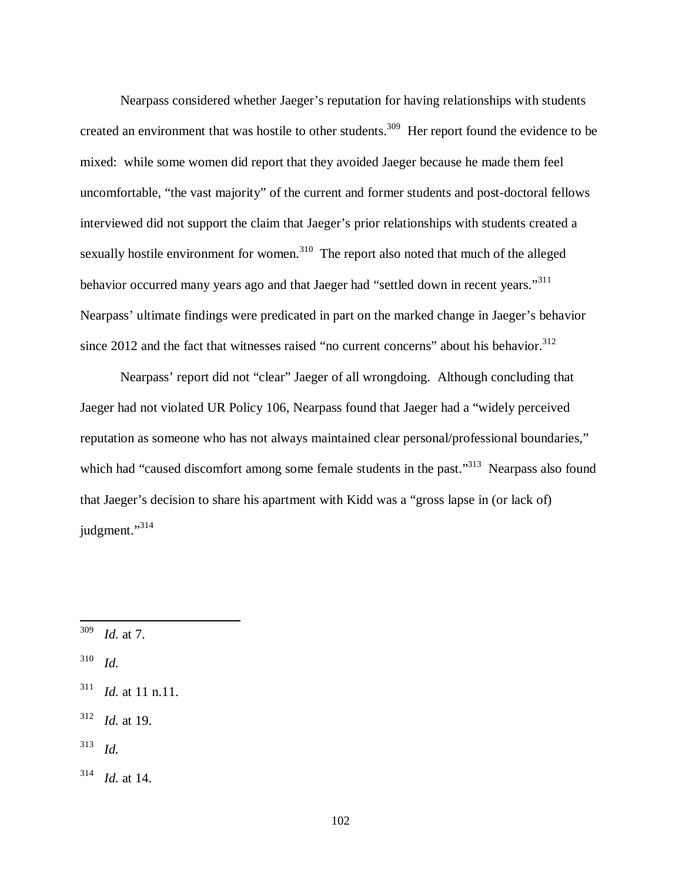Nearpass considered whether Jaeger's reputation for having relationships with students created an environment that was hostile to other students.[309] Her report found the evidence to be mixed: while some women did report that they avoided Jaeger because he made them feel uncomfortable, "the vast majority" of the current and former students and post-doctoral fellows interviewed did not support the claim that Jaeger's prior relationships with students created a sexually hostile environment for women.[310] The report also noted that much of the alleged behavior occurred many years ago and that Jaeger had "settled down in recent years."[311] Nearpass' ultimate findings were predicated in part on the marked change in Jaeger's behavior since 2012 and the fact that witnesses raised "no current concerns" about his behavior.[312]

Nearpass' report did not "clear" Jaeger of all wrongdoing. Although concluding that Jaeger had not violated UR Policy 106, Nearpass found that Jaeger had a "widely perceived reputation as someone who has not always maintained clear personal/professional boundaries," which had "caused discomfort among some female students in the past."[313] Nearpass also found that Jaeger's decision to share his apartment with Kidd was a "gross lapse in (or lack of) judgment."[314]

---

[309] *Id.* at 7.

[310] *Id.*

[311] *Id.* at 11 n.11.

[312] *Id.* at 19.

[313] *Id.*

[314] *Id.* at 14.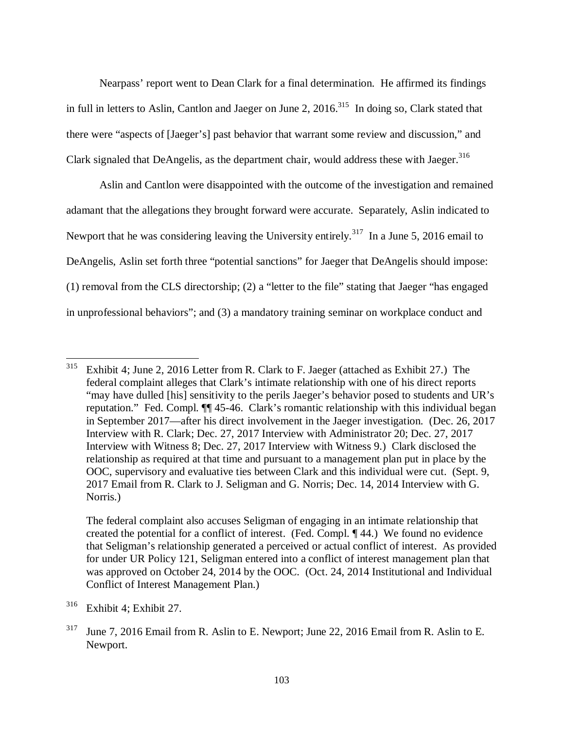Nearpass' report went to Dean Clark for a final determination. He affirmed its findings in full in letters to Aslin, Cantlon and Jaeger on June 2, 2016.[315] In doing so, Clark stated that there were "aspects of [Jaeger's] past behavior that warrant some review and discussion," and Clark signaled that DeAngelis, as the department chair, would address these with Jaeger.[316]

Aslin and Cantlon were disappointed with the outcome of the investigation and remained adamant that the allegations they brought forward were accurate. Separately, Aslin indicated to Newport that he was considering leaving the University entirely.[317] In a June 5, 2016 email to DeAngelis, Aslin set forth three "potential sanctions" for Jaeger that DeAngelis should impose: (1) removal from the CLS directorship; (2) a "letter to the file" stating that Jaeger "has engaged in unprofessional behaviors"; and (3) a mandatory training seminar on workplace conduct and

---

[315] Exhibit 4; June 2, 2016 Letter from R. Clark to F. Jaeger (attached as Exhibit 27.) The federal complaint alleges that Clark's intimate relationship with one of his direct reports "may have dulled [his] sensitivity to the perils Jaeger's behavior posed to students and UR's reputation." Fed. Compl. ¶¶ 45-46. Clark's romantic relationship with this individual began in September 2017—after his direct involvement in the Jaeger investigation. (Dec. 26, 2017 Interview with R. Clark; Dec. 27, 2017 Interview with Administrator 20; Dec. 27, 2017 Interview with Witness 8; Dec. 27, 2017 Interview with Witness 9.) Clark disclosed the relationship as required at that time and pursuant to a management plan put in place by the OOC, supervisory and evaluative ties between Clark and this individual were cut. (Sept. 9, 2017 Email from R. Clark to J. Seligman and G. Norris; Dec. 14, 2014 Interview with G. Norris.)

The federal complaint also accuses Seligman of engaging in an intimate relationship that created the potential for a conflict of interest. (Fed. Compl. ¶ 44.) We found no evidence that Seligman's relationship generated a perceived or actual conflict of interest. As provided for under UR Policy 121, Seligman entered into a conflict of interest management plan that was approved on October 24, 2014 by the OOC. (Oct. 24, 2014 Institutional and Individual Conflict of Interest Management Plan.)

[316] Exhibit 4; Exhibit 27.

[317] June 7, 2016 Email from R. Aslin to E. Newport; June 22, 2016 Email from R. Aslin to E. Newport.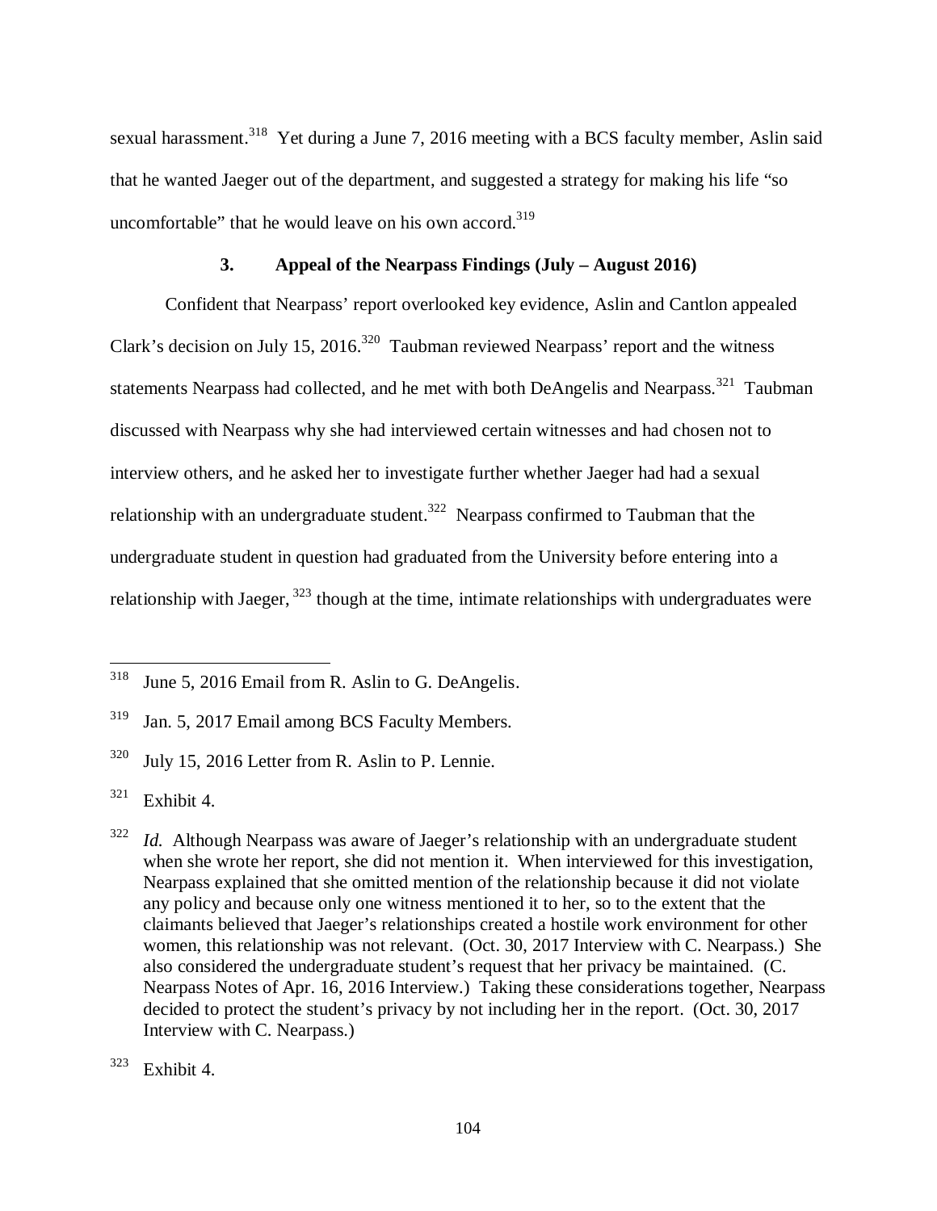sexual harassment.[318] Yet during a June 7, 2016 meeting with a BCS faculty member, Aslin said that he wanted Jaeger out of the department, and suggested a strategy for making his life "so uncomfortable" that he would leave on his own accord.[319]

### 3. Appeal of the Nearpass Findings (July – August 2016)

Confident that Nearpass' report overlooked key evidence, Aslin and Cantlon appealed Clark's decision on July 15, 2016.[320] Taubman reviewed Nearpass' report and the witness statements Nearpass had collected, and he met with both DeAngelis and Nearpass.[321] Taubman discussed with Nearpass why she had interviewed certain witnesses and had chosen not to interview others, and he asked her to investigate further whether Jaeger had had a sexual relationship with an undergraduate student.[322] Nearpass confirmed to Taubman that the undergraduate student in question had graduated from the University before entering into a relationship with Jaeger,[323] though at the time, intimate relationships with undergraduates were

---

[318] June 5, 2016 Email from R. Aslin to G. DeAngelis.

[319] Jan. 5, 2017 Email among BCS Faculty Members.

[320] July 15, 2016 Letter from R. Aslin to P. Lennie.

[321] Exhibit 4.

[322] *Id.* Although Nearpass was aware of Jaeger's relationship with an undergraduate student when she wrote her report, she did not mention it. When interviewed for this investigation, Nearpass explained that she omitted mention of the relationship because it did not violate any policy and because only one witness mentioned it to her, so to the extent that the claimants believed that Jaeger's relationships created a hostile work environment for other women, this relationship was not relevant. (Oct. 30, 2017 Interview with C. Nearpass.) She also considered the undergraduate student's request that her privacy be maintained. (C. Nearpass Notes of Apr. 16, 2016 Interview.) Taking these considerations together, Nearpass decided to protect the student's privacy by not including her in the report. (Oct. 30, 2017 Interview with C. Nearpass.)

[323] Exhibit 4.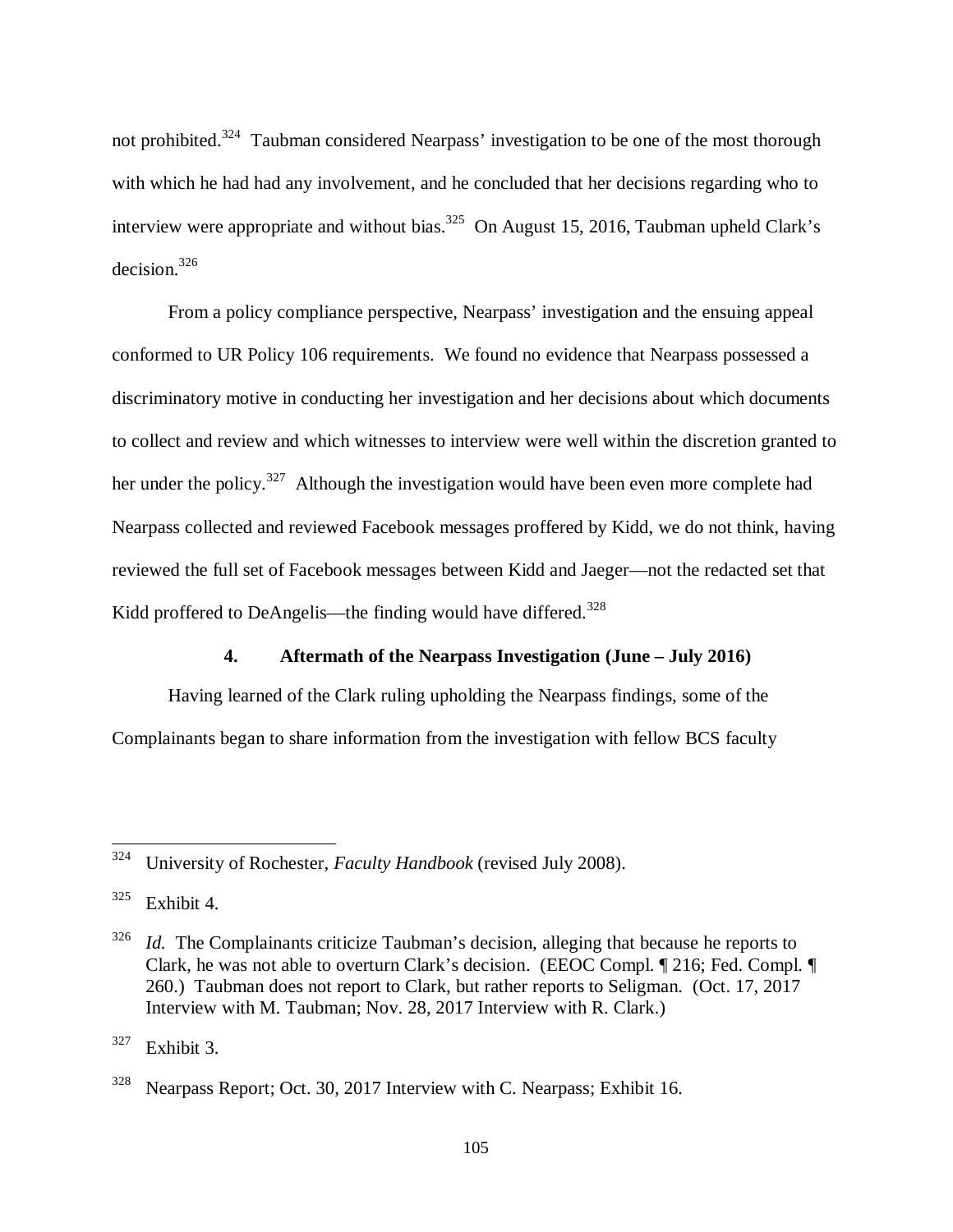not prohibited.[324] Taubman considered Nearpass' investigation to be one of the most thorough with which he had had any involvement, and he concluded that her decisions regarding who to interview were appropriate and without bias.[325] On August 15, 2016, Taubman upheld Clark's decision.[326]

From a policy compliance perspective, Nearpass' investigation and the ensuing appeal conformed to UR Policy 106 requirements. We found no evidence that Nearpass possessed a discriminatory motive in conducting her investigation and her decisions about which documents to collect and review and which witnesses to interview were well within the discretion granted to her under the policy.[327] Although the investigation would have been even more complete had Nearpass collected and reviewed Facebook messages proffered by Kidd, we do not think, having reviewed the full set of Facebook messages between Kidd and Jaeger—not the redacted set that Kidd proffered to DeAngelis—the finding would have differed.[328]

#### 4. Aftermath of the Nearpass Investigation (June – July 2016)

Having learned of the Clark ruling upholding the Nearpass findings, some of the Complainants began to share information from the investigation with fellow BCS faculty

---

[324] University of Rochester, *Faculty Handbook* (revised July 2008).

[325] Exhibit 4.

[326] *Id.* The Complainants criticize Taubman's decision, alleging that because he reports to Clark, he was not able to overturn Clark's decision. (EEOC Compl. ¶ 216; Fed. Compl. ¶ 260.) Taubman does not report to Clark, but rather reports to Seligman. (Oct. 17, 2017 Interview with M. Taubman; Nov. 28, 2017 Interview with R. Clark.)

[327] Exhibit 3.

[328] Nearpass Report; Oct. 30, 2017 Interview with C. Nearpass; Exhibit 16.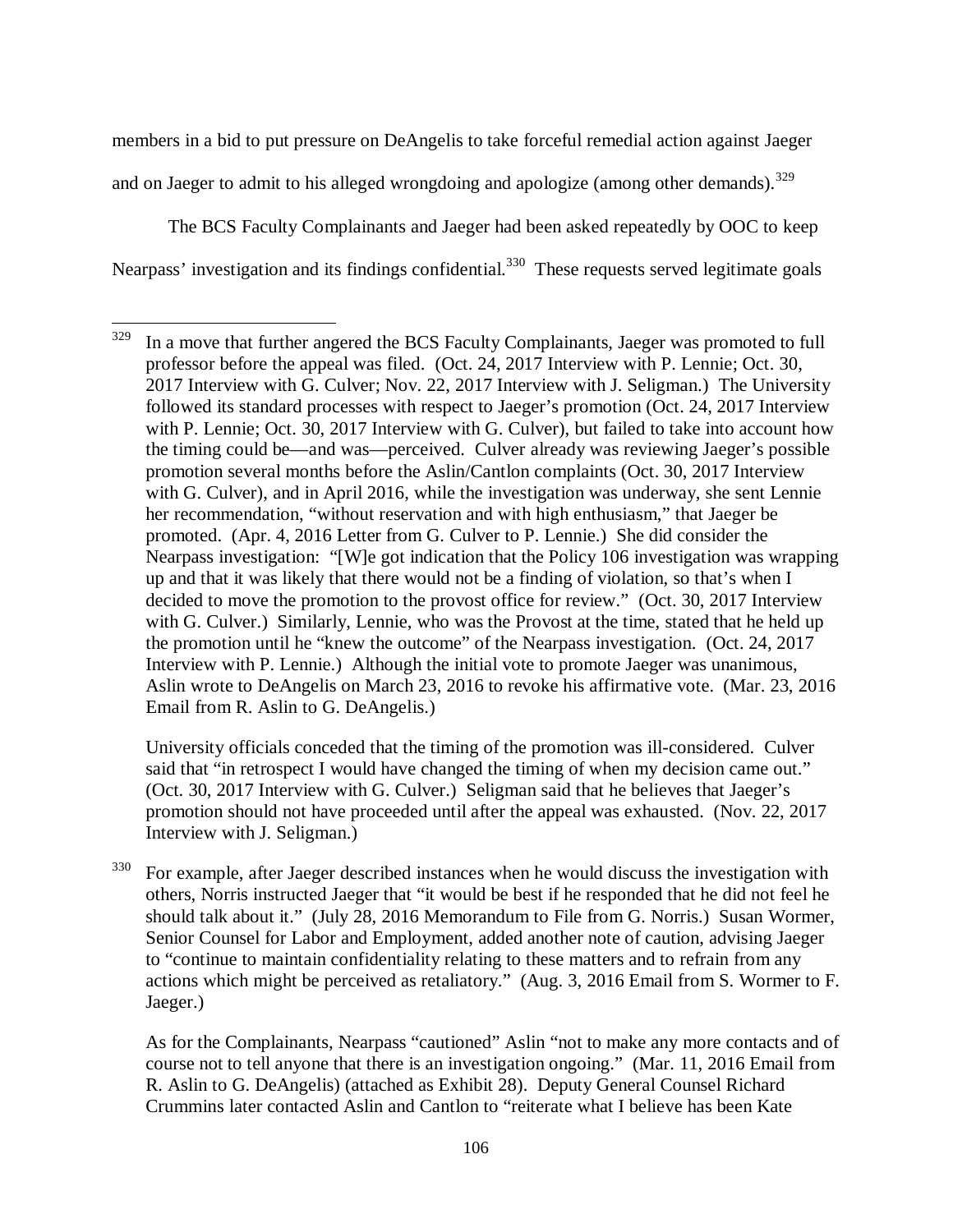members in a bid to put pressure on DeAngelis to take forceful remedial action against Jaeger and on Jaeger to admit to his alleged wrongdoing and apologize (among other demands).[329]

The BCS Faculty Complainants and Jaeger had been asked repeatedly by OOC to keep Nearpass' investigation and its findings confidential.[330] These requests served legitimate goals

---

[329] In a move that further angered the BCS Faculty Complainants, Jaeger was promoted to full professor before the appeal was filed. (Oct. 24, 2017 Interview with P. Lennie; Oct. 30, 2017 Interview with G. Culver; Nov. 22, 2017 Interview with J. Seligman.) The University followed its standard processes with respect to Jaeger's promotion (Oct. 24, 2017 Interview with P. Lennie; Oct. 30, 2017 Interview with G. Culver), but failed to take into account how the timing could be—and was—perceived. Culver already was reviewing Jaeger's possible promotion several months before the Aslin/Cantlon complaints (Oct. 30, 2017 Interview with G. Culver), and in April 2016, while the investigation was underway, she sent Lennie her recommendation, "without reservation and with high enthusiasm," that Jaeger be promoted. (Apr. 4, 2016 Letter from G. Culver to P. Lennie.) She did consider the Nearpass investigation: "[W]e got indication that the Policy 106 investigation was wrapping up and that it was likely that there would not be a finding of violation, so that's when I decided to move the promotion to the provost office for review." (Oct. 30, 2017 Interview with G. Culver.) Similarly, Lennie, who was the Provost at the time, stated that he held up the promotion until he "knew the outcome" of the Nearpass investigation. (Oct. 24, 2017 Interview with P. Lennie.) Although the initial vote to promote Jaeger was unanimous, Aslin wrote to DeAngelis on March 23, 2016 to revoke his affirmative vote. (Mar. 23, 2016 Email from R. Aslin to G. DeAngelis.)

University officials conceded that the timing of the promotion was ill-considered. Culver said that "in retrospect I would have changed the timing of when my decision came out." (Oct. 30, 2017 Interview with G. Culver.) Seligman said that he believes that Jaeger's promotion should not have proceeded until after the appeal was exhausted. (Nov. 22, 2017 Interview with J. Seligman.)

[330] For example, after Jaeger described instances when he would discuss the investigation with others, Norris instructed Jaeger that "it would be best if he responded that he did not feel he should talk about it." (July 28, 2016 Memorandum to File from G. Norris.) Susan Wormer, Senior Counsel for Labor and Employment, added another note of caution, advising Jaeger to "continue to maintain confidentiality relating to these matters and to refrain from any actions which might be perceived as retaliatory." (Aug. 3, 2016 Email from S. Wormer to F. Jaeger.)

As for the Complainants, Nearpass "cautioned" Aslin "not to make any more contacts and of course not to tell anyone that there is an investigation ongoing." (Mar. 11, 2016 Email from R. Aslin to G. DeAngelis) (attached as Exhibit 28). Deputy General Counsel Richard Crummins later contacted Aslin and Cantlon to "reiterate what I believe has been Kate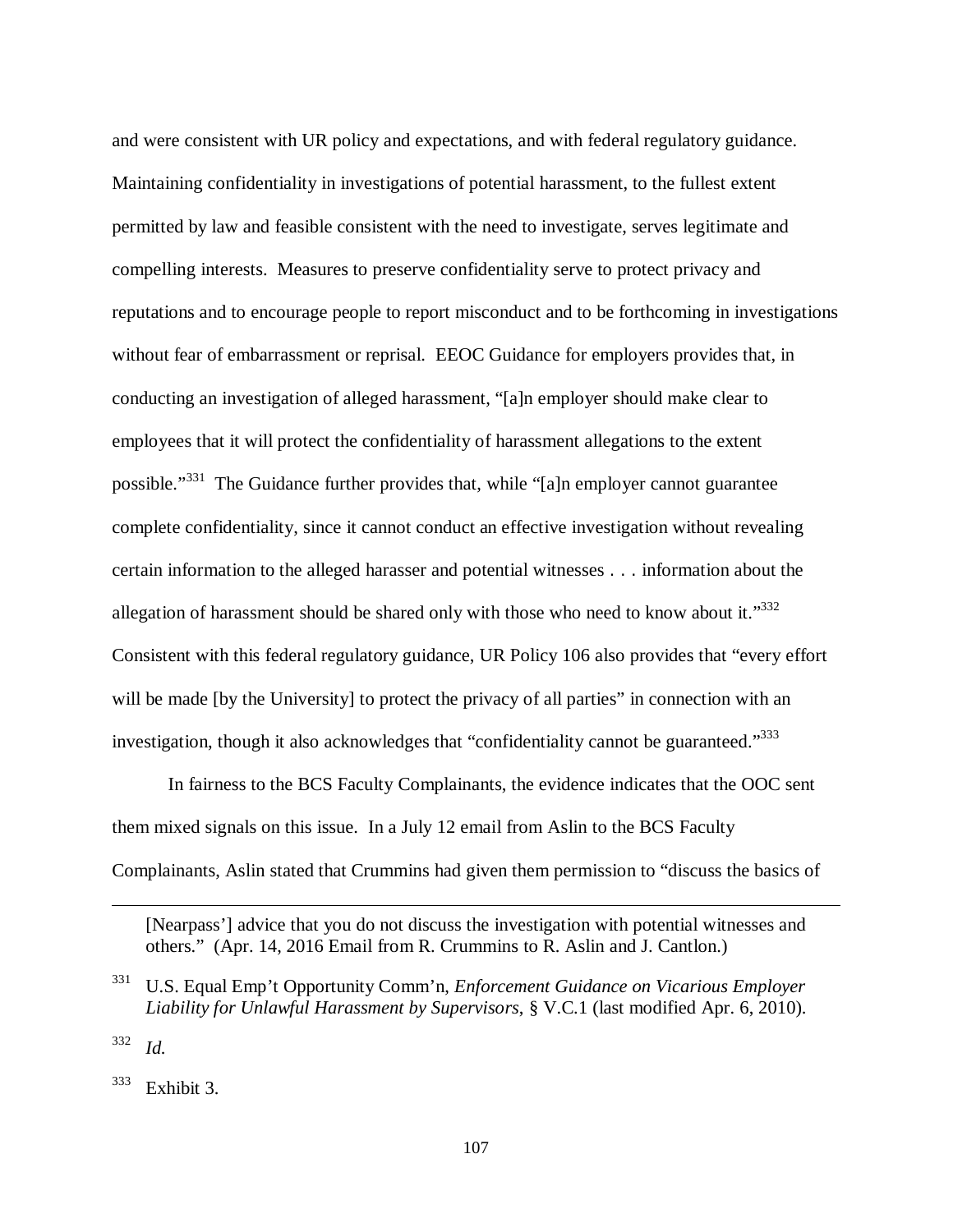and were consistent with UR policy and expectations, and with federal regulatory guidance. Maintaining confidentiality in investigations of potential harassment, to the fullest extent permitted by law and feasible consistent with the need to investigate, serves legitimate and compelling interests. Measures to preserve confidentiality serve to protect privacy and reputations and to encourage people to report misconduct and to be forthcoming in investigations without fear of embarrassment or reprisal. EEOC Guidance for employers provides that, in conducting an investigation of alleged harassment, "[a]n employer should make clear to employees that it will protect the confidentiality of harassment allegations to the extent possible."[331] The Guidance further provides that, while "[a]n employer cannot guarantee complete confidentiality, since it cannot conduct an effective investigation without revealing certain information to the alleged harasser and potential witnesses . . . information about the allegation of harassment should be shared only with those who need to know about it."[332] Consistent with this federal regulatory guidance, UR Policy 106 also provides that "every effort will be made [by the University] to protect the privacy of all parties" in connection with an investigation, though it also acknowledges that "confidentiality cannot be guaranteed."[333]

In fairness to the BCS Faculty Complainants, the evidence indicates that the OOC sent them mixed signals on this issue. In a July 12 email from Aslin to the BCS Faculty Complainants, Aslin stated that Crummins had given them permission to "discuss the basics of

---

[Nearpass'] advice that you do not discuss the investigation with potential witnesses and others." (Apr. 14, 2016 Email from R. Crummins to R. Aslin and J. Cantlon.)

[331] U.S. Equal Emp't Opportunity Comm'n, *Enforcement Guidance on Vicarious Employer Liability for Unlawful Harassment by Supervisors*, § V.C.1 (last modified Apr. 6, 2010).

[332] *Id.*

[333] Exhibit 3.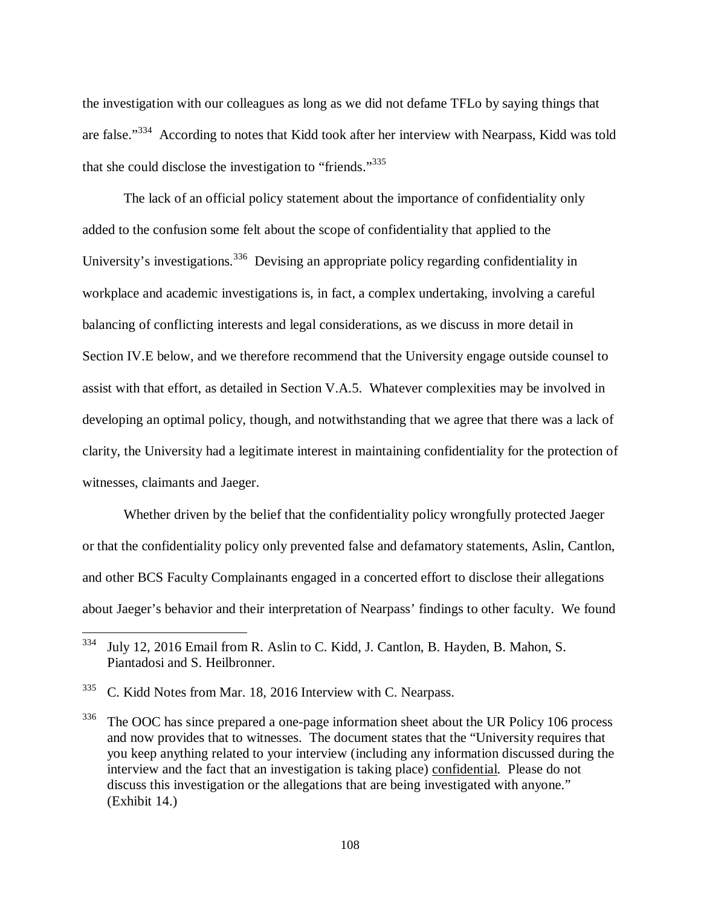the investigation with our colleagues as long as we did not defame TFLo by saying things that are false."[334] According to notes that Kidd took after her interview with Nearpass, Kidd was told that she could disclose the investigation to "friends."[335]

The lack of an official policy statement about the importance of confidentiality only added to the confusion some felt about the scope of confidentiality that applied to the University's investigations.[336] Devising an appropriate policy regarding confidentiality in workplace and academic investigations is, in fact, a complex undertaking, involving a careful balancing of conflicting interests and legal considerations, as we discuss in more detail in Section IV.E below, and we therefore recommend that the University engage outside counsel to assist with that effort, as detailed in Section V.A.5. Whatever complexities may be involved in developing an optimal policy, though, and notwithstanding that we agree that there was a lack of clarity, the University had a legitimate interest in maintaining confidentiality for the protection of witnesses, claimants and Jaeger.

Whether driven by the belief that the confidentiality policy wrongfully protected Jaeger or that the confidentiality policy only prevented false and defamatory statements, Aslin, Cantlon, and other BCS Faculty Complainants engaged in a concerted effort to disclose their allegations about Jaeger's behavior and their interpretation of Nearpass' findings to other faculty. We found

---

[334] July 12, 2016 Email from R. Aslin to C. Kidd, J. Cantlon, B. Hayden, B. Mahon, S. Piantadosi and S. Heilbronner.

[335] C. Kidd Notes from Mar. 18, 2016 Interview with C. Nearpass.

[336] The OOC has since prepared a one-page information sheet about the UR Policy 106 process and now provides that to witnesses. The document states that the "University requires that you keep anything related to your interview (including any information discussed during the interview and the fact that an investigation is taking place) confidential. Please do not discuss this investigation or the allegations that are being investigated with anyone." (Exhibit 14.)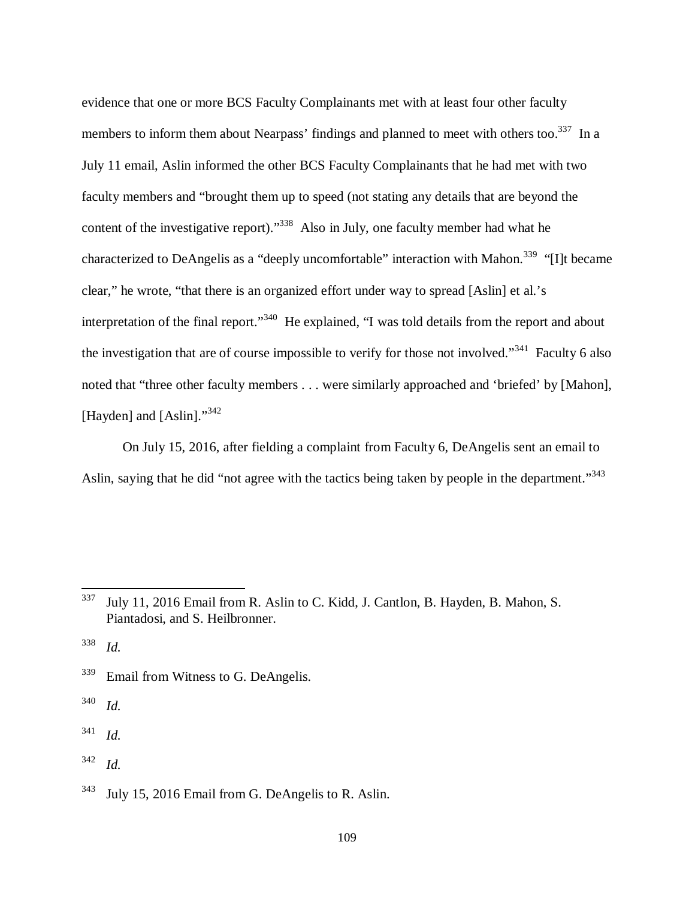evidence that one or more BCS Faculty Complainants met with at least four other faculty members to inform them about Nearpass' findings and planned to meet with others too.[337] In a July 11 email, Aslin informed the other BCS Faculty Complainants that he had met with two faculty members and "brought them up to speed (not stating any details that are beyond the content of the investigative report)."[338] Also in July, one faculty member had what he characterized to DeAngelis as a "deeply uncomfortable" interaction with Mahon.[339] "[I]t became clear," he wrote, "that there is an organized effort under way to spread [Aslin] et al.'s interpretation of the final report."[340] He explained, "I was told details from the report and about the investigation that are of course impossible to verify for those not involved."[341] Faculty 6 also noted that "three other faculty members . . . were similarly approached and 'briefed' by [Mahon], [Hayden] and [Aslin]."[342]

On July 15, 2016, after fielding a complaint from Faculty 6, DeAngelis sent an email to Aslin, saying that he did "not agree with the tactics being taken by people in the department."[343]

---

[337] July 11, 2016 Email from R. Aslin to C. Kidd, J. Cantlon, B. Hayden, B. Mahon, S. Piantadosi, and S. Heilbronner.

[338] *Id.*

[339] Email from Witness to G. DeAngelis.

[340] *Id.*

[341] *Id.*

[342] *Id.*

[343] July 15, 2016 Email from G. DeAngelis to R. Aslin.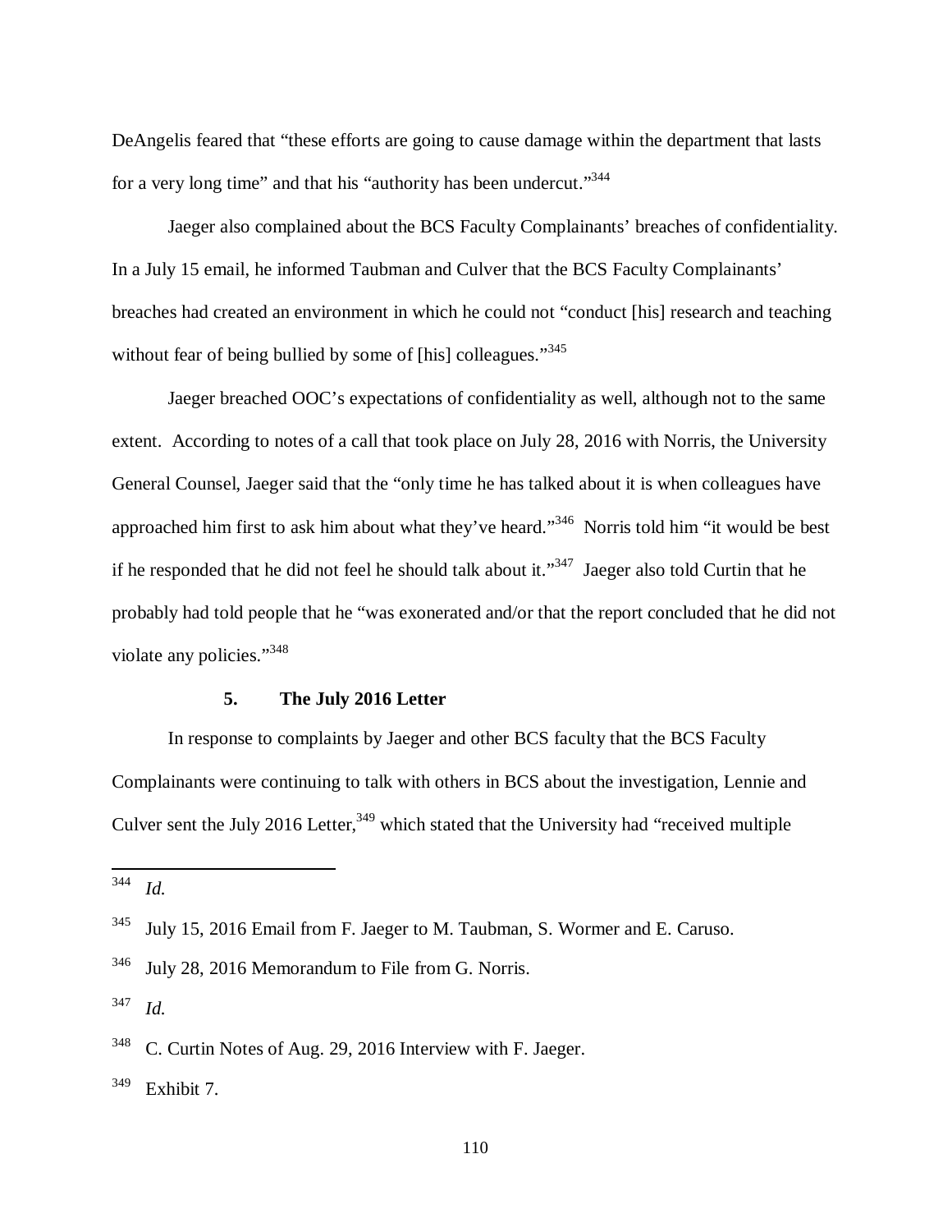DeAngelis feared that "these efforts are going to cause damage within the department that lasts for a very long time" and that his "authority has been undercut."[344]

Jaeger also complained about the BCS Faculty Complainants' breaches of confidentiality. In a July 15 email, he informed Taubman and Culver that the BCS Faculty Complainants' breaches had created an environment in which he could not "conduct [his] research and teaching without fear of being bullied by some of [his] colleagues."[345]

Jaeger breached OOC's expectations of confidentiality as well, although not to the same extent. According to notes of a call that took place on July 28, 2016 with Norris, the University General Counsel, Jaeger said that the "only time he has talked about it is when colleagues have approached him first to ask him about what they've heard."[346] Norris told him "it would be best if he responded that he did not feel he should talk about it."[347] Jaeger also told Curtin that he probably had told people that he "was exonerated and/or that the report concluded that he did not violate any policies."[348]

### 5. The July 2016 Letter

In response to complaints by Jaeger and other BCS faculty that the BCS Faculty Complainants were continuing to talk with others in BCS about the investigation, Lennie and Culver sent the July 2016 Letter,[349] which stated that the University had "received multiple

---

[344] *Id.*

[345] July 15, 2016 Email from F. Jaeger to M. Taubman, S. Wormer and E. Caruso.

[346] July 28, 2016 Memorandum to File from G. Norris.

[347] *Id.*

[348] C. Curtin Notes of Aug. 29, 2016 Interview with F. Jaeger.

[349] Exhibit 7.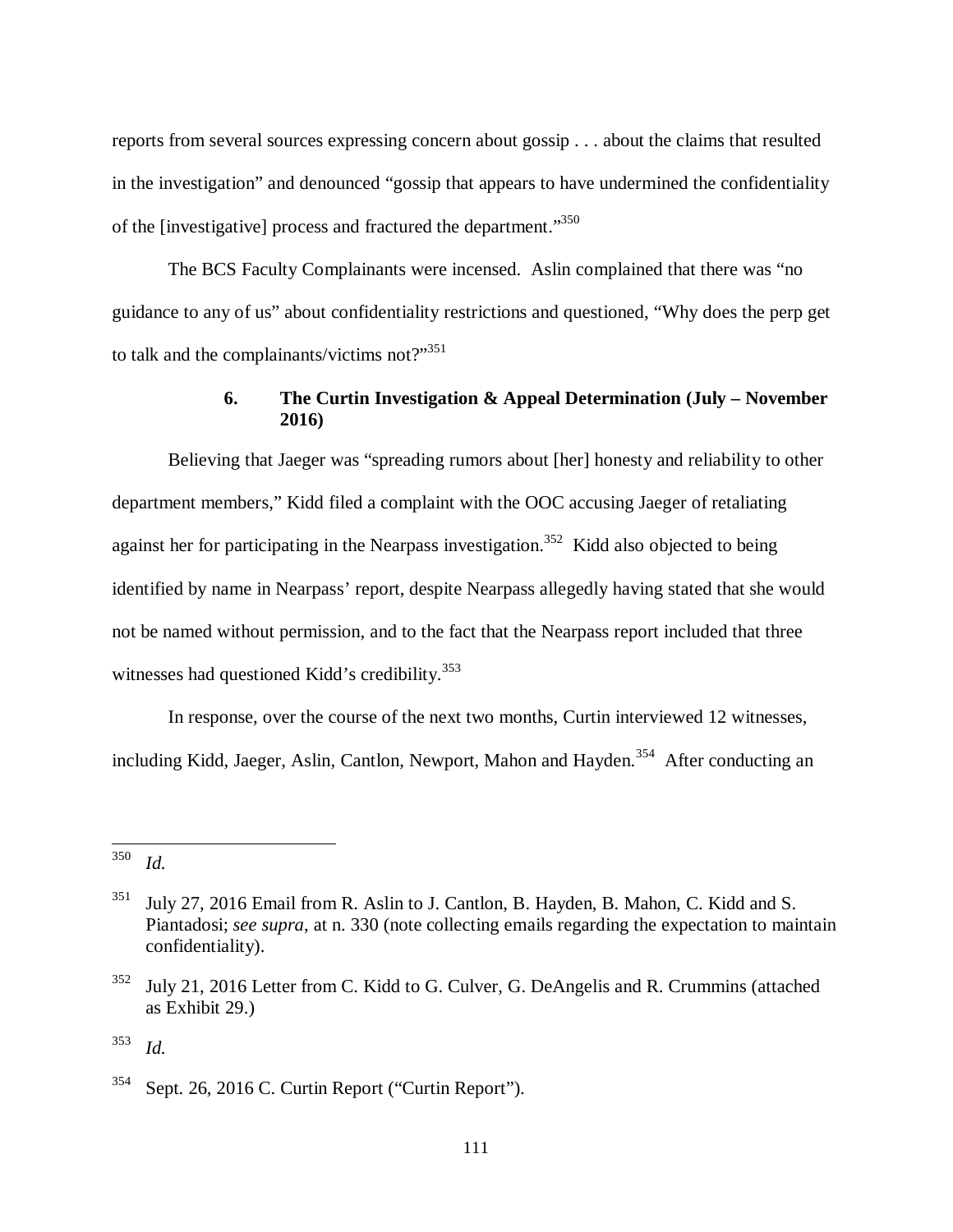reports from several sources expressing concern about gossip . . . about the claims that resulted in the investigation" and denounced "gossip that appears to have undermined the confidentiality of the [investigative] process and fractured the department."[350]

The BCS Faculty Complainants were incensed. Aslin complained that there was "no guidance to any of us" about confidentiality restrictions and questioned, "Why does the perp get to talk and the complainants/victims not?"[351]

### 6. The Curtin Investigation & Appeal Determination (July – November 2016)

Believing that Jaeger was "spreading rumors about [her] honesty and reliability to other department members," Kidd filed a complaint with the OOC accusing Jaeger of retaliating against her for participating in the Nearpass investigation.[352] Kidd also objected to being identified by name in Nearpass' report, despite Nearpass allegedly having stated that she would not be named without permission, and to the fact that the Nearpass report included that three witnesses had questioned Kidd's credibility.[353]

In response, over the course of the next two months, Curtin interviewed 12 witnesses, including Kidd, Jaeger, Aslin, Cantlon, Newport, Mahon and Hayden.[354] After conducting an

---

[350] *Id.*

[351] July 27, 2016 Email from R. Aslin to J. Cantlon, B. Hayden, B. Mahon, C. Kidd and S. Piantadosi; *see supra*, at n. 330 (note collecting emails regarding the expectation to maintain confidentiality).

[352] July 21, 2016 Letter from C. Kidd to G. Culver, G. DeAngelis and R. Crummins (attached as Exhibit 29.)

[353] *Id.*

[354] Sept. 26, 2016 C. Curtin Report ("Curtin Report").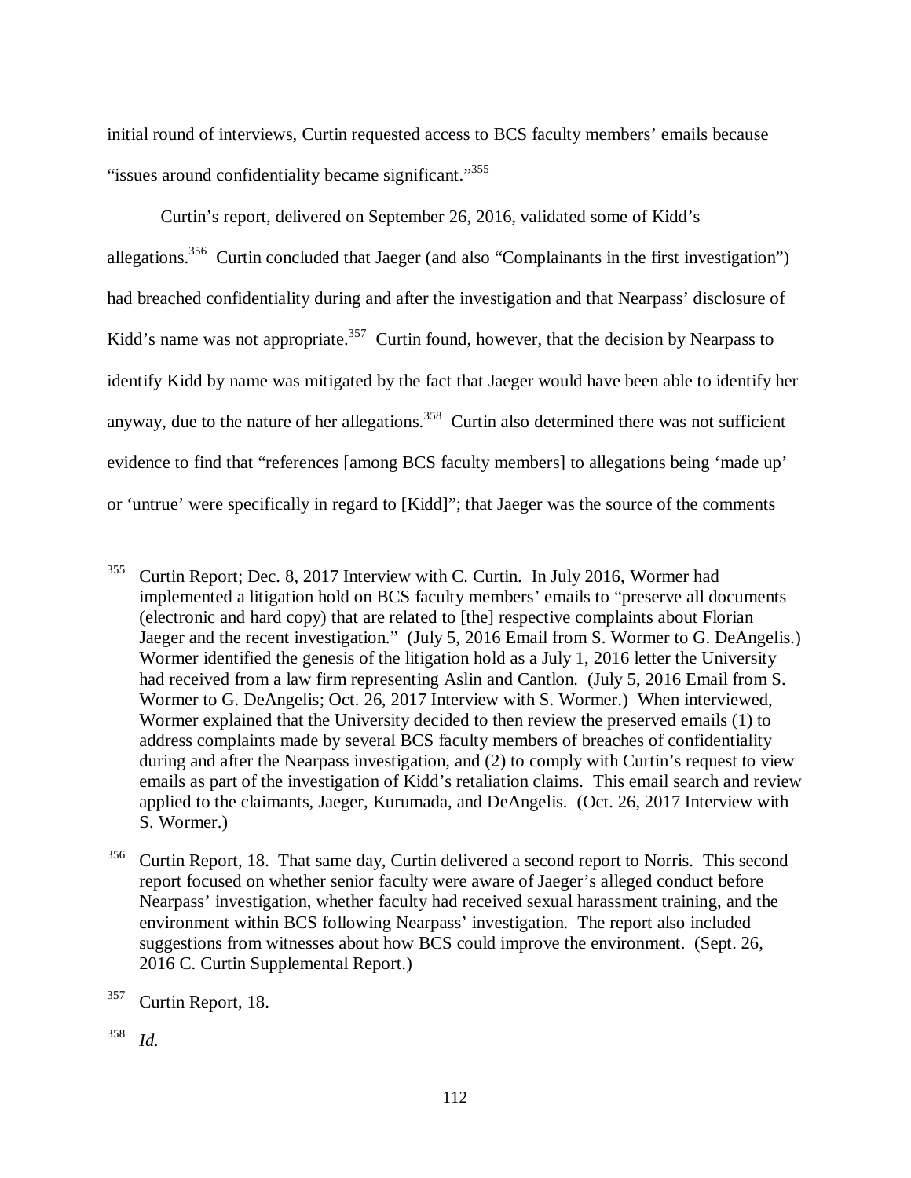initial round of interviews, Curtin requested access to BCS faculty members' emails because "issues around confidentiality became significant."[355]

Curtin's report, delivered on September 26, 2016, validated some of Kidd's allegations.[356] Curtin concluded that Jaeger (and also "Complainants in the first investigation") had breached confidentiality during and after the investigation and that Nearpass' disclosure of Kidd's name was not appropriate.[357] Curtin found, however, that the decision by Nearpass to identify Kidd by name was mitigated by the fact that Jaeger would have been able to identify her anyway, due to the nature of her allegations.[358] Curtin also determined there was not sufficient evidence to find that "references [among BCS faculty members] to allegations being 'made up' or 'untrue' were specifically in regard to [Kidd]"; that Jaeger was the source of the comments

---

[355] Curtin Report; Dec. 8, 2017 Interview with C. Curtin. In July 2016, Wormer had implemented a litigation hold on BCS faculty members' emails to "preserve all documents (electronic and hard copy) that are related to [the] respective complaints about Florian Jaeger and the recent investigation." (July 5, 2016 Email from S. Wormer to G. DeAngelis.) Wormer identified the genesis of the litigation hold as a July 1, 2016 letter the University had received from a law firm representing Aslin and Cantlon. (July 5, 2016 Email from S. Wormer to G. DeAngelis; Oct. 26, 2017 Interview with S. Wormer.) When interviewed, Wormer explained that the University decided to then review the preserved emails (1) to address complaints made by several BCS faculty members of breaches of confidentiality during and after the Nearpass investigation, and (2) to comply with Curtin's request to view emails as part of the investigation of Kidd's retaliation claims. This email search and review applied to the claimants, Jaeger, Kurumada, and DeAngelis. (Oct. 26, 2017 Interview with S. Wormer.)

[356] Curtin Report, 18. That same day, Curtin delivered a second report to Norris. This second report focused on whether senior faculty were aware of Jaeger's alleged conduct before Nearpass' investigation, whether faculty had received sexual harassment training, and the environment within BCS following Nearpass' investigation. The report also included suggestions from witnesses about how BCS could improve the environment. (Sept. 26, 2016 C. Curtin Supplemental Report.)

[357] Curtin Report, 18.

[358] *Id.*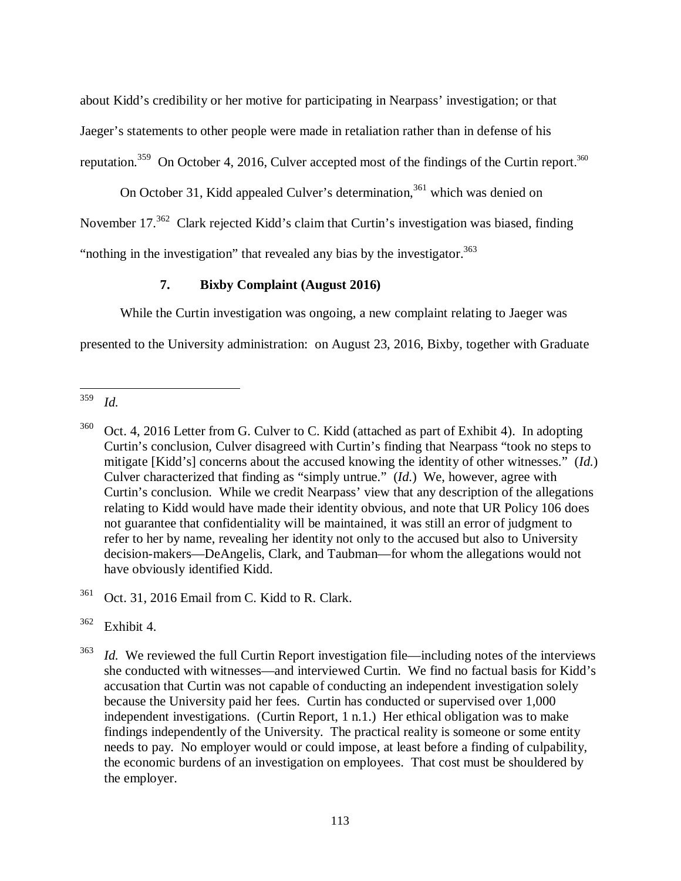about Kidd's credibility or her motive for participating in Nearpass' investigation; or that Jaeger's statements to other people were made in retaliation rather than in defense of his reputation.[359] On October 4, 2016, Culver accepted most of the findings of the Curtin report.[360]

On October 31, Kidd appealed Culver's determination,[361] which was denied on November 17.[362] Clark rejected Kidd's claim that Curtin's investigation was biased, finding "nothing in the investigation" that revealed any bias by the investigator.[363]

#### 7. Bixby Complaint (August 2016)

While the Curtin investigation was ongoing, a new complaint relating to Jaeger was presented to the University administration: on August 23, 2016, Bixby, together with Graduate

---

[359] *Id.*

[360] Oct. 4, 2016 Letter from G. Culver to C. Kidd (attached as part of Exhibit 4). In adopting Curtin's conclusion, Culver disagreed with Curtin's finding that Nearpass "took no steps to mitigate [Kidd's] concerns about the accused knowing the identity of other witnesses." (*Id.*) Culver characterized that finding as "simply untrue." (*Id.*) We, however, agree with Curtin's conclusion. While we credit Nearpass' view that any description of the allegations relating to Kidd would have made their identity obvious, and note that UR Policy 106 does not guarantee that confidentiality will be maintained, it was still an error of judgment to refer to her by name, revealing her identity not only to the accused but also to University decision-makers—DeAngelis, Clark, and Taubman—for whom the allegations would not have obviously identified Kidd.

[361] Oct. 31, 2016 Email from C. Kidd to R. Clark.

[362] Exhibit 4.

[363] *Id.* We reviewed the full Curtin Report investigation file—including notes of the interviews she conducted with witnesses—and interviewed Curtin. We find no factual basis for Kidd's accusation that Curtin was not capable of conducting an independent investigation solely because the University paid her fees. Curtin has conducted or supervised over 1,000 independent investigations. (Curtin Report, 1 n.1.) Her ethical obligation was to make findings independently of the University. The practical reality is someone or some entity needs to pay. No employer would or could impose, at least before a finding of culpability, the economic burdens of an investigation on employees. That cost must be shouldered by the employer.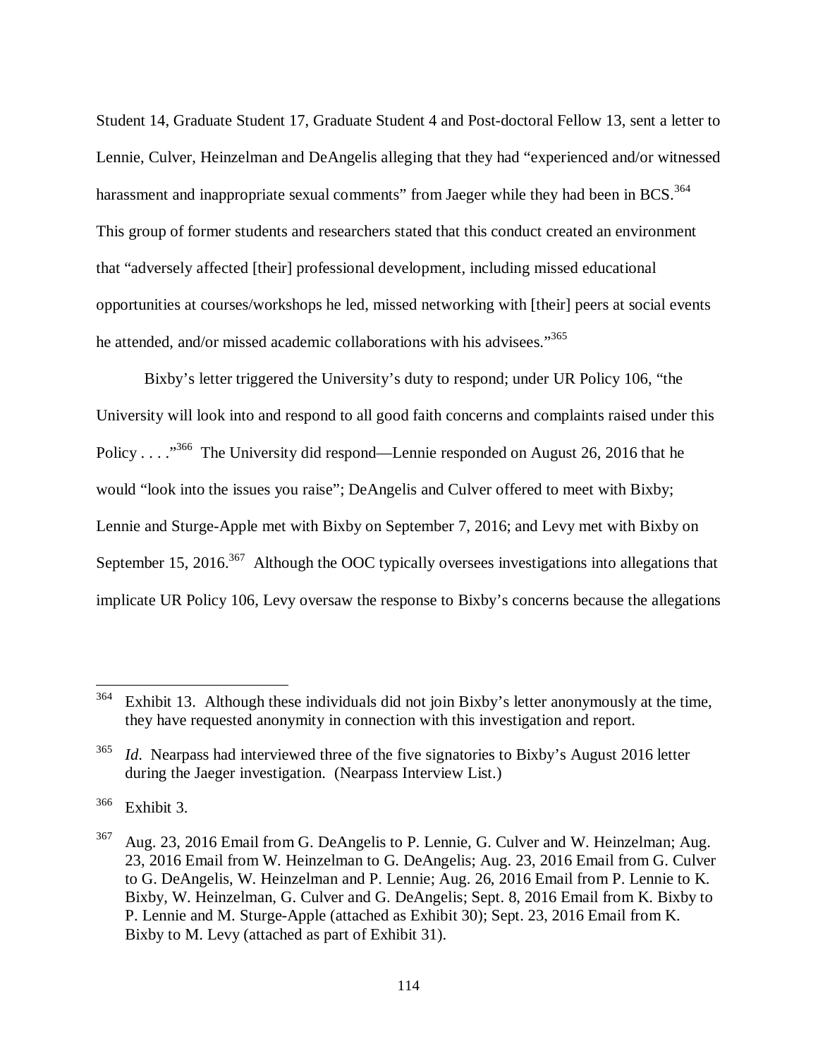Student 14, Graduate Student 17, Graduate Student 4 and Post-doctoral Fellow 13, sent a letter to Lennie, Culver, Heinzelman and DeAngelis alleging that they had "experienced and/or witnessed harassment and inappropriate sexual comments" from Jaeger while they had been in BCS.[364] This group of former students and researchers stated that this conduct created an environment that "adversely affected [their] professional development, including missed educational opportunities at courses/workshops he led, missed networking with [their] peers at social events he attended, and/or missed academic collaborations with his advisees."[365]

Bixby's letter triggered the University's duty to respond; under UR Policy 106, "the University will look into and respond to all good faith concerns and complaints raised under this Policy . . . ."[366] The University did respond—Lennie responded on August 26, 2016 that he would "look into the issues you raise"; DeAngelis and Culver offered to meet with Bixby; Lennie and Sturge-Apple met with Bixby on September 7, 2016; and Levy met with Bixby on September 15, 2016.[367] Although the OOC typically oversees investigations into allegations that implicate UR Policy 106, Levy oversaw the response to Bixby's concerns because the allegations

---

[364] Exhibit 13. Although these individuals did not join Bixby's letter anonymously at the time, they have requested anonymity in connection with this investigation and report.

[365] *Id.* Nearpass had interviewed three of the five signatories to Bixby's August 2016 letter during the Jaeger investigation. (Nearpass Interview List.)

[366] Exhibit 3.

[367] Aug. 23, 2016 Email from G. DeAngelis to P. Lennie, G. Culver and W. Heinzelman; Aug. 23, 2016 Email from W. Heinzelman to G. DeAngelis; Aug. 23, 2016 Email from G. Culver to G. DeAngelis, W. Heinzelman and P. Lennie; Aug. 26, 2016 Email from P. Lennie to K. Bixby, W. Heinzelman, G. Culver and G. DeAngelis; Sept. 8, 2016 Email from K. Bixby to P. Lennie and M. Sturge-Apple (attached as Exhibit 30); Sept. 23, 2016 Email from K. Bixby to M. Levy (attached as part of Exhibit 31).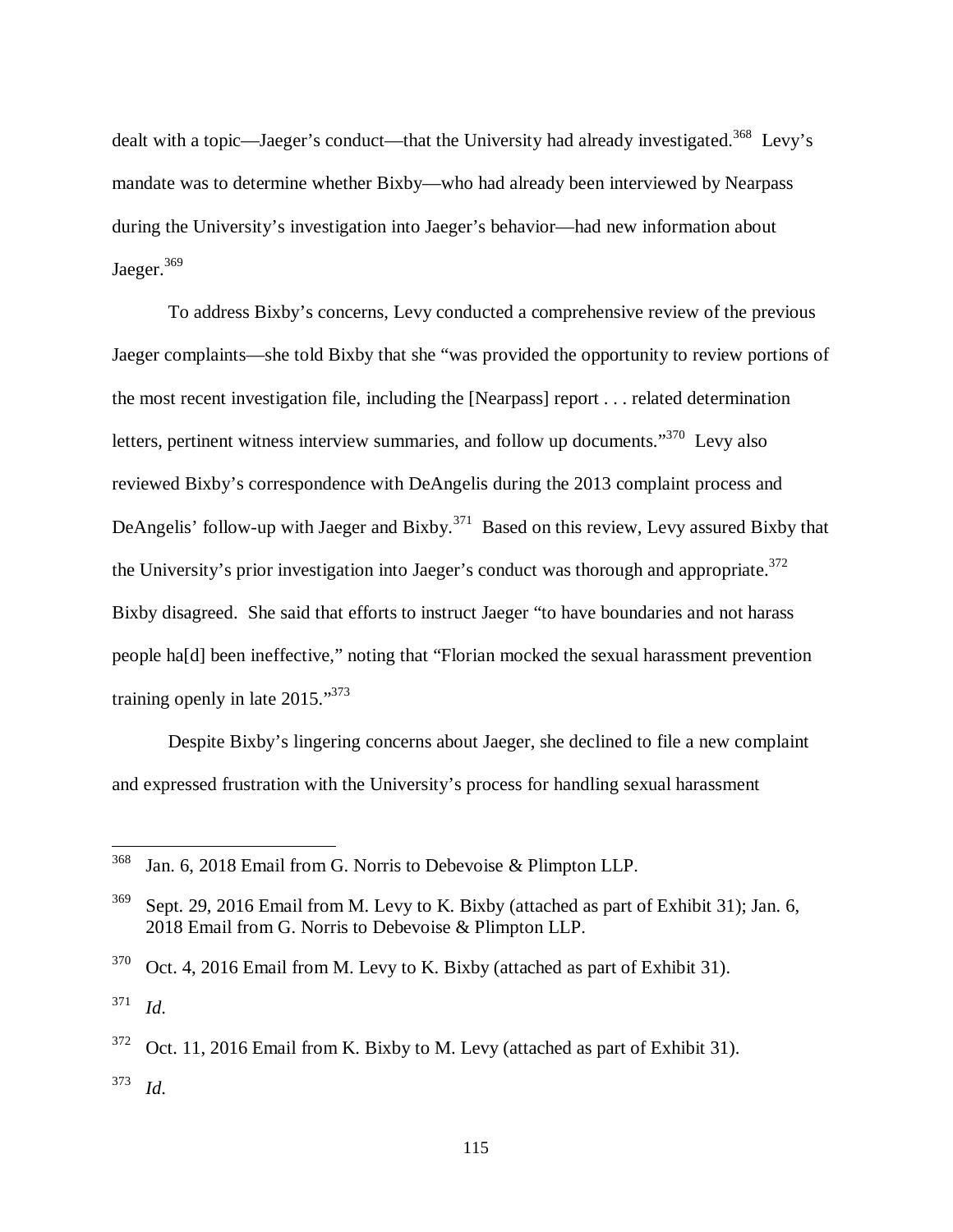dealt with a topic—Jaeger's conduct—that the University had already investigated.[368] Levy's mandate was to determine whether Bixby—who had already been interviewed by Nearpass during the University's investigation into Jaeger's behavior—had new information about Jaeger.[369]

To address Bixby's concerns, Levy conducted a comprehensive review of the previous Jaeger complaints—she told Bixby that she "was provided the opportunity to review portions of the most recent investigation file, including the [Nearpass] report . . . related determination letters, pertinent witness interview summaries, and follow up documents."[370] Levy also reviewed Bixby's correspondence with DeAngelis during the 2013 complaint process and DeAngelis' follow-up with Jaeger and Bixby.[371] Based on this review, Levy assured Bixby that the University's prior investigation into Jaeger's conduct was thorough and appropriate.[372] Bixby disagreed. She said that efforts to instruct Jaeger "to have boundaries and not harass people ha[d] been ineffective," noting that "Florian mocked the sexual harassment prevention training openly in late 2015."[373]

Despite Bixby's lingering concerns about Jaeger, she declined to file a new complaint and expressed frustration with the University's process for handling sexual harassment

---

[368] Jan. 6, 2018 Email from G. Norris to Debevoise & Plimpton LLP.

[369] Sept. 29, 2016 Email from M. Levy to K. Bixby (attached as part of Exhibit 31); Jan. 6, 2018 Email from G. Norris to Debevoise & Plimpton LLP.

[370] Oct. 4, 2016 Email from M. Levy to K. Bixby (attached as part of Exhibit 31).

[371] *Id.*

[372] Oct. 11, 2016 Email from K. Bixby to M. Levy (attached as part of Exhibit 31).

[373] *Id.*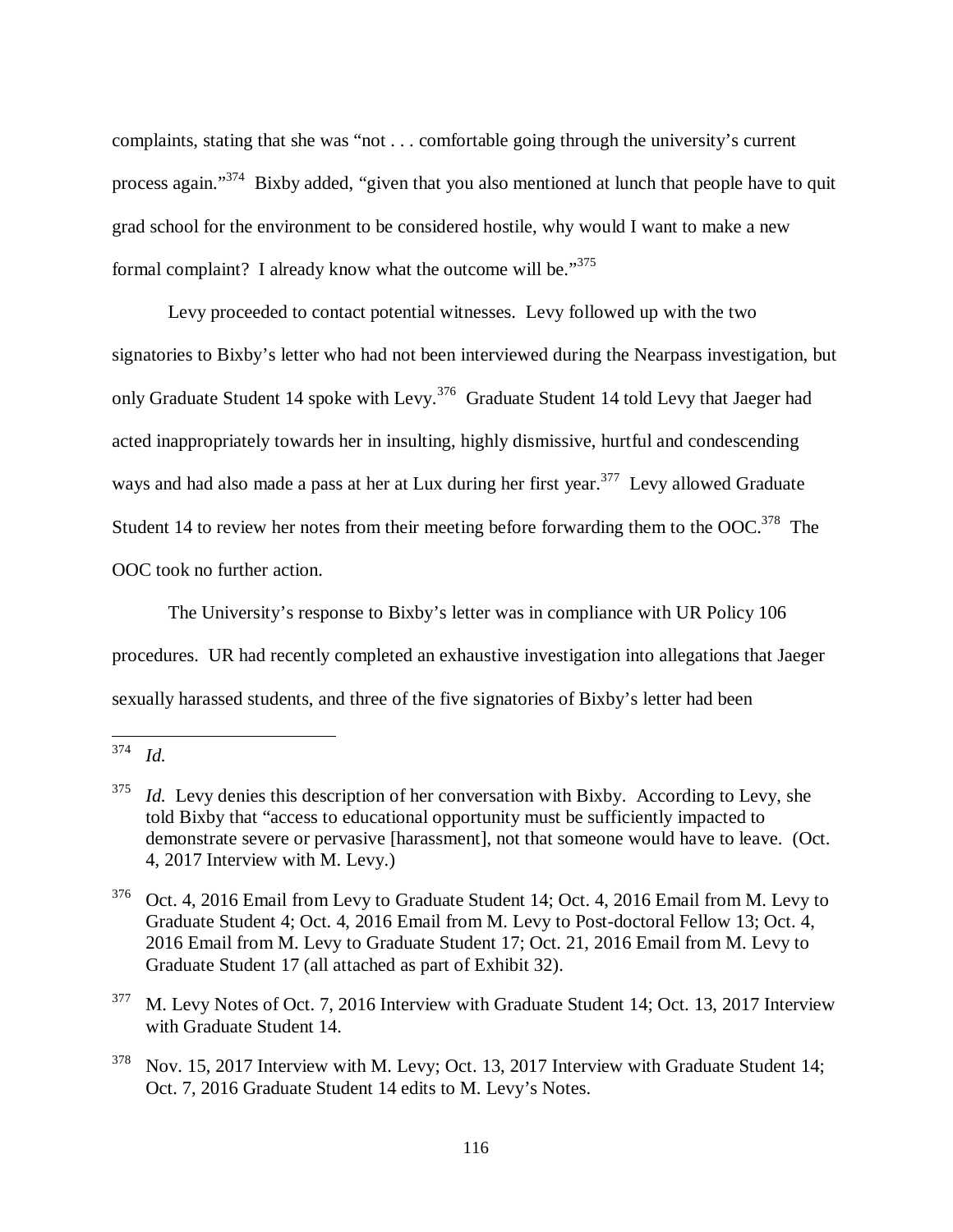complaints, stating that she was "not . . . comfortable going through the university's current process again."[374] Bixby added, "given that you also mentioned at lunch that people have to quit grad school for the environment to be considered hostile, why would I want to make a new formal complaint? I already know what the outcome will be."[375]

Levy proceeded to contact potential witnesses. Levy followed up with the two signatories to Bixby's letter who had not been interviewed during the Nearpass investigation, but only Graduate Student 14 spoke with Levy.[376] Graduate Student 14 told Levy that Jaeger had acted inappropriately towards her in insulting, highly dismissive, hurtful and condescending ways and had also made a pass at her at Lux during her first year.[377] Levy allowed Graduate Student 14 to review her notes from their meeting before forwarding them to the OOC.[378] The OOC took no further action.

The University's response to Bixby's letter was in compliance with UR Policy 106 procedures. UR had recently completed an exhaustive investigation into allegations that Jaeger sexually harassed students, and three of the five signatories of Bixby's letter had been

---

[374] *Id.*

[375] *Id.* Levy denies this description of her conversation with Bixby. According to Levy, she told Bixby that "access to educational opportunity must be sufficiently impacted to demonstrate severe or pervasive [harassment], not that someone would have to leave. (Oct. 4, 2017 Interview with M. Levy.)

[376] Oct. 4, 2016 Email from Levy to Graduate Student 14; Oct. 4, 2016 Email from M. Levy to Graduate Student 4; Oct. 4, 2016 Email from M. Levy to Post-doctoral Fellow 13; Oct. 4, 2016 Email from M. Levy to Graduate Student 17; Oct. 21, 2016 Email from M. Levy to Graduate Student 17 (all attached as part of Exhibit 32).

[377] M. Levy Notes of Oct. 7, 2016 Interview with Graduate Student 14; Oct. 13, 2017 Interview with Graduate Student 14.

[378] Nov. 15, 2017 Interview with M. Levy; Oct. 13, 2017 Interview with Graduate Student 14; Oct. 7, 2016 Graduate Student 14 edits to M. Levy's Notes.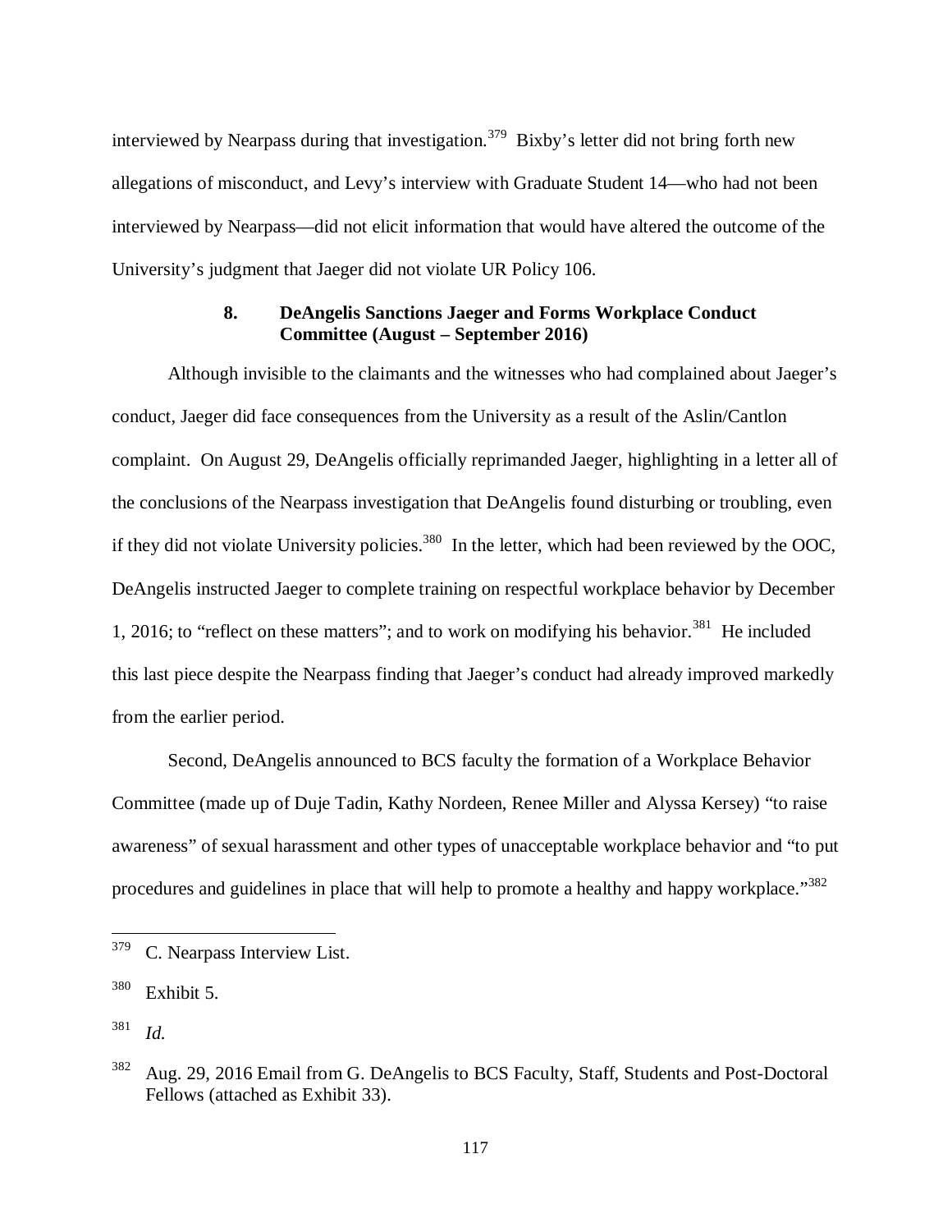interviewed by Nearpass during that investigation.[379] Bixby's letter did not bring forth new allegations of misconduct, and Levy's interview with Graduate Student 14—who had not been interviewed by Nearpass—did not elicit information that would have altered the outcome of the University's judgment that Jaeger did not violate UR Policy 106.

### 8. DeAngelis Sanctions Jaeger and Forms Workplace Conduct Committee (August – September 2016)

Although invisible to the claimants and the witnesses who had complained about Jaeger's conduct, Jaeger did face consequences from the University as a result of the Aslin/Cantlon complaint. On August 29, DeAngelis officially reprimanded Jaeger, highlighting in a letter all of the conclusions of the Nearpass investigation that DeAngelis found disturbing or troubling, even if they did not violate University policies.[380] In the letter, which had been reviewed by the OOC, DeAngelis instructed Jaeger to complete training on respectful workplace behavior by December 1, 2016; to "reflect on these matters"; and to work on modifying his behavior.[381] He included this last piece despite the Nearpass finding that Jaeger's conduct had already improved markedly from the earlier period.

Second, DeAngelis announced to BCS faculty the formation of a Workplace Behavior Committee (made up of Duje Tadin, Kathy Nordeen, Renee Miller and Alyssa Kersey) "to raise awareness" of sexual harassment and other types of unacceptable workplace behavior and "to put procedures and guidelines in place that will help to promote a healthy and happy workplace."[382]

---

[379] C. Nearpass Interview List.

[380] Exhibit 5.

[381] *Id.*

[382] Aug. 29, 2016 Email from G. DeAngelis to BCS Faculty, Staff, Students and Post-Doctoral Fellows (attached as Exhibit 33).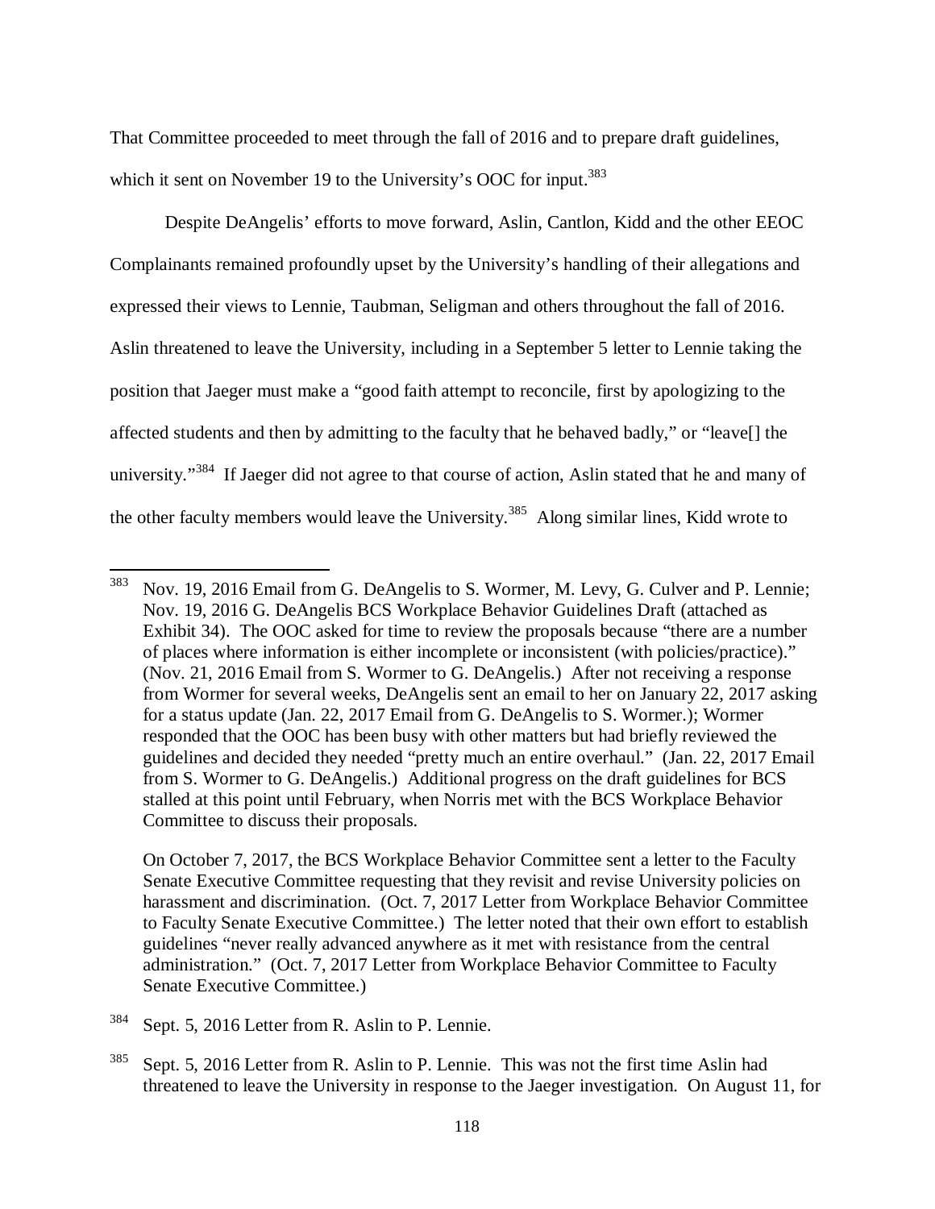That Committee proceeded to meet through the fall of 2016 and to prepare draft guidelines, which it sent on November 19 to the University's OOC for input.[383]

Despite DeAngelis' efforts to move forward, Aslin, Cantlon, Kidd and the other EEOC Complainants remained profoundly upset by the University's handling of their allegations and expressed their views to Lennie, Taubman, Seligman and others throughout the fall of 2016. Aslin threatened to leave the University, including in a September 5 letter to Lennie taking the position that Jaeger must make a "good faith attempt to reconcile, first by apologizing to the affected students and then by admitting to the faculty that he behaved badly," or "leave[] the university."[384] If Jaeger did not agree to that course of action, Aslin stated that he and many of the other faculty members would leave the University.[385] Along similar lines, Kidd wrote to

---

[383] Nov. 19, 2016 Email from G. DeAngelis to S. Wormer, M. Levy, G. Culver and P. Lennie; Nov. 19, 2016 G. DeAngelis BCS Workplace Behavior Guidelines Draft (attached as Exhibit 34). The OOC asked for time to review the proposals because "there are a number of places where information is either incomplete or inconsistent (with policies/practice)." (Nov. 21, 2016 Email from S. Wormer to G. DeAngelis.) After not receiving a response from Wormer for several weeks, DeAngelis sent an email to her on January 22, 2017 asking for a status update (Jan. 22, 2017 Email from G. DeAngelis to S. Wormer.); Wormer responded that the OOC has been busy with other matters but had briefly reviewed the guidelines and decided they needed "pretty much an entire overhaul." (Jan. 22, 2017 Email from S. Wormer to G. DeAngelis.) Additional progress on the draft guidelines for BCS stalled at this point until February, when Norris met with the BCS Workplace Behavior Committee to discuss their proposals.

On October 7, 2017, the BCS Workplace Behavior Committee sent a letter to the Faculty Senate Executive Committee requesting that they revisit and revise University policies on harassment and discrimination. (Oct. 7, 2017 Letter from Workplace Behavior Committee to Faculty Senate Executive Committee.) The letter noted that their own effort to establish guidelines "never really advanced anywhere as it met with resistance from the central administration." (Oct. 7, 2017 Letter from Workplace Behavior Committee to Faculty Senate Executive Committee.)

[384] Sept. 5, 2016 Letter from R. Aslin to P. Lennie.

[385] Sept. 5, 2016 Letter from R. Aslin to P. Lennie. This was not the first time Aslin had threatened to leave the University in response to the Jaeger investigation. On August 11, for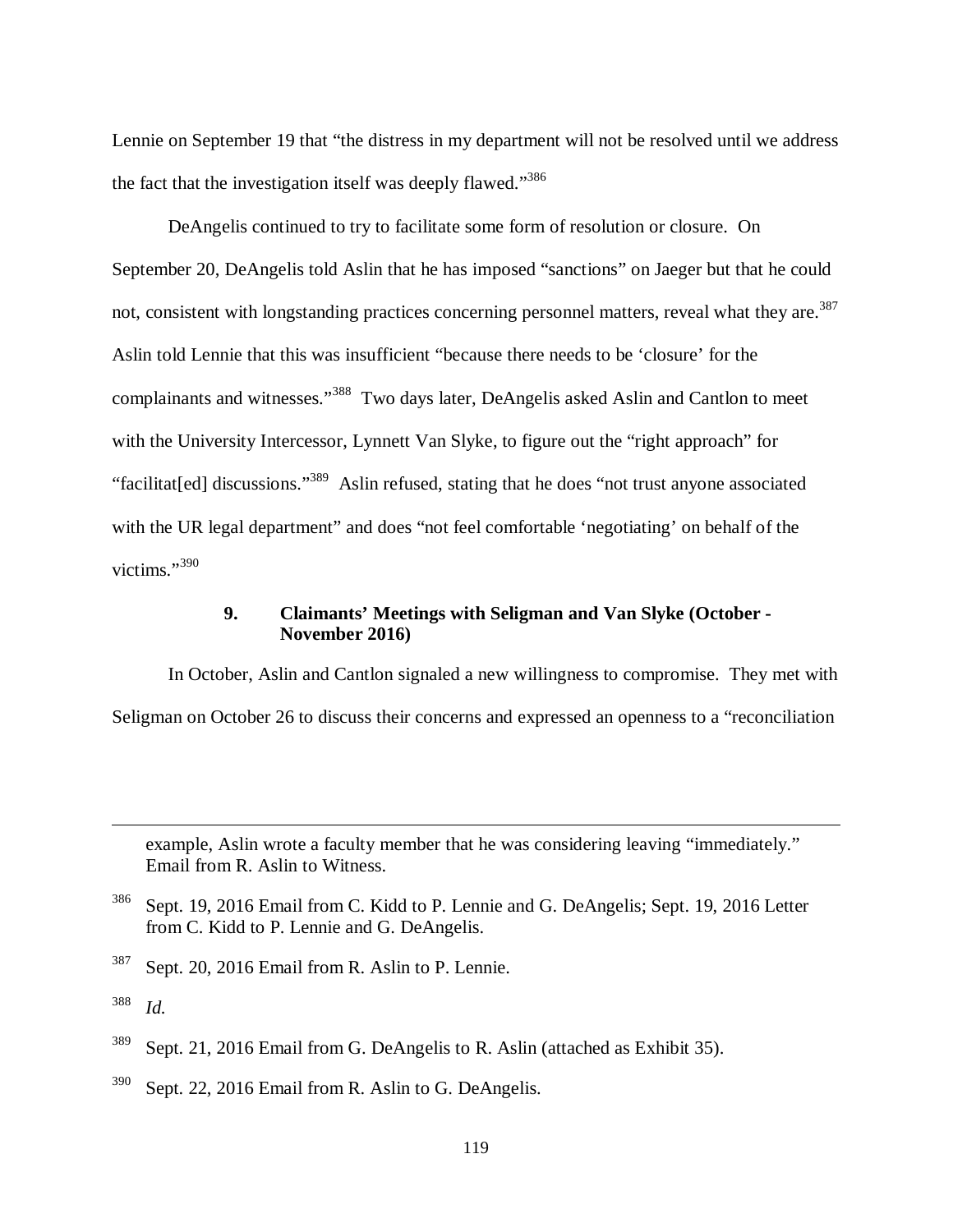Lennie on September 19 that "the distress in my department will not be resolved until we address the fact that the investigation itself was deeply flawed."[386]

DeAngelis continued to try to facilitate some form of resolution or closure. On September 20, DeAngelis told Aslin that he has imposed "sanctions" on Jaeger but that he could not, consistent with longstanding practices concerning personnel matters, reveal what they are.[387] Aslin told Lennie that this was insufficient "because there needs to be 'closure' for the complainants and witnesses."[388] Two days later, DeAngelis asked Aslin and Cantlon to meet with the University Intercessor, Lynnett Van Slyke, to figure out the "right approach" for "facilitat[ed] discussions."[389] Aslin refused, stating that he does "not trust anyone associated with the UR legal department" and does "not feel comfortable 'negotiating' on behalf of the victims."[390]

#### 9. Claimants' Meetings with Seligman and Van Slyke (October - November 2016)

In October, Aslin and Cantlon signaled a new willingness to compromise. They met with Seligman on October 26 to discuss their concerns and expressed an openness to a "reconciliation

---

example, Aslin wrote a faculty member that he was considering leaving "immediately." Email from R. Aslin to Witness.

[386] Sept. 19, 2016 Email from C. Kidd to P. Lennie and G. DeAngelis; Sept. 19, 2016 Letter from C. Kidd to P. Lennie and G. DeAngelis.

[387] Sept. 20, 2016 Email from R. Aslin to P. Lennie.

[388] *Id.*

[389] Sept. 21, 2016 Email from G. DeAngelis to R. Aslin (attached as Exhibit 35).

[390] Sept. 22, 2016 Email from R. Aslin to G. DeAngelis.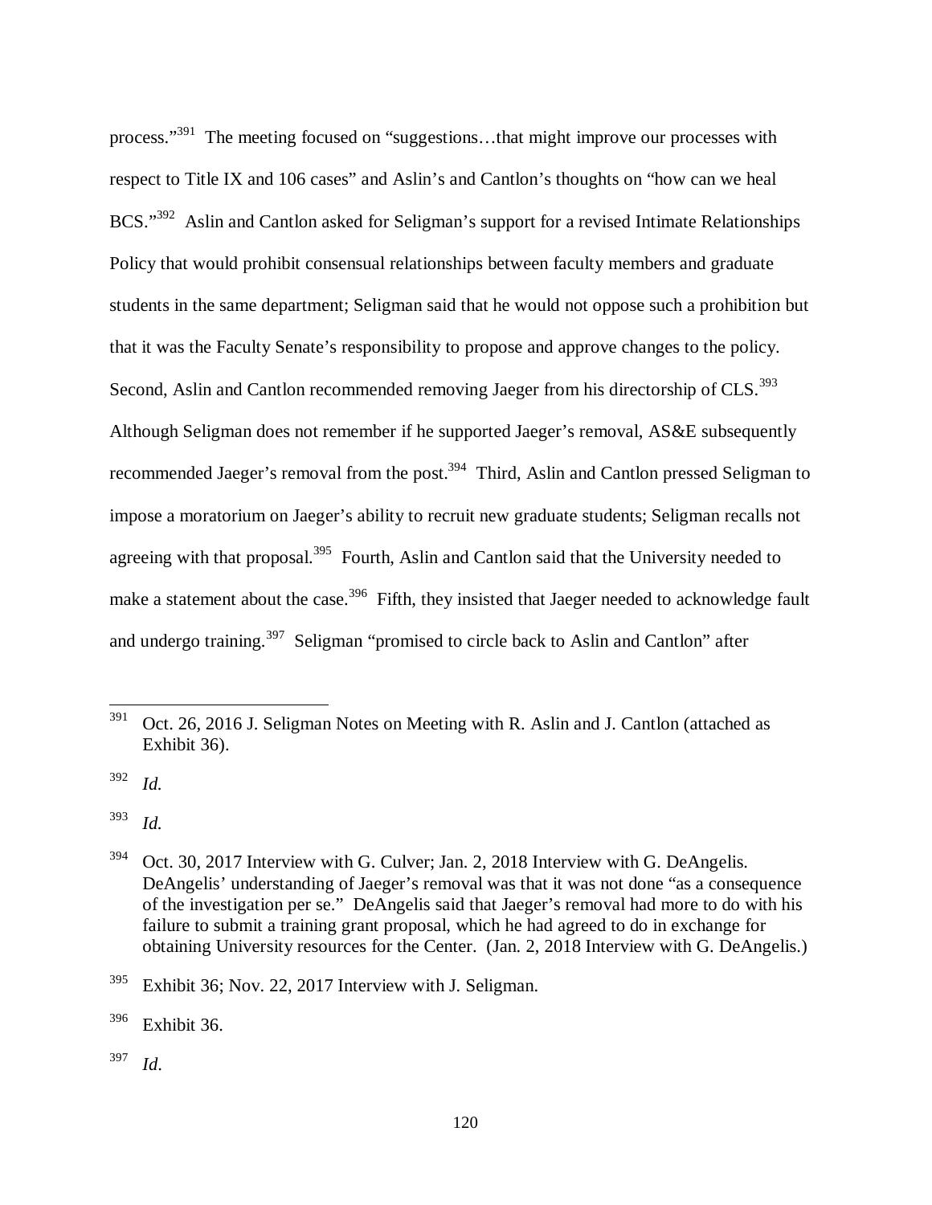process."[391] The meeting focused on "suggestions…that might improve our processes with respect to Title IX and 106 cases" and Aslin's and Cantlon's thoughts on "how can we heal BCS."[392] Aslin and Cantlon asked for Seligman's support for a revised Intimate Relationships Policy that would prohibit consensual relationships between faculty members and graduate students in the same department; Seligman said that he would not oppose such a prohibition but that it was the Faculty Senate's responsibility to propose and approve changes to the policy. Second, Aslin and Cantlon recommended removing Jaeger from his directorship of CLS.[393] Although Seligman does not remember if he supported Jaeger's removal, AS&E subsequently recommended Jaeger's removal from the post.[394] Third, Aslin and Cantlon pressed Seligman to impose a moratorium on Jaeger's ability to recruit new graduate students; Seligman recalls not agreeing with that proposal.[395] Fourth, Aslin and Cantlon said that the University needed to make a statement about the case.[396] Fifth, they insisted that Jaeger needed to acknowledge fault and undergo training.[397] Seligman "promised to circle back to Aslin and Cantlon" after

---

[391] Oct. 26, 2016 J. Seligman Notes on Meeting with R. Aslin and J. Cantlon (attached as Exhibit 36).

[392] *Id.*

[393] *Id.*

[394] Oct. 30, 2017 Interview with G. Culver; Jan. 2, 2018 Interview with G. DeAngelis. DeAngelis' understanding of Jaeger's removal was that it was not done "as a consequence of the investigation per se." DeAngelis said that Jaeger's removal had more to do with his failure to submit a training grant proposal, which he had agreed to do in exchange for obtaining University resources for the Center. (Jan. 2, 2018 Interview with G. DeAngelis.)

[395] Exhibit 36; Nov. 22, 2017 Interview with J. Seligman.

[396] Exhibit 36.

[397] *Id*.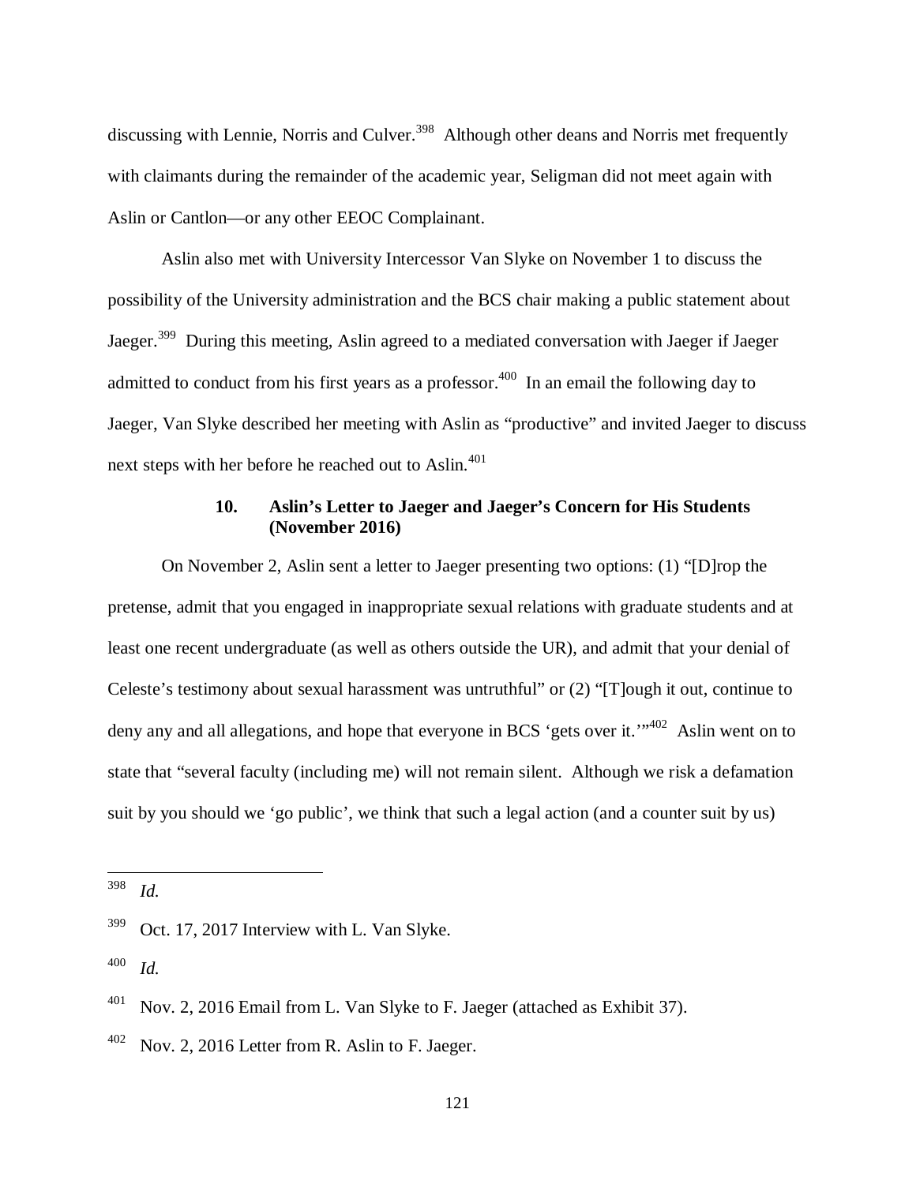discussing with Lennie, Norris and Culver.[398] Although other deans and Norris met frequently with claimants during the remainder of the academic year, Seligman did not meet again with Aslin or Cantlon—or any other EEOC Complainant.

Aslin also met with University Intercessor Van Slyke on November 1 to discuss the possibility of the University administration and the BCS chair making a public statement about Jaeger.[399] During this meeting, Aslin agreed to a mediated conversation with Jaeger if Jaeger admitted to conduct from his first years as a professor.[400] In an email the following day to Jaeger, Van Slyke described her meeting with Aslin as "productive" and invited Jaeger to discuss next steps with her before he reached out to Aslin.[401]

### 10. Aslin's Letter to Jaeger and Jaeger's Concern for His Students (November 2016)

On November 2, Aslin sent a letter to Jaeger presenting two options: (1) "[D]rop the pretense, admit that you engaged in inappropriate sexual relations with graduate students and at least one recent undergraduate (as well as others outside the UR), and admit that your denial of Celeste's testimony about sexual harassment was untruthful" or (2) "[T]ough it out, continue to deny any and all allegations, and hope that everyone in BCS 'gets over it.'"[402] Aslin went on to state that "several faculty (including me) will not remain silent. Although we risk a defamation suit by you should we 'go public', we think that such a legal action (and a counter suit by us)

---

[398] *Id.*

[399] Oct. 17, 2017 Interview with L. Van Slyke.

[400] *Id.*

[401] Nov. 2, 2016 Email from L. Van Slyke to F. Jaeger (attached as Exhibit 37).

[402] Nov. 2, 2016 Letter from R. Aslin to F. Jaeger.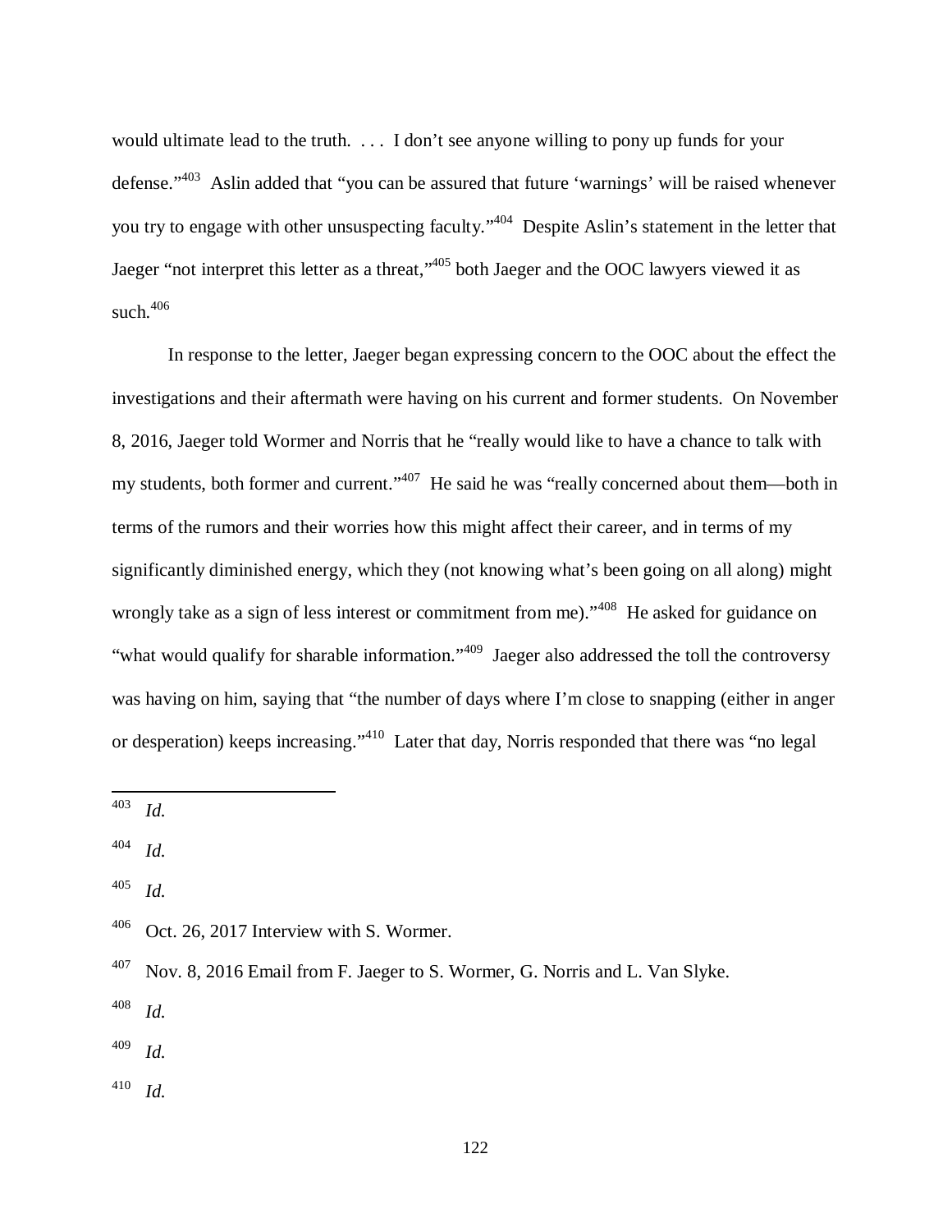would ultimate lead to the truth. . . . I don't see anyone willing to pony up funds for your defense."[403] Aslin added that "you can be assured that future 'warnings' will be raised whenever you try to engage with other unsuspecting faculty."[404] Despite Aslin's statement in the letter that Jaeger "not interpret this letter as a threat,"[405] both Jaeger and the OOC lawyers viewed it as such.[406]

In response to the letter, Jaeger began expressing concern to the OOC about the effect the investigations and their aftermath were having on his current and former students. On November 8, 2016, Jaeger told Wormer and Norris that he "really would like to have a chance to talk with my students, both former and current."[407] He said he was "really concerned about them—both in terms of the rumors and their worries how this might affect their career, and in terms of my significantly diminished energy, which they (not knowing what's been going on all along) might wrongly take as a sign of less interest or commitment from me)."[408] He asked for guidance on "what would qualify for sharable information."[409] Jaeger also addressed the toll the controversy was having on him, saying that "the number of days where I'm close to snapping (either in anger or desperation) keeps increasing."[410] Later that day, Norris responded that there was "no legal

---

403 *Id.*

404 *Id.*

405 *Id.*

406 Oct. 26, 2017 Interview with S. Wormer.

407 Nov. 8, 2016 Email from F. Jaeger to S. Wormer, G. Norris and L. Van Slyke.

408 *Id.*

409 *Id.*

410 *Id.*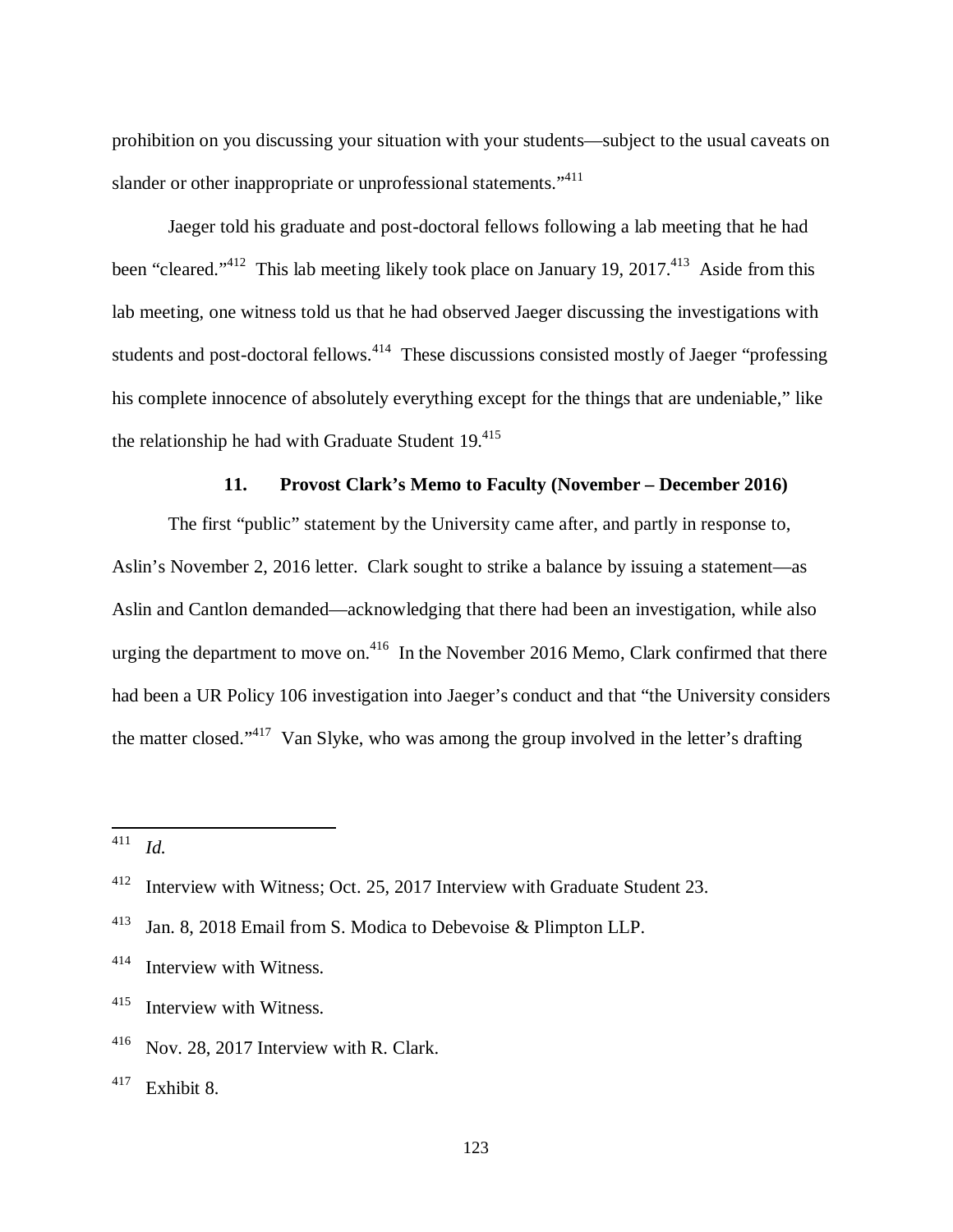prohibition on you discussing your situation with your students—subject to the usual caveats on slander or other inappropriate or unprofessional statements."[411]

Jaeger told his graduate and post-doctoral fellows following a lab meeting that he had been "cleared."[412] This lab meeting likely took place on January 19, 2017.[413] Aside from this lab meeting, one witness told us that he had observed Jaeger discussing the investigations with students and post-doctoral fellows.[414] These discussions consisted mostly of Jaeger "professing his complete innocence of absolutely everything except for the things that are undeniable," like the relationship he had with Graduate Student 19.[415]

### 11. Provost Clark's Memo to Faculty (November – December 2016)

The first "public" statement by the University came after, and partly in response to, Aslin's November 2, 2016 letter. Clark sought to strike a balance by issuing a statement—as Aslin and Cantlon demanded—acknowledging that there had been an investigation, while also urging the department to move on.[416] In the November 2016 Memo, Clark confirmed that there had been a UR Policy 106 investigation into Jaeger's conduct and that "the University considers the matter closed."[417] Van Slyke, who was among the group involved in the letter's drafting

---

[411] *Id.*

[412] Interview with Witness; Oct. 25, 2017 Interview with Graduate Student 23.

[413] Jan. 8, 2018 Email from S. Modica to Debevoise & Plimpton LLP.

[414] Interview with Witness.

[415] Interview with Witness.

[416] Nov. 28, 2017 Interview with R. Clark.

[417] Exhibit 8.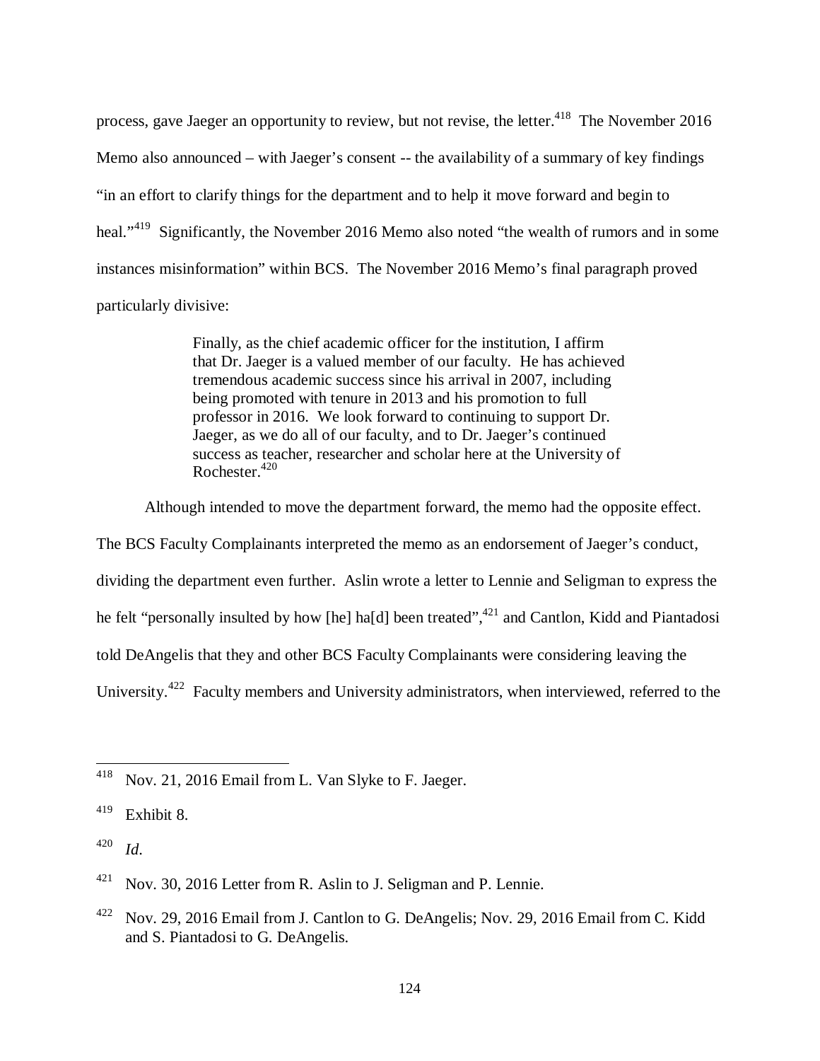process, gave Jaeger an opportunity to review, but not revise, the letter.[418] The November 2016 Memo also announced – with Jaeger's consent -- the availability of a summary of key findings "in an effort to clarify things for the department and to help it move forward and begin to heal."[419] Significantly, the November 2016 Memo also noted "the wealth of rumors and in some instances misinformation" within BCS. The November 2016 Memo's final paragraph proved particularly divisive:

> Finally, as the chief academic officer for the institution, I affirm that Dr. Jaeger is a valued member of our faculty. He has achieved tremendous academic success since his arrival in 2007, including being promoted with tenure in 2013 and his promotion to full professor in 2016. We look forward to continuing to support Dr. Jaeger, as we do all of our faculty, and to Dr. Jaeger's continued success as teacher, researcher and scholar here at the University of Rochester.[420]

Although intended to move the department forward, the memo had the opposite effect. The BCS Faculty Complainants interpreted the memo as an endorsement of Jaeger's conduct, dividing the department even further. Aslin wrote a letter to Lennie and Seligman to express the he felt "personally insulted by how [he] ha[d] been treated",[421] and Cantlon, Kidd and Piantadosi told DeAngelis that they and other BCS Faculty Complainants were considering leaving the University.[422] Faculty members and University administrators, when interviewed, referred to the

---

[418] Nov. 21, 2016 Email from L. Van Slyke to F. Jaeger.

[419] Exhibit 8.

[420] *Id.*

[421] Nov. 30, 2016 Letter from R. Aslin to J. Seligman and P. Lennie.

[422] Nov. 29, 2016 Email from J. Cantlon to G. DeAngelis; Nov. 29, 2016 Email from C. Kidd and S. Piantadosi to G. DeAngelis.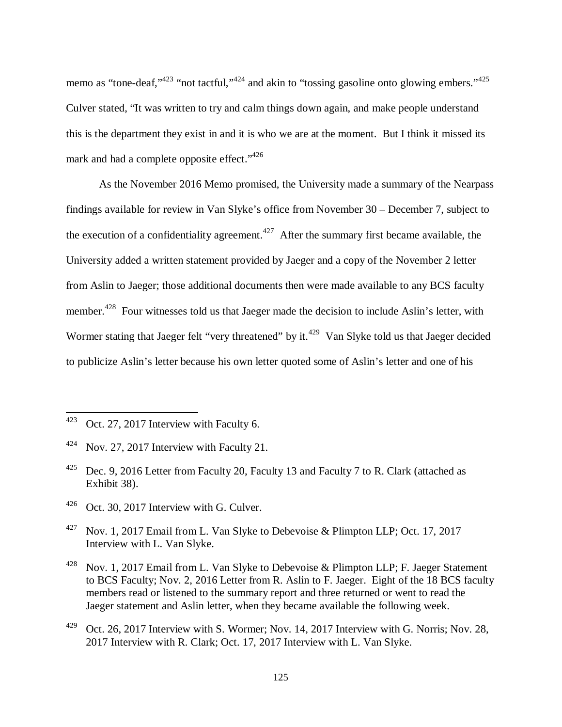memo as "tone-deaf,"[423] "not tactful,"[424] and akin to "tossing gasoline onto glowing embers."[425] Culver stated, "It was written to try and calm things down again, and make people understand this is the department they exist in and it is who we are at the moment. But I think it missed its mark and had a complete opposite effect."[426]

As the November 2016 Memo promised, the University made a summary of the Nearpass findings available for review in Van Slyke's office from November 30 – December 7, subject to the execution of a confidentiality agreement.[427] After the summary first became available, the University added a written statement provided by Jaeger and a copy of the November 2 letter from Aslin to Jaeger; those additional documents then were made available to any BCS faculty member.[428] Four witnesses told us that Jaeger made the decision to include Aslin's letter, with Wormer stating that Jaeger felt "very threatened" by it.[429] Van Slyke told us that Jaeger decided to publicize Aslin's letter because his own letter quoted some of Aslin's letter and one of his

---

[423] Oct. 27, 2017 Interview with Faculty 6.

[424] Nov. 27, 2017 Interview with Faculty 21.

[425] Dec. 9, 2016 Letter from Faculty 20, Faculty 13 and Faculty 7 to R. Clark (attached as Exhibit 38).

[426] Oct. 30, 2017 Interview with G. Culver.

[427] Nov. 1, 2017 Email from L. Van Slyke to Debevoise & Plimpton LLP; Oct. 17, 2017 Interview with L. Van Slyke.

[428] Nov. 1, 2017 Email from L. Van Slyke to Debevoise & Plimpton LLP; F. Jaeger Statement to BCS Faculty; Nov. 2, 2016 Letter from R. Aslin to F. Jaeger. Eight of the 18 BCS faculty members read or listened to the summary report and three returned or went to read the Jaeger statement and Aslin letter, when they became available the following week.

[429] Oct. 26, 2017 Interview with S. Wormer; Nov. 14, 2017 Interview with G. Norris; Nov. 28, 2017 Interview with R. Clark; Oct. 17, 2017 Interview with L. Van Slyke.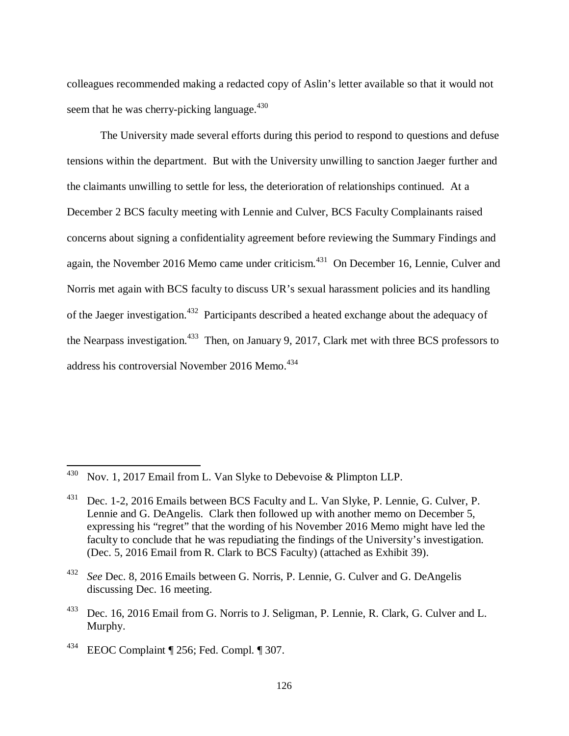colleagues recommended making a redacted copy of Aslin's letter available so that it would not seem that he was cherry-picking language.[430]

The University made several efforts during this period to respond to questions and defuse tensions within the department. But with the University unwilling to sanction Jaeger further and the claimants unwilling to settle for less, the deterioration of relationships continued. At a December 2 BCS faculty meeting with Lennie and Culver, BCS Faculty Complainants raised concerns about signing a confidentiality agreement before reviewing the Summary Findings and again, the November 2016 Memo came under criticism.[431] On December 16, Lennie, Culver and Norris met again with BCS faculty to discuss UR's sexual harassment policies and its handling of the Jaeger investigation.[432] Participants described a heated exchange about the adequacy of the Nearpass investigation.[433] Then, on January 9, 2017, Clark met with three BCS professors to address his controversial November 2016 Memo.[434]

---

[430] Nov. 1, 2017 Email from L. Van Slyke to Debevoise & Plimpton LLP.

[431] Dec. 1-2, 2016 Emails between BCS Faculty and L. Van Slyke, P. Lennie, G. Culver, P. Lennie and G. DeAngelis. Clark then followed up with another memo on December 5, expressing his "regret" that the wording of his November 2016 Memo might have led the faculty to conclude that he was repudiating the findings of the University's investigation. (Dec. 5, 2016 Email from R. Clark to BCS Faculty) (attached as Exhibit 39).

[432] *See* Dec. 8, 2016 Emails between G. Norris, P. Lennie, G. Culver and G. DeAngelis discussing Dec. 16 meeting.

[433] Dec. 16, 2016 Email from G. Norris to J. Seligman, P. Lennie, R. Clark, G. Culver and L. Murphy.

[434] EEOC Complaint ¶ 256; Fed. Compl. ¶ 307.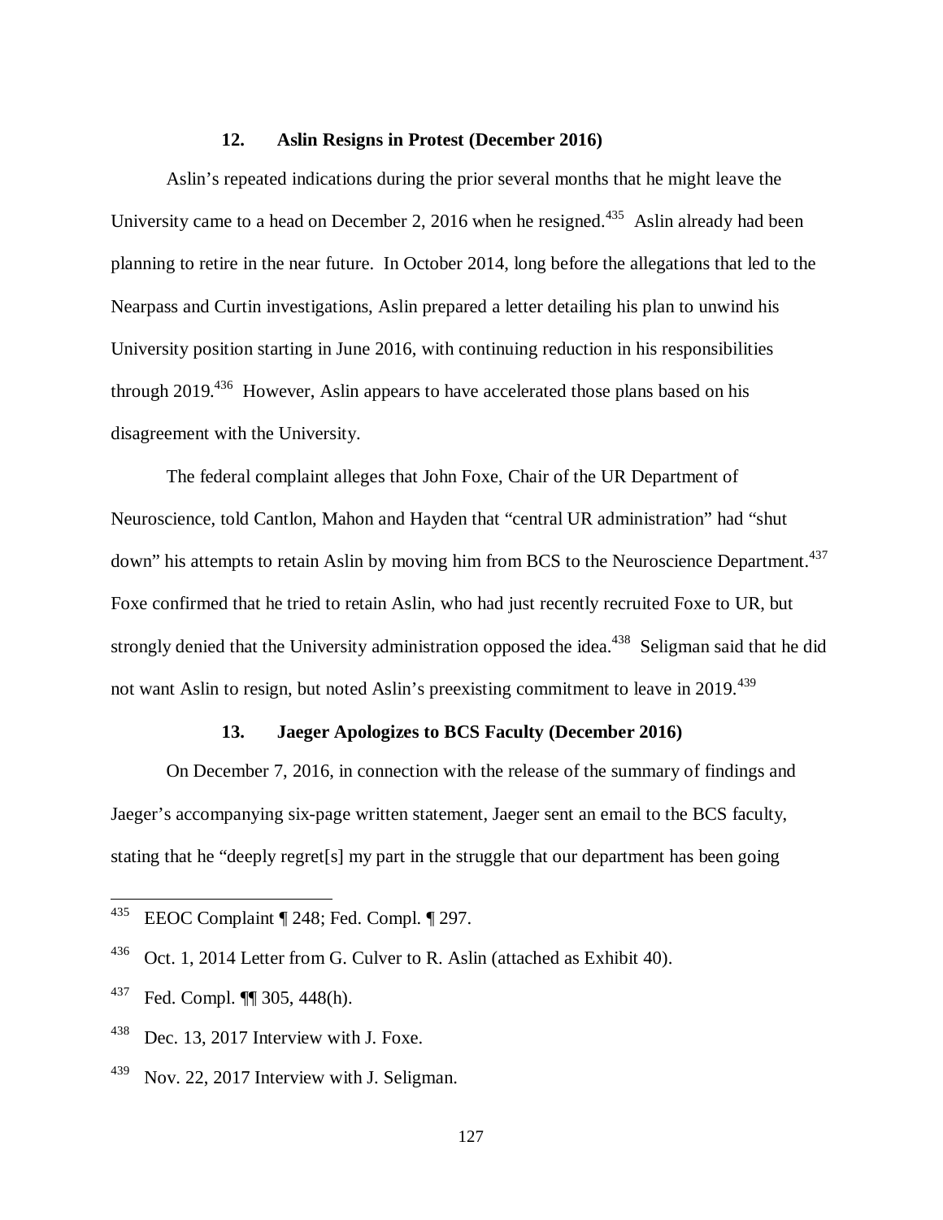### 12. Aslin Resigns in Protest (December 2016)

Aslin's repeated indications during the prior several months that he might leave the University came to a head on December 2, 2016 when he resigned.[435] Aslin already had been planning to retire in the near future. In October 2014, long before the allegations that led to the Nearpass and Curtin investigations, Aslin prepared a letter detailing his plan to unwind his University position starting in June 2016, with continuing reduction in his responsibilities through 2019.[436] However, Aslin appears to have accelerated those plans based on his disagreement with the University.

The federal complaint alleges that John Foxe, Chair of the UR Department of Neuroscience, told Cantlon, Mahon and Hayden that "central UR administration" had "shut down" his attempts to retain Aslin by moving him from BCS to the Neuroscience Department.[437] Foxe confirmed that he tried to retain Aslin, who had just recently recruited Foxe to UR, but strongly denied that the University administration opposed the idea.[438] Seligman said that he did not want Aslin to resign, but noted Aslin's preexisting commitment to leave in 2019.[439]

### 13. Jaeger Apologizes to BCS Faculty (December 2016)

On December 7, 2016, in connection with the release of the summary of findings and Jaeger's accompanying six-page written statement, Jaeger sent an email to the BCS faculty, stating that he "deeply regret[s] my part in the struggle that our department has been going

---

[435] EEOC Complaint ¶ 248; Fed. Compl. ¶ 297.

[436] Oct. 1, 2014 Letter from G. Culver to R. Aslin (attached as Exhibit 40).

[437] Fed. Compl. ¶¶ 305, 448(h).

[438] Dec. 13, 2017 Interview with J. Foxe.

[439] Nov. 22, 2017 Interview with J. Seligman.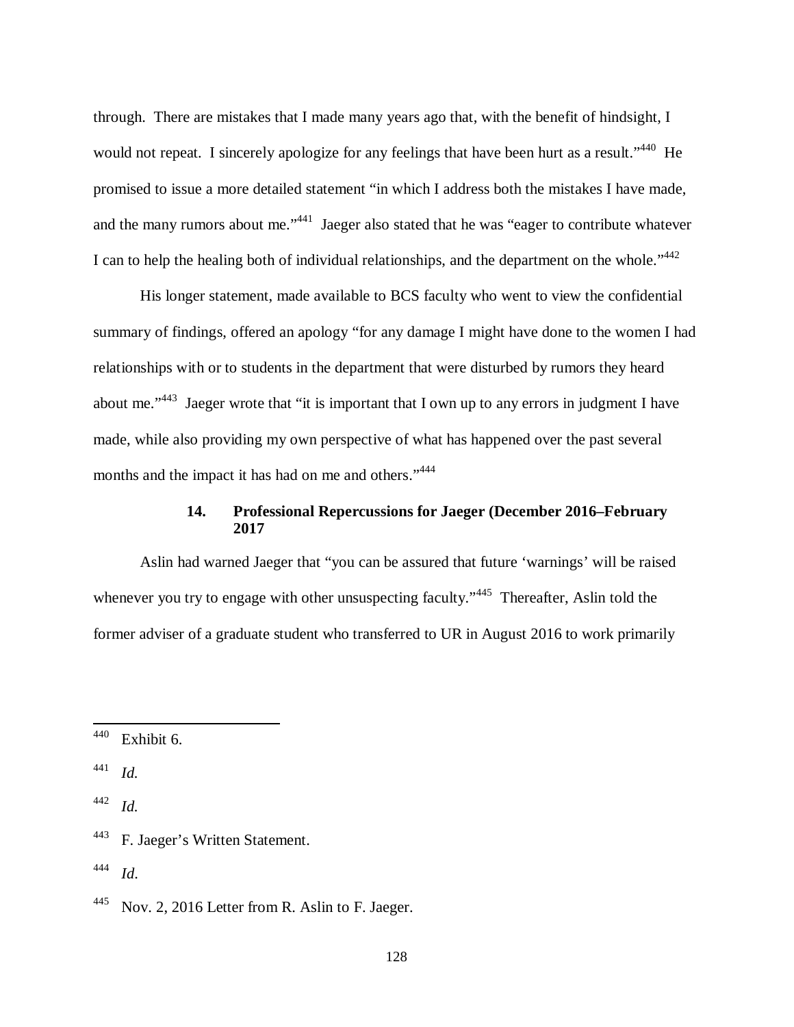through. There are mistakes that I made many years ago that, with the benefit of hindsight, I would not repeat. I sincerely apologize for any feelings that have been hurt as a result."[440] He promised to issue a more detailed statement "in which I address both the mistakes I have made, and the many rumors about me."[441] Jaeger also stated that he was "eager to contribute whatever I can to help the healing both of individual relationships, and the department on the whole."[442]

His longer statement, made available to BCS faculty who went to view the confidential summary of findings, offered an apology "for any damage I might have done to the women I had relationships with or to students in the department that were disturbed by rumors they heard about me."[443] Jaeger wrote that "it is important that I own up to any errors in judgment I have made, while also providing my own perspective of what has happened over the past several months and the impact it has had on me and others."[444]

#### 14. Professional Repercussions for Jaeger (December 2016–February 2017

Aslin had warned Jaeger that "you can be assured that future 'warnings' will be raised whenever you try to engage with other unsuspecting faculty."[445] Thereafter, Aslin told the former adviser of a graduate student who transferred to UR in August 2016 to work primarily

---

[440] Exhibit 6.

[441] *Id.*

[442] *Id.*

[443] F. Jaeger's Written Statement.

[444] *Id*.

[445] Nov. 2, 2016 Letter from R. Aslin to F. Jaeger.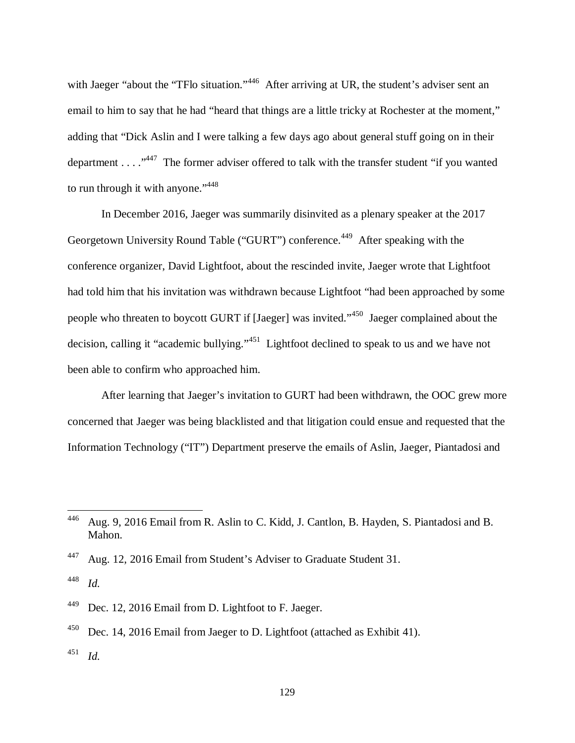with Jaeger "about the "TFlo situation."[446] After arriving at UR, the student's adviser sent an email to him to say that he had "heard that things are a little tricky at Rochester at the moment," adding that "Dick Aslin and I were talking a few days ago about general stuff going on in their department . . . ."[447] The former adviser offered to talk with the transfer student "if you wanted to run through it with anyone."[448]

In December 2016, Jaeger was summarily disinvited as a plenary speaker at the 2017 Georgetown University Round Table ("GURT") conference.[449] After speaking with the conference organizer, David Lightfoot, about the rescinded invite, Jaeger wrote that Lightfoot had told him that his invitation was withdrawn because Lightfoot "had been approached by some people who threaten to boycott GURT if [Jaeger] was invited."[450] Jaeger complained about the decision, calling it "academic bullying."[451] Lightfoot declined to speak to us and we have not been able to confirm who approached him.

After learning that Jaeger's invitation to GURT had been withdrawn, the OOC grew more concerned that Jaeger was being blacklisted and that litigation could ensue and requested that the Information Technology ("IT") Department preserve the emails of Aslin, Jaeger, Piantadosi and

---

[446] Aug. 9, 2016 Email from R. Aslin to C. Kidd, J. Cantlon, B. Hayden, S. Piantadosi and B. Mahon.

[447] Aug. 12, 2016 Email from Student's Adviser to Graduate Student 31.

[448] *Id.*

[449] Dec. 12, 2016 Email from D. Lightfoot to F. Jaeger.

[450] Dec. 14, 2016 Email from Jaeger to D. Lightfoot (attached as Exhibit 41).

[451] *Id.*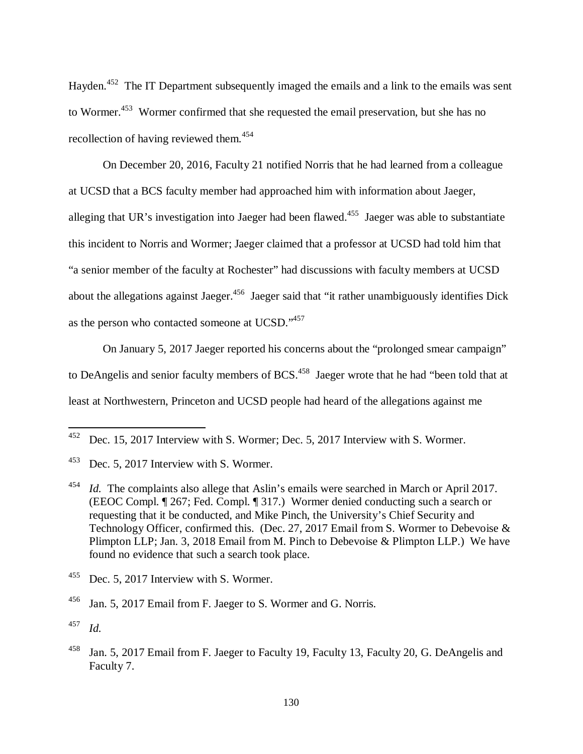Hayden.[452] The IT Department subsequently imaged the emails and a link to the emails was sent to Wormer.[453] Wormer confirmed that she requested the email preservation, but she has no recollection of having reviewed them.[454]

On December 20, 2016, Faculty 21 notified Norris that he had learned from a colleague at UCSD that a BCS faculty member had approached him with information about Jaeger, alleging that UR's investigation into Jaeger had been flawed.[455] Jaeger was able to substantiate this incident to Norris and Wormer; Jaeger claimed that a professor at UCSD had told him that "a senior member of the faculty at Rochester" had discussions with faculty members at UCSD about the allegations against Jaeger.[456] Jaeger said that "it rather unambiguously identifies Dick as the person who contacted someone at UCSD."[457]

On January 5, 2017 Jaeger reported his concerns about the "prolonged smear campaign" to DeAngelis and senior faculty members of BCS.[458] Jaeger wrote that he had "been told that at least at Northwestern, Princeton and UCSD people had heard of the allegations against me

---

[452] Dec. 15, 2017 Interview with S. Wormer; Dec. 5, 2017 Interview with S. Wormer.

[453] Dec. 5, 2017 Interview with S. Wormer.

[454] *Id.* The complaints also allege that Aslin's emails were searched in March or April 2017. (EEOC Compl. ¶ 267; Fed. Compl. ¶ 317.) Wormer denied conducting such a search or requesting that it be conducted, and Mike Pinch, the University's Chief Security and Technology Officer, confirmed this. (Dec. 27, 2017 Email from S. Wormer to Debevoise & Plimpton LLP; Jan. 3, 2018 Email from M. Pinch to Debevoise & Plimpton LLP.) We have found no evidence that such a search took place.

[455] Dec. 5, 2017 Interview with S. Wormer.

[456] Jan. 5, 2017 Email from F. Jaeger to S. Wormer and G. Norris.

[457] *Id.*

[458] Jan. 5, 2017 Email from F. Jaeger to Faculty 19, Faculty 13, Faculty 20, G. DeAngelis and Faculty 7.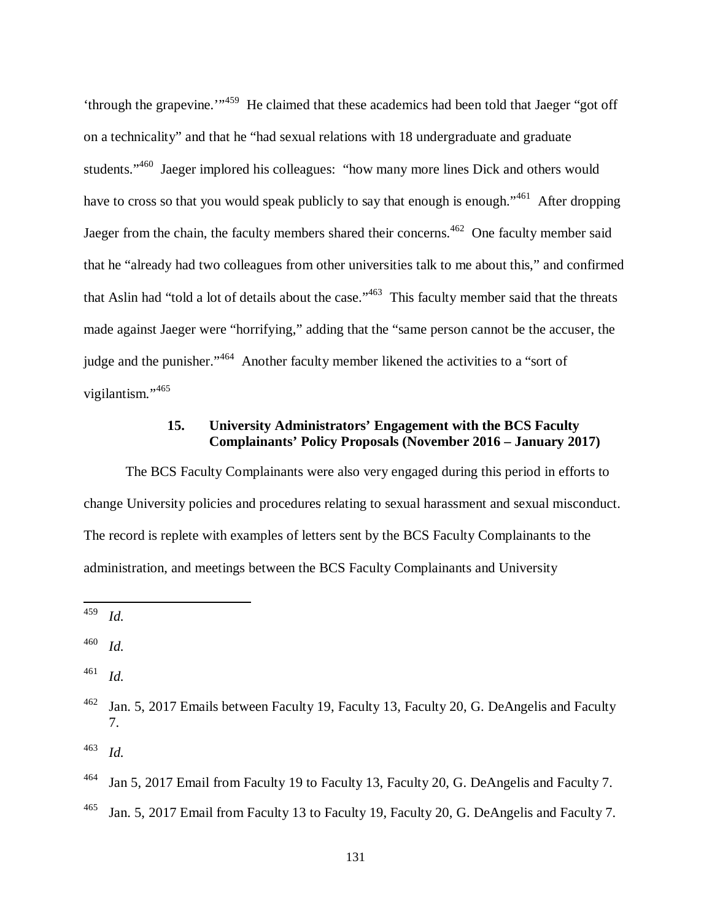'through the grapevine.'"[459] He claimed that these academics had been told that Jaeger "got off on a technicality" and that he "had sexual relations with 18 undergraduate and graduate students."[460] Jaeger implored his colleagues: "how many more lines Dick and others would have to cross so that you would speak publicly to say that enough is enough."[461] After dropping Jaeger from the chain, the faculty members shared their concerns.[462] One faculty member said that he "already had two colleagues from other universities talk to me about this," and confirmed that Aslin had "told a lot of details about the case."[463] This faculty member said that the threats made against Jaeger were "horrifying," adding that the "same person cannot be the accuser, the judge and the punisher."[464] Another faculty member likened the activities to a "sort of vigilantism."[465]

### 15. University Administrators' Engagement with the BCS Faculty Complainants' Policy Proposals (November 2016 – January 2017)

The BCS Faculty Complainants were also very engaged during this period in efforts to change University policies and procedures relating to sexual harassment and sexual misconduct. The record is replete with examples of letters sent by the BCS Faculty Complainants to the administration, and meetings between the BCS Faculty Complainants and University

---

[459] *Id.*

[460] *Id.*

[461] *Id.*

[462] Jan. 5, 2017 Emails between Faculty 19, Faculty 13, Faculty 20, G. DeAngelis and Faculty 7.

[463] *Id.*

[464] Jan 5, 2017 Email from Faculty 19 to Faculty 13, Faculty 20, G. DeAngelis and Faculty 7.

[465] Jan. 5, 2017 Email from Faculty 13 to Faculty 19, Faculty 20, G. DeAngelis and Faculty 7.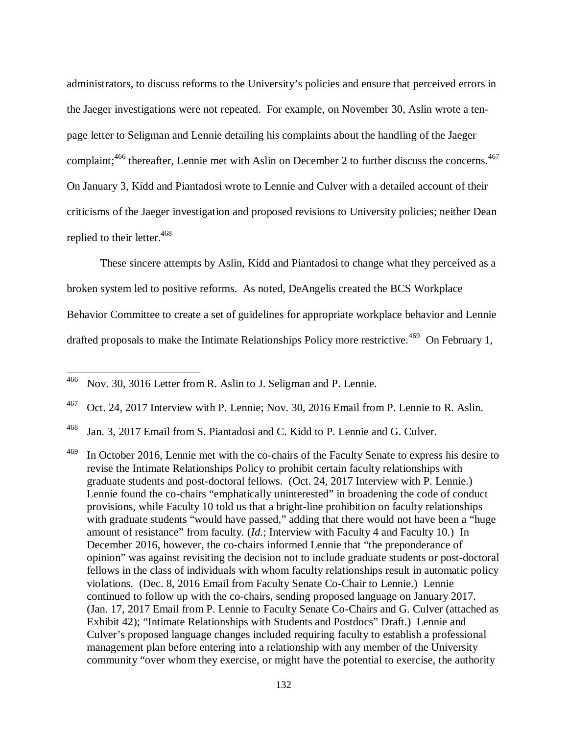administrators, to discuss reforms to the University's policies and ensure that perceived errors in the Jaeger investigations were not repeated. For example, on November 30, Aslin wrote a ten-page letter to Seligman and Lennie detailing his complaints about the handling of the Jaeger complaint;[466] thereafter, Lennie met with Aslin on December 2 to further discuss the concerns.[467] On January 3, Kidd and Piantadosi wrote to Lennie and Culver with a detailed account of their criticisms of the Jaeger investigation and proposed revisions to University policies; neither Dean replied to their letter.[468]

These sincere attempts by Aslin, Kidd and Piantadosi to change what they perceived as a broken system led to positive reforms. As noted, DeAngelis created the BCS Workplace Behavior Committee to create a set of guidelines for appropriate workplace behavior and Lennie drafted proposals to make the Intimate Relationships Policy more restrictive.[469] On February 1,

---

[466] Nov. 30, 3016 Letter from R. Aslin to J. Seligman and P. Lennie.

[467] Oct. 24, 2017 Interview with P. Lennie; Nov. 30, 2016 Email from P. Lennie to R. Aslin.

[468] Jan. 3, 2017 Email from S. Piantadosi and C. Kidd to P. Lennie and G. Culver.

[469] In October 2016, Lennie met with the co-chairs of the Faculty Senate to express his desire to revise the Intimate Relationships Policy to prohibit certain faculty relationships with graduate students and post-doctoral fellows. (Oct. 24, 2017 Interview with P. Lennie.) Lennie found the co-chairs "emphatically uninterested" in broadening the code of conduct provisions, while Faculty 10 told us that a bright-line prohibition on faculty relationships with graduate students "would have passed," adding that there would not have been a "huge amount of resistance" from faculty. (*Id.*; Interview with Faculty 4 and Faculty 10.) In December 2016, however, the co-chairs informed Lennie that "the preponderance of opinion" was against revisiting the decision not to include graduate students or post-doctoral fellows in the class of individuals with whom faculty relationships result in automatic policy violations. (Dec. 8, 2016 Email from Faculty Senate Co-Chair to Lennie.) Lennie continued to follow up with the co-chairs, sending proposed language on January 2017. (Jan. 17, 2017 Email from P. Lennie to Faculty Senate Co-Chairs and G. Culver (attached as Exhibit 42); "Intimate Relationships with Students and Postdocs" Draft.) Lennie and Culver's proposed language changes included requiring faculty to establish a professional management plan before entering into a relationship with any member of the University community "over whom they exercise, or might have the potential to exercise, the authority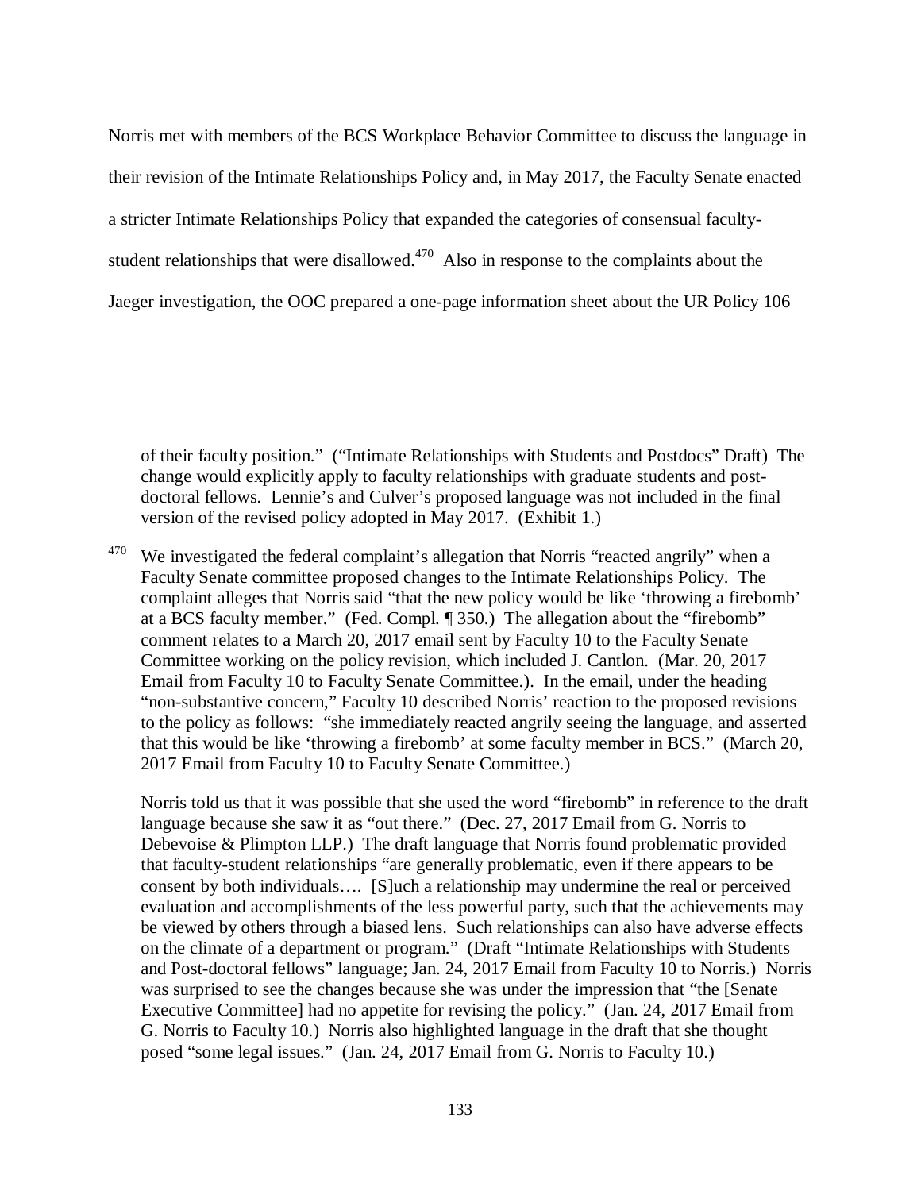Norris met with members of the BCS Workplace Behavior Committee to discuss the language in their revision of the Intimate Relationships Policy and, in May 2017, the Faculty Senate enacted a stricter Intimate Relationships Policy that expanded the categories of consensual faculty-student relationships that were disallowed.[470] Also in response to the complaints about the Jaeger investigation, the OOC prepared a one-page information sheet about the UR Policy 106

---

of their faculty position." ("Intimate Relationships with Students and Postdocs" Draft) The change would explicitly apply to faculty relationships with graduate students and post-doctoral fellows. Lennie's and Culver's proposed language was not included in the final version of the revised policy adopted in May 2017. (Exhibit 1.)

[470] We investigated the federal complaint's allegation that Norris "reacted angrily" when a Faculty Senate committee proposed changes to the Intimate Relationships Policy. The complaint alleges that Norris said "that the new policy would be like 'throwing a firebomb' at a BCS faculty member." (Fed. Compl. ¶ 350.) The allegation about the "firebomb" comment relates to a March 20, 2017 email sent by Faculty 10 to the Faculty Senate Committee working on the policy revision, which included J. Cantlon. (Mar. 20, 2017 Email from Faculty 10 to Faculty Senate Committee.). In the email, under the heading "non-substantive concern," Faculty 10 described Norris' reaction to the proposed revisions to the policy as follows: "she immediately reacted angrily seeing the language, and asserted that this would be like 'throwing a firebomb' at some faculty member in BCS." (March 20, 2017 Email from Faculty 10 to Faculty Senate Committee.)

Norris told us that it was possible that she used the word "firebomb" in reference to the draft language because she saw it as "out there." (Dec. 27, 2017 Email from G. Norris to Debevoise & Plimpton LLP.) The draft language that Norris found problematic provided that faculty-student relationships "are generally problematic, even if there appears to be consent by both individuals…. [S]uch a relationship may undermine the real or perceived evaluation and accomplishments of the less powerful party, such that the achievements may be viewed by others through a biased lens. Such relationships can also have adverse effects on the climate of a department or program." (Draft "Intimate Relationships with Students and Post-doctoral fellows" language; Jan. 24, 2017 Email from Faculty 10 to Norris.) Norris was surprised to see the changes because she was under the impression that "the [Senate Executive Committee] had no appetite for revising the policy." (Jan. 24, 2017 Email from G. Norris to Faculty 10.) Norris also highlighted language in the draft that she thought posed "some legal issues." (Jan. 24, 2017 Email from G. Norris to Faculty 10.)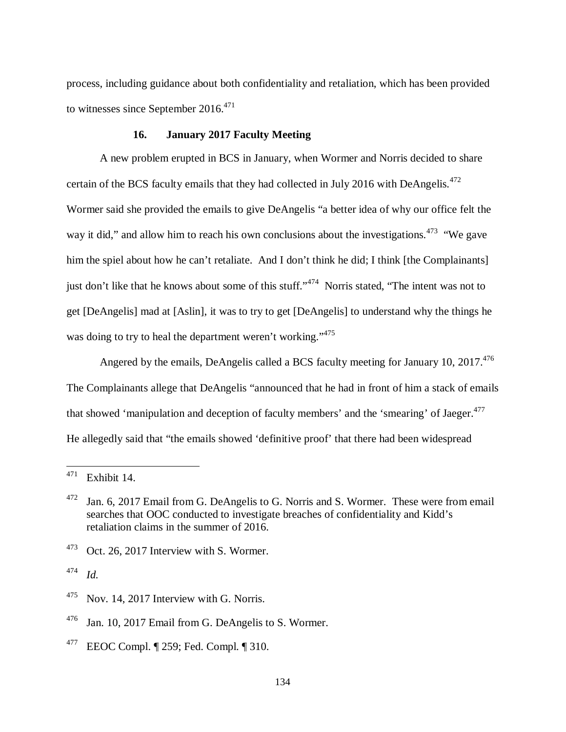process, including guidance about both confidentiality and retaliation, which has been provided to witnesses since September 2016.[471]

### 16. January 2017 Faculty Meeting

A new problem erupted in BCS in January, when Wormer and Norris decided to share certain of the BCS faculty emails that they had collected in July 2016 with DeAngelis.[472] Wormer said she provided the emails to give DeAngelis "a better idea of why our office felt the way it did," and allow him to reach his own conclusions about the investigations.[473] "We gave him the spiel about how he can't retaliate. And I don't think he did; I think [the Complainants] just don't like that he knows about some of this stuff."[474] Norris stated, "The intent was not to get [DeAngelis] mad at [Aslin], it was to try to get [DeAngelis] to understand why the things he was doing to try to heal the department weren't working."[475]

Angered by the emails, DeAngelis called a BCS faculty meeting for January 10, 2017.[476] The Complainants allege that DeAngelis "announced that he had in front of him a stack of emails that showed 'manipulation and deception of faculty members' and the 'smearing' of Jaeger.[477] He allegedly said that "the emails showed 'definitive proof' that there had been widespread

---

[471] Exhibit 14.

[472] Jan. 6, 2017 Email from G. DeAngelis to G. Norris and S. Wormer. These were from email searches that OOC conducted to investigate breaches of confidentiality and Kidd's retaliation claims in the summer of 2016.

[473] Oct. 26, 2017 Interview with S. Wormer.

[474] *Id.*

[475] Nov. 14, 2017 Interview with G. Norris.

[476] Jan. 10, 2017 Email from G. DeAngelis to S. Wormer.

[477] EEOC Compl. ¶ 259; Fed. Compl. ¶ 310.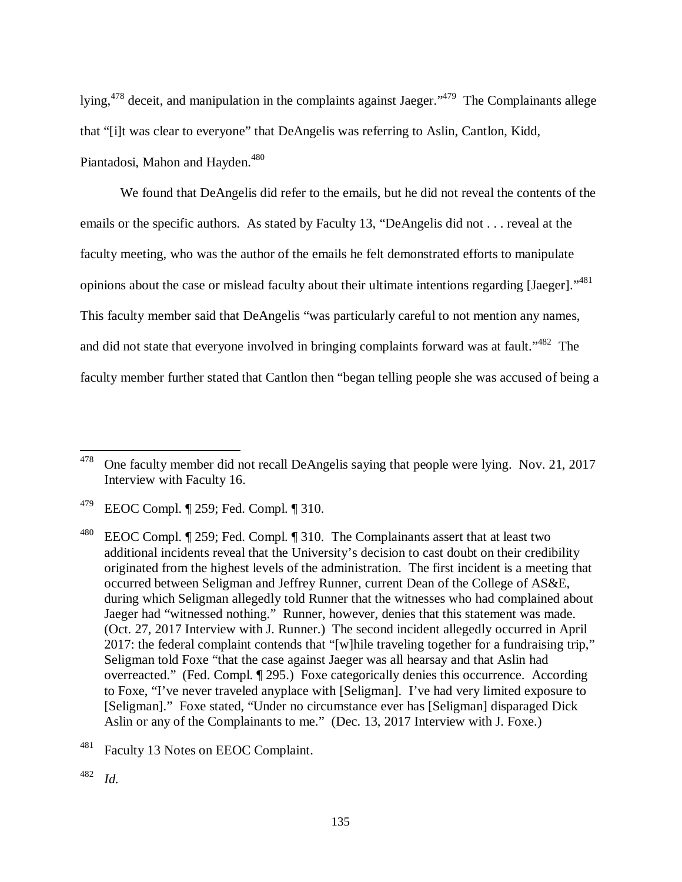lying,[478] deceit, and manipulation in the complaints against Jaeger."[479] The Complainants allege that "[i]t was clear to everyone" that DeAngelis was referring to Aslin, Cantlon, Kidd, Piantadosi, Mahon and Hayden.[480]

We found that DeAngelis did refer to the emails, but he did not reveal the contents of the emails or the specific authors. As stated by Faculty 13, "DeAngelis did not . . . reveal at the faculty meeting, who was the author of the emails he felt demonstrated efforts to manipulate opinions about the case or mislead faculty about their ultimate intentions regarding [Jaeger]."[481] This faculty member said that DeAngelis "was particularly careful to not mention any names, and did not state that everyone involved in bringing complaints forward was at fault."[482] The faculty member further stated that Cantlon then "began telling people she was accused of being a

---

[478] One faculty member did not recall DeAngelis saying that people were lying. Nov. 21, 2017 Interview with Faculty 16.

[479] EEOC Compl. ¶ 259; Fed. Compl. ¶ 310.

[480] EEOC Compl. ¶ 259; Fed. Compl. ¶ 310. The Complainants assert that at least two additional incidents reveal that the University's decision to cast doubt on their credibility originated from the highest levels of the administration. The first incident is a meeting that occurred between Seligman and Jeffrey Runner, current Dean of the College of AS&E, during which Seligman allegedly told Runner that the witnesses who had complained about Jaeger had "witnessed nothing." Runner, however, denies that this statement was made. (Oct. 27, 2017 Interview with J. Runner.) The second incident allegedly occurred in April 2017: the federal complaint contends that "[w]hile traveling together for a fundraising trip," Seligman told Foxe "that the case against Jaeger was all hearsay and that Aslin had overreacted." (Fed. Compl. ¶ 295.) Foxe categorically denies this occurrence. According to Foxe, "I've never traveled anyplace with [Seligman]. I've had very limited exposure to [Seligman]." Foxe stated, "Under no circumstance ever has [Seligman] disparaged Dick Aslin or any of the Complainants to me." (Dec. 13, 2017 Interview with J. Foxe.)

[481] Faculty 13 Notes on EEOC Complaint.

[482] *Id.*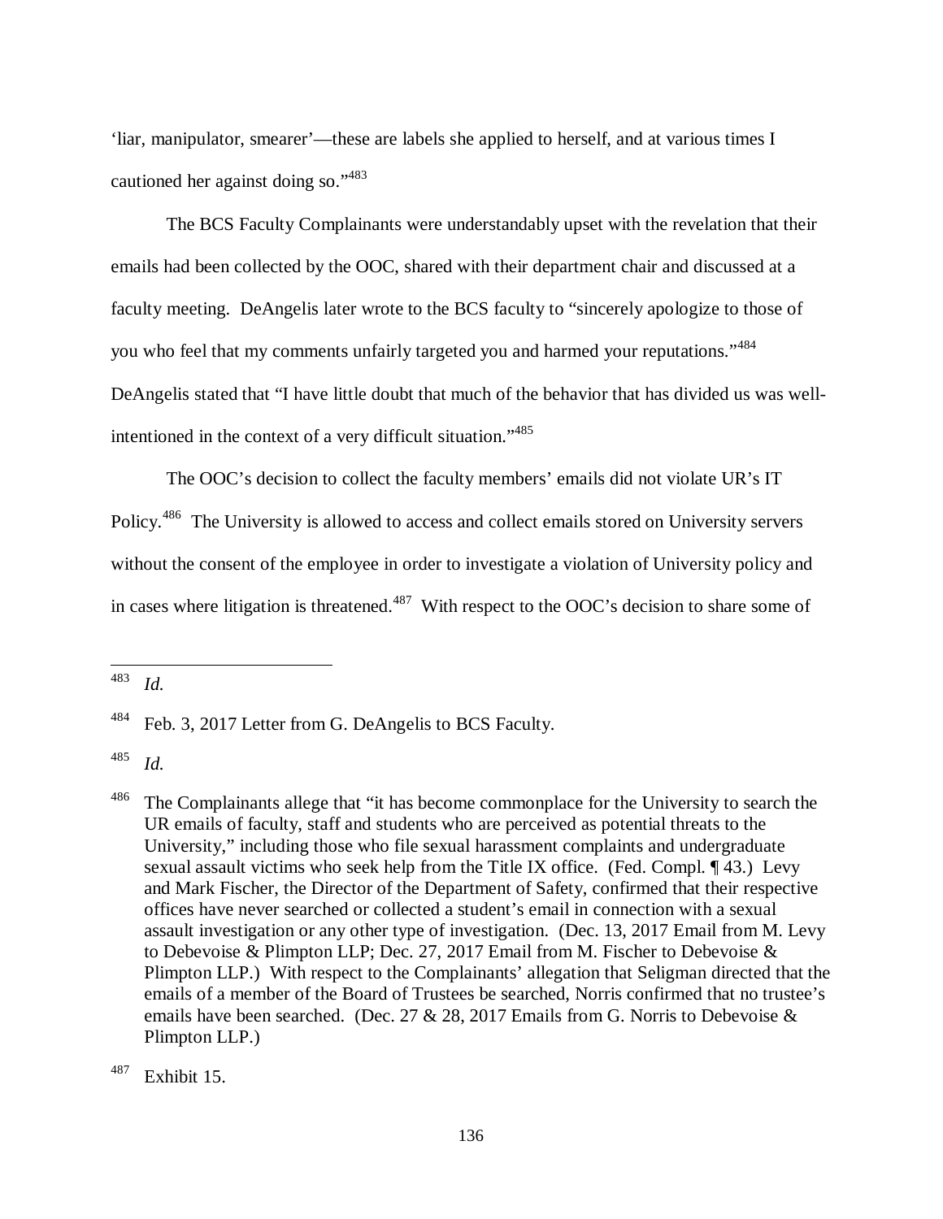'liar, manipulator, smearer'—these are labels she applied to herself, and at various times I cautioned her against doing so."[483]

The BCS Faculty Complainants were understandably upset with the revelation that their emails had been collected by the OOC, shared with their department chair and discussed at a faculty meeting. DeAngelis later wrote to the BCS faculty to "sincerely apologize to those of you who feel that my comments unfairly targeted you and harmed your reputations."[484] DeAngelis stated that "I have little doubt that much of the behavior that has divided us was well-intentioned in the context of a very difficult situation."[485]

The OOC's decision to collect the faculty members' emails did not violate UR's IT Policy.[486] The University is allowed to access and collect emails stored on University servers without the consent of the employee in order to investigate a violation of University policy and in cases where litigation is threatened.[487] With respect to the OOC's decision to share some of

---

[483] *Id.*

[484] Feb. 3, 2017 Letter from G. DeAngelis to BCS Faculty.

[485] *Id.*

[486] The Complainants allege that "it has become commonplace for the University to search the UR emails of faculty, staff and students who are perceived as potential threats to the University," including those who file sexual harassment complaints and undergraduate sexual assault victims who seek help from the Title IX office. (Fed. Compl. ¶ 43.) Levy and Mark Fischer, the Director of the Department of Safety, confirmed that their respective offices have never searched or collected a student's email in connection with a sexual assault investigation or any other type of investigation. (Dec. 13, 2017 Email from M. Levy to Debevoise & Plimpton LLP; Dec. 27, 2017 Email from M. Fischer to Debevoise & Plimpton LLP.) With respect to the Complainants' allegation that Seligman directed that the emails of a member of the Board of Trustees be searched, Norris confirmed that no trustee's emails have been searched. (Dec. 27 & 28, 2017 Emails from G. Norris to Debevoise & Plimpton LLP.)

[487] Exhibit 15.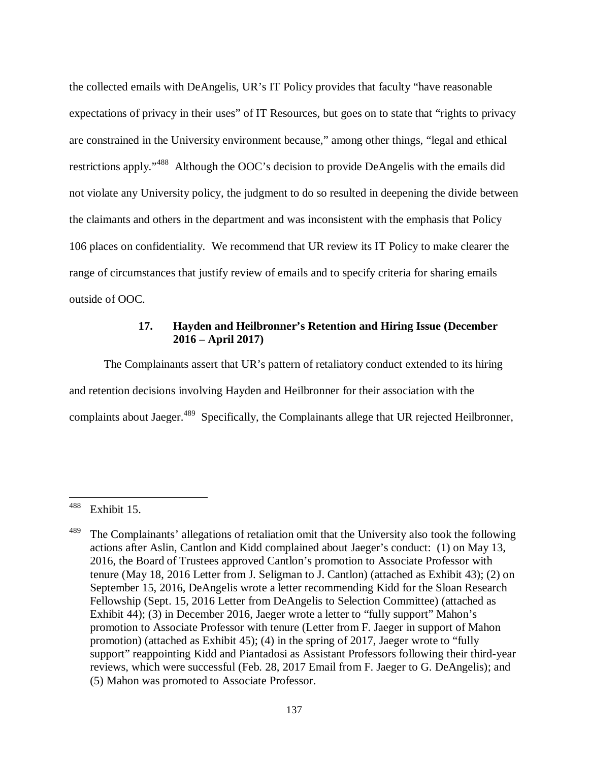the collected emails with DeAngelis, UR's IT Policy provides that faculty "have reasonable expectations of privacy in their uses" of IT Resources, but goes on to state that "rights to privacy are constrained in the University environment because," among other things, "legal and ethical restrictions apply."[488] Although the OOC's decision to provide DeAngelis with the emails did not violate any University policy, the judgment to do so resulted in deepening the divide between the claimants and others in the department and was inconsistent with the emphasis that Policy 106 places on confidentiality. We recommend that UR review its IT Policy to make clearer the range of circumstances that justify review of emails and to specify criteria for sharing emails outside of OOC.

### 17. Hayden and Heilbronner's Retention and Hiring Issue (December 2016 – April 2017)

The Complainants assert that UR's pattern of retaliatory conduct extended to its hiring and retention decisions involving Hayden and Heilbronner for their association with the complaints about Jaeger.[489] Specifically, the Complainants allege that UR rejected Heilbronner,

---

[488] Exhibit 15.

[489] The Complainants' allegations of retaliation omit that the University also took the following actions after Aslin, Cantlon and Kidd complained about Jaeger's conduct: (1) on May 13, 2016, the Board of Trustees approved Cantlon's promotion to Associate Professor with tenure (May 18, 2016 Letter from J. Seligman to J. Cantlon) (attached as Exhibit 43); (2) on September 15, 2016, DeAngelis wrote a letter recommending Kidd for the Sloan Research Fellowship (Sept. 15, 2016 Letter from DeAngelis to Selection Committee) (attached as Exhibit 44); (3) in December 2016, Jaeger wrote a letter to "fully support" Mahon's promotion to Associate Professor with tenure (Letter from F. Jaeger in support of Mahon promotion) (attached as Exhibit 45); (4) in the spring of 2017, Jaeger wrote to "fully support" reappointing Kidd and Piantadosi as Assistant Professors following their third-year reviews, which were successful (Feb. 28, 2017 Email from F. Jaeger to G. DeAngelis); and (5) Mahon was promoted to Associate Professor.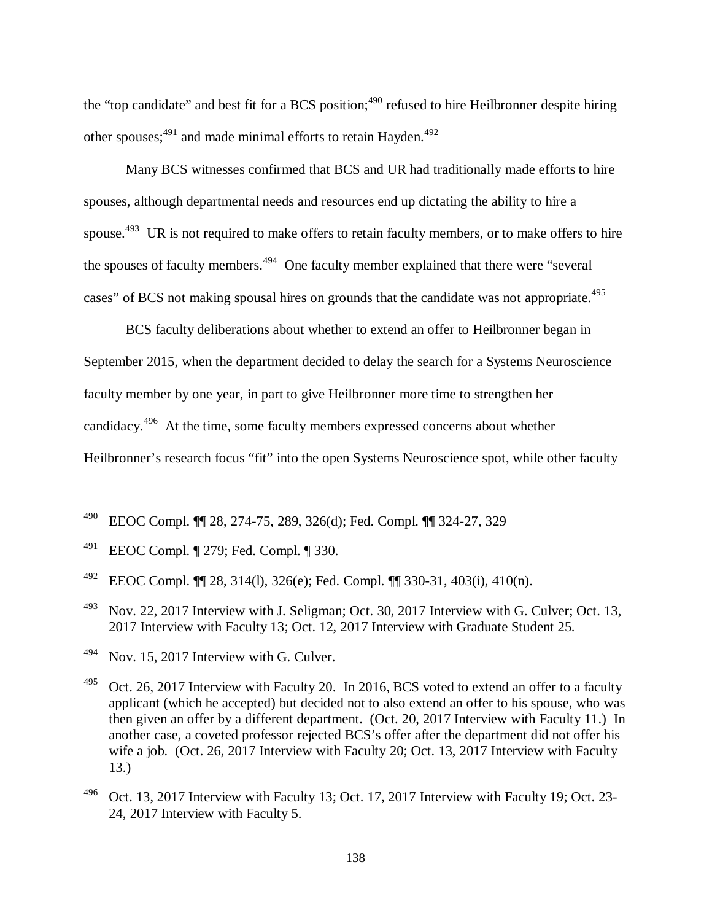the "top candidate" and best fit for a BCS position;[490] refused to hire Heilbronner despite hiring other spouses;[491] and made minimal efforts to retain Hayden.[492]

Many BCS witnesses confirmed that BCS and UR had traditionally made efforts to hire spouses, although departmental needs and resources end up dictating the ability to hire a spouse.[493] UR is not required to make offers to retain faculty members, or to make offers to hire the spouses of faculty members.[494] One faculty member explained that there were "several cases" of BCS not making spousal hires on grounds that the candidate was not appropriate.[495]

BCS faculty deliberations about whether to extend an offer to Heilbronner began in September 2015, when the department decided to delay the search for a Systems Neuroscience faculty member by one year, in part to give Heilbronner more time to strengthen her candidacy.[496] At the time, some faculty members expressed concerns about whether Heilbronner's research focus "fit" into the open Systems Neuroscience spot, while other faculty

---

[490] EEOC Compl. ¶¶ 28, 274-75, 289, 326(d); Fed. Compl. ¶¶ 324-27, 329

[491] EEOC Compl. ¶ 279; Fed. Compl. ¶ 330.

[492] EEOC Compl. ¶¶ 28, 314(l), 326(e); Fed. Compl. ¶¶ 330-31, 403(i), 410(n).

[493] Nov. 22, 2017 Interview with J. Seligman; Oct. 30, 2017 Interview with G. Culver; Oct. 13, 2017 Interview with Faculty 13; Oct. 12, 2017 Interview with Graduate Student 25.

[494] Nov. 15, 2017 Interview with G. Culver.

[495] Oct. 26, 2017 Interview with Faculty 20. In 2016, BCS voted to extend an offer to a faculty applicant (which he accepted) but decided not to also extend an offer to his spouse, who was then given an offer by a different department. (Oct. 20, 2017 Interview with Faculty 11.) In another case, a coveted professor rejected BCS's offer after the department did not offer his wife a job. (Oct. 26, 2017 Interview with Faculty 20; Oct. 13, 2017 Interview with Faculty 13.)

[496] Oct. 13, 2017 Interview with Faculty 13; Oct. 17, 2017 Interview with Faculty 19; Oct. 23-24, 2017 Interview with Faculty 5.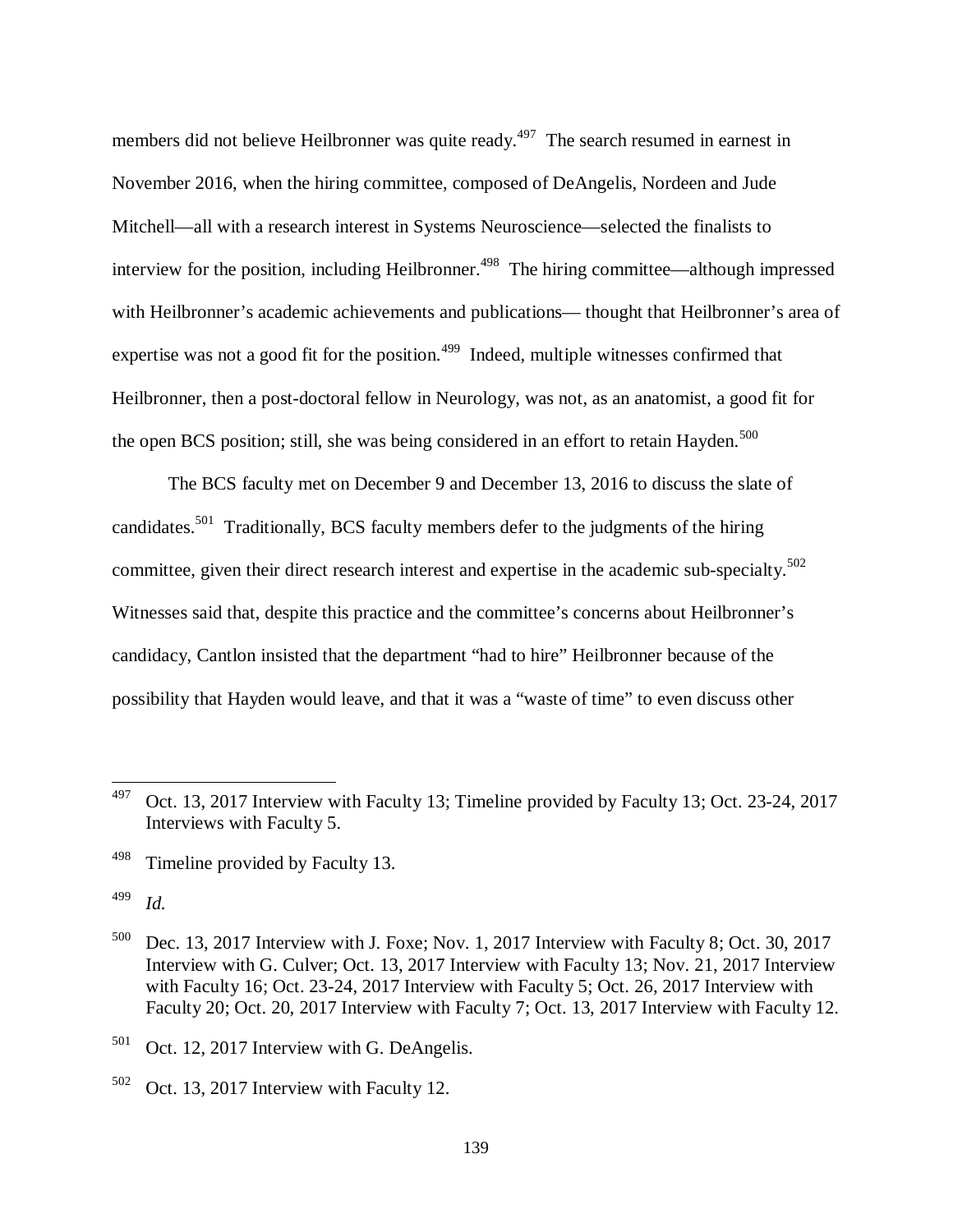members did not believe Heilbronner was quite ready.[497] The search resumed in earnest in November 2016, when the hiring committee, composed of DeAngelis, Nordeen and Jude Mitchell—all with a research interest in Systems Neuroscience—selected the finalists to interview for the position, including Heilbronner.[498] The hiring committee—although impressed with Heilbronner's academic achievements and publications— thought that Heilbronner's area of expertise was not a good fit for the position.[499] Indeed, multiple witnesses confirmed that Heilbronner, then a post-doctoral fellow in Neurology, was not, as an anatomist, a good fit for the open BCS position; still, she was being considered in an effort to retain Hayden.[500]

The BCS faculty met on December 9 and December 13, 2016 to discuss the slate of candidates.[501] Traditionally, BCS faculty members defer to the judgments of the hiring committee, given their direct research interest and expertise in the academic sub-specialty.[502] Witnesses said that, despite this practice and the committee's concerns about Heilbronner's candidacy, Cantlon insisted that the department "had to hire" Heilbronner because of the possibility that Hayden would leave, and that it was a "waste of time" to even discuss other

---

[497] Oct. 13, 2017 Interview with Faculty 13; Timeline provided by Faculty 13; Oct. 23-24, 2017 Interviews with Faculty 5.

[498] Timeline provided by Faculty 13.

[499] *Id.*

[500] Dec. 13, 2017 Interview with J. Foxe; Nov. 1, 2017 Interview with Faculty 8; Oct. 30, 2017 Interview with G. Culver; Oct. 13, 2017 Interview with Faculty 13; Nov. 21, 2017 Interview with Faculty 16; Oct. 23-24, 2017 Interview with Faculty 5; Oct. 26, 2017 Interview with Faculty 20; Oct. 20, 2017 Interview with Faculty 7; Oct. 13, 2017 Interview with Faculty 12.

[501] Oct. 12, 2017 Interview with G. DeAngelis.

[502] Oct. 13, 2017 Interview with Faculty 12.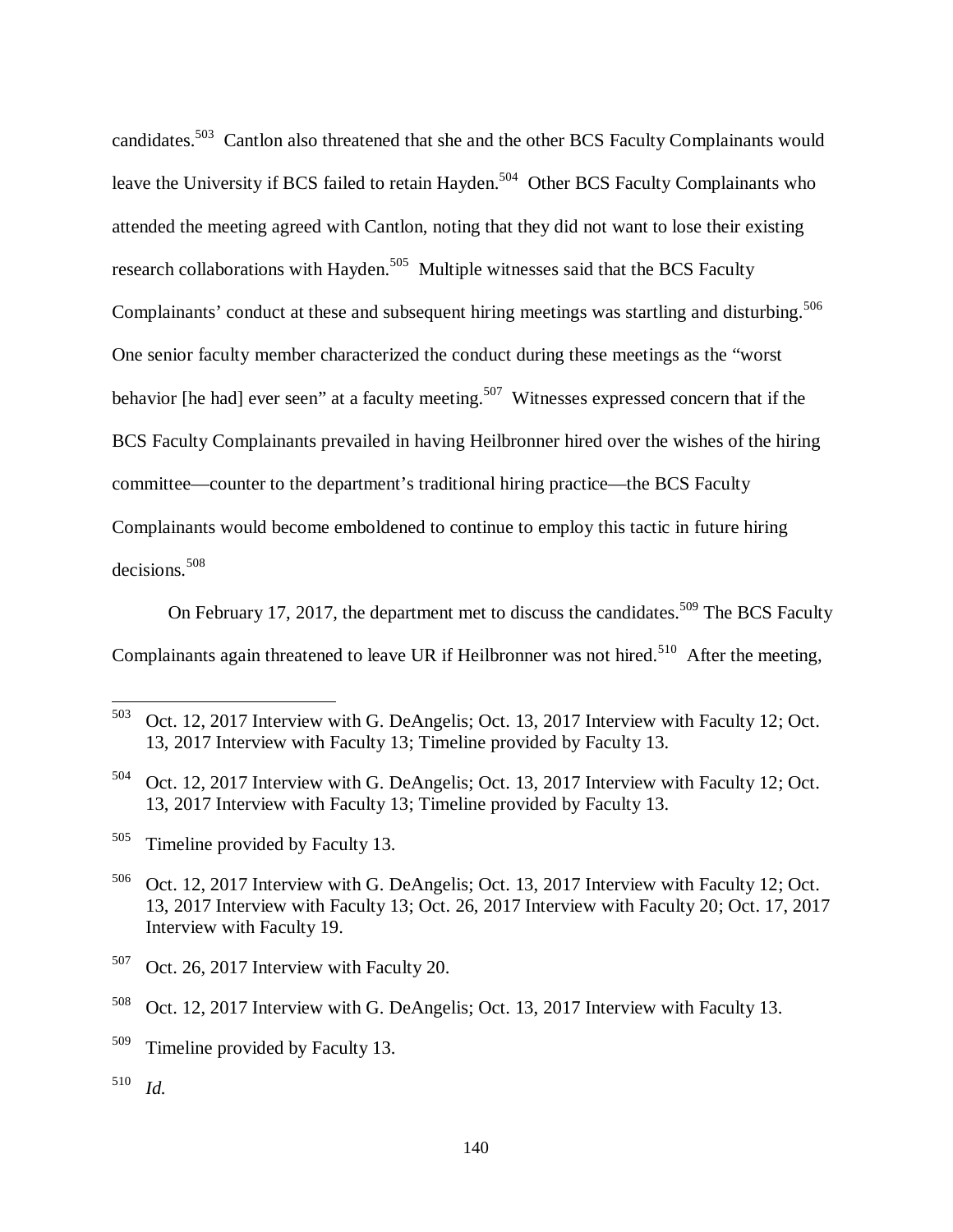candidates.[503] Cantlon also threatened that she and the other BCS Faculty Complainants would leave the University if BCS failed to retain Hayden.[504] Other BCS Faculty Complainants who attended the meeting agreed with Cantlon, noting that they did not want to lose their existing research collaborations with Hayden.[505] Multiple witnesses said that the BCS Faculty Complainants' conduct at these and subsequent hiring meetings was startling and disturbing.[506] One senior faculty member characterized the conduct during these meetings as the "worst behavior [he had] ever seen" at a faculty meeting.[507] Witnesses expressed concern that if the BCS Faculty Complainants prevailed in having Heilbronner hired over the wishes of the hiring committee—counter to the department's traditional hiring practice—the BCS Faculty Complainants would become emboldened to continue to employ this tactic in future hiring decisions.[508]

On February 17, 2017, the department met to discuss the candidates.[509] The BCS Faculty Complainants again threatened to leave UR if Heilbronner was not hired.[510] After the meeting,

---

[503] Oct. 12, 2017 Interview with G. DeAngelis; Oct. 13, 2017 Interview with Faculty 12; Oct. 13, 2017 Interview with Faculty 13; Timeline provided by Faculty 13.

[504] Oct. 12, 2017 Interview with G. DeAngelis; Oct. 13, 2017 Interview with Faculty 12; Oct. 13, 2017 Interview with Faculty 13; Timeline provided by Faculty 13.

[505] Timeline provided by Faculty 13.

[506] Oct. 12, 2017 Interview with G. DeAngelis; Oct. 13, 2017 Interview with Faculty 12; Oct. 13, 2017 Interview with Faculty 13; Oct. 26, 2017 Interview with Faculty 20; Oct. 17, 2017 Interview with Faculty 19.

[507] Oct. 26, 2017 Interview with Faculty 20.

[508] Oct. 12, 2017 Interview with G. DeAngelis; Oct. 13, 2017 Interview with Faculty 13.

[509] Timeline provided by Faculty 13.

[510] *Id.*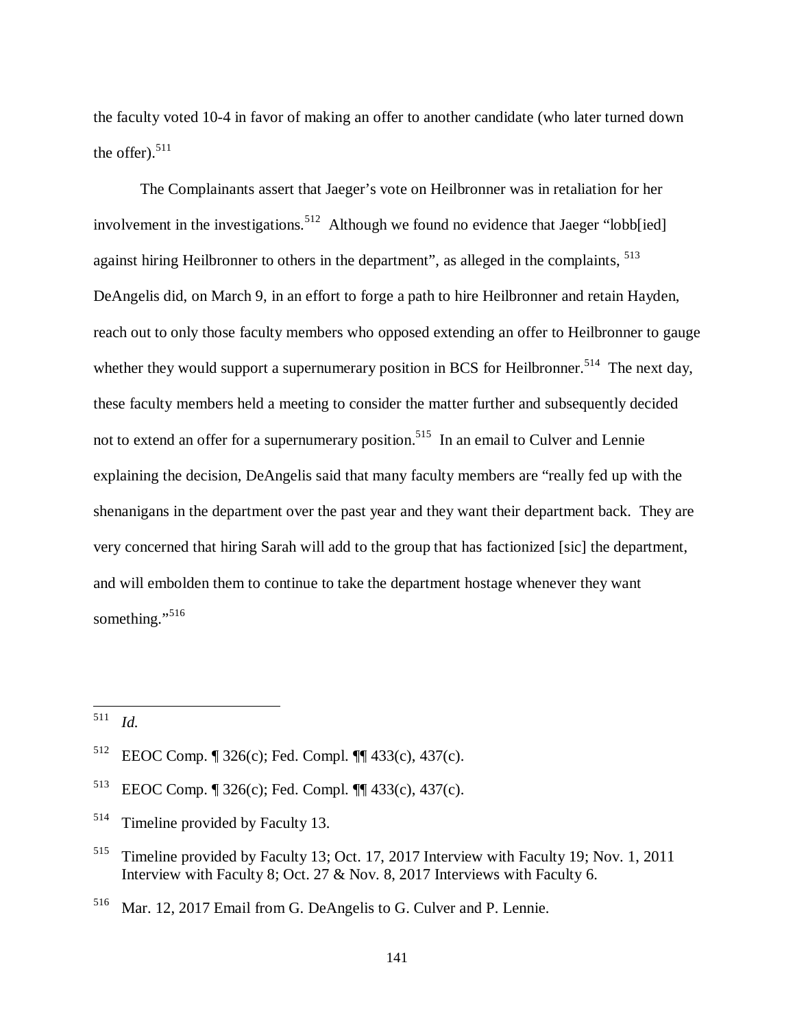the faculty voted 10-4 in favor of making an offer to another candidate (who later turned down the offer).[511]

The Complainants assert that Jaeger's vote on Heilbronner was in retaliation for her involvement in the investigations.[512] Although we found no evidence that Jaeger "lobb[ied] against hiring Heilbronner to others in the department", as alleged in the complaints, [513] DeAngelis did, on March 9, in an effort to forge a path to hire Heilbronner and retain Hayden, reach out to only those faculty members who opposed extending an offer to Heilbronner to gauge whether they would support a supernumerary position in BCS for Heilbronner.[514] The next day, these faculty members held a meeting to consider the matter further and subsequently decided not to extend an offer for a supernumerary position.[515] In an email to Culver and Lennie explaining the decision, DeAngelis said that many faculty members are "really fed up with the shenanigans in the department over the past year and they want their department back. They are very concerned that hiring Sarah will add to the group that has factionized [sic] the department, and will embolden them to continue to take the department hostage whenever they want something."[516]

---

[511] *Id.*

[512] EEOC Comp. ¶ 326(c); Fed. Compl. ¶¶ 433(c), 437(c).

[513] EEOC Comp. ¶ 326(c); Fed. Compl. ¶¶ 433(c), 437(c).

[514] Timeline provided by Faculty 13.

[515] Timeline provided by Faculty 13; Oct. 17, 2017 Interview with Faculty 19; Nov. 1, 2011 Interview with Faculty 8; Oct. 27 & Nov. 8, 2017 Interviews with Faculty 6.

[516] Mar. 12, 2017 Email from G. DeAngelis to G. Culver and P. Lennie.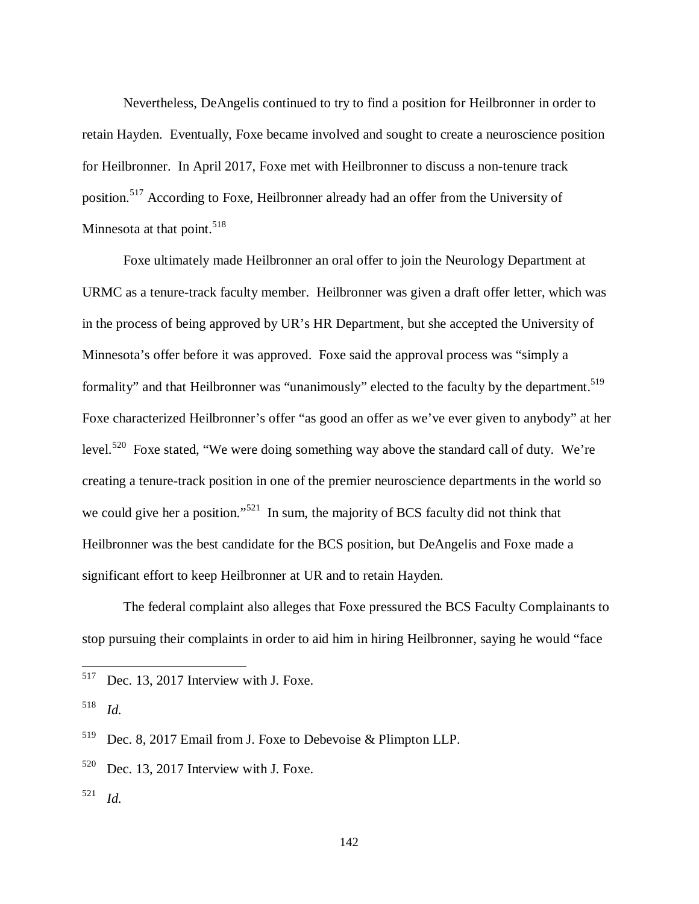Nevertheless, DeAngelis continued to try to find a position for Heilbronner in order to retain Hayden. Eventually, Foxe became involved and sought to create a neuroscience position for Heilbronner. In April 2017, Foxe met with Heilbronner to discuss a non-tenure track position.[517] According to Foxe, Heilbronner already had an offer from the University of Minnesota at that point.[518]

Foxe ultimately made Heilbronner an oral offer to join the Neurology Department at URMC as a tenure-track faculty member. Heilbronner was given a draft offer letter, which was in the process of being approved by UR's HR Department, but she accepted the University of Minnesota's offer before it was approved. Foxe said the approval process was "simply a formality" and that Heilbronner was "unanimously" elected to the faculty by the department.[519] Foxe characterized Heilbronner's offer "as good an offer as we've ever given to anybody" at her level.[520] Foxe stated, "We were doing something way above the standard call of duty. We're creating a tenure-track position in one of the premier neuroscience departments in the world so we could give her a position."[521] In sum, the majority of BCS faculty did not think that Heilbronner was the best candidate for the BCS position, but DeAngelis and Foxe made a significant effort to keep Heilbronner at UR and to retain Hayden.

The federal complaint also alleges that Foxe pressured the BCS Faculty Complainants to stop pursuing their complaints in order to aid him in hiring Heilbronner, saying he would "face

---

[517] Dec. 13, 2017 Interview with J. Foxe.

[518] *Id.*

[519] Dec. 8, 2017 Email from J. Foxe to Debevoise & Plimpton LLP.

[520] Dec. 13, 2017 Interview with J. Foxe.

[521] *Id.*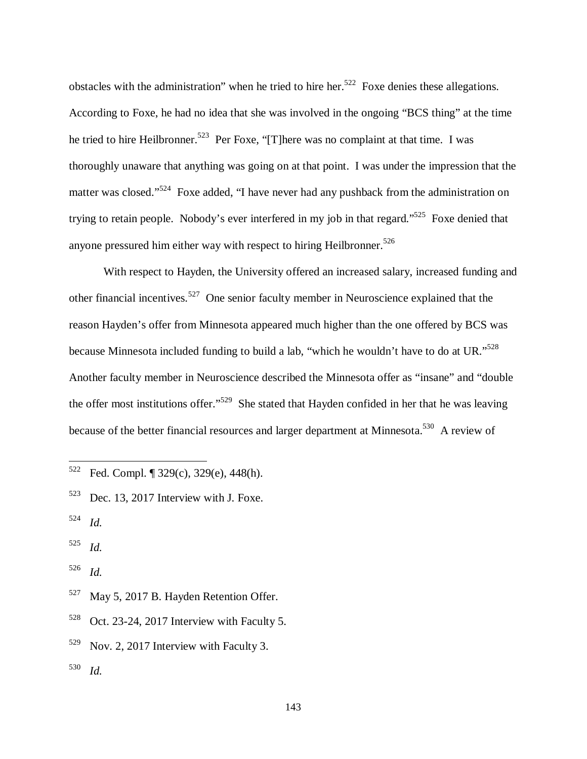obstacles with the administration" when he tried to hire her.[522] Foxe denies these allegations. According to Foxe, he had no idea that she was involved in the ongoing "BCS thing" at the time he tried to hire Heilbronner.[523] Per Foxe, "[T]here was no complaint at that time. I was thoroughly unaware that anything was going on at that point. I was under the impression that the matter was closed."[524] Foxe added, "I have never had any pushback from the administration on trying to retain people. Nobody's ever interfered in my job in that regard."[525] Foxe denied that anyone pressured him either way with respect to hiring Heilbronner.[526]

With respect to Hayden, the University offered an increased salary, increased funding and other financial incentives.[527] One senior faculty member in Neuroscience explained that the reason Hayden's offer from Minnesota appeared much higher than the one offered by BCS was because Minnesota included funding to build a lab, "which he wouldn't have to do at UR."[528] Another faculty member in Neuroscience described the Minnesota offer as "insane" and "double the offer most institutions offer."[529] She stated that Hayden confided in her that he was leaving because of the better financial resources and larger department at Minnesota.[530] A review of

---

[522] Fed. Compl. ¶ 329(c), 329(e), 448(h).

[523] Dec. 13, 2017 Interview with J. Foxe.

[524] *Id.*

[525] *Id.*

[526] *Id.*

[527] May 5, 2017 B. Hayden Retention Offer.

[528] Oct. 23-24, 2017 Interview with Faculty 5.

[529] Nov. 2, 2017 Interview with Faculty 3.

[530] *Id.*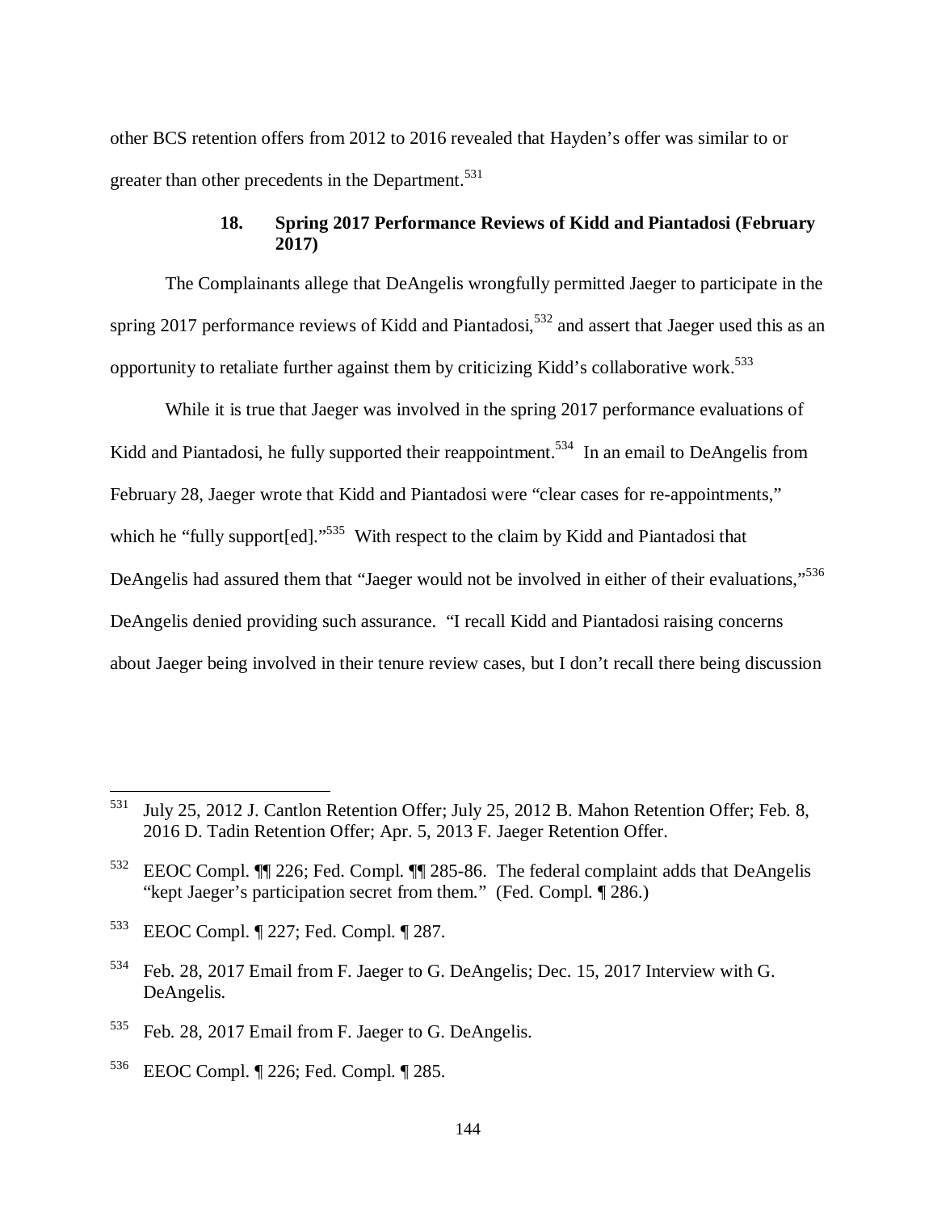other BCS retention offers from 2012 to 2016 revealed that Hayden's offer was similar to or greater than other precedents in the Department.[531]

### 18. Spring 2017 Performance Reviews of Kidd and Piantadosi (February 2017)

The Complainants allege that DeAngelis wrongfully permitted Jaeger to participate in the spring 2017 performance reviews of Kidd and Piantadosi,[532] and assert that Jaeger used this as an opportunity to retaliate further against them by criticizing Kidd's collaborative work.[533]

While it is true that Jaeger was involved in the spring 2017 performance evaluations of Kidd and Piantadosi, he fully supported their reappointment.[534] In an email to DeAngelis from February 28, Jaeger wrote that Kidd and Piantadosi were "clear cases for re-appointments," which he "fully support[ed]."[535] With respect to the claim by Kidd and Piantadosi that DeAngelis had assured them that "Jaeger would not be involved in either of their evaluations,"[536] DeAngelis denied providing such assurance. "I recall Kidd and Piantadosi raising concerns about Jaeger being involved in their tenure review cases, but I don't recall there being discussion

---

[531] July 25, 2012 J. Cantlon Retention Offer; July 25, 2012 B. Mahon Retention Offer; Feb. 8, 2016 D. Tadin Retention Offer; Apr. 5, 2013 F. Jaeger Retention Offer.

[532] EEOC Compl. ¶¶ 226; Fed. Compl. ¶¶ 285-86. The federal complaint adds that DeAngelis "kept Jaeger's participation secret from them." (Fed. Compl. ¶ 286.)

[533] EEOC Compl. ¶ 227; Fed. Compl. ¶ 287.

[534] Feb. 28, 2017 Email from F. Jaeger to G. DeAngelis; Dec. 15, 2017 Interview with G. DeAngelis.

[535] Feb. 28, 2017 Email from F. Jaeger to G. DeAngelis.

[536] EEOC Compl. ¶ 226; Fed. Compl. ¶ 285.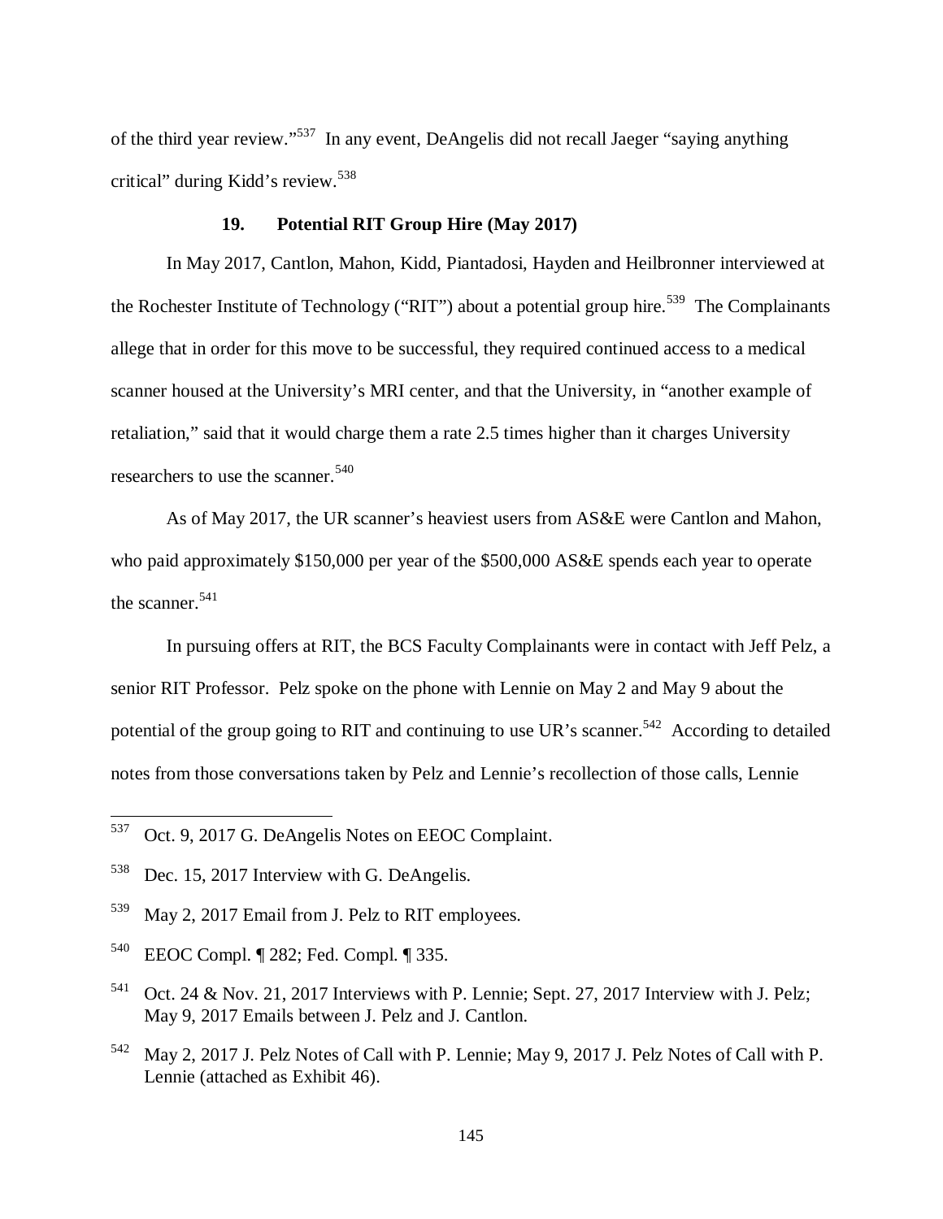of the third year review."[537] In any event, DeAngelis did not recall Jaeger "saying anything critical" during Kidd's review.[538]

### 19. Potential RIT Group Hire (May 2017)

In May 2017, Cantlon, Mahon, Kidd, Piantadosi, Hayden and Heilbronner interviewed at the Rochester Institute of Technology ("RIT") about a potential group hire.[539] The Complainants allege that in order for this move to be successful, they required continued access to a medical scanner housed at the University's MRI center, and that the University, in "another example of retaliation," said that it would charge them a rate 2.5 times higher than it charges University researchers to use the scanner.[540]

As of May 2017, the UR scanner's heaviest users from AS&E were Cantlon and Mahon, who paid approximately $150,000 per year of the $500,000 AS&E spends each year to operate the scanner.[541]

In pursuing offers at RIT, the BCS Faculty Complainants were in contact with Jeff Pelz, a senior RIT Professor. Pelz spoke on the phone with Lennie on May 2 and May 9 about the potential of the group going to RIT and continuing to use UR's scanner.[542] According to detailed notes from those conversations taken by Pelz and Lennie's recollection of those calls, Lennie

---

[537] Oct. 9, 2017 G. DeAngelis Notes on EEOC Complaint.

[538] Dec. 15, 2017 Interview with G. DeAngelis.

[539] May 2, 2017 Email from J. Pelz to RIT employees.

[540] EEOC Compl. ¶ 282; Fed. Compl. ¶ 335.

[541] Oct. 24 & Nov. 21, 2017 Interviews with P. Lennie; Sept. 27, 2017 Interview with J. Pelz; May 9, 2017 Emails between J. Pelz and J. Cantlon.

[542] May 2, 2017 J. Pelz Notes of Call with P. Lennie; May 9, 2017 J. Pelz Notes of Call with P. Lennie (attached as Exhibit 46).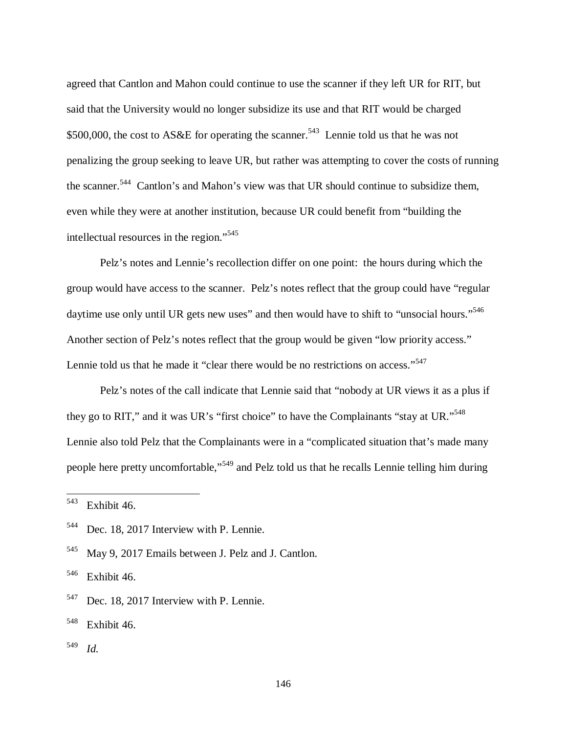agreed that Cantlon and Mahon could continue to use the scanner if they left UR for RIT, but said that the University would no longer subsidize its use and that RIT would be charged $500,000, the cost to AS&E for operating the scanner.[543] Lennie told us that he was not penalizing the group seeking to leave UR, but rather was attempting to cover the costs of running the scanner.[544] Cantlon's and Mahon's view was that UR should continue to subsidize them, even while they were at another institution, because UR could benefit from "building the intellectual resources in the region."[545]

Pelz's notes and Lennie's recollection differ on one point: the hours during which the group would have access to the scanner. Pelz's notes reflect that the group could have "regular daytime use only until UR gets new uses" and then would have to shift to "unsocial hours."[546] Another section of Pelz's notes reflect that the group would be given "low priority access." Lennie told us that he made it "clear there would be no restrictions on access."[547]

Pelz's notes of the call indicate that Lennie said that "nobody at UR views it as a plus if they go to RIT," and it was UR's "first choice" to have the Complainants "stay at UR."[548] Lennie also told Pelz that the Complainants were in a "complicated situation that's made many people here pretty uncomfortable,"[549] and Pelz told us that he recalls Lennie telling him during

---

[543] Exhibit 46.

[544] Dec. 18, 2017 Interview with P. Lennie.

[545] May 9, 2017 Emails between J. Pelz and J. Cantlon.

[546] Exhibit 46.

[547] Dec. 18, 2017 Interview with P. Lennie.

[548] Exhibit 46.

[549] *Id.*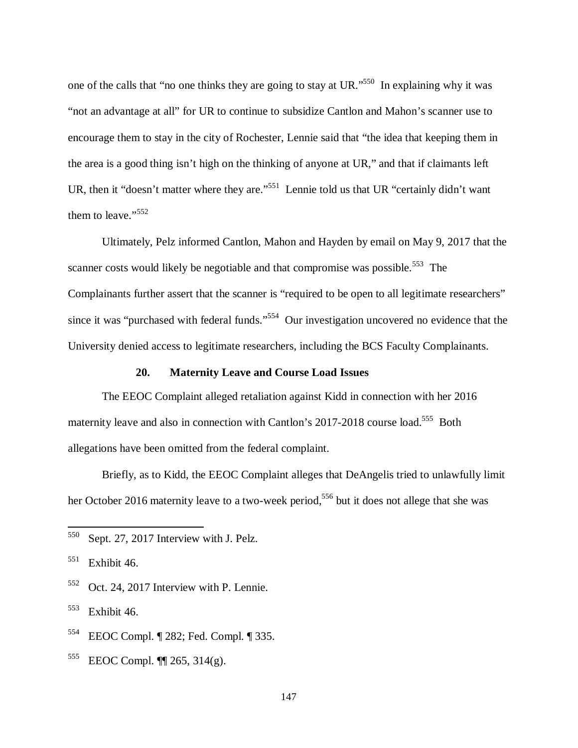one of the calls that "no one thinks they are going to stay at UR."[550] In explaining why it was "not an advantage at all" for UR to continue to subsidize Cantlon and Mahon's scanner use to encourage them to stay in the city of Rochester, Lennie said that "the idea that keeping them in the area is a good thing isn't high on the thinking of anyone at UR," and that if claimants left UR, then it "doesn't matter where they are."[551] Lennie told us that UR "certainly didn't want them to leave."[552]

Ultimately, Pelz informed Cantlon, Mahon and Hayden by email on May 9, 2017 that the scanner costs would likely be negotiable and that compromise was possible.[553] The Complainants further assert that the scanner is "required to be open to all legitimate researchers" since it was "purchased with federal funds."[554] Our investigation uncovered no evidence that the University denied access to legitimate researchers, including the BCS Faculty Complainants.

### 20. Maternity Leave and Course Load Issues

The EEOC Complaint alleged retaliation against Kidd in connection with her 2016 maternity leave and also in connection with Cantlon's 2017-2018 course load.[555] Both allegations have been omitted from the federal complaint.

Briefly, as to Kidd, the EEOC Complaint alleges that DeAngelis tried to unlawfully limit her October 2016 maternity leave to a two-week period,[556] but it does not allege that she was

---

[550] Sept. 27, 2017 Interview with J. Pelz.

[551] Exhibit 46.

[552] Oct. 24, 2017 Interview with P. Lennie.

[553] Exhibit 46.

[554] EEOC Compl. ¶ 282; Fed. Compl. ¶ 335.

[555] EEOC Compl. ¶¶ 265, 314(g).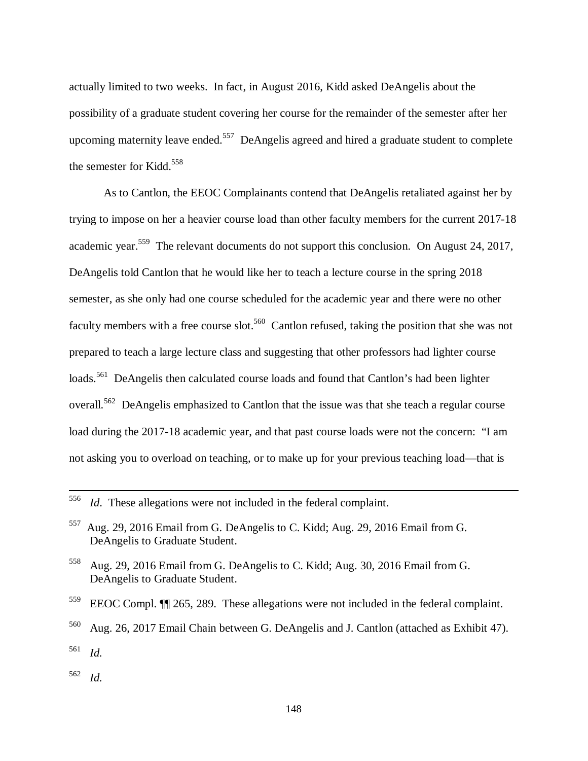actually limited to two weeks. In fact, in August 2016, Kidd asked DeAngelis about the possibility of a graduate student covering her course for the remainder of the semester after her upcoming maternity leave ended.[557] DeAngelis agreed and hired a graduate student to complete the semester for Kidd.[558]

As to Cantlon, the EEOC Complainants contend that DeAngelis retaliated against her by trying to impose on her a heavier course load than other faculty members for the current 2017-18 academic year.[559] The relevant documents do not support this conclusion. On August 24, 2017, DeAngelis told Cantlon that he would like her to teach a lecture course in the spring 2018 semester, as she only had one course scheduled for the academic year and there were no other faculty members with a free course slot.[560] Cantlon refused, taking the position that she was not prepared to teach a large lecture class and suggesting that other professors had lighter course loads.[561] DeAngelis then calculated course loads and found that Cantlon's had been lighter overall.[562] DeAngelis emphasized to Cantlon that the issue was that she teach a regular course load during the 2017-18 academic year, and that past course loads were not the concern: "I am not asking you to overload on teaching, or to make up for your previous teaching load—that is

---

[556] *Id*. These allegations were not included in the federal complaint.

[557] Aug. 29, 2016 Email from G. DeAngelis to C. Kidd; Aug. 29, 2016 Email from G. DeAngelis to Graduate Student.

[558] Aug. 29, 2016 Email from G. DeAngelis to C. Kidd; Aug. 30, 2016 Email from G. DeAngelis to Graduate Student.

[559] EEOC Compl. ¶¶ 265, 289. These allegations were not included in the federal complaint.

[560] Aug. 26, 2017 Email Chain between G. DeAngelis and J. Cantlon (attached as Exhibit 47).

[561] *Id.*

[562] *Id.*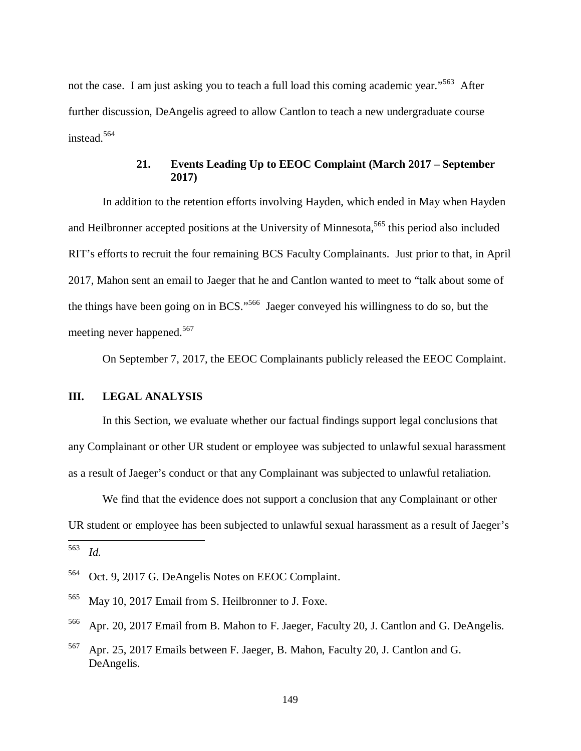not the case. I am just asking you to teach a full load this coming academic year."[563] After further discussion, DeAngelis agreed to allow Cantlon to teach a new undergraduate course instead.[564]

### 21. Events Leading Up to EEOC Complaint (March 2017 – September 2017)

In addition to the retention efforts involving Hayden, which ended in May when Hayden and Heilbronner accepted positions at the University of Minnesota,[565] this period also included RIT's efforts to recruit the four remaining BCS Faculty Complainants. Just prior to that, in April 2017, Mahon sent an email to Jaeger that he and Cantlon wanted to meet to "talk about some of the things have been going on in BCS."[566] Jaeger conveyed his willingness to do so, but the meeting never happened.[567]

On September 7, 2017, the EEOC Complainants publicly released the EEOC Complaint.

## III. LEGAL ANALYSIS

In this Section, we evaluate whether our factual findings support legal conclusions that any Complainant or other UR student or employee was subjected to unlawful sexual harassment as a result of Jaeger's conduct or that any Complainant was subjected to unlawful retaliation.

We find that the evidence does not support a conclusion that any Complainant or other UR student or employee has been subjected to unlawful sexual harassment as a result of Jaeger's

---

[563] *Id.*

[564] Oct. 9, 2017 G. DeAngelis Notes on EEOC Complaint.

[565] May 10, 2017 Email from S. Heilbronner to J. Foxe.

[566] Apr. 20, 2017 Email from B. Mahon to F. Jaeger, Faculty 20, J. Cantlon and G. DeAngelis.

[567] Apr. 25, 2017 Emails between F. Jaeger, B. Mahon, Faculty 20, J. Cantlon and G. DeAngelis.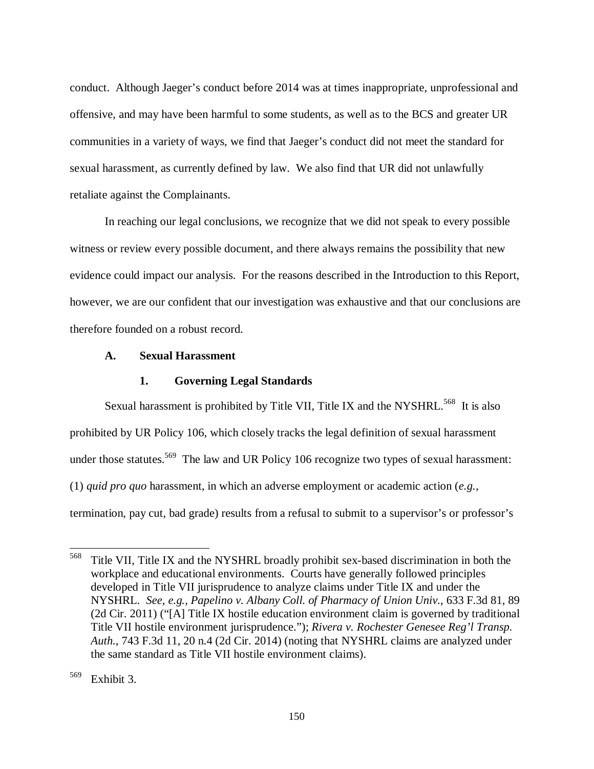conduct. Although Jaeger's conduct before 2014 was at times inappropriate, unprofessional and offensive, and may have been harmful to some students, as well as to the BCS and greater UR communities in a variety of ways, we find that Jaeger's conduct did not meet the standard for sexual harassment, as currently defined by law. We also find that UR did not unlawfully retaliate against the Complainants.

In reaching our legal conclusions, we recognize that we did not speak to every possible witness or review every possible document, and there always remains the possibility that new evidence could impact our analysis. For the reasons described in the Introduction to this Report, however, we are our confident that our investigation was exhaustive and that our conclusions are therefore founded on a robust record.

### A. Sexual Harassment

#### 1. Governing Legal Standards

Sexual harassment is prohibited by Title VII, Title IX and the NYSHRL.[568] It is also prohibited by UR Policy 106, which closely tracks the legal definition of sexual harassment under those statutes.[569] The law and UR Policy 106 recognize two types of sexual harassment: (1) *quid pro quo* harassment, in which an adverse employment or academic action (*e.g.*, termination, pay cut, bad grade) results from a refusal to submit to a supervisor's or professor's

---

[568] Title VII, Title IX and the NYSHRL broadly prohibit sex-based discrimination in both the workplace and educational environments. Courts have generally followed principles developed in Title VII jurisprudence to analyze claims under Title IX and under the NYSHRL. *See, e.g.*, *Papelino v. Albany Coll. of Pharmacy of Union Univ.*, 633 F.3d 81, 89 (2d Cir. 2011) ("[A] Title IX hostile education environment claim is governed by traditional Title VII hostile environment jurisprudence."); *Rivera v. Rochester Genesee Reg'l Transp. Auth.*, 743 F.3d 11, 20 n.4 (2d Cir. 2014) (noting that NYSHRL claims are analyzed under the same standard as Title VII hostile environment claims).

[569] Exhibit 3.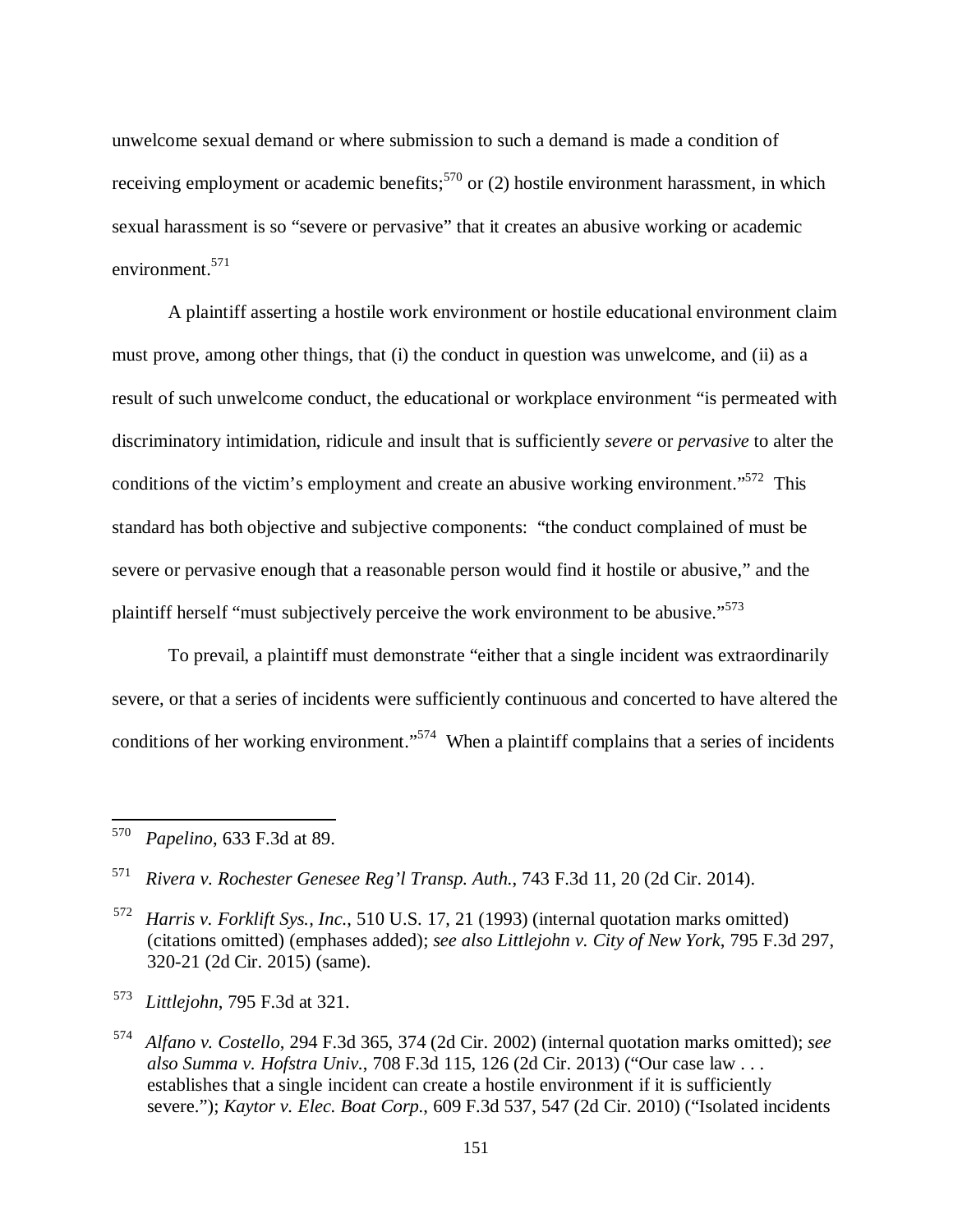unwelcome sexual demand or where submission to such a demand is made a condition of receiving employment or academic benefits;[570] or (2) hostile environment harassment, in which sexual harassment is so "severe or pervasive" that it creates an abusive working or academic environment.[571]

A plaintiff asserting a hostile work environment or hostile educational environment claim must prove, among other things, that (i) the conduct in question was unwelcome, and (ii) as a result of such unwelcome conduct, the educational or workplace environment "is permeated with discriminatory intimidation, ridicule and insult that is sufficiently *severe* or *pervasive* to alter the conditions of the victim's employment and create an abusive working environment."[572] This standard has both objective and subjective components: "the conduct complained of must be severe or pervasive enough that a reasonable person would find it hostile or abusive," and the plaintiff herself "must subjectively perceive the work environment to be abusive."[573]

To prevail, a plaintiff must demonstrate "either that a single incident was extraordinarily severe, or that a series of incidents were sufficiently continuous and concerted to have altered the conditions of her working environment."[574] When a plaintiff complains that a series of incidents

---

[570] *Papelino*, 633 F.3d at 89.

[571] *Rivera v. Rochester Genesee Reg'l Transp. Auth.*, 743 F.3d 11, 20 (2d Cir. 2014).

[572] *Harris v. Forklift Sys., Inc.*, 510 U.S. 17, 21 (1993) (internal quotation marks omitted) (citations omitted) (emphases added); *see also Littlejohn v. City of New York*, 795 F.3d 297, 320-21 (2d Cir. 2015) (same).

[573] *Littlejohn*, 795 F.3d at 321.

[574] *Alfano v. Costello*, 294 F.3d 365, 374 (2d Cir. 2002) (internal quotation marks omitted); *see also Summa v. Hofstra Univ.*, 708 F.3d 115, 126 (2d Cir. 2013) ("Our case law . . . establishes that a single incident can create a hostile environment if it is sufficiently severe."); *Kaytor v. Elec. Boat Corp.*, 609 F.3d 537, 547 (2d Cir. 2010) ("Isolated incidents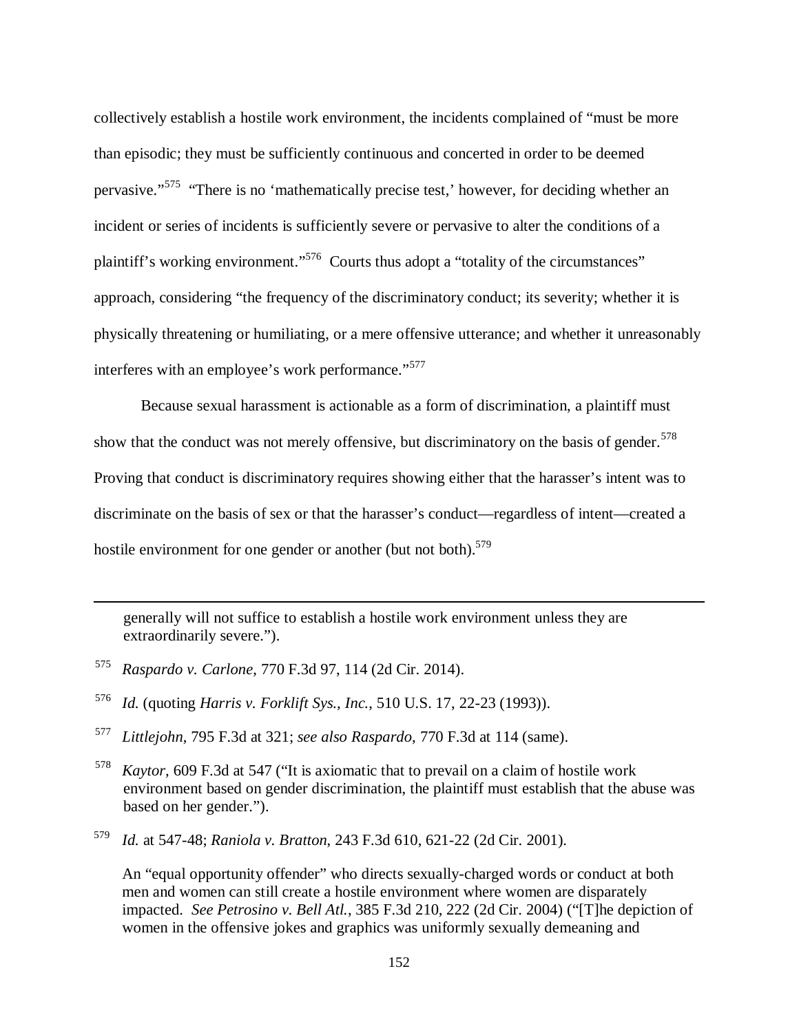collectively establish a hostile work environment, the incidents complained of "must be more than episodic; they must be sufficiently continuous and concerted in order to be deemed pervasive."[575] "There is no 'mathematically precise test,' however, for deciding whether an incident or series of incidents is sufficiently severe or pervasive to alter the conditions of a plaintiff's working environment."[576] Courts thus adopt a "totality of the circumstances" approach, considering "the frequency of the discriminatory conduct; its severity; whether it is physically threatening or humiliating, or a mere offensive utterance; and whether it unreasonably interferes with an employee's work performance."[577]

Because sexual harassment is actionable as a form of discrimination, a plaintiff must show that the conduct was not merely offensive, but discriminatory on the basis of gender.[578] Proving that conduct is discriminatory requires showing either that the harasser's intent was to discriminate on the basis of sex or that the harasser's conduct—regardless of intent—created a hostile environment for one gender or another (but not both).[579]

---

generally will not suffice to establish a hostile work environment unless they are extraordinarily severe.").

[575] *Raspardo v. Carlone*, 770 F.3d 97, 114 (2d Cir. 2014).

[576] *Id.* (quoting *Harris v. Forklift Sys., Inc.*, 510 U.S. 17, 22-23 (1993)).

[577] *Littlejohn*, 795 F.3d at 321; *see also Raspardo*, 770 F.3d at 114 (same).

[578] *Kaytor*, 609 F.3d at 547 ("It is axiomatic that to prevail on a claim of hostile work environment based on gender discrimination, the plaintiff must establish that the abuse was based on her gender.").

[579] *Id.* at 547-48; *Raniola v. Bratton*, 243 F.3d 610, 621-22 (2d Cir. 2001).

An "equal opportunity offender" who directs sexually-charged words or conduct at both men and women can still create a hostile environment where women are disparately impacted. *See Petrosino v. Bell Atl.*, 385 F.3d 210, 222 (2d Cir. 2004) ("[T]he depiction of women in the offensive jokes and graphics was uniformly sexually demeaning and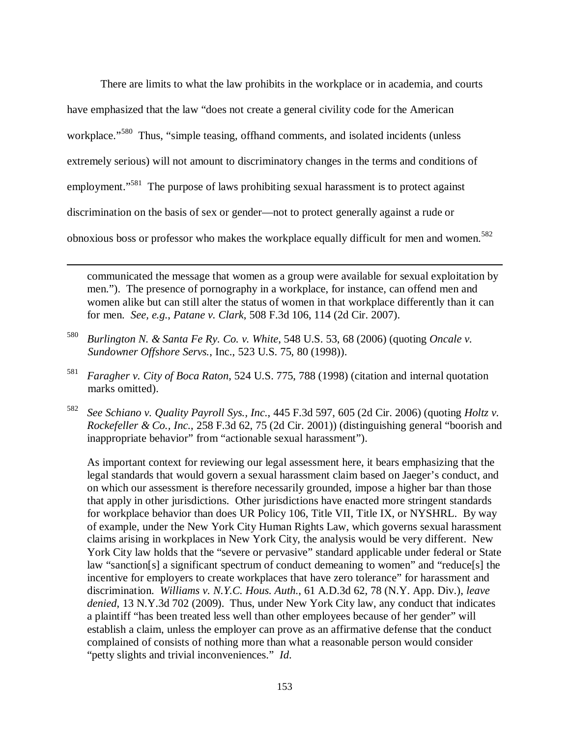There are limits to what the law prohibits in the workplace or in academia, and courts have emphasized that the law "does not create a general civility code for the American workplace."[580] Thus, "simple teasing, offhand comments, and isolated incidents (unless extremely serious) will not amount to discriminatory changes in the terms and conditions of employment."[581] The purpose of laws prohibiting sexual harassment is to protect against discrimination on the basis of sex or gender—not to protect generally against a rude or obnoxious boss or professor who makes the workplace equally difficult for men and women.[582]

---

communicated the message that women as a group were available for sexual exploitation by men."). The presence of pornography in a workplace, for instance, can offend men and women alike but can still alter the status of women in that workplace differently than it can for men. *See, e.g.*, *Patane v. Clark*, 508 F.3d 106, 114 (2d Cir. 2007).

[580] *Burlington N. & Santa Fe Ry. Co. v. White*, 548 U.S. 53, 68 (2006) (quoting *Oncale v. Sundowner Offshore Servs.*, Inc., 523 U.S. 75, 80 (1998)).

[581] *Faragher v. City of Boca Raton*, 524 U.S. 775, 788 (1998) (citation and internal quotation marks omitted).

[582] *See Schiano v. Quality Payroll Sys., Inc.*, 445 F.3d 597, 605 (2d Cir. 2006) (quoting *Holtz v. Rockefeller & Co., Inc.*, 258 F.3d 62, 75 (2d Cir. 2001)) (distinguishing general "boorish and inappropriate behavior" from "actionable sexual harassment").

As important context for reviewing our legal assessment here, it bears emphasizing that the legal standards that would govern a sexual harassment claim based on Jaeger's conduct, and on which our assessment is therefore necessarily grounded, impose a higher bar than those that apply in other jurisdictions. Other jurisdictions have enacted more stringent standards for workplace behavior than does UR Policy 106, Title VII, Title IX, or NYSHRL. By way of example, under the New York City Human Rights Law, which governs sexual harassment claims arising in workplaces in New York City, the analysis would be very different. New York City law holds that the "severe or pervasive" standard applicable under federal or State law "sanction[s] a significant spectrum of conduct demeaning to women" and "reduce[s] the incentive for employers to create workplaces that have zero tolerance" for harassment and discrimination. *Williams v. N.Y.C. Hous. Auth.*, 61 A.D.3d 62, 78 (N.Y. App. Div.), *leave denied*, 13 N.Y.3d 702 (2009). Thus, under New York City law, any conduct that indicates a plaintiff "has been treated less well than other employees because of her gender" will establish a claim, unless the employer can prove as an affirmative defense that the conduct complained of consists of nothing more than what a reasonable person would consider "petty slights and trivial inconveniences." *Id.*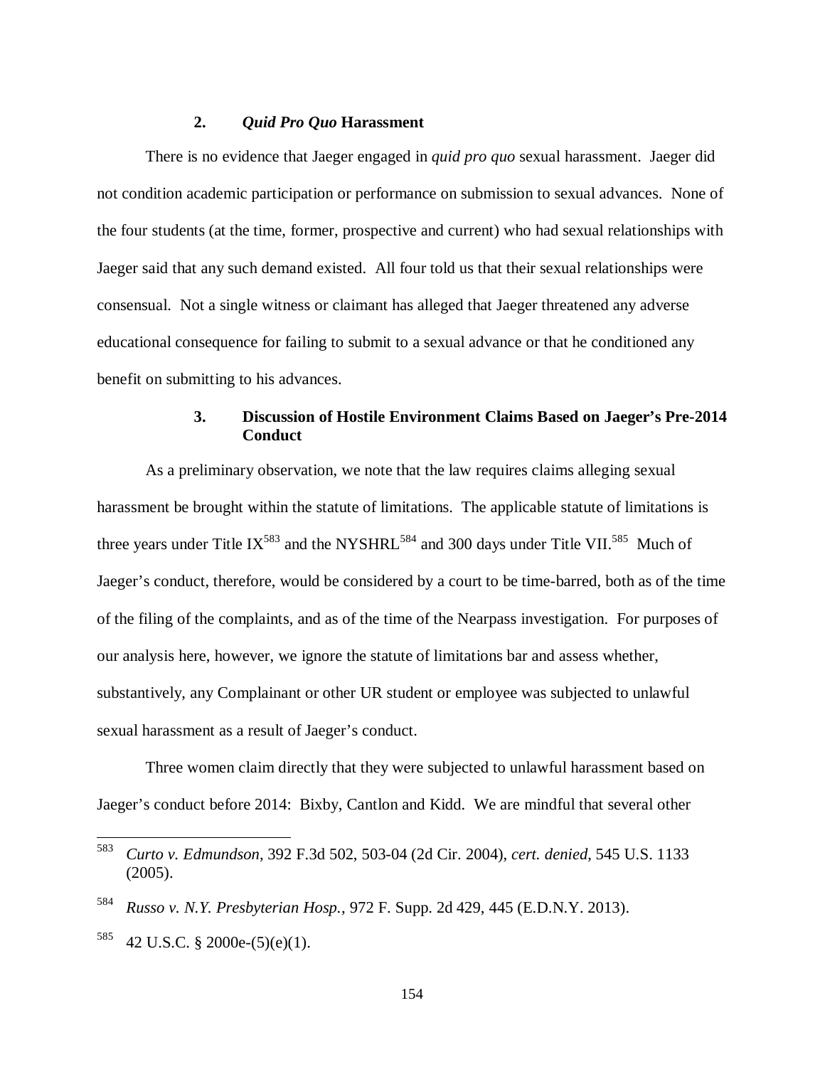### 2. *Quid Pro Quo* Harassment

There is no evidence that Jaeger engaged in *quid pro quo* sexual harassment. Jaeger did not condition academic participation or performance on submission to sexual advances. None of the four students (at the time, former, prospective and current) who had sexual relationships with Jaeger said that any such demand existed. All four told us that their sexual relationships were consensual. Not a single witness or claimant has alleged that Jaeger threatened any adverse educational consequence for failing to submit to a sexual advance or that he conditioned any benefit on submitting to his advances.

### 3. Discussion of Hostile Environment Claims Based on Jaeger's Pre-2014 Conduct

As a preliminary observation, we note that the law requires claims alleging sexual harassment be brought within the statute of limitations. The applicable statute of limitations is three years under Title IX[583] and the NYSHRL[584] and 300 days under Title VII.[585] Much of Jaeger's conduct, therefore, would be considered by a court to be time-barred, both as of the time of the filing of the complaints, and as of the time of the Nearpass investigation. For purposes of our analysis here, however, we ignore the statute of limitations bar and assess whether, substantively, any Complainant or other UR student or employee was subjected to unlawful sexual harassment as a result of Jaeger's conduct.

Three women claim directly that they were subjected to unlawful harassment based on Jaeger's conduct before 2014: Bixby, Cantlon and Kidd. We are mindful that several other

---

[583] *Curto v. Edmundson*, 392 F.3d 502, 503-04 (2d Cir. 2004), *cert. denied*, 545 U.S. 1133 (2005).

[584] *Russo v. N.Y. Presbyterian Hosp.*, 972 F. Supp. 2d 429, 445 (E.D.N.Y. 2013).

[585] 42 U.S.C. § 2000e-(5)(e)(1).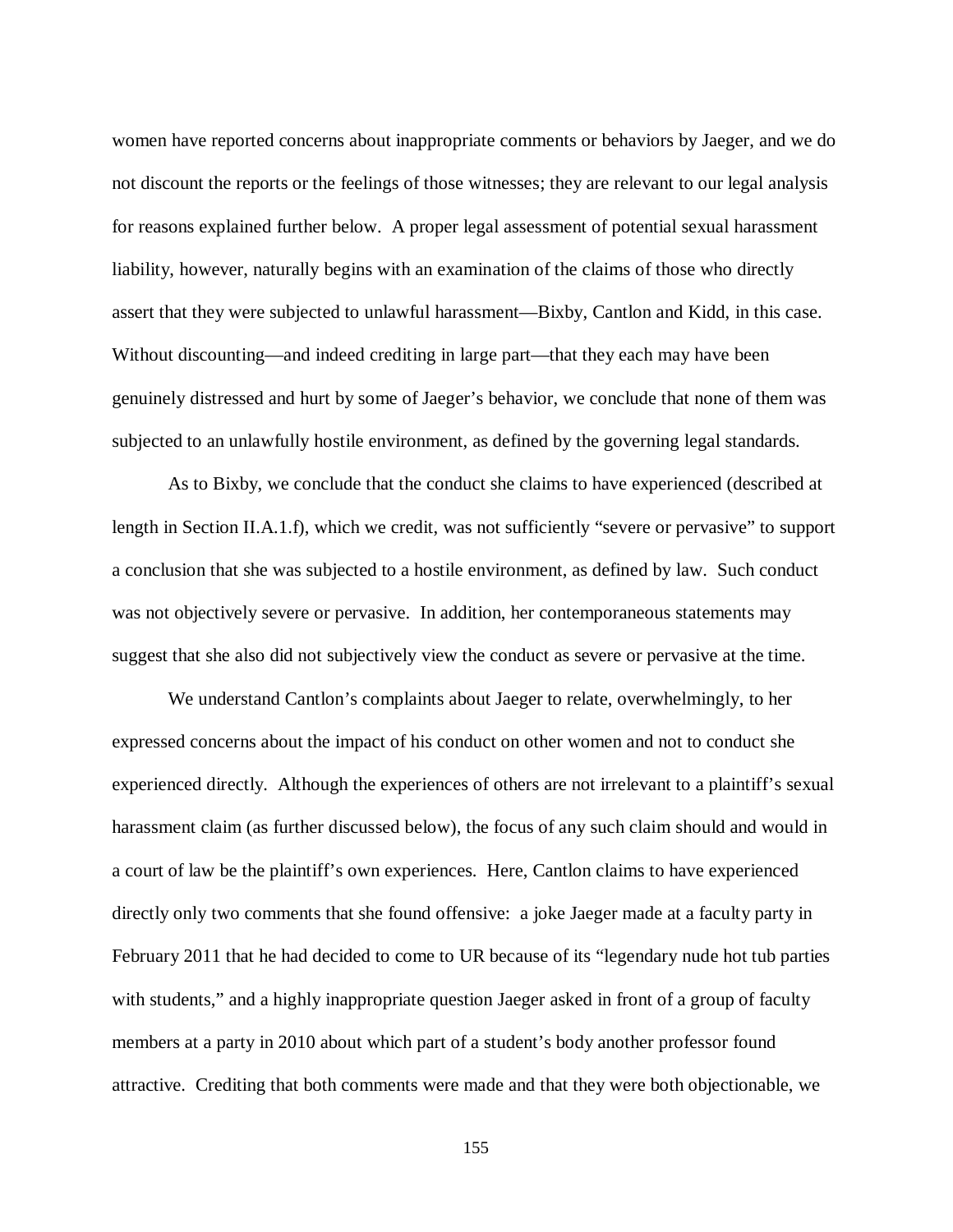women have reported concerns about inappropriate comments or behaviors by Jaeger, and we do not discount the reports or the feelings of those witnesses; they are relevant to our legal analysis for reasons explained further below. A proper legal assessment of potential sexual harassment liability, however, naturally begins with an examination of the claims of those who directly assert that they were subjected to unlawful harassment—Bixby, Cantlon and Kidd, in this case. Without discounting—and indeed crediting in large part—that they each may have been genuinely distressed and hurt by some of Jaeger's behavior, we conclude that none of them was subjected to an unlawfully hostile environment, as defined by the governing legal standards.

As to Bixby, we conclude that the conduct she claims to have experienced (described at length in Section II.A.1.f), which we credit, was not sufficiently "severe or pervasive" to support a conclusion that she was subjected to a hostile environment, as defined by law. Such conduct was not objectively severe or pervasive. In addition, her contemporaneous statements may suggest that she also did not subjectively view the conduct as severe or pervasive at the time.

We understand Cantlon's complaints about Jaeger to relate, overwhelmingly, to her expressed concerns about the impact of his conduct on other women and not to conduct she experienced directly. Although the experiences of others are not irrelevant to a plaintiff's sexual harassment claim (as further discussed below), the focus of any such claim should and would in a court of law be the plaintiff's own experiences. Here, Cantlon claims to have experienced directly only two comments that she found offensive: a joke Jaeger made at a faculty party in February 2011 that he had decided to come to UR because of its "legendary nude hot tub parties with students," and a highly inappropriate question Jaeger asked in front of a group of faculty members at a party in 2010 about which part of a student's body another professor found attractive. Crediting that both comments were made and that they were both objectionable, we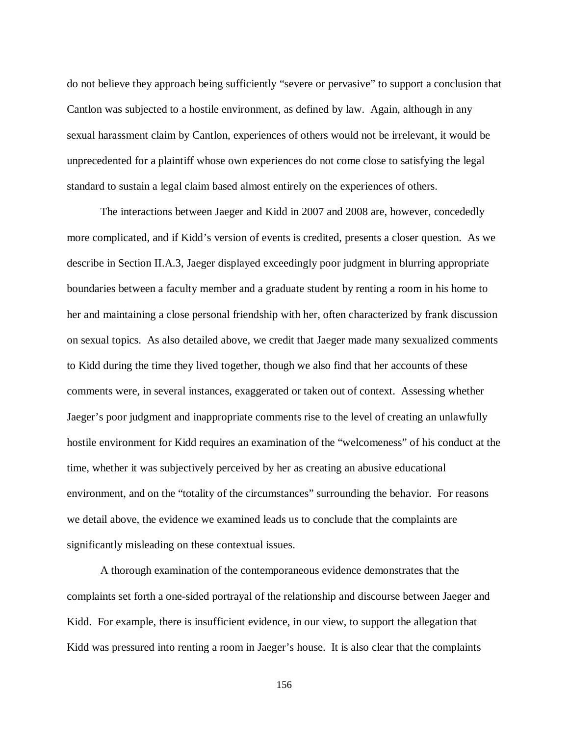do not believe they approach being sufficiently "severe or pervasive" to support a conclusion that Cantlon was subjected to a hostile environment, as defined by law. Again, although in any sexual harassment claim by Cantlon, experiences of others would not be irrelevant, it would be unprecedented for a plaintiff whose own experiences do not come close to satisfying the legal standard to sustain a legal claim based almost entirely on the experiences of others.

The interactions between Jaeger and Kidd in 2007 and 2008 are, however, concededly more complicated, and if Kidd's version of events is credited, presents a closer question. As we describe in Section II.A.3, Jaeger displayed exceedingly poor judgment in blurring appropriate boundaries between a faculty member and a graduate student by renting a room in his home to her and maintaining a close personal friendship with her, often characterized by frank discussion on sexual topics. As also detailed above, we credit that Jaeger made many sexualized comments to Kidd during the time they lived together, though we also find that her accounts of these comments were, in several instances, exaggerated or taken out of context. Assessing whether Jaeger's poor judgment and inappropriate comments rise to the level of creating an unlawfully hostile environment for Kidd requires an examination of the "welcomeness" of his conduct at the time, whether it was subjectively perceived by her as creating an abusive educational environment, and on the "totality of the circumstances" surrounding the behavior. For reasons we detail above, the evidence we examined leads us to conclude that the complaints are significantly misleading on these contextual issues.

A thorough examination of the contemporaneous evidence demonstrates that the complaints set forth a one-sided portrayal of the relationship and discourse between Jaeger and Kidd. For example, there is insufficient evidence, in our view, to support the allegation that Kidd was pressured into renting a room in Jaeger's house. It is also clear that the complaints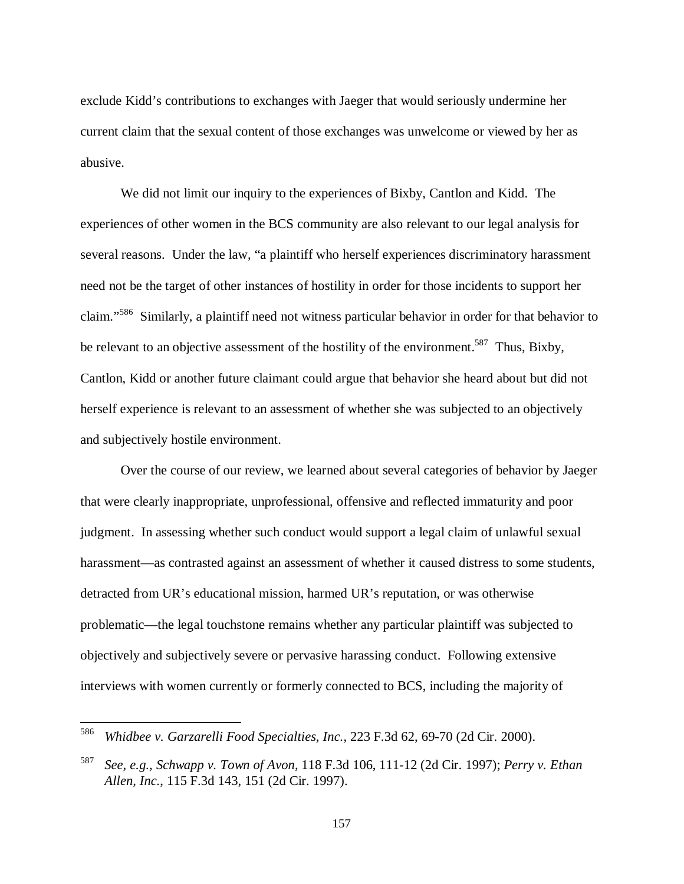exclude Kidd's contributions to exchanges with Jaeger that would seriously undermine her current claim that the sexual content of those exchanges was unwelcome or viewed by her as abusive.

We did not limit our inquiry to the experiences of Bixby, Cantlon and Kidd. The experiences of other women in the BCS community are also relevant to our legal analysis for several reasons. Under the law, "a plaintiff who herself experiences discriminatory harassment need not be the target of other instances of hostility in order for those incidents to support her claim."[586] Similarly, a plaintiff need not witness particular behavior in order for that behavior to be relevant to an objective assessment of the hostility of the environment.[587] Thus, Bixby, Cantlon, Kidd or another future claimant could argue that behavior she heard about but did not herself experience is relevant to an assessment of whether she was subjected to an objectively and subjectively hostile environment.

Over the course of our review, we learned about several categories of behavior by Jaeger that were clearly inappropriate, unprofessional, offensive and reflected immaturity and poor judgment. In assessing whether such conduct would support a legal claim of unlawful sexual harassment—as contrasted against an assessment of whether it caused distress to some students, detracted from UR's educational mission, harmed UR's reputation, or was otherwise problematic—the legal touchstone remains whether any particular plaintiff was subjected to objectively and subjectively severe or pervasive harassing conduct. Following extensive interviews with women currently or formerly connected to BCS, including the majority of

---

[586] *Whidbee v. Garzarelli Food Specialties, Inc.*, 223 F.3d 62, 69-70 (2d Cir. 2000).

[587] *See, e.g., Schwapp v. Town of Avon*, 118 F.3d 106, 111-12 (2d Cir. 1997); *Perry v. Ethan Allen, Inc.*, 115 F.3d 143, 151 (2d Cir. 1997).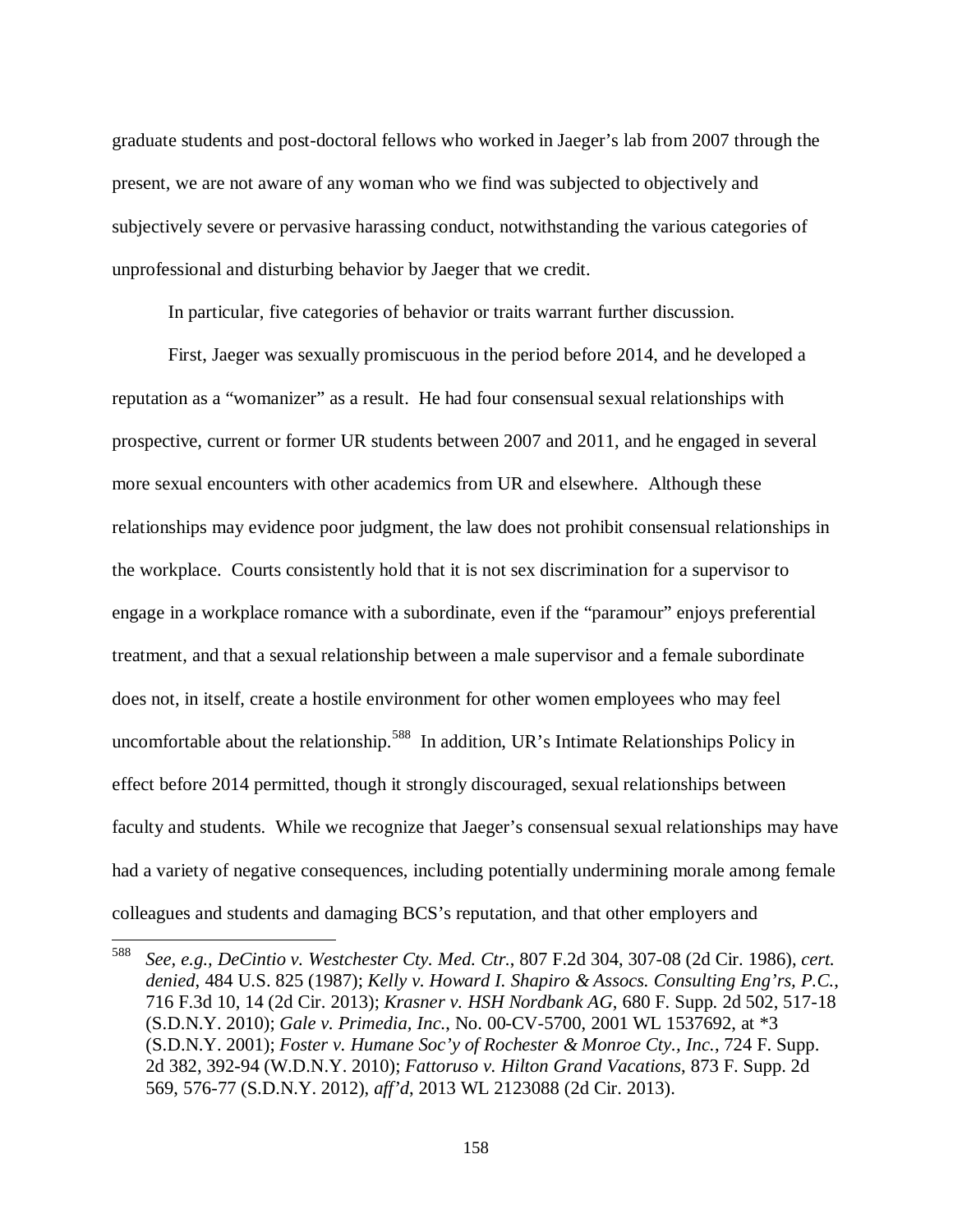graduate students and post-doctoral fellows who worked in Jaeger's lab from 2007 through the present, we are not aware of any woman who we find was subjected to objectively and subjectively severe or pervasive harassing conduct, notwithstanding the various categories of unprofessional and disturbing behavior by Jaeger that we credit.

In particular, five categories of behavior or traits warrant further discussion.

First, Jaeger was sexually promiscuous in the period before 2014, and he developed a reputation as a "womanizer" as a result. He had four consensual sexual relationships with prospective, current or former UR students between 2007 and 2011, and he engaged in several more sexual encounters with other academics from UR and elsewhere. Although these relationships may evidence poor judgment, the law does not prohibit consensual relationships in the workplace. Courts consistently hold that it is not sex discrimination for a supervisor to engage in a workplace romance with a subordinate, even if the "paramour" enjoys preferential treatment, and that a sexual relationship between a male supervisor and a female subordinate does not, in itself, create a hostile environment for other women employees who may feel uncomfortable about the relationship.[588] In addition, UR's Intimate Relationships Policy in effect before 2014 permitted, though it strongly discouraged, sexual relationships between faculty and students. While we recognize that Jaeger's consensual sexual relationships may have had a variety of negative consequences, including potentially undermining morale among female colleagues and students and damaging BCS's reputation, and that other employers and

---

[588] *See, e.g.*, *DeCintio v. Westchester Cty. Med. Ctr.*, 807 F.2d 304, 307-08 (2d Cir. 1986), *cert. denied*, 484 U.S. 825 (1987); *Kelly v. Howard I. Shapiro & Assocs. Consulting Eng'rs, P.C.*, 716 F.3d 10, 14 (2d Cir. 2013); *Krasner v. HSH Nordbank AG*, 680 F. Supp. 2d 502, 517-18 (S.D.N.Y. 2010); *Gale v. Primedia, Inc.*, No. 00-CV-5700, 2001 WL 1537692, at *3 (S.D.N.Y. 2001); *Foster v. Humane Soc'y of Rochester & Monroe Cty., Inc.*, 724 F. Supp. 2d 382, 392-94 (W.D.N.Y. 2010); *Fattoruso v. Hilton Grand Vacations*, 873 F. Supp. 2d 569, 576-77 (S.D.N.Y. 2012), *aff'd*, 2013 WL 2123088 (2d Cir. 2013).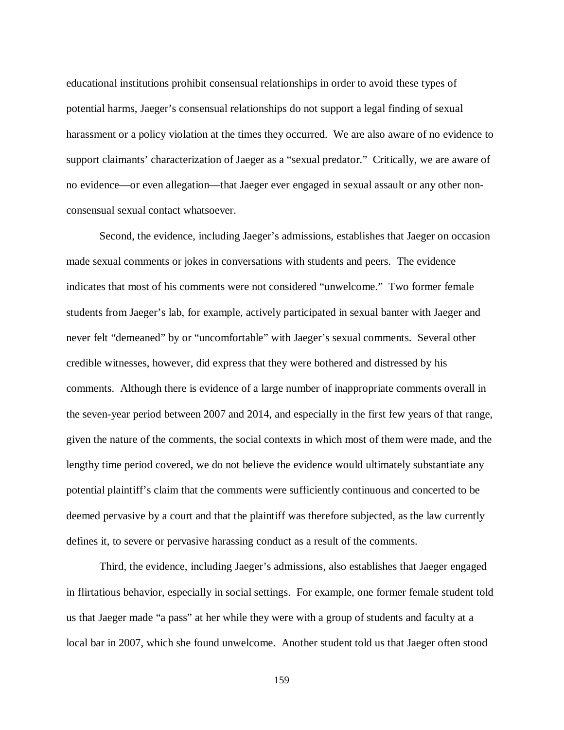educational institutions prohibit consensual relationships in order to avoid these types of potential harms, Jaeger's consensual relationships do not support a legal finding of sexual harassment or a policy violation at the times they occurred. We are also aware of no evidence to support claimants' characterization of Jaeger as a "sexual predator." Critically, we are aware of no evidence—or even allegation—that Jaeger ever engaged in sexual assault or any other non-consensual sexual contact whatsoever.

Second, the evidence, including Jaeger's admissions, establishes that Jaeger on occasion made sexual comments or jokes in conversations with students and peers. The evidence indicates that most of his comments were not considered "unwelcome." Two former female students from Jaeger's lab, for example, actively participated in sexual banter with Jaeger and never felt "demeaned" by or "uncomfortable" with Jaeger's sexual comments. Several other credible witnesses, however, did express that they were bothered and distressed by his comments. Although there is evidence of a large number of inappropriate comments overall in the seven-year period between 2007 and 2014, and especially in the first few years of that range, given the nature of the comments, the social contexts in which most of them were made, and the lengthy time period covered, we do not believe the evidence would ultimately substantiate any potential plaintiff's claim that the comments were sufficiently continuous and concerted to be deemed pervasive by a court and that the plaintiff was therefore subjected, as the law currently defines it, to severe or pervasive harassing conduct as a result of the comments.

Third, the evidence, including Jaeger's admissions, also establishes that Jaeger engaged in flirtatious behavior, especially in social settings. For example, one former female student told us that Jaeger made "a pass" at her while they were with a group of students and faculty at a local bar in 2007, which she found unwelcome. Another student told us that Jaeger often stood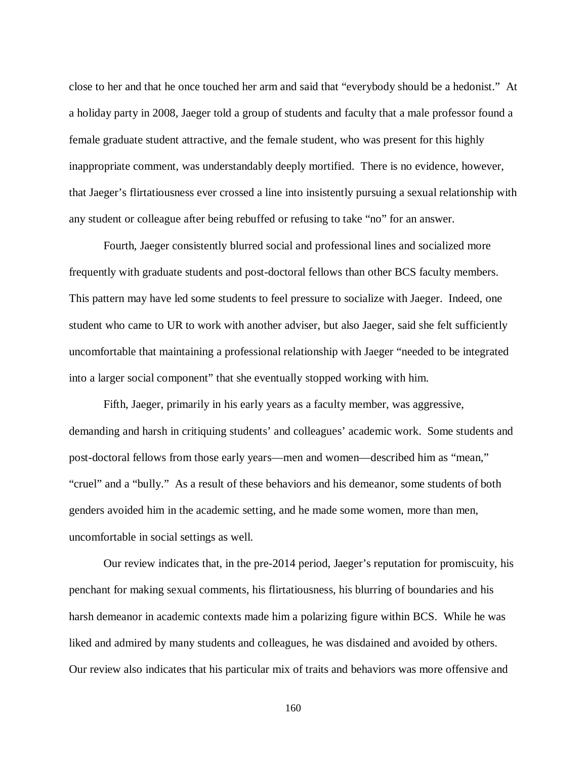close to her and that he once touched her arm and said that "everybody should be a hedonist." At a holiday party in 2008, Jaeger told a group of students and faculty that a male professor found a female graduate student attractive, and the female student, who was present for this highly inappropriate comment, was understandably deeply mortified. There is no evidence, however, that Jaeger's flirtatiousness ever crossed a line into insistently pursuing a sexual relationship with any student or colleague after being rebuffed or refusing to take "no" for an answer.

Fourth, Jaeger consistently blurred social and professional lines and socialized more frequently with graduate students and post-doctoral fellows than other BCS faculty members. This pattern may have led some students to feel pressure to socialize with Jaeger. Indeed, one student who came to UR to work with another adviser, but also Jaeger, said she felt sufficiently uncomfortable that maintaining a professional relationship with Jaeger "needed to be integrated into a larger social component" that she eventually stopped working with him.

Fifth, Jaeger, primarily in his early years as a faculty member, was aggressive, demanding and harsh in critiquing students' and colleagues' academic work. Some students and post-doctoral fellows from those early years—men and women—described him as "mean," "cruel" and a "bully." As a result of these behaviors and his demeanor, some students of both genders avoided him in the academic setting, and he made some women, more than men, uncomfortable in social settings as well.

Our review indicates that, in the pre-2014 period, Jaeger's reputation for promiscuity, his penchant for making sexual comments, his flirtatiousness, his blurring of boundaries and his harsh demeanor in academic contexts made him a polarizing figure within BCS. While he was liked and admired by many students and colleagues, he was disdained and avoided by others. Our review also indicates that his particular mix of traits and behaviors was more offensive and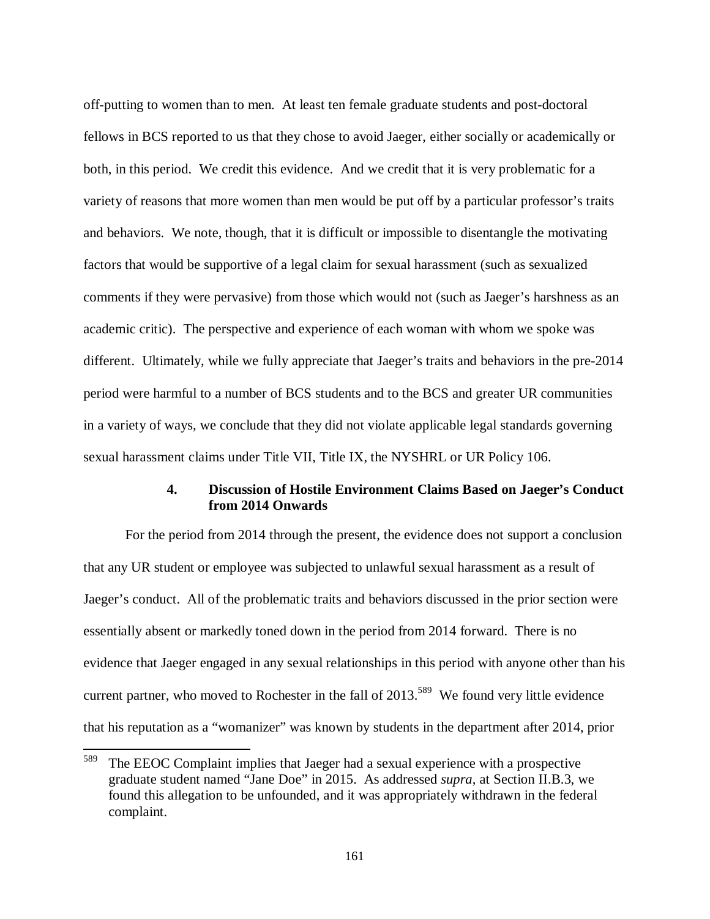off-putting to women than to men. At least ten female graduate students and post-doctoral fellows in BCS reported to us that they chose to avoid Jaeger, either socially or academically or both, in this period. We credit this evidence. And we credit that it is very problematic for a variety of reasons that more women than men would be put off by a particular professor's traits and behaviors. We note, though, that it is difficult or impossible to disentangle the motivating factors that would be supportive of a legal claim for sexual harassment (such as sexualized comments if they were pervasive) from those which would not (such as Jaeger's harshness as an academic critic). The perspective and experience of each woman with whom we spoke was different. Ultimately, while we fully appreciate that Jaeger's traits and behaviors in the pre-2014 period were harmful to a number of BCS students and to the BCS and greater UR communities in a variety of ways, we conclude that they did not violate applicable legal standards governing sexual harassment claims under Title VII, Title IX, the NYSHRL or UR Policy 106.

#### 4. Discussion of Hostile Environment Claims Based on Jaeger's Conduct from 2014 Onwards

For the period from 2014 through the present, the evidence does not support a conclusion that any UR student or employee was subjected to unlawful sexual harassment as a result of Jaeger's conduct. All of the problematic traits and behaviors discussed in the prior section were essentially absent or markedly toned down in the period from 2014 forward. There is no evidence that Jaeger engaged in any sexual relationships in this period with anyone other than his current partner, who moved to Rochester in the fall of 2013.[589] We found very little evidence that his reputation as a "womanizer" was known by students in the department after 2014, prior

[589] The EEOC Complaint implies that Jaeger had a sexual experience with a prospective graduate student named "Jane Doe" in 2015. As addressed *supra*, at Section II.B.3, we found this allegation to be unfounded, and it was appropriately withdrawn in the federal complaint.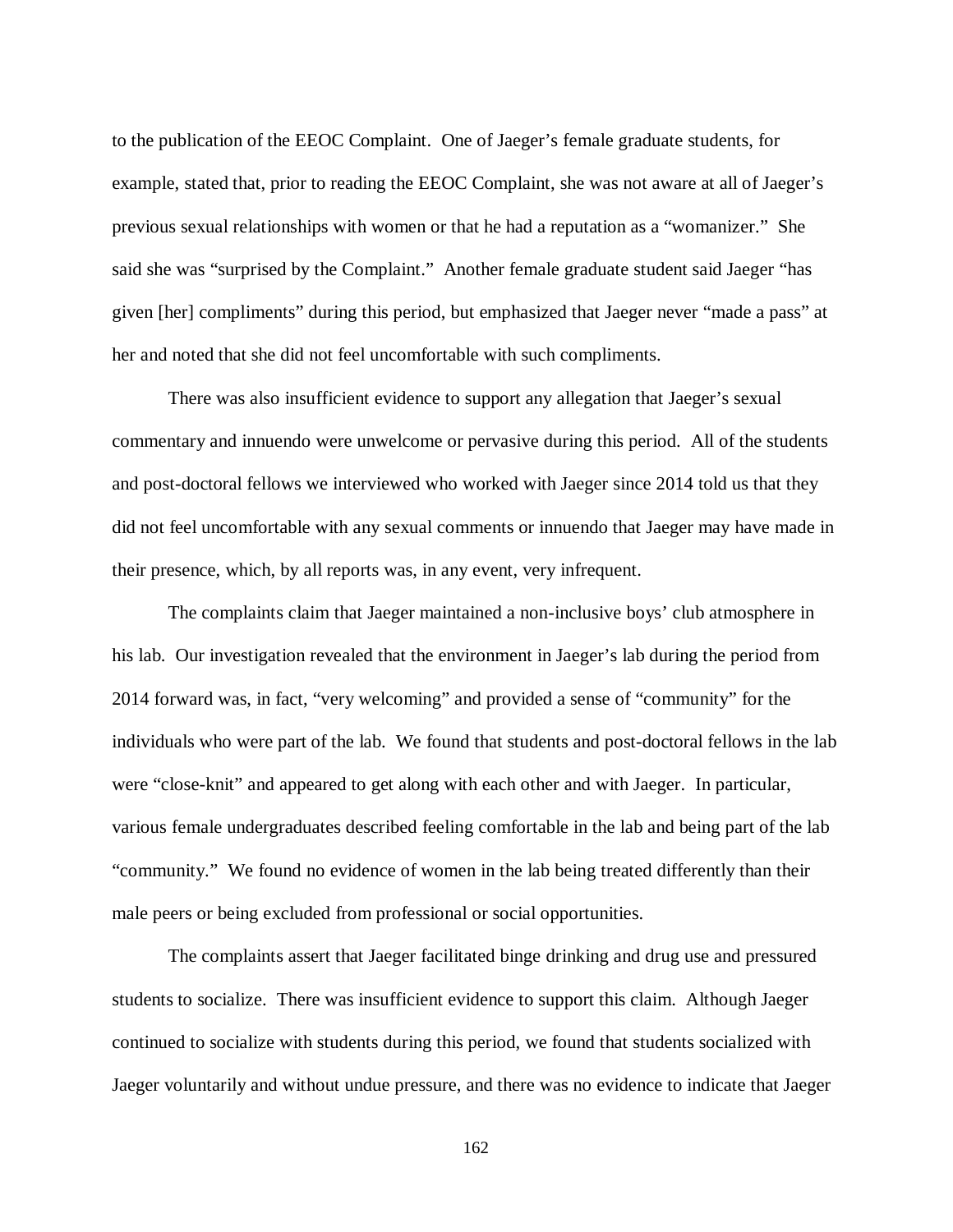to the publication of the EEOC Complaint. One of Jaeger's female graduate students, for example, stated that, prior to reading the EEOC Complaint, she was not aware at all of Jaeger's previous sexual relationships with women or that he had a reputation as a "womanizer." She said she was "surprised by the Complaint." Another female graduate student said Jaeger "has given [her] compliments" during this period, but emphasized that Jaeger never "made a pass" at her and noted that she did not feel uncomfortable with such compliments.

There was also insufficient evidence to support any allegation that Jaeger's sexual commentary and innuendo were unwelcome or pervasive during this period. All of the students and post-doctoral fellows we interviewed who worked with Jaeger since 2014 told us that they did not feel uncomfortable with any sexual comments or innuendo that Jaeger may have made in their presence, which, by all reports was, in any event, very infrequent.

The complaints claim that Jaeger maintained a non-inclusive boys' club atmosphere in his lab. Our investigation revealed that the environment in Jaeger's lab during the period from 2014 forward was, in fact, "very welcoming" and provided a sense of "community" for the individuals who were part of the lab. We found that students and post-doctoral fellows in the lab were "close-knit" and appeared to get along with each other and with Jaeger. In particular, various female undergraduates described feeling comfortable in the lab and being part of the lab "community." We found no evidence of women in the lab being treated differently than their male peers or being excluded from professional or social opportunities.

The complaints assert that Jaeger facilitated binge drinking and drug use and pressured students to socialize. There was insufficient evidence to support this claim. Although Jaeger continued to socialize with students during this period, we found that students socialized with Jaeger voluntarily and without undue pressure, and there was no evidence to indicate that Jaeger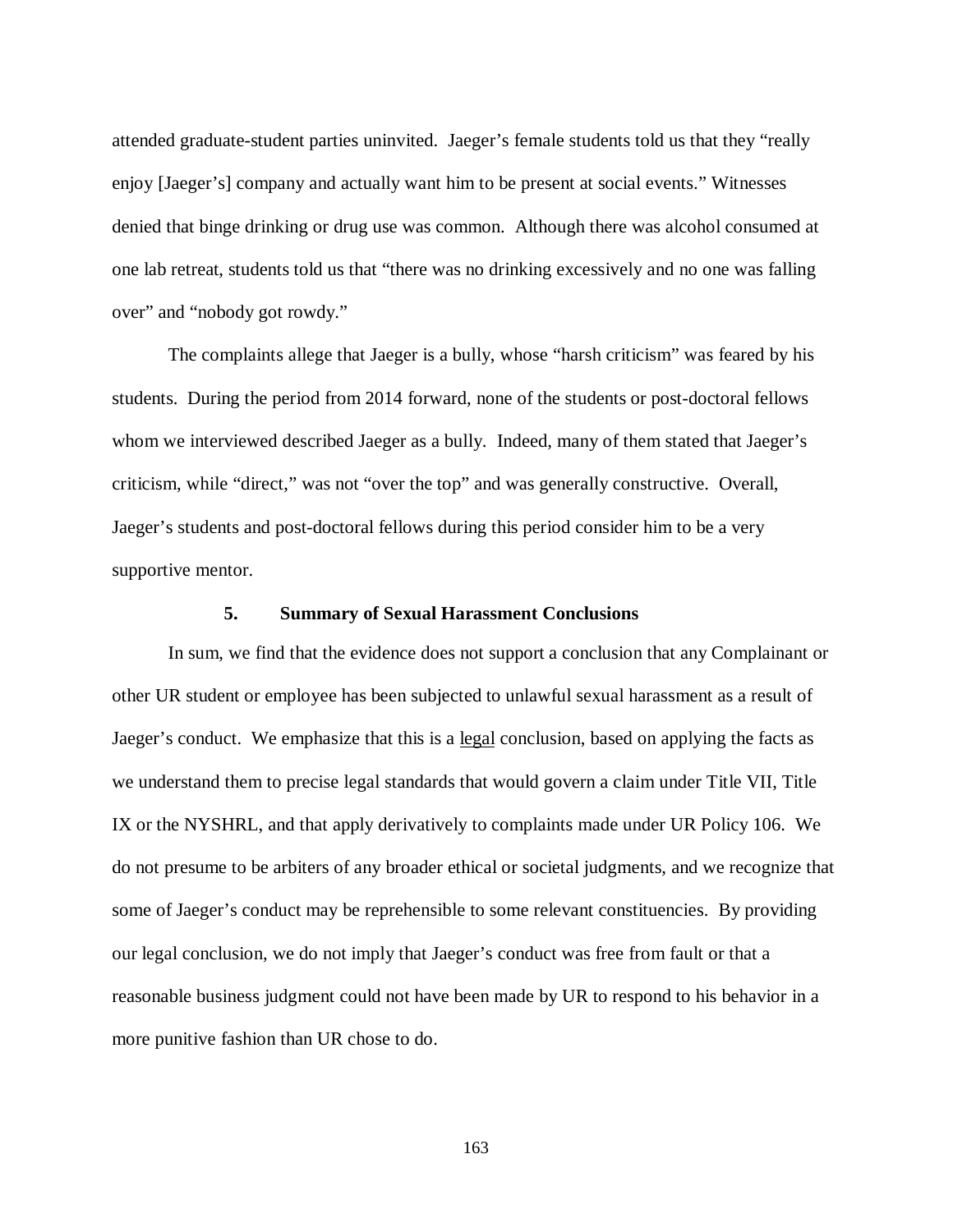attended graduate-student parties uninvited. Jaeger's female students told us that they "really enjoy [Jaeger's] company and actually want him to be present at social events." Witnesses denied that binge drinking or drug use was common. Although there was alcohol consumed at one lab retreat, students told us that "there was no drinking excessively and no one was falling over" and "nobody got rowdy."

The complaints allege that Jaeger is a bully, whose "harsh criticism" was feared by his students. During the period from 2014 forward, none of the students or post-doctoral fellows whom we interviewed described Jaeger as a bully. Indeed, many of them stated that Jaeger's criticism, while "direct," was not "over the top" and was generally constructive. Overall, Jaeger's students and post-doctoral fellows during this period consider him to be a very supportive mentor.

### 5. Summary of Sexual Harassment Conclusions

In sum, we find that the evidence does not support a conclusion that any Complainant or other UR student or employee has been subjected to unlawful sexual harassment as a result of Jaeger's conduct. We emphasize that this is a <u>legal</u> conclusion, based on applying the facts as we understand them to precise legal standards that would govern a claim under Title VII, Title IX or the NYSHRL, and that apply derivatively to complaints made under UR Policy 106. We do not presume to be arbiters of any broader ethical or societal judgments, and we recognize that some of Jaeger's conduct may be reprehensible to some relevant constituencies. By providing our legal conclusion, we do not imply that Jaeger's conduct was free from fault or that a reasonable business judgment could not have been made by UR to respond to his behavior in a more punitive fashion than UR chose to do.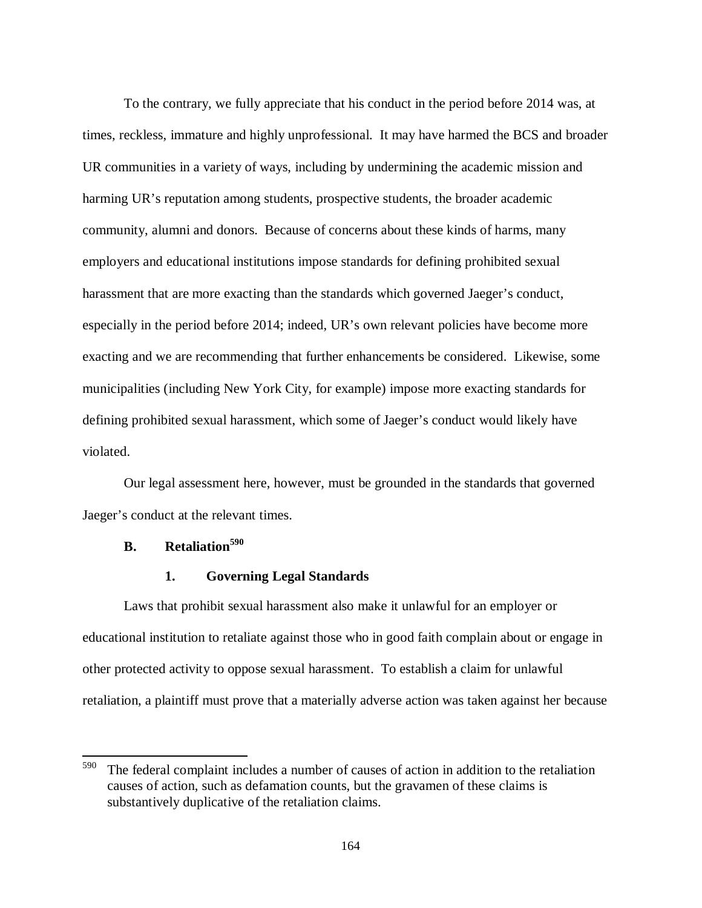To the contrary, we fully appreciate that his conduct in the period before 2014 was, at times, reckless, immature and highly unprofessional. It may have harmed the BCS and broader UR communities in a variety of ways, including by undermining the academic mission and harming UR's reputation among students, prospective students, the broader academic community, alumni and donors. Because of concerns about these kinds of harms, many employers and educational institutions impose standards for defining prohibited sexual harassment that are more exacting than the standards which governed Jaeger's conduct, especially in the period before 2014; indeed, UR's own relevant policies have become more exacting and we are recommending that further enhancements be considered. Likewise, some municipalities (including New York City, for example) impose more exacting standards for defining prohibited sexual harassment, which some of Jaeger's conduct would likely have violated.

Our legal assessment here, however, must be grounded in the standards that governed Jaeger's conduct at the relevant times.

## B. Retaliation[590]

### 1. Governing Legal Standards

Laws that prohibit sexual harassment also make it unlawful for an employer or educational institution to retaliate against those who in good faith complain about or engage in other protected activity to oppose sexual harassment. To establish a claim for unlawful retaliation, a plaintiff must prove that a materially adverse action was taken against her because

---

[590] The federal complaint includes a number of causes of action in addition to the retaliation causes of action, such as defamation counts, but the gravamen of these claims is substantively duplicative of the retaliation claims.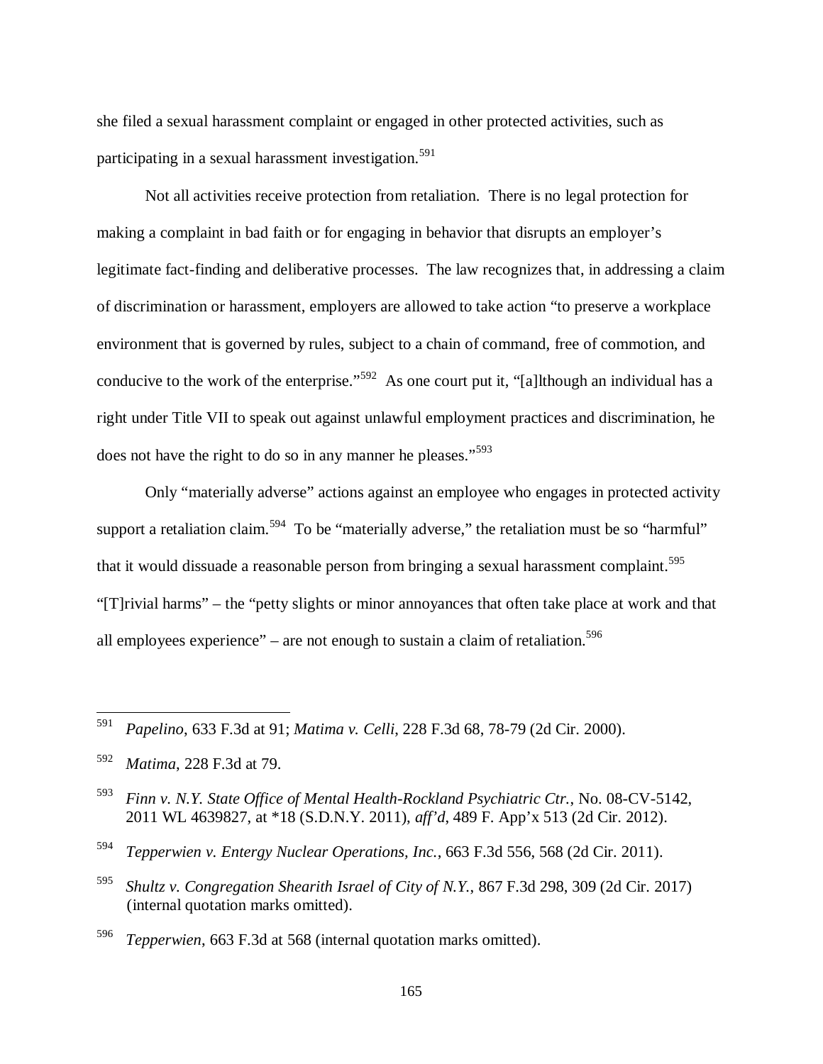she filed a sexual harassment complaint or engaged in other protected activities, such as participating in a sexual harassment investigation.[591]

Not all activities receive protection from retaliation. There is no legal protection for making a complaint in bad faith or for engaging in behavior that disrupts an employer's legitimate fact-finding and deliberative processes. The law recognizes that, in addressing a claim of discrimination or harassment, employers are allowed to take action "to preserve a workplace environment that is governed by rules, subject to a chain of command, free of commotion, and conducive to the work of the enterprise."[592] As one court put it, "[a]lthough an individual has a right under Title VII to speak out against unlawful employment practices and discrimination, he does not have the right to do so in any manner he pleases."[593]

Only "materially adverse" actions against an employee who engages in protected activity support a retaliation claim.[594] To be "materially adverse," the retaliation must be so "harmful" that it would dissuade a reasonable person from bringing a sexual harassment complaint.[595] "[T]rivial harms" – the "petty slights or minor annoyances that often take place at work and that all employees experience" – are not enough to sustain a claim of retaliation.[596]

---

[591] *Papelino*, 633 F.3d at 91; *Matima v. Celli*, 228 F.3d 68, 78-79 (2d Cir. 2000).

[592] *Matima*, 228 F.3d at 79.

[593] *Finn v. N.Y. State Office of Mental Health-Rockland Psychiatric Ctr.*, No. 08-CV-5142, 2011 WL 4639827, at *18 (S.D.N.Y. 2011), *aff'd*, 489 F. App'x 513 (2d Cir. 2012).

[594] *Tepperwien v. Entergy Nuclear Operations, Inc.*, 663 F.3d 556, 568 (2d Cir. 2011).

[595] *Shultz v. Congregation Shearith Israel of City of N.Y.*, 867 F.3d 298, 309 (2d Cir. 2017) (internal quotation marks omitted).

[596] *Tepperwien*, 663 F.3d at 568 (internal quotation marks omitted).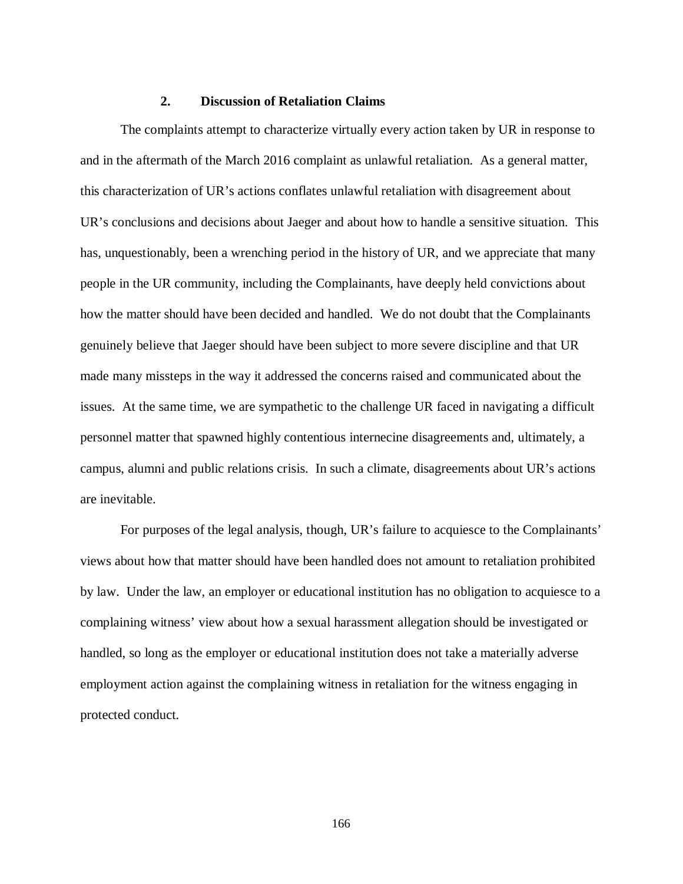### 2. Discussion of Retaliation Claims

The complaints attempt to characterize virtually every action taken by UR in response to and in the aftermath of the March 2016 complaint as unlawful retaliation. As a general matter, this characterization of UR's actions conflates unlawful retaliation with disagreement about UR's conclusions and decisions about Jaeger and about how to handle a sensitive situation. This has, unquestionably, been a wrenching period in the history of UR, and we appreciate that many people in the UR community, including the Complainants, have deeply held convictions about how the matter should have been decided and handled. We do not doubt that the Complainants genuinely believe that Jaeger should have been subject to more severe discipline and that UR made many missteps in the way it addressed the concerns raised and communicated about the issues. At the same time, we are sympathetic to the challenge UR faced in navigating a difficult personnel matter that spawned highly contentious internecine disagreements and, ultimately, a campus, alumni and public relations crisis. In such a climate, disagreements about UR's actions are inevitable.

For purposes of the legal analysis, though, UR's failure to acquiesce to the Complainants' views about how that matter should have been handled does not amount to retaliation prohibited by law. Under the law, an employer or educational institution has no obligation to acquiesce to a complaining witness' view about how a sexual harassment allegation should be investigated or handled, so long as the employer or educational institution does not take a materially adverse employment action against the complaining witness in retaliation for the witness engaging in protected conduct.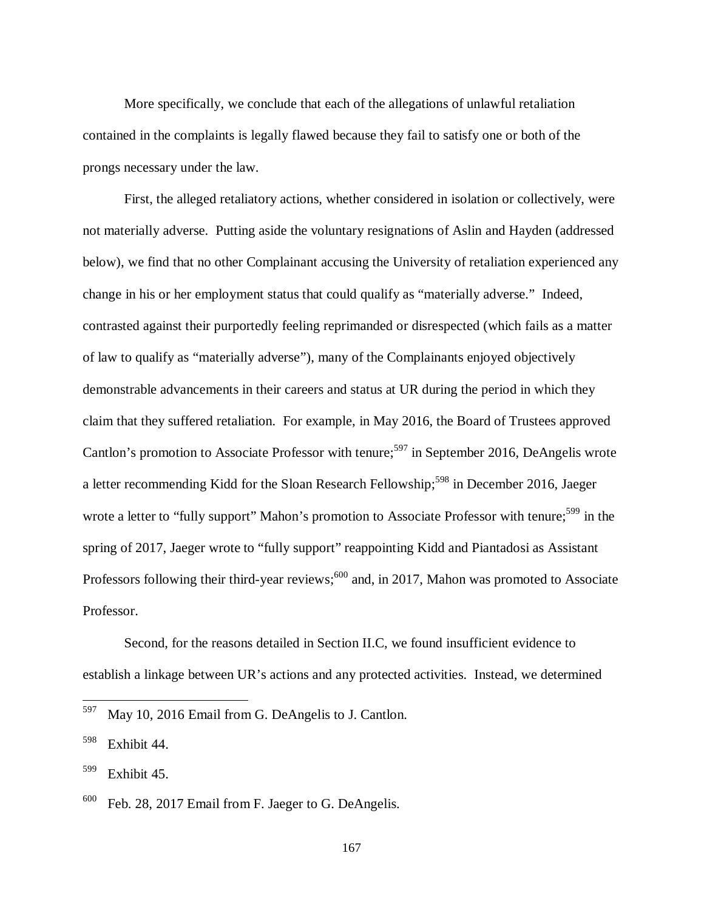More specifically, we conclude that each of the allegations of unlawful retaliation contained in the complaints is legally flawed because they fail to satisfy one or both of the prongs necessary under the law.

First, the alleged retaliatory actions, whether considered in isolation or collectively, were not materially adverse. Putting aside the voluntary resignations of Aslin and Hayden (addressed below), we find that no other Complainant accusing the University of retaliation experienced any change in his or her employment status that could qualify as "materially adverse." Indeed, contrasted against their purportedly feeling reprimanded or disrespected (which fails as a matter of law to qualify as "materially adverse"), many of the Complainants enjoyed objectively demonstrable advancements in their careers and status at UR during the period in which they claim that they suffered retaliation. For example, in May 2016, the Board of Trustees approved Cantlon's promotion to Associate Professor with tenure;[597] in September 2016, DeAngelis wrote a letter recommending Kidd for the Sloan Research Fellowship;[598] in December 2016, Jaeger wrote a letter to "fully support" Mahon's promotion to Associate Professor with tenure;[599] in the spring of 2017, Jaeger wrote to "fully support" reappointing Kidd and Piantadosi as Assistant Professors following their third-year reviews;[600] and, in 2017, Mahon was promoted to Associate Professor.

Second, for the reasons detailed in Section II.C, we found insufficient evidence to establish a linkage between UR's actions and any protected activities. Instead, we determined

---

[597] May 10, 2016 Email from G. DeAngelis to J. Cantlon.

[598] Exhibit 44.

[599] Exhibit 45.

[600] Feb. 28, 2017 Email from F. Jaeger to G. DeAngelis.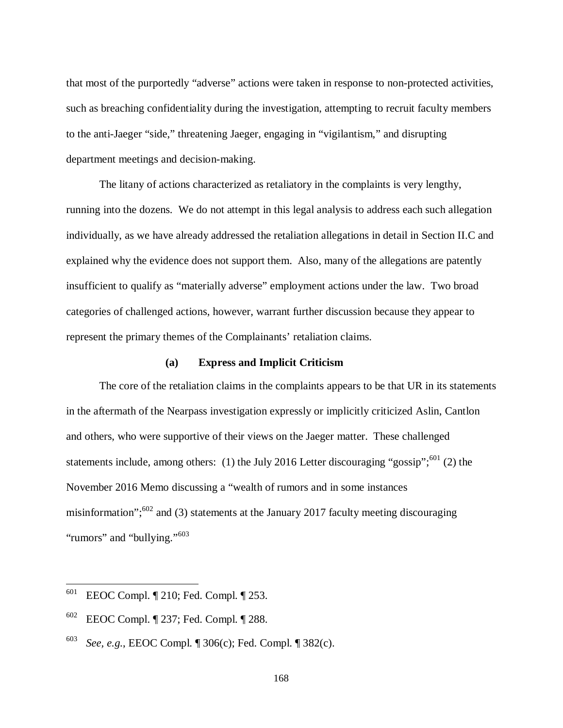that most of the purportedly "adverse" actions were taken in response to non-protected activities, such as breaching confidentiality during the investigation, attempting to recruit faculty members to the anti-Jaeger "side," threatening Jaeger, engaging in "vigilantism," and disrupting department meetings and decision-making.

The litany of actions characterized as retaliatory in the complaints is very lengthy, running into the dozens. We do not attempt in this legal analysis to address each such allegation individually, as we have already addressed the retaliation allegations in detail in Section II.C and explained why the evidence does not support them. Also, many of the allegations are patently insufficient to qualify as "materially adverse" employment actions under the law. Two broad categories of challenged actions, however, warrant further discussion because they appear to represent the primary themes of the Complainants' retaliation claims.

**(a) Express and Implicit Criticism**

The core of the retaliation claims in the complaints appears to be that UR in its statements in the aftermath of the Nearpass investigation expressly or implicitly criticized Aslin, Cantlon and others, who were supportive of their views on the Jaeger matter. These challenged statements include, among others: (1) the July 2016 Letter discouraging "gossip";[601] (2) the November 2016 Memo discussing a "wealth of rumors and in some instances misinformation";[602] and (3) statements at the January 2017 faculty meeting discouraging "rumors" and "bullying."[603]

---

[601] EEOC Compl. ¶ 210; Fed. Compl. ¶ 253.

[602] EEOC Compl. ¶ 237; Fed. Compl. ¶ 288.

[603] *See, e.g.*, EEOC Compl. ¶ 306(c); Fed. Compl. ¶ 382(c).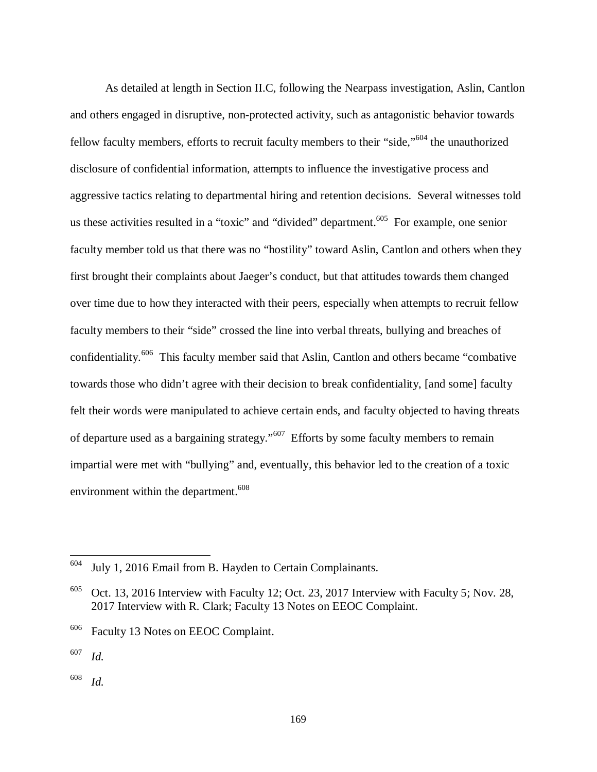As detailed at length in Section II.C, following the Nearpass investigation, Aslin, Cantlon and others engaged in disruptive, non-protected activity, such as antagonistic behavior towards fellow faculty members, efforts to recruit faculty members to their "side,"[604] the unauthorized disclosure of confidential information, attempts to influence the investigative process and aggressive tactics relating to departmental hiring and retention decisions. Several witnesses told us these activities resulted in a "toxic" and "divided" department.[605] For example, one senior faculty member told us that there was no "hostility" toward Aslin, Cantlon and others when they first brought their complaints about Jaeger's conduct, but that attitudes towards them changed over time due to how they interacted with their peers, especially when attempts to recruit fellow faculty members to their "side" crossed the line into verbal threats, bullying and breaches of confidentiality.[606] This faculty member said that Aslin, Cantlon and others became "combative towards those who didn't agree with their decision to break confidentiality, [and some] faculty felt their words were manipulated to achieve certain ends, and faculty objected to having threats of departure used as a bargaining strategy."[607] Efforts by some faculty members to remain impartial were met with "bullying" and, eventually, this behavior led to the creation of a toxic environment within the department.[608]

---

[604] July 1, 2016 Email from B. Hayden to Certain Complainants.

[605] Oct. 13, 2016 Interview with Faculty 12; Oct. 23, 2017 Interview with Faculty 5; Nov. 28, 2017 Interview with R. Clark; Faculty 13 Notes on EEOC Complaint.

[606] Faculty 13 Notes on EEOC Complaint.

[607] *Id.*

[608] *Id.*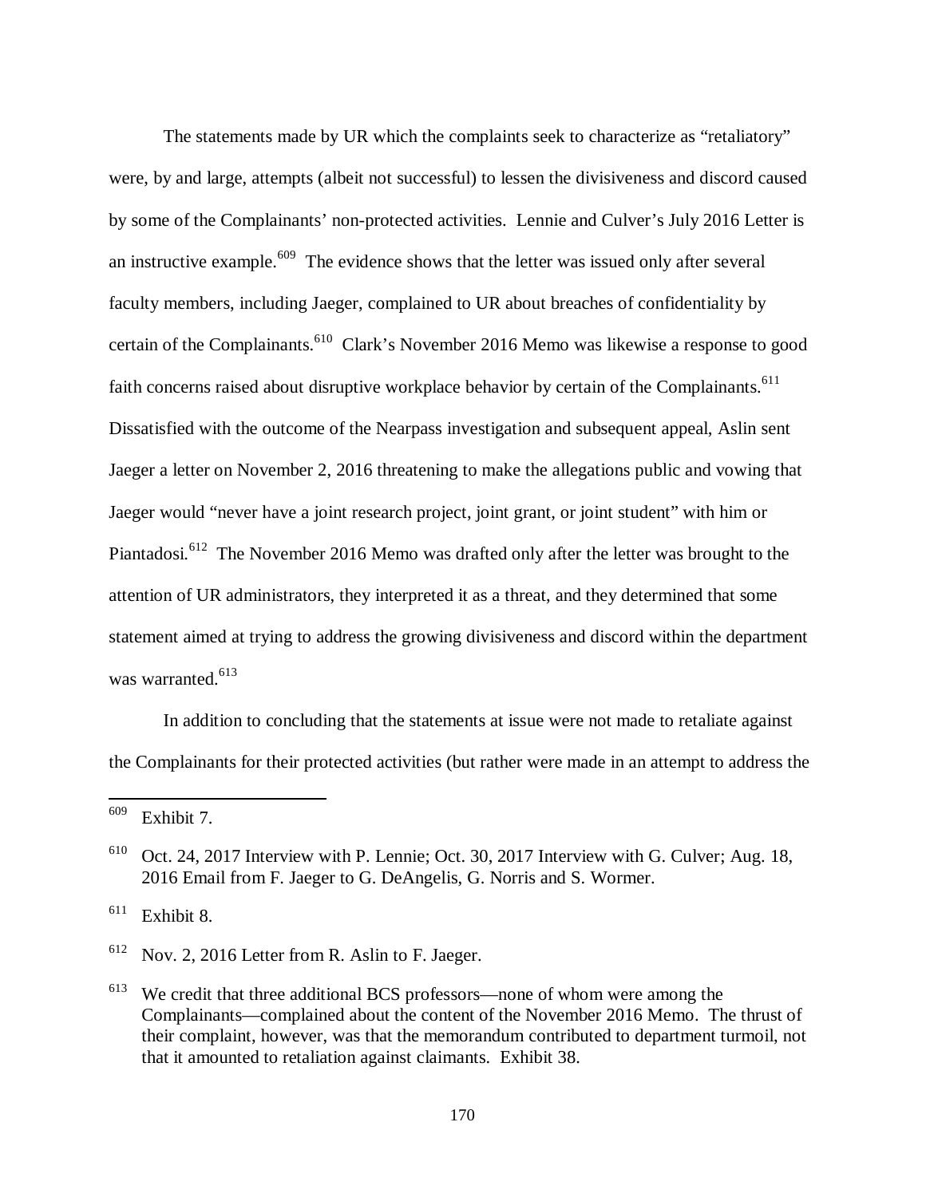The statements made by UR which the complaints seek to characterize as "retaliatory" were, by and large, attempts (albeit not successful) to lessen the divisiveness and discord caused by some of the Complainants' non-protected activities. Lennie and Culver's July 2016 Letter is an instructive example.[609] The evidence shows that the letter was issued only after several faculty members, including Jaeger, complained to UR about breaches of confidentiality by certain of the Complainants.[610] Clark's November 2016 Memo was likewise a response to good faith concerns raised about disruptive workplace behavior by certain of the Complainants.[611] Dissatisfied with the outcome of the Nearpass investigation and subsequent appeal, Aslin sent Jaeger a letter on November 2, 2016 threatening to make the allegations public and vowing that Jaeger would "never have a joint research project, joint grant, or joint student" with him or Piantadosi.[612] The November 2016 Memo was drafted only after the letter was brought to the attention of UR administrators, they interpreted it as a threat, and they determined that some statement aimed at trying to address the growing divisiveness and discord within the department was warranted.[613]

In addition to concluding that the statements at issue were not made to retaliate against the Complainants for their protected activities (but rather were made in an attempt to address the

---

[609] Exhibit 7.

[610] Oct. 24, 2017 Interview with P. Lennie; Oct. 30, 2017 Interview with G. Culver; Aug. 18, 2016 Email from F. Jaeger to G. DeAngelis, G. Norris and S. Wormer.

[611] Exhibit 8.

[612] Nov. 2, 2016 Letter from R. Aslin to F. Jaeger.

[613] We credit that three additional BCS professors—none of whom were among the Complainants—complained about the content of the November 2016 Memo. The thrust of their complaint, however, was that the memorandum contributed to department turmoil, not that it amounted to retaliation against claimants. Exhibit 38.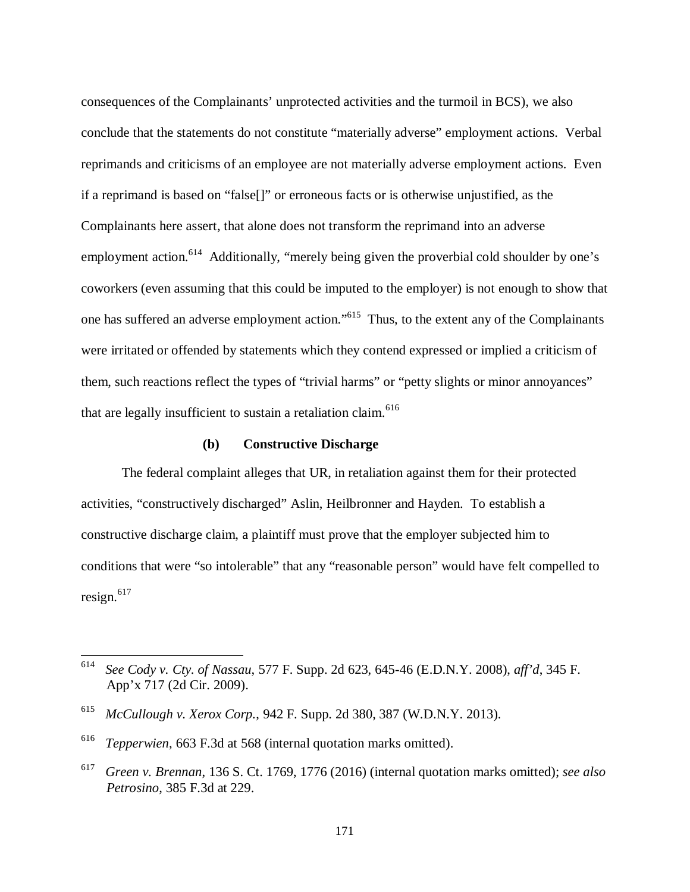consequences of the Complainants' unprotected activities and the turmoil in BCS), we also conclude that the statements do not constitute "materially adverse" employment actions. Verbal reprimands and criticisms of an employee are not materially adverse employment actions. Even if a reprimand is based on "false[]" or erroneous facts or is otherwise unjustified, as the Complainants here assert, that alone does not transform the reprimand into an adverse employment action.[614] Additionally, "merely being given the proverbial cold shoulder by one's coworkers (even assuming that this could be imputed to the employer) is not enough to show that one has suffered an adverse employment action."[615] Thus, to the extent any of the Complainants were irritated or offended by statements which they contend expressed or implied a criticism of them, such reactions reflect the types of "trivial harms" or "petty slights or minor annoyances" that are legally insufficient to sustain a retaliation claim.[616]

#### (b) Constructive Discharge

The federal complaint alleges that UR, in retaliation against them for their protected activities, "constructively discharged" Aslin, Heilbronner and Hayden. To establish a constructive discharge claim, a plaintiff must prove that the employer subjected him to conditions that were "so intolerable" that any "reasonable person" would have felt compelled to resign.[617]

---

[614] *See Cody v. Cty. of Nassau*, 577 F. Supp. 2d 623, 645-46 (E.D.N.Y. 2008), *aff'd*, 345 F. App'x 717 (2d Cir. 2009).

[615] *McCullough v. Xerox Corp.*, 942 F. Supp. 2d 380, 387 (W.D.N.Y. 2013).

[616] *Tepperwien*, 663 F.3d at 568 (internal quotation marks omitted).

[617] *Green v. Brennan*, 136 S. Ct. 1769, 1776 (2016) (internal quotation marks omitted); *see also Petrosino*, 385 F.3d at 229.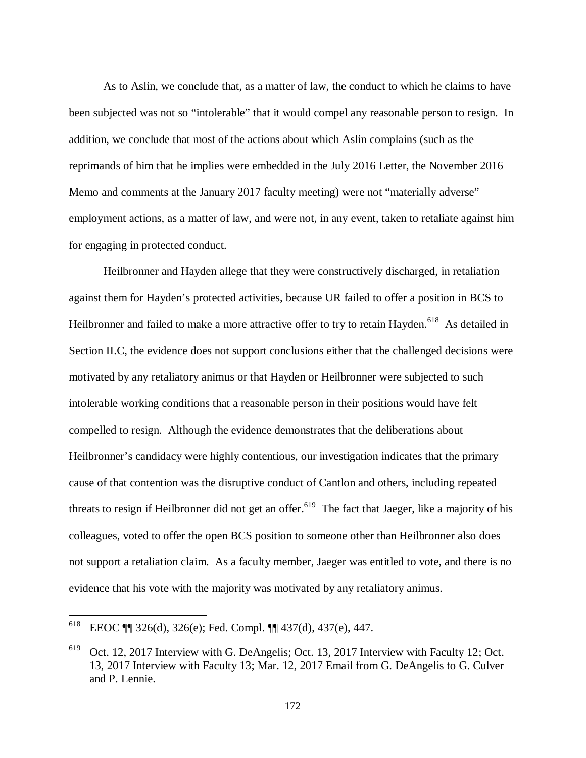As to Aslin, we conclude that, as a matter of law, the conduct to which he claims to have been subjected was not so "intolerable" that it would compel any reasonable person to resign. In addition, we conclude that most of the actions about which Aslin complains (such as the reprimands of him that he implies were embedded in the July 2016 Letter, the November 2016 Memo and comments at the January 2017 faculty meeting) were not "materially adverse" employment actions, as a matter of law, and were not, in any event, taken to retaliate against him for engaging in protected conduct.

Heilbronner and Hayden allege that they were constructively discharged, in retaliation against them for Hayden's protected activities, because UR failed to offer a position in BCS to Heilbronner and failed to make a more attractive offer to try to retain Hayden.[618] As detailed in Section II.C, the evidence does not support conclusions either that the challenged decisions were motivated by any retaliatory animus or that Hayden or Heilbronner were subjected to such intolerable working conditions that a reasonable person in their positions would have felt compelled to resign. Although the evidence demonstrates that the deliberations about Heilbronner's candidacy were highly contentious, our investigation indicates that the primary cause of that contention was the disruptive conduct of Cantlon and others, including repeated threats to resign if Heilbronner did not get an offer.[619] The fact that Jaeger, like a majority of his colleagues, voted to offer the open BCS position to someone other than Heilbronner also does not support a retaliation claim. As a faculty member, Jaeger was entitled to vote, and there is no evidence that his vote with the majority was motivated by any retaliatory animus.

---

[618] EEOC ¶¶ 326(d), 326(e); Fed. Compl. ¶¶ 437(d), 437(e), 447.

[619] Oct. 12, 2017 Interview with G. DeAngelis; Oct. 13, 2017 Interview with Faculty 12; Oct. 13, 2017 Interview with Faculty 13; Mar. 12, 2017 Email from G. DeAngelis to G. Culver and P. Lennie.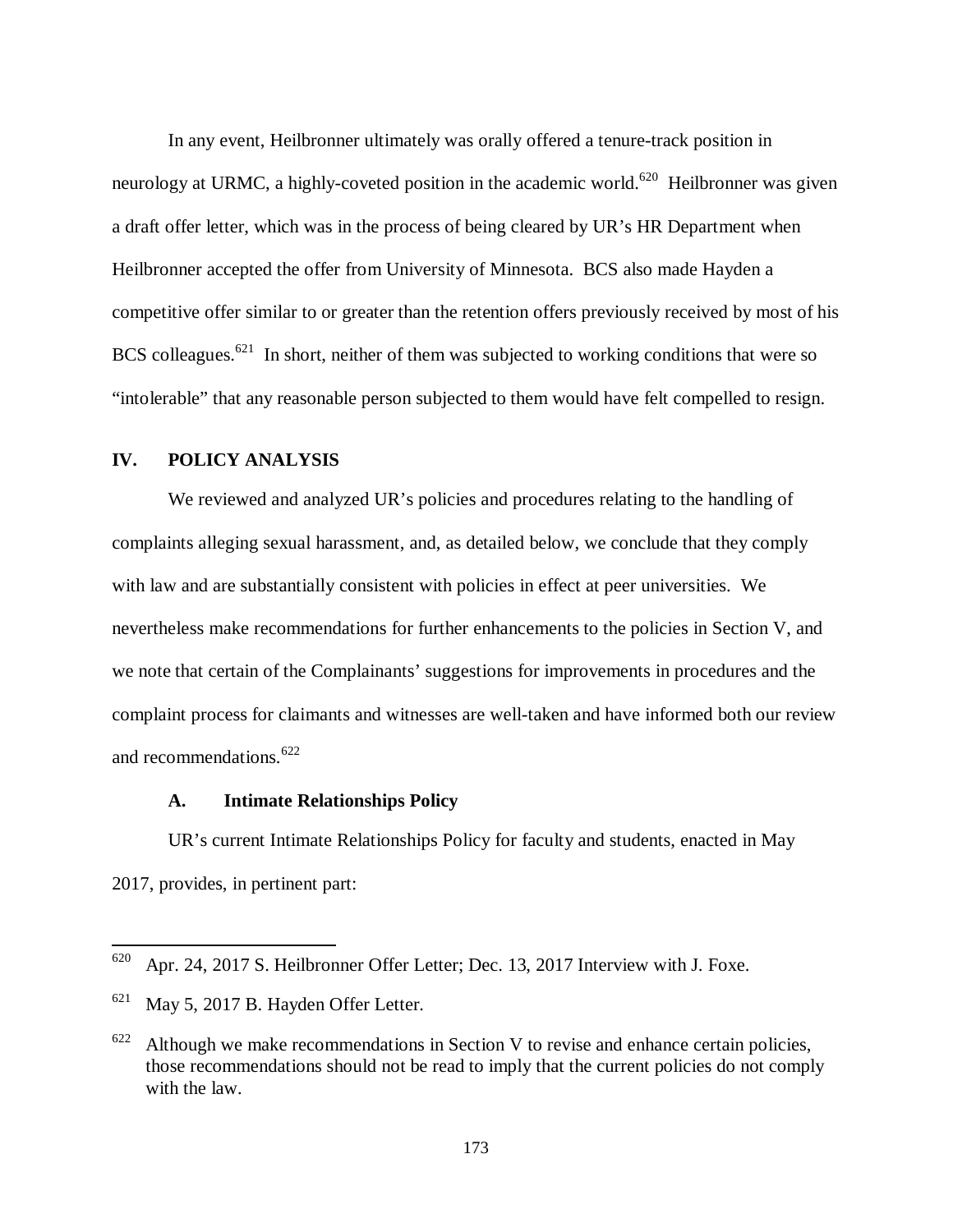In any event, Heilbronner ultimately was orally offered a tenure-track position in neurology at URMC, a highly-coveted position in the academic world.[620] Heilbronner was given a draft offer letter, which was in the process of being cleared by UR's HR Department when Heilbronner accepted the offer from University of Minnesota. BCS also made Hayden a competitive offer similar to or greater than the retention offers previously received by most of his BCS colleagues.[621] In short, neither of them was subjected to working conditions that were so "intolerable" that any reasonable person subjected to them would have felt compelled to resign.

## IV. POLICY ANALYSIS

We reviewed and analyzed UR's policies and procedures relating to the handling of complaints alleging sexual harassment, and, as detailed below, we conclude that they comply with law and are substantially consistent with policies in effect at peer universities. We nevertheless make recommendations for further enhancements to the policies in Section V, and we note that certain of the Complainants' suggestions for improvements in procedures and the complaint process for claimants and witnesses are well-taken and have informed both our review and recommendations.[622]

### A. Intimate Relationships Policy

UR's current Intimate Relationships Policy for faculty and students, enacted in May 2017, provides, in pertinent part:

---

[620] Apr. 24, 2017 S. Heilbronner Offer Letter; Dec. 13, 2017 Interview with J. Foxe.

[621] May 5, 2017 B. Hayden Offer Letter.

[622] Although we make recommendations in Section V to revise and enhance certain policies, those recommendations should not be read to imply that the current policies do not comply with the law.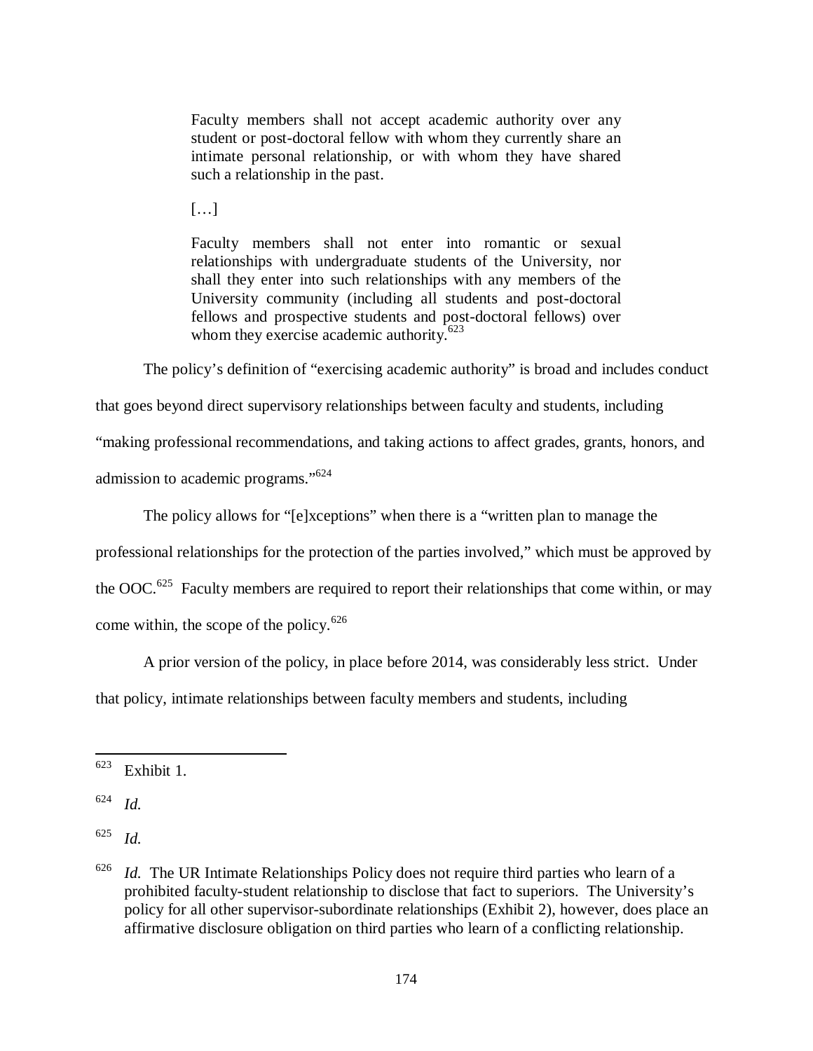> Faculty members shall not accept academic authority over any student or post-doctoral fellow with whom they currently share an intimate personal relationship, or with whom they have shared such a relationship in the past.
>
> […]
>
> Faculty members shall not enter into romantic or sexual relationships with undergraduate students of the University, nor shall they enter into such relationships with any members of the University community (including all students and post-doctoral fellows and prospective students and post-doctoral fellows) over whom they exercise academic authority.[623]

The policy's definition of "exercising academic authority" is broad and includes conduct that goes beyond direct supervisory relationships between faculty and students, including "making professional recommendations, and taking actions to affect grades, grants, honors, and admission to academic programs."[624]

The policy allows for "[e]xceptions" when there is a "written plan to manage the professional relationships for the protection of the parties involved," which must be approved by the OOC.[625] Faculty members are required to report their relationships that come within, or may come within, the scope of the policy.[626]

A prior version of the policy, in place before 2014, was considerably less strict. Under that policy, intimate relationships between faculty members and students, including

---

[623] Exhibit 1.

[624] *Id.*

[625] *Id.*

[626] *Id.* The UR Intimate Relationships Policy does not require third parties who learn of a prohibited faculty-student relationship to disclose that fact to superiors. The University's policy for all other supervisor-subordinate relationships (Exhibit 2), however, does place an affirmative disclosure obligation on third parties who learn of a conflicting relationship.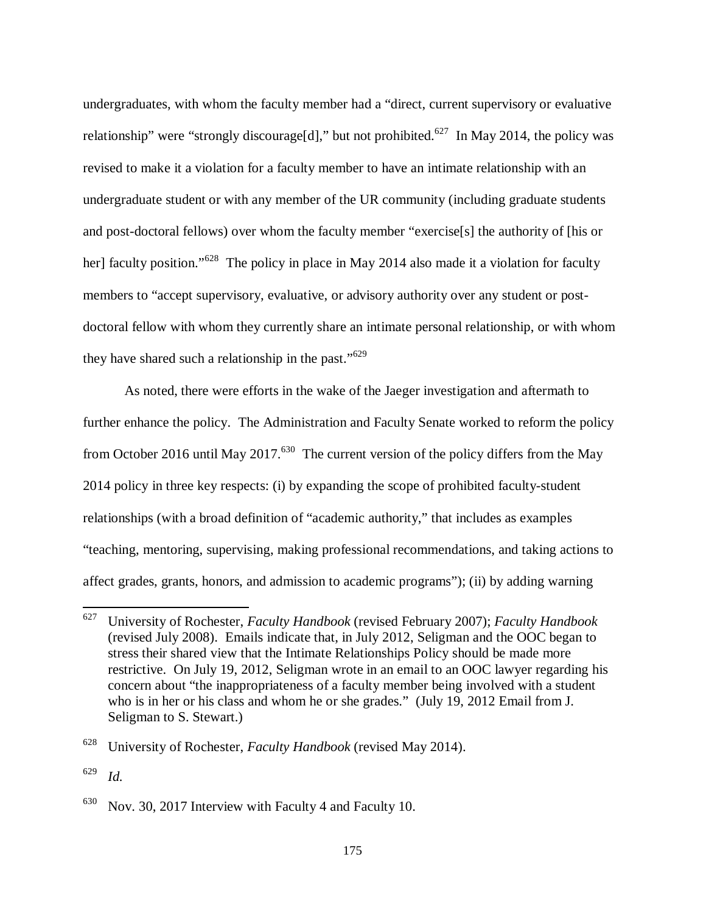undergraduates, with whom the faculty member had a "direct, current supervisory or evaluative relationship" were "strongly discourage[d]," but not prohibited.[627] In May 2014, the policy was revised to make it a violation for a faculty member to have an intimate relationship with an undergraduate student or with any member of the UR community (including graduate students and post-doctoral fellows) over whom the faculty member "exercise[s] the authority of [his or her] faculty position."[628] The policy in place in May 2014 also made it a violation for faculty members to "accept supervisory, evaluative, or advisory authority over any student or post-doctoral fellow with whom they currently share an intimate personal relationship, or with whom they have shared such a relationship in the past."[629]

As noted, there were efforts in the wake of the Jaeger investigation and aftermath to further enhance the policy. The Administration and Faculty Senate worked to reform the policy from October 2016 until May 2017.[630] The current version of the policy differs from the May 2014 policy in three key respects: (i) by expanding the scope of prohibited faculty-student relationships (with a broad definition of "academic authority," that includes as examples "teaching, mentoring, supervising, making professional recommendations, and taking actions to affect grades, grants, honors, and admission to academic programs"); (ii) by adding warning

---

[627] University of Rochester, *Faculty Handbook* (revised February 2007); *Faculty Handbook* (revised July 2008). Emails indicate that, in July 2012, Seligman and the OOC began to stress their shared view that the Intimate Relationships Policy should be made more restrictive. On July 19, 2012, Seligman wrote in an email to an OOC lawyer regarding his concern about "the inappropriateness of a faculty member being involved with a student who is in her or his class and whom he or she grades." (July 19, 2012 Email from J. Seligman to S. Stewart.)

[628] University of Rochester, *Faculty Handbook* (revised May 2014).

[629] *Id.*

[630] Nov. 30, 2017 Interview with Faculty 4 and Faculty 10.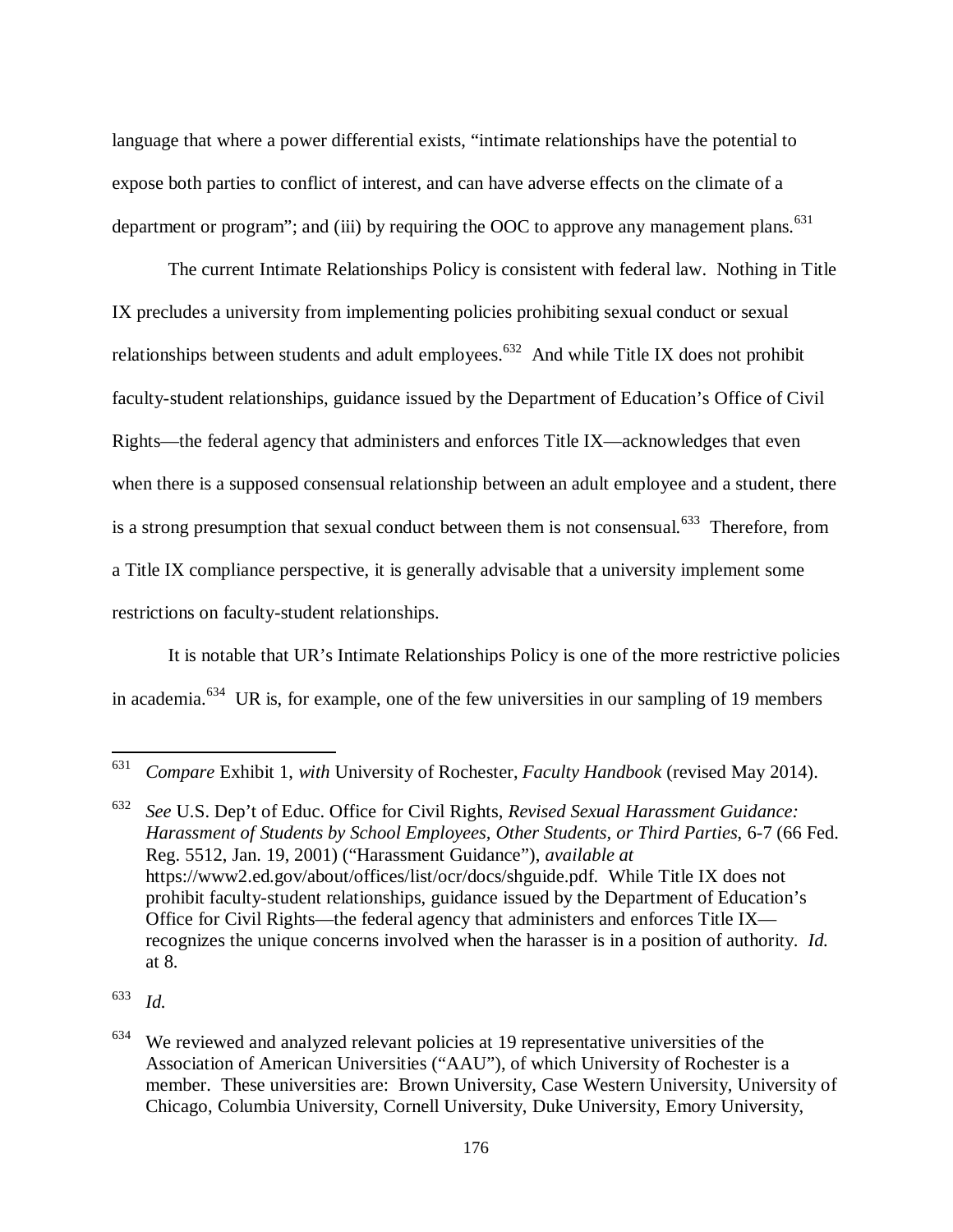language that where a power differential exists, "intimate relationships have the potential to expose both parties to conflict of interest, and can have adverse effects on the climate of a department or program"; and (iii) by requiring the OOC to approve any management plans.[631]

The current Intimate Relationships Policy is consistent with federal law. Nothing in Title IX precludes a university from implementing policies prohibiting sexual conduct or sexual relationships between students and adult employees.[632] And while Title IX does not prohibit faculty-student relationships, guidance issued by the Department of Education's Office of Civil Rights—the federal agency that administers and enforces Title IX—acknowledges that even when there is a supposed consensual relationship between an adult employee and a student, there is a strong presumption that sexual conduct between them is not consensual.[633] Therefore, from a Title IX compliance perspective, it is generally advisable that a university implement some restrictions on faculty-student relationships.

It is notable that UR's Intimate Relationships Policy is one of the more restrictive policies in academia.[634] UR is, for example, one of the few universities in our sampling of 19 members

---

[631] *Compare* Exhibit 1, *with* University of Rochester, *Faculty Handbook* (revised May 2014).

[632] *See* U.S. Dep't of Educ. Office for Civil Rights, *Revised Sexual Harassment Guidance: Harassment of Students by School Employees, Other Students, or Third Parties*, 6-7 (66 Fed. Reg. 5512, Jan. 19, 2001) ("Harassment Guidance"), *available at* https://www2.ed.gov/about/offices/list/ocr/docs/shguide.pdf. While Title IX does not prohibit faculty-student relationships, guidance issued by the Department of Education's Office for Civil Rights—the federal agency that administers and enforces Title IX—recognizes the unique concerns involved when the harasser is in a position of authority. *Id.* at 8.

[633] *Id.*

[634] We reviewed and analyzed relevant policies at 19 representative universities of the Association of American Universities ("AAU"), of which University of Rochester is a member. These universities are: Brown University, Case Western University, University of Chicago, Columbia University, Cornell University, Duke University, Emory University,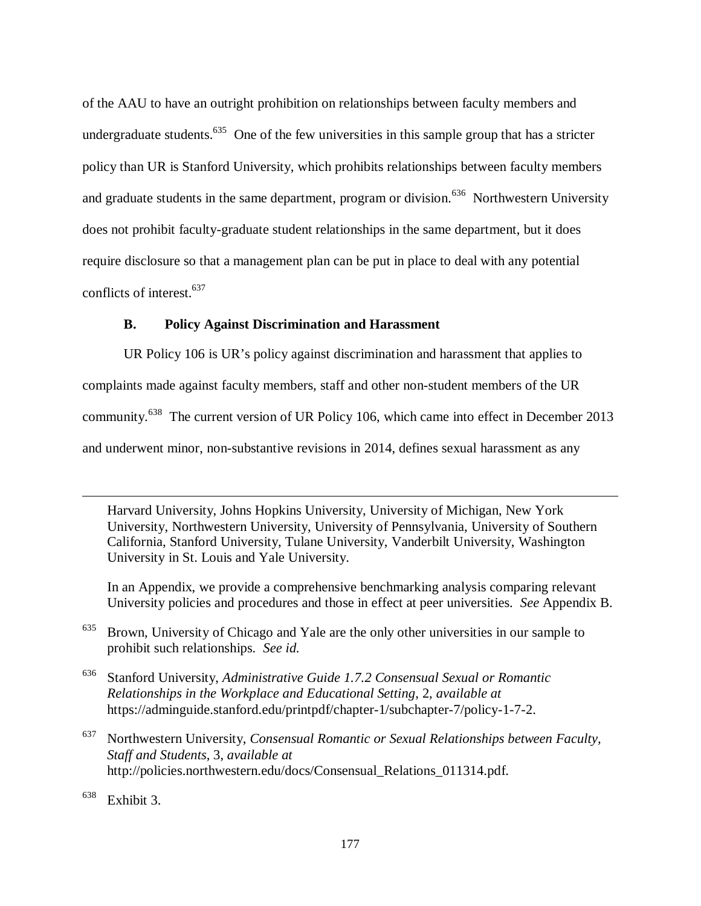of the AAU to have an outright prohibition on relationships between faculty members and undergraduate students.[635] One of the few universities in this sample group that has a stricter policy than UR is Stanford University, which prohibits relationships between faculty members and graduate students in the same department, program or division.[636] Northwestern University does not prohibit faculty-graduate student relationships in the same department, but it does require disclosure so that a management plan can be put in place to deal with any potential conflicts of interest.[637]

### B. Policy Against Discrimination and Harassment

UR Policy 106 is UR's policy against discrimination and harassment that applies to complaints made against faculty members, staff and other non-student members of the UR community.[638] The current version of UR Policy 106, which came into effect in December 2013 and underwent minor, non-substantive revisions in 2014, defines sexual harassment as any

---

Harvard University, Johns Hopkins University, University of Michigan, New York University, Northwestern University, University of Pennsylvania, University of Southern California, Stanford University, Tulane University, Vanderbilt University, Washington University in St. Louis and Yale University.

In an Appendix, we provide a comprehensive benchmarking analysis comparing relevant University policies and procedures and those in effect at peer universities. *See* Appendix B.

[635] Brown, University of Chicago and Yale are the only other universities in our sample to prohibit such relationships. *See id.*

[636] Stanford University, *Administrative Guide 1.7.2 Consensual Sexual or Romantic Relationships in the Workplace and Educational Setting*, 2, *available at* https://adminguide.stanford.edu/printpdf/chapter-1/subchapter-7/policy-1-7-2.

[637] Northwestern University, *Consensual Romantic or Sexual Relationships between Faculty, Staff and Students*, 3, *available at* http://policies.northwestern.edu/docs/Consensual_Relations_011314.pdf.

[638] Exhibit 3.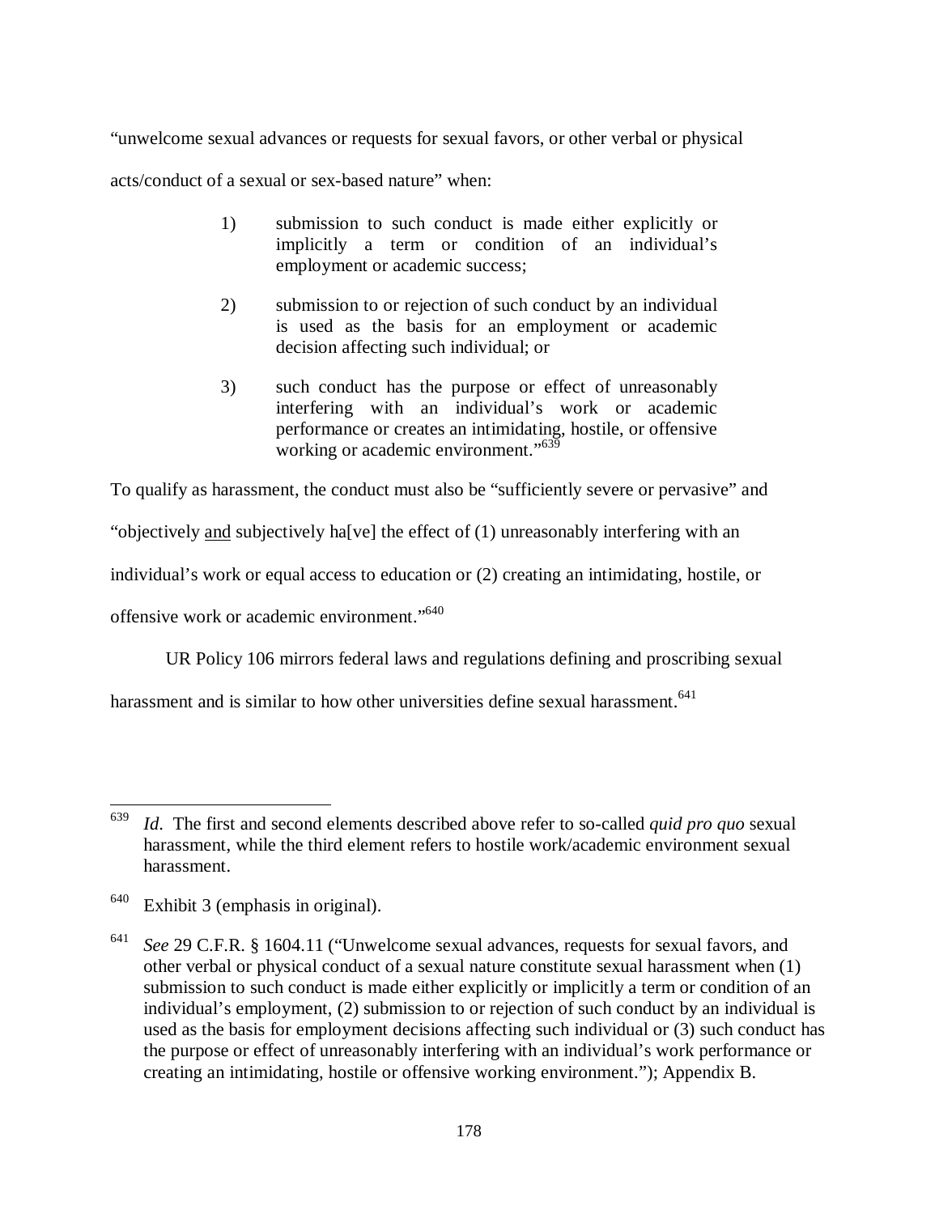"unwelcome sexual advances or requests for sexual favors, or other verbal or physical acts/conduct of a sexual or sex-based nature" when:

> 1) submission to such conduct is made either explicitly or implicitly a term or condition of an individual's employment or academic success;
>
> 2) submission to or rejection of such conduct by an individual is used as the basis for an employment or academic decision affecting such individual; or
>
> 3) such conduct has the purpose or effect of unreasonably interfering with an individual's work or academic performance or creates an intimidating, hostile, or offensive working or academic environment."[639]

To qualify as harassment, the conduct must also be "sufficiently severe or pervasive" and "objectively <u>and</u> subjectively ha[ve] the effect of (1) unreasonably interfering with an individual's work or equal access to education or (2) creating an intimidating, hostile, or offensive work or academic environment."[640]

UR Policy 106 mirrors federal laws and regulations defining and proscribing sexual harassment and is similar to how other universities define sexual harassment.[641]

---

[639] *Id*. The first and second elements described above refer to so-called *quid pro quo* sexual harassment, while the third element refers to hostile work/academic environment sexual harassment.

[640] Exhibit 3 (emphasis in original).

[641] *See* 29 C.F.R. § 1604.11 ("Unwelcome sexual advances, requests for sexual favors, and other verbal or physical conduct of a sexual nature constitute sexual harassment when (1) submission to such conduct is made either explicitly or implicitly a term or condition of an individual's employment, (2) submission to or rejection of such conduct by an individual is used as the basis for employment decisions affecting such individual or (3) such conduct has the purpose or effect of unreasonably interfering with an individual's work performance or creating an intimidating, hostile or offensive working environment."); Appendix B.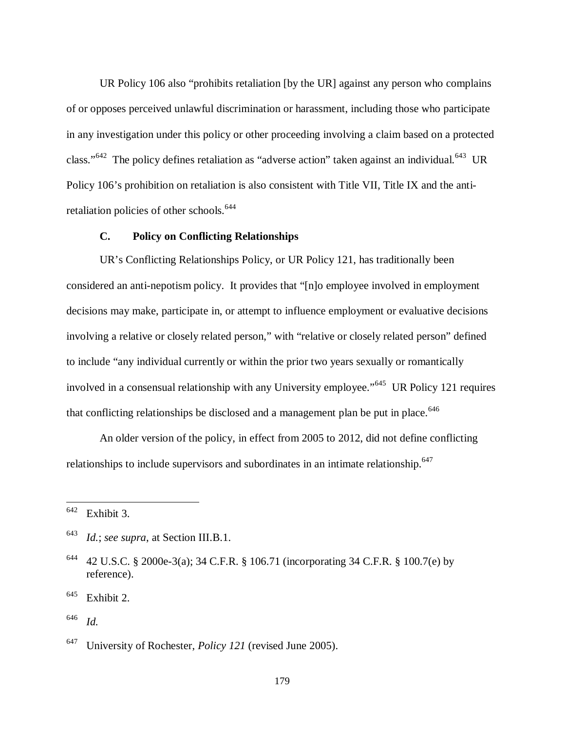UR Policy 106 also "prohibits retaliation [by the UR] against any person who complains of or opposes perceived unlawful discrimination or harassment, including those who participate in any investigation under this policy or other proceeding involving a claim based on a protected class."[642] The policy defines retaliation as "adverse action" taken against an individual.[643] UR Policy 106's prohibition on retaliation is also consistent with Title VII, Title IX and the anti-retaliation policies of other schools.[644]

### C. Policy on Conflicting Relationships

UR's Conflicting Relationships Policy, or UR Policy 121, has traditionally been considered an anti-nepotism policy. It provides that "[n]o employee involved in employment decisions may make, participate in, or attempt to influence employment or evaluative decisions involving a relative or closely related person," with "relative or closely related person" defined to include "any individual currently or within the prior two years sexually or romantically involved in a consensual relationship with any University employee."[645] UR Policy 121 requires that conflicting relationships be disclosed and a management plan be put in place.[646]

An older version of the policy, in effect from 2005 to 2012, did not define conflicting relationships to include supervisors and subordinates in an intimate relationship.[647]

---

[642] Exhibit 3.

[643] *Id.*; *see supra*, at Section III.B.1.

[644] 42 U.S.C. § 2000e-3(a); 34 C.F.R. § 106.71 (incorporating 34 C.F.R. § 100.7(e) by reference).

[645] Exhibit 2.

[646] *Id.*

[647] University of Rochester, *Policy 121* (revised June 2005).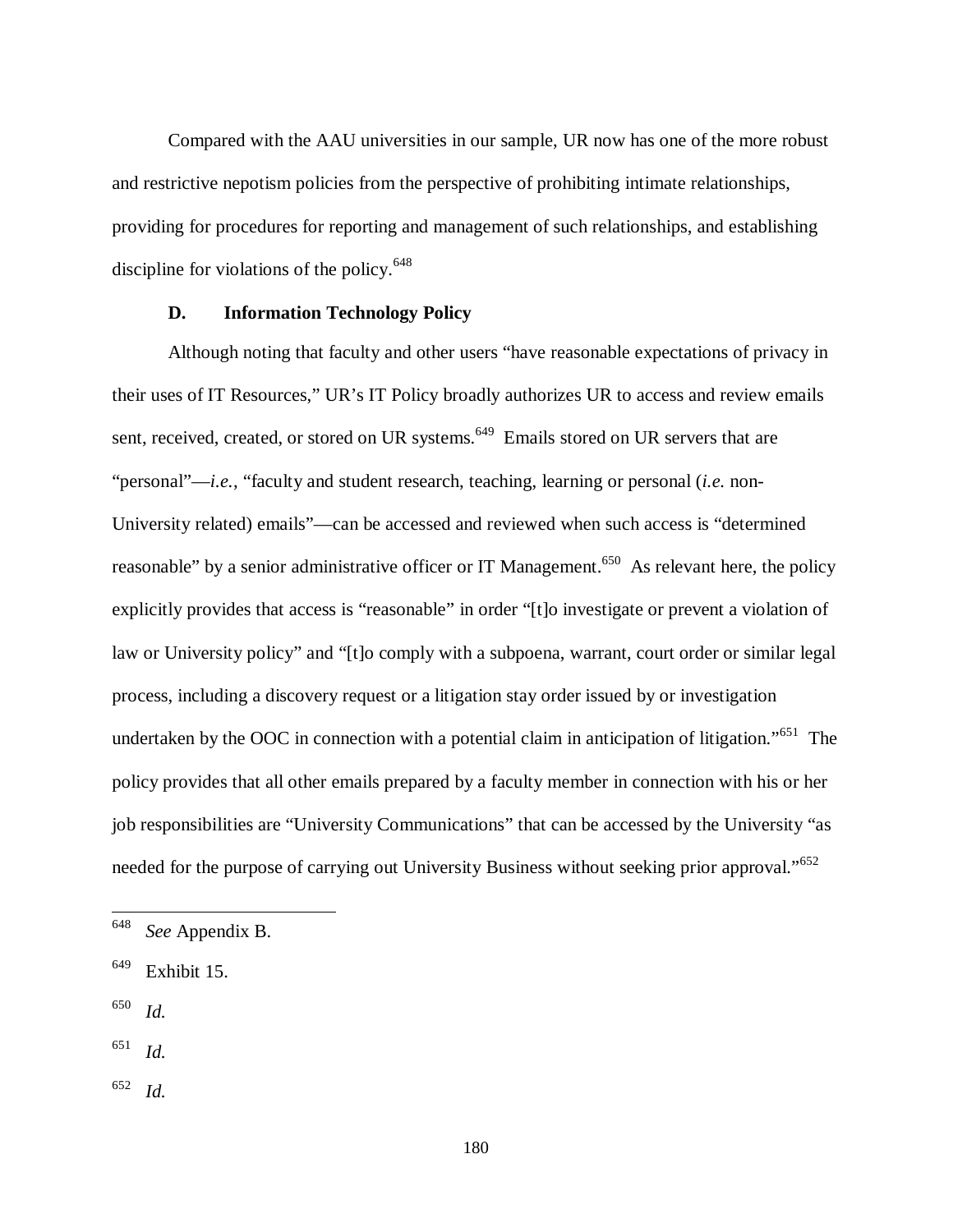Compared with the AAU universities in our sample, UR now has one of the more robust and restrictive nepotism policies from the perspective of prohibiting intimate relationships, providing for procedures for reporting and management of such relationships, and establishing discipline for violations of the policy.[648]

### D. Information Technology Policy

Although noting that faculty and other users "have reasonable expectations of privacy in their uses of IT Resources," UR's IT Policy broadly authorizes UR to access and review emails sent, received, created, or stored on UR systems.[649] Emails stored on UR servers that are "personal"—*i.e.*, "faculty and student research, teaching, learning or personal (*i.e.* non-University related) emails"—can be accessed and reviewed when such access is "determined reasonable" by a senior administrative officer or IT Management.[650] As relevant here, the policy explicitly provides that access is "reasonable" in order "[t]o investigate or prevent a violation of law or University policy" and "[t]o comply with a subpoena, warrant, court order or similar legal process, including a discovery request or a litigation stay order issued by or investigation undertaken by the OOC in connection with a potential claim in anticipation of litigation."[651] The policy provides that all other emails prepared by a faculty member in connection with his or her job responsibilities are "University Communications" that can be accessed by the University "as needed for the purpose of carrying out University Business without seeking prior approval."[652]

---

[648] *See* Appendix B.

[649] Exhibit 15.

[650] *Id.*

[651] *Id.*

[652] *Id.*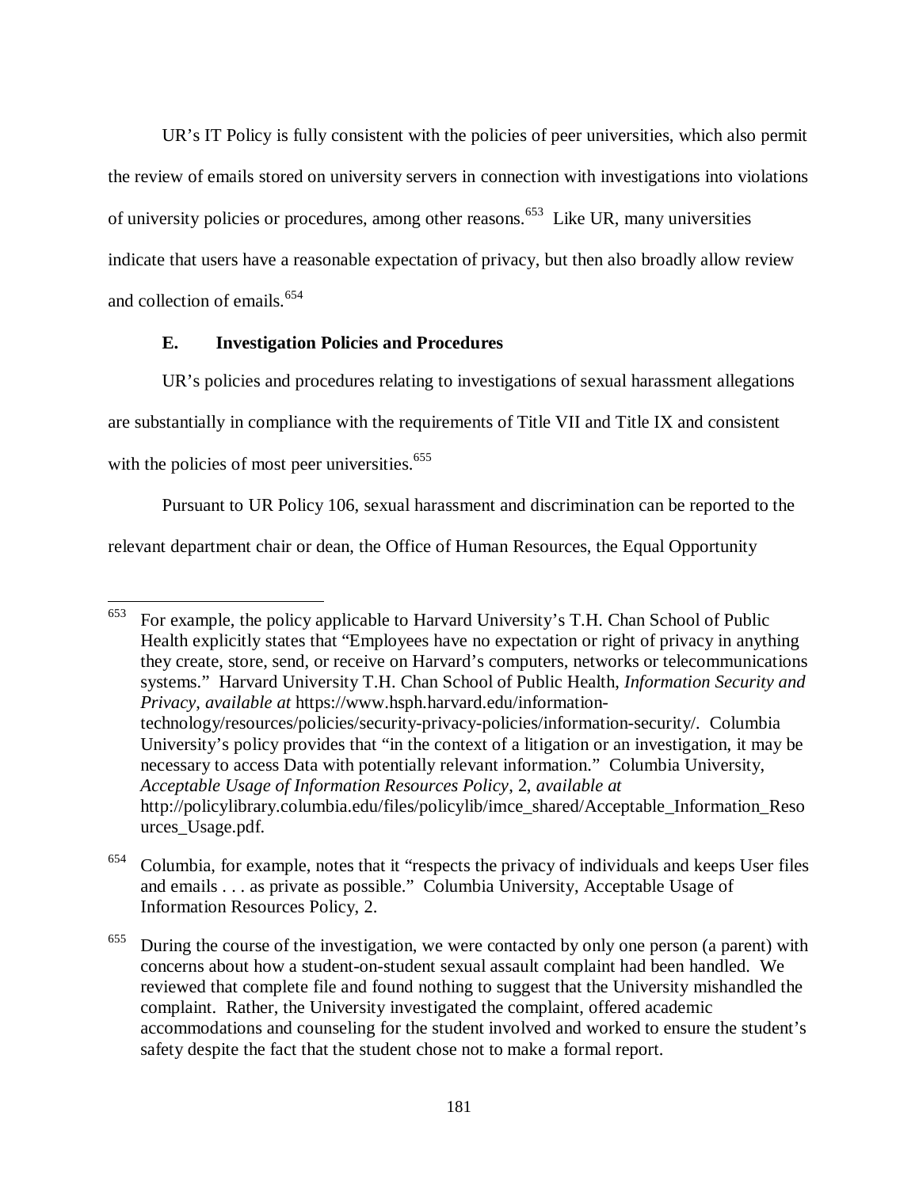UR's IT Policy is fully consistent with the policies of peer universities, which also permit the review of emails stored on university servers in connection with investigations into violations of university policies or procedures, among other reasons.[653] Like UR, many universities indicate that users have a reasonable expectation of privacy, but then also broadly allow review and collection of emails.[654]

### E. Investigation Policies and Procedures

UR's policies and procedures relating to investigations of sexual harassment allegations are substantially in compliance with the requirements of Title VII and Title IX and consistent with the policies of most peer universities.[655]

Pursuant to UR Policy 106, sexual harassment and discrimination can be reported to the relevant department chair or dean, the Office of Human Resources, the Equal Opportunity

---

[653] For example, the policy applicable to Harvard University's T.H. Chan School of Public Health explicitly states that "Employees have no expectation or right of privacy in anything they create, store, send, or receive on Harvard's computers, networks or telecommunications systems." Harvard University T.H. Chan School of Public Health, *Information Security and Privacy*, *available at* https://www.hsph.harvard.edu/information-technology/resources/policies/security-privacy-policies/information-security/. Columbia University's policy provides that "in the context of a litigation or an investigation, it may be necessary to access Data with potentially relevant information." Columbia University, *Acceptable Usage of Information Resources Policy*, 2, *available at* http://policylibrary.columbia.edu/files/policylib/imce_shared/Acceptable_Information_Resources_Usage.pdf.

[654] Columbia, for example, notes that it "respects the privacy of individuals and keeps User files and emails . . . as private as possible." Columbia University, Acceptable Usage of Information Resources Policy, 2.

[655] During the course of the investigation, we were contacted by only one person (a parent) with concerns about how a student-on-student sexual assault complaint had been handled. We reviewed that complete file and found nothing to suggest that the University mishandled the complaint. Rather, the University investigated the complaint, offered academic accommodations and counseling for the student involved and worked to ensure the student's safety despite the fact that the student chose not to make a formal report.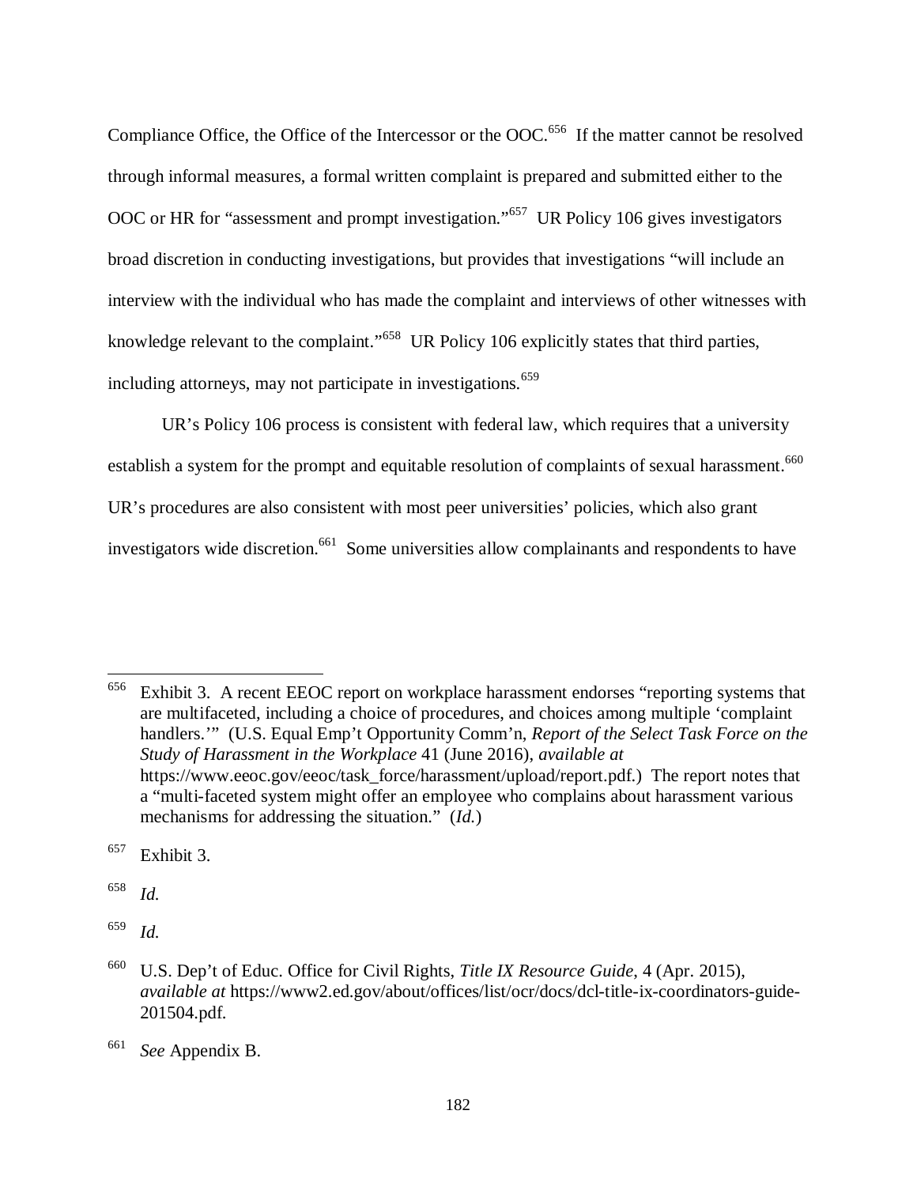Compliance Office, the Office of the Intercessor or the OOC.[656] If the matter cannot be resolved through informal measures, a formal written complaint is prepared and submitted either to the OOC or HR for "assessment and prompt investigation."[657] UR Policy 106 gives investigators broad discretion in conducting investigations, but provides that investigations "will include an interview with the individual who has made the complaint and interviews of other witnesses with knowledge relevant to the complaint."[658] UR Policy 106 explicitly states that third parties, including attorneys, may not participate in investigations.[659]

UR's Policy 106 process is consistent with federal law, which requires that a university establish a system for the prompt and equitable resolution of complaints of sexual harassment.[660] UR's procedures are also consistent with most peer universities' policies, which also grant investigators wide discretion.[661] Some universities allow complainants and respondents to have

---

[656] Exhibit 3. A recent EEOC report on workplace harassment endorses "reporting systems that are multifaceted, including a choice of procedures, and choices among multiple 'complaint handlers.'" (U.S. Equal Emp't Opportunity Comm'n, *Report of the Select Task Force on the Study of Harassment in the Workplace* 41 (June 2016), *available at* https://www.eeoc.gov/eeoc/task_force/harassment/upload/report.pdf.) The report notes that a "multi-faceted system might offer an employee who complains about harassment various mechanisms for addressing the situation." (*Id.*)

[657] Exhibit 3.

[658] *Id.*

[659] *Id.*

[660] U.S. Dep't of Educ. Office for Civil Rights, *Title IX Resource Guide*, 4 (Apr. 2015), *available at* https://www2.ed.gov/about/offices/list/ocr/docs/dcl-title-ix-coordinators-guide-201504.pdf.

[661] *See* Appendix B.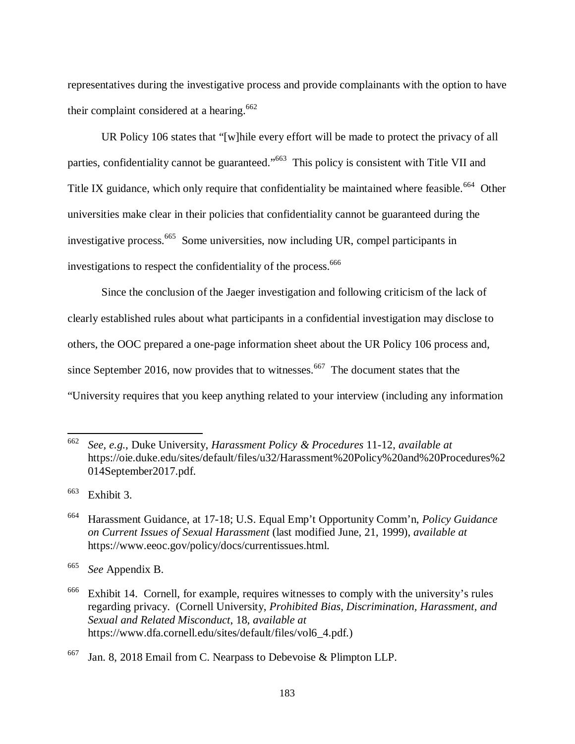representatives during the investigative process and provide complainants with the option to have their complaint considered at a hearing.[662]

UR Policy 106 states that "[w]hile every effort will be made to protect the privacy of all parties, confidentiality cannot be guaranteed."[663] This policy is consistent with Title VII and Title IX guidance, which only require that confidentiality be maintained where feasible.[664] Other universities make clear in their policies that confidentiality cannot be guaranteed during the investigative process.[665] Some universities, now including UR, compel participants in investigations to respect the confidentiality of the process.[666]

Since the conclusion of the Jaeger investigation and following criticism of the lack of clearly established rules about what participants in a confidential investigation may disclose to others, the OOC prepared a one-page information sheet about the UR Policy 106 process and, since September 2016, now provides that to witnesses.[667] The document states that the "University requires that you keep anything related to your interview (including any information

---

[662] *See, e.g.*, Duke University, *Harassment Policy & Procedures* 11-12, *available at* https://oie.duke.edu/sites/default/files/u32/Harassment%20Policy%20and%20Procedures%2014September2017.pdf.

[663] Exhibit 3.

[664] Harassment Guidance, at 17-18; U.S. Equal Emp't Opportunity Comm'n, *Policy Guidance on Current Issues of Sexual Harassment* (last modified June, 21, 1999), *available at* https://www.eeoc.gov/policy/docs/currentissues.html.

[665] *See* Appendix B.

[666] Exhibit 14. Cornell, for example, requires witnesses to comply with the university's rules regarding privacy. (Cornell University, *Prohibited Bias, Discrimination, Harassment, and Sexual and Related Misconduct*, 18, *available at* https://www.dfa.cornell.edu/sites/default/files/vol6_4.pdf.)

[667] Jan. 8, 2018 Email from C. Nearpass to Debevoise & Plimpton LLP.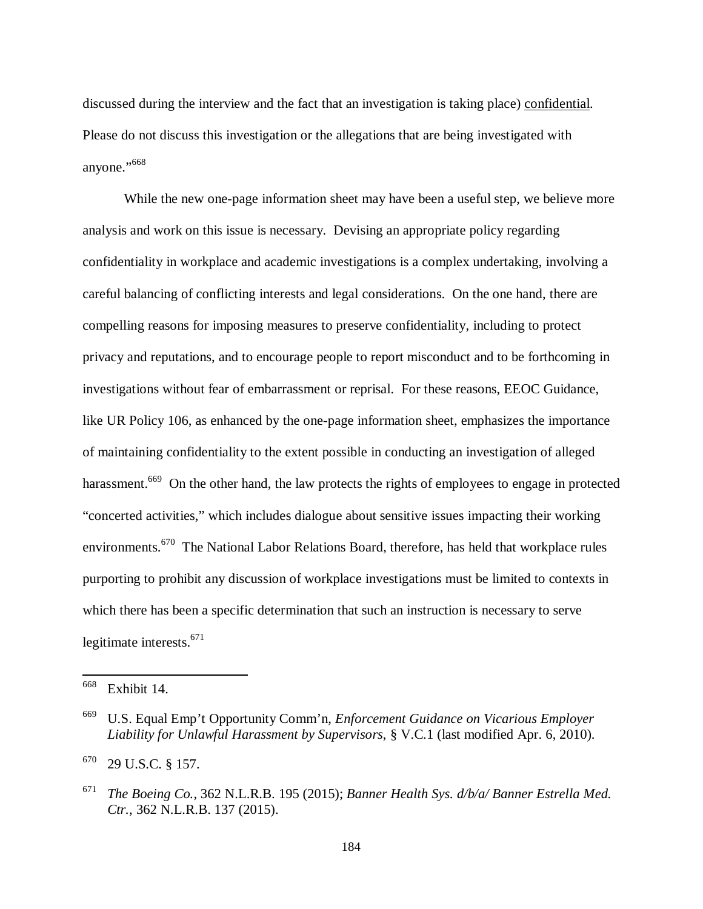discussed during the interview and the fact that an investigation is taking place) confidential. Please do not discuss this investigation or the allegations that are being investigated with anyone."[668]

While the new one-page information sheet may have been a useful step, we believe more analysis and work on this issue is necessary. Devising an appropriate policy regarding confidentiality in workplace and academic investigations is a complex undertaking, involving a careful balancing of conflicting interests and legal considerations. On the one hand, there are compelling reasons for imposing measures to preserve confidentiality, including to protect privacy and reputations, and to encourage people to report misconduct and to be forthcoming in investigations without fear of embarrassment or reprisal. For these reasons, EEOC Guidance, like UR Policy 106, as enhanced by the one-page information sheet, emphasizes the importance of maintaining confidentiality to the extent possible in conducting an investigation of alleged harassment.[669] On the other hand, the law protects the rights of employees to engage in protected "concerted activities," which includes dialogue about sensitive issues impacting their working environments.[670] The National Labor Relations Board, therefore, has held that workplace rules purporting to prohibit any discussion of workplace investigations must be limited to contexts in which there has been a specific determination that such an instruction is necessary to serve legitimate interests.[671]

---

[668] Exhibit 14.

[669] U.S. Equal Emp't Opportunity Comm'n, *Enforcement Guidance on Vicarious Employer Liability for Unlawful Harassment by Supervisors*, § V.C.1 (last modified Apr. 6, 2010).

[670] 29 U.S.C. § 157.

[671] *The Boeing Co.*, 362 N.L.R.B. 195 (2015); *Banner Health Sys. d/b/a/ Banner Estrella Med. Ctr.*, 362 N.L.R.B. 137 (2015).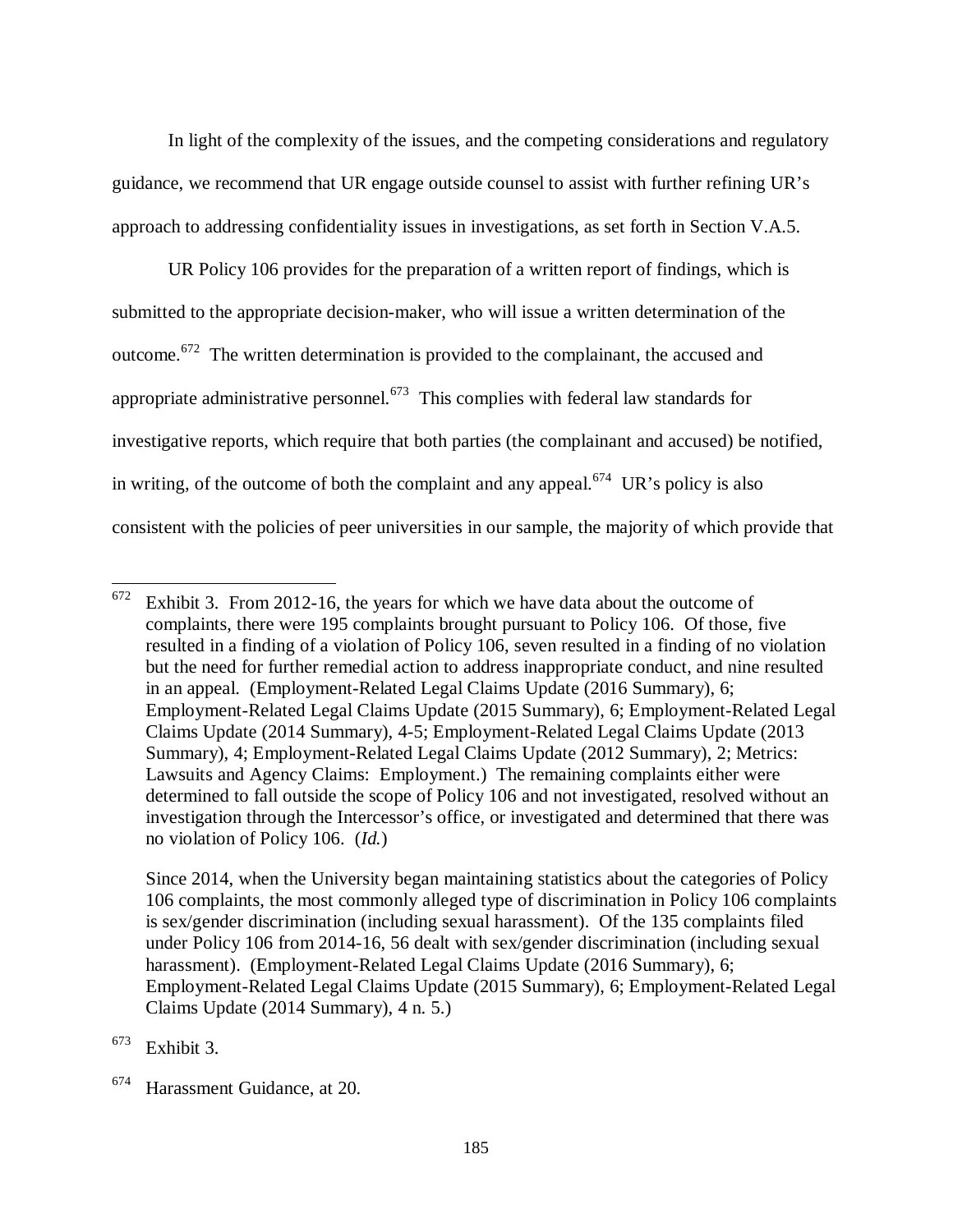In light of the complexity of the issues, and the competing considerations and regulatory guidance, we recommend that UR engage outside counsel to assist with further refining UR's approach to addressing confidentiality issues in investigations, as set forth in Section V.A.5.

UR Policy 106 provides for the preparation of a written report of findings, which is submitted to the appropriate decision-maker, who will issue a written determination of the outcome.[672] The written determination is provided to the complainant, the accused and appropriate administrative personnel.[673] This complies with federal law standards for investigative reports, which require that both parties (the complainant and accused) be notified, in writing, of the outcome of both the complaint and any appeal.[674] UR's policy is also consistent with the policies of peer universities in our sample, the majority of which provide that

---

[672] Exhibit 3. From 2012-16, the years for which we have data about the outcome of complaints, there were 195 complaints brought pursuant to Policy 106. Of those, five resulted in a finding of a violation of Policy 106, seven resulted in a finding of no violation but the need for further remedial action to address inappropriate conduct, and nine resulted in an appeal. (Employment-Related Legal Claims Update (2016 Summary), 6; Employment-Related Legal Claims Update (2015 Summary), 6; Employment-Related Legal Claims Update (2014 Summary), 4-5; Employment-Related Legal Claims Update (2013 Summary), 4; Employment-Related Legal Claims Update (2012 Summary), 2; Metrics: Lawsuits and Agency Claims: Employment.) The remaining complaints either were determined to fall outside the scope of Policy 106 and not investigated, resolved without an investigation through the Intercessor's office, or investigated and determined that there was no violation of Policy 106. (*Id.*)

Since 2014, when the University began maintaining statistics about the categories of Policy 106 complaints, the most commonly alleged type of discrimination in Policy 106 complaints is sex/gender discrimination (including sexual harassment). Of the 135 complaints filed under Policy 106 from 2014-16, 56 dealt with sex/gender discrimination (including sexual harassment). (Employment-Related Legal Claims Update (2016 Summary), 6; Employment-Related Legal Claims Update (2015 Summary), 6; Employment-Related Legal Claims Update (2014 Summary), 4 n. 5.)

[673] Exhibit 3.

[674] Harassment Guidance, at 20.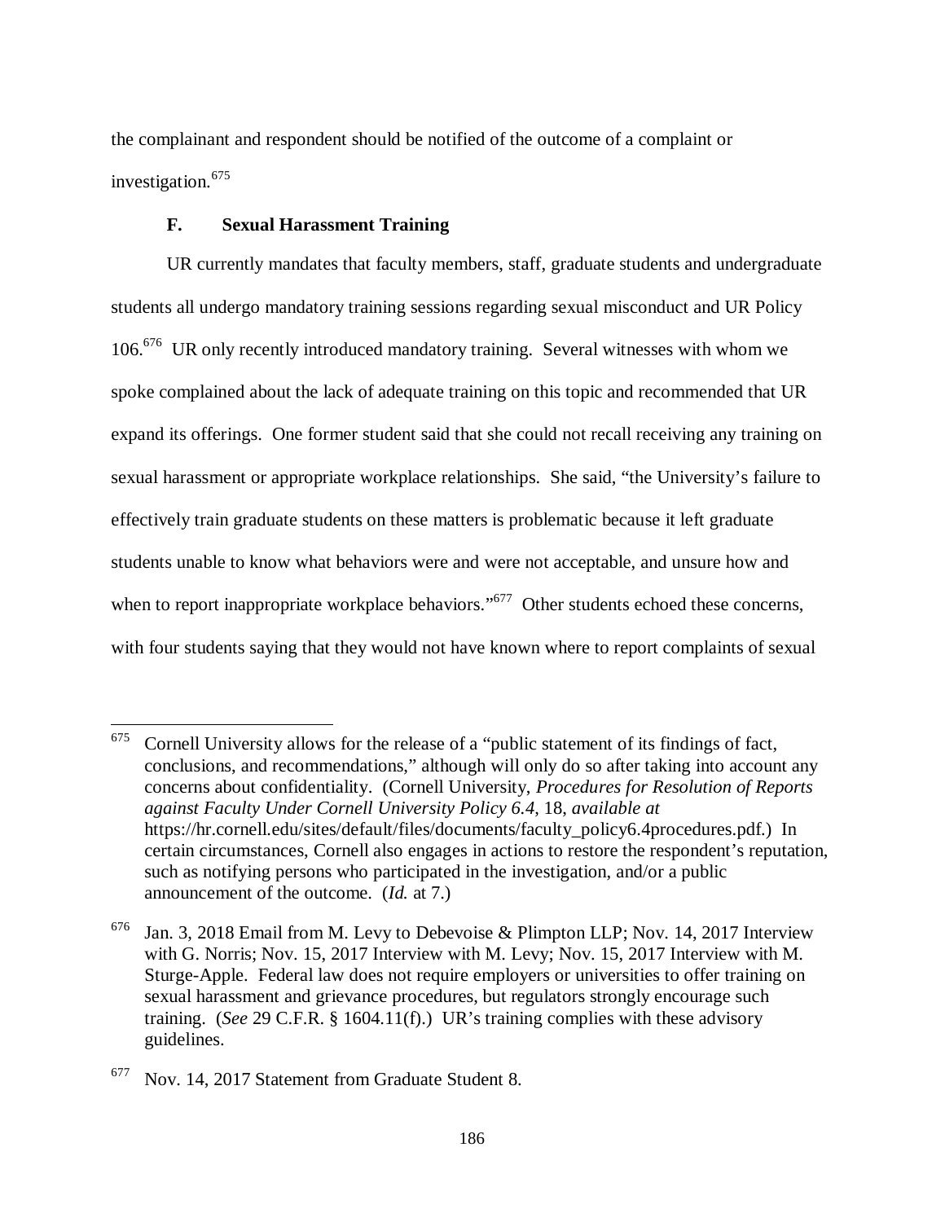the complainant and respondent should be notified of the outcome of a complaint or investigation.[675]

### F. Sexual Harassment Training

UR currently mandates that faculty members, staff, graduate students and undergraduate students all undergo mandatory training sessions regarding sexual misconduct and UR Policy 106.[676] UR only recently introduced mandatory training. Several witnesses with whom we spoke complained about the lack of adequate training on this topic and recommended that UR expand its offerings. One former student said that she could not recall receiving any training on sexual harassment or appropriate workplace relationships. She said, "the University's failure to effectively train graduate students on these matters is problematic because it left graduate students unable to know what behaviors were and were not acceptable, and unsure how and when to report inappropriate workplace behaviors."[677] Other students echoed these concerns, with four students saying that they would not have known where to report complaints of sexual

---

[675] Cornell University allows for the release of a "public statement of its findings of fact, conclusions, and recommendations," although will only do so after taking into account any concerns about confidentiality. (Cornell University, *Procedures for Resolution of Reports against Faculty Under Cornell University Policy 6.4*, 18, *available at* https://hr.cornell.edu/sites/default/files/documents/faculty_policy6.4procedures.pdf.) In certain circumstances, Cornell also engages in actions to restore the respondent's reputation, such as notifying persons who participated in the investigation, and/or a public announcement of the outcome. (*Id.* at 7.)

[676] Jan. 3, 2018 Email from M. Levy to Debevoise & Plimpton LLP; Nov. 14, 2017 Interview with G. Norris; Nov. 15, 2017 Interview with M. Levy; Nov. 15, 2017 Interview with M. Sturge-Apple. Federal law does not require employers or universities to offer training on sexual harassment and grievance procedures, but regulators strongly encourage such training. (*See* 29 C.F.R. § 1604.11(f).) UR's training complies with these advisory guidelines.

[677] Nov. 14, 2017 Statement from Graduate Student 8.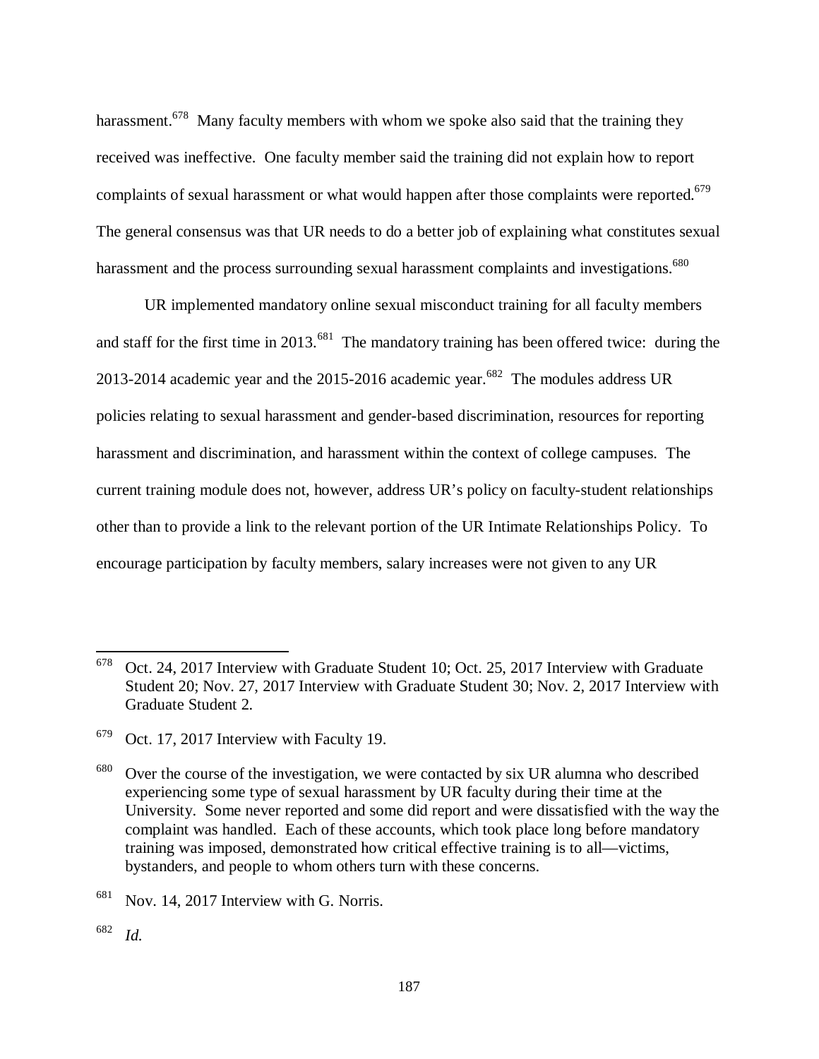harassment.[678] Many faculty members with whom we spoke also said that the training they received was ineffective. One faculty member said the training did not explain how to report complaints of sexual harassment or what would happen after those complaints were reported.[679] The general consensus was that UR needs to do a better job of explaining what constitutes sexual harassment and the process surrounding sexual harassment complaints and investigations.[680]

UR implemented mandatory online sexual misconduct training for all faculty members and staff for the first time in 2013.[681] The mandatory training has been offered twice: during the 2013-2014 academic year and the 2015-2016 academic year.[682] The modules address UR policies relating to sexual harassment and gender-based discrimination, resources for reporting harassment and discrimination, and harassment within the context of college campuses. The current training module does not, however, address UR's policy on faculty-student relationships other than to provide a link to the relevant portion of the UR Intimate Relationships Policy. To encourage participation by faculty members, salary increases were not given to any UR

---

[678] Oct. 24, 2017 Interview with Graduate Student 10; Oct. 25, 2017 Interview with Graduate Student 20; Nov. 27, 2017 Interview with Graduate Student 30; Nov. 2, 2017 Interview with Graduate Student 2.

[679] Oct. 17, 2017 Interview with Faculty 19.

[680] Over the course of the investigation, we were contacted by six UR alumna who described experiencing some type of sexual harassment by UR faculty during their time at the University. Some never reported and some did report and were dissatisfied with the way the complaint was handled. Each of these accounts, which took place long before mandatory training was imposed, demonstrated how critical effective training is to all—victims, bystanders, and people to whom others turn with these concerns.

[681] Nov. 14, 2017 Interview with G. Norris.

[682] *Id.*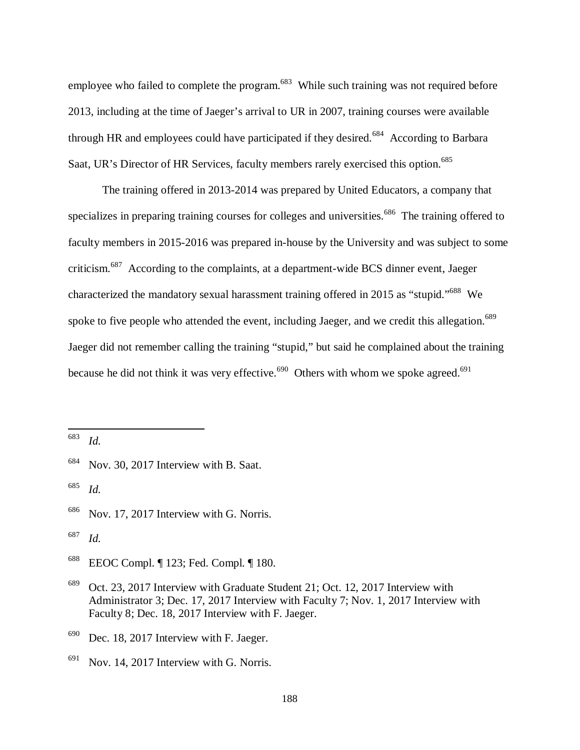employee who failed to complete the program.[683] While such training was not required before 2013, including at the time of Jaeger's arrival to UR in 2007, training courses were available through HR and employees could have participated if they desired.[684] According to Barbara Saat, UR's Director of HR Services, faculty members rarely exercised this option.[685]

The training offered in 2013-2014 was prepared by United Educators, a company that specializes in preparing training courses for colleges and universities.[686] The training offered to faculty members in 2015-2016 was prepared in-house by the University and was subject to some criticism.[687] According to the complaints, at a department-wide BCS dinner event, Jaeger characterized the mandatory sexual harassment training offered in 2015 as "stupid."[688] We spoke to five people who attended the event, including Jaeger, and we credit this allegation.[689] Jaeger did not remember calling the training "stupid," but said he complained about the training because he did not think it was very effective.[690] Others with whom we spoke agreed.[691]

---

[683] *Id.*

[684] Nov. 30, 2017 Interview with B. Saat.

[685] *Id.*

[686] Nov. 17, 2017 Interview with G. Norris.

[687] *Id.*

[688] EEOC Compl. ¶ 123; Fed. Compl. ¶ 180.

[689] Oct. 23, 2017 Interview with Graduate Student 21; Oct. 12, 2017 Interview with Administrator 3; Dec. 17, 2017 Interview with Faculty 7; Nov. 1, 2017 Interview with Faculty 8; Dec. 18, 2017 Interview with F. Jaeger.

[690] Dec. 18, 2017 Interview with F. Jaeger.

[691] Nov. 14, 2017 Interview with G. Norris.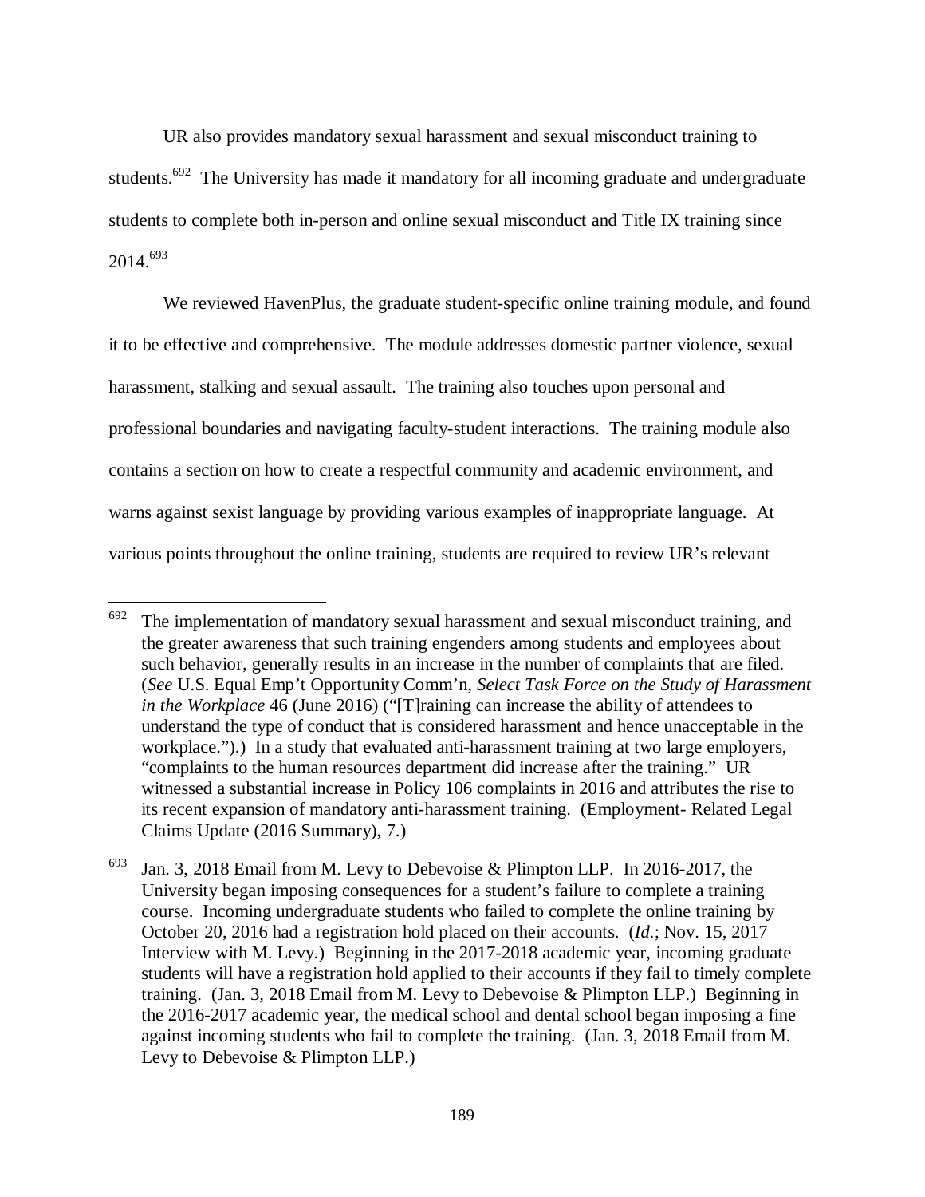UR also provides mandatory sexual harassment and sexual misconduct training to students.[692] The University has made it mandatory for all incoming graduate and undergraduate students to complete both in-person and online sexual misconduct and Title IX training since 2014.[693]

We reviewed HavenPlus, the graduate student-specific online training module, and found it to be effective and comprehensive. The module addresses domestic partner violence, sexual harassment, stalking and sexual assault. The training also touches upon personal and professional boundaries and navigating faculty-student interactions. The training module also contains a section on how to create a respectful community and academic environment, and warns against sexist language by providing various examples of inappropriate language. At various points throughout the online training, students are required to review UR's relevant

---

[692] The implementation of mandatory sexual harassment and sexual misconduct training, and the greater awareness that such training engenders among students and employees about such behavior, generally results in an increase in the number of complaints that are filed. (*See* U.S. Equal Emp't Opportunity Comm'n, *Select Task Force on the Study of Harassment in the Workplace* 46 (June 2016) ("[T]raining can increase the ability of attendees to understand the type of conduct that is considered harassment and hence unacceptable in the workplace.").) In a study that evaluated anti-harassment training at two large employers, "complaints to the human resources department did increase after the training." UR witnessed a substantial increase in Policy 106 complaints in 2016 and attributes the rise to its recent expansion of mandatory anti-harassment training. (Employment- Related Legal Claims Update (2016 Summary), 7.)

[693] Jan. 3, 2018 Email from M. Levy to Debevoise & Plimpton LLP. In 2016-2017, the University began imposing consequences for a student's failure to complete a training course. Incoming undergraduate students who failed to complete the online training by October 20, 2016 had a registration hold placed on their accounts. (*Id.*; Nov. 15, 2017 Interview with M. Levy.) Beginning in the 2017-2018 academic year, incoming graduate students will have a registration hold applied to their accounts if they fail to timely complete training. (Jan. 3, 2018 Email from M. Levy to Debevoise & Plimpton LLP.) Beginning in the 2016-2017 academic year, the medical school and dental school began imposing a fine against incoming students who fail to complete the training. (Jan. 3, 2018 Email from M. Levy to Debevoise & Plimpton LLP.)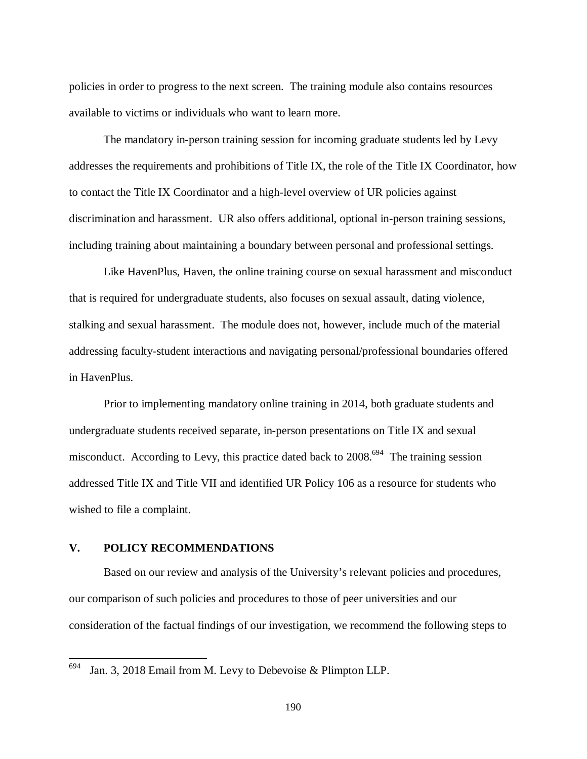policies in order to progress to the next screen. The training module also contains resources available to victims or individuals who want to learn more.

The mandatory in-person training session for incoming graduate students led by Levy addresses the requirements and prohibitions of Title IX, the role of the Title IX Coordinator, how to contact the Title IX Coordinator and a high-level overview of UR policies against discrimination and harassment. UR also offers additional, optional in-person training sessions, including training about maintaining a boundary between personal and professional settings.

Like HavenPlus, Haven, the online training course on sexual harassment and misconduct that is required for undergraduate students, also focuses on sexual assault, dating violence, stalking and sexual harassment. The module does not, however, include much of the material addressing faculty-student interactions and navigating personal/professional boundaries offered in HavenPlus.

Prior to implementing mandatory online training in 2014, both graduate students and undergraduate students received separate, in-person presentations on Title IX and sexual misconduct. According to Levy, this practice dated back to 2008.[694] The training session addressed Title IX and Title VII and identified UR Policy 106 as a resource for students who wished to file a complaint.

## V. POLICY RECOMMENDATIONS

Based on our review and analysis of the University's relevant policies and procedures, our comparison of such policies and procedures to those of peer universities and our consideration of the factual findings of our investigation, we recommend the following steps to

---

[694] Jan. 3, 2018 Email from M. Levy to Debevoise & Plimpton LLP.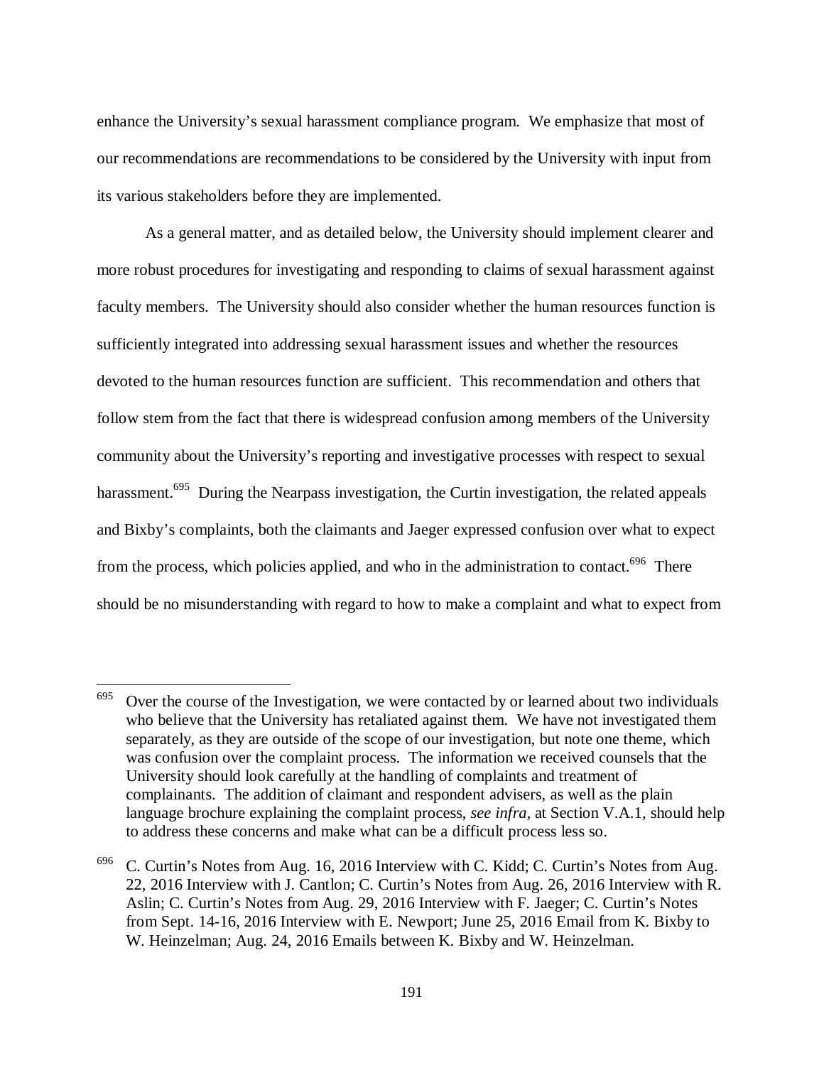enhance the University's sexual harassment compliance program. We emphasize that most of our recommendations are recommendations to be considered by the University with input from its various stakeholders before they are implemented.

As a general matter, and as detailed below, the University should implement clearer and more robust procedures for investigating and responding to claims of sexual harassment against faculty members. The University should also consider whether the human resources function is sufficiently integrated into addressing sexual harassment issues and whether the resources devoted to the human resources function are sufficient. This recommendation and others that follow stem from the fact that there is widespread confusion among members of the University community about the University's reporting and investigative processes with respect to sexual harassment.[695] During the Nearpass investigation, the Curtin investigation, the related appeals and Bixby's complaints, both the claimants and Jaeger expressed confusion over what to expect from the process, which policies applied, and who in the administration to contact.[696] There should be no misunderstanding with regard to how to make a complaint and what to expect from

---

[695] Over the course of the Investigation, we were contacted by or learned about two individuals who believe that the University has retaliated against them. We have not investigated them separately, as they are outside of the scope of our investigation, but note one theme, which was confusion over the complaint process. The information we received counsels that the University should look carefully at the handling of complaints and treatment of complainants. The addition of claimant and respondent advisers, as well as the plain language brochure explaining the complaint process, *see infra*, at Section V.A.1, should help to address these concerns and make what can be a difficult process less so.

[696] C. Curtin's Notes from Aug. 16, 2016 Interview with C. Kidd; C. Curtin's Notes from Aug. 22, 2016 Interview with J. Cantlon; C. Curtin's Notes from Aug. 26, 2016 Interview with R. Aslin; C. Curtin's Notes from Aug. 29, 2016 Interview with F. Jaeger; C. Curtin's Notes from Sept. 14-16, 2016 Interview with E. Newport; June 25, 2016 Email from K. Bixby to W. Heinzelman; Aug. 24, 2016 Emails between K. Bixby and W. Heinzelman.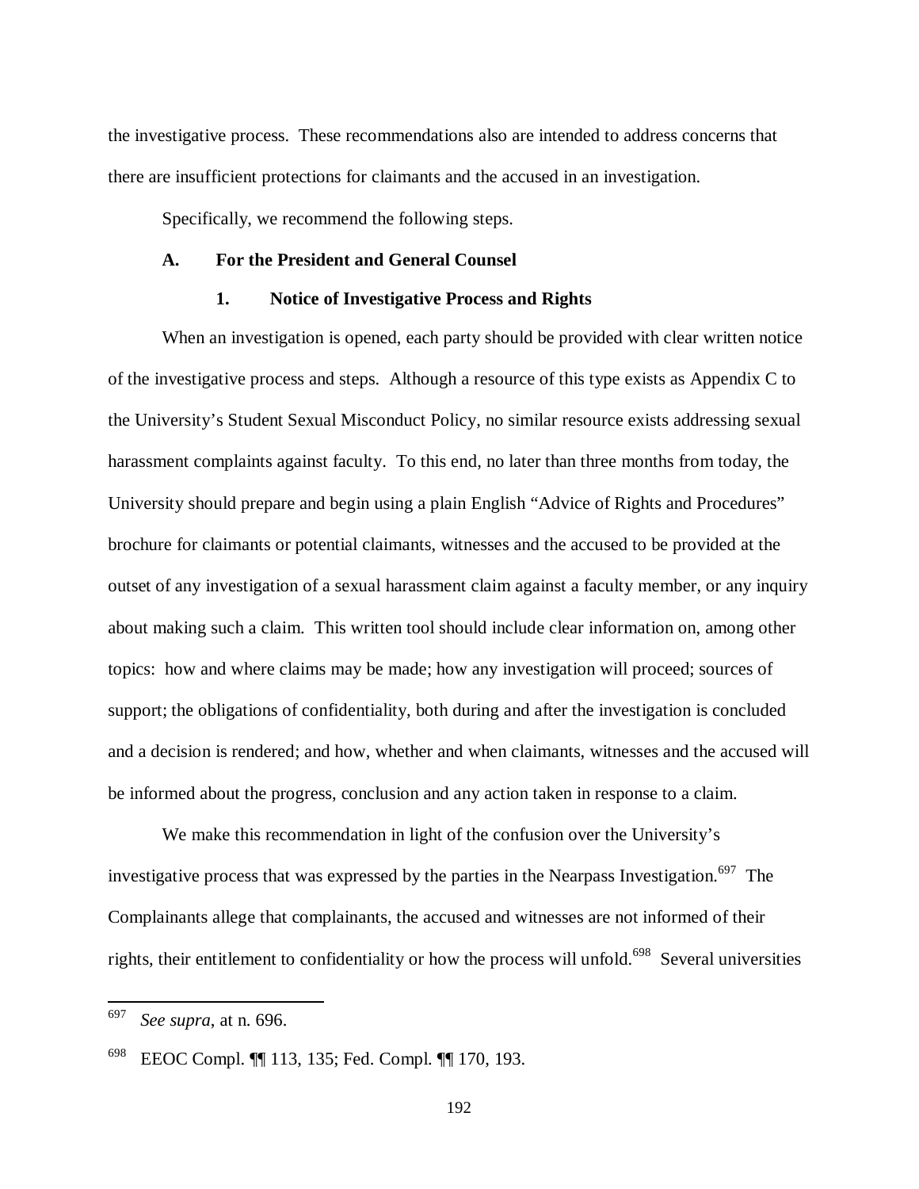the investigative process. These recommendations also are intended to address concerns that there are insufficient protections for claimants and the accused in an investigation.

Specifically, we recommend the following steps.

### A. For the President and General Counsel

#### 1. Notice of Investigative Process and Rights

When an investigation is opened, each party should be provided with clear written notice of the investigative process and steps. Although a resource of this type exists as Appendix C to the University's Student Sexual Misconduct Policy, no similar resource exists addressing sexual harassment complaints against faculty. To this end, no later than three months from today, the University should prepare and begin using a plain English "Advice of Rights and Procedures" brochure for claimants or potential claimants, witnesses and the accused to be provided at the outset of any investigation of a sexual harassment claim against a faculty member, or any inquiry about making such a claim. This written tool should include clear information on, among other topics: how and where claims may be made; how any investigation will proceed; sources of support; the obligations of confidentiality, both during and after the investigation is concluded and a decision is rendered; and how, whether and when claimants, witnesses and the accused will be informed about the progress, conclusion and any action taken in response to a claim.

We make this recommendation in light of the confusion over the University's investigative process that was expressed by the parties in the Nearpass Investigation.[697] The Complainants allege that complainants, the accused and witnesses are not informed of their rights, their entitlement to confidentiality or how the process will unfold.[698] Several universities

---

[697] *See supra*, at n. 696.

[698] EEOC Compl. ¶¶ 113, 135; Fed. Compl. ¶¶ 170, 193.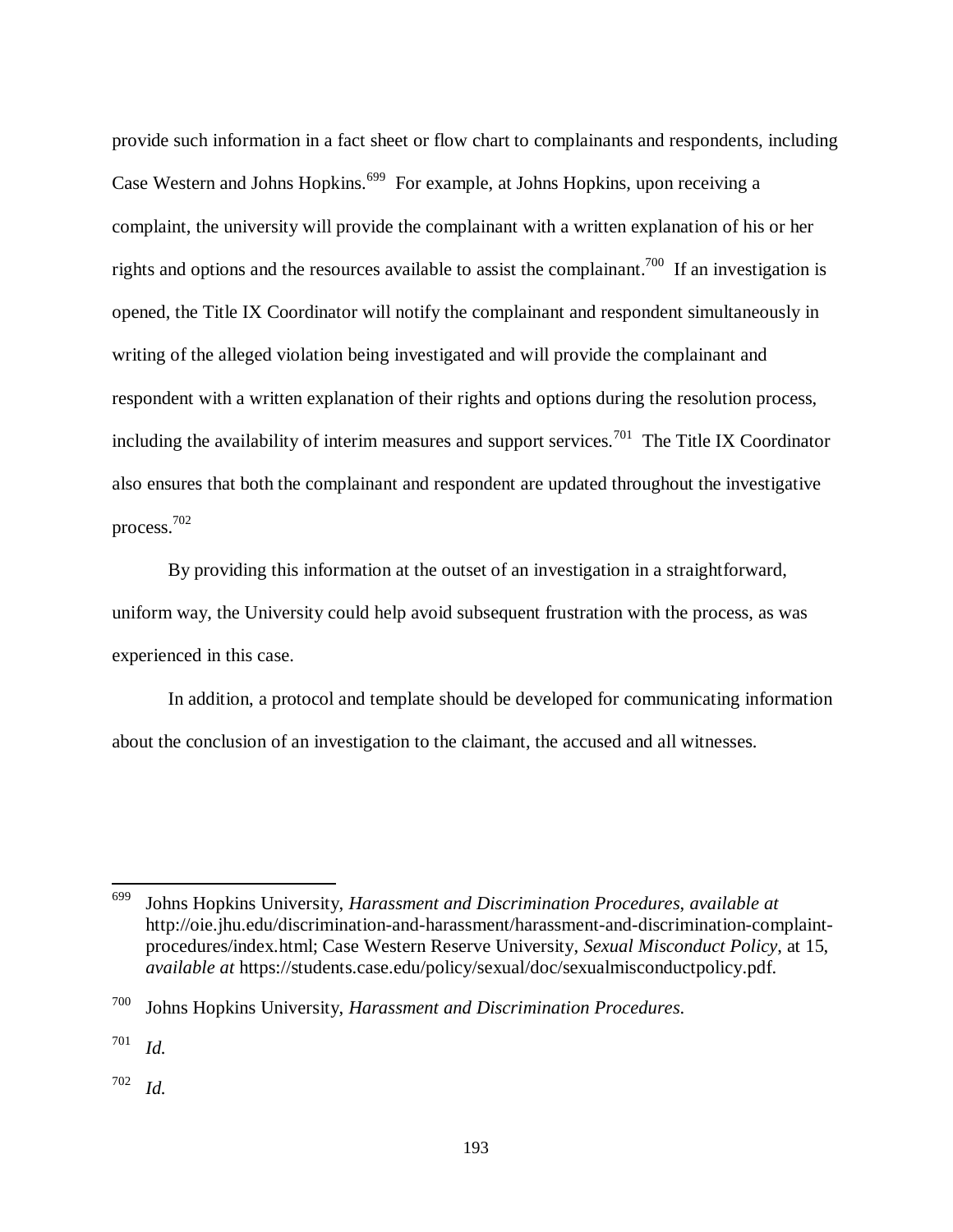provide such information in a fact sheet or flow chart to complainants and respondents, including Case Western and Johns Hopkins.[699] For example, at Johns Hopkins, upon receiving a complaint, the university will provide the complainant with a written explanation of his or her rights and options and the resources available to assist the complainant.[700] If an investigation is opened, the Title IX Coordinator will notify the complainant and respondent simultaneously in writing of the alleged violation being investigated and will provide the complainant and respondent with a written explanation of their rights and options during the resolution process, including the availability of interim measures and support services.[701] The Title IX Coordinator also ensures that both the complainant and respondent are updated throughout the investigative process.[702]

By providing this information at the outset of an investigation in a straightforward, uniform way, the University could help avoid subsequent frustration with the process, as was experienced in this case.

In addition, a protocol and template should be developed for communicating information about the conclusion of an investigation to the claimant, the accused and all witnesses.

---

[699] Johns Hopkins University, *Harassment and Discrimination Procedures, available at* http://oie.jhu.edu/discrimination-and-harassment/harassment-and-discrimination-complaint-procedures/index.html; Case Western Reserve University, *Sexual Misconduct Policy*, at 15, *available at* https://students.case.edu/policy/sexual/doc/sexualmisconductpolicy.pdf.

[700] Johns Hopkins University, *Harassment and Discrimination Procedures*.

[701] *Id.*

[702] *Id.*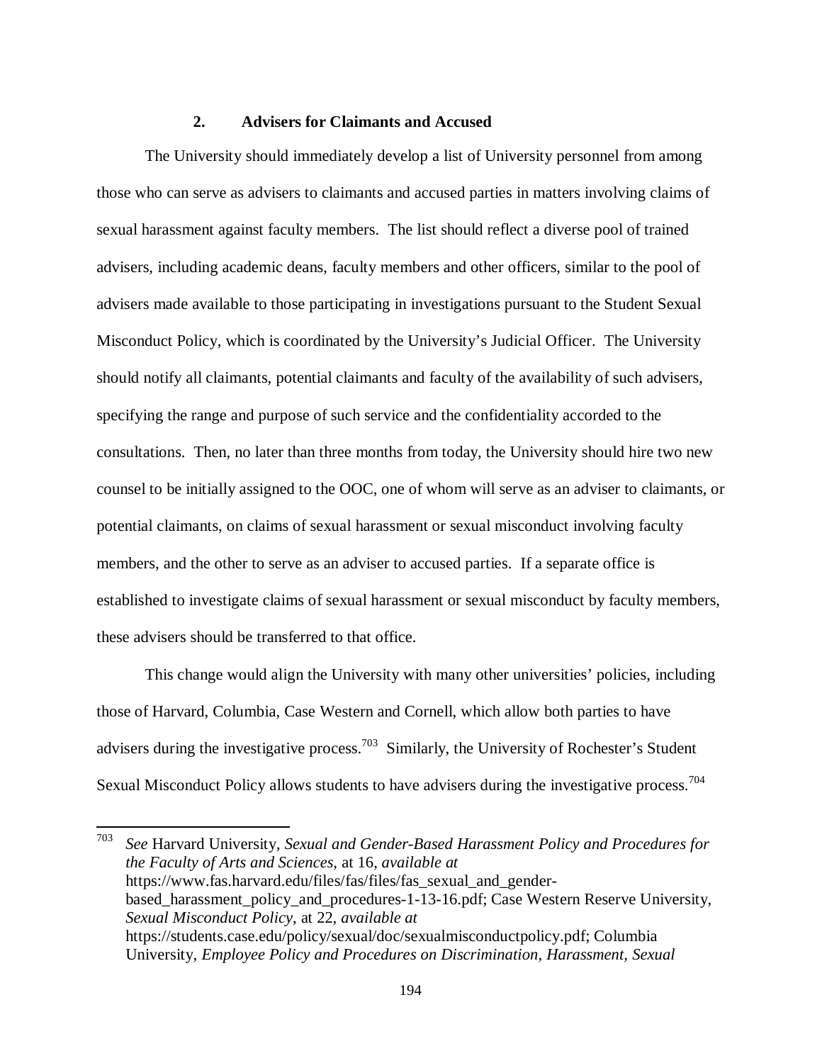### 2. Advisers for Claimants and Accused

The University should immediately develop a list of University personnel from among those who can serve as advisers to claimants and accused parties in matters involving claims of sexual harassment against faculty members. The list should reflect a diverse pool of trained advisers, including academic deans, faculty members and other officers, similar to the pool of advisers made available to those participating in investigations pursuant to the Student Sexual Misconduct Policy, which is coordinated by the University's Judicial Officer. The University should notify all claimants, potential claimants and faculty of the availability of such advisers, specifying the range and purpose of such service and the confidentiality accorded to the consultations. Then, no later than three months from today, the University should hire two new counsel to be initially assigned to the OOC, one of whom will serve as an adviser to claimants, or potential claimants, on claims of sexual harassment or sexual misconduct involving faculty members, and the other to serve as an adviser to accused parties. If a separate office is established to investigate claims of sexual harassment or sexual misconduct by faculty members, these advisers should be transferred to that office.

This change would align the University with many other universities' policies, including those of Harvard, Columbia, Case Western and Cornell, which allow both parties to have advisers during the investigative process.[703] Similarly, the University of Rochester's Student Sexual Misconduct Policy allows students to have advisers during the investigative process.[704]

---

[703] *See* Harvard University, *Sexual and Gender-Based Harassment Policy and Procedures for the Faculty of Arts and Sciences*, at 16, *available at* https://www.fas.harvard.edu/files/fas/files/fas_sexual_and_gender-based_harassment_policy_and_procedures-1-13-16.pdf; Case Western Reserve University, *Sexual Misconduct Policy*, at 22, *available at* https://students.case.edu/policy/sexual/doc/sexualmisconductpolicy.pdf; Columbia University, *Employee Policy and Procedures on Discrimination, Harassment, Sexual*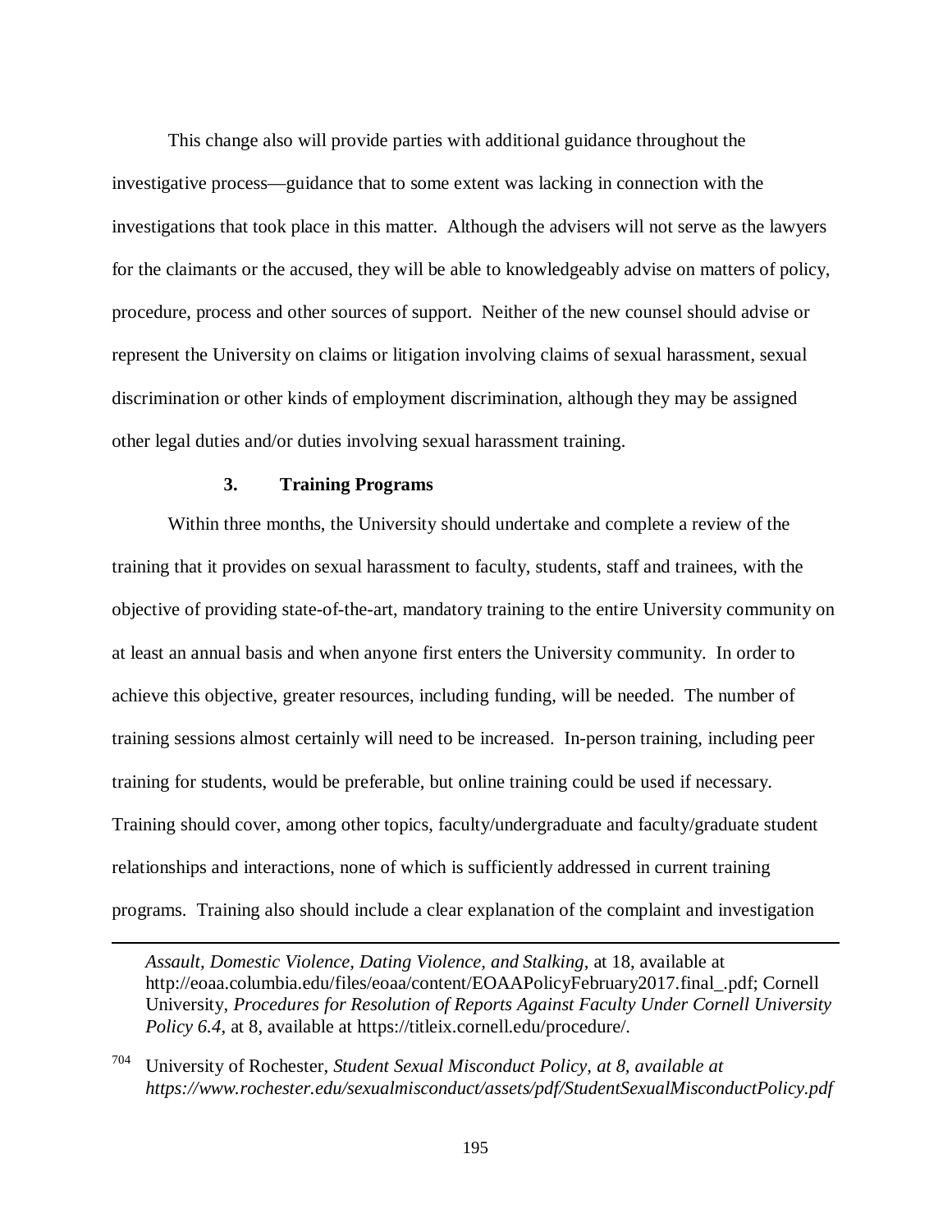This change also will provide parties with additional guidance throughout the investigative process—guidance that to some extent was lacking in connection with the investigations that took place in this matter. Although the advisers will not serve as the lawyers for the claimants or the accused, they will be able to knowledgeably advise on matters of policy, procedure, process and other sources of support. Neither of the new counsel should advise or represent the University on claims or litigation involving claims of sexual harassment, sexual discrimination or other kinds of employment discrimination, although they may be assigned other legal duties and/or duties involving sexual harassment training.

### 3. Training Programs

Within three months, the University should undertake and complete a review of the training that it provides on sexual harassment to faculty, students, staff and trainees, with the objective of providing state-of-the-art, mandatory training to the entire University community on at least an annual basis and when anyone first enters the University community. In order to achieve this objective, greater resources, including funding, will be needed. The number of training sessions almost certainly will need to be increased. In-person training, including peer training for students, would be preferable, but online training could be used if necessary. Training should cover, among other topics, faculty/undergraduate and faculty/graduate student relationships and interactions, none of which is sufficiently addressed in current training programs. Training also should include a clear explanation of the complaint and investigation

---

*Assault, Domestic Violence, Dating Violence, and Stalking*, at 18, available at http://eoaa.columbia.edu/files/eoaa/content/EOAAPolicyFebruary2017.final_.pdf; Cornell University, *Procedures for Resolution of Reports Against Faculty Under Cornell University Policy 6.4*, at 8, available at https://titleix.cornell.edu/procedure/.

[704] University of Rochester, *Student Sexual Misconduct Policy, at 8, available at https://www.rochester.edu/sexualmisconduct/assets/pdf/StudentSexualMisconductPolicy.pdf*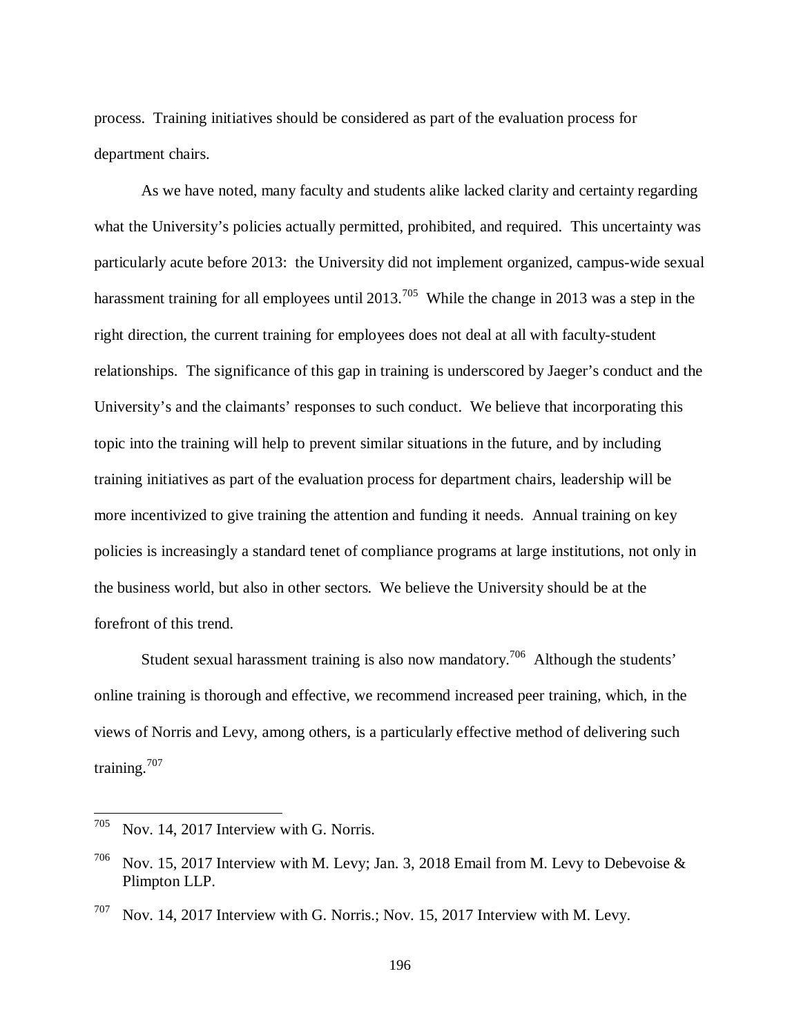process. Training initiatives should be considered as part of the evaluation process for department chairs.

As we have noted, many faculty and students alike lacked clarity and certainty regarding what the University's policies actually permitted, prohibited, and required. This uncertainty was particularly acute before 2013: the University did not implement organized, campus-wide sexual harassment training for all employees until 2013.[705] While the change in 2013 was a step in the right direction, the current training for employees does not deal at all with faculty-student relationships. The significance of this gap in training is underscored by Jaeger's conduct and the University's and the claimants' responses to such conduct. We believe that incorporating this topic into the training will help to prevent similar situations in the future, and by including training initiatives as part of the evaluation process for department chairs, leadership will be more incentivized to give training the attention and funding it needs. Annual training on key policies is increasingly a standard tenet of compliance programs at large institutions, not only in the business world, but also in other sectors. We believe the University should be at the forefront of this trend.

Student sexual harassment training is also now mandatory.[706] Although the students' online training is thorough and effective, we recommend increased peer training, which, in the views of Norris and Levy, among others, is a particularly effective method of delivering such training.[707]

---

[705] Nov. 14, 2017 Interview with G. Norris.

[706] Nov. 15, 2017 Interview with M. Levy; Jan. 3, 2018 Email from M. Levy to Debevoise & Plimpton LLP.

[707] Nov. 14, 2017 Interview with G. Norris.; Nov. 15, 2017 Interview with M. Levy.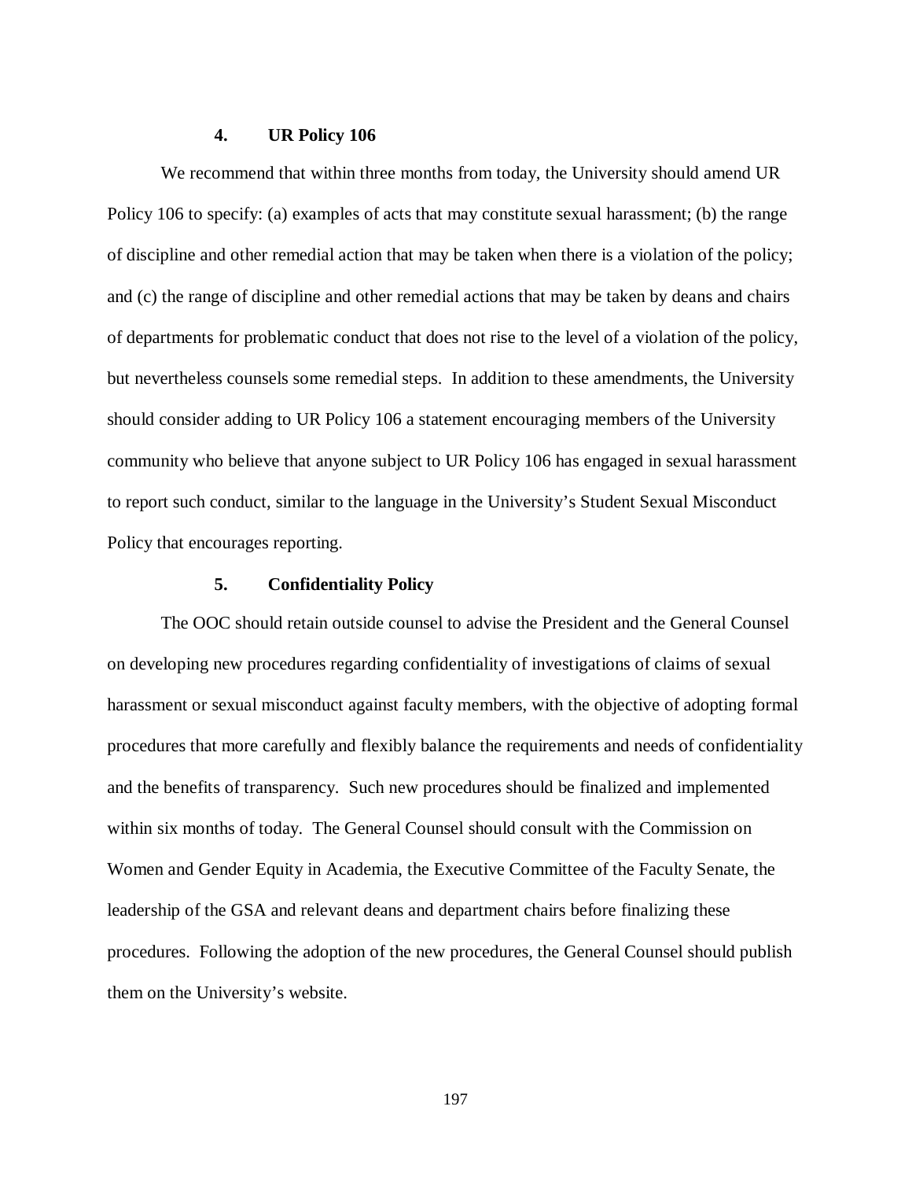#### 4. UR Policy 106

We recommend that within three months from today, the University should amend UR Policy 106 to specify: (a) examples of acts that may constitute sexual harassment; (b) the range of discipline and other remedial action that may be taken when there is a violation of the policy; and (c) the range of discipline and other remedial actions that may be taken by deans and chairs of departments for problematic conduct that does not rise to the level of a violation of the policy, but nevertheless counsels some remedial steps. In addition to these amendments, the University should consider adding to UR Policy 106 a statement encouraging members of the University community who believe that anyone subject to UR Policy 106 has engaged in sexual harassment to report such conduct, similar to the language in the University's Student Sexual Misconduct Policy that encourages reporting.

#### 5. Confidentiality Policy

The OOC should retain outside counsel to advise the President and the General Counsel on developing new procedures regarding confidentiality of investigations of claims of sexual harassment or sexual misconduct against faculty members, with the objective of adopting formal procedures that more carefully and flexibly balance the requirements and needs of confidentiality and the benefits of transparency. Such new procedures should be finalized and implemented within six months of today. The General Counsel should consult with the Commission on Women and Gender Equity in Academia, the Executive Committee of the Faculty Senate, the leadership of the GSA and relevant deans and department chairs before finalizing these procedures. Following the adoption of the new procedures, the General Counsel should publish them on the University's website.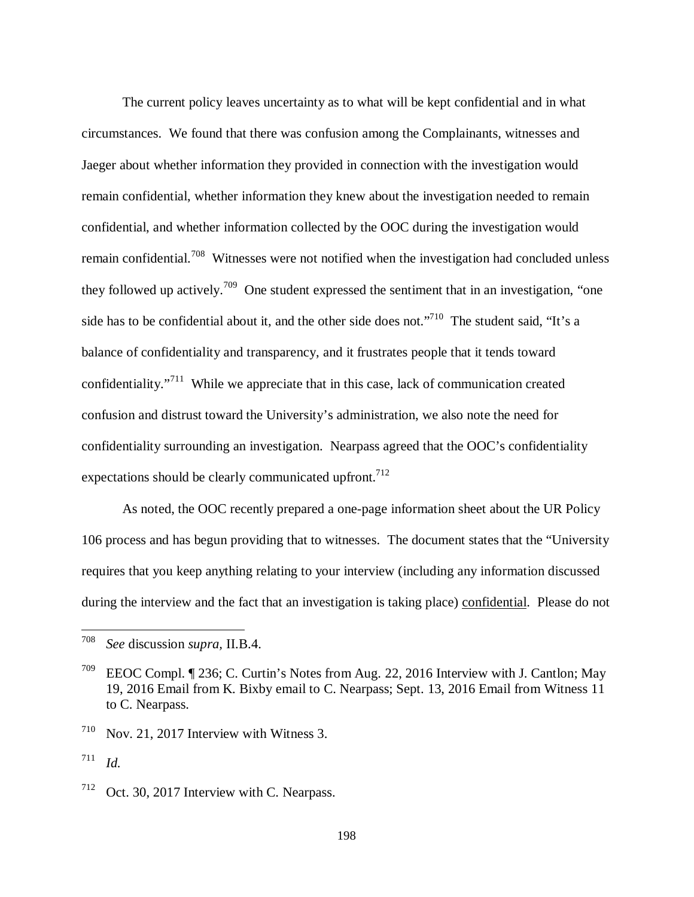The current policy leaves uncertainty as to what will be kept confidential and in what circumstances. We found that there was confusion among the Complainants, witnesses and Jaeger about whether information they provided in connection with the investigation would remain confidential, whether information they knew about the investigation needed to remain confidential, and whether information collected by the OOC during the investigation would remain confidential.[708] Witnesses were not notified when the investigation had concluded unless they followed up actively.[709] One student expressed the sentiment that in an investigation, "one side has to be confidential about it, and the other side does not."[710] The student said, "It's a balance of confidentiality and transparency, and it frustrates people that it tends toward confidentiality."[711] While we appreciate that in this case, lack of communication created confusion and distrust toward the University's administration, we also note the need for confidentiality surrounding an investigation. Nearpass agreed that the OOC's confidentiality expectations should be clearly communicated upfront.[712]

As noted, the OOC recently prepared a one-page information sheet about the UR Policy 106 process and has begun providing that to witnesses. The document states that the "University requires that you keep anything relating to your interview (including any information discussed during the interview and the fact that an investigation is taking place) <u>confidential</u>. Please do not

---

[708] *See* discussion *supra,* II.B.4.

[709] EEOC Compl. ¶ 236; C. Curtin's Notes from Aug. 22, 2016 Interview with J. Cantlon; May 19, 2016 Email from K. Bixby email to C. Nearpass; Sept. 13, 2016 Email from Witness 11 to C. Nearpass.

[710] Nov. 21, 2017 Interview with Witness 3.

[711] *Id.*

[712] Oct. 30, 2017 Interview with C. Nearpass.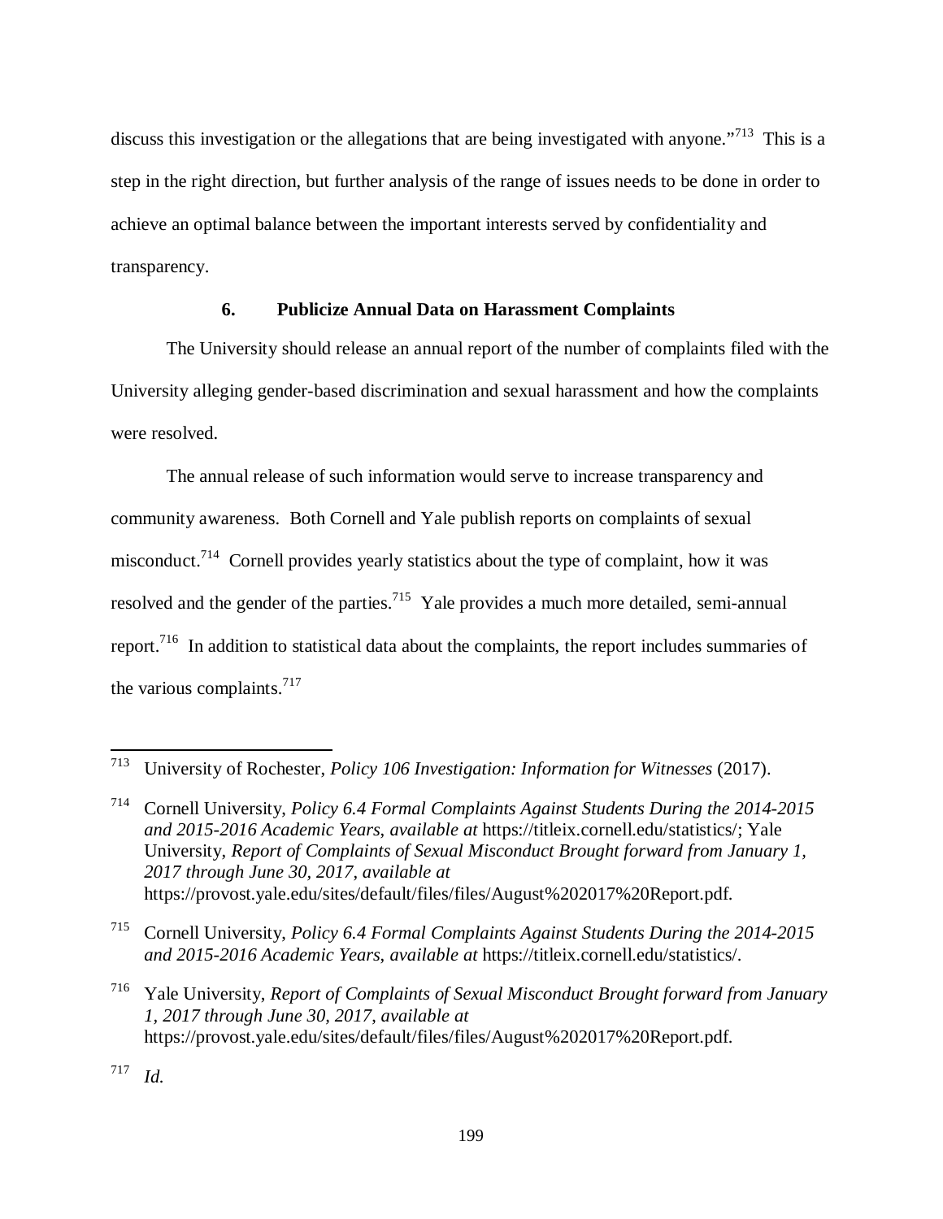discuss this investigation or the allegations that are being investigated with anyone."[713] This is a step in the right direction, but further analysis of the range of issues needs to be done in order to achieve an optimal balance between the important interests served by confidentiality and transparency.

### 6. Publicize Annual Data on Harassment Complaints

The University should release an annual report of the number of complaints filed with the University alleging gender-based discrimination and sexual harassment and how the complaints were resolved.

The annual release of such information would serve to increase transparency and community awareness. Both Cornell and Yale publish reports on complaints of sexual misconduct.[714] Cornell provides yearly statistics about the type of complaint, how it was resolved and the gender of the parties.[715] Yale provides a much more detailed, semi-annual report.[716] In addition to statistical data about the complaints, the report includes summaries of the various complaints.[717]

---

[713] University of Rochester, *Policy 106 Investigation: Information for Witnesses* (2017).

[714] Cornell University, *Policy 6.4 Formal Complaints Against Students During the 2014-2015 and 2015-2016 Academic Years*, *available at* https://titleix.cornell.edu/statistics/; Yale University, *Report of Complaints of Sexual Misconduct Brought forward from January 1, 2017 through June 30, 2017*, *available at* https://provost.yale.edu/sites/default/files/files/August%202017%20Report.pdf.

[715] Cornell University, *Policy 6.4 Formal Complaints Against Students During the 2014-2015 and 2015-2016 Academic Years*, *available at* https://titleix.cornell.edu/statistics/.

[716] Yale University, *Report of Complaints of Sexual Misconduct Brought forward from January 1, 2017 through June 30, 2017*, *available at* https://provost.yale.edu/sites/default/files/files/August%202017%20Report.pdf.

[717] *Id.*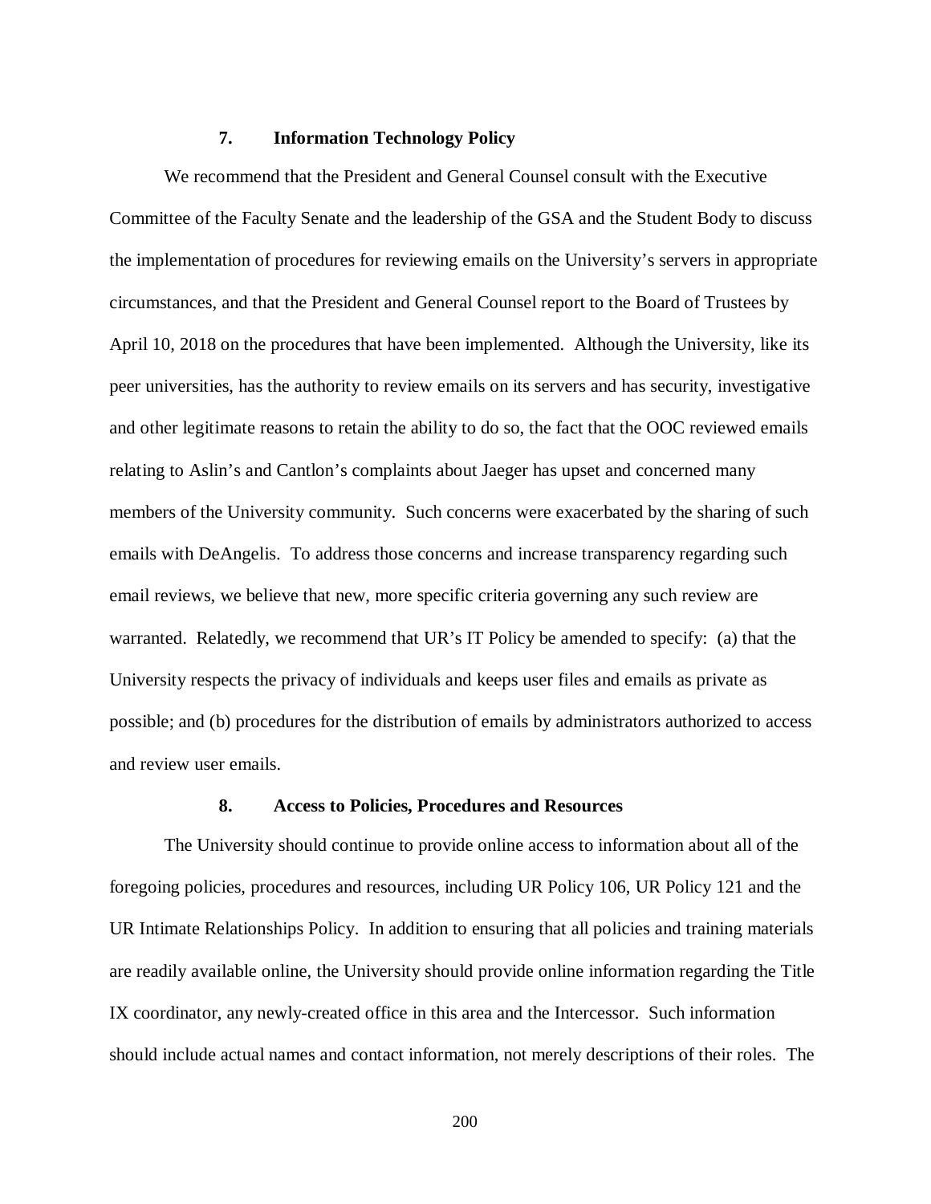#### 7. Information Technology Policy

We recommend that the President and General Counsel consult with the Executive Committee of the Faculty Senate and the leadership of the GSA and the Student Body to discuss the implementation of procedures for reviewing emails on the University's servers in appropriate circumstances, and that the President and General Counsel report to the Board of Trustees by April 10, 2018 on the procedures that have been implemented. Although the University, like its peer universities, has the authority to review emails on its servers and has security, investigative and other legitimate reasons to retain the ability to do so, the fact that the OOC reviewed emails relating to Aslin's and Cantlon's complaints about Jaeger has upset and concerned many members of the University community. Such concerns were exacerbated by the sharing of such emails with DeAngelis. To address those concerns and increase transparency regarding such email reviews, we believe that new, more specific criteria governing any such review are warranted. Relatedly, we recommend that UR's IT Policy be amended to specify: (a) that the University respects the privacy of individuals and keeps user files and emails as private as possible; and (b) procedures for the distribution of emails by administrators authorized to access and review user emails.

#### 8. Access to Policies, Procedures and Resources

The University should continue to provide online access to information about all of the foregoing policies, procedures and resources, including UR Policy 106, UR Policy 121 and the UR Intimate Relationships Policy. In addition to ensuring that all policies and training materials are readily available online, the University should provide online information regarding the Title IX coordinator, any newly-created office in this area and the Intercessor. Such information should include actual names and contact information, not merely descriptions of their roles. The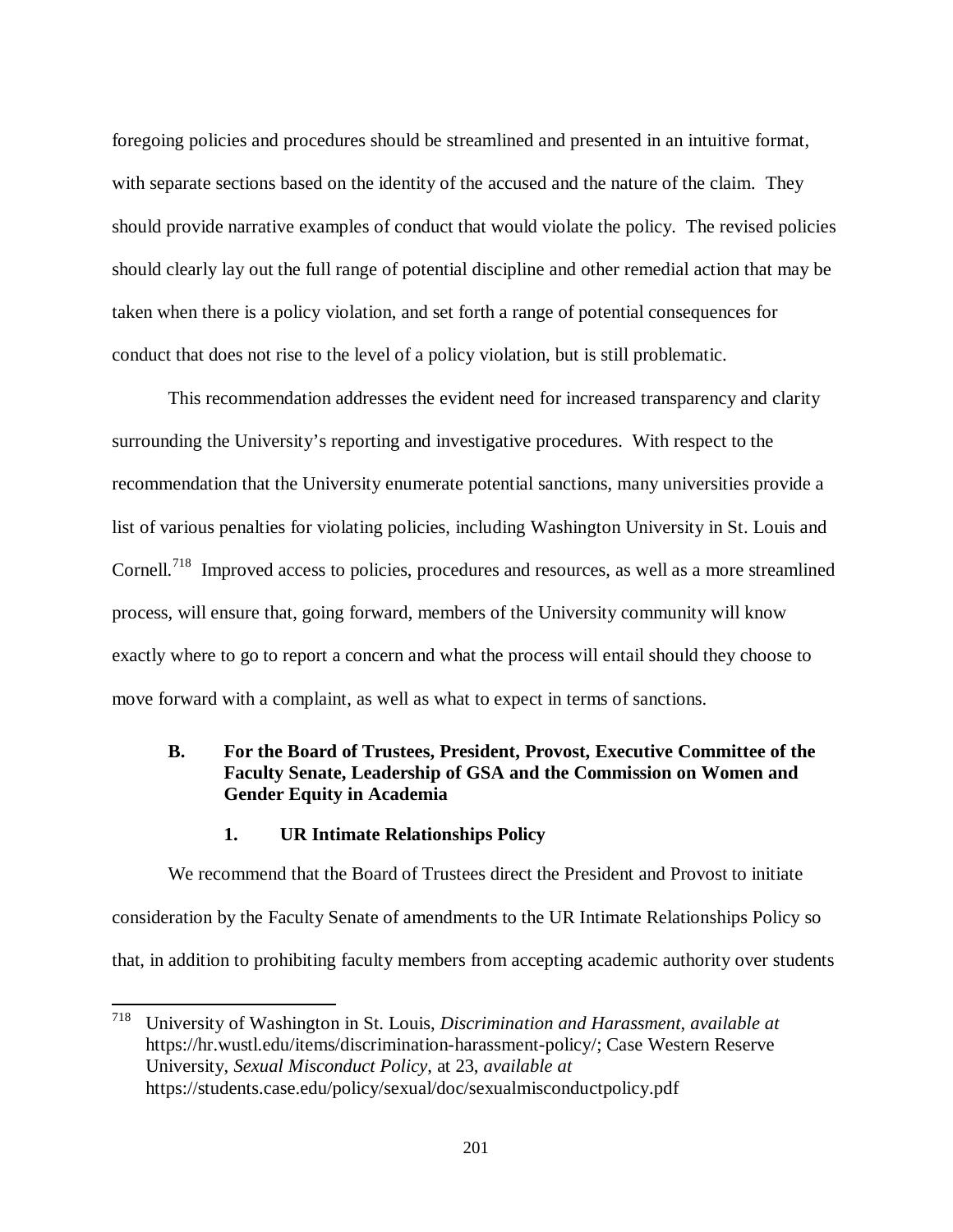foregoing policies and procedures should be streamlined and presented in an intuitive format, with separate sections based on the identity of the accused and the nature of the claim. They should provide narrative examples of conduct that would violate the policy. The revised policies should clearly lay out the full range of potential discipline and other remedial action that may be taken when there is a policy violation, and set forth a range of potential consequences for conduct that does not rise to the level of a policy violation, but is still problematic.

This recommendation addresses the evident need for increased transparency and clarity surrounding the University's reporting and investigative procedures. With respect to the recommendation that the University enumerate potential sanctions, many universities provide a list of various penalties for violating policies, including Washington University in St. Louis and Cornell.[718] Improved access to policies, procedures and resources, as well as a more streamlined process, will ensure that, going forward, members of the University community will know exactly where to go to report a concern and what the process will entail should they choose to move forward with a complaint, as well as what to expect in terms of sanctions.

### B. For the Board of Trustees, President, Provost, Executive Committee of the Faculty Senate, Leadership of GSA and the Commission on Women and Gender Equity in Academia

#### 1. UR Intimate Relationships Policy

We recommend that the Board of Trustees direct the President and Provost to initiate consideration by the Faculty Senate of amendments to the UR Intimate Relationships Policy so that, in addition to prohibiting faculty members from accepting academic authority over students

---

[718] University of Washington in St. Louis, *Discrimination and Harassment*, *available at* https://hr.wustl.edu/items/discrimination-harassment-policy/; Case Western Reserve University, *Sexual Misconduct Policy*, at 23, *available at* https://students.case.edu/policy/sexual/doc/sexualmisconductpolicy.pdf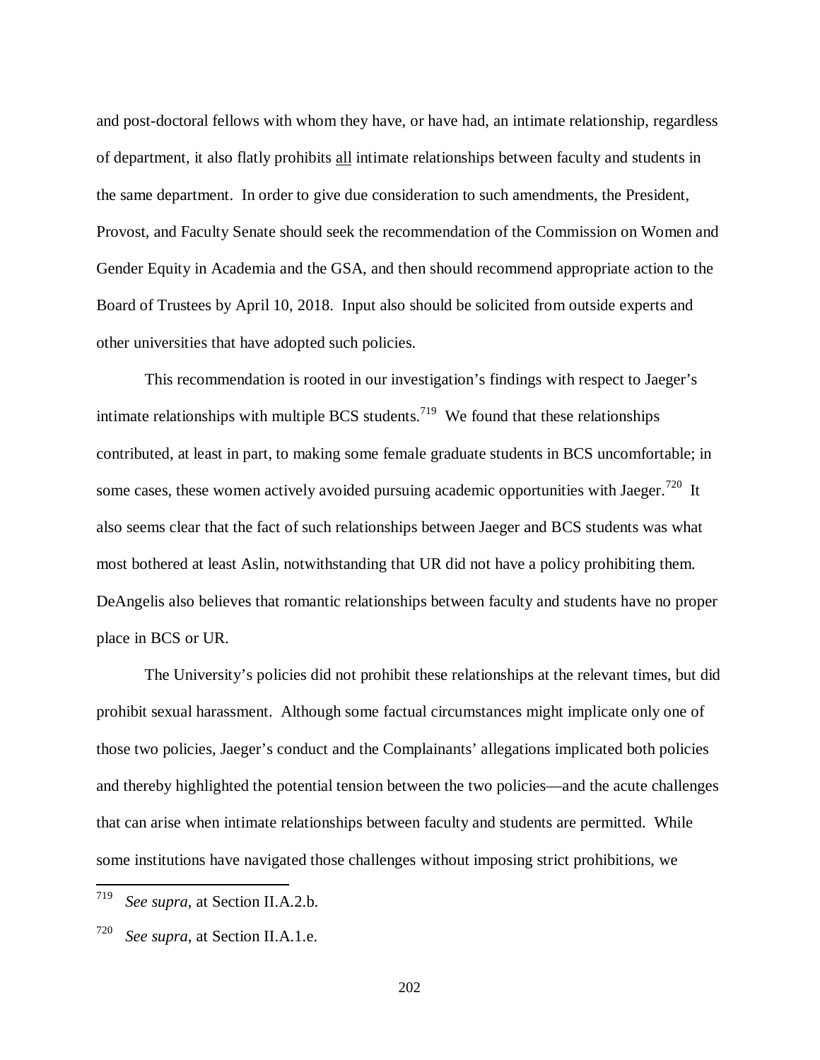and post-doctoral fellows with whom they have, or have had, an intimate relationship, regardless of department, it also flatly prohibits <u>all</u> intimate relationships between faculty and students in the same department. In order to give due consideration to such amendments, the President, Provost, and Faculty Senate should seek the recommendation of the Commission on Women and Gender Equity in Academia and the GSA, and then should recommend appropriate action to the Board of Trustees by April 10, 2018. Input also should be solicited from outside experts and other universities that have adopted such policies.

This recommendation is rooted in our investigation's findings with respect to Jaeger's intimate relationships with multiple BCS students.[719] We found that these relationships contributed, at least in part, to making some female graduate students in BCS uncomfortable; in some cases, these women actively avoided pursuing academic opportunities with Jaeger.[720] It also seems clear that the fact of such relationships between Jaeger and BCS students was what most bothered at least Aslin, notwithstanding that UR did not have a policy prohibiting them. DeAngelis also believes that romantic relationships between faculty and students have no proper place in BCS or UR.

The University's policies did not prohibit these relationships at the relevant times, but did prohibit sexual harassment. Although some factual circumstances might implicate only one of those two policies, Jaeger's conduct and the Complainants' allegations implicated both policies and thereby highlighted the potential tension between the two policies—and the acute challenges that can arise when intimate relationships between faculty and students are permitted. While some institutions have navigated those challenges without imposing strict prohibitions, we

---

[719] *See supra*, at Section II.A.2.b.

[720] *See supra*, at Section II.A.1.e.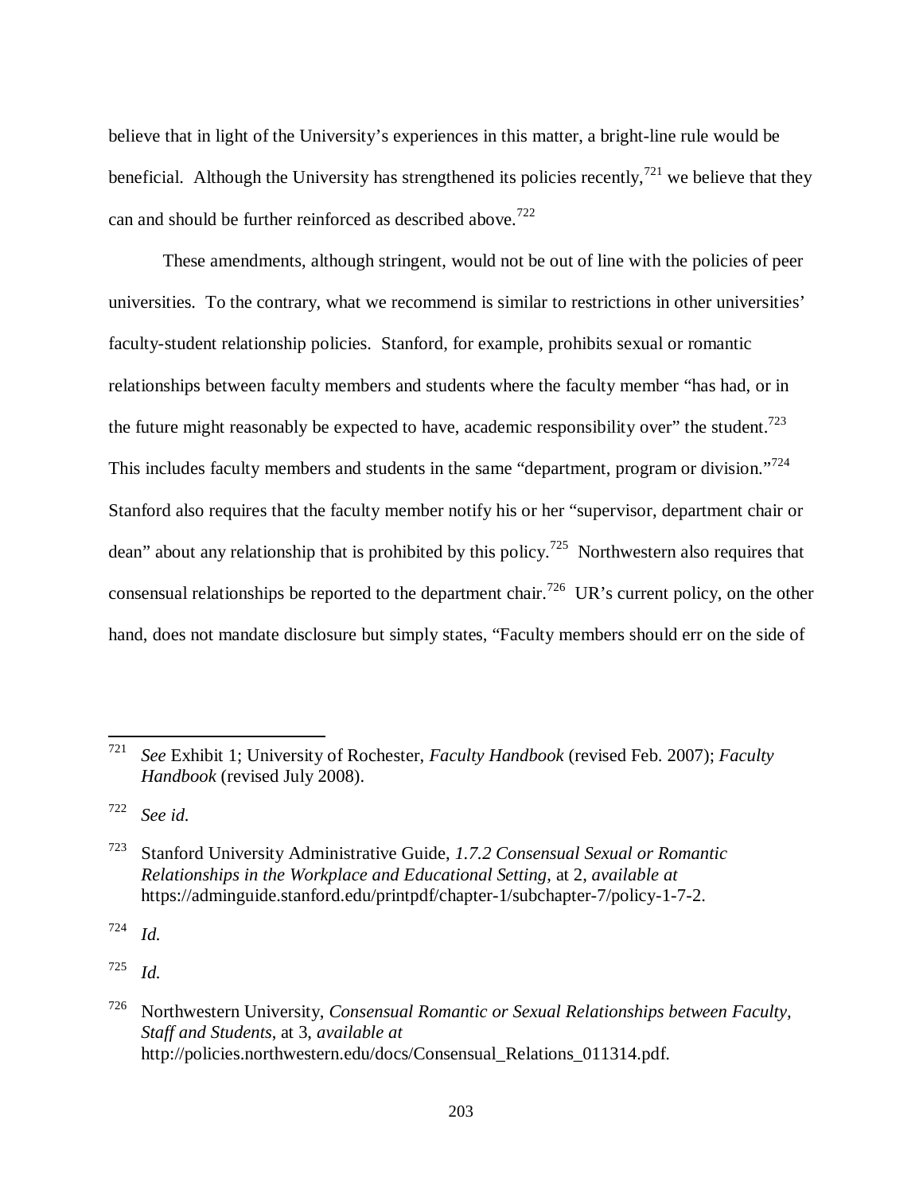believe that in light of the University's experiences in this matter, a bright-line rule would be beneficial. Although the University has strengthened its policies recently,[721] we believe that they can and should be further reinforced as described above.[722]

These amendments, although stringent, would not be out of line with the policies of peer universities. To the contrary, what we recommend is similar to restrictions in other universities' faculty-student relationship policies. Stanford, for example, prohibits sexual or romantic relationships between faculty members and students where the faculty member "has had, or in the future might reasonably be expected to have, academic responsibility over" the student.[723] This includes faculty members and students in the same "department, program or division."[724] Stanford also requires that the faculty member notify his or her "supervisor, department chair or dean" about any relationship that is prohibited by this policy.[725] Northwestern also requires that consensual relationships be reported to the department chair.[726] UR's current policy, on the other hand, does not mandate disclosure but simply states, "Faculty members should err on the side of

---

[721] *See* Exhibit 1; University of Rochester, *Faculty Handbook* (revised Feb. 2007); *Faculty Handbook* (revised July 2008).

[722] *See id.*

[723] Stanford University Administrative Guide, *1.7.2 Consensual Sexual or Romantic Relationships in the Workplace and Educational Setting*, at 2, *available at* https://adminguide.stanford.edu/printpdf/chapter-1/subchapter-7/policy-1-7-2.

[724] *Id.*

[725] *Id.*

[726] Northwestern University, *Consensual Romantic or Sexual Relationships between Faculty, Staff and Students*, at 3, *available at* http://policies.northwestern.edu/docs/Consensual_Relations_011314.pdf.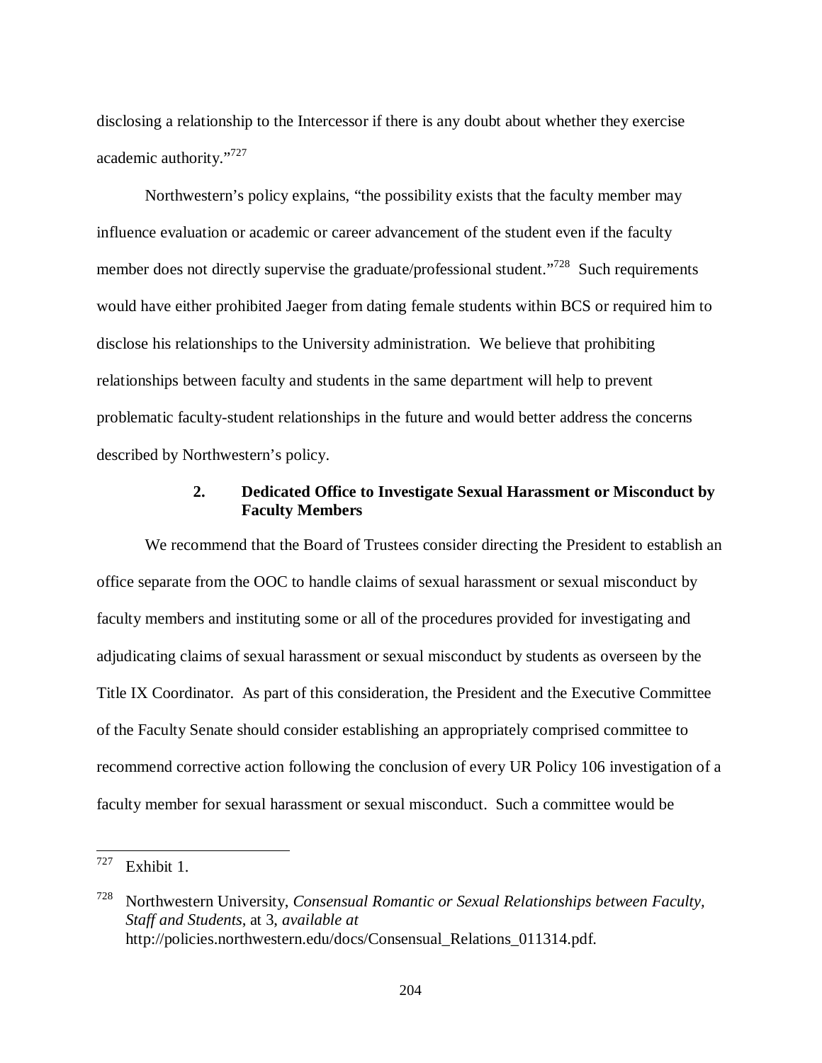disclosing a relationship to the Intercessor if there is any doubt about whether they exercise academic authority."[727]

Northwestern's policy explains, "the possibility exists that the faculty member may influence evaluation or academic or career advancement of the student even if the faculty member does not directly supervise the graduate/professional student."[728] Such requirements would have either prohibited Jaeger from dating female students within BCS or required him to disclose his relationships to the University administration. We believe that prohibiting relationships between faculty and students in the same department will help to prevent problematic faculty-student relationships in the future and would better address the concerns described by Northwestern's policy.

### 2. Dedicated Office to Investigate Sexual Harassment or Misconduct by Faculty Members

We recommend that the Board of Trustees consider directing the President to establish an office separate from the OOC to handle claims of sexual harassment or sexual misconduct by faculty members and instituting some or all of the procedures provided for investigating and adjudicating claims of sexual harassment or sexual misconduct by students as overseen by the Title IX Coordinator. As part of this consideration, the President and the Executive Committee of the Faculty Senate should consider establishing an appropriately comprised committee to recommend corrective action following the conclusion of every UR Policy 106 investigation of a faculty member for sexual harassment or sexual misconduct. Such a committee would be

---

[727] Exhibit 1.

[728] Northwestern University, *Consensual Romantic or Sexual Relationships between Faculty, Staff and Students*, at 3, *available at* http://policies.northwestern.edu/docs/Consensual_Relations_011314.pdf.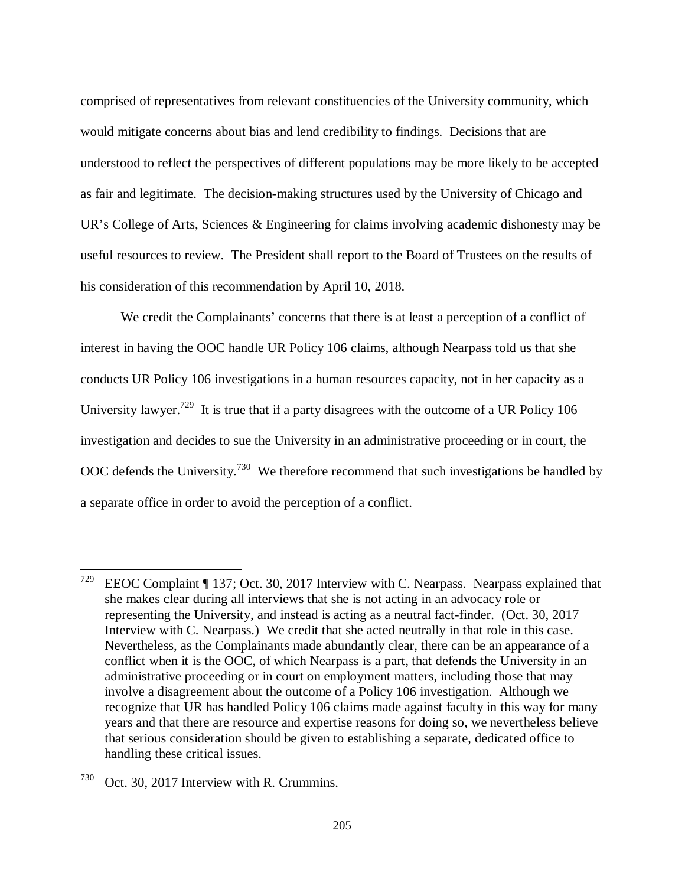comprised of representatives from relevant constituencies of the University community, which would mitigate concerns about bias and lend credibility to findings. Decisions that are understood to reflect the perspectives of different populations may be more likely to be accepted as fair and legitimate. The decision-making structures used by the University of Chicago and UR's College of Arts, Sciences & Engineering for claims involving academic dishonesty may be useful resources to review. The President shall report to the Board of Trustees on the results of his consideration of this recommendation by April 10, 2018.

We credit the Complainants' concerns that there is at least a perception of a conflict of interest in having the OOC handle UR Policy 106 claims, although Nearpass told us that she conducts UR Policy 106 investigations in a human resources capacity, not in her capacity as a University lawyer.[729] It is true that if a party disagrees with the outcome of a UR Policy 106 investigation and decides to sue the University in an administrative proceeding or in court, the OOC defends the University.[730] We therefore recommend that such investigations be handled by a separate office in order to avoid the perception of a conflict.

---

[729] EEOC Complaint ¶ 137; Oct. 30, 2017 Interview with C. Nearpass. Nearpass explained that she makes clear during all interviews that she is not acting in an advocacy role or representing the University, and instead is acting as a neutral fact-finder. (Oct. 30, 2017 Interview with C. Nearpass.) We credit that she acted neutrally in that role in this case. Nevertheless, as the Complainants made abundantly clear, there can be an appearance of a conflict when it is the OOC, of which Nearpass is a part, that defends the University in an administrative proceeding or in court on employment matters, including those that may involve a disagreement about the outcome of a Policy 106 investigation. Although we recognize that UR has handled Policy 106 claims made against faculty in this way for many years and that there are resource and expertise reasons for doing so, we nevertheless believe that serious consideration should be given to establishing a separate, dedicated office to handling these critical issues.

[730] Oct. 30, 2017 Interview with R. Crummins.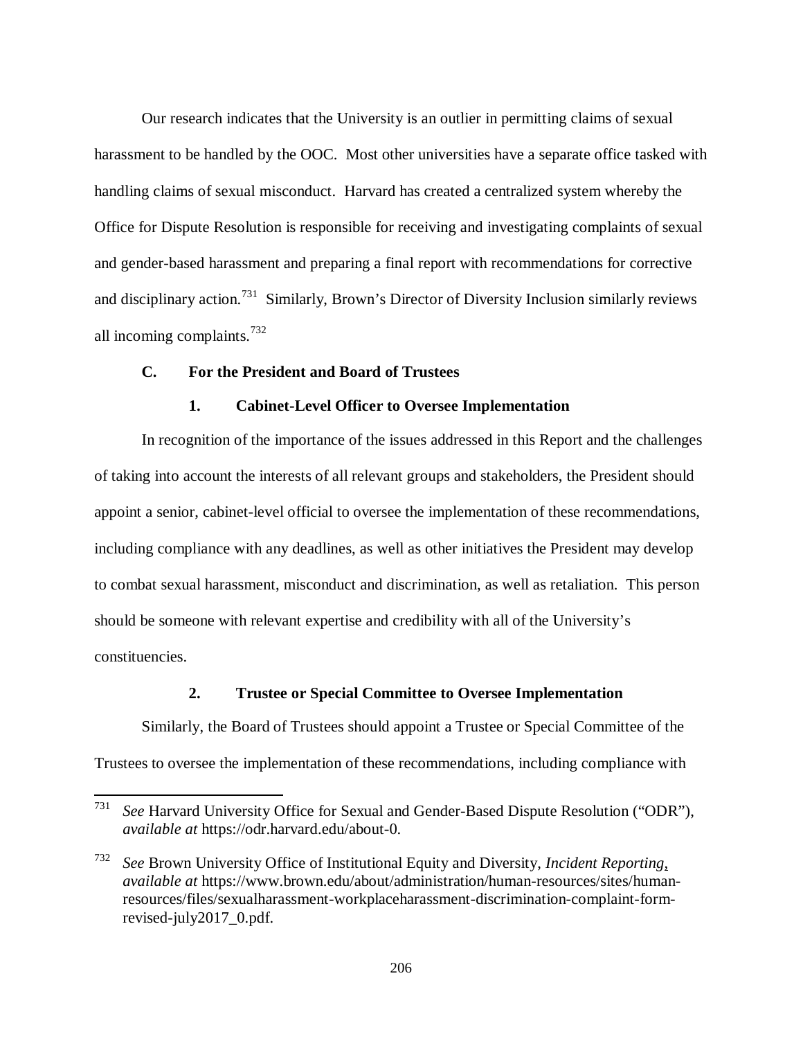Our research indicates that the University is an outlier in permitting claims of sexual harassment to be handled by the OOC. Most other universities have a separate office tasked with handling claims of sexual misconduct. Harvard has created a centralized system whereby the Office for Dispute Resolution is responsible for receiving and investigating complaints of sexual and gender-based harassment and preparing a final report with recommendations for corrective and disciplinary action.[731] Similarly, Brown's Director of Diversity Inclusion similarly reviews all incoming complaints.[732]

### C. For the President and Board of Trustees

#### 1. Cabinet-Level Officer to Oversee Implementation

In recognition of the importance of the issues addressed in this Report and the challenges of taking into account the interests of all relevant groups and stakeholders, the President should appoint a senior, cabinet-level official to oversee the implementation of these recommendations, including compliance with any deadlines, as well as other initiatives the President may develop to combat sexual harassment, misconduct and discrimination, as well as retaliation. This person should be someone with relevant expertise and credibility with all of the University's constituencies.

#### 2. Trustee or Special Committee to Oversee Implementation

Similarly, the Board of Trustees should appoint a Trustee or Special Committee of the Trustees to oversee the implementation of these recommendations, including compliance with

---

[731] *See* Harvard University Office for Sexual and Gender-Based Dispute Resolution ("ODR"), *available at* https://odr.harvard.edu/about-0.

[732] *See* Brown University Office of Institutional Equity and Diversity, *Incident Reporting*, *available at* https://www.brown.edu/about/administration/human-resources/sites/human-resources/files/sexualharassment-workplaceharassment-discrimination-complaint-form-revised-july2017_0.pdf.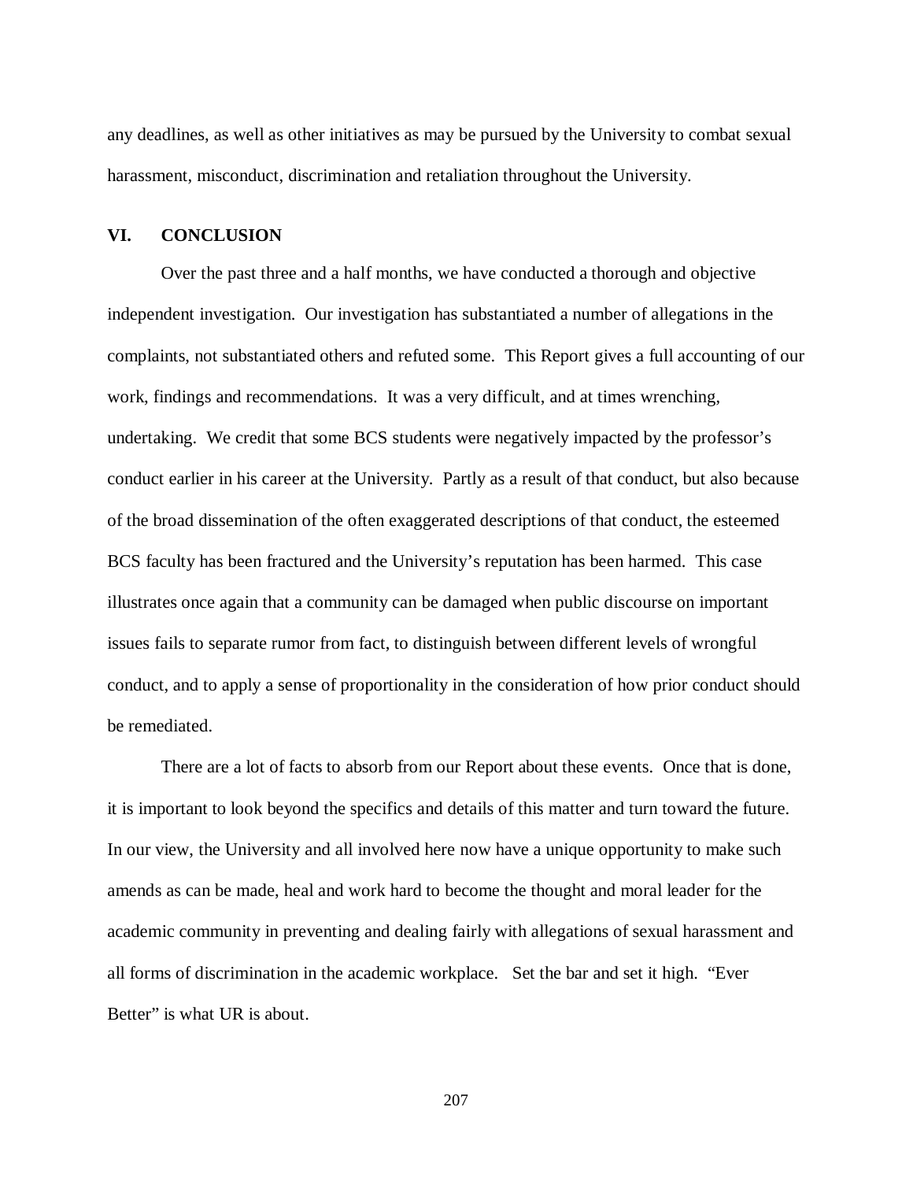any deadlines, as well as other initiatives as may be pursued by the University to combat sexual harassment, misconduct, discrimination and retaliation throughout the University.

## VI. CONCLUSION

Over the past three and a half months, we have conducted a thorough and objective independent investigation. Our investigation has substantiated a number of allegations in the complaints, not substantiated others and refuted some. This Report gives a full accounting of our work, findings and recommendations. It was a very difficult, and at times wrenching, undertaking. We credit that some BCS students were negatively impacted by the professor's conduct earlier in his career at the University. Partly as a result of that conduct, but also because of the broad dissemination of the often exaggerated descriptions of that conduct, the esteemed BCS faculty has been fractured and the University's reputation has been harmed. This case illustrates once again that a community can be damaged when public discourse on important issues fails to separate rumor from fact, to distinguish between different levels of wrongful conduct, and to apply a sense of proportionality in the consideration of how prior conduct should be remediated.

There are a lot of facts to absorb from our Report about these events. Once that is done, it is important to look beyond the specifics and details of this matter and turn toward the future. In our view, the University and all involved here now have a unique opportunity to make such amends as can be made, heal and work hard to become the thought and moral leader for the academic community in preventing and dealing fairly with allegations of sexual harassment and all forms of discrimination in the academic workplace. Set the bar and set it high. "Ever Better" is what UR is about.